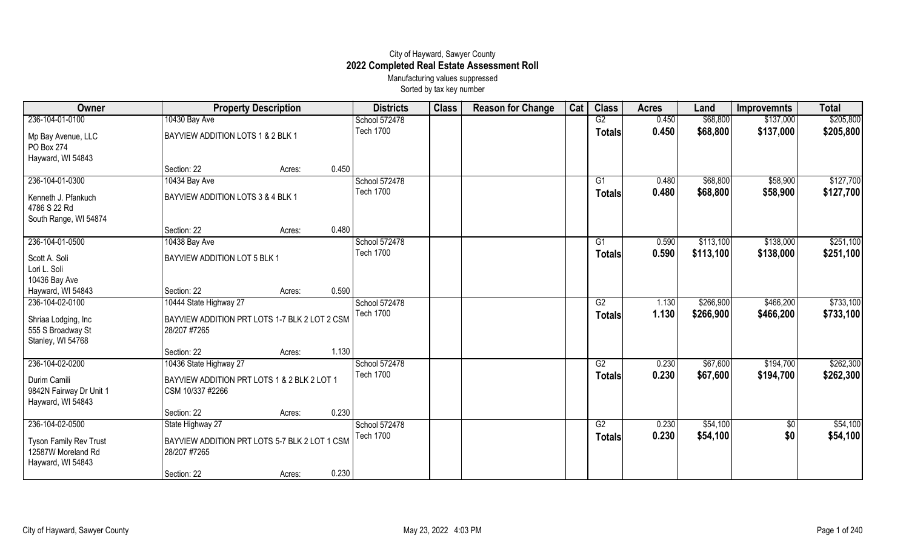# City of Hayward, Sawyer County
## 2022 Completed Real Estate Assessment Roll
Manufacturing values suppressed
Sorted by tax key number

| Owner | Property Description | | | Districts | Class | Reason for Change | Cat | Class | Acres | Land | Improvemnts | Total |
|---|---|---|---|---|---|---|---|---|---|---|---|---|
| 236-104-01-0100 | 10430 Bay Ave | | | School 572478 | | | | G2 | 0.450 | $68,800 | $137,000 | $205,800 |
| Mp Bay Avenue, LLC<br>PO Box 274<br>Hayward, WI 54843 | BAYVIEW ADDITION LOTS 1 & 2 BLK 1 | | | Tech 1700 | | | | **Totals** | **0.450** | **$68,800** | **$137,000** | **$205,800** |
| | Section: 22 | Acres: | 0.450 | | | | | | | | | |
| 236-104-01-0300 | 10434 Bay Ave | | | School 572478 | | | | G1 | 0.480 | $68,800 | $58,900 | $127,700 |
| Kenneth J. Pfankuch<br>4786 S 22 Rd<br>South Range, WI 54874 | BAYVIEW ADDITION LOTS 3 & 4 BLK 1 | | | Tech 1700 | | | | **Totals** | **0.480** | **$68,800** | **$58,900** | **$127,700** |
| | Section: 22 | Acres: | 0.480 | | | | | | | | | |
| 236-104-01-0500 | 10438 Bay Ave | | | School 572478 | | | | G1 | 0.590 | $113,100 | $138,000 | $251,100 |
| Scott A. Soli<br>Lori L. Soli<br>10436 Bay Ave<br>Hayward, WI 54843 | BAYVIEW ADDITION LOT 5 BLK 1 | | | Tech 1700 | | | | **Totals** | **0.590** | **$113,100** | **$138,000** | **$251,100** |
| | Section: 22 | Acres: | 0.590 | | | | | | | | | |
| 236-104-02-0100 | 10444 State Highway 27 | | | School 572478 | | | | G2 | 1.130 | $266,900 | $466,200 | $733,100 |
| Shriaa Lodging, Inc<br>555 S Broadway St<br>Stanley, WI 54768 | BAYVIEW ADDITION PRT LOTS 1-7 BLK 2 LOT 2 CSM 28/207 #7265 | | | Tech 1700 | | | | **Totals** | **1.130** | **$266,900** | **$466,200** | **$733,100** |
| | Section: 22 | Acres: | 1.130 | | | | | | | | | |
| 236-104-02-0200 | 10436 State Highway 27 | | | School 572478 | | | | G2 | 0.230 | $67,600 | $194,700 | $262,300 |
| Durim Camili<br>9842N Fairway Dr Unit 1<br>Hayward, WI 54843 | BAYVIEW ADDITION PRT LOTS 1 & 2 BLK 2 LOT 1 CSM 10/337 #2266 | | | Tech 1700 | | | | **Totals** | **0.230** | **$67,600** | **$194,700** | **$262,300** |
| | Section: 22 | Acres: | 0.230 | | | | | | | | | |
| 236-104-02-0500 | State Highway 27 | | | School 572478 | | | | G2 | 0.230 | $54,100 | $0 | $54,100 |
| Tyson Family Rev Trust<br>12587W Moreland Rd<br>Hayward, WI 54843 | BAYVIEW ADDITION PRT LOTS 5-7 BLK 2 LOT 1 CSM 28/207 #7265 | | | Tech 1700 | | | | **Totals** | **0.230** | **$54,100** | **$0** | **$54,100** |
| | Section: 22 | Acres: | 0.230 | | | | | | | | | |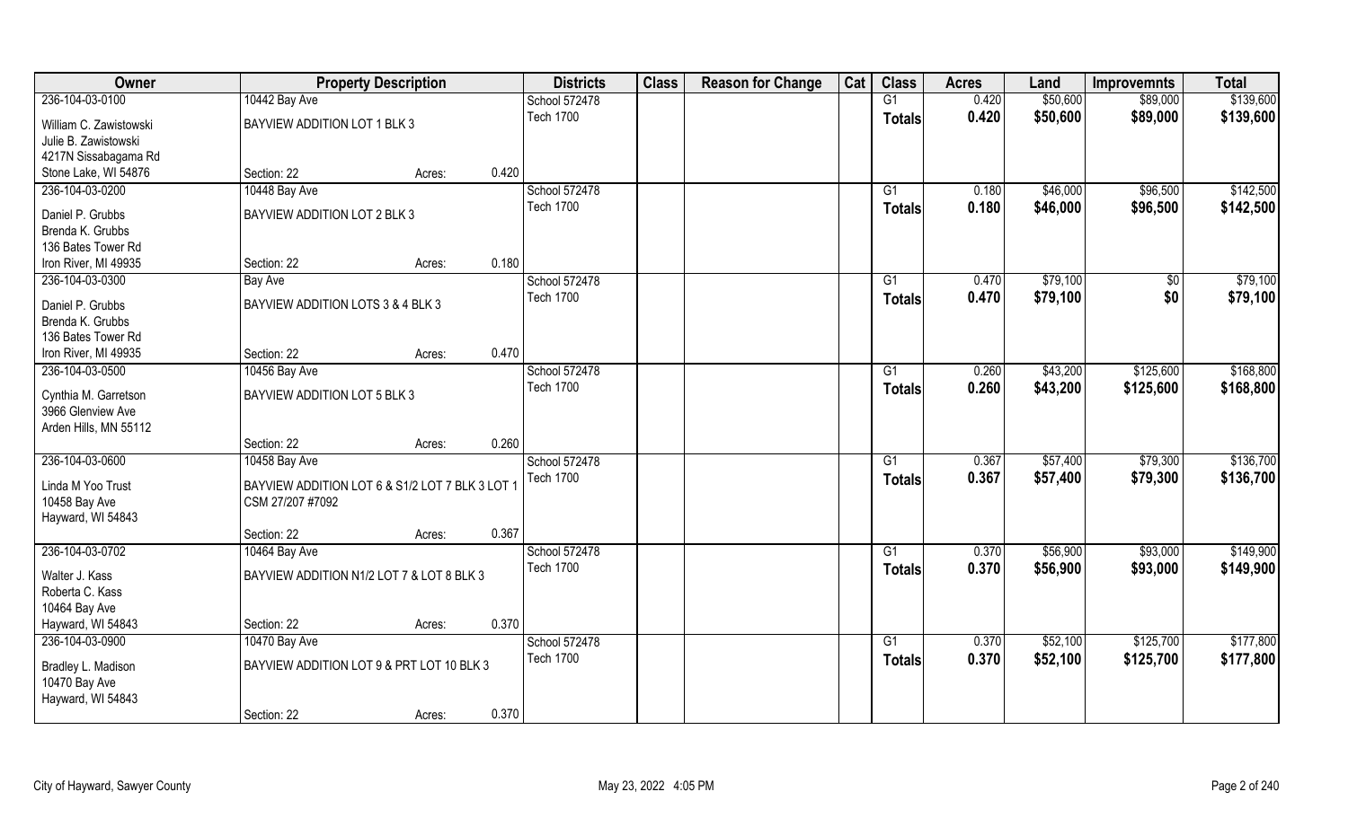| Owner | Property Description | | | Districts | Class | Reason for Change | Cat | Class | Acres | Land | Improvemnts | Total |
|---|---|---|---|---|---|---|---|---|---|---|---|---|
| 236-104-03-0100 | 10442 Bay Ave | | | School 572478 | | | | G1 | 0.420 | $50,600 | $89,000 | $139,600 |
| William C. Zawistowski<br>Julie B. Zawistowski<br>4217N Sissabagama Rd<br>Stone Lake, WI 54876 | BAYVIEW ADDITION LOT 1 BLK 3 | | | Tech 1700 | | | | Totals | 0.420 | $50,600 | $89,000 | $139,600 |
| | Section: 22 | Acres: | 0.420 | | | | | | | | | |
| 236-104-03-0200 | 10448 Bay Ave | | | School 572478 | | | | G1 | 0.180 | $46,000 | $96,500 | $142,500 |
| Daniel P. Grubbs<br>Brenda K. Grubbs<br>136 Bates Tower Rd<br>Iron River, MI 49935 | BAYVIEW ADDITION LOT 2 BLK 3 | | | Tech 1700 | | | | Totals | 0.180 | $46,000 | $96,500 | $142,500 |
| | Section: 22 | Acres: | 0.180 | | | | | | | | | |
| 236-104-03-0300 | Bay Ave | | | School 572478 | | | | G1 | 0.470 | $79,100 | $0 | $79,100 |
| Daniel P. Grubbs<br>Brenda K. Grubbs<br>136 Bates Tower Rd<br>Iron River, MI 49935 | BAYVIEW ADDITION LOTS 3 & 4 BLK 3 | | | Tech 1700 | | | | Totals | 0.470 | $79,100 | $0 | $79,100 |
| | Section: 22 | Acres: | 0.470 | | | | | | | | | |
| 236-104-03-0500 | 10456 Bay Ave | | | School 572478 | | | | G1 | 0.260 | $43,200 | $125,600 | $168,800 |
| Cynthia M. Garretson<br>3966 Glenview Ave<br>Arden Hills, MN 55112 | BAYVIEW ADDITION LOT 5 BLK 3 | | | Tech 1700 | | | | Totals | 0.260 | $43,200 | $125,600 | $168,800 |
| | Section: 22 | Acres: | 0.260 | | | | | | | | | |
| 236-104-03-0600 | 10458 Bay Ave | | | School 572478 | | | | G1 | 0.367 | $57,400 | $79,300 | $136,700 |
| Linda M Yoo Trust<br>10458 Bay Ave<br>Hayward, WI 54843 | BAYVIEW ADDITION LOT 6 & S1/2 LOT 7 BLK 3 LOT 1 CSM 27/207 #7092 | | | Tech 1700 | | | | Totals | 0.367 | $57,400 | $79,300 | $136,700 |
| | Section: 22 | Acres: | 0.367 | | | | | | | | | |
| 236-104-03-0702 | 10464 Bay Ave | | | School 572478 | | | | G1 | 0.370 | $56,900 | $93,000 | $149,900 |
| Walter J. Kass<br>Roberta C. Kass<br>10464 Bay Ave<br>Hayward, WI 54843 | BAYVIEW ADDITION N1/2 LOT 7 & LOT 8 BLK 3 | | | Tech 1700 | | | | Totals | 0.370 | $56,900 | $93,000 | $149,900 |
| | Section: 22 | Acres: | 0.370 | | | | | | | | | |
| 236-104-03-0900 | 10470 Bay Ave | | | School 572478 | | | | G1 | 0.370 | $52,100 | $125,700 | $177,800 |
| Bradley L. Madison<br>10470 Bay Ave<br>Hayward, WI 54843 | BAYVIEW ADDITION LOT 9 & PRT LOT 10 BLK 3 | | | Tech 1700 | | | | Totals | 0.370 | $52,100 | $125,700 | $177,800 |
| | Section: 22 | Acres: | 0.370 | | | | | | | | | |

City of Hayward, Sawyer County May 23, 2022 4:05 PM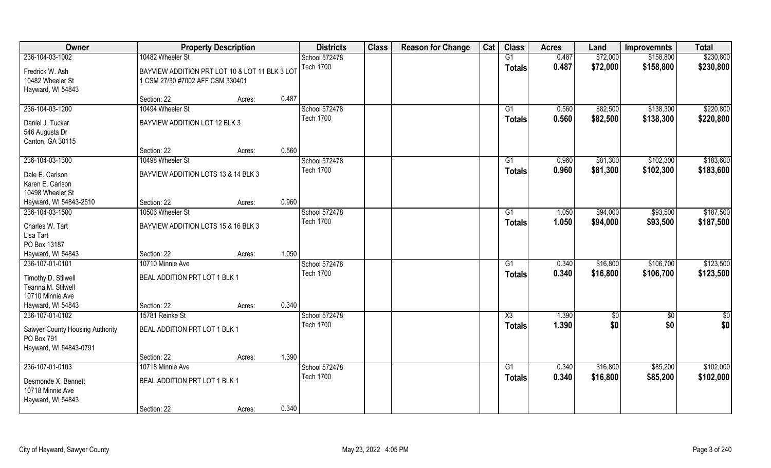| Owner | Property Description | | | Districts | Class | Reason for Change | Cat | Class | Acres | Land | Improvemnts | Total |
|---|---|---|---|---|---|---|---|---|---|---|---|---|
| 236-104-03-1002 | 10482 Wheeler St | | | School 572478 | | | | G1 | 0.487 | $72,000 | $158,800 | $230,800 |
| Fredrick W. Ash<br>10482 Wheeler St<br>Hayward, WI 54843 | BAYVIEW ADDITION PRT LOT 10 & LOT 11 BLK 3 LOT 1 CSM 27/30 #7002 AFF CSM 330401 | | | Tech 1700 | | | | **Totals** | **0.487** | **$72,000** | **$158,800** | **$230,800** |
| | Section: 22 | Acres: | 0.487 | | | | | | | | | |
| 236-104-03-1200 | 10494 Wheeler St | | | School 572478 | | | | G1 | 0.560 | $82,500 | $138,300 | $220,800 |
| Daniel J. Tucker<br>546 Augusta Dr<br>Canton, GA 30115 | BAYVIEW ADDITION LOT 12 BLK 3 | | | Tech 1700 | | | | **Totals** | **0.560** | **$82,500** | **$138,300** | **$220,800** |
| | Section: 22 | Acres: | 0.560 | | | | | | | | | |
| 236-104-03-1300 | 10498 Wheeler St | | | School 572478 | | | | G1 | 0.960 | $81,300 | $102,300 | $183,600 |
| Dale E. Carlson<br>Karen E. Carlson<br>10498 Wheeler St<br>Hayward, WI 54843-2510 | BAYVIEW ADDITION LOTS 13 & 14 BLK 3 | | | Tech 1700 | | | | **Totals** | **0.960** | **$81,300** | **$102,300** | **$183,600** |
| | Section: 22 | Acres: | 0.960 | | | | | | | | | |
| 236-104-03-1500 | 10506 Wheeler St | | | School 572478 | | | | G1 | 1.050 | $94,000 | $93,500 | $187,500 |
| Charles W. Tart<br>Lisa Tart<br>PO Box 13187<br>Hayward, WI 54843 | BAYVIEW ADDITION LOTS 15 & 16 BLK 3 | | | Tech 1700 | | | | **Totals** | **1.050** | **$94,000** | **$93,500** | **$187,500** |
| | Section: 22 | Acres: | 1.050 | | | | | | | | | |
| 236-107-01-0101 | 10710 Minnie Ave | | | School 572478 | | | | G1 | 0.340 | $16,800 | $106,700 | $123,500 |
| Timothy D. Stilwell<br>Teanna M. Stilwell<br>10710 Minnie Ave<br>Hayward, WI 54843 | BEAL ADDITION PRT LOT 1 BLK 1 | | | Tech 1700 | | | | **Totals** | **0.340** | **$16,800** | **$106,700** | **$123,500** |
| | Section: 22 | Acres: | 0.340 | | | | | | | | | |
| 236-107-01-0102 | 15781 Reinke St | | | School 572478 | | | | X3 | 1.390 | $0 | $0 | $0 |
| Sawyer County Housing Authority<br>PO Box 791<br>Hayward, WI 54843-0791 | BEAL ADDITION PRT LOT 1 BLK 1 | | | Tech 1700 | | | | **Totals** | **1.390** | **$0** | **$0** | **$0** |
| | Section: 22 | Acres: | 1.390 | | | | | | | | | |
| 236-107-01-0103 | 10718 Minnie Ave | | | School 572478 | | | | G1 | 0.340 | $16,800 | $85,200 | $102,000 |
| Desmonde X. Bennett<br>10718 Minnie Ave<br>Hayward, WI 54843 | BEAL ADDITION PRT LOT 1 BLK 1 | | | Tech 1700 | | | | **Totals** | **0.340** | **$16,800** | **$85,200** | **$102,000** |
| | Section: 22 | Acres: | 0.340 | | | | | | | | | |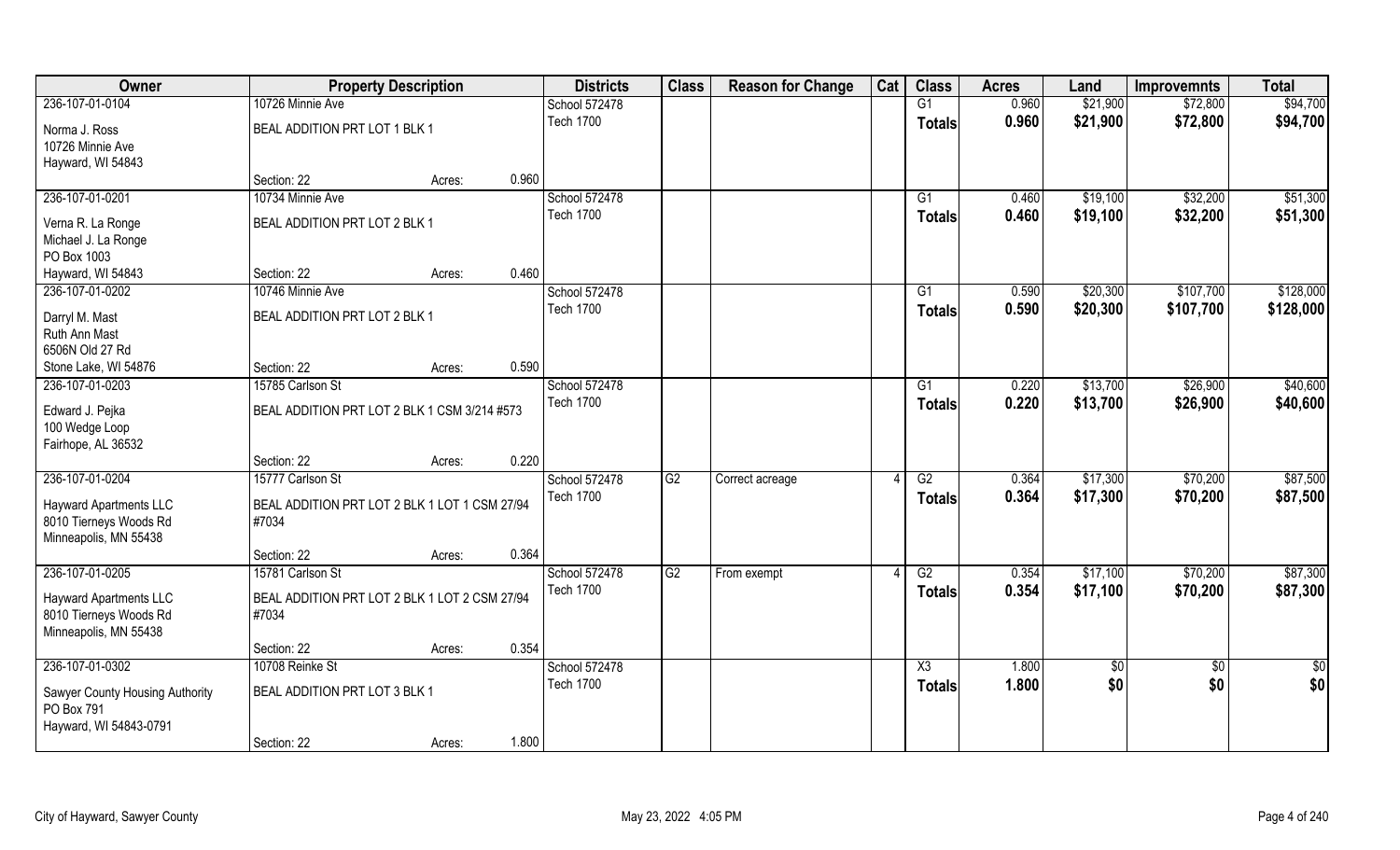| Owner | Property Description | | | Districts | Class | Reason for Change | Cat | Class | Acres | Land | Improvemnts | Total |
|---|---|---|---|---|---|---|---|---|---|---|---|---|
| 236-107-01-0104 | 10726 Minnie Ave | | | School 572478 | | | | G1 | 0.960 | $21,900 | $72,800 | $94,700 |
| Norma J. Ross<br>10726 Minnie Ave<br>Hayward, WI 54843 | BEAL ADDITION PRT LOT 1 BLK 1 | | | Tech 1700 | | | | Totals | 0.960 | $21,900 | $72,800 | $94,700 |
| | Section: 22 | Acres: | 0.960 | | | | | | | | | |
| 236-107-01-0201 | 10734 Minnie Ave | | | School 572478 | | | | G1 | 0.460 | $19,100 | $32,200 | $51,300 |
| Verna R. La Ronge<br>Michael J. La Ronge<br>PO Box 1003<br>Hayward, WI 54843 | BEAL ADDITION PRT LOT 2 BLK 1 | | | Tech 1700 | | | | Totals | 0.460 | $19,100 | $32,200 | $51,300 |
| | Section: 22 | Acres: | 0.460 | | | | | | | | | |
| 236-107-01-0202 | 10746 Minnie Ave | | | School 572478 | | | | G1 | 0.590 | $20,300 | $107,700 | $128,000 |
| Darryl M. Mast<br>Ruth Ann Mast<br>6506N Old 27 Rd<br>Stone Lake, WI 54876 | BEAL ADDITION PRT LOT 2 BLK 1 | | | Tech 1700 | | | | Totals | 0.590 | $20,300 | $107,700 | $128,000 |
| | Section: 22 | Acres: | 0.590 | | | | | | | | | |
| 236-107-01-0203 | 15785 Carlson St | | | School 572478 | | | | G1 | 0.220 | $13,700 | $26,900 | $40,600 |
| Edward J. Pejka<br>100 Wedge Loop<br>Fairhope, AL 36532 | BEAL ADDITION PRT LOT 2 BLK 1 CSM 3/214 #573 | | | Tech 1700 | | | | Totals | 0.220 | $13,700 | $26,900 | $40,600 |
| | Section: 22 | Acres: | 0.220 | | | | | | | | | |
| 236-107-01-0204 | 15777 Carlson St | | | School 572478 | G2 | Correct acreage | 4 | G2 | 0.364 | $17,300 | $70,200 | $87,500 |
| Hayward Apartments LLC<br>8010 Tierneys Woods Rd<br>Minneapolis, MN 55438 | BEAL ADDITION PRT LOT 2 BLK 1 LOT 1 CSM 27/94 #7034 | | | Tech 1700 | | | | Totals | 0.364 | $17,300 | $70,200 | $87,500 |
| | Section: 22 | Acres: | 0.364 | | | | | | | | | |
| 236-107-01-0205 | 15781 Carlson St | | | School 572478 | G2 | From exempt | 4 | G2 | 0.354 | $17,100 | $70,200 | $87,300 |
| Hayward Apartments LLC<br>8010 Tierneys Woods Rd<br>Minneapolis, MN 55438 | BEAL ADDITION PRT LOT 2 BLK 1 LOT 2 CSM 27/94 #7034 | | | Tech 1700 | | | | Totals | 0.354 | $17,100 | $70,200 | $87,300 |
| | Section: 22 | Acres: | 0.354 | | | | | | | | | |
| 236-107-01-0302 | 10708 Reinke St | | | School 572478 | | | | X3 | 1.800 | $0 | $0 | $0 |
| Sawyer County Housing Authority<br>PO Box 791<br>Hayward, WI 54843-0791 | BEAL ADDITION PRT LOT 3 BLK 1 | | | Tech 1700 | | | | Totals | 1.800 | $0 | $0 | $0 |
| | Section: 22 | Acres: | 1.800 | | | | | | | | | |

City of Hayward, Sawyer County May 23, 2022 4:05 PM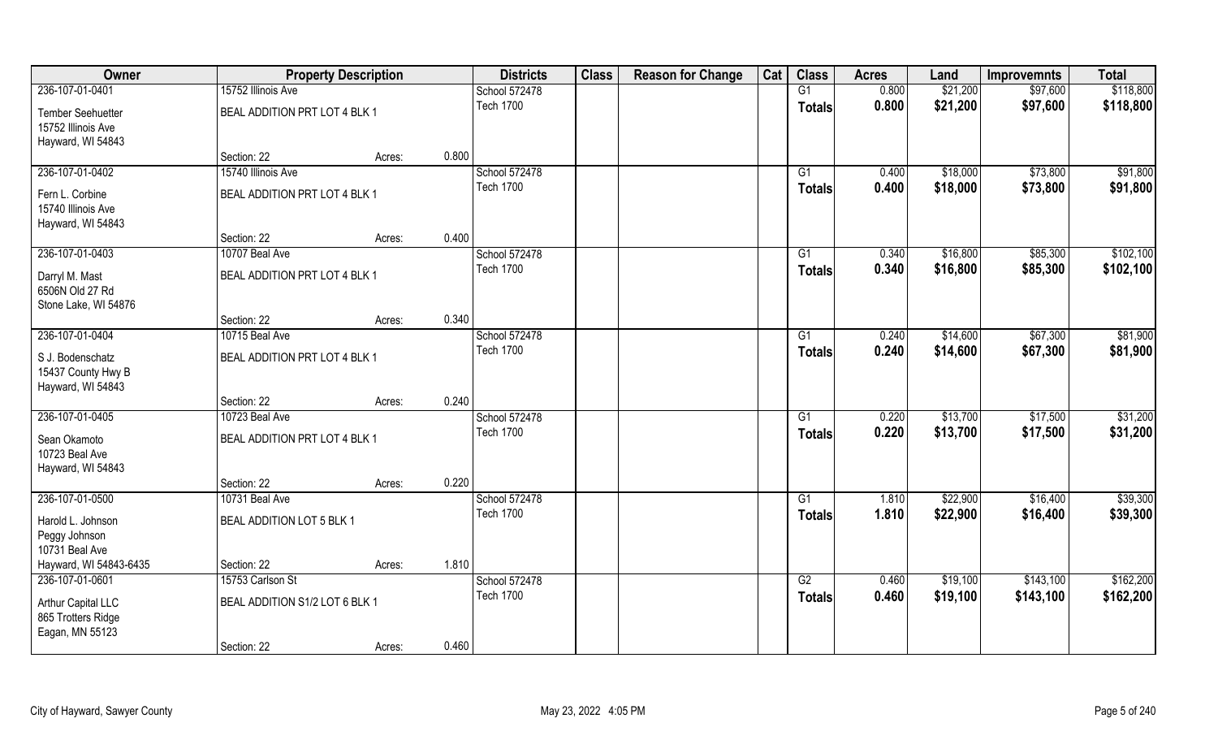| Owner | Property Description | | | Districts | Class | Reason for Change | Cat | Class | Acres | Land | Improvemnts | Total |
|---|---|---|---|---|---|---|---|---|---|---|---|---|
| 236-107-01-0401 | 15752 Illinois Ave | | | School 572478 | | | | G1 | 0.800 | $21,200 | $97,600 | $118,800 |
| Tember Seehuetter<br>15752 Illinois Ave<br>Hayward, WI 54843 | BEAL ADDITION PRT LOT 4 BLK 1 | | | Tech 1700 | | | | Totals | 0.800 | $21,200 | $97,600 | $118,800 |
| | Section: 22 | Acres: | 0.800 | | | | | | | | | |
| 236-107-01-0402 | 15740 Illinois Ave | | | School 572478 | | | | G1 | 0.400 | $18,000 | $73,800 | $91,800 |
| Fern L. Corbine<br>15740 Illinois Ave<br>Hayward, WI 54843 | BEAL ADDITION PRT LOT 4 BLK 1 | | | Tech 1700 | | | | Totals | 0.400 | $18,000 | $73,800 | $91,800 |
| | Section: 22 | Acres: | 0.400 | | | | | | | | | |
| 236-107-01-0403 | 10707 Beal Ave | | | School 572478 | | | | G1 | 0.340 | $16,800 | $85,300 | $102,100 |
| Darryl M. Mast<br>6506N Old 27 Rd<br>Stone Lake, WI 54876 | BEAL ADDITION PRT LOT 4 BLK 1 | | | Tech 1700 | | | | Totals | 0.340 | $16,800 | $85,300 | $102,100 |
| | Section: 22 | Acres: | 0.340 | | | | | | | | | |
| 236-107-01-0404 | 10715 Beal Ave | | | School 572478 | | | | G1 | 0.240 | $14,600 | $67,300 | $81,900 |
| S J. Bodenschatz<br>15437 County Hwy B<br>Hayward, WI 54843 | BEAL ADDITION PRT LOT 4 BLK 1 | | | Tech 1700 | | | | Totals | 0.240 | $14,600 | $67,300 | $81,900 |
| | Section: 22 | Acres: | 0.240 | | | | | | | | | |
| 236-107-01-0405 | 10723 Beal Ave | | | School 572478 | | | | G1 | 0.220 | $13,700 | $17,500 | $31,200 |
| Sean Okamoto<br>10723 Beal Ave<br>Hayward, WI 54843 | BEAL ADDITION PRT LOT 4 BLK 1 | | | Tech 1700 | | | | Totals | 0.220 | $13,700 | $17,500 | $31,200 |
| | Section: 22 | Acres: | 0.220 | | | | | | | | | |
| 236-107-01-0500 | 10731 Beal Ave | | | School 572478 | | | | G1 | 1.810 | $22,900 | $16,400 | $39,300 |
| Harold L. Johnson<br>Peggy Johnson<br>10731 Beal Ave<br>Hayward, WI 54843-6435 | BEAL ADDITION LOT 5 BLK 1 | | | Tech 1700 | | | | Totals | 1.810 | $22,900 | $16,400 | $39,300 |
| | Section: 22 | Acres: | 1.810 | | | | | | | | | |
| 236-107-01-0601 | 15753 Carlson St | | | School 572478 | | | | G2 | 0.460 | $19,100 | $143,100 | $162,200 |
| Arthur Capital LLC<br>865 Trotters Ridge<br>Eagan, MN 55123 | BEAL ADDITION S1/2 LOT 6 BLK 1 | | | Tech 1700 | | | | Totals | 0.460 | $19,100 | $143,100 | $162,200 |
| | Section: 22 | Acres: | 0.460 | | | | | | | | | |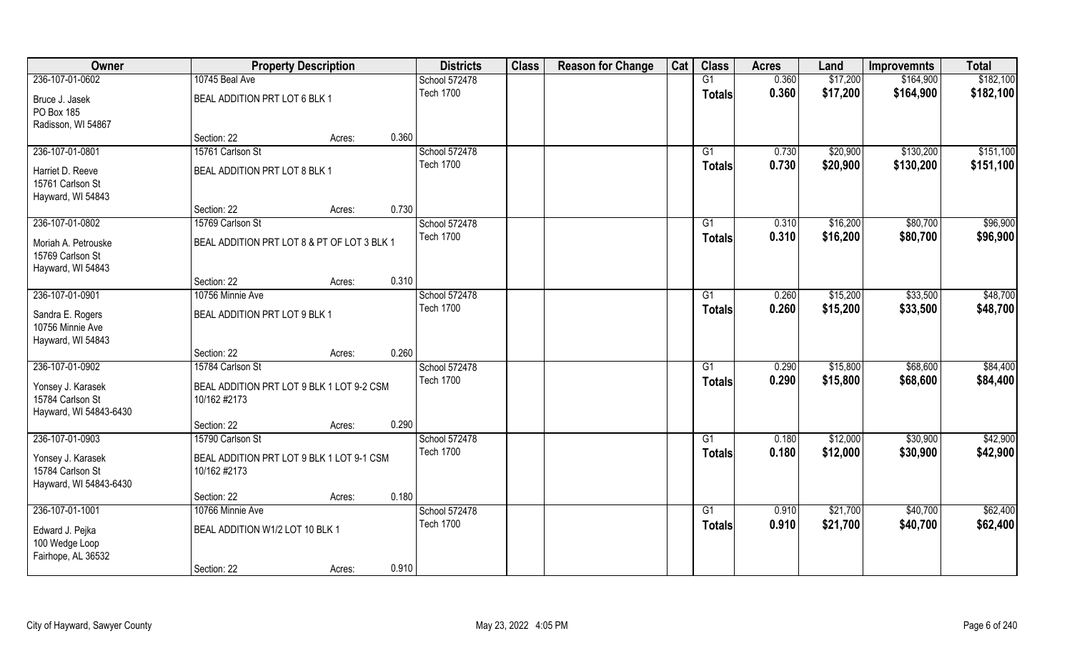| Owner | Property Description | | | Districts | Class | Reason for Change | Cat | Class | Acres | Land | Improvemnts | Total |
|---|---|---|---|---|---|---|---|---|---|---|---|---|
| 236-107-01-0602 | 10745 Beal Ave | | | School 572478 | | | | G1 | 0.360 | $17,200 | $164,900 | $182,100 |
| Bruce J. Jasek<br>PO Box 185<br>Radisson, WI 54867 | BEAL ADDITION PRT LOT 6 BLK 1 | | | Tech 1700 | | | | Totals | 0.360 | $17,200 | $164,900 | $182,100 |
| | Section: 22 | Acres: | 0.360 | | | | | | | | | |
| 236-107-01-0801 | 15761 Carlson St | | | School 572478 | | | | G1 | 0.730 | $20,900 | $130,200 | $151,100 |
| Harriet D. Reeve<br>15761 Carlson St<br>Hayward, WI 54843 | BEAL ADDITION PRT LOT 8 BLK 1 | | | Tech 1700 | | | | Totals | 0.730 | $20,900 | $130,200 | $151,100 |
| | Section: 22 | Acres: | 0.730 | | | | | | | | | |
| 236-107-01-0802 | 15769 Carlson St | | | School 572478 | | | | G1 | 0.310 | $16,200 | $80,700 | $96,900 |
| Moriah A. Petrouske<br>15769 Carlson St<br>Hayward, WI 54843 | BEAL ADDITION PRT LOT 8 & PT OF LOT 3 BLK 1 | | | Tech 1700 | | | | Totals | 0.310 | $16,200 | $80,700 | $96,900 |
| | Section: 22 | Acres: | 0.310 | | | | | | | | | |
| 236-107-01-0901 | 10756 Minnie Ave | | | School 572478 | | | | G1 | 0.260 | $15,200 | $33,500 | $48,700 |
| Sandra E. Rogers<br>10756 Minnie Ave<br>Hayward, WI 54843 | BEAL ADDITION PRT LOT 9 BLK 1 | | | Tech 1700 | | | | Totals | 0.260 | $15,200 | $33,500 | $48,700 |
| | Section: 22 | Acres: | 0.260 | | | | | | | | | |
| 236-107-01-0902 | 15784 Carlson St | | | School 572478 | | | | G1 | 0.290 | $15,800 | $68,600 | $84,400 |
| Yonsey J. Karasek<br>15784 Carlson St<br>Hayward, WI 54843-6430 | BEAL ADDITION PRT LOT 9 BLK 1 LOT 9-2 CSM 10/162 #2173 | | | Tech 1700 | | | | Totals | 0.290 | $15,800 | $68,600 | $84,400 |
| | Section: 22 | Acres: | 0.290 | | | | | | | | | |
| 236-107-01-0903 | 15790 Carlson St | | | School 572478 | | | | G1 | 0.180 | $12,000 | $30,900 | $42,900 |
| Yonsey J. Karasek<br>15784 Carlson St<br>Hayward, WI 54843-6430 | BEAL ADDITION PRT LOT 9 BLK 1 LOT 9-1 CSM 10/162 #2173 | | | Tech 1700 | | | | Totals | 0.180 | $12,000 | $30,900 | $42,900 |
| | Section: 22 | Acres: | 0.180 | | | | | | | | | |
| 236-107-01-1001 | 10766 Minnie Ave | | | School 572478 | | | | G1 | 0.910 | $21,700 | $40,700 | $62,400 |
| Edward J. Pejka<br>100 Wedge Loop<br>Fairhope, AL 36532 | BEAL ADDITION W1/2 LOT 10 BLK 1 | | | Tech 1700 | | | | Totals | 0.910 | $21,700 | $40,700 | $62,400 |
| | Section: 22 | Acres: | 0.910 | | | | | | | | | |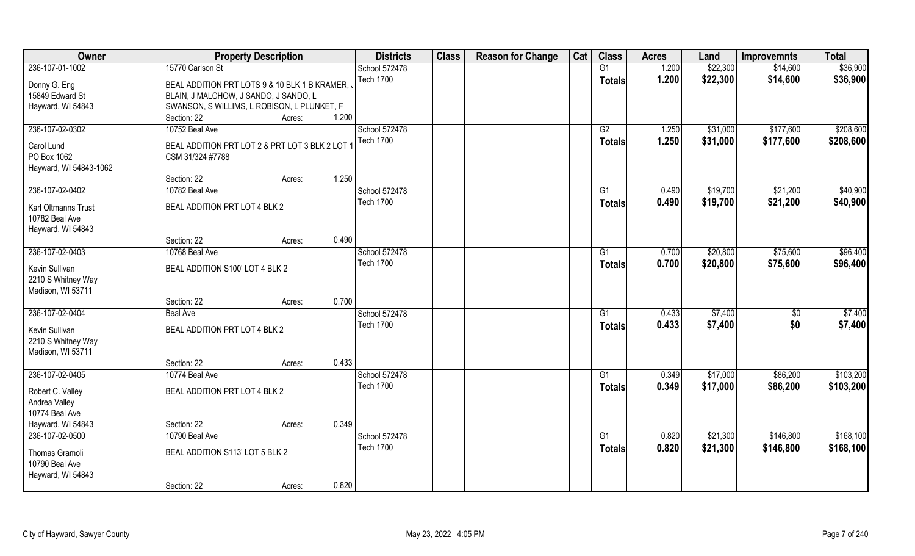| Owner | Property Description | | | Districts | Class | Reason for Change | Cat | Class | Acres | Land | Improvemnts | Total |
|---|---|---|---|---|---|---|---|---|---|---|---|---|
| 236-107-01-1002 | 15770 Carlson St | | | School 572478 | | | | G1 | 1.200 | $22,300 | $14,600 | $36,900 |
| Donny G. Eng<br>15849 Edward St<br>Hayward, WI 54843 | BEAL ADDITION PRT LOTS 9 & 10 BLK 1 B KRAMER, J BLAIN, J MALCHOW, J SANDO, J SANDO, L SWANSON, S WILLIMS, L ROBISON, L PLUNKET, F | | | Tech 1700 | | | | Totals | 1.200 | $22,300 | $14,600 | $36,900 |
| | Section: 22 | Acres: | 1.200 | | | | | | | | | |
| 236-107-02-0302 | 10752 Beal Ave | | | School 572478 | | | | G2 | 1.250 | $31,000 | $177,600 | $208,600 |
| Carol Lund<br>PO Box 1062<br>Hayward, WI 54843-1062 | BEAL ADDITION PRT LOT 2 & PRT LOT 3 BLK 2 LOT 1 CSM 31/324 #7788 | | | Tech 1700 | | | | Totals | 1.250 | $31,000 | $177,600 | $208,600 |
| | Section: 22 | Acres: | 1.250 | | | | | | | | | |
| 236-107-02-0402 | 10782 Beal Ave | | | School 572478 | | | | G1 | 0.490 | $19,700 | $21,200 | $40,900 |
| Karl Oltmanns Trust<br>10782 Beal Ave<br>Hayward, WI 54843 | BEAL ADDITION PRT LOT 4 BLK 2 | | | Tech 1700 | | | | Totals | 0.490 | $19,700 | $21,200 | $40,900 |
| | Section: 22 | Acres: | 0.490 | | | | | | | | | |
| 236-107-02-0403 | 10768 Beal Ave | | | School 572478 | | | | G1 | 0.700 | $20,800 | $75,600 | $96,400 |
| Kevin Sullivan<br>2210 S Whitney Way<br>Madison, WI 53711 | BEAL ADDITION S100' LOT 4 BLK 2 | | | Tech 1700 | | | | Totals | 0.700 | $20,800 | $75,600 | $96,400 |
| | Section: 22 | Acres: | 0.700 | | | | | | | | | |
| 236-107-02-0404 | Beal Ave | | | School 572478 | | | | G1 | 0.433 | $7,400 | $0 | $7,400 |
| Kevin Sullivan<br>2210 S Whitney Way<br>Madison, WI 53711 | BEAL ADDITION PRT LOT 4 BLK 2 | | | Tech 1700 | | | | Totals | 0.433 | $7,400 | $0 | $7,400 |
| | Section: 22 | Acres: | 0.433 | | | | | | | | | |
| 236-107-02-0405 | 10774 Beal Ave | | | School 572478 | | | | G1 | 0.349 | $17,000 | $86,200 | $103,200 |
| Robert C. Valley<br>Andrea Valley<br>10774 Beal Ave<br>Hayward, WI 54843 | BEAL ADDITION PRT LOT 4 BLK 2 | | | Tech 1700 | | | | Totals | 0.349 | $17,000 | $86,200 | $103,200 |
| | Section: 22 | Acres: | 0.349 | | | | | | | | | |
| 236-107-02-0500 | 10790 Beal Ave | | | School 572478 | | | | G1 | 0.820 | $21,300 | $146,800 | $168,100 |
| Thomas Gramoli<br>10790 Beal Ave<br>Hayward, WI 54843 | BEAL ADDITION S113' LOT 5 BLK 2 | | | Tech 1700 | | | | Totals | 0.820 | $21,300 | $146,800 | $168,100 |
| | Section: 22 | Acres: | 0.820 | | | | | | | | | |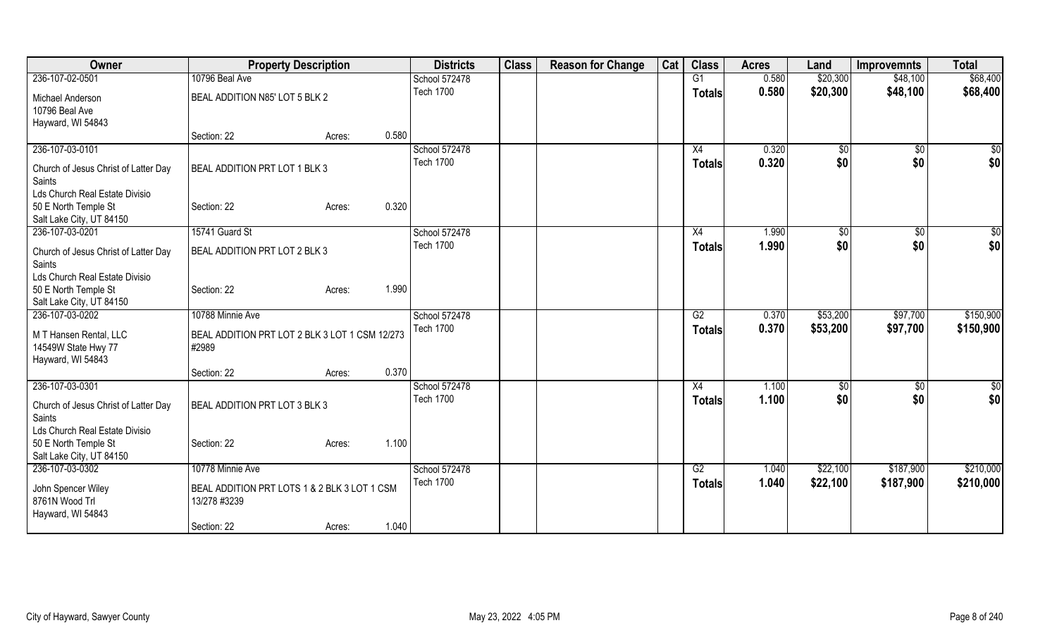| Owner | Property Description | | | Districts | Class | Reason for Change | Cat | Class | Acres | Land | Improvemnts | Total |
|---|---|---|---|---|---|---|---|---|---|---|---|---|
| 236-107-02-0501 | 10796 Beal Ave | | | School 572478 | | | | G1 | 0.580 | $20,300 | $48,100 | $68,400 |
| Michael Anderson<br>10796 Beal Ave<br>Hayward, WI 54843 | BEAL ADDITION N85' LOT 5 BLK 2 | | | Tech 1700 | | | | **Totals** | **0.580** | **$20,300** | **$48,100** | **$68,400** |
| | Section: 22 | Acres: | 0.580 | | | | | | | | | |
| 236-107-03-0101 | | | | School 572478 | | | | X4 | 0.320 | $0 | $0 | $0 |
| Church of Jesus Christ of Latter Day Saints<br>Lds Church Real Estate Divisio<br>50 E North Temple St<br>Salt Lake City, UT 84150 | BEAL ADDITION PRT LOT 1 BLK 3 | | | Tech 1700 | | | | **Totals** | **0.320** | **$0** | **$0** | **$0** |
| | Section: 22 | Acres: | 0.320 | | | | | | | | | |
| 236-107-03-0201 | 15741 Guard St | | | School 572478 | | | | X4 | 1.990 | $0 | $0 | $0 |
| Church of Jesus Christ of Latter Day Saints<br>Lds Church Real Estate Divisio<br>50 E North Temple St<br>Salt Lake City, UT 84150 | BEAL ADDITION PRT LOT 2 BLK 3 | | | Tech 1700 | | | | **Totals** | **1.990** | **$0** | **$0** | **$0** |
| | Section: 22 | Acres: | 1.990 | | | | | | | | | |
| 236-107-03-0202 | 10788 Minnie Ave | | | School 572478 | | | | G2 | 0.370 | $53,200 | $97,700 | $150,900 |
| M T Hansen Rental, LLC<br>14549W State Hwy 77<br>Hayward, WI 54843 | BEAL ADDITION PRT LOT 2 BLK 3 LOT 1 CSM 12/273 #2989 | | | Tech 1700 | | | | **Totals** | **0.370** | **$53,200** | **$97,700** | **$150,900** |
| | Section: 22 | Acres: | 0.370 | | | | | | | | | |
| 236-107-03-0301 | | | | School 572478 | | | | X4 | 1.100 | $0 | $0 | $0 |
| Church of Jesus Christ of Latter Day Saints<br>Lds Church Real Estate Divisio<br>50 E North Temple St<br>Salt Lake City, UT 84150 | BEAL ADDITION PRT LOT 3 BLK 3 | | | Tech 1700 | | | | **Totals** | **1.100** | **$0** | **$0** | **$0** |
| | Section: 22 | Acres: | 1.100 | | | | | | | | | |
| 236-107-03-0302 | 10778 Minnie Ave | | | School 572478 | | | | G2 | 1.040 | $22,100 | $187,900 | $210,000 |
| John Spencer Wiley<br>8761N Wood Trl<br>Hayward, WI 54843 | BEAL ADDITION PRT LOTS 1 & 2 BLK 3 LOT 1 CSM 13/278 #3239 | | | Tech 1700 | | | | **Totals** | **1.040** | **$22,100** | **$187,900** | **$210,000** |
| | Section: 22 | Acres: | 1.040 | | | | | | | | | |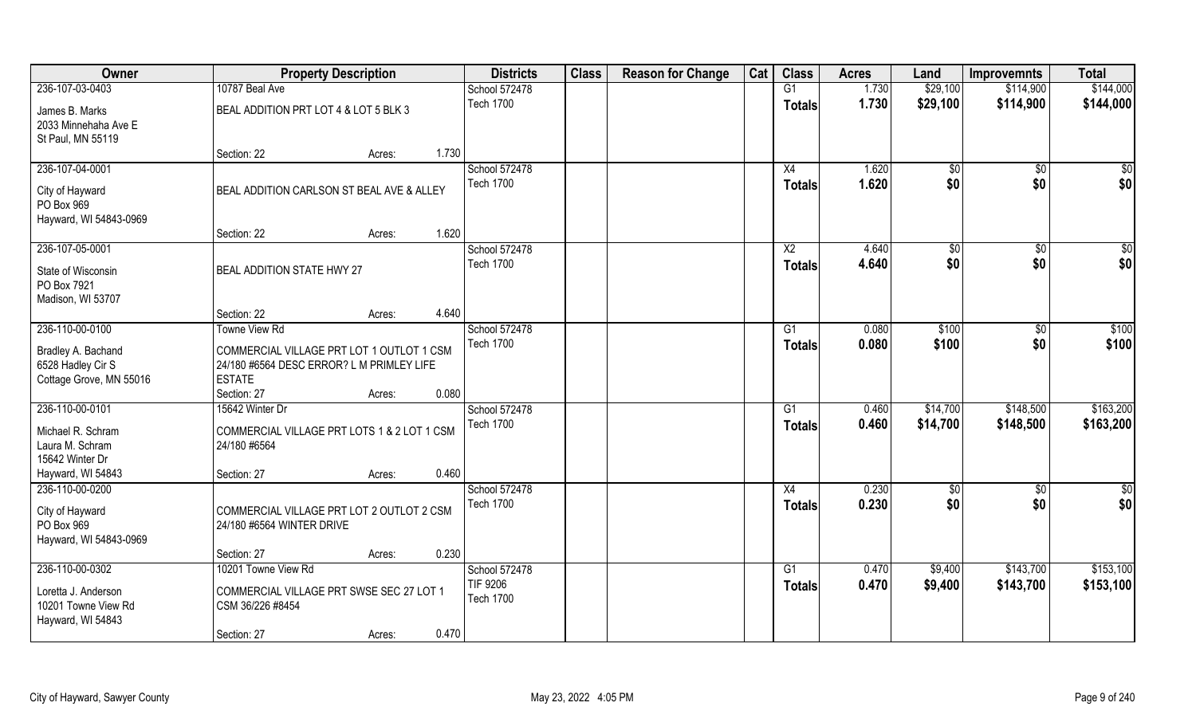| Owner | Property Description | | | Districts | Class | Reason for Change | Cat | Class | Acres | Land | Improvemnts | Total |
|---|---|---|---|---|---|---|---|---|---|---|---|---|
| 236-107-03-0403 | 10787 Beal Ave | | | School 572478 | | | | G1 | 1.730 | $29,100 | $114,900 | $144,000 |
| James B. Marks<br>2033 Minnehaha Ave E<br>St Paul, MN 55119 | BEAL ADDITION PRT LOT 4 & LOT 5 BLK 3 | | | Tech 1700 | | | | Totals | 1.730 | $29,100 | $114,900 | $144,000 |
| | Section: 22 | Acres: | 1.730 | | | | | | | | | |
| 236-107-04-0001 | | | | School 572478 | | | | X4 | 1.620 | $0 | $0 | $0 |
| City of Hayward<br>PO Box 969<br>Hayward, WI 54843-0969 | BEAL ADDITION CARLSON ST BEAL AVE & ALLEY | | | Tech 1700 | | | | Totals | 1.620 | $0 | $0 | $0 |
| | Section: 22 | Acres: | 1.620 | | | | | | | | | |
| 236-107-05-0001 | | | | School 572478 | | | | X2 | 4.640 | $0 | $0 | $0 |
| State of Wisconsin<br>PO Box 7921<br>Madison, WI 53707 | BEAL ADDITION STATE HWY 27 | | | Tech 1700 | | | | Totals | 4.640 | $0 | $0 | $0 |
| | Section: 22 | Acres: | 4.640 | | | | | | | | | |
| 236-110-00-0100 | Towne View Rd | | | School 572478 | | | | G1 | 0.080 | $100 | $0 | $100 |
| Bradley A. Bachand<br>6528 Hadley Cir S<br>Cottage Grove, MN 55016 | COMMERCIAL VILLAGE PRT LOT 1 OUTLOT 1 CSM 24/180 #6564 DESC ERROR? L M PRIMLEY LIFE ESTATE | | | Tech 1700 | | | | Totals | 0.080 | $100 | $0 | $100 |
| | Section: 27 | Acres: | 0.080 | | | | | | | | | |
| 236-110-00-0101 | 15642 Winter Dr | | | School 572478 | | | | G1 | 0.460 | $14,700 | $148,500 | $163,200 |
| Michael R. Schram<br>Laura M. Schram<br>15642 Winter Dr<br>Hayward, WI 54843 | COMMERCIAL VILLAGE PRT LOTS 1 & 2 LOT 1 CSM 24/180 #6564 | | | Tech 1700 | | | | Totals | 0.460 | $14,700 | $148,500 | $163,200 |
| | Section: 27 | Acres: | 0.460 | | | | | | | | | |
| 236-110-00-0200 | | | | School 572478 | | | | X4 | 0.230 | $0 | $0 | $0 |
| City of Hayward<br>PO Box 969<br>Hayward, WI 54843-0969 | COMMERCIAL VILLAGE PRT LOT 2 OUTLOT 2 CSM 24/180 #6564 WINTER DRIVE | | | Tech 1700 | | | | Totals | 0.230 | $0 | $0 | $0 |
| | Section: 27 | Acres: | 0.230 | | | | | | | | | |
| 236-110-00-0302 | 10201 Towne View Rd | | | School 572478 | | | | G1 | 0.470 | $9,400 | $143,700 | $153,100 |
| Loretta J. Anderson<br>10201 Towne View Rd<br>Hayward, WI 54843 | COMMERCIAL VILLAGE PRT SWSE SEC 27 LOT 1 CSM 36/226 #8454 | | | TIF 9206<br>Tech 1700 | | | | Totals | 0.470 | $9,400 | $143,700 | $153,100 |
| | Section: 27 | Acres: | 0.470 | | | | | | | | | |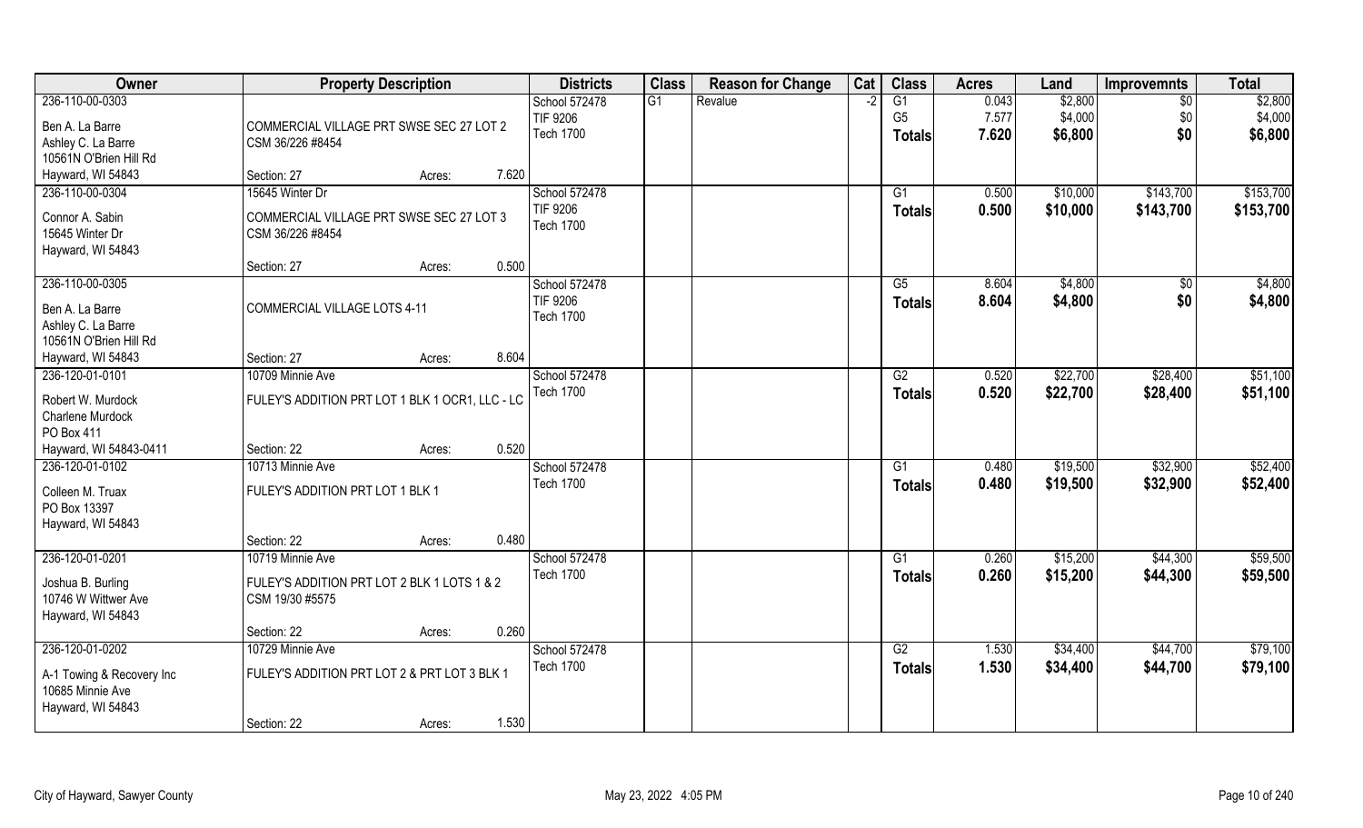| Owner | Property Description | Districts | Class | Reason for Change | Cat | Class | Acres | Land | Improvemnts | Total |
|---|---|---|---|---|---|---|---|---|---|---|
| 236-110-00-0303<br>Ben A. La Barre<br>Ashley C. La Barre<br>10561N O'Brien Hill Rd<br>Hayward, WI 54843 | COMMERCIAL VILLAGE PRT SWSE SEC 27 LOT 2 CSM 36/226 #8454<br>Section: 27 Acres: 7.620 | School 572478<br>TIF 9206<br>Tech 1700 | G1 | Revalue | -2 | G1<br>G5<br>**Totals** | 0.043<br>7.577<br>**7.620** | $2,800<br>$4,000<br>**$6,800** | $0<br>$0<br>**$0** | $2,800<br>$4,000<br>**$6,800** |
| 236-110-00-0304<br>Connor A. Sabin<br>15645 Winter Dr<br>Hayward, WI 54843 | 15645 Winter Dr<br>COMMERCIAL VILLAGE PRT SWSE SEC 27 LOT 3 CSM 36/226 #8454<br>Section: 27 Acres: 0.500 | School 572478<br>TIF 9206<br>Tech 1700 | | | | G1<br>**Totals** | 0.500<br>**0.500** | $10,000<br>**$10,000** | $143,700<br>**$143,700** | $153,700<br>**$153,700** |
| 236-110-00-0305<br>Ben A. La Barre<br>Ashley C. La Barre<br>10561N O'Brien Hill Rd<br>Hayward, WI 54843 | COMMERCIAL VILLAGE LOTS 4-11<br>Section: 27 Acres: 8.604 | School 572478<br>TIF 9206<br>Tech 1700 | | | | G5<br>**Totals** | 8.604<br>**8.604** | $4,800<br>**$4,800** | $0<br>**$0** | $4,800<br>**$4,800** |
| 236-120-01-0101<br>Robert W. Murdock<br>Charlene Murdock<br>PO Box 411<br>Hayward, WI 54843-0411 | 10709 Minnie Ave<br>FULEY'S ADDITION PRT LOT 1 BLK 1 OCR1, LLC - LC<br>Section: 22 Acres: 0.520 | School 572478<br>Tech 1700 | | | | G2<br>**Totals** | 0.520<br>**0.520** | $22,700<br>**$22,700** | $28,400<br>**$28,400** | $51,100<br>**$51,100** |
| 236-120-01-0102<br>Colleen M. Truax<br>PO Box 13397<br>Hayward, WI 54843 | 10713 Minnie Ave<br>FULEY'S ADDITION PRT LOT 1 BLK 1<br>Section: 22 Acres: 0.480 | School 572478<br>Tech 1700 | | | | G1<br>**Totals** | 0.480<br>**0.480** | $19,500<br>**$19,500** | $32,900<br>**$32,900** | $52,400<br>**$52,400** |
| 236-120-01-0201<br>Joshua B. Burling<br>10746 W Wittwer Ave<br>Hayward, WI 54843 | 10719 Minnie Ave<br>FULEY'S ADDITION PRT LOT 2 BLK 1 LOTS 1 & 2 CSM 19/30 #5575<br>Section: 22 Acres: 0.260 | School 572478<br>Tech 1700 | | | | G1<br>**Totals** | 0.260<br>**0.260** | $15,200<br>**$15,200** | $44,300<br>**$44,300** | $59,500<br>**$59,500** |
| 236-120-01-0202<br>A-1 Towing & Recovery Inc<br>10685 Minnie Ave<br>Hayward, WI 54843 | 10729 Minnie Ave<br>FULEY'S ADDITION PRT LOT 2 & PRT LOT 3 BLK 1<br>Section: 22 Acres: 1.530 | School 572478<br>Tech 1700 | | | | G2<br>**Totals** | 1.530<br>**1.530** | $34,400<br>**$34,400** | $44,700<br>**$44,700** | $79,100<br>**$79,100** |

City of Hayward, Sawyer County — May 23, 2022 4:05 PM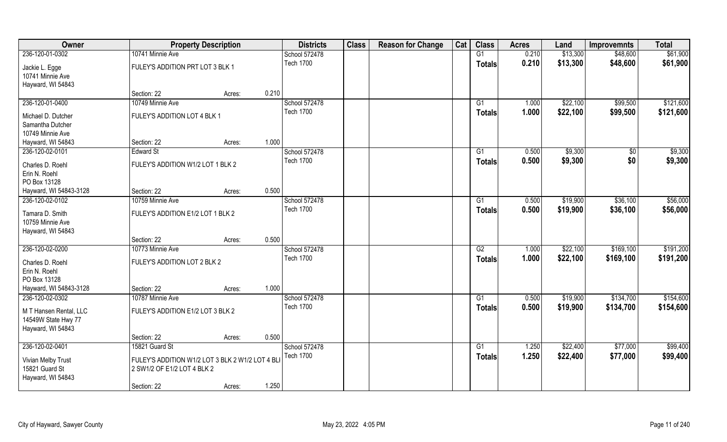| Owner | Property Description | | | Districts | Class | Reason for Change | Cat | Class | Acres | Land | Improvemnts | Total |
|---|---|---|---|---|---|---|---|---|---|---|---|---|
| 236-120-01-0302 | 10741 Minnie Ave | | | School 572478 | | | | G1 | 0.210 | $13,300 | $48,600 | $61,900 |
| Jackie L. Egge<br>10741 Minnie Ave<br>Hayward, WI 54843 | FULEY'S ADDITION PRT LOT 3 BLK 1 | | | Tech 1700 | | | | Totals | 0.210 | $13,300 | $48,600 | $61,900 |
| | Section: 22 | Acres: | 0.210 | | | | | | | | | |
| 236-120-01-0400 | 10749 Minnie Ave | | | School 572478 | | | | G1 | 1.000 | $22,100 | $99,500 | $121,600 |
| Michael D. Dutcher<br>Samantha Dutcher<br>10749 Minnie Ave<br>Hayward, WI 54843 | FULEY'S ADDITION LOT 4 BLK 1 | | | Tech 1700 | | | | Totals | 1.000 | $22,100 | $99,500 | $121,600 |
| | Section: 22 | Acres: | 1.000 | | | | | | | | | |
| 236-120-02-0101 | Edward St | | | School 572478 | | | | G1 | 0.500 | $9,300 | $0 | $9,300 |
| Charles D. Roehl<br>Erin N. Roehl<br>PO Box 13128<br>Hayward, WI 54843-3128 | FULEY'S ADDITION W1/2 LOT 1 BLK 2 | | | Tech 1700 | | | | Totals | 0.500 | $9,300 | $0 | $9,300 |
| | Section: 22 | Acres: | 0.500 | | | | | | | | | |
| 236-120-02-0102 | 10759 Minnie Ave | | | School 572478 | | | | G1 | 0.500 | $19,900 | $36,100 | $56,000 |
| Tamara D. Smith<br>10759 Minnie Ave<br>Hayward, WI 54843 | FULEY'S ADDITION E1/2 LOT 1 BLK 2 | | | Tech 1700 | | | | Totals | 0.500 | $19,900 | $36,100 | $56,000 |
| | Section: 22 | Acres: | 0.500 | | | | | | | | | |
| 236-120-02-0200 | 10773 Minnie Ave | | | School 572478 | | | | G2 | 1.000 | $22,100 | $169,100 | $191,200 |
| Charles D. Roehl<br>Erin N. Roehl<br>PO Box 13128<br>Hayward, WI 54843-3128 | FULEY'S ADDITION LOT 2 BLK 2 | | | Tech 1700 | | | | Totals | 1.000 | $22,100 | $169,100 | $191,200 |
| | Section: 22 | Acres: | 1.000 | | | | | | | | | |
| 236-120-02-0302 | 10787 Minnie Ave | | | School 572478 | | | | G1 | 0.500 | $19,900 | $134,700 | $154,600 |
| M T Hansen Rental, LLC<br>14549W State Hwy 77<br>Hayward, WI 54843 | FULEY'S ADDITION E1/2 LOT 3 BLK 2 | | | Tech 1700 | | | | Totals | 0.500 | $19,900 | $134,700 | $154,600 |
| | Section: 22 | Acres: | 0.500 | | | | | | | | | |
| 236-120-02-0401 | 15821 Guard St | | | School 572478 | | | | G1 | 1.250 | $22,400 | $77,000 | $99,400 |
| Vivian Melby Trust<br>15821 Guard St<br>Hayward, WI 54843 | FULEY'S ADDITION W1/2 LOT 3 BLK 2 W1/2 LOT 4 BLI 2 SW1/2 OF E1/2 LOT 4 BLK 2 | | | Tech 1700 | | | | Totals | 1.250 | $22,400 | $77,000 | $99,400 |
| | Section: 22 | Acres: | 1.250 | | | | | | | | | |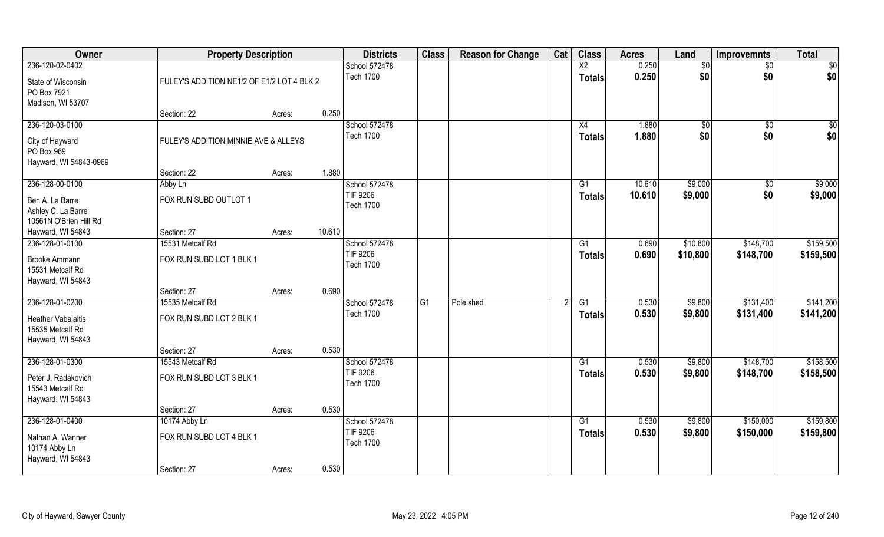| Owner | Property Description | | | Districts | Class | Reason for Change | Cat | Class | Acres | Land | Improvemnts | Total |
|---|---|---|---|---|---|---|---|---|---|---|---|---|
| 236-120-02-0402 | | | | School 572478 | | | | X2 | 0.250 | $0 | $0 | $0 |
| State of Wisconsin<br>PO Box 7921<br>Madison, WI 53707 | FULEY'S ADDITION NE1/2 OF E1/2 LOT 4 BLK 2 | | | Tech 1700 | | | | Totals | 0.250 | $0 | $0 | $0 |
| | Section: 22 | Acres: | 0.250 | | | | | | | | | |
| 236-120-03-0100 | | | | School 572478 | | | | X4 | 1.880 | $0 | $0 | $0 |
| City of Hayward<br>PO Box 969<br>Hayward, WI 54843-0969 | FULEY'S ADDITION MINNIE AVE & ALLEYS | | | Tech 1700 | | | | Totals | 1.880 | $0 | $0 | $0 |
| | Section: 22 | Acres: | 1.880 | | | | | | | | | |
| 236-128-00-0100 | Abby Ln | | | School 572478 | | | | G1 | 10.610 | $9,000 | $0 | $9,000 |
| Ben A. La Barre<br>Ashley C. La Barre<br>10561N O'Brien Hill Rd<br>Hayward, WI 54843 | FOX RUN SUBD OUTLOT 1 | | | TIF 9206<br>Tech 1700 | | | | Totals | 10.610 | $9,000 | $0 | $9,000 |
| | Section: 27 | Acres: | 10.610 | | | | | | | | | |
| 236-128-01-0100 | 15531 Metcalf Rd | | | School 572478 | | | | G1 | 0.690 | $10,800 | $148,700 | $159,500 |
| Brooke Ammann<br>15531 Metcalf Rd<br>Hayward, WI 54843 | FOX RUN SUBD LOT 1 BLK 1 | | | TIF 9206<br>Tech 1700 | | | | Totals | 0.690 | $10,800 | $148,700 | $159,500 |
| | Section: 27 | Acres: | 0.690 | | | | | | | | | |
| 236-128-01-0200 | 15535 Metcalf Rd | | | School 572478 | G1 | Pole shed | 2 | G1 | 0.530 | $9,800 | $131,400 | $141,200 |
| Heather Vabalaitis<br>15535 Metcalf Rd<br>Hayward, WI 54843 | FOX RUN SUBD LOT 2 BLK 1 | | | Tech 1700 | | | | Totals | 0.530 | $9,800 | $131,400 | $141,200 |
| | Section: 27 | Acres: | 0.530 | | | | | | | | | |
| 236-128-01-0300 | 15543 Metcalf Rd | | | School 572478 | | | | G1 | 0.530 | $9,800 | $148,700 | $158,500 |
| Peter J. Radakovich<br>15543 Metcalf Rd<br>Hayward, WI 54843 | FOX RUN SUBD LOT 3 BLK 1 | | | TIF 9206<br>Tech 1700 | | | | Totals | 0.530 | $9,800 | $148,700 | $158,500 |
| | Section: 27 | Acres: | 0.530 | | | | | | | | | |
| 236-128-01-0400 | 10174 Abby Ln | | | School 572478 | | | | G1 | 0.530 | $9,800 | $150,000 | $159,800 |
| Nathan A. Wanner<br>10174 Abby Ln<br>Hayward, WI 54843 | FOX RUN SUBD LOT 4 BLK 1 | | | TIF 9206<br>Tech 1700 | | | | Totals | 0.530 | $9,800 | $150,000 | $159,800 |
| | Section: 27 | Acres: | 0.530 | | | | | | | | | |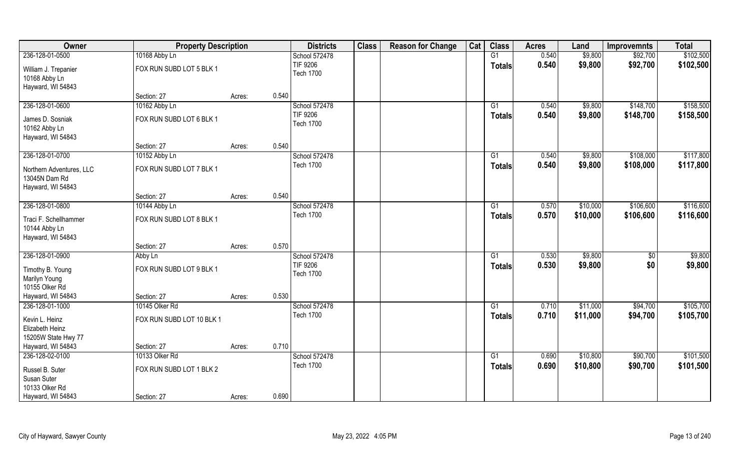| Owner | Property Description | | | Districts | Class | Reason for Change | Cat | Class | Acres | Land | Improvemnts | Total |
|---|---|---|---|---|---|---|---|---|---|---|---|---|
| 236-128-01-0500 | 10168 Abby Ln | | | School 572478 | | | | G1 | 0.540 | $9,800 | $92,700 | $102,500 |
| William J. Trepanier<br>10168 Abby Ln<br>Hayward, WI 54843 | FOX RUN SUBD LOT 5 BLK 1 | | | TIF 9206<br>Tech 1700 | | | | Totals | 0.540 | $9,800 | $92,700 | $102,500 |
| | Section: 27 | Acres: | 0.540 | | | | | | | | | |
| 236-128-01-0600 | 10162 Abby Ln | | | School 572478 | | | | G1 | 0.540 | $9,800 | $148,700 | $158,500 |
| James D. Sosniak<br>10162 Abby Ln<br>Hayward, WI 54843 | FOX RUN SUBD LOT 6 BLK 1 | | | TIF 9206<br>Tech 1700 | | | | Totals | 0.540 | $9,800 | $148,700 | $158,500 |
| | Section: 27 | Acres: | 0.540 | | | | | | | | | |
| 236-128-01-0700 | 10152 Abby Ln | | | School 572478 | | | | G1 | 0.540 | $9,800 | $108,000 | $117,800 |
| Northern Adventures, LLC<br>13045N Dam Rd<br>Hayward, WI 54843 | FOX RUN SUBD LOT 7 BLK 1 | | | Tech 1700 | | | | Totals | 0.540 | $9,800 | $108,000 | $117,800 |
| | Section: 27 | Acres: | 0.540 | | | | | | | | | |
| 236-128-01-0800 | 10144 Abby Ln | | | School 572478 | | | | G1 | 0.570 | $10,000 | $106,600 | $116,600 |
| Traci F. Schellhammer<br>10144 Abby Ln<br>Hayward, WI 54843 | FOX RUN SUBD LOT 8 BLK 1 | | | Tech 1700 | | | | Totals | 0.570 | $10,000 | $106,600 | $116,600 |
| | Section: 27 | Acres: | 0.570 | | | | | | | | | |
| 236-128-01-0900 | Abby Ln | | | School 572478 | | | | G1 | 0.530 | $9,800 | $0 | $9,800 |
| Timothy B. Young<br>Marilyn Young<br>10155 Olker Rd<br>Hayward, WI 54843 | FOX RUN SUBD LOT 9 BLK 1 | | | TIF 9206<br>Tech 1700 | | | | Totals | 0.530 | $9,800 | $0 | $9,800 |
| | Section: 27 | Acres: | 0.530 | | | | | | | | | |
| 236-128-01-1000 | 10145 Olker Rd | | | School 572478 | | | | G1 | 0.710 | $11,000 | $94,700 | $105,700 |
| Kevin L. Heinz<br>Elizabeth Heinz<br>15205W State Hwy 77<br>Hayward, WI 54843 | FOX RUN SUBD LOT 10 BLK 1 | | | Tech 1700 | | | | Totals | 0.710 | $11,000 | $94,700 | $105,700 |
| | Section: 27 | Acres: | 0.710 | | | | | | | | | |
| 236-128-02-0100 | 10133 Olker Rd | | | School 572478 | | | | G1 | 0.690 | $10,800 | $90,700 | $101,500 |
| Russel B. Suter<br>Susan Suter<br>10133 Olker Rd<br>Hayward, WI 54843 | FOX RUN SUBD LOT 1 BLK 2 | | | Tech 1700 | | | | Totals | 0.690 | $10,800 | $90,700 | $101,500 |
| | Section: 27 | Acres: | 0.690 | | | | | | | | | |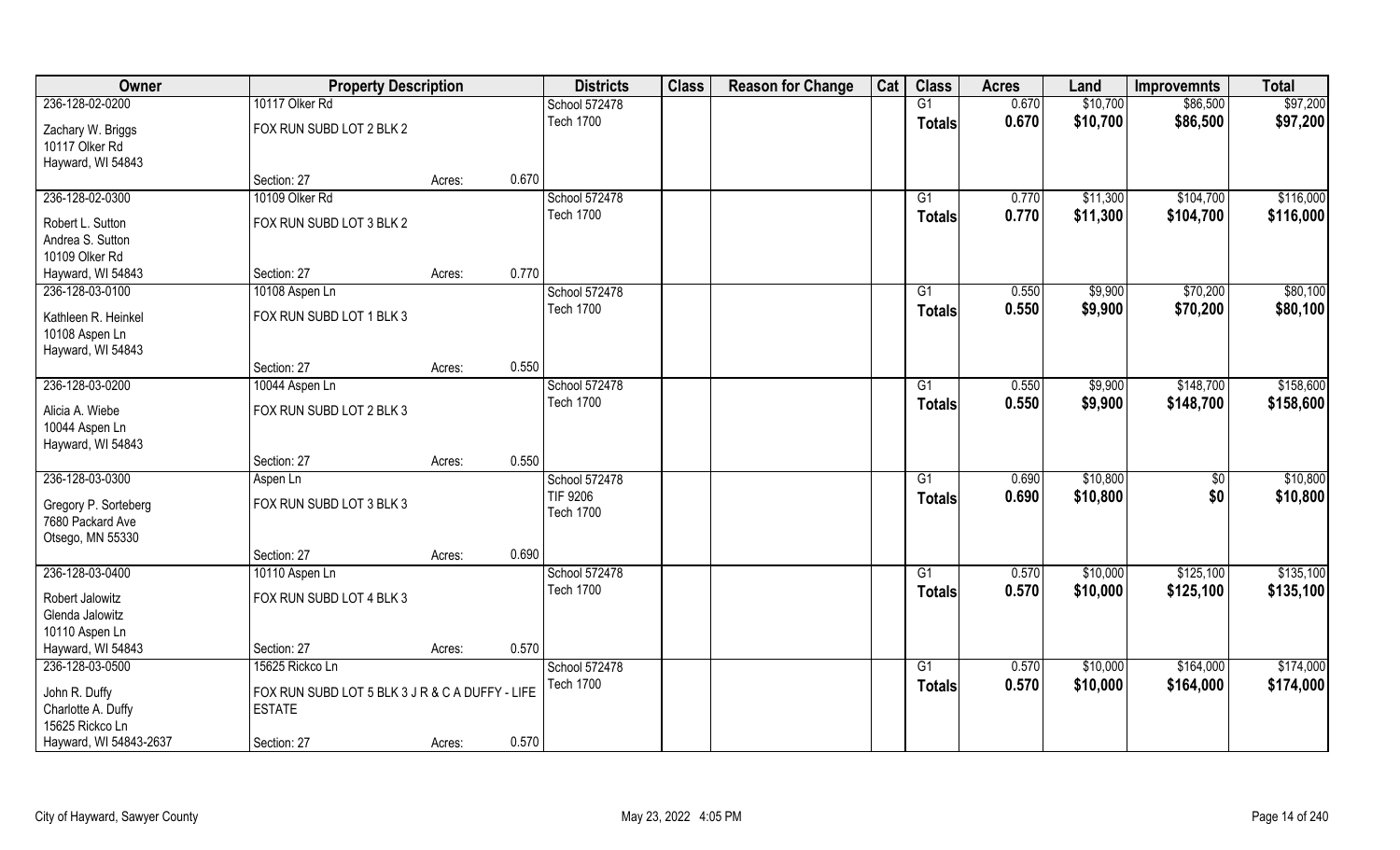| Owner | Property Description | | | Districts | Class | Reason for Change | Cat | Class | Acres | Land | Improvemnts | Total |
|---|---|---|---|---|---|---|---|---|---|---|---|---|
| 236-128-02-0200 | 10117 Olker Rd | | | School 572478 | | | | G1 | 0.670 | $10,700 | $86,500 | $97,200 |
| Zachary W. Briggs<br>10117 Olker Rd<br>Hayward, WI 54843 | FOX RUN SUBD LOT 2 BLK 2 | | | Tech 1700 | | | | **Totals** | **0.670** | **$10,700** | **$86,500** | **$97,200** |
| | Section: 27 | Acres: | 0.670 | | | | | | | | | |
| 236-128-02-0300 | 10109 Olker Rd | | | School 572478 | | | | G1 | 0.770 | $11,300 | $104,700 | $116,000 |
| Robert L. Sutton<br>Andrea S. Sutton<br>10109 Olker Rd<br>Hayward, WI 54843 | FOX RUN SUBD LOT 3 BLK 2 | | | Tech 1700 | | | | **Totals** | **0.770** | **$11,300** | **$104,700** | **$116,000** |
| | Section: 27 | Acres: | 0.770 | | | | | | | | | |
| 236-128-03-0100 | 10108 Aspen Ln | | | School 572478 | | | | G1 | 0.550 | $9,900 | $70,200 | $80,100 |
| Kathleen R. Heinkel<br>10108 Aspen Ln<br>Hayward, WI 54843 | FOX RUN SUBD LOT 1 BLK 3 | | | Tech 1700 | | | | **Totals** | **0.550** | **$9,900** | **$70,200** | **$80,100** |
| | Section: 27 | Acres: | 0.550 | | | | | | | | | |
| 236-128-03-0200 | 10044 Aspen Ln | | | School 572478 | | | | G1 | 0.550 | $9,900 | $148,700 | $158,600 |
| Alicia A. Wiebe<br>10044 Aspen Ln<br>Hayward, WI 54843 | FOX RUN SUBD LOT 2 BLK 3 | | | Tech 1700 | | | | **Totals** | **0.550** | **$9,900** | **$148,700** | **$158,600** |
| | Section: 27 | Acres: | 0.550 | | | | | | | | | |
| 236-128-03-0300 | Aspen Ln | | | School 572478 | | | | G1 | 0.690 | $10,800 | $0 | $10,800 |
| Gregory P. Sorteberg<br>7680 Packard Ave<br>Otsego, MN 55330 | FOX RUN SUBD LOT 3 BLK 3 | | | TIF 9206<br>Tech 1700 | | | | **Totals** | **0.690** | **$10,800** | **$0** | **$10,800** |
| | Section: 27 | Acres: | 0.690 | | | | | | | | | |
| 236-128-03-0400 | 10110 Aspen Ln | | | School 572478 | | | | G1 | 0.570 | $10,000 | $125,100 | $135,100 |
| Robert Jalowitz<br>Glenda Jalowitz<br>10110 Aspen Ln<br>Hayward, WI 54843 | FOX RUN SUBD LOT 4 BLK 3 | | | Tech 1700 | | | | **Totals** | **0.570** | **$10,000** | **$125,100** | **$135,100** |
| | Section: 27 | Acres: | 0.570 | | | | | | | | | |
| 236-128-03-0500 | 15625 Rickco Ln | | | School 572478 | | | | G1 | 0.570 | $10,000 | $164,000 | $174,000 |
| John R. Duffy<br>Charlotte A. Duffy<br>15625 Rickco Ln<br>Hayward, WI 54843-2637 | FOX RUN SUBD LOT 5 BLK 3 J R & C A DUFFY - LIFE ESTATE | | | Tech 1700 | | | | **Totals** | **0.570** | **$10,000** | **$164,000** | **$174,000** |
| | Section: 27 | Acres: | 0.570 | | | | | | | | | |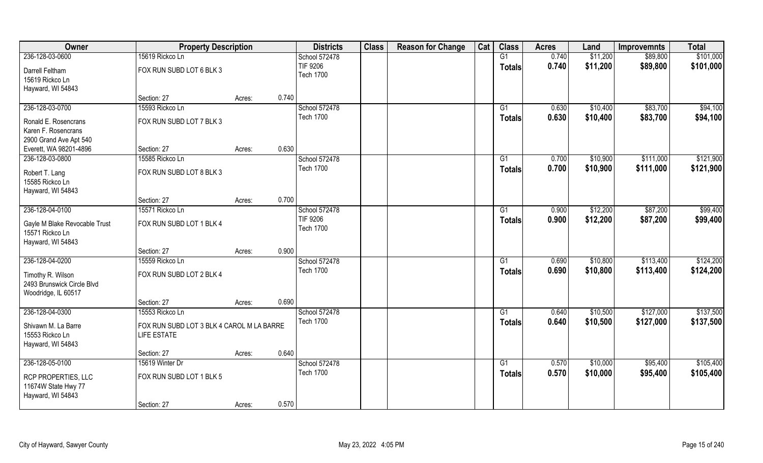| Owner | Property Description | | | Districts | Class | Reason for Change | Cat | Class | Acres | Land | Improvemnts | Total |
|---|---|---|---|---|---|---|---|---|---|---|---|---|
| 236-128-03-0600 | 15619 Rickco Ln | | | School 572478 | | | | G1 | 0.740 | $11,200 | $89,800 | $101,000 |
| Darrell Feltham<br>15619 Rickco Ln<br>Hayward, WI 54843 | FOX RUN SUBD LOT 6 BLK 3 | | | TIF 9206<br>Tech 1700 | | | | Totals | 0.740 | $11,200 | $89,800 | $101,000 |
| | Section: 27 | Acres: | 0.740 | | | | | | | | | |
| 236-128-03-0700 | 15593 Rickco Ln | | | School 572478 | | | | G1 | 0.630 | $10,400 | $83,700 | $94,100 |
| Ronald E. Rosencrans<br>Karen F. Rosencrans<br>2900 Grand Ave Apt 540<br>Everett, WA 98201-4896 | FOX RUN SUBD LOT 7 BLK 3 | | | Tech 1700 | | | | Totals | 0.630 | $10,400 | $83,700 | $94,100 |
| | Section: 27 | Acres: | 0.630 | | | | | | | | | |
| 236-128-03-0800 | 15585 Rickco Ln | | | School 572478 | | | | G1 | 0.700 | $10,900 | $111,000 | $121,900 |
| Robert T. Lang<br>15585 Rickco Ln<br>Hayward, WI 54843 | FOX RUN SUBD LOT 8 BLK 3 | | | Tech 1700 | | | | Totals | 0.700 | $10,900 | $111,000 | $121,900 |
| | Section: 27 | Acres: | 0.700 | | | | | | | | | |
| 236-128-04-0100 | 15571 Rickco Ln | | | School 572478 | | | | G1 | 0.900 | $12,200 | $87,200 | $99,400 |
| Gayle M Blake Revocable Trust<br>15571 Rickco Ln<br>Hayward, WI 54843 | FOX RUN SUBD LOT 1 BLK 4 | | | TIF 9206<br>Tech 1700 | | | | Totals | 0.900 | $12,200 | $87,200 | $99,400 |
| | Section: 27 | Acres: | 0.900 | | | | | | | | | |
| 236-128-04-0200 | 15559 Rickco Ln | | | School 572478 | | | | G1 | 0.690 | $10,800 | $113,400 | $124,200 |
| Timothy R. Wilson<br>2493 Brunswick Circle Blvd<br>Woodridge, IL 60517 | FOX RUN SUBD LOT 2 BLK 4 | | | Tech 1700 | | | | Totals | 0.690 | $10,800 | $113,400 | $124,200 |
| | Section: 27 | Acres: | 0.690 | | | | | | | | | |
| 236-128-04-0300 | 15553 Rickco Ln | | | School 572478 | | | | G1 | 0.640 | $10,500 | $127,000 | $137,500 |
| Shivawn M. La Barre<br>15553 Rickco Ln<br>Hayward, WI 54843 | FOX RUN SUBD LOT 3 BLK 4 CAROL M LA BARRE LIFE ESTATE | | | Tech 1700 | | | | Totals | 0.640 | $10,500 | $127,000 | $137,500 |
| | Section: 27 | Acres: | 0.640 | | | | | | | | | |
| 236-128-05-0100 | 15619 Winter Dr | | | School 572478 | | | | G1 | 0.570 | $10,000 | $95,400 | $105,400 |
| RCP PROPERTIES, LLC<br>11674W State Hwy 77<br>Hayward, WI 54843 | FOX RUN SUBD LOT 1 BLK 5 | | | Tech 1700 | | | | Totals | 0.570 | $10,000 | $95,400 | $105,400 |
| | Section: 27 | Acres: | 0.570 | | | | | | | | | |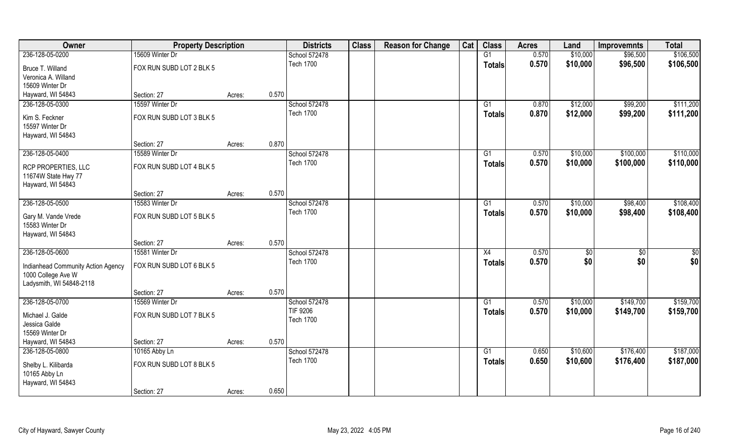| Owner | Property Description | | | Districts | Class | Reason for Change | Cat | Class | Acres | Land | Improvemnts | Total |
|---|---|---|---|---|---|---|---|---|---|---|---|---|
| 236-128-05-0200 | 15609 Winter Dr | | | School 572478 | | | | G1 | 0.570 | $10,000 | $96,500 | $106,500 |
| Bruce T. Willand<br>Veronica A. Willand<br>15609 Winter Dr<br>Hayward, WI 54843 | FOX RUN SUBD LOT 2 BLK 5 | | | Tech 1700 | | | | **Totals** | **0.570** | **$10,000** | **$96,500** | **$106,500** |
| | Section: 27 | Acres: | 0.570 | | | | | | | | | |
| 236-128-05-0300 | 15597 Winter Dr | | | School 572478 | | | | G1 | 0.870 | $12,000 | $99,200 | $111,200 |
| Kim S. Feckner<br>15597 Winter Dr<br>Hayward, WI 54843 | FOX RUN SUBD LOT 3 BLK 5 | | | Tech 1700 | | | | **Totals** | **0.870** | **$12,000** | **$99,200** | **$111,200** |
| | Section: 27 | Acres: | 0.870 | | | | | | | | | |
| 236-128-05-0400 | 15589 Winter Dr | | | School 572478 | | | | G1 | 0.570 | $10,000 | $100,000 | $110,000 |
| RCP PROPERTIES, LLC<br>11674W State Hwy 77<br>Hayward, WI 54843 | FOX RUN SUBD LOT 4 BLK 5 | | | Tech 1700 | | | | **Totals** | **0.570** | **$10,000** | **$100,000** | **$110,000** |
| | Section: 27 | Acres: | 0.570 | | | | | | | | | |
| 236-128-05-0500 | 15583 Winter Dr | | | School 572478 | | | | G1 | 0.570 | $10,000 | $98,400 | $108,400 |
| Gary M. Vande Vrede<br>15583 Winter Dr<br>Hayward, WI 54843 | FOX RUN SUBD LOT 5 BLK 5 | | | Tech 1700 | | | | **Totals** | **0.570** | **$10,000** | **$98,400** | **$108,400** |
| | Section: 27 | Acres: | 0.570 | | | | | | | | | |
| 236-128-05-0600 | 15581 Winter Dr | | | School 572478 | | | | X4 | 0.570 | $0 | $0 | $0 |
| Indianhead Community Action Agency<br>1000 College Ave W<br>Ladysmith, WI 54848-2118 | FOX RUN SUBD LOT 6 BLK 5 | | | Tech 1700 | | | | **Totals** | **0.570** | **$0** | **$0** | **$0** |
| | Section: 27 | Acres: | 0.570 | | | | | | | | | |
| 236-128-05-0700 | 15569 Winter Dr | | | School 572478 | | | | G1 | 0.570 | $10,000 | $149,700 | $159,700 |
| Michael J. Galde<br>Jessica Galde<br>15569 Winter Dr<br>Hayward, WI 54843 | FOX RUN SUBD LOT 7 BLK 5 | | | TIF 9206<br>Tech 1700 | | | | **Totals** | **0.570** | **$10,000** | **$149,700** | **$159,700** |
| | Section: 27 | Acres: | 0.570 | | | | | | | | | |
| 236-128-05-0800 | 10165 Abby Ln | | | School 572478 | | | | G1 | 0.650 | $10,600 | $176,400 | $187,000 |
| Shelby L. Kilibarda<br>10165 Abby Ln<br>Hayward, WI 54843 | FOX RUN SUBD LOT 8 BLK 5 | | | Tech 1700 | | | | **Totals** | **0.650** | **$10,600** | **$176,400** | **$187,000** |
| | Section: 27 | Acres: | 0.650 | | | | | | | | | |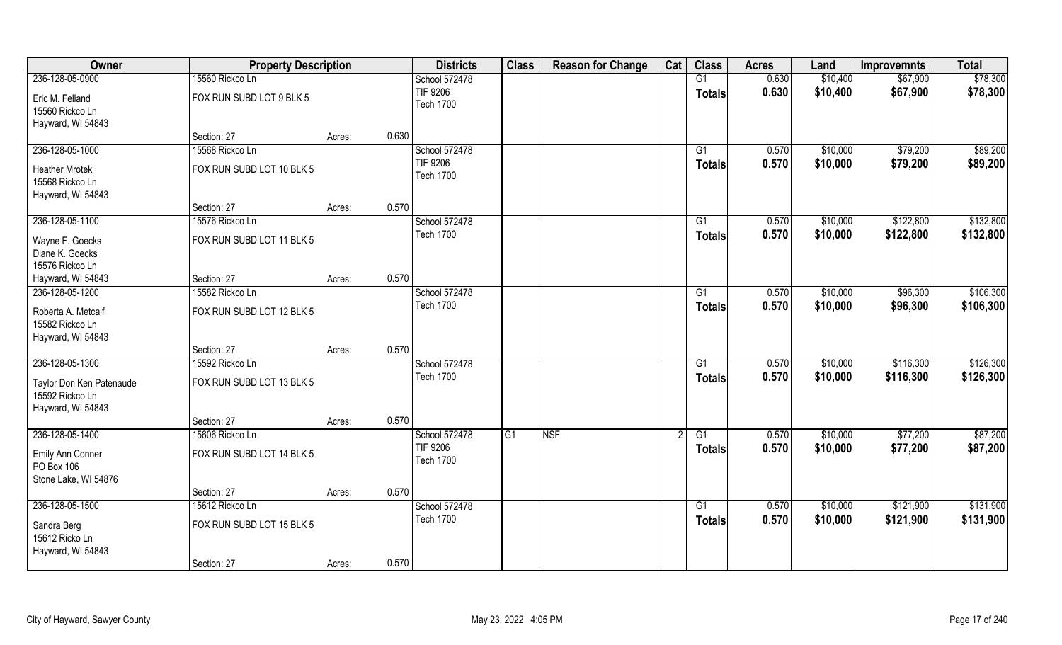| Owner | Property Description | | | Districts | Class | Reason for Change | Cat | Class | Acres | Land | Improvemnts | Total |
|---|---|---|---|---|---|---|---|---|---|---|---|---|
| 236-128-05-0900 | 15560 Rickco Ln | | | School 572478 | | | | G1 | 0.630 | $10,400 | $67,900 | $78,300 |
| Eric M. Felland<br>15560 Rickco Ln<br>Hayward, WI 54843 | FOX RUN SUBD LOT 9 BLK 5 | | | TIF 9206<br>Tech 1700 | | | | Totals | 0.630 | $10,400 | $67,900 | $78,300 |
| | Section: 27 | Acres: | 0.630 | | | | | | | | | |
| 236-128-05-1000 | 15568 Rickco Ln | | | School 572478 | | | | G1 | 0.570 | $10,000 | $79,200 | $89,200 |
| Heather Mrotek<br>15568 Rickco Ln<br>Hayward, WI 54843 | FOX RUN SUBD LOT 10 BLK 5 | | | TIF 9206<br>Tech 1700 | | | | Totals | 0.570 | $10,000 | $79,200 | $89,200 |
| | Section: 27 | Acres: | 0.570 | | | | | | | | | |
| 236-128-05-1100 | 15576 Rickco Ln | | | School 572478 | | | | G1 | 0.570 | $10,000 | $122,800 | $132,800 |
| Wayne F. Goecks<br>Diane K. Goecks<br>15576 Rickco Ln<br>Hayward, WI 54843 | FOX RUN SUBD LOT 11 BLK 5 | | | Tech 1700 | | | | Totals | 0.570 | $10,000 | $122,800 | $132,800 |
| | Section: 27 | Acres: | 0.570 | | | | | | | | | |
| 236-128-05-1200 | 15582 Rickco Ln | | | School 572478 | | | | G1 | 0.570 | $10,000 | $96,300 | $106,300 |
| Roberta A. Metcalf<br>15582 Rickco Ln<br>Hayward, WI 54843 | FOX RUN SUBD LOT 12 BLK 5 | | | Tech 1700 | | | | Totals | 0.570 | $10,000 | $96,300 | $106,300 |
| | Section: 27 | Acres: | 0.570 | | | | | | | | | |
| 236-128-05-1300 | 15592 Rickco Ln | | | School 572478 | | | | G1 | 0.570 | $10,000 | $116,300 | $126,300 |
| Taylor Don Ken Patenaude<br>15592 Rickco Ln<br>Hayward, WI 54843 | FOX RUN SUBD LOT 13 BLK 5 | | | Tech 1700 | | | | Totals | 0.570 | $10,000 | $116,300 | $126,300 |
| | Section: 27 | Acres: | 0.570 | | | | | | | | | |
| 236-128-05-1400 | 15606 Rickco Ln | | | School 572478 | G1 | NSF | 2 | G1 | 0.570 | $10,000 | $77,200 | $87,200 |
| Emily Ann Conner<br>PO Box 106<br>Stone Lake, WI 54876 | FOX RUN SUBD LOT 14 BLK 5 | | | TIF 9206<br>Tech 1700 | | | | Totals | 0.570 | $10,000 | $77,200 | $87,200 |
| | Section: 27 | Acres: | 0.570 | | | | | | | | | |
| 236-128-05-1500 | 15612 Rickco Ln | | | School 572478 | | | | G1 | 0.570 | $10,000 | $121,900 | $131,900 |
| Sandra Berg<br>15612 Ricko Ln<br>Hayward, WI 54843 | FOX RUN SUBD LOT 15 BLK 5 | | | Tech 1700 | | | | Totals | 0.570 | $10,000 | $121,900 | $131,900 |
| | Section: 27 | Acres: | 0.570 | | | | | | | | | |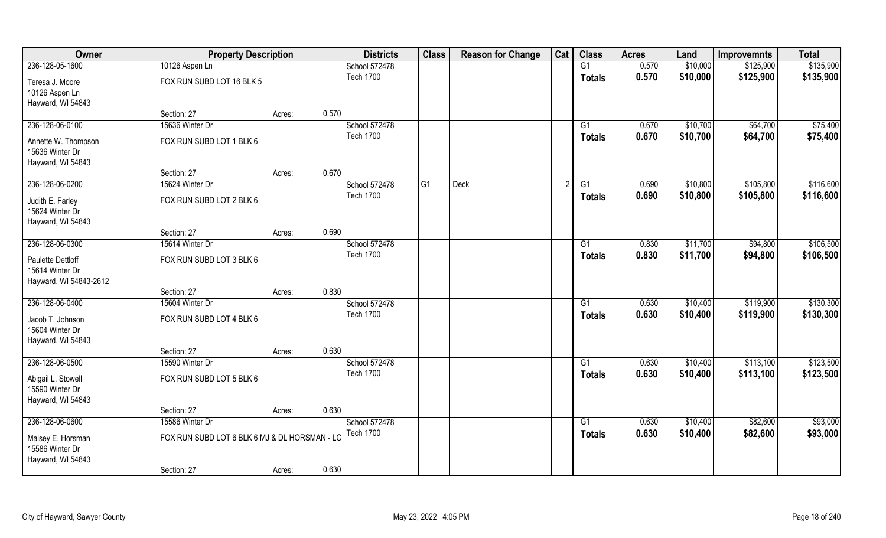| Owner | Property Description | | | Districts | Class | Reason for Change | Cat | Class | Acres | Land | Improvemnts | Total |
|---|---|---|---|---|---|---|---|---|---|---|---|---|
| 236-128-05-1600 | 10126 Aspen Ln | | | School 572478 | | | | G1 | 0.570 | $10,000 | $125,900 | $135,900 |
| Teresa J. Moore<br>10126 Aspen Ln<br>Hayward, WI 54843 | FOX RUN SUBD LOT 16 BLK 5 | | | Tech 1700 | | | | **Totals** | **0.570** | **$10,000** | **$125,900** | **$135,900** |
| | Section: 27 | Acres: | 0.570 | | | | | | | | | |
| 236-128-06-0100 | 15636 Winter Dr | | | School 572478 | | | | G1 | 0.670 | $10,700 | $64,700 | $75,400 |
| Annette W. Thompson<br>15636 Winter Dr<br>Hayward, WI 54843 | FOX RUN SUBD LOT 1 BLK 6 | | | Tech 1700 | | | | **Totals** | **0.670** | **$10,700** | **$64,700** | **$75,400** |
| | Section: 27 | Acres: | 0.670 | | | | | | | | | |
| 236-128-06-0200 | 15624 Winter Dr | | | School 572478 | G1 | Deck | 2 | G1 | 0.690 | $10,800 | $105,800 | $116,600 |
| Judith E. Farley<br>15624 Winter Dr<br>Hayward, WI 54843 | FOX RUN SUBD LOT 2 BLK 6 | | | Tech 1700 | | | | **Totals** | **0.690** | **$10,800** | **$105,800** | **$116,600** |
| | Section: 27 | Acres: | 0.690 | | | | | | | | | |
| 236-128-06-0300 | 15614 Winter Dr | | | School 572478 | | | | G1 | 0.830 | $11,700 | $94,800 | $106,500 |
| Paulette Dettloff<br>15614 Winter Dr<br>Hayward, WI 54843-2612 | FOX RUN SUBD LOT 3 BLK 6 | | | Tech 1700 | | | | **Totals** | **0.830** | **$11,700** | **$94,800** | **$106,500** |
| | Section: 27 | Acres: | 0.830 | | | | | | | | | |
| 236-128-06-0400 | 15604 Winter Dr | | | School 572478 | | | | G1 | 0.630 | $10,400 | $119,900 | $130,300 |
| Jacob T. Johnson<br>15604 Winter Dr<br>Hayward, WI 54843 | FOX RUN SUBD LOT 4 BLK 6 | | | Tech 1700 | | | | **Totals** | **0.630** | **$10,400** | **$119,900** | **$130,300** |
| | Section: 27 | Acres: | 0.630 | | | | | | | | | |
| 236-128-06-0500 | 15590 Winter Dr | | | School 572478 | | | | G1 | 0.630 | $10,400 | $113,100 | $123,500 |
| Abigail L. Stowell<br>15590 Winter Dr<br>Hayward, WI 54843 | FOX RUN SUBD LOT 5 BLK 6 | | | Tech 1700 | | | | **Totals** | **0.630** | **$10,400** | **$113,100** | **$123,500** |
| | Section: 27 | Acres: | 0.630 | | | | | | | | | |
| 236-128-06-0600 | 15586 Winter Dr | | | School 572478 | | | | G1 | 0.630 | $10,400 | $82,600 | $93,000 |
| Maisey E. Horsman<br>15586 Winter Dr<br>Hayward, WI 54843 | FOX RUN SUBD LOT 6 BLK 6 MJ & DL HORSMAN - LC | | | Tech 1700 | | | | **Totals** | **0.630** | **$10,400** | **$82,600** | **$93,000** |
| | Section: 27 | Acres: | 0.630 | | | | | | | | | |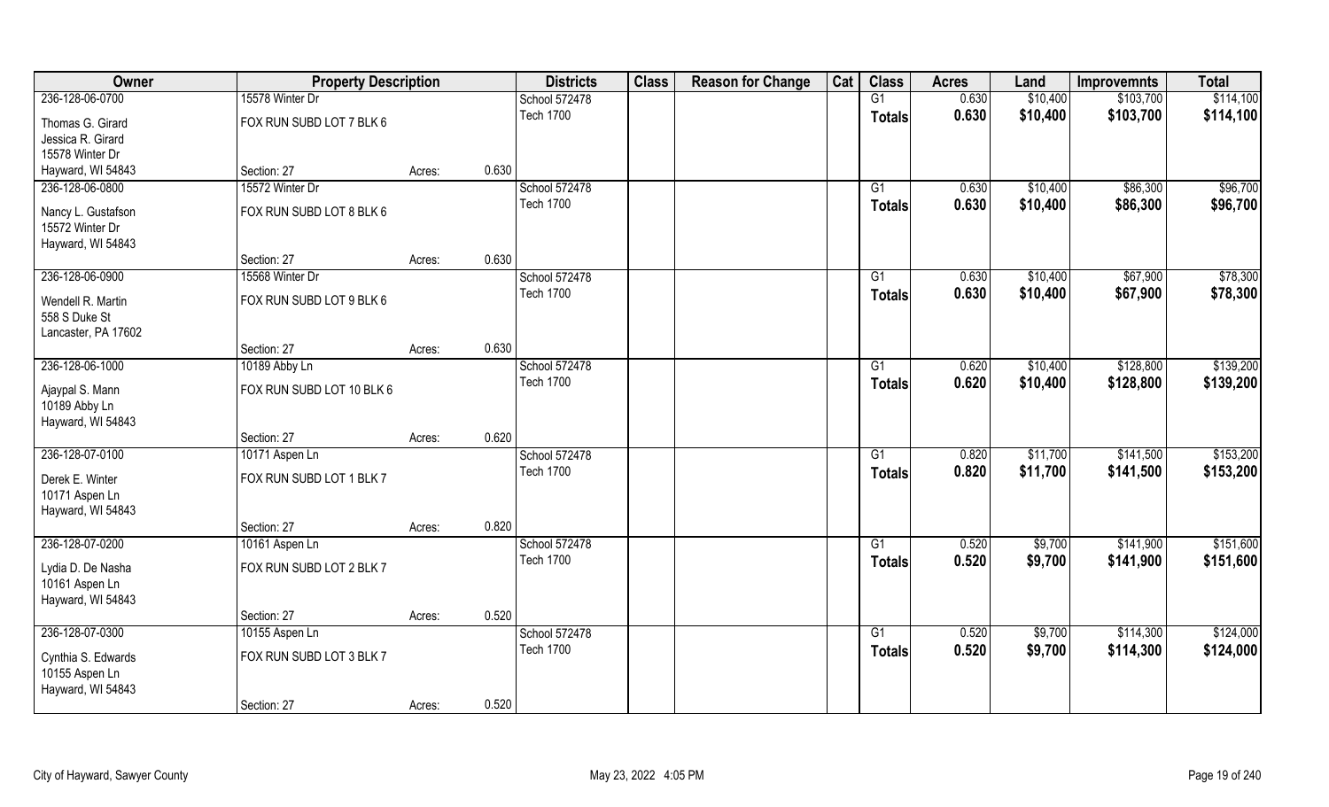| Owner | Property Description | | | Districts | Class | Reason for Change | Cat | Class | Acres | Land | Improvemnts | Total |
|---|---|---|---|---|---|---|---|---|---|---|---|---|
| 236-128-06-0700 | 15578 Winter Dr | | | School 572478 | | | | G1 | 0.630 | $10,400 | $103,700 | $114,100 |
| Thomas G. Girard<br>Jessica R. Girard<br>15578 Winter Dr<br>Hayward, WI 54843 | FOX RUN SUBD LOT 7 BLK 6 | | | Tech 1700 | | | | Totals | 0.630 | $10,400 | $103,700 | $114,100 |
| | Section: 27 | Acres: | 0.630 | | | | | | | | | |
| 236-128-06-0800 | 15572 Winter Dr | | | School 572478 | | | | G1 | 0.630 | $10,400 | $86,300 | $96,700 |
| Nancy L. Gustafson<br>15572 Winter Dr<br>Hayward, WI 54843 | FOX RUN SUBD LOT 8 BLK 6 | | | Tech 1700 | | | | Totals | 0.630 | $10,400 | $86,300 | $96,700 |
| | Section: 27 | Acres: | 0.630 | | | | | | | | | |
| 236-128-06-0900 | 15568 Winter Dr | | | School 572478 | | | | G1 | 0.630 | $10,400 | $67,900 | $78,300 |
| Wendell R. Martin<br>558 S Duke St<br>Lancaster, PA 17602 | FOX RUN SUBD LOT 9 BLK 6 | | | Tech 1700 | | | | Totals | 0.630 | $10,400 | $67,900 | $78,300 |
| | Section: 27 | Acres: | 0.630 | | | | | | | | | |
| 236-128-06-1000 | 10189 Abby Ln | | | School 572478 | | | | G1 | 0.620 | $10,400 | $128,800 | $139,200 |
| Ajaypal S. Mann<br>10189 Abby Ln<br>Hayward, WI 54843 | FOX RUN SUBD LOT 10 BLK 6 | | | Tech 1700 | | | | Totals | 0.620 | $10,400 | $128,800 | $139,200 |
| | Section: 27 | Acres: | 0.620 | | | | | | | | | |
| 236-128-07-0100 | 10171 Aspen Ln | | | School 572478 | | | | G1 | 0.820 | $11,700 | $141,500 | $153,200 |
| Derek E. Winter<br>10171 Aspen Ln<br>Hayward, WI 54843 | FOX RUN SUBD LOT 1 BLK 7 | | | Tech 1700 | | | | Totals | 0.820 | $11,700 | $141,500 | $153,200 |
| | Section: 27 | Acres: | 0.820 | | | | | | | | | |
| 236-128-07-0200 | 10161 Aspen Ln | | | School 572478 | | | | G1 | 0.520 | $9,700 | $141,900 | $151,600 |
| Lydia D. De Nasha<br>10161 Aspen Ln<br>Hayward, WI 54843 | FOX RUN SUBD LOT 2 BLK 7 | | | Tech 1700 | | | | Totals | 0.520 | $9,700 | $141,900 | $151,600 |
| | Section: 27 | Acres: | 0.520 | | | | | | | | | |
| 236-128-07-0300 | 10155 Aspen Ln | | | School 572478 | | | | G1 | 0.520 | $9,700 | $114,300 | $124,000 |
| Cynthia S. Edwards<br>10155 Aspen Ln<br>Hayward, WI 54843 | FOX RUN SUBD LOT 3 BLK 7 | | | Tech 1700 | | | | Totals | 0.520 | $9,700 | $114,300 | $124,000 |
| | Section: 27 | Acres: | 0.520 | | | | | | | | | |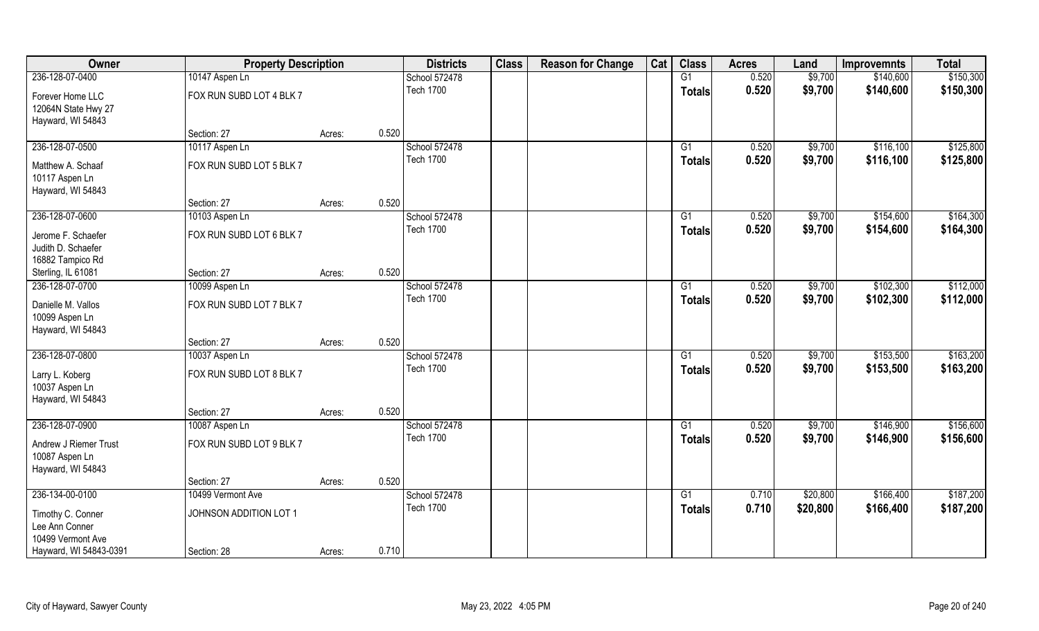| Owner | Property Description | | | Districts | Class | Reason for Change | Cat | Class | Acres | Land | Improvemnts | Total |
|---|---|---|---|---|---|---|---|---|---|---|---|---|
| 236-128-07-0400 | 10147 Aspen Ln | | | School 572478 | | | | G1 | 0.520 | $9,700 | $140,600 | $150,300 |
| Forever Home LLC<br>12064N State Hwy 27<br>Hayward, WI 54843 | FOX RUN SUBD LOT 4 BLK 7 | | | Tech 1700 | | | | **Totals** | **0.520** | **$9,700** | **$140,600** | **$150,300** |
| | Section: 27 | Acres: | 0.520 | | | | | | | | | |
| 236-128-07-0500 | 10117 Aspen Ln | | | School 572478 | | | | G1 | 0.520 | $9,700 | $116,100 | $125,800 |
| Matthew A. Schaaf<br>10117 Aspen Ln<br>Hayward, WI 54843 | FOX RUN SUBD LOT 5 BLK 7 | | | Tech 1700 | | | | **Totals** | **0.520** | **$9,700** | **$116,100** | **$125,800** |
| | Section: 27 | Acres: | 0.520 | | | | | | | | | |
| 236-128-07-0600 | 10103 Aspen Ln | | | School 572478 | | | | G1 | 0.520 | $9,700 | $154,600 | $164,300 |
| Jerome F. Schaefer<br>Judith D. Schaefer<br>16882 Tampico Rd<br>Sterling, IL 61081 | FOX RUN SUBD LOT 6 BLK 7 | | | Tech 1700 | | | | **Totals** | **0.520** | **$9,700** | **$154,600** | **$164,300** |
| | Section: 27 | Acres: | 0.520 | | | | | | | | | |
| 236-128-07-0700 | 10099 Aspen Ln | | | School 572478 | | | | G1 | 0.520 | $9,700 | $102,300 | $112,000 |
| Danielle M. Vallos<br>10099 Aspen Ln<br>Hayward, WI 54843 | FOX RUN SUBD LOT 7 BLK 7 | | | Tech 1700 | | | | **Totals** | **0.520** | **$9,700** | **$102,300** | **$112,000** |
| | Section: 27 | Acres: | 0.520 | | | | | | | | | |
| 236-128-07-0800 | 10037 Aspen Ln | | | School 572478 | | | | G1 | 0.520 | $9,700 | $153,500 | $163,200 |
| Larry L. Koberg<br>10037 Aspen Ln<br>Hayward, WI 54843 | FOX RUN SUBD LOT 8 BLK 7 | | | Tech 1700 | | | | **Totals** | **0.520** | **$9,700** | **$153,500** | **$163,200** |
| | Section: 27 | Acres: | 0.520 | | | | | | | | | |
| 236-128-07-0900 | 10087 Aspen Ln | | | School 572478 | | | | G1 | 0.520 | $9,700 | $146,900 | $156,600 |
| Andrew J Riemer Trust<br>10087 Aspen Ln<br>Hayward, WI 54843 | FOX RUN SUBD LOT 9 BLK 7 | | | Tech 1700 | | | | **Totals** | **0.520** | **$9,700** | **$146,900** | **$156,600** |
| | Section: 27 | Acres: | 0.520 | | | | | | | | | |
| 236-134-00-0100 | 10499 Vermont Ave | | | School 572478 | | | | G1 | 0.710 | $20,800 | $166,400 | $187,200 |
| Timothy C. Conner<br>Lee Ann Conner<br>10499 Vermont Ave<br>Hayward, WI 54843-0391 | JOHNSON ADDITION LOT 1 | | | Tech 1700 | | | | **Totals** | **0.710** | **$20,800** | **$166,400** | **$187,200** |
| | Section: 28 | Acres: | 0.710 | | | | | | | | | |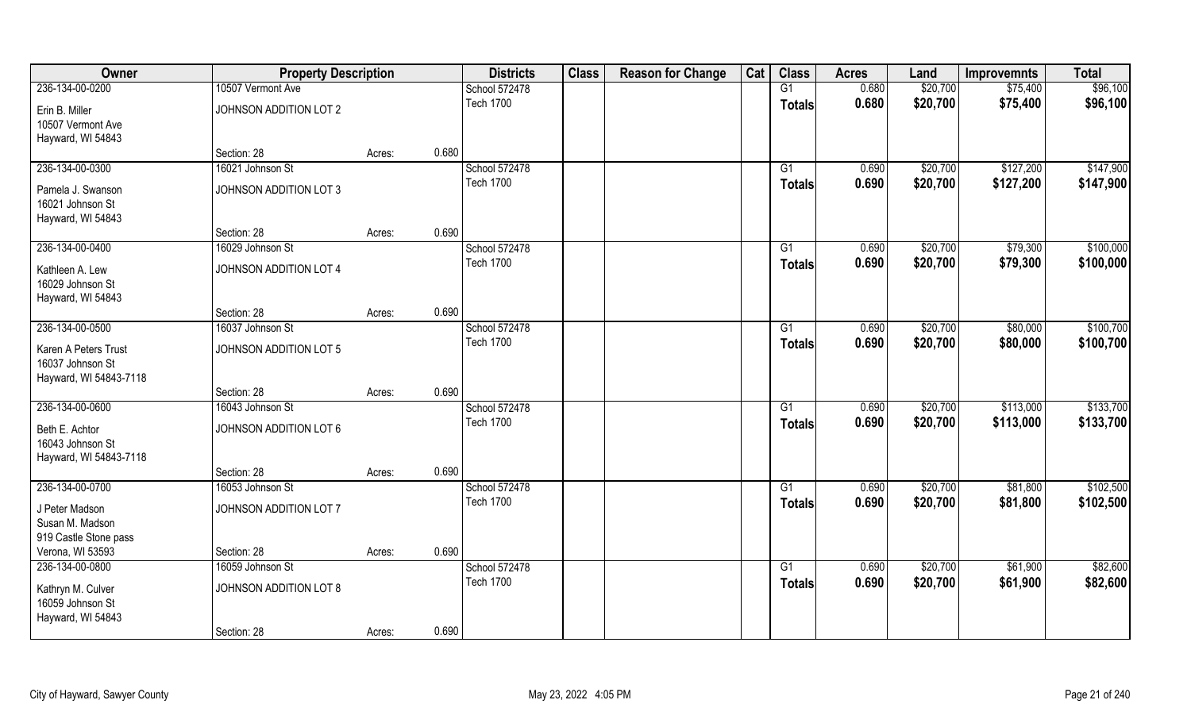| Owner | Property Description | | | Districts | Class | Reason for Change | Cat | Class | Acres | Land | Improvemnts | Total |
|---|---|---|---|---|---|---|---|---|---|---|---|---|
| 236-134-00-0200 | 10507 Vermont Ave | | | School 572478 | | | | G1 | 0.680 | $20,700 | $75,400 | $96,100 |
| Erin B. Miller<br>10507 Vermont Ave<br>Hayward, WI 54843 | JOHNSON ADDITION LOT 2 | | | Tech 1700 | | | | Totals | 0.680 | $20,700 | $75,400 | $96,100 |
| | Section: 28 | Acres: | 0.680 | | | | | | | | | |
| 236-134-00-0300 | 16021 Johnson St | | | School 572478 | | | | G1 | 0.690 | $20,700 | $127,200 | $147,900 |
| Pamela J. Swanson<br>16021 Johnson St<br>Hayward, WI 54843 | JOHNSON ADDITION LOT 3 | | | Tech 1700 | | | | Totals | 0.690 | $20,700 | $127,200 | $147,900 |
| | Section: 28 | Acres: | 0.690 | | | | | | | | | |
| 236-134-00-0400 | 16029 Johnson St | | | School 572478 | | | | G1 | 0.690 | $20,700 | $79,300 | $100,000 |
| Kathleen A. Lew<br>16029 Johnson St<br>Hayward, WI 54843 | JOHNSON ADDITION LOT 4 | | | Tech 1700 | | | | Totals | 0.690 | $20,700 | $79,300 | $100,000 |
| | Section: 28 | Acres: | 0.690 | | | | | | | | | |
| 236-134-00-0500 | 16037 Johnson St | | | School 572478 | | | | G1 | 0.690 | $20,700 | $80,000 | $100,700 |
| Karen A Peters Trust<br>16037 Johnson St<br>Hayward, WI 54843-7118 | JOHNSON ADDITION LOT 5 | | | Tech 1700 | | | | Totals | 0.690 | $20,700 | $80,000 | $100,700 |
| | Section: 28 | Acres: | 0.690 | | | | | | | | | |
| 236-134-00-0600 | 16043 Johnson St | | | School 572478 | | | | G1 | 0.690 | $20,700 | $113,000 | $133,700 |
| Beth E. Achtor<br>16043 Johnson St<br>Hayward, WI 54843-7118 | JOHNSON ADDITION LOT 6 | | | Tech 1700 | | | | Totals | 0.690 | $20,700 | $113,000 | $133,700 |
| | Section: 28 | Acres: | 0.690 | | | | | | | | | |
| 236-134-00-0700 | 16053 Johnson St | | | School 572478 | | | | G1 | 0.690 | $20,700 | $81,800 | $102,500 |
| J Peter Madson<br>Susan M. Madson<br>919 Castle Stone pass<br>Verona, WI 53593 | JOHNSON ADDITION LOT 7 | | | Tech 1700 | | | | Totals | 0.690 | $20,700 | $81,800 | $102,500 |
| | Section: 28 | Acres: | 0.690 | | | | | | | | | |
| 236-134-00-0800 | 16059 Johnson St | | | School 572478 | | | | G1 | 0.690 | $20,700 | $61,900 | $82,600 |
| Kathryn M. Culver<br>16059 Johnson St<br>Hayward, WI 54843 | JOHNSON ADDITION LOT 8 | | | Tech 1700 | | | | Totals | 0.690 | $20,700 | $61,900 | $82,600 |
| | Section: 28 | Acres: | 0.690 | | | | | | | | | |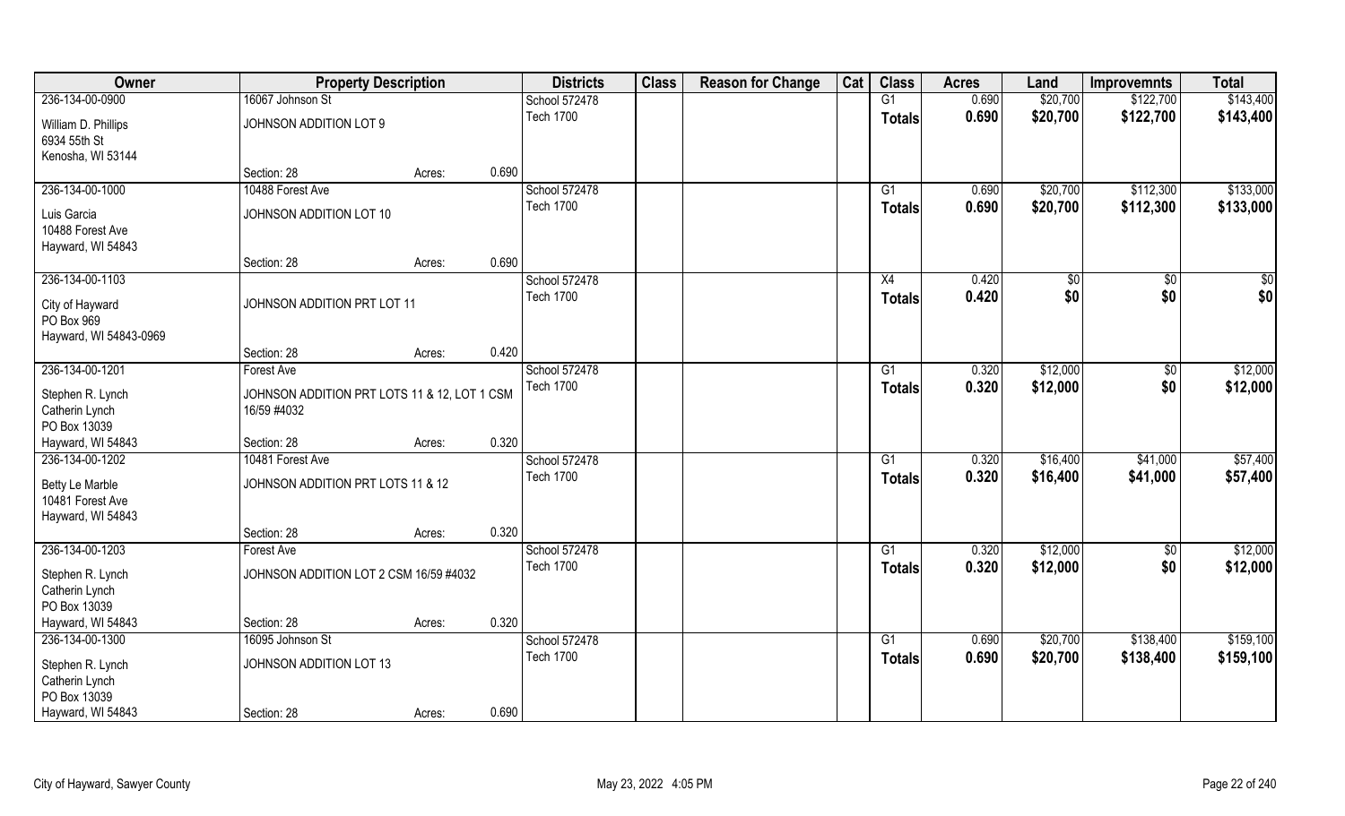| Owner | Property Description | | | Districts | Class | Reason for Change | Cat | Class | Acres | Land | Improvemnts | Total |
|---|---|---|---|---|---|---|---|---|---|---|---|---|
| 236-134-00-0900 | 16067 Johnson St | | | School 572478 | | | | G1 | 0.690 | $20,700 | $122,700 | $143,400 |
| William D. Phillips<br>6934 55th St<br>Kenosha, WI 53144 | JOHNSON ADDITION LOT 9 | | | Tech 1700 | | | | Totals | 0.690 | $20,700 | $122,700 | $143,400 |
| | Section: 28 | Acres: | 0.690 | | | | | | | | | |
| 236-134-00-1000 | 10488 Forest Ave | | | School 572478 | | | | G1 | 0.690 | $20,700 | $112,300 | $133,000 |
| Luis Garcia<br>10488 Forest Ave<br>Hayward, WI 54843 | JOHNSON ADDITION LOT 10 | | | Tech 1700 | | | | Totals | 0.690 | $20,700 | $112,300 | $133,000 |
| | Section: 28 | Acres: | 0.690 | | | | | | | | | |
| 236-134-00-1103 | | | | School 572478 | | | | X4 | 0.420 | $0 | $0 | $0 |
| City of Hayward<br>PO Box 969<br>Hayward, WI 54843-0969 | JOHNSON ADDITION PRT LOT 11 | | | Tech 1700 | | | | Totals | 0.420 | $0 | $0 | $0 |
| | Section: 28 | Acres: | 0.420 | | | | | | | | | |
| 236-134-00-1201 | Forest Ave | | | School 572478 | | | | G1 | 0.320 | $12,000 | $0 | $12,000 |
| Stephen R. Lynch<br>Catherin Lynch<br>PO Box 13039<br>Hayward, WI 54843 | JOHNSON ADDITION PRT LOTS 11 & 12, LOT 1 CSM 16/59 #4032 | | | Tech 1700 | | | | Totals | 0.320 | $12,000 | $0 | $12,000 |
| | Section: 28 | Acres: | 0.320 | | | | | | | | | |
| 236-134-00-1202 | 10481 Forest Ave | | | School 572478 | | | | G1 | 0.320 | $16,400 | $41,000 | $57,400 |
| Betty Le Marble<br>10481 Forest Ave<br>Hayward, WI 54843 | JOHNSON ADDITION PRT LOTS 11 & 12 | | | Tech 1700 | | | | Totals | 0.320 | $16,400 | $41,000 | $57,400 |
| | Section: 28 | Acres: | 0.320 | | | | | | | | | |
| 236-134-00-1203 | Forest Ave | | | School 572478 | | | | G1 | 0.320 | $12,000 | $0 | $12,000 |
| Stephen R. Lynch<br>Catherin Lynch<br>PO Box 13039<br>Hayward, WI 54843 | JOHNSON ADDITION LOT 2 CSM 16/59 #4032 | | | Tech 1700 | | | | Totals | 0.320 | $12,000 | $0 | $12,000 |
| | Section: 28 | Acres: | 0.320 | | | | | | | | | |
| 236-134-00-1300 | 16095 Johnson St | | | School 572478 | | | | G1 | 0.690 | $20,700 | $138,400 | $159,100 |
| Stephen R. Lynch<br>Catherin Lynch<br>PO Box 13039<br>Hayward, WI 54843 | JOHNSON ADDITION LOT 13 | | | Tech 1700 | | | | Totals | 0.690 | $20,700 | $138,400 | $159,100 |
| | Section: 28 | Acres: | 0.690 | | | | | | | | | |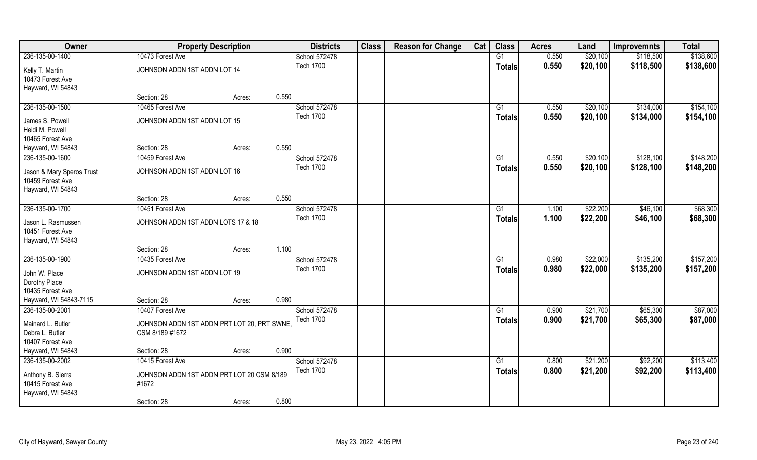| Owner | Property Description | | | Districts | Class | Reason for Change | Cat | Class | Acres | Land | Improvemnts | Total |
|---|---|---|---|---|---|---|---|---|---|---|---|---|
| 236-135-00-1400 | 10473 Forest Ave | | | School 572478 | | | | G1 | 0.550 | $20,100 | $118,500 | $138,600 |
| Kelly T. Martin<br>10473 Forest Ave<br>Hayward, WI 54843 | JOHNSON ADDN 1ST ADDN LOT 14 | | | Tech 1700 | | | | Totals | 0.550 | $20,100 | $118,500 | $138,600 |
| | Section: 28 | Acres: | 0.550 | | | | | | | | | |
| 236-135-00-1500 | 10465 Forest Ave | | | School 572478 | | | | G1 | 0.550 | $20,100 | $134,000 | $154,100 |
| James S. Powell<br>Heidi M. Powell<br>10465 Forest Ave<br>Hayward, WI 54843 | JOHNSON ADDN 1ST ADDN LOT 15 | | | Tech 1700 | | | | Totals | 0.550 | $20,100 | $134,000 | $154,100 |
| | Section: 28 | Acres: | 0.550 | | | | | | | | | |
| 236-135-00-1600 | 10459 Forest Ave | | | School 572478 | | | | G1 | 0.550 | $20,100 | $128,100 | $148,200 |
| Jason & Mary Speros Trust<br>10459 Forest Ave<br>Hayward, WI 54843 | JOHNSON ADDN 1ST ADDN LOT 16 | | | Tech 1700 | | | | Totals | 0.550 | $20,100 | $128,100 | $148,200 |
| | Section: 28 | Acres: | 0.550 | | | | | | | | | |
| 236-135-00-1700 | 10451 Forest Ave | | | School 572478 | | | | G1 | 1.100 | $22,200 | $46,100 | $68,300 |
| Jason L. Rasmussen<br>10451 Forest Ave<br>Hayward, WI 54843 | JOHNSON ADDN 1ST ADDN LOTS 17 & 18 | | | Tech 1700 | | | | Totals | 1.100 | $22,200 | $46,100 | $68,300 |
| | Section: 28 | Acres: | 1.100 | | | | | | | | | |
| 236-135-00-1900 | 10435 Forest Ave | | | School 572478 | | | | G1 | 0.980 | $22,000 | $135,200 | $157,200 |
| John W. Place<br>Dorothy Place<br>10435 Forest Ave<br>Hayward, WI 54843-7115 | JOHNSON ADDN 1ST ADDN LOT 19 | | | Tech 1700 | | | | Totals | 0.980 | $22,000 | $135,200 | $157,200 |
| | Section: 28 | Acres: | 0.980 | | | | | | | | | |
| 236-135-00-2001 | 10407 Forest Ave | | | School 572478 | | | | G1 | 0.900 | $21,700 | $65,300 | $87,000 |
| Mainard L. Butler<br>Debra L. Butler<br>10407 Forest Ave<br>Hayward, WI 54843 | JOHNSON ADDN 1ST ADDN PRT LOT 20, PRT SWNE, CSM 8/189 #1672 | | | Tech 1700 | | | | Totals | 0.900 | $21,700 | $65,300 | $87,000 |
| | Section: 28 | Acres: | 0.900 | | | | | | | | | |
| 236-135-00-2002 | 10415 Forest Ave | | | School 572478 | | | | G1 | 0.800 | $21,200 | $92,200 | $113,400 |
| Anthony B. Sierra<br>10415 Forest Ave<br>Hayward, WI 54843 | JOHNSON ADDN 1ST ADDN PRT LOT 20 CSM 8/189 #1672 | | | Tech 1700 | | | | Totals | 0.800 | $21,200 | $92,200 | $113,400 |
| | Section: 28 | Acres: | 0.800 | | | | | | | | | |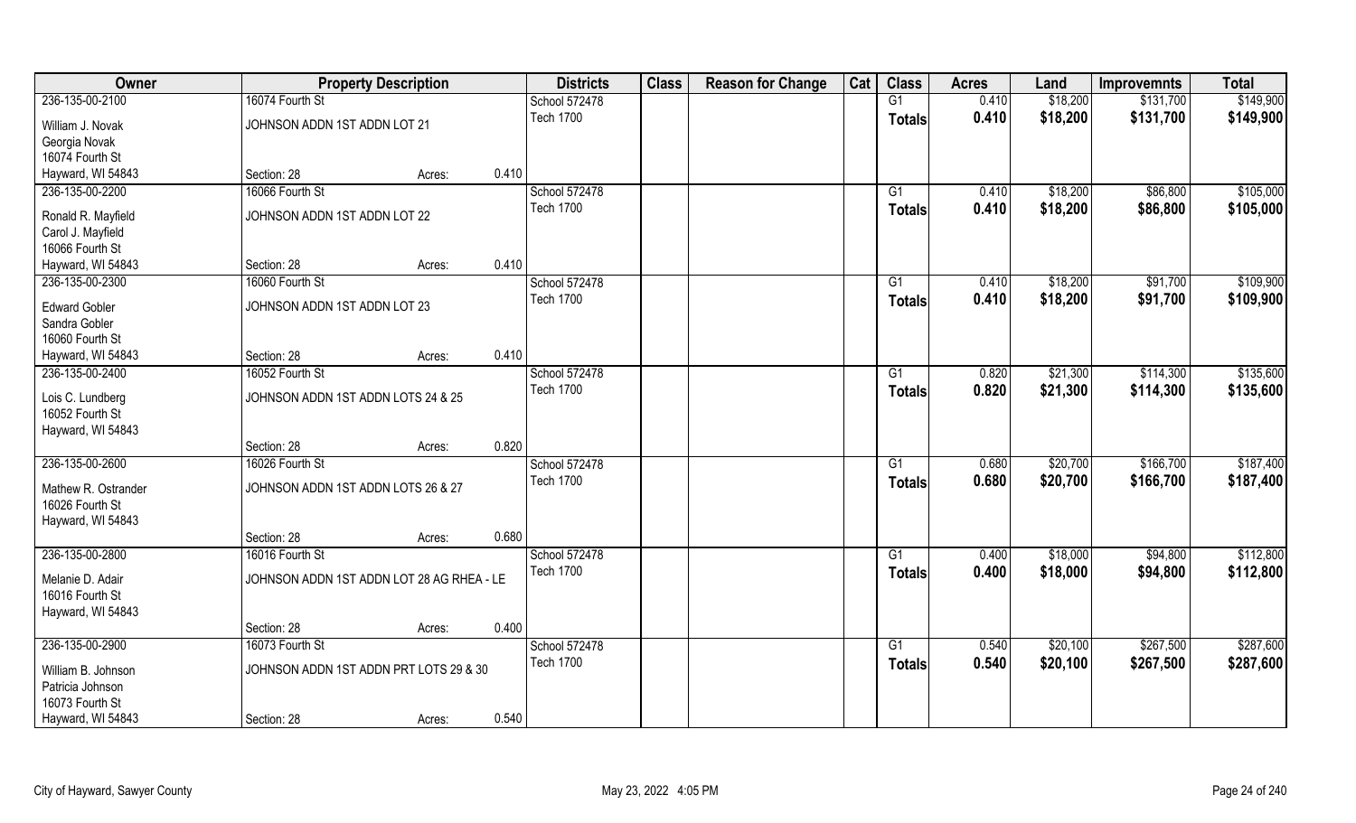| Owner | Property Description | | | Districts | Class | Reason for Change | Cat | Class | Acres | Land | Improvemnts | Total |
|---|---|---|---|---|---|---|---|---|---|---|---|---|
| 236-135-00-2100 | 16074 Fourth St | | | School 572478 | | | | G1 | 0.410 | $18,200 | $131,700 | $149,900 |
| William J. Novak<br>Georgia Novak<br>16074 Fourth St<br>Hayward, WI 54843 | JOHNSON ADDN 1ST ADDN LOT 21 | | | Tech 1700 | | | | Totals | 0.410 | $18,200 | $131,700 | $149,900 |
| | Section: 28 | Acres: | 0.410 | | | | | | | | | |
| 236-135-00-2200 | 16066 Fourth St | | | School 572478 | | | | G1 | 0.410 | $18,200 | $86,800 | $105,000 |
| Ronald R. Mayfield<br>Carol J. Mayfield<br>16066 Fourth St<br>Hayward, WI 54843 | JOHNSON ADDN 1ST ADDN LOT 22 | | | Tech 1700 | | | | Totals | 0.410 | $18,200 | $86,800 | $105,000 |
| | Section: 28 | Acres: | 0.410 | | | | | | | | | |
| 236-135-00-2300 | 16060 Fourth St | | | School 572478 | | | | G1 | 0.410 | $18,200 | $91,700 | $109,900 |
| Edward Gobler<br>Sandra Gobler<br>16060 Fourth St<br>Hayward, WI 54843 | JOHNSON ADDN 1ST ADDN LOT 23 | | | Tech 1700 | | | | Totals | 0.410 | $18,200 | $91,700 | $109,900 |
| | Section: 28 | Acres: | 0.410 | | | | | | | | | |
| 236-135-00-2400 | 16052 Fourth St | | | School 572478 | | | | G1 | 0.820 | $21,300 | $114,300 | $135,600 |
| Lois C. Lundberg<br>16052 Fourth St<br>Hayward, WI 54843 | JOHNSON ADDN 1ST ADDN LOTS 24 & 25 | | | Tech 1700 | | | | Totals | 0.820 | $21,300 | $114,300 | $135,600 |
| | Section: 28 | Acres: | 0.820 | | | | | | | | | |
| 236-135-00-2600 | 16026 Fourth St | | | School 572478 | | | | G1 | 0.680 | $20,700 | $166,700 | $187,400 |
| Mathew R. Ostrander<br>16026 Fourth St<br>Hayward, WI 54843 | JOHNSON ADDN 1ST ADDN LOTS 26 & 27 | | | Tech 1700 | | | | Totals | 0.680 | $20,700 | $166,700 | $187,400 |
| | Section: 28 | Acres: | 0.680 | | | | | | | | | |
| 236-135-00-2800 | 16016 Fourth St | | | School 572478 | | | | G1 | 0.400 | $18,000 | $94,800 | $112,800 |
| Melanie D. Adair<br>16016 Fourth St<br>Hayward, WI 54843 | JOHNSON ADDN 1ST ADDN LOT 28 AG RHEA - LE | | | Tech 1700 | | | | Totals | 0.400 | $18,000 | $94,800 | $112,800 |
| | Section: 28 | Acres: | 0.400 | | | | | | | | | |
| 236-135-00-2900 | 16073 Fourth St | | | School 572478 | | | | G1 | 0.540 | $20,100 | $267,500 | $287,600 |
| William B. Johnson<br>Patricia Johnson<br>16073 Fourth St<br>Hayward, WI 54843 | JOHNSON ADDN 1ST ADDN PRT LOTS 29 & 30 | | | Tech 1700 | | | | Totals | 0.540 | $20,100 | $267,500 | $287,600 |
| | Section: 28 | Acres: | 0.540 | | | | | | | | | |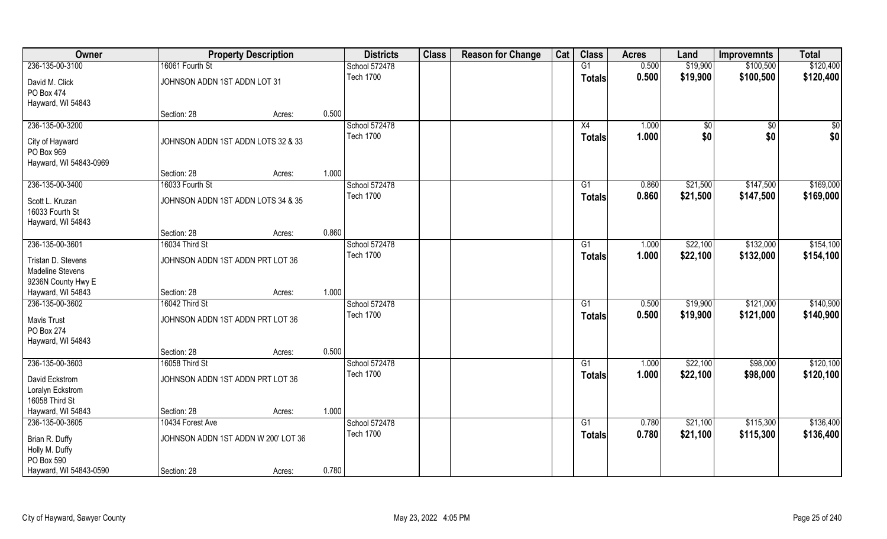| Owner | Property Description | | | Districts | Class | Reason for Change | Cat | Class | Acres | Land | Improvemnts | Total |
|---|---|---|---|---|---|---|---|---|---|---|---|---|
| 236-135-00-3100 | 16061 Fourth St | | | School 572478 | | | | G1 | 0.500 | $19,900 | $100,500 | $120,400 |
| David M. Click<br>PO Box 474<br>Hayward, WI 54843 | JOHNSON ADDN 1ST ADDN LOT 31 | | | Tech 1700 | | | | Totals | 0.500 | $19,900 | $100,500 | $120,400 |
| | Section: 28 | Acres: | 0.500 | | | | | | | | | |
| 236-135-00-3200 | | | | School 572478 | | | | X4 | 1.000 | $0 | $0 | $0 |
| City of Hayward<br>PO Box 969<br>Hayward, WI 54843-0969 | JOHNSON ADDN 1ST ADDN LOTS 32 & 33 | | | Tech 1700 | | | | Totals | 1.000 | $0 | $0 | $0 |
| | Section: 28 | Acres: | 1.000 | | | | | | | | | |
| 236-135-00-3400 | 16033 Fourth St | | | School 572478 | | | | G1 | 0.860 | $21,500 | $147,500 | $169,000 |
| Scott L. Kruzan<br>16033 Fourth St<br>Hayward, WI 54843 | JOHNSON ADDN 1ST ADDN LOTS 34 & 35 | | | Tech 1700 | | | | Totals | 0.860 | $21,500 | $147,500 | $169,000 |
| | Section: 28 | Acres: | 0.860 | | | | | | | | | |
| 236-135-00-3601 | 16034 Third St | | | School 572478 | | | | G1 | 1.000 | $22,100 | $132,000 | $154,100 |
| Tristan D. Stevens<br>Madeline Stevens<br>9236N County Hwy E | JOHNSON ADDN 1ST ADDN PRT LOT 36 | | | Tech 1700 | | | | Totals | 1.000 | $22,100 | $132,000 | $154,100 |
| Hayward, WI 54843 | Section: 28 | Acres: | 1.000 | | | | | | | | | |
| 236-135-00-3602 | 16042 Third St | | | School 572478 | | | | G1 | 0.500 | $19,900 | $121,000 | $140,900 |
| Mavis Trust<br>PO Box 274<br>Hayward, WI 54843 | JOHNSON ADDN 1ST ADDN PRT LOT 36 | | | Tech 1700 | | | | Totals | 0.500 | $19,900 | $121,000 | $140,900 |
| | Section: 28 | Acres: | 0.500 | | | | | | | | | |
| 236-135-00-3603 | 16058 Third St | | | School 572478 | | | | G1 | 1.000 | $22,100 | $98,000 | $120,100 |
| David Eckstrom<br>Loralyn Eckstrom<br>16058 Third St | JOHNSON ADDN 1ST ADDN PRT LOT 36 | | | Tech 1700 | | | | Totals | 1.000 | $22,100 | $98,000 | $120,100 |
| Hayward, WI 54843 | Section: 28 | Acres: | 1.000 | | | | | | | | | |
| 236-135-00-3605 | 10434 Forest Ave | | | School 572478 | | | | G1 | 0.780 | $21,100 | $115,300 | $136,400 |
| Brian R. Duffy<br>Holly M. Duffy<br>PO Box 590 | JOHNSON ADDN 1ST ADDN W 200' LOT 36 | | | Tech 1700 | | | | Totals | 0.780 | $21,100 | $115,300 | $136,400 |
| Hayward, WI 54843-0590 | Section: 28 | Acres: | 0.780 | | | | | | | | | |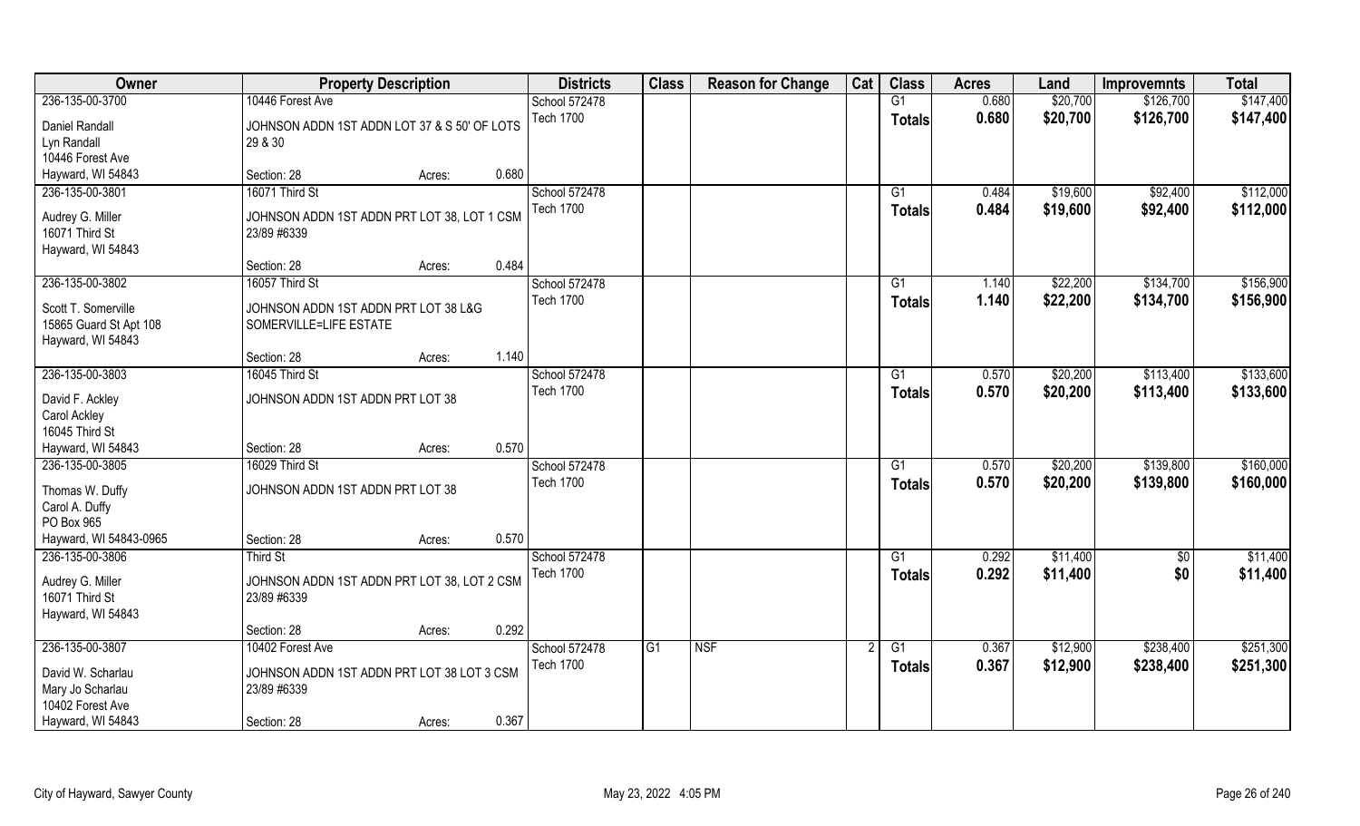| Owner | Property Description | | | Districts | Class | Reason for Change | Cat | Class | Acres | Land | Improvemnts | Total |
|---|---|---|---|---|---|---|---|---|---|---|---|---|
| 236-135-00-3700 | 10446 Forest Ave | | | School 572478 | | | | G1 | 0.680 | $20,700 | $126,700 | $147,400 |
| Daniel Randall<br>Lyn Randall<br>10446 Forest Ave<br>Hayward, WI 54843 | JOHNSON ADDN 1ST ADDN LOT 37 & S 50' OF LOTS 29 & 30 | | | Tech 1700 | | | | Totals | 0.680 | $20,700 | $126,700 | $147,400 |
| | Section: 28 | Acres: | 0.680 | | | | | | | | | |
| 236-135-00-3801 | 16071 Third St | | | School 572478 | | | | G1 | 0.484 | $19,600 | $92,400 | $112,000 |
| Audrey G. Miller<br>16071 Third St<br>Hayward, WI 54843 | JOHNSON ADDN 1ST ADDN PRT LOT 38, LOT 1 CSM 23/89 #6339 | | | Tech 1700 | | | | Totals | 0.484 | $19,600 | $92,400 | $112,000 |
| | Section: 28 | Acres: | 0.484 | | | | | | | | | |
| 236-135-00-3802 | 16057 Third St | | | School 572478 | | | | G1 | 1.140 | $22,200 | $134,700 | $156,900 |
| Scott T. Somerville<br>15865 Guard St Apt 108<br>Hayward, WI 54843 | JOHNSON ADDN 1ST ADDN PRT LOT 38 L&G SOMERVILLE=LIFE ESTATE | | | Tech 1700 | | | | Totals | 1.140 | $22,200 | $134,700 | $156,900 |
| | Section: 28 | Acres: | 1.140 | | | | | | | | | |
| 236-135-00-3803 | 16045 Third St | | | School 572478 | | | | G1 | 0.570 | $20,200 | $113,400 | $133,600 |
| David F. Ackley<br>Carol Ackley<br>16045 Third St<br>Hayward, WI 54843 | JOHNSON ADDN 1ST ADDN PRT LOT 38 | | | Tech 1700 | | | | Totals | 0.570 | $20,200 | $113,400 | $133,600 |
| | Section: 28 | Acres: | 0.570 | | | | | | | | | |
| 236-135-00-3805 | 16029 Third St | | | School 572478 | | | | G1 | 0.570 | $20,200 | $139,800 | $160,000 |
| Thomas W. Duffy<br>Carol A. Duffy<br>PO Box 965<br>Hayward, WI 54843-0965 | JOHNSON ADDN 1ST ADDN PRT LOT 38 | | | Tech 1700 | | | | Totals | 0.570 | $20,200 | $139,800 | $160,000 |
| | Section: 28 | Acres: | 0.570 | | | | | | | | | |
| 236-135-00-3806 | Third St | | | School 572478 | | | | G1 | 0.292 | $11,400 | $0 | $11,400 |
| Audrey G. Miller<br>16071 Third St<br>Hayward, WI 54843 | JOHNSON ADDN 1ST ADDN PRT LOT 38, LOT 2 CSM 23/89 #6339 | | | Tech 1700 | | | | Totals | 0.292 | $11,400 | $0 | $11,400 |
| | Section: 28 | Acres: | 0.292 | | | | | | | | | |
| 236-135-00-3807 | 10402 Forest Ave | | | School 572478 | G1 | NSF | 2 | G1 | 0.367 | $12,900 | $238,400 | $251,300 |
| David W. Scharlau<br>Mary Jo Scharlau<br>10402 Forest Ave<br>Hayward, WI 54843 | JOHNSON ADDN 1ST ADDN PRT LOT 38 LOT 3 CSM 23/89 #6339 | | | Tech 1700 | | | | Totals | 0.367 | $12,900 | $238,400 | $251,300 |
| | Section: 28 | Acres: | 0.367 | | | | | | | | | |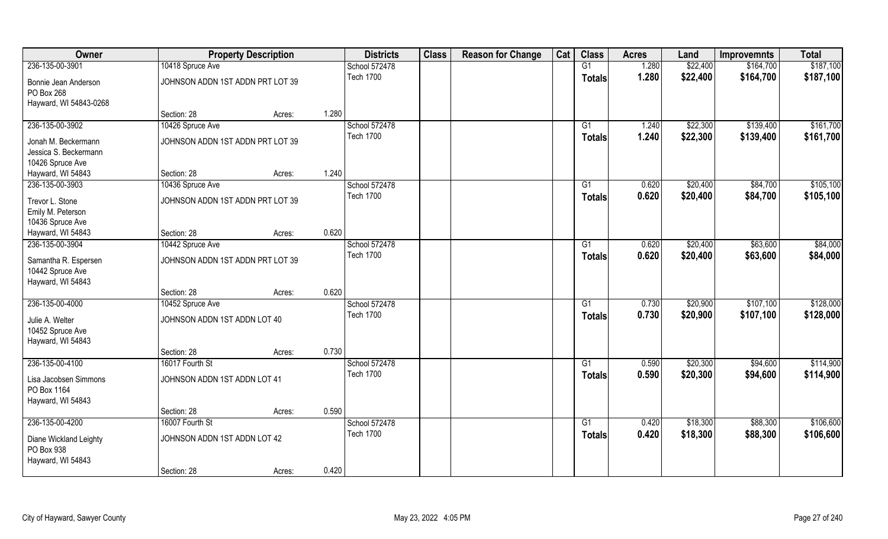| Owner | Property Description | | | Districts | Class | Reason for Change | Cat | Class | Acres | Land | Improvemnts | Total |
|---|---|---|---|---|---|---|---|---|---|---|---|---|
| 236-135-00-3901 | 10418 Spruce Ave | | | School 572478 | | | | G1 | 1.280 | $22,400 | $164,700 | $187,100 |
| Bonnie Jean Anderson<br>PO Box 268<br>Hayward, WI 54843-0268 | JOHNSON ADDN 1ST ADDN PRT LOT 39 | | | Tech 1700 | | | | Totals | 1.280 | $22,400 | $164,700 | $187,100 |
| | Section: 28 | Acres: | 1.280 | | | | | | | | | |
| 236-135-00-3902 | 10426 Spruce Ave | | | School 572478 | | | | G1 | 1.240 | $22,300 | $139,400 | $161,700 |
| Jonah M. Beckermann<br>Jessica S. Beckermann<br>10426 Spruce Ave<br>Hayward, WI 54843 | JOHNSON ADDN 1ST ADDN PRT LOT 39 | | | Tech 1700 | | | | Totals | 1.240 | $22,300 | $139,400 | $161,700 |
| | Section: 28 | Acres: | 1.240 | | | | | | | | | |
| 236-135-00-3903 | 10436 Spruce Ave | | | School 572478 | | | | G1 | 0.620 | $20,400 | $84,700 | $105,100 |
| Trevor L. Stone<br>Emily M. Peterson<br>10436 Spruce Ave<br>Hayward, WI 54843 | JOHNSON ADDN 1ST ADDN PRT LOT 39 | | | Tech 1700 | | | | Totals | 0.620 | $20,400 | $84,700 | $105,100 |
| | Section: 28 | Acres: | 0.620 | | | | | | | | | |
| 236-135-00-3904 | 10442 Spruce Ave | | | School 572478 | | | | G1 | 0.620 | $20,400 | $63,600 | $84,000 |
| Samantha R. Espersen<br>10442 Spruce Ave<br>Hayward, WI 54843 | JOHNSON ADDN 1ST ADDN PRT LOT 39 | | | Tech 1700 | | | | Totals | 0.620 | $20,400 | $63,600 | $84,000 |
| | Section: 28 | Acres: | 0.620 | | | | | | | | | |
| 236-135-00-4000 | 10452 Spruce Ave | | | School 572478 | | | | G1 | 0.730 | $20,900 | $107,100 | $128,000 |
| Julie A. Welter<br>10452 Spruce Ave<br>Hayward, WI 54843 | JOHNSON ADDN 1ST ADDN LOT 40 | | | Tech 1700 | | | | Totals | 0.730 | $20,900 | $107,100 | $128,000 |
| | Section: 28 | Acres: | 0.730 | | | | | | | | | |
| 236-135-00-4100 | 16017 Fourth St | | | School 572478 | | | | G1 | 0.590 | $20,300 | $94,600 | $114,900 |
| Lisa Jacobsen Simmons<br>PO Box 1164<br>Hayward, WI 54843 | JOHNSON ADDN 1ST ADDN LOT 41 | | | Tech 1700 | | | | Totals | 0.590 | $20,300 | $94,600 | $114,900 |
| | Section: 28 | Acres: | 0.590 | | | | | | | | | |
| 236-135-00-4200 | 16007 Fourth St | | | School 572478 | | | | G1 | 0.420 | $18,300 | $88,300 | $106,600 |
| Diane Wickland Leighty<br>PO Box 938<br>Hayward, WI 54843 | JOHNSON ADDN 1ST ADDN LOT 42 | | | Tech 1700 | | | | Totals | 0.420 | $18,300 | $88,300 | $106,600 |
| | Section: 28 | Acres: | 0.420 | | | | | | | | | |

City of Hayward, Sawyer County — May 23, 2022 4:05 PM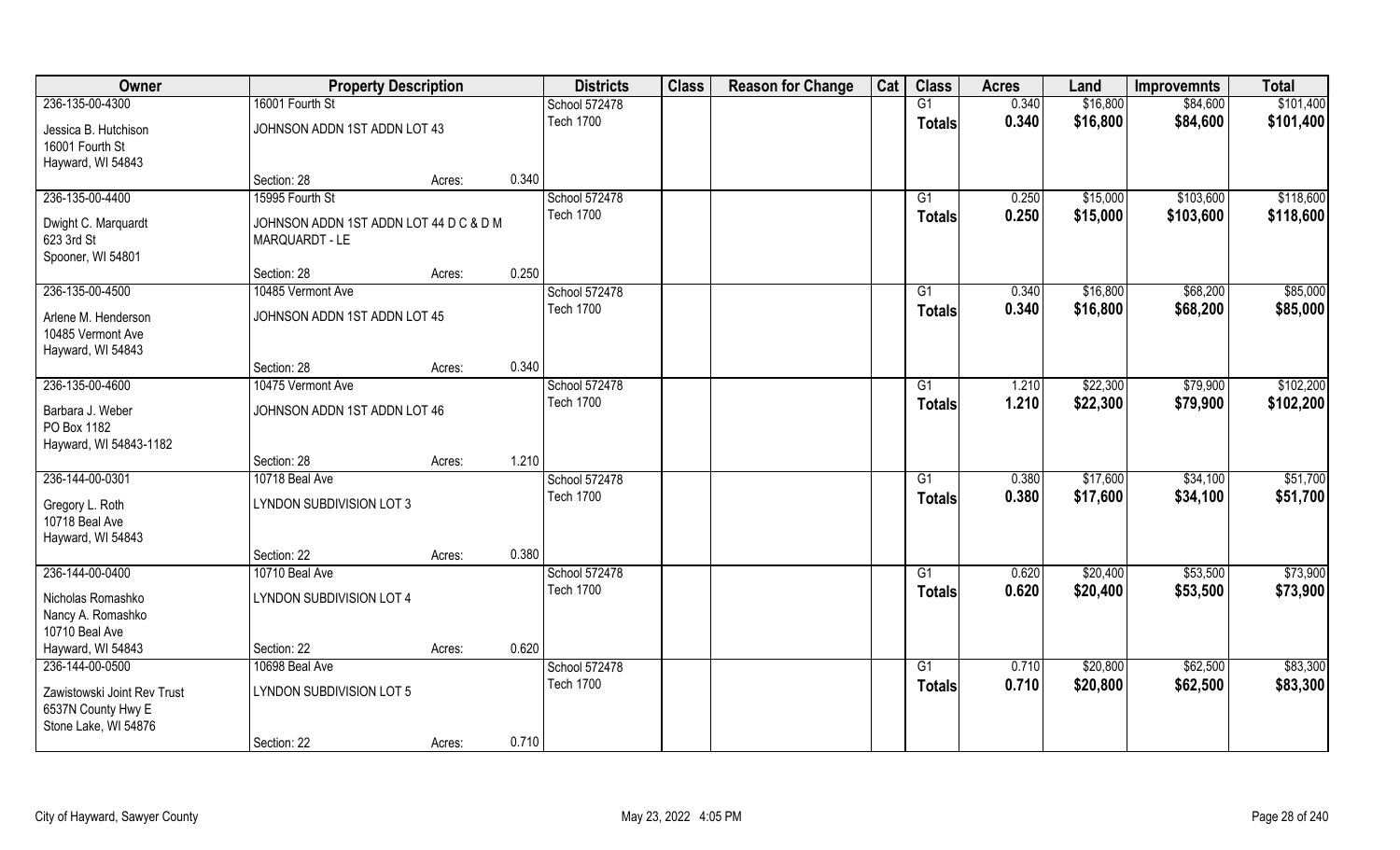| Owner | Property Description | | | Districts | Class | Reason for Change | Cat | Class | Acres | Land | Improvemnts | Total |
|---|---|---|---|---|---|---|---|---|---|---|---|---|
| 236-135-00-4300 | 16001 Fourth St | | | School 572478 | | | | G1 | 0.340 | $16,800 | $84,600 | $101,400 |
| Jessica B. Hutchison<br>16001 Fourth St<br>Hayward, WI 54843 | JOHNSON ADDN 1ST ADDN LOT 43 | | | Tech 1700 | | | | Totals | 0.340 | $16,800 | $84,600 | $101,400 |
| | Section: 28 | Acres: | 0.340 | | | | | | | | | |
| 236-135-00-4400 | 15995 Fourth St | | | School 572478 | | | | G1 | 0.250 | $15,000 | $103,600 | $118,600 |
| Dwight C. Marquardt<br>623 3rd St<br>Spooner, WI 54801 | JOHNSON ADDN 1ST ADDN LOT 44 D C & D M MARQUARDT - LE | | | Tech 1700 | | | | Totals | 0.250 | $15,000 | $103,600 | $118,600 |
| | Section: 28 | Acres: | 0.250 | | | | | | | | | |
| 236-135-00-4500 | 10485 Vermont Ave | | | School 572478 | | | | G1 | 0.340 | $16,800 | $68,200 | $85,000 |
| Arlene M. Henderson<br>10485 Vermont Ave<br>Hayward, WI 54843 | JOHNSON ADDN 1ST ADDN LOT 45 | | | Tech 1700 | | | | Totals | 0.340 | $16,800 | $68,200 | $85,000 |
| | Section: 28 | Acres: | 0.340 | | | | | | | | | |
| 236-135-00-4600 | 10475 Vermont Ave | | | School 572478 | | | | G1 | 1.210 | $22,300 | $79,900 | $102,200 |
| Barbara J. Weber<br>PO Box 1182<br>Hayward, WI 54843-1182 | JOHNSON ADDN 1ST ADDN LOT 46 | | | Tech 1700 | | | | Totals | 1.210 | $22,300 | $79,900 | $102,200 |
| | Section: 28 | Acres: | 1.210 | | | | | | | | | |
| 236-144-00-0301 | 10718 Beal Ave | | | School 572478 | | | | G1 | 0.380 | $17,600 | $34,100 | $51,700 |
| Gregory L. Roth<br>10718 Beal Ave<br>Hayward, WI 54843 | LYNDON SUBDIVISION LOT 3 | | | Tech 1700 | | | | Totals | 0.380 | $17,600 | $34,100 | $51,700 |
| | Section: 22 | Acres: | 0.380 | | | | | | | | | |
| 236-144-00-0400 | 10710 Beal Ave | | | School 572478 | | | | G1 | 0.620 | $20,400 | $53,500 | $73,900 |
| Nicholas Romashko<br>Nancy A. Romashko<br>10710 Beal Ave<br>Hayward, WI 54843 | LYNDON SUBDIVISION LOT 4 | | | Tech 1700 | | | | Totals | 0.620 | $20,400 | $53,500 | $73,900 |
| | Section: 22 | Acres: | 0.620 | | | | | | | | | |
| 236-144-00-0500 | 10698 Beal Ave | | | School 572478 | | | | G1 | 0.710 | $20,800 | $62,500 | $83,300 |
| Zawistowski Joint Rev Trust<br>6537N County Hwy E<br>Stone Lake, WI 54876 | LYNDON SUBDIVISION LOT 5 | | | Tech 1700 | | | | Totals | 0.710 | $20,800 | $62,500 | $83,300 |
| | Section: 22 | Acres: | 0.710 | | | | | | | | | |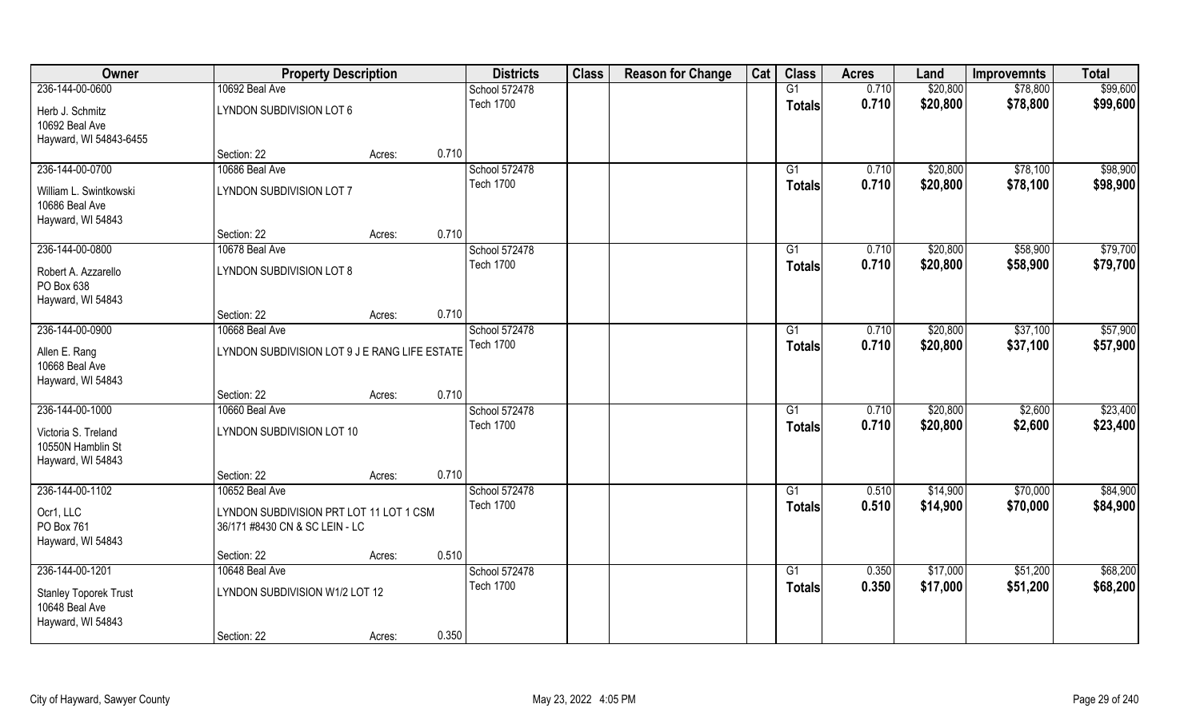| Owner | Property Description | | | Districts | Class | Reason for Change | Cat | Class | Acres | Land | Improvemnts | Total |
|---|---|---|---|---|---|---|---|---|---|---|---|---|
| 236-144-00-0600 | 10692 Beal Ave | | | School 572478 | | | | G1 | 0.710 | $20,800 | $78,800 | $99,600 |
| Herb J. Schmitz<br>10692 Beal Ave<br>Hayward, WI 54843-6455 | LYNDON SUBDIVISION LOT 6 | | | Tech 1700 | | | | Totals | 0.710 | $20,800 | $78,800 | $99,600 |
| | Section: 22 | Acres: | 0.710 | | | | | | | | | |
| 236-144-00-0700 | 10686 Beal Ave | | | School 572478 | | | | G1 | 0.710 | $20,800 | $78,100 | $98,900 |
| William L. Swintkowski<br>10686 Beal Ave<br>Hayward, WI 54843 | LYNDON SUBDIVISION LOT 7 | | | Tech 1700 | | | | Totals | 0.710 | $20,800 | $78,100 | $98,900 |
| | Section: 22 | Acres: | 0.710 | | | | | | | | | |
| 236-144-00-0800 | 10678 Beal Ave | | | School 572478 | | | | G1 | 0.710 | $20,800 | $58,900 | $79,700 |
| Robert A. Azzarello<br>PO Box 638<br>Hayward, WI 54843 | LYNDON SUBDIVISION LOT 8 | | | Tech 1700 | | | | Totals | 0.710 | $20,800 | $58,900 | $79,700 |
| | Section: 22 | Acres: | 0.710 | | | | | | | | | |
| 236-144-00-0900 | 10668 Beal Ave | | | School 572478 | | | | G1 | 0.710 | $20,800 | $37,100 | $57,900 |
| Allen E. Rang<br>10668 Beal Ave<br>Hayward, WI 54843 | LYNDON SUBDIVISION LOT 9 J E RANG LIFE ESTATE | | | Tech 1700 | | | | Totals | 0.710 | $20,800 | $37,100 | $57,900 |
| | Section: 22 | Acres: | 0.710 | | | | | | | | | |
| 236-144-00-1000 | 10660 Beal Ave | | | School 572478 | | | | G1 | 0.710 | $20,800 | $2,600 | $23,400 |
| Victoria S. Treland<br>10550N Hamblin St<br>Hayward, WI 54843 | LYNDON SUBDIVISION LOT 10 | | | Tech 1700 | | | | Totals | 0.710 | $20,800 | $2,600 | $23,400 |
| | Section: 22 | Acres: | 0.710 | | | | | | | | | |
| 236-144-00-1102 | 10652 Beal Ave | | | School 572478 | | | | G1 | 0.510 | $14,900 | $70,000 | $84,900 |
| Ocr1, LLC<br>PO Box 761<br>Hayward, WI 54843 | LYNDON SUBDIVISION PRT LOT 11 LOT 1 CSM 36/171 #8430 CN & SC LEIN - LC | | | Tech 1700 | | | | Totals | 0.510 | $14,900 | $70,000 | $84,900 |
| | Section: 22 | Acres: | 0.510 | | | | | | | | | |
| 236-144-00-1201 | 10648 Beal Ave | | | School 572478 | | | | G1 | 0.350 | $17,000 | $51,200 | $68,200 |
| Stanley Toporek Trust<br>10648 Beal Ave<br>Hayward, WI 54843 | LYNDON SUBDIVISION W1/2 LOT 12 | | | Tech 1700 | | | | Totals | 0.350 | $17,000 | $51,200 | $68,200 |
| | Section: 22 | Acres: | 0.350 | | | | | | | | | |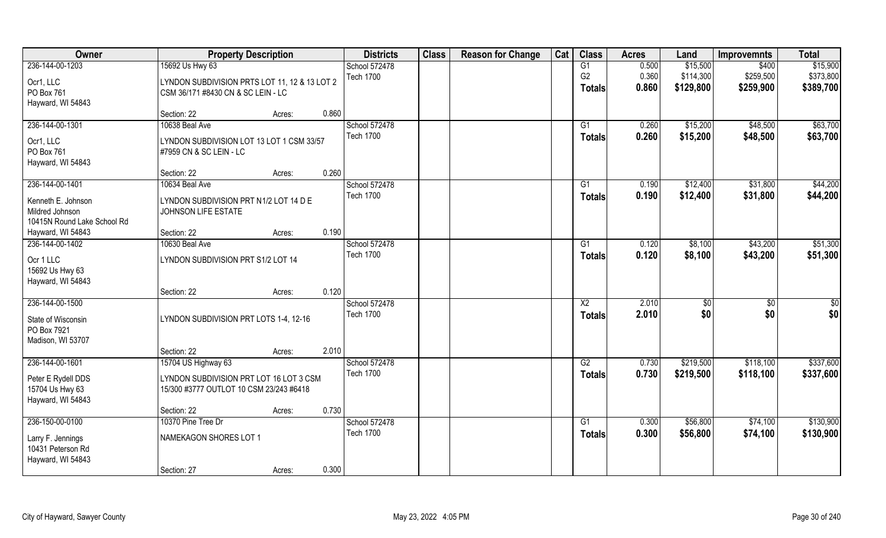| Owner | Property Description | | | Districts | Class | Reason for Change | Cat | Class | Acres | Land | Improvemnts | Total |
|---|---|---|---|---|---|---|---|---|---|---|---|---|
| 236-144-00-1203<br>Ocr1, LLC<br>PO Box 761<br>Hayward, WI 54843 | 15692 Us Hwy 63<br>LYNDON SUBDIVISION PRTS LOT 11, 12 & 13 LOT 2 CSM 36/171 #8430 CN & SC LEIN - LC<br>Section: 22 | Acres: | 0.860 | School 572478<br>Tech 1700 | | | | G1<br>G2<br>**Totals** | 0.500<br>0.360<br>**0.860** | $15,500<br>$114,300<br>**$129,800** | $400<br>$259,500<br>**$259,900** | $15,900<br>$373,800<br>**$389,700** |
| 236-144-00-1301<br>Ocr1, LLC<br>PO Box 761<br>Hayward, WI 54843 | 10638 Beal Ave<br>LYNDON SUBDIVISION LOT 13 LOT 1 CSM 33/57 #7959 CN & SC LEIN - LC<br>Section: 22 | Acres: | 0.260 | School 572478<br>Tech 1700 | | | | G1<br>**Totals** | 0.260<br>**0.260** | $15,200<br>**$15,200** | $48,500<br>**$48,500** | $63,700<br>**$63,700** |
| 236-144-00-1401<br>Kenneth E. Johnson<br>Mildred Johnson<br>10415N Round Lake School Rd<br>Hayward, WI 54843 | 10634 Beal Ave<br>LYNDON SUBDIVISION PRT N1/2 LOT 14 D E JOHNSON LIFE ESTATE<br>Section: 22 | Acres: | 0.190 | School 572478<br>Tech 1700 | | | | G1<br>**Totals** | 0.190<br>**0.190** | $12,400<br>**$12,400** | $31,800<br>**$31,800** | $44,200<br>**$44,200** |
| 236-144-00-1402<br>Ocr 1 LLC<br>15692 Us Hwy 63<br>Hayward, WI 54843 | 10630 Beal Ave<br>LYNDON SUBDIVISION PRT S1/2 LOT 14<br>Section: 22 | Acres: | 0.120 | School 572478<br>Tech 1700 | | | | G1<br>**Totals** | 0.120<br>**0.120** | $8,100<br>**$8,100** | $43,200<br>**$43,200** | $51,300<br>**$51,300** |
| 236-144-00-1500<br>State of Wisconsin<br>PO Box 7921<br>Madison, WI 53707 | LYNDON SUBDIVISION PRT LOTS 1-4, 12-16<br>Section: 22 | Acres: | 2.010 | School 572478<br>Tech 1700 | | | | X2<br>**Totals** | 2.010<br>**2.010** | $0<br>**$0** | $0<br>**$0** | $0<br>**$0** |
| 236-144-00-1601<br>Peter E Rydell DDS<br>15704 Us Hwy 63<br>Hayward, WI 54843 | 15704 US Highway 63<br>LYNDON SUBDIVISION PRT LOT 16 LOT 3 CSM 15/300 #3777 OUTLOT 10 CSM 23/243 #6418<br>Section: 22 | Acres: | 0.730 | School 572478<br>Tech 1700 | | | | G2<br>**Totals** | 0.730<br>**0.730** | $219,500<br>**$219,500** | $118,100<br>**$118,100** | $337,600<br>**$337,600** |
| 236-150-00-0100<br>Larry F. Jennings<br>10431 Peterson Rd<br>Hayward, WI 54843 | 10370 Pine Tree Dr<br>NAMEKAGON SHORES LOT 1<br>Section: 27 | Acres: | 0.300 | School 572478<br>Tech 1700 | | | | G1<br>**Totals** | 0.300<br>**0.300** | $56,800<br>**$56,800** | $74,100<br>**$74,100** | $130,900<br>**$130,900** |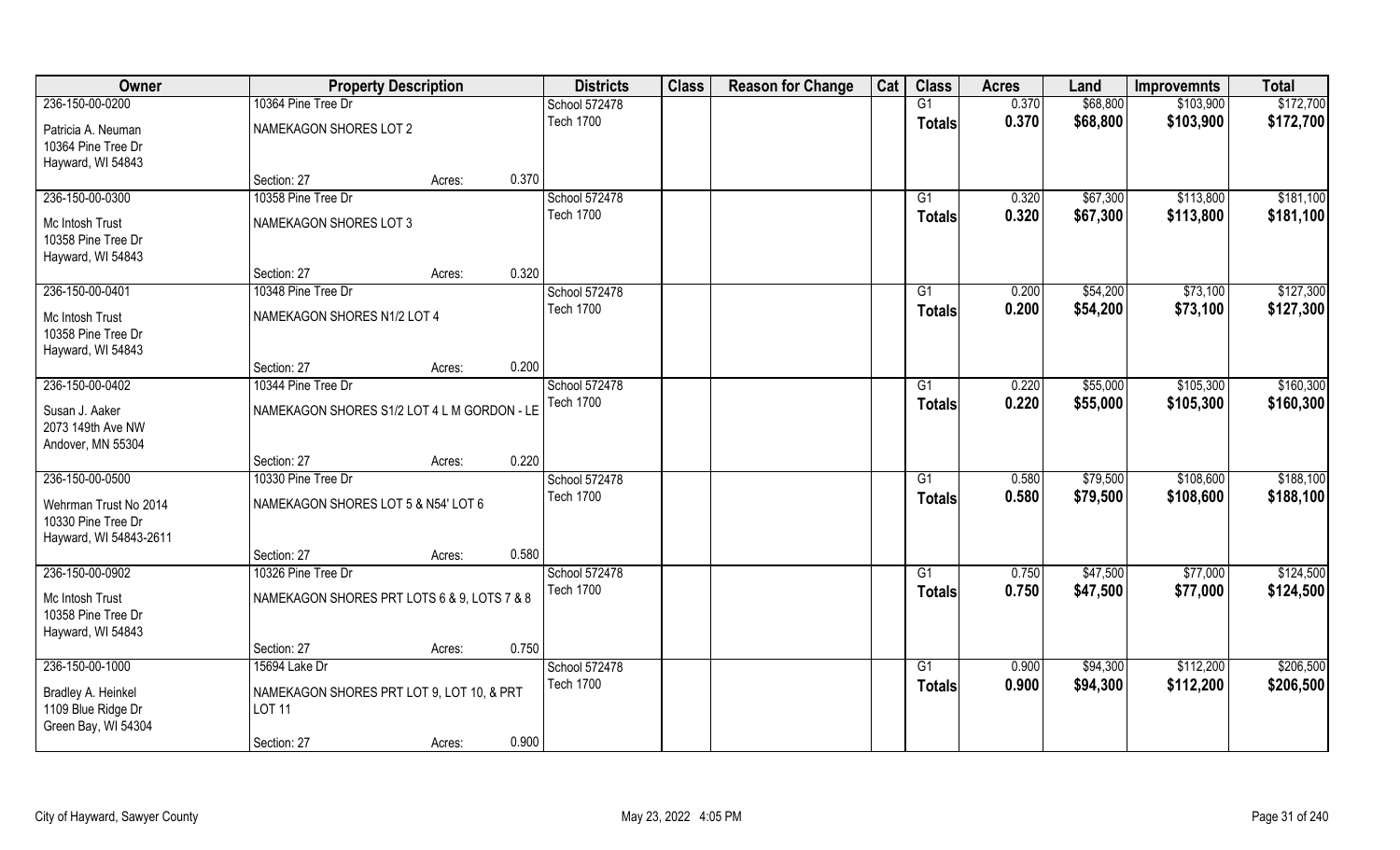| Owner | Property Description | | | Districts | Class | Reason for Change | Cat | Class | Acres | Land | Improvemnts | Total |
|---|---|---|---|---|---|---|---|---|---|---|---|---|
| 236-150-00-0200 | 10364 Pine Tree Dr | | | School 572478 | | | | G1 | 0.370 | $68,800 | $103,900 | $172,700 |
| Patricia A. Neuman<br>10364 Pine Tree Dr<br>Hayward, WI 54843 | NAMEKAGON SHORES LOT 2 | | | Tech 1700 | | | | **Totals** | **0.370** | **$68,800** | **$103,900** | **$172,700** |
| | Section: 27 | Acres: | 0.370 | | | | | | | | | |
| 236-150-00-0300 | 10358 Pine Tree Dr | | | School 572478 | | | | G1 | 0.320 | $67,300 | $113,800 | $181,100 |
| Mc Intosh Trust<br>10358 Pine Tree Dr<br>Hayward, WI 54843 | NAMEKAGON SHORES LOT 3 | | | Tech 1700 | | | | **Totals** | **0.320** | **$67,300** | **$113,800** | **$181,100** |
| | Section: 27 | Acres: | 0.320 | | | | | | | | | |
| 236-150-00-0401 | 10348 Pine Tree Dr | | | School 572478 | | | | G1 | 0.200 | $54,200 | $73,100 | $127,300 |
| Mc Intosh Trust<br>10358 Pine Tree Dr<br>Hayward, WI 54843 | NAMEKAGON SHORES N1/2 LOT 4 | | | Tech 1700 | | | | **Totals** | **0.200** | **$54,200** | **$73,100** | **$127,300** |
| | Section: 27 | Acres: | 0.200 | | | | | | | | | |
| 236-150-00-0402 | 10344 Pine Tree Dr | | | School 572478 | | | | G1 | 0.220 | $55,000 | $105,300 | $160,300 |
| Susan J. Aaker<br>2073 149th Ave NW<br>Andover, MN 55304 | NAMEKAGON SHORES S1/2 LOT 4 L M GORDON - LE | | | Tech 1700 | | | | **Totals** | **0.220** | **$55,000** | **$105,300** | **$160,300** |
| | Section: 27 | Acres: | 0.220 | | | | | | | | | |
| 236-150-00-0500 | 10330 Pine Tree Dr | | | School 572478 | | | | G1 | 0.580 | $79,500 | $108,600 | $188,100 |
| Wehrman Trust No 2014<br>10330 Pine Tree Dr<br>Hayward, WI 54843-2611 | NAMEKAGON SHORES LOT 5 & N54' LOT 6 | | | Tech 1700 | | | | **Totals** | **0.580** | **$79,500** | **$108,600** | **$188,100** |
| | Section: 27 | Acres: | 0.580 | | | | | | | | | |
| 236-150-00-0902 | 10326 Pine Tree Dr | | | School 572478 | | | | G1 | 0.750 | $47,500 | $77,000 | $124,500 |
| Mc Intosh Trust<br>10358 Pine Tree Dr<br>Hayward, WI 54843 | NAMEKAGON SHORES PRT LOTS 6 & 9, LOTS 7 & 8 | | | Tech 1700 | | | | **Totals** | **0.750** | **$47,500** | **$77,000** | **$124,500** |
| | Section: 27 | Acres: | 0.750 | | | | | | | | | |
| 236-150-00-1000 | 15694 Lake Dr | | | School 572478 | | | | G1 | 0.900 | $94,300 | $112,200 | $206,500 |
| Bradley A. Heinkel<br>1109 Blue Ridge Dr<br>Green Bay, WI 54304 | NAMEKAGON SHORES PRT LOT 9, LOT 10, & PRT LOT 11 | | | Tech 1700 | | | | **Totals** | **0.900** | **$94,300** | **$112,200** | **$206,500** |
| | Section: 27 | Acres: | 0.900 | | | | | | | | | |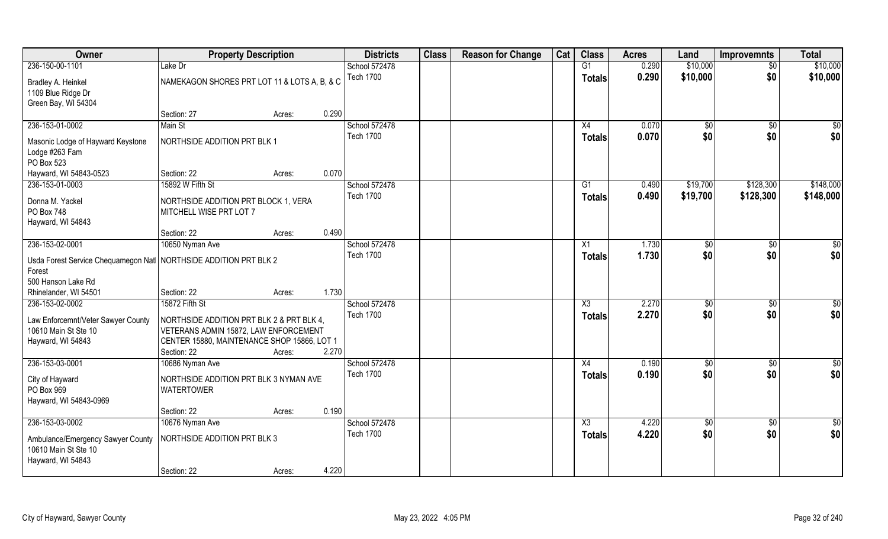| Owner | Property Description | Districts | Class | Reason for Change | Cat | Class | Acres | Land | Improvemnts | Total |
|---|---|---|---|---|---|---|---|---|---|---|
| 236-150-00-1101 | Lake Dr | School 572478 | | | | G1 | 0.290 | $10,000 | $0 | $10,000 |
| Bradley A. Heinkel<br>1109 Blue Ridge Dr<br>Green Bay, WI 54304 | NAMEKAGON SHORES PRT LOT 11 & LOTS A, B, & C<br>Section: 27 Acres: 0.290 | Tech 1700 | | | | Totals | 0.290 | $10,000 | $0 | $10,000 |
| 236-153-01-0002 | Main St | School 572478 | | | | X4 | 0.070 | $0 | $0 | $0 |
| Masonic Lodge of Hayward Keystone Lodge #263 Fam<br>PO Box 523<br>Hayward, WI 54843-0523 | NORTHSIDE ADDITION PRT BLK 1<br>Section: 22 Acres: 0.070 | Tech 1700 | | | | Totals | 0.070 | $0 | $0 | $0 |
| 236-153-01-0003 | 15892 W Fifth St | School 572478 | | | | G1 | 0.490 | $19,700 | $128,300 | $148,000 |
| Donna M. Yackel<br>PO Box 748<br>Hayward, WI 54843 | NORTHSIDE ADDITION PRT BLOCK 1, VERA MITCHELL WISE PRT LOT 7<br>Section: 22 Acres: 0.490 | Tech 1700 | | | | Totals | 0.490 | $19,700 | $128,300 | $148,000 |
| 236-153-02-0001 | 10650 Nyman Ave | School 572478 | | | | X1 | 1.730 | $0 | $0 | $0 |
| Usda Forest Service Chequamegon Natl Forest<br>500 Hanson Lake Rd<br>Rhinelander, WI 54501 | NORTHSIDE ADDITION PRT BLK 2<br>Section: 22 Acres: 1.730 | Tech 1700 | | | | Totals | 1.730 | $0 | $0 | $0 |
| 236-153-02-0002 | 15872 Fifth St | School 572478 | | | | X3 | 2.270 | $0 | $0 | $0 |
| Law Enforcemnt/Veter Sawyer County<br>10610 Main St Ste 10<br>Hayward, WI 54843 | NORTHSIDE ADDITION PRT BLK 2 & PRT BLK 4, VETERANS ADMIN 15872, LAW ENFORCEMENT CENTER 15880, MAINTENANCE SHOP 15866, LOT 1<br>Section: 22 Acres: 2.270 | Tech 1700 | | | | Totals | 2.270 | $0 | $0 | $0 |
| 236-153-03-0001 | 10686 Nyman Ave | School 572478 | | | | X4 | 0.190 | $0 | $0 | $0 |
| City of Hayward<br>PO Box 969<br>Hayward, WI 54843-0969 | NORTHSIDE ADDITION PRT BLK 3 NYMAN AVE WATERTOWER<br>Section: 22 Acres: 0.190 | Tech 1700 | | | | Totals | 0.190 | $0 | $0 | $0 |
| 236-153-03-0002 | 10676 Nyman Ave | School 572478 | | | | X3 | 4.220 | $0 | $0 | $0 |
| Ambulance/Emergency Sawyer County<br>10610 Main St Ste 10<br>Hayward, WI 54843 | NORTHSIDE ADDITION PRT BLK 3<br>Section: 22 Acres: 4.220 | Tech 1700 | | | | Totals | 4.220 | $0 | $0 | $0 |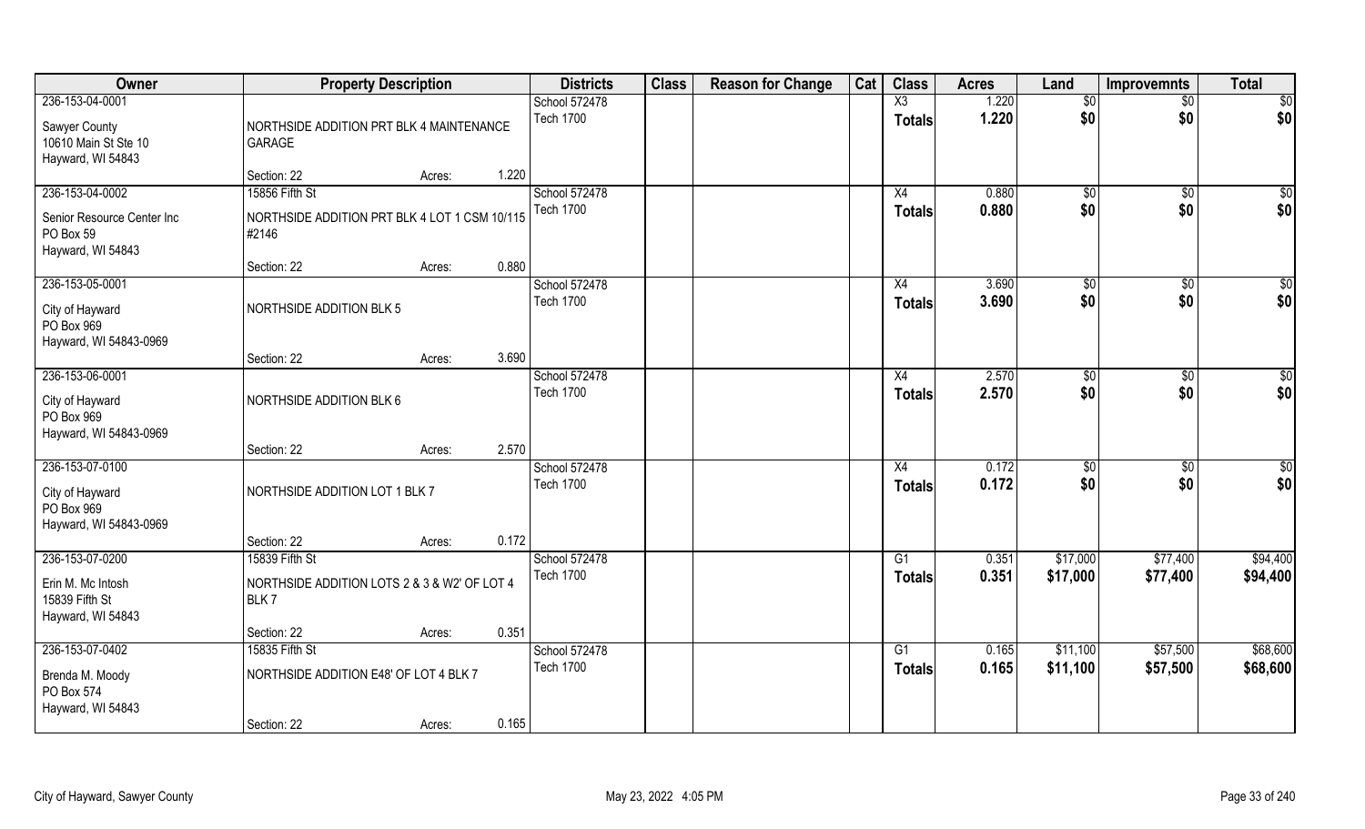| Owner | Property Description | | | Districts | Class | Reason for Change | Cat | Class | Acres | Land | Improvemnts | Total |
|---|---|---|---|---|---|---|---|---|---|---|---|---|
| 236-153-04-0001 | | | | School 572478 | | | | X3 | 1.220 | $0 | $0 | $0 |
| Sawyer County<br>10610 Main St Ste 10<br>Hayward, WI 54843 | NORTHSIDE ADDITION PRT BLK 4 MAINTENANCE GARAGE | | | Tech 1700 | | | | Totals | 1.220 | $0 | $0 | $0 |
| | Section: 22 | Acres: | 1.220 | | | | | | | | | |
| 236-153-04-0002 | 15856 Fifth St | | | School 572478 | | | | X4 | 0.880 | $0 | $0 | $0 |
| Senior Resource Center Inc<br>PO Box 59<br>Hayward, WI 54843 | NORTHSIDE ADDITION PRT BLK 4 LOT 1 CSM 10/115 #2146 | | | Tech 1700 | | | | Totals | 0.880 | $0 | $0 | $0 |
| | Section: 22 | Acres: | 0.880 | | | | | | | | | |
| 236-153-05-0001 | | | | School 572478 | | | | X4 | 3.690 | $0 | $0 | $0 |
| City of Hayward<br>PO Box 969<br>Hayward, WI 54843-0969 | NORTHSIDE ADDITION BLK 5 | | | Tech 1700 | | | | Totals | 3.690 | $0 | $0 | $0 |
| | Section: 22 | Acres: | 3.690 | | | | | | | | | |
| 236-153-06-0001 | | | | School 572478 | | | | X4 | 2.570 | $0 | $0 | $0 |
| City of Hayward<br>PO Box 969<br>Hayward, WI 54843-0969 | NORTHSIDE ADDITION BLK 6 | | | Tech 1700 | | | | Totals | 2.570 | $0 | $0 | $0 |
| | Section: 22 | Acres: | 2.570 | | | | | | | | | |
| 236-153-07-0100 | | | | School 572478 | | | | X4 | 0.172 | $0 | $0 | $0 |
| City of Hayward<br>PO Box 969<br>Hayward, WI 54843-0969 | NORTHSIDE ADDITION LOT 1 BLK 7 | | | Tech 1700 | | | | Totals | 0.172 | $0 | $0 | $0 |
| | Section: 22 | Acres: | 0.172 | | | | | | | | | |
| 236-153-07-0200 | 15839 Fifth St | | | School 572478 | | | | G1 | 0.351 | $17,000 | $77,400 | $94,400 |
| Erin M. Mc Intosh<br>15839 Fifth St<br>Hayward, WI 54843 | NORTHSIDE ADDITION LOTS 2 & 3 & W2' OF LOT 4 BLK 7 | | | Tech 1700 | | | | Totals | 0.351 | $17,000 | $77,400 | $94,400 |
| | Section: 22 | Acres: | 0.351 | | | | | | | | | |
| 236-153-07-0402 | 15835 Fifth St | | | School 572478 | | | | G1 | 0.165 | $11,100 | $57,500 | $68,600 |
| Brenda M. Moody<br>PO Box 574<br>Hayward, WI 54843 | NORTHSIDE ADDITION E48' OF LOT 4 BLK 7 | | | Tech 1700 | | | | Totals | 0.165 | $11,100 | $57,500 | $68,600 |
| | Section: 22 | Acres: | 0.165 | | | | | | | | | |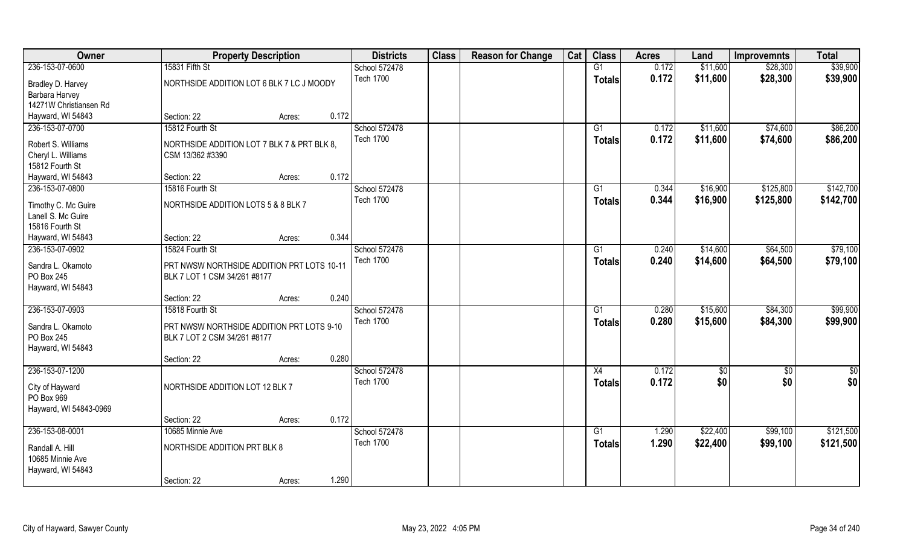| Owner | Property Description | Districts | Class | Reason for Change | Cat | Class | Acres | Land | Improvemnts | Total |
|---|---|---|---|---|---|---|---|---|---|---|
| 236-153-07-0600 | 15831 Fifth St | School 572478 | | | | G1 | 0.172 | $11,600 | $28,300 | $39,900 |
| Bradley D. Harvey<br>Barbara Harvey<br>14271W Christiansen Rd<br>Hayward, WI 54843 | NORTHSIDE ADDITION LOT 6 BLK 7 LC J MOODY<br>Section: 22 Acres: 0.172 | Tech 1700 | | | | Totals | 0.172 | $11,600 | $28,300 | $39,900 |
| 236-153-07-0700 | 15812 Fourth St | School 572478 | | | | G1 | 0.172 | $11,600 | $74,600 | $86,200 |
| Robert S. Williams<br>Cheryl L. Williams<br>15812 Fourth St<br>Hayward, WI 54843 | NORTHSIDE ADDITION LOT 7 BLK 7 & PRT BLK 8, CSM 13/362 #3390<br>Section: 22 Acres: 0.172 | Tech 1700 | | | | Totals | 0.172 | $11,600 | $74,600 | $86,200 |
| 236-153-07-0800 | 15816 Fourth St | School 572478 | | | | G1 | 0.344 | $16,900 | $125,800 | $142,700 |
| Timothy C. Mc Guire<br>Lanell S. Mc Guire<br>15816 Fourth St<br>Hayward, WI 54843 | NORTHSIDE ADDITION LOTS 5 & 8 BLK 7<br>Section: 22 Acres: 0.344 | Tech 1700 | | | | Totals | 0.344 | $16,900 | $125,800 | $142,700 |
| 236-153-07-0902 | 15824 Fourth St | School 572478 | | | | G1 | 0.240 | $14,600 | $64,500 | $79,100 |
| Sandra L. Okamoto<br>PO Box 245<br>Hayward, WI 54843 | PRT NWSW NORTHSIDE ADDITION PRT LOTS 10-11 BLK 7 LOT 1 CSM 34/261 #8177<br>Section: 22 Acres: 0.240 | Tech 1700 | | | | Totals | 0.240 | $14,600 | $64,500 | $79,100 |
| 236-153-07-0903 | 15818 Fourth St | School 572478 | | | | G1 | 0.280 | $15,600 | $84,300 | $99,900 |
| Sandra L. Okamoto<br>PO Box 245<br>Hayward, WI 54843 | PRT NWSW NORTHSIDE ADDITION PRT LOTS 9-10 BLK 7 LOT 2 CSM 34/261 #8177<br>Section: 22 Acres: 0.280 | Tech 1700 | | | | Totals | 0.280 | $15,600 | $84,300 | $99,900 |
| 236-153-07-1200 | | School 572478 | | | | X4 | 0.172 | $0 | $0 | $0 |
| City of Hayward<br>PO Box 969<br>Hayward, WI 54843-0969 | NORTHSIDE ADDITION LOT 12 BLK 7<br>Section: 22 Acres: 0.172 | Tech 1700 | | | | Totals | 0.172 | $0 | $0 | $0 |
| 236-153-08-0001 | 10685 Minnie Ave | School 572478 | | | | G1 | 1.290 | $22,400 | $99,100 | $121,500 |
| Randall A. Hill<br>10685 Minnie Ave<br>Hayward, WI 54843 | NORTHSIDE ADDITION PRT BLK 8<br>Section: 22 Acres: 1.290 | Tech 1700 | | | | Totals | 1.290 | $22,400 | $99,100 | $121,500 |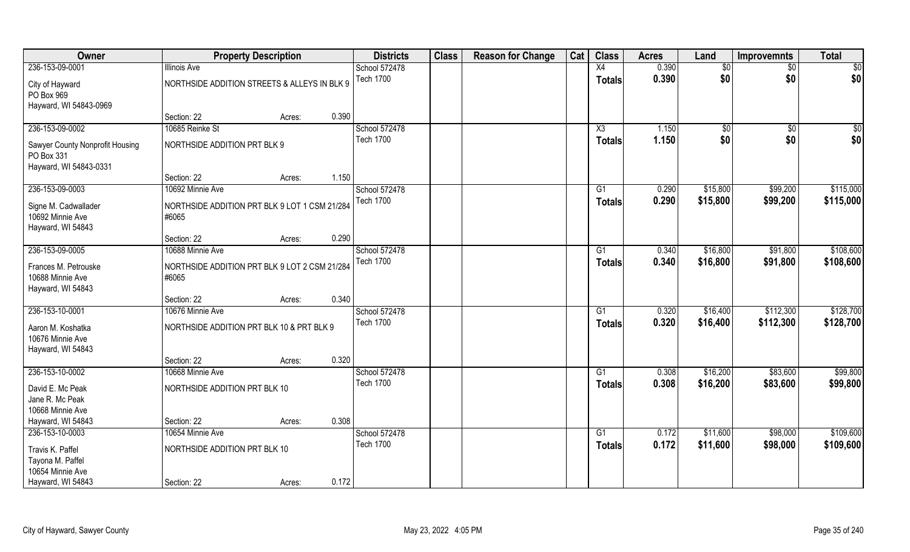| Owner | Property Description | | | Districts | Class | Reason for Change | Cat | Class | Acres | Land | Improvemnts | Total |
|---|---|---|---|---|---|---|---|---|---|---|---|---|
| 236-153-09-0001 | Illinois Ave | | | School 572478 | | | | X4 | 0.390 | $0 | $0 | $0 |
| City of Hayward<br>PO Box 969<br>Hayward, WI 54843-0969 | NORTHSIDE ADDITION STREETS & ALLEYS IN BLK 9 | | | Tech 1700 | | | | Totals | 0.390 | $0 | $0 | $0 |
| | Section: 22 | Acres: | 0.390 | | | | | | | | | |
| 236-153-09-0002 | 10685 Reinke St | | | School 572478 | | | | X3 | 1.150 | $0 | $0 | $0 |
| Sawyer County Nonprofit Housing<br>PO Box 331<br>Hayward, WI 54843-0331 | NORTHSIDE ADDITION PRT BLK 9 | | | Tech 1700 | | | | Totals | 1.150 | $0 | $0 | $0 |
| | Section: 22 | Acres: | 1.150 | | | | | | | | | |
| 236-153-09-0003 | 10692 Minnie Ave | | | School 572478 | | | | G1 | 0.290 | $15,800 | $99,200 | $115,000 |
| Signe M. Cadwallader<br>10692 Minnie Ave<br>Hayward, WI 54843 | NORTHSIDE ADDITION PRT BLK 9 LOT 1 CSM 21/284 #6065 | | | Tech 1700 | | | | Totals | 0.290 | $15,800 | $99,200 | $115,000 |
| | Section: 22 | Acres: | 0.290 | | | | | | | | | |
| 236-153-09-0005 | 10688 Minnie Ave | | | School 572478 | | | | G1 | 0.340 | $16,800 | $91,800 | $108,600 |
| Frances M. Petrouske<br>10688 Minnie Ave<br>Hayward, WI 54843 | NORTHSIDE ADDITION PRT BLK 9 LOT 2 CSM 21/284 #6065 | | | Tech 1700 | | | | Totals | 0.340 | $16,800 | $91,800 | $108,600 |
| | Section: 22 | Acres: | 0.340 | | | | | | | | | |
| 236-153-10-0001 | 10676 Minnie Ave | | | School 572478 | | | | G1 | 0.320 | $16,400 | $112,300 | $128,700 |
| Aaron M. Koshatka<br>10676 Minnie Ave<br>Hayward, WI 54843 | NORTHSIDE ADDITION PRT BLK 10 & PRT BLK 9 | | | Tech 1700 | | | | Totals | 0.320 | $16,400 | $112,300 | $128,700 |
| | Section: 22 | Acres: | 0.320 | | | | | | | | | |
| 236-153-10-0002 | 10668 Minnie Ave | | | School 572478 | | | | G1 | 0.308 | $16,200 | $83,600 | $99,800 |
| David E. Mc Peak<br>Jane R. Mc Peak<br>10668 Minnie Ave<br>Hayward, WI 54843 | NORTHSIDE ADDITION PRT BLK 10 | | | Tech 1700 | | | | Totals | 0.308 | $16,200 | $83,600 | $99,800 |
| | Section: 22 | Acres: | 0.308 | | | | | | | | | |
| 236-153-10-0003 | 10654 Minnie Ave | | | School 572478 | | | | G1 | 0.172 | $11,600 | $98,000 | $109,600 |
| Travis K. Paffel<br>Tayona M. Paffel<br>10654 Minnie Ave<br>Hayward, WI 54843 | NORTHSIDE ADDITION PRT BLK 10 | | | Tech 1700 | | | | Totals | 0.172 | $11,600 | $98,000 | $109,600 |
| | Section: 22 | Acres: | 0.172 | | | | | | | | | |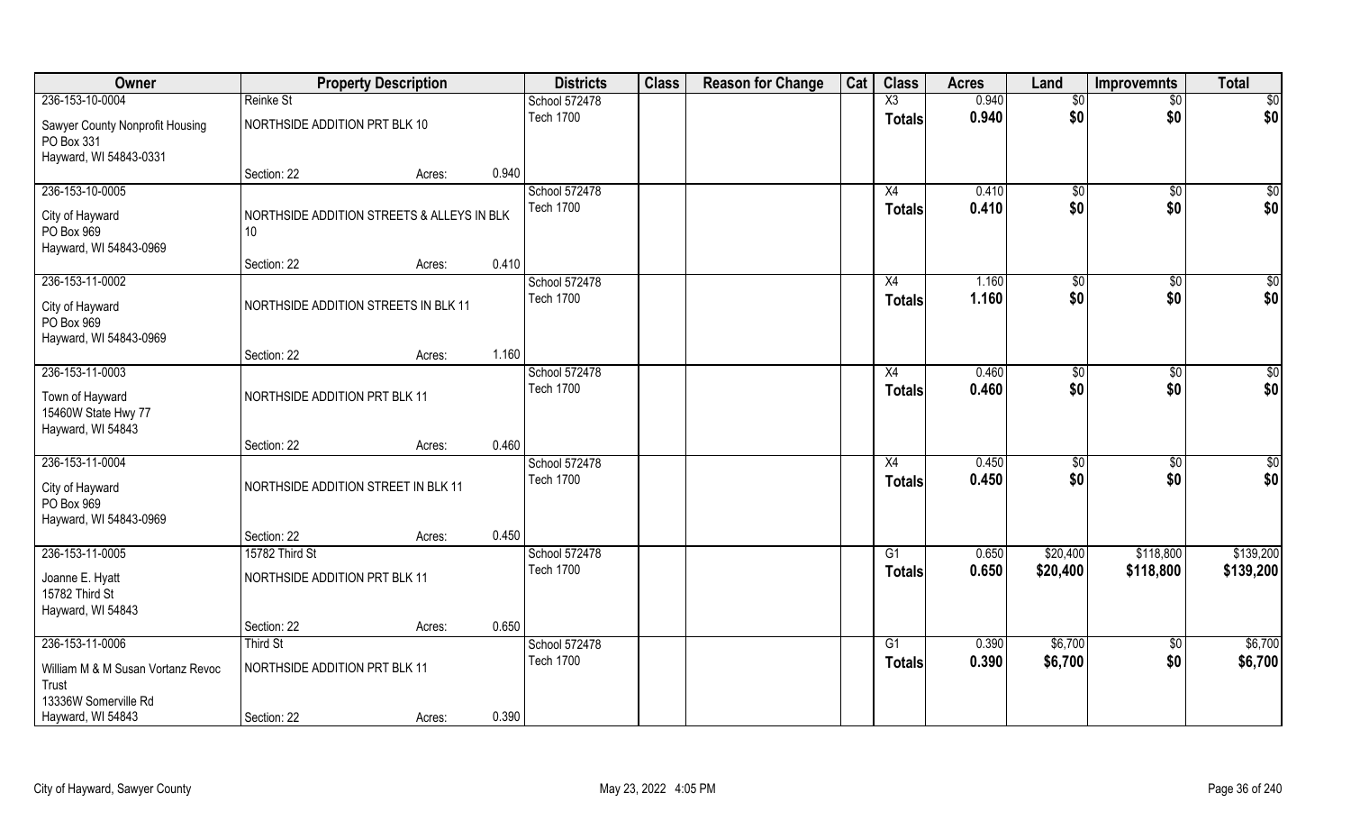| Owner | Property Description | | | Districts | Class | Reason for Change | Cat | Class | Acres | Land | Improvemnts | Total |
|---|---|---|---|---|---|---|---|---|---|---|---|---|
| 236-153-10-0004 | Reinke St | | | School 572478 | | | | X3 | 0.940 | $0 | $0 | $0 |
| Sawyer County Nonprofit Housing<br>PO Box 331<br>Hayward, WI 54843-0331 | NORTHSIDE ADDITION PRT BLK 10 | | | Tech 1700 | | | | Totals | 0.940 | $0 | $0 | $0 |
| | Section: 22 | Acres: | 0.940 | | | | | | | | | |
| 236-153-10-0005 | | | | School 572478 | | | | X4 | 0.410 | $0 | $0 | $0 |
| City of Hayward<br>PO Box 969<br>Hayward, WI 54843-0969 | NORTHSIDE ADDITION STREETS & ALLEYS IN BLK 10 | | | Tech 1700 | | | | Totals | 0.410 | $0 | $0 | $0 |
| | Section: 22 | Acres: | 0.410 | | | | | | | | | |
| 236-153-11-0002 | | | | School 572478 | | | | X4 | 1.160 | $0 | $0 | $0 |
| City of Hayward<br>PO Box 969<br>Hayward, WI 54843-0969 | NORTHSIDE ADDITION STREETS IN BLK 11 | | | Tech 1700 | | | | Totals | 1.160 | $0 | $0 | $0 |
| | Section: 22 | Acres: | 1.160 | | | | | | | | | |
| 236-153-11-0003 | | | | School 572478 | | | | X4 | 0.460 | $0 | $0 | $0 |
| Town of Hayward<br>15460W State Hwy 77<br>Hayward, WI 54843 | NORTHSIDE ADDITION PRT BLK 11 | | | Tech 1700 | | | | Totals | 0.460 | $0 | $0 | $0 |
| | Section: 22 | Acres: | 0.460 | | | | | | | | | |
| 236-153-11-0004 | | | | School 572478 | | | | X4 | 0.450 | $0 | $0 | $0 |
| City of Hayward<br>PO Box 969<br>Hayward, WI 54843-0969 | NORTHSIDE ADDITION STREET IN BLK 11 | | | Tech 1700 | | | | Totals | 0.450 | $0 | $0 | $0 |
| | Section: 22 | Acres: | 0.450 | | | | | | | | | |
| 236-153-11-0005 | 15782 Third St | | | School 572478 | | | | G1 | 0.650 | $20,400 | $118,800 | $139,200 |
| Joanne E. Hyatt<br>15782 Third St<br>Hayward, WI 54843 | NORTHSIDE ADDITION PRT BLK 11 | | | Tech 1700 | | | | Totals | 0.650 | $20,400 | $118,800 | $139,200 |
| | Section: 22 | Acres: | 0.650 | | | | | | | | | |
| 236-153-11-0006 | Third St | | | School 572478 | | | | G1 | 0.390 | $6,700 | $0 | $6,700 |
| William M & M Susan Vortanz Revoc Trust<br>13336W Somerville Rd<br>Hayward, WI 54843 | NORTHSIDE ADDITION PRT BLK 11 | | | Tech 1700 | | | | Totals | 0.390 | $6,700 | $0 | $6,700 |
| | Section: 22 | Acres: | 0.390 | | | | | | | | | |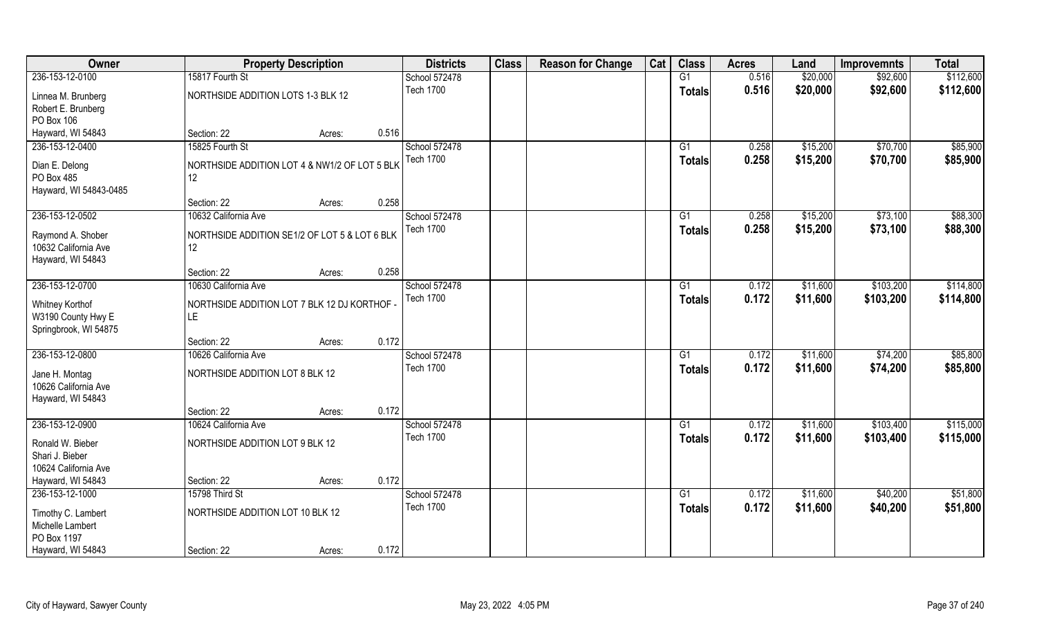| Owner | Property Description | | | Districts | Class | Reason for Change | Cat | Class | Acres | Land | Improvemnts | Total |
|---|---|---|---|---|---|---|---|---|---|---|---|---|
| 236-153-12-0100 | 15817 Fourth St | | | School 572478 | | | | G1 | 0.516 | $20,000 | $92,600 | $112,600 |
| Linnea M. Brunberg<br>Robert E. Brunberg<br>PO Box 106<br>Hayward, WI 54843 | NORTHSIDE ADDITION LOTS 1-3 BLK 12 | | | Tech 1700 | | | | Totals | 0.516 | $20,000 | $92,600 | $112,600 |
| | Section: 22 | Acres: | 0.516 | | | | | | | | | |
| 236-153-12-0400 | 15825 Fourth St | | | School 572478 | | | | G1 | 0.258 | $15,200 | $70,700 | $85,900 |
| Dian E. Delong<br>PO Box 485<br>Hayward, WI 54843-0485 | NORTHSIDE ADDITION LOT 4 & NW1/2 OF LOT 5 BLK 12 | | | Tech 1700 | | | | Totals | 0.258 | $15,200 | $70,700 | $85,900 |
| | Section: 22 | Acres: | 0.258 | | | | | | | | | |
| 236-153-12-0502 | 10632 California Ave | | | School 572478 | | | | G1 | 0.258 | $15,200 | $73,100 | $88,300 |
| Raymond A. Shober<br>10632 California Ave<br>Hayward, WI 54843 | NORTHSIDE ADDITION SE1/2 OF LOT 5 & LOT 6 BLK 12 | | | Tech 1700 | | | | Totals | 0.258 | $15,200 | $73,100 | $88,300 |
| | Section: 22 | Acres: | 0.258 | | | | | | | | | |
| 236-153-12-0700 | 10630 California Ave | | | School 572478 | | | | G1 | 0.172 | $11,600 | $103,200 | $114,800 |
| Whitney Korthof<br>W3190 County Hwy E<br>Springbrook, WI 54875 | NORTHSIDE ADDITION LOT 7 BLK 12 DJ KORTHOF - LE | | | Tech 1700 | | | | Totals | 0.172 | $11,600 | $103,200 | $114,800 |
| | Section: 22 | Acres: | 0.172 | | | | | | | | | |
| 236-153-12-0800 | 10626 California Ave | | | School 572478 | | | | G1 | 0.172 | $11,600 | $74,200 | $85,800 |
| Jane H. Montag<br>10626 California Ave<br>Hayward, WI 54843 | NORTHSIDE ADDITION LOT 8 BLK 12 | | | Tech 1700 | | | | Totals | 0.172 | $11,600 | $74,200 | $85,800 |
| | Section: 22 | Acres: | 0.172 | | | | | | | | | |
| 236-153-12-0900 | 10624 California Ave | | | School 572478 | | | | G1 | 0.172 | $11,600 | $103,400 | $115,000 |
| Ronald W. Bieber<br>Shari J. Bieber<br>10624 California Ave<br>Hayward, WI 54843 | NORTHSIDE ADDITION LOT 9 BLK 12 | | | Tech 1700 | | | | Totals | 0.172 | $11,600 | $103,400 | $115,000 |
| | Section: 22 | Acres: | 0.172 | | | | | | | | | |
| 236-153-12-1000 | 15798 Third St | | | School 572478 | | | | G1 | 0.172 | $11,600 | $40,200 | $51,800 |
| Timothy C. Lambert<br>Michelle Lambert<br>PO Box 1197<br>Hayward, WI 54843 | NORTHSIDE ADDITION LOT 10 BLK 12 | | | Tech 1700 | | | | Totals | 0.172 | $11,600 | $40,200 | $51,800 |
| | Section: 22 | Acres: | 0.172 | | | | | | | | | |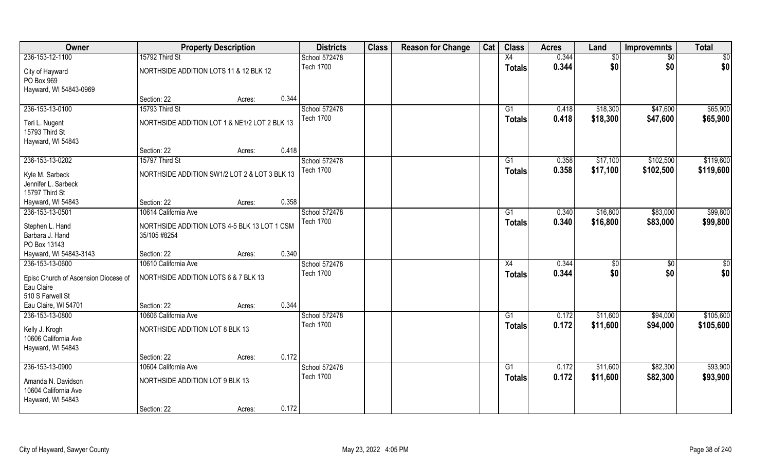| Owner | Property Description | | | Districts | Class | Reason for Change | Cat | Class | Acres | Land | Improvemnts | Total |
|---|---|---|---|---|---|---|---|---|---|---|---|---|
| 236-153-12-1100 | 15792 Third St | | | School 572478 | | | | X4 | 0.344 | $0 | $0 | $0 |
| City of Hayward<br>PO Box 969<br>Hayward, WI 54843-0969 | NORTHSIDE ADDITION LOTS 11 & 12 BLK 12 | | | Tech 1700 | | | | Totals | 0.344 | $0 | $0 | $0 |
| | Section: 22 | Acres: | 0.344 | | | | | | | | | |
| 236-153-13-0100 | 15793 Third St | | | School 572478 | | | | G1 | 0.418 | $18,300 | $47,600 | $65,900 |
| Teri L. Nugent<br>15793 Third St<br>Hayward, WI 54843 | NORTHSIDE ADDITION LOT 1 & NE1/2 LOT 2 BLK 13 | | | Tech 1700 | | | | Totals | 0.418 | $18,300 | $47,600 | $65,900 |
| | Section: 22 | Acres: | 0.418 | | | | | | | | | |
| 236-153-13-0202 | 15797 Third St | | | School 572478 | | | | G1 | 0.358 | $17,100 | $102,500 | $119,600 |
| Kyle M. Sarbeck<br>Jennifer L. Sarbeck<br>15797 Third St<br>Hayward, WI 54843 | NORTHSIDE ADDITION SW1/2 LOT 2 & LOT 3 BLK 13 | | | Tech 1700 | | | | Totals | 0.358 | $17,100 | $102,500 | $119,600 |
| | Section: 22 | Acres: | 0.358 | | | | | | | | | |
| 236-153-13-0501 | 10614 California Ave | | | School 572478 | | | | G1 | 0.340 | $16,800 | $83,000 | $99,800 |
| Stephen L. Hand<br>Barbara J. Hand<br>PO Box 13143<br>Hayward, WI 54843-3143 | NORTHSIDE ADDITION LOTS 4-5 BLK 13 LOT 1 CSM 35/105 #8254 | | | Tech 1700 | | | | Totals | 0.340 | $16,800 | $83,000 | $99,800 |
| | Section: 22 | Acres: | 0.340 | | | | | | | | | |
| 236-153-13-0600 | 10610 California Ave | | | School 572478 | | | | X4 | 0.344 | $0 | $0 | $0 |
| Episc Church of Ascension Diocese of Eau Claire<br>510 S Farwell St<br>Eau Claire, WI 54701 | NORTHSIDE ADDITION LOTS 6 & 7 BLK 13 | | | Tech 1700 | | | | Totals | 0.344 | $0 | $0 | $0 |
| | Section: 22 | Acres: | 0.344 | | | | | | | | | |
| 236-153-13-0800 | 10606 California Ave | | | School 572478 | | | | G1 | 0.172 | $11,600 | $94,000 | $105,600 |
| Kelly J. Krogh<br>10606 California Ave<br>Hayward, WI 54843 | NORTHSIDE ADDITION LOT 8 BLK 13 | | | Tech 1700 | | | | Totals | 0.172 | $11,600 | $94,000 | $105,600 |
| | Section: 22 | Acres: | 0.172 | | | | | | | | | |
| 236-153-13-0900 | 10604 California Ave | | | School 572478 | | | | G1 | 0.172 | $11,600 | $82,300 | $93,900 |
| Amanda N. Davidson<br>10604 California Ave<br>Hayward, WI 54843 | NORTHSIDE ADDITION LOT 9 BLK 13 | | | Tech 1700 | | | | Totals | 0.172 | $11,600 | $82,300 | $93,900 |
| | Section: 22 | Acres: | 0.172 | | | | | | | | | |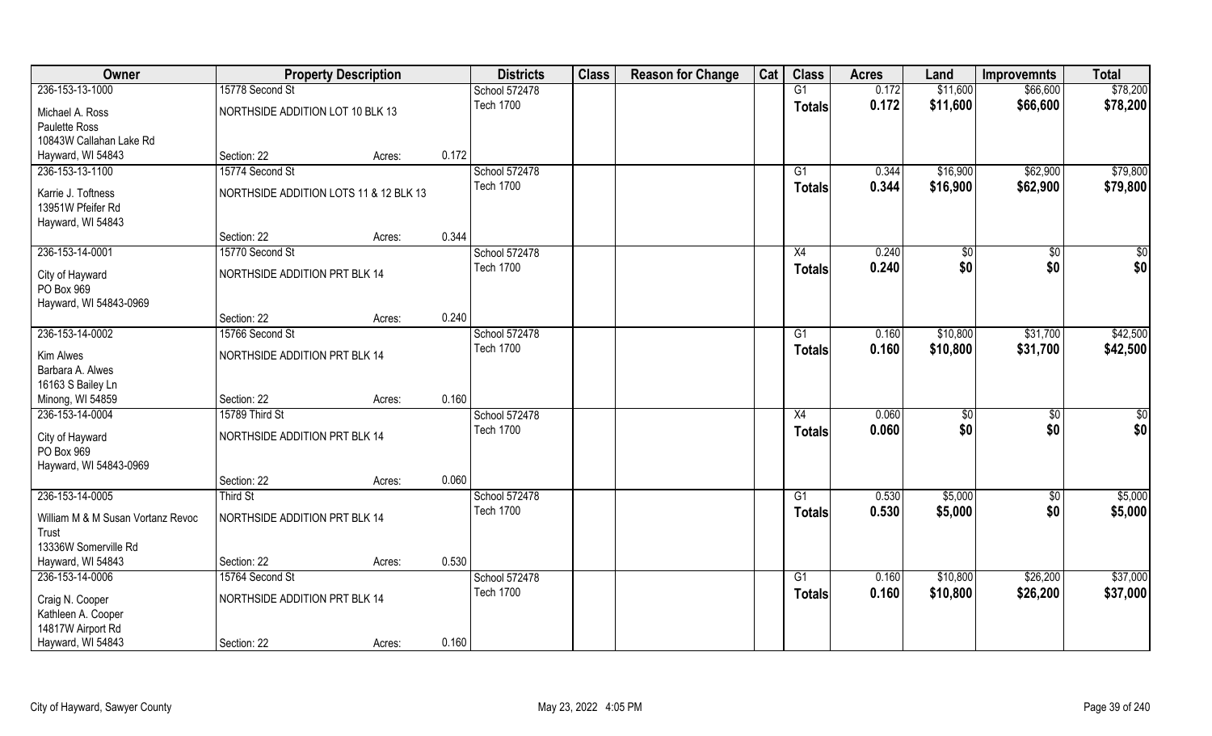| Owner | Property Description | | | Districts | Class | Reason for Change | Cat | Class | Acres | Land | Improvemnts | Total |
|---|---|---|---|---|---|---|---|---|---|---|---|---|
| 236-153-13-1000 | 15778 Second St | | | School 572478 | | | | G1 | 0.172 | $11,600 | $66,600 | $78,200 |
| Michael A. Ross<br>Paulette Ross<br>10843W Callahan Lake Rd<br>Hayward, WI 54843 | NORTHSIDE ADDITION LOT 10 BLK 13 | | | Tech 1700 | | | | Totals | 0.172 | $11,600 | $66,600 | $78,200 |
| | Section: 22 | Acres: | 0.172 | | | | | | | | | |
| 236-153-13-1100 | 15774 Second St | | | School 572478 | | | | G1 | 0.344 | $16,900 | $62,900 | $79,800 |
| Karrie J. Toftness<br>13951W Pfeifer Rd<br>Hayward, WI 54843 | NORTHSIDE ADDITION LOTS 11 & 12 BLK 13 | | | Tech 1700 | | | | Totals | 0.344 | $16,900 | $62,900 | $79,800 |
| | Section: 22 | Acres: | 0.344 | | | | | | | | | |
| 236-153-14-0001 | 15770 Second St | | | School 572478 | | | | X4 | 0.240 | $0 | $0 | $0 |
| City of Hayward<br>PO Box 969<br>Hayward, WI 54843-0969 | NORTHSIDE ADDITION PRT BLK 14 | | | Tech 1700 | | | | Totals | 0.240 | $0 | $0 | $0 |
| | Section: 22 | Acres: | 0.240 | | | | | | | | | |
| 236-153-14-0002 | 15766 Second St | | | School 572478 | | | | G1 | 0.160 | $10,800 | $31,700 | $42,500 |
| Kim Alwes<br>Barbara A. Alwes<br>16163 S Bailey Ln<br>Minong, WI 54859 | NORTHSIDE ADDITION PRT BLK 14 | | | Tech 1700 | | | | Totals | 0.160 | $10,800 | $31,700 | $42,500 |
| | Section: 22 | Acres: | 0.160 | | | | | | | | | |
| 236-153-14-0004 | 15789 Third St | | | School 572478 | | | | X4 | 0.060 | $0 | $0 | $0 |
| City of Hayward<br>PO Box 969<br>Hayward, WI 54843-0969 | NORTHSIDE ADDITION PRT BLK 14 | | | Tech 1700 | | | | Totals | 0.060 | $0 | $0 | $0 |
| | Section: 22 | Acres: | 0.060 | | | | | | | | | |
| 236-153-14-0005 | Third St | | | School 572478 | | | | G1 | 0.530 | $5,000 | $0 | $5,000 |
| William M & M Susan Vortanz Revoc Trust<br>13336W Somerville Rd<br>Hayward, WI 54843 | NORTHSIDE ADDITION PRT BLK 14 | | | Tech 1700 | | | | Totals | 0.530 | $5,000 | $0 | $5,000 |
| | Section: 22 | Acres: | 0.530 | | | | | | | | | |
| 236-153-14-0006 | 15764 Second St | | | School 572478 | | | | G1 | 0.160 | $10,800 | $26,200 | $37,000 |
| Craig N. Cooper<br>Kathleen A. Cooper<br>14817W Airport Rd<br>Hayward, WI 54843 | NORTHSIDE ADDITION PRT BLK 14 | | | Tech 1700 | | | | Totals | 0.160 | $10,800 | $26,200 | $37,000 |
| | Section: 22 | Acres: | 0.160 | | | | | | | | | |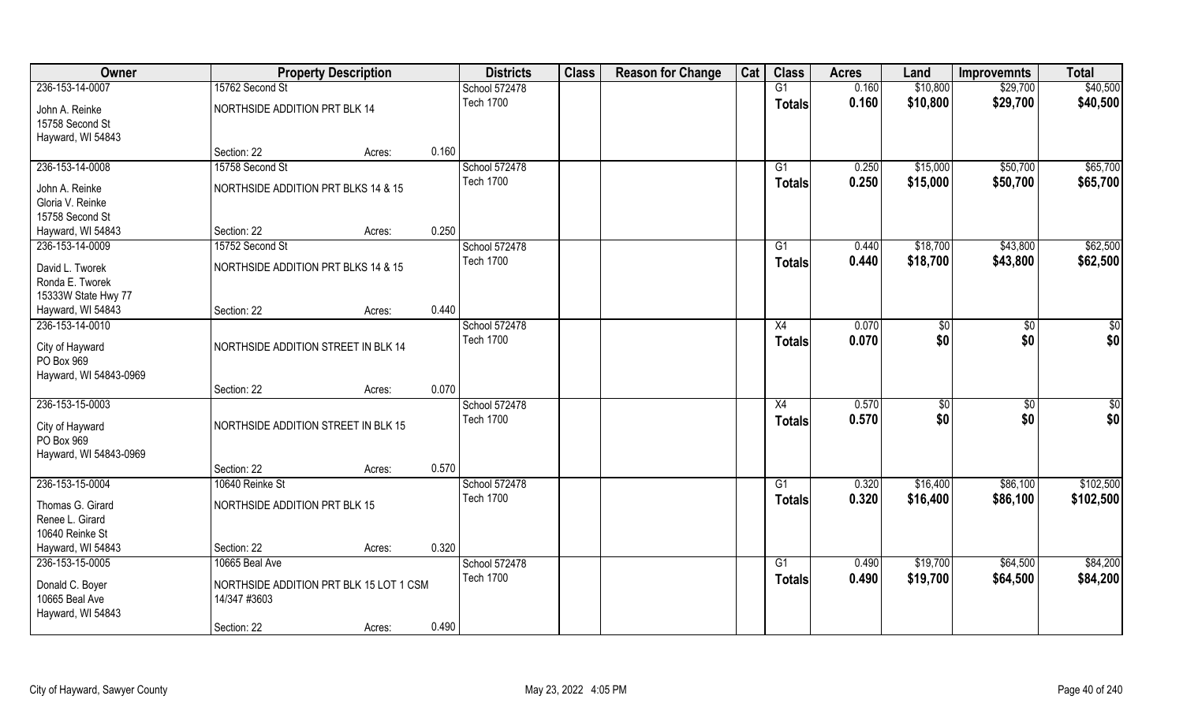| Owner | Property Description | | | Districts | Class | Reason for Change | Cat | Class | Acres | Land | Improvemnts | Total |
|---|---|---|---|---|---|---|---|---|---|---|---|---|
| 236-153-14-0007 | 15762 Second St | | | School 572478 | | | | G1 | 0.160 | $10,800 | $29,700 | $40,500 |
| John A. Reinke<br>15758 Second St<br>Hayward, WI 54843 | NORTHSIDE ADDITION PRT BLK 14 | | | Tech 1700 | | | | Totals | 0.160 | $10,800 | $29,700 | $40,500 |
| | Section: 22 | Acres: | 0.160 | | | | | | | | | |
| 236-153-14-0008 | 15758 Second St | | | School 572478 | | | | G1 | 0.250 | $15,000 | $50,700 | $65,700 |
| John A. Reinke<br>Gloria V. Reinke<br>15758 Second St<br>Hayward, WI 54843 | NORTHSIDE ADDITION PRT BLKS 14 & 15 | | | Tech 1700 | | | | Totals | 0.250 | $15,000 | $50,700 | $65,700 |
| | Section: 22 | Acres: | 0.250 | | | | | | | | | |
| 236-153-14-0009 | 15752 Second St | | | School 572478 | | | | G1 | 0.440 | $18,700 | $43,800 | $62,500 |
| David L. Tworek<br>Ronda E. Tworek<br>15333W State Hwy 77<br>Hayward, WI 54843 | NORTHSIDE ADDITION PRT BLKS 14 & 15 | | | Tech 1700 | | | | Totals | 0.440 | $18,700 | $43,800 | $62,500 |
| | Section: 22 | Acres: | 0.440 | | | | | | | | | |
| 236-153-14-0010 | | | | School 572478 | | | | X4 | 0.070 | $0 | $0 | $0 |
| City of Hayward<br>PO Box 969<br>Hayward, WI 54843-0969 | NORTHSIDE ADDITION STREET IN BLK 14 | | | Tech 1700 | | | | Totals | 0.070 | $0 | $0 | $0 |
| | Section: 22 | Acres: | 0.070 | | | | | | | | | |
| 236-153-15-0003 | | | | School 572478 | | | | X4 | 0.570 | $0 | $0 | $0 |
| City of Hayward<br>PO Box 969<br>Hayward, WI 54843-0969 | NORTHSIDE ADDITION STREET IN BLK 15 | | | Tech 1700 | | | | Totals | 0.570 | $0 | $0 | $0 |
| | Section: 22 | Acres: | 0.570 | | | | | | | | | |
| 236-153-15-0004 | 10640 Reinke St | | | School 572478 | | | | G1 | 0.320 | $16,400 | $86,100 | $102,500 |
| Thomas G. Girard<br>Renee L. Girard<br>10640 Reinke St<br>Hayward, WI 54843 | NORTHSIDE ADDITION PRT BLK 15 | | | Tech 1700 | | | | Totals | 0.320 | $16,400 | $86,100 | $102,500 |
| | Section: 22 | Acres: | 0.320 | | | | | | | | | |
| 236-153-15-0005 | 10665 Beal Ave | | | School 572478 | | | | G1 | 0.490 | $19,700 | $64,500 | $84,200 |
| Donald C. Boyer<br>10665 Beal Ave<br>Hayward, WI 54843 | NORTHSIDE ADDITION PRT BLK 15 LOT 1 CSM 14/347 #3603 | | | Tech 1700 | | | | Totals | 0.490 | $19,700 | $64,500 | $84,200 |
| | Section: 22 | Acres: | 0.490 | | | | | | | | | |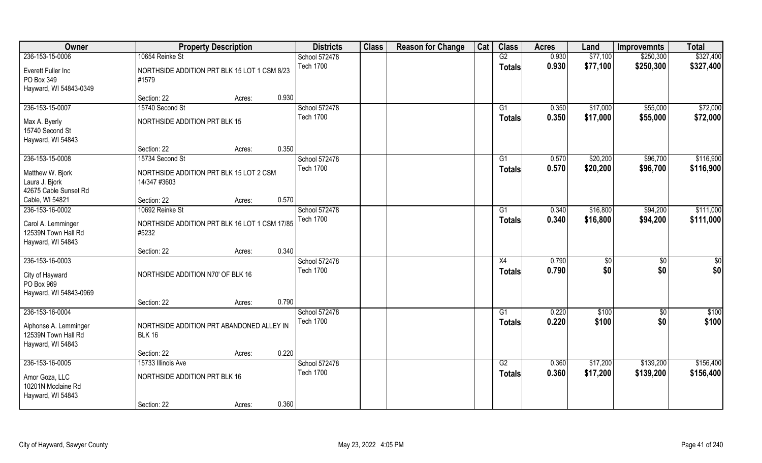| Owner | Property Description | | | Districts | Class | Reason for Change | Cat | Class | Acres | Land | Improvemnts | Total |
|---|---|---|---|---|---|---|---|---|---|---|---|---|
| 236-153-15-0006 | 10654 Reinke St | | | School 572478 | | | | G2 | 0.930 | $77,100 | $250,300 | $327,400 |
| Everett Fuller Inc<br>PO Box 349<br>Hayward, WI 54843-0349 | NORTHSIDE ADDITION PRT BLK 15 LOT 1 CSM 8/23 #1579 | | | Tech 1700 | | | | Totals | 0.930 | $77,100 | $250,300 | $327,400 |
| | Section: 22 | Acres: | 0.930 | | | | | | | | | |
| 236-153-15-0007 | 15740 Second St | | | School 572478 | | | | G1 | 0.350 | $17,000 | $55,000 | $72,000 |
| Max A. Byerly<br>15740 Second St<br>Hayward, WI 54843 | NORTHSIDE ADDITION PRT BLK 15 | | | Tech 1700 | | | | Totals | 0.350 | $17,000 | $55,000 | $72,000 |
| | Section: 22 | Acres: | 0.350 | | | | | | | | | |
| 236-153-15-0008 | 15734 Second St | | | School 572478 | | | | G1 | 0.570 | $20,200 | $96,700 | $116,900 |
| Matthew W. Bjork<br>Laura J. Bjork<br>42675 Cable Sunset Rd<br>Cable, WI 54821 | NORTHSIDE ADDITION PRT BLK 15 LOT 2 CSM 14/347 #3603 | | | Tech 1700 | | | | Totals | 0.570 | $20,200 | $96,700 | $116,900 |
| | Section: 22 | Acres: | 0.570 | | | | | | | | | |
| 236-153-16-0002 | 10692 Reinke St | | | School 572478 | | | | G1 | 0.340 | $16,800 | $94,200 | $111,000 |
| Carol A. Lemminger<br>12539N Town Hall Rd<br>Hayward, WI 54843 | NORTHSIDE ADDITION PRT BLK 16 LOT 1 CSM 17/85 #5232 | | | Tech 1700 | | | | Totals | 0.340 | $16,800 | $94,200 | $111,000 |
| | Section: 22 | Acres: | 0.340 | | | | | | | | | |
| 236-153-16-0003 | | | | School 572478 | | | | X4 | 0.790 | $0 | $0 | $0 |
| City of Hayward<br>PO Box 969<br>Hayward, WI 54843-0969 | NORTHSIDE ADDITION N70' OF BLK 16 | | | Tech 1700 | | | | Totals | 0.790 | $0 | $0 | $0 |
| | Section: 22 | Acres: | 0.790 | | | | | | | | | |
| 236-153-16-0004 | | | | School 572478 | | | | G1 | 0.220 | $100 | $0 | $100 |
| Alphonse A. Lemminger<br>12539N Town Hall Rd<br>Hayward, WI 54843 | NORTHSIDE ADDITION PRT ABANDONED ALLEY IN BLK 16 | | | Tech 1700 | | | | Totals | 0.220 | $100 | $0 | $100 |
| | Section: 22 | Acres: | 0.220 | | | | | | | | | |
| 236-153-16-0005 | 15733 Illinois Ave | | | School 572478 | | | | G2 | 0.360 | $17,200 | $139,200 | $156,400 |
| Amor Goza, LLC<br>10201N Mcclaine Rd<br>Hayward, WI 54843 | NORTHSIDE ADDITION PRT BLK 16 | | | Tech 1700 | | | | Totals | 0.360 | $17,200 | $139,200 | $156,400 |
| | Section: 22 | Acres: | 0.360 | | | | | | | | | |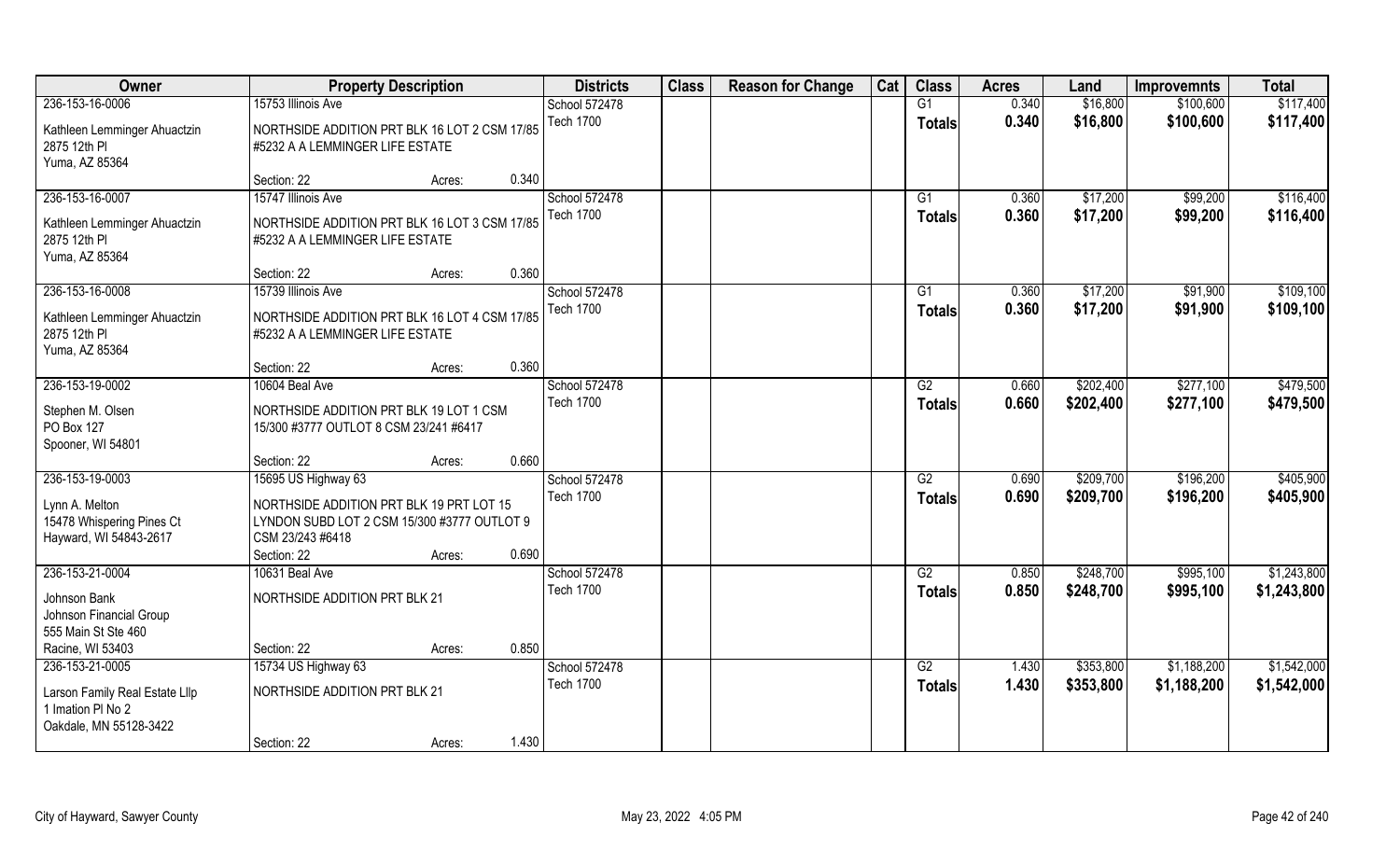| Owner | Property Description | | | Districts | Class | Reason for Change | Cat | Class | Acres | Land | Improvemnts | Total |
|---|---|---|---|---|---|---|---|---|---|---|---|---|
| 236-153-16-0006 | 15753 Illinois Ave | | | School 572478 | | | | G1 | 0.340 | $16,800 | $100,600 | $117,400 |
| Kathleen Lemminger Ahuactzin<br>2875 12th Pl<br>Yuma, AZ 85364 | NORTHSIDE ADDITION PRT BLK 16 LOT 2 CSM 17/85 #5232 A A LEMMINGER LIFE ESTATE | | | Tech 1700 | | | | Totals | 0.340 | $16,800 | $100,600 | $117,400 |
| | Section: 22 | Acres: | 0.340 | | | | | | | | | |
| 236-153-16-0007 | 15747 Illinois Ave | | | School 572478 | | | | G1 | 0.360 | $17,200 | $99,200 | $116,400 |
| Kathleen Lemminger Ahuactzin<br>2875 12th Pl<br>Yuma, AZ 85364 | NORTHSIDE ADDITION PRT BLK 16 LOT 3 CSM 17/85 #5232 A A LEMMINGER LIFE ESTATE | | | Tech 1700 | | | | Totals | 0.360 | $17,200 | $99,200 | $116,400 |
| | Section: 22 | Acres: | 0.360 | | | | | | | | | |
| 236-153-16-0008 | 15739 Illinois Ave | | | School 572478 | | | | G1 | 0.360 | $17,200 | $91,900 | $109,100 |
| Kathleen Lemminger Ahuactzin<br>2875 12th Pl<br>Yuma, AZ 85364 | NORTHSIDE ADDITION PRT BLK 16 LOT 4 CSM 17/85 #5232 A A LEMMINGER LIFE ESTATE | | | Tech 1700 | | | | Totals | 0.360 | $17,200 | $91,900 | $109,100 |
| | Section: 22 | Acres: | 0.360 | | | | | | | | | |
| 236-153-19-0002 | 10604 Beal Ave | | | School 572478 | | | | G2 | 0.660 | $202,400 | $277,100 | $479,500 |
| Stephen M. Olsen<br>PO Box 127<br>Spooner, WI 54801 | NORTHSIDE ADDITION PRT BLK 19 LOT 1 CSM 15/300 #3777 OUTLOT 8 CSM 23/241 #6417 | | | Tech 1700 | | | | Totals | 0.660 | $202,400 | $277,100 | $479,500 |
| | Section: 22 | Acres: | 0.660 | | | | | | | | | |
| 236-153-19-0003 | 15695 US Highway 63 | | | School 572478 | | | | G2 | 0.690 | $209,700 | $196,200 | $405,900 |
| Lynn A. Melton<br>15478 Whispering Pines Ct<br>Hayward, WI 54843-2617 | NORTHSIDE ADDITION PRT BLK 19 PRT LOT 15 LYNDON SUBD LOT 2 CSM 15/300 #3777 OUTLOT 9 CSM 23/243 #6418 | | | Tech 1700 | | | | Totals | 0.690 | $209,700 | $196,200 | $405,900 |
| | Section: 22 | Acres: | 0.690 | | | | | | | | | |
| 236-153-21-0004 | 10631 Beal Ave | | | School 572478 | | | | G2 | 0.850 | $248,700 | $995,100 | $1,243,800 |
| Johnson Bank<br>Johnson Financial Group<br>555 Main St Ste 460<br>Racine, WI 53403 | NORTHSIDE ADDITION PRT BLK 21 | | | Tech 1700 | | | | Totals | 0.850 | $248,700 | $995,100 | $1,243,800 |
| | Section: 22 | Acres: | 0.850 | | | | | | | | | |
| 236-153-21-0005 | 15734 US Highway 63 | | | School 572478 | | | | G2 | 1.430 | $353,800 | $1,188,200 | $1,542,000 |
| Larson Family Real Estate Lllp<br>1 Imation Pl No 2<br>Oakdale, MN 55128-3422 | NORTHSIDE ADDITION PRT BLK 21 | | | Tech 1700 | | | | Totals | 1.430 | $353,800 | $1,188,200 | $1,542,000 |
| | Section: 22 | Acres: | 1.430 | | | | | | | | | |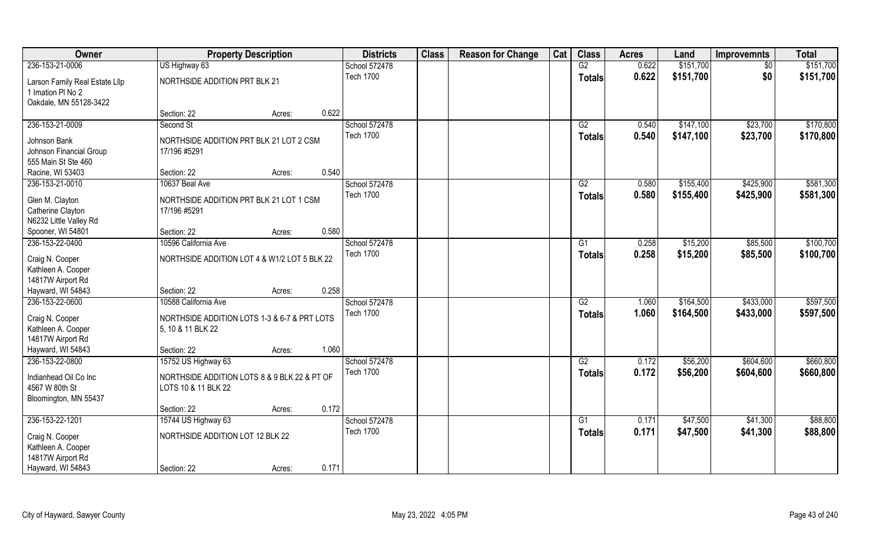| Owner | Property Description | | | Districts | Class | Reason for Change | Cat | Class | Acres | Land | Improvemnts | Total |
|---|---|---|---|---|---|---|---|---|---|---|---|---|
| 236-153-21-0006 | US Highway 63 | | | School 572478 | | | | G2 | 0.622 | $151,700 | $0 | $151,700 |
| Larson Family Real Estate Lllp<br>1 Imation Pl No 2<br>Oakdale, MN 55128-3422 | NORTHSIDE ADDITION PRT BLK 21 | | | Tech 1700 | | | | Totals | 0.622 | $151,700 | $0 | $151,700 |
| | Section: 22 | Acres: | 0.622 | | | | | | | | | |
| 236-153-21-0009 | Second St | | | School 572478 | | | | G2 | 0.540 | $147,100 | $23,700 | $170,800 |
| Johnson Bank<br>Johnson Financial Group<br>555 Main St Ste 460<br>Racine, WI 53403 | NORTHSIDE ADDITION PRT BLK 21 LOT 2 CSM 17/196 #5291 | | | Tech 1700 | | | | Totals | 0.540 | $147,100 | $23,700 | $170,800 |
| | Section: 22 | Acres: | 0.540 | | | | | | | | | |
| 236-153-21-0010 | 10637 Beal Ave | | | School 572478 | | | | G2 | 0.580 | $155,400 | $425,900 | $581,300 |
| Glen M. Clayton<br>Catherine Clayton<br>N6232 Little Valley Rd<br>Spooner, WI 54801 | NORTHSIDE ADDITION PRT BLK 21 LOT 1 CSM 17/196 #5291 | | | Tech 1700 | | | | Totals | 0.580 | $155,400 | $425,900 | $581,300 |
| | Section: 22 | Acres: | 0.580 | | | | | | | | | |
| 236-153-22-0400 | 10596 California Ave | | | School 572478 | | | | G1 | 0.258 | $15,200 | $85,500 | $100,700 |
| Craig N. Cooper<br>Kathleen A. Cooper<br>14817W Airport Rd<br>Hayward, WI 54843 | NORTHSIDE ADDITION LOT 4 & W1/2 LOT 5 BLK 22 | | | Tech 1700 | | | | Totals | 0.258 | $15,200 | $85,500 | $100,700 |
| | Section: 22 | Acres: | 0.258 | | | | | | | | | |
| 236-153-22-0600 | 10588 California Ave | | | School 572478 | | | | G2 | 1.060 | $164,500 | $433,000 | $597,500 |
| Craig N. Cooper<br>Kathleen A. Cooper<br>14817W Airport Rd<br>Hayward, WI 54843 | NORTHSIDE ADDITION LOTS 1-3 & 6-7 & PRT LOTS 5, 10 & 11 BLK 22 | | | Tech 1700 | | | | Totals | 1.060 | $164,500 | $433,000 | $597,500 |
| | Section: 22 | Acres: | 1.060 | | | | | | | | | |
| 236-153-22-0800 | 15752 US Highway 63 | | | School 572478 | | | | G2 | 0.172 | $56,200 | $604,600 | $660,800 |
| Indianhead Oil Co Inc<br>4567 W 80th St<br>Bloomington, MN 55437 | NORTHSIDE ADDITION LOTS 8 & 9 BLK 22 & PT OF LOTS 10 & 11 BLK 22 | | | Tech 1700 | | | | Totals | 0.172 | $56,200 | $604,600 | $660,800 |
| | Section: 22 | Acres: | 0.172 | | | | | | | | | |
| 236-153-22-1201 | 15744 US Highway 63 | | | School 572478 | | | | G1 | 0.171 | $47,500 | $41,300 | $88,800 |
| Craig N. Cooper<br>Kathleen A. Cooper<br>14817W Airport Rd<br>Hayward, WI 54843 | NORTHSIDE ADDITION LOT 12 BLK 22 | | | Tech 1700 | | | | Totals | 0.171 | $47,500 | $41,300 | $88,800 |
| | Section: 22 | Acres: | 0.171 | | | | | | | | | |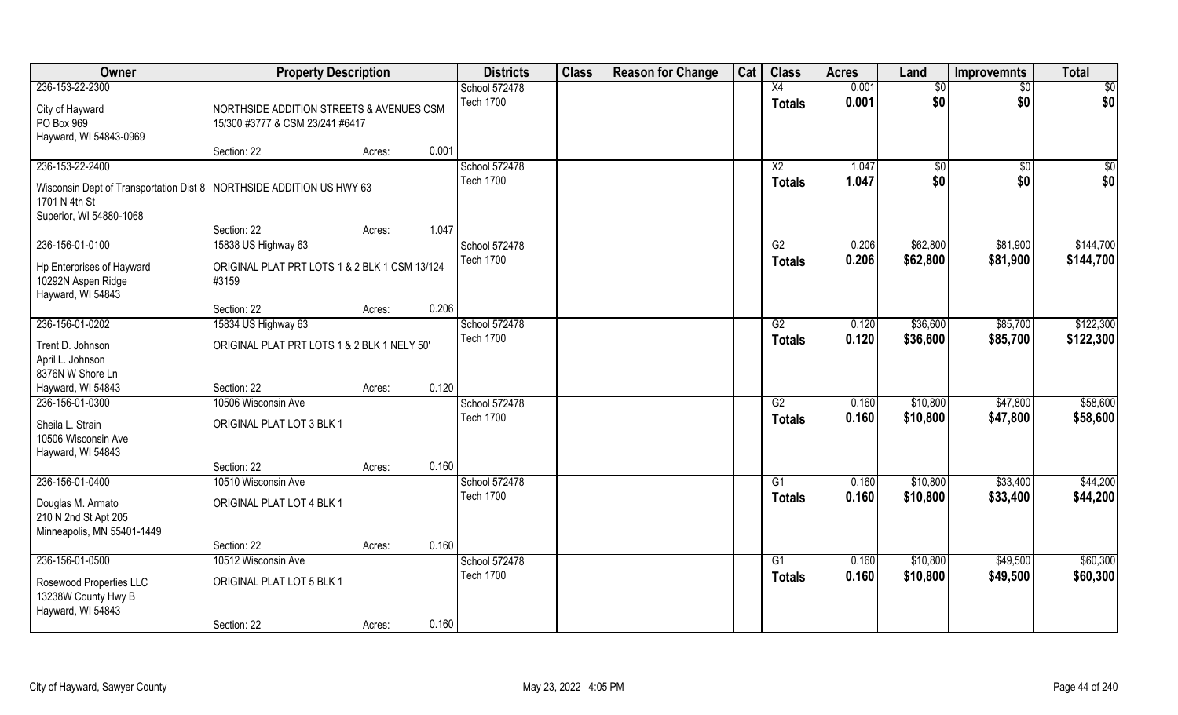| Owner | Property Description | | | Districts | Class | Reason for Change | Cat | Class | Acres | Land | Improvemnts | Total |
|---|---|---|---|---|---|---|---|---|---|---|---|---|
| 236-153-22-2300 | | | | School 572478 | | | | X4 | 0.001 | $0 | $0 | $0 |
| City of Hayward<br>PO Box 969<br>Hayward, WI 54843-0969 | NORTHSIDE ADDITION STREETS & AVENUES CSM 15/300 #3777 & CSM 23/241 #6417 | | | Tech 1700 | | | | Totals | 0.001 | $0 | $0 | $0 |
| | Section: 22 | Acres: | 0.001 | | | | | | | | | |
| 236-153-22-2400 | | | | School 572478 | | | | X2 | 1.047 | $0 | $0 | $0 |
| Wisconsin Dept of Transportation Dist 8<br>1701 N 4th St<br>Superior, WI 54880-1068 | NORTHSIDE ADDITION US HWY 63 | | | Tech 1700 | | | | Totals | 1.047 | $0 | $0 | $0 |
| | Section: 22 | Acres: | 1.047 | | | | | | | | | |
| 236-156-01-0100 | 15838 US Highway 63 | | | School 572478 | | | | G2 | 0.206 | $62,800 | $81,900 | $144,700 |
| Hp Enterprises of Hayward<br>10292N Aspen Ridge<br>Hayward, WI 54843 | ORIGINAL PLAT PRT LOTS 1 & 2 BLK 1 CSM 13/124 #3159 | | | Tech 1700 | | | | Totals | 0.206 | $62,800 | $81,900 | $144,700 |
| | Section: 22 | Acres: | 0.206 | | | | | | | | | |
| 236-156-01-0202 | 15834 US Highway 63 | | | School 572478 | | | | G2 | 0.120 | $36,600 | $85,700 | $122,300 |
| Trent D. Johnson<br>April L. Johnson<br>8376N W Shore Ln<br>Hayward, WI 54843 | ORIGINAL PLAT PRT LOTS 1 & 2 BLK 1 NELY 50' | | | Tech 1700 | | | | Totals | 0.120 | $36,600 | $85,700 | $122,300 |
| | Section: 22 | Acres: | 0.120 | | | | | | | | | |
| 236-156-01-0300 | 10506 Wisconsin Ave | | | School 572478 | | | | G2 | 0.160 | $10,800 | $47,800 | $58,600 |
| Sheila L. Strain<br>10506 Wisconsin Ave<br>Hayward, WI 54843 | ORIGINAL PLAT LOT 3 BLK 1 | | | Tech 1700 | | | | Totals | 0.160 | $10,800 | $47,800 | $58,600 |
| | Section: 22 | Acres: | 0.160 | | | | | | | | | |
| 236-156-01-0400 | 10510 Wisconsin Ave | | | School 572478 | | | | G1 | 0.160 | $10,800 | $33,400 | $44,200 |
| Douglas M. Armato<br>210 N 2nd St Apt 205<br>Minneapolis, MN 55401-1449 | ORIGINAL PLAT LOT 4 BLK 1 | | | Tech 1700 | | | | Totals | 0.160 | $10,800 | $33,400 | $44,200 |
| | Section: 22 | Acres: | 0.160 | | | | | | | | | |
| 236-156-01-0500 | 10512 Wisconsin Ave | | | School 572478 | | | | G1 | 0.160 | $10,800 | $49,500 | $60,300 |
| Rosewood Properties LLC<br>13238W County Hwy B<br>Hayward, WI 54843 | ORIGINAL PLAT LOT 5 BLK 1 | | | Tech 1700 | | | | Totals | 0.160 | $10,800 | $49,500 | $60,300 |
| | Section: 22 | Acres: | 0.160 | | | | | | | | | |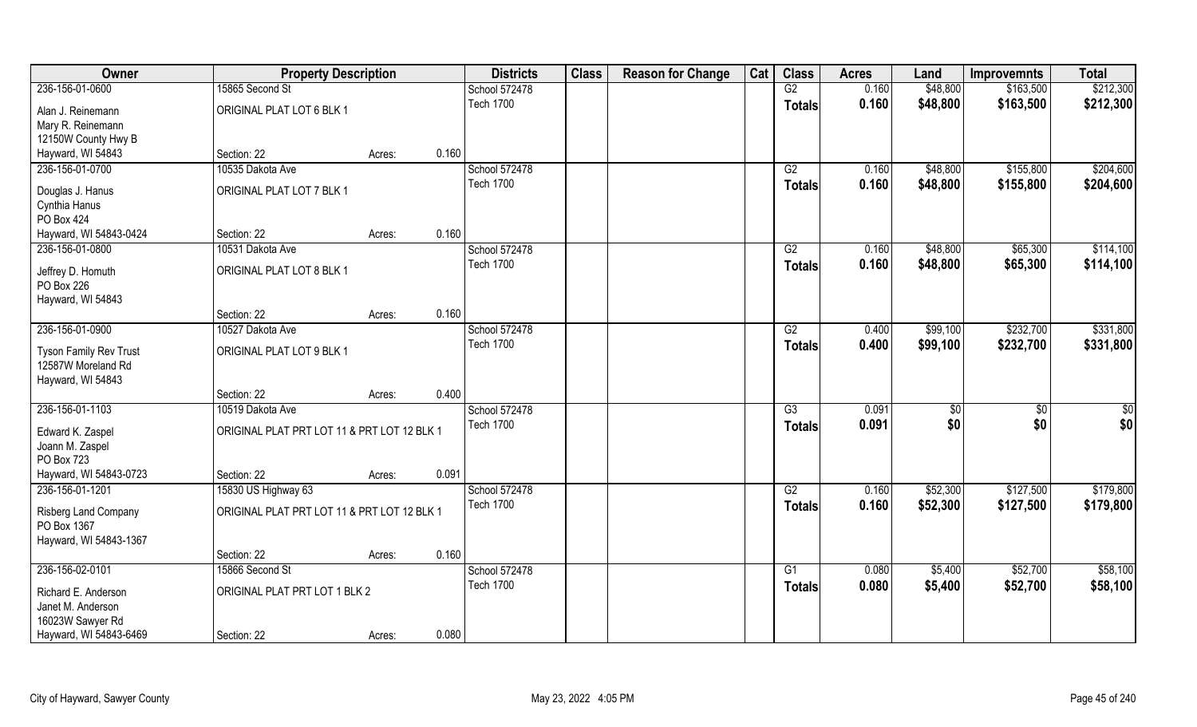| Owner | Property Description | | | Districts | Class | Reason for Change | Cat | Class | Acres | Land | Improvemnts | Total |
|---|---|---|---|---|---|---|---|---|---|---|---|---|
| 236-156-01-0600 | 15865 Second St | | | School 572478 | | | | G2 | 0.160 | $48,800 | $163,500 | $212,300 |
| Alan J. Reinemann<br>Mary R. Reinemann<br>12150W County Hwy B<br>Hayward, WI 54843 | ORIGINAL PLAT LOT 6 BLK 1 | | | Tech 1700 | | | | **Totals** | **0.160** | **$48,800** | **$163,500** | **$212,300** |
| | Section: 22 | Acres: | 0.160 | | | | | | | | | |
| 236-156-01-0700 | 10535 Dakota Ave | | | School 572478 | | | | G2 | 0.160 | $48,800 | $155,800 | $204,600 |
| Douglas J. Hanus<br>Cynthia Hanus<br>PO Box 424<br>Hayward, WI 54843-0424 | ORIGINAL PLAT LOT 7 BLK 1 | | | Tech 1700 | | | | **Totals** | **0.160** | **$48,800** | **$155,800** | **$204,600** |
| | Section: 22 | Acres: | 0.160 | | | | | | | | | |
| 236-156-01-0800 | 10531 Dakota Ave | | | School 572478 | | | | G2 | 0.160 | $48,800 | $65,300 | $114,100 |
| Jeffrey D. Homuth<br>PO Box 226<br>Hayward, WI 54843 | ORIGINAL PLAT LOT 8 BLK 1 | | | Tech 1700 | | | | **Totals** | **0.160** | **$48,800** | **$65,300** | **$114,100** |
| | Section: 22 | Acres: | 0.160 | | | | | | | | | |
| 236-156-01-0900 | 10527 Dakota Ave | | | School 572478 | | | | G2 | 0.400 | $99,100 | $232,700 | $331,800 |
| Tyson Family Rev Trust<br>12587W Moreland Rd<br>Hayward, WI 54843 | ORIGINAL PLAT LOT 9 BLK 1 | | | Tech 1700 | | | | **Totals** | **0.400** | **$99,100** | **$232,700** | **$331,800** |
| | Section: 22 | Acres: | 0.400 | | | | | | | | | |
| 236-156-01-1103 | 10519 Dakota Ave | | | School 572478 | | | | G3 | 0.091 | $0 | $0 | $0 |
| Edward K. Zaspel<br>Joann M. Zaspel<br>PO Box 723<br>Hayward, WI 54843-0723 | ORIGINAL PLAT PRT LOT 11 & PRT LOT 12 BLK 1 | | | Tech 1700 | | | | **Totals** | **0.091** | **$0** | **$0** | **$0** |
| | Section: 22 | Acres: | 0.091 | | | | | | | | | |
| 236-156-01-1201 | 15830 US Highway 63 | | | School 572478 | | | | G2 | 0.160 | $52,300 | $127,500 | $179,800 |
| Risberg Land Company<br>PO Box 1367<br>Hayward, WI 54843-1367 | ORIGINAL PLAT PRT LOT 11 & PRT LOT 12 BLK 1 | | | Tech 1700 | | | | **Totals** | **0.160** | **$52,300** | **$127,500** | **$179,800** |
| | Section: 22 | Acres: | 0.160 | | | | | | | | | |
| 236-156-02-0101 | 15866 Second St | | | School 572478 | | | | G1 | 0.080 | $5,400 | $52,700 | $58,100 |
| Richard E. Anderson<br>Janet M. Anderson<br>16023W Sawyer Rd<br>Hayward, WI 54843-6469 | ORIGINAL PLAT PRT LOT 1 BLK 2 | | | Tech 1700 | | | | **Totals** | **0.080** | **$5,400** | **$52,700** | **$58,100** |
| | Section: 22 | Acres: | 0.080 | | | | | | | | | |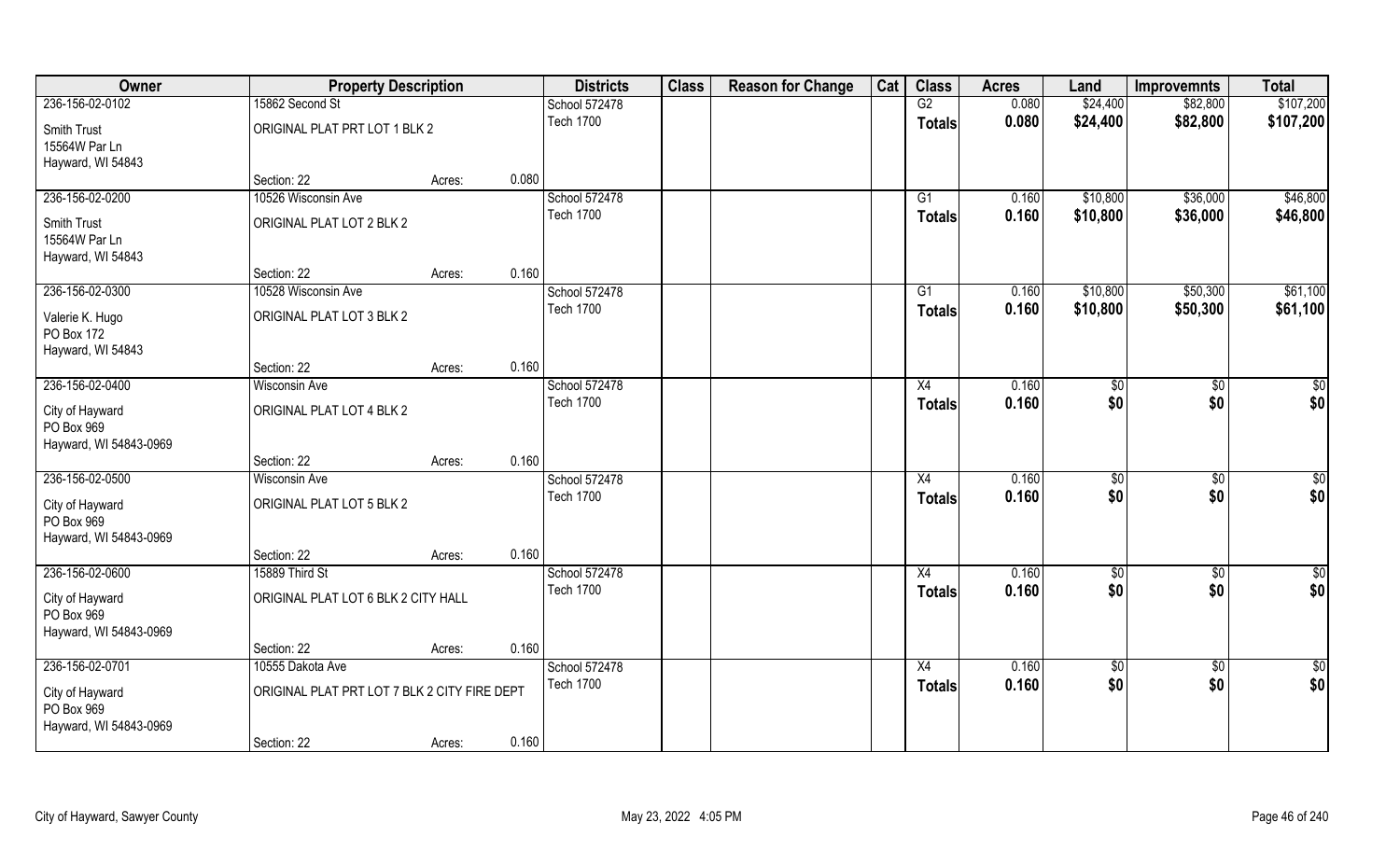| Owner | Property Description | | | Districts | Class | Reason for Change | Cat | Class | Acres | Land | Improvemnts | Total |
|---|---|---|---|---|---|---|---|---|---|---|---|---|
| 236-156-02-0102 | 15862 Second St | | | School 572478 | | | | G2 | 0.080 | $24,400 | $82,800 | $107,200 |
| Smith Trust<br>15564W Par Ln<br>Hayward, WI 54843 | ORIGINAL PLAT PRT LOT 1 BLK 2 | | | Tech 1700 | | | | Totals | 0.080 | $24,400 | $82,800 | $107,200 |
| | Section: 22 | Acres: | 0.080 | | | | | | | | | |
| 236-156-02-0200 | 10526 Wisconsin Ave | | | School 572478 | | | | G1 | 0.160 | $10,800 | $36,000 | $46,800 |
| Smith Trust<br>15564W Par Ln<br>Hayward, WI 54843 | ORIGINAL PLAT LOT 2 BLK 2 | | | Tech 1700 | | | | Totals | 0.160 | $10,800 | $36,000 | $46,800 |
| | Section: 22 | Acres: | 0.160 | | | | | | | | | |
| 236-156-02-0300 | 10528 Wisconsin Ave | | | School 572478 | | | | G1 | 0.160 | $10,800 | $50,300 | $61,100 |
| Valerie K. Hugo<br>PO Box 172<br>Hayward, WI 54843 | ORIGINAL PLAT LOT 3 BLK 2 | | | Tech 1700 | | | | Totals | 0.160 | $10,800 | $50,300 | $61,100 |
| | Section: 22 | Acres: | 0.160 | | | | | | | | | |
| 236-156-02-0400 | Wisconsin Ave | | | School 572478 | | | | X4 | 0.160 | $0 | $0 | $0 |
| City of Hayward<br>PO Box 969<br>Hayward, WI 54843-0969 | ORIGINAL PLAT LOT 4 BLK 2 | | | Tech 1700 | | | | Totals | 0.160 | $0 | $0 | $0 |
| | Section: 22 | Acres: | 0.160 | | | | | | | | | |
| 236-156-02-0500 | Wisconsin Ave | | | School 572478 | | | | X4 | 0.160 | $0 | $0 | $0 |
| City of Hayward<br>PO Box 969<br>Hayward, WI 54843-0969 | ORIGINAL PLAT LOT 5 BLK 2 | | | Tech 1700 | | | | Totals | 0.160 | $0 | $0 | $0 |
| | Section: 22 | Acres: | 0.160 | | | | | | | | | |
| 236-156-02-0600 | 15889 Third St | | | School 572478 | | | | X4 | 0.160 | $0 | $0 | $0 |
| City of Hayward<br>PO Box 969<br>Hayward, WI 54843-0969 | ORIGINAL PLAT LOT 6 BLK 2 CITY HALL | | | Tech 1700 | | | | Totals | 0.160 | $0 | $0 | $0 |
| | Section: 22 | Acres: | 0.160 | | | | | | | | | |
| 236-156-02-0701 | 10555 Dakota Ave | | | School 572478 | | | | X4 | 0.160 | $0 | $0 | $0 |
| City of Hayward<br>PO Box 969<br>Hayward, WI 54843-0969 | ORIGINAL PLAT PRT LOT 7 BLK 2 CITY FIRE DEPT | | | Tech 1700 | | | | Totals | 0.160 | $0 | $0 | $0 |
| | Section: 22 | Acres: | 0.160 | | | | | | | | | |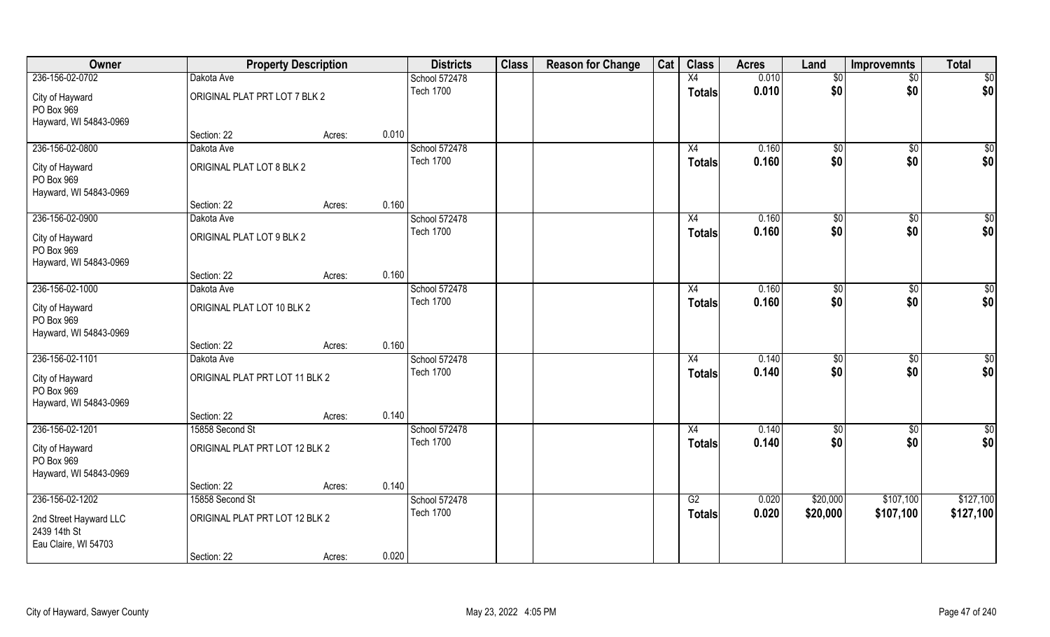| Owner | Property Description | | | Districts | Class | Reason for Change | Cat | Class | Acres | Land | Improvemnts | Total |
|---|---|---|---|---|---|---|---|---|---|---|---|---|
| 236-156-02-0702 | Dakota Ave | | | School 572478 | | | | X4 | 0.010 | $0 | $0 | $0 |
| City of Hayward<br>PO Box 969<br>Hayward, WI 54843-0969 | ORIGINAL PLAT PRT LOT 7 BLK 2 | | | Tech 1700 | | | | Totals | 0.010 | $0 | $0 | $0 |
| | Section: 22 | Acres: | 0.010 | | | | | | | | | |
| 236-156-02-0800 | Dakota Ave | | | School 572478 | | | | X4 | 0.160 | $0 | $0 | $0 |
| City of Hayward<br>PO Box 969<br>Hayward, WI 54843-0969 | ORIGINAL PLAT LOT 8 BLK 2 | | | Tech 1700 | | | | Totals | 0.160 | $0 | $0 | $0 |
| | Section: 22 | Acres: | 0.160 | | | | | | | | | |
| 236-156-02-0900 | Dakota Ave | | | School 572478 | | | | X4 | 0.160 | $0 | $0 | $0 |
| City of Hayward<br>PO Box 969<br>Hayward, WI 54843-0969 | ORIGINAL PLAT LOT 9 BLK 2 | | | Tech 1700 | | | | Totals | 0.160 | $0 | $0 | $0 |
| | Section: 22 | Acres: | 0.160 | | | | | | | | | |
| 236-156-02-1000 | Dakota Ave | | | School 572478 | | | | X4 | 0.160 | $0 | $0 | $0 |
| City of Hayward<br>PO Box 969<br>Hayward, WI 54843-0969 | ORIGINAL PLAT LOT 10 BLK 2 | | | Tech 1700 | | | | Totals | 0.160 | $0 | $0 | $0 |
| | Section: 22 | Acres: | 0.160 | | | | | | | | | |
| 236-156-02-1101 | Dakota Ave | | | School 572478 | | | | X4 | 0.140 | $0 | $0 | $0 |
| City of Hayward<br>PO Box 969<br>Hayward, WI 54843-0969 | ORIGINAL PLAT PRT LOT 11 BLK 2 | | | Tech 1700 | | | | Totals | 0.140 | $0 | $0 | $0 |
| | Section: 22 | Acres: | 0.140 | | | | | | | | | |
| 236-156-02-1201 | 15858 Second St | | | School 572478 | | | | X4 | 0.140 | $0 | $0 | $0 |
| City of Hayward<br>PO Box 969<br>Hayward, WI 54843-0969 | ORIGINAL PLAT PRT LOT 12 BLK 2 | | | Tech 1700 | | | | Totals | 0.140 | $0 | $0 | $0 |
| | Section: 22 | Acres: | 0.140 | | | | | | | | | |
| 236-156-02-1202 | 15858 Second St | | | School 572478 | | | | G2 | 0.020 | $20,000 | $107,100 | $127,100 |
| 2nd Street Hayward LLC<br>2439 14th St<br>Eau Claire, WI 54703 | ORIGINAL PLAT PRT LOT 12 BLK 2 | | | Tech 1700 | | | | Totals | 0.020 | $20,000 | $107,100 | $127,100 |
| | Section: 22 | Acres: | 0.020 | | | | | | | | | |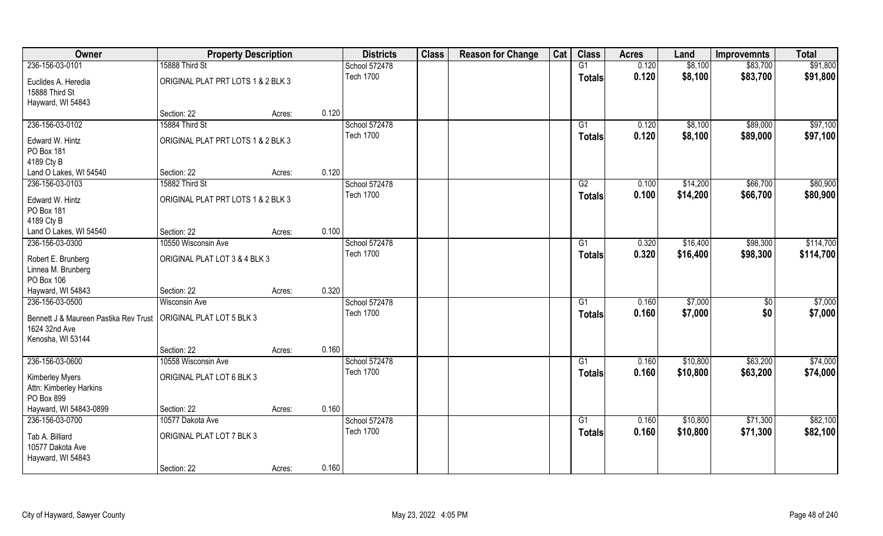| Owner | Property Description | | | Districts | Class | Reason for Change | Cat | Class | Acres | Land | Improvemnts | Total |
|---|---|---|---|---|---|---|---|---|---|---|---|---|
| 236-156-03-0101 | 15888 Third St | | | School 572478 | | | | G1 | 0.120 | $8,100 | $83,700 | $91,800 |
| Euclides A. Heredia<br>15888 Third St<br>Hayward, WI 54843 | ORIGINAL PLAT PRT LOTS 1 & 2 BLK 3 | | | Tech 1700 | | | | **Totals** | **0.120** | **$8,100** | **$83,700** | **$91,800** |
| | Section: 22 | Acres: | 0.120 | | | | | | | | | |
| 236-156-03-0102 | 15884 Third St | | | School 572478 | | | | G1 | 0.120 | $8,100 | $89,000 | $97,100 |
| Edward W. Hintz<br>PO Box 181<br>4189 Cty B<br>Land O Lakes, WI 54540 | ORIGINAL PLAT PRT LOTS 1 & 2 BLK 3 | | | Tech 1700 | | | | **Totals** | **0.120** | **$8,100** | **$89,000** | **$97,100** |
| | Section: 22 | Acres: | 0.120 | | | | | | | | | |
| 236-156-03-0103 | 15882 Third St | | | School 572478 | | | | G2 | 0.100 | $14,200 | $66,700 | $80,900 |
| Edward W. Hintz<br>PO Box 181<br>4189 Cty B<br>Land O Lakes, WI 54540 | ORIGINAL PLAT PRT LOTS 1 & 2 BLK 3 | | | Tech 1700 | | | | **Totals** | **0.100** | **$14,200** | **$66,700** | **$80,900** |
| | Section: 22 | Acres: | 0.100 | | | | | | | | | |
| 236-156-03-0300 | 10550 Wisconsin Ave | | | School 572478 | | | | G1 | 0.320 | $16,400 | $98,300 | $114,700 |
| Robert E. Brunberg<br>Linnea M. Brunberg<br>PO Box 106<br>Hayward, WI 54843 | ORIGINAL PLAT LOT 3 & 4 BLK 3 | | | Tech 1700 | | | | **Totals** | **0.320** | **$16,400** | **$98,300** | **$114,700** |
| | Section: 22 | Acres: | 0.320 | | | | | | | | | |
| 236-156-03-0500 | Wisconsin Ave | | | School 572478 | | | | G1 | 0.160 | $7,000 | $0 | $7,000 |
| Bennett J & Maureen Pastika Rev Trust<br>1624 32nd Ave<br>Kenosha, WI 53144 | ORIGINAL PLAT LOT 5 BLK 3 | | | Tech 1700 | | | | **Totals** | **0.160** | **$7,000** | **$0** | **$7,000** |
| | Section: 22 | Acres: | 0.160 | | | | | | | | | |
| 236-156-03-0600 | 10558 Wisconsin Ave | | | School 572478 | | | | G1 | 0.160 | $10,800 | $63,200 | $74,000 |
| Kimberley Myers<br>Attn: Kimberley Harkins<br>PO Box 899<br>Hayward, WI 54843-0899 | ORIGINAL PLAT LOT 6 BLK 3 | | | Tech 1700 | | | | **Totals** | **0.160** | **$10,800** | **$63,200** | **$74,000** |
| | Section: 22 | Acres: | 0.160 | | | | | | | | | |
| 236-156-03-0700 | 10577 Dakota Ave | | | School 572478 | | | | G1 | 0.160 | $10,800 | $71,300 | $82,100 |
| Tab A. Billiard<br>10577 Dakota Ave<br>Hayward, WI 54843 | ORIGINAL PLAT LOT 7 BLK 3 | | | Tech 1700 | | | | **Totals** | **0.160** | **$10,800** | **$71,300** | **$82,100** |
| | Section: 22 | Acres: | 0.160 | | | | | | | | | |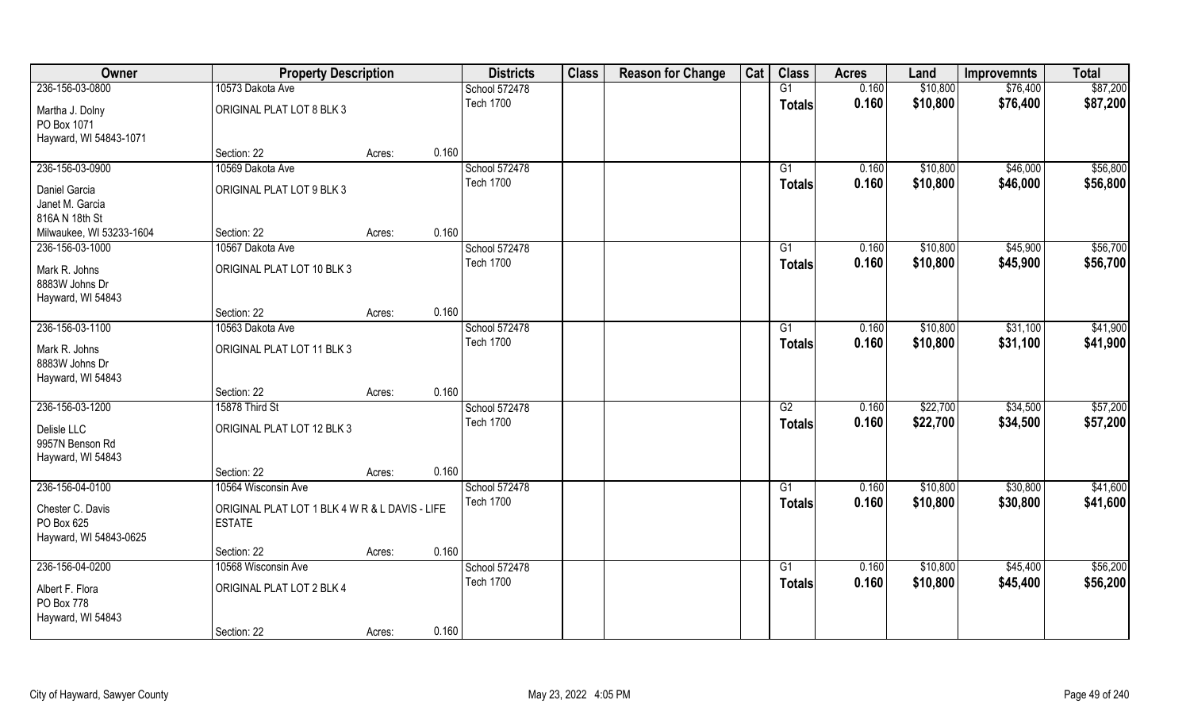| Owner | Property Description | | | Districts | Class | Reason for Change | Cat | Class | Acres | Land | Improvemnts | Total |
|---|---|---|---|---|---|---|---|---|---|---|---|---|
| 236-156-03-0800 | 10573 Dakota Ave | | | School 572478 | | | | G1 | 0.160 | $10,800 | $76,400 | $87,200 |
| Martha J. Dolny<br>PO Box 1071<br>Hayward, WI 54843-1071 | ORIGINAL PLAT LOT 8 BLK 3 | | | Tech 1700 | | | | **Totals** | **0.160** | **$10,800** | **$76,400** | **$87,200** |
| | Section: 22 | Acres: | 0.160 | | | | | | | | | |
| 236-156-03-0900 | 10569 Dakota Ave | | | School 572478 | | | | G1 | 0.160 | $10,800 | $46,000 | $56,800 |
| Daniel Garcia<br>Janet M. Garcia<br>816A N 18th St<br>Milwaukee, WI 53233-1604 | ORIGINAL PLAT LOT 9 BLK 3 | | | Tech 1700 | | | | **Totals** | **0.160** | **$10,800** | **$46,000** | **$56,800** |
| | Section: 22 | Acres: | 0.160 | | | | | | | | | |
| 236-156-03-1000 | 10567 Dakota Ave | | | School 572478 | | | | G1 | 0.160 | $10,800 | $45,900 | $56,700 |
| Mark R. Johns<br>8883W Johns Dr<br>Hayward, WI 54843 | ORIGINAL PLAT LOT 10 BLK 3 | | | Tech 1700 | | | | **Totals** | **0.160** | **$10,800** | **$45,900** | **$56,700** |
| | Section: 22 | Acres: | 0.160 | | | | | | | | | |
| 236-156-03-1100 | 10563 Dakota Ave | | | School 572478 | | | | G1 | 0.160 | $10,800 | $31,100 | $41,900 |
| Mark R. Johns<br>8883W Johns Dr<br>Hayward, WI 54843 | ORIGINAL PLAT LOT 11 BLK 3 | | | Tech 1700 | | | | **Totals** | **0.160** | **$10,800** | **$31,100** | **$41,900** |
| | Section: 22 | Acres: | 0.160 | | | | | | | | | |
| 236-156-03-1200 | 15878 Third St | | | School 572478 | | | | G2 | 0.160 | $22,700 | $34,500 | $57,200 |
| Delisle LLC<br>9957N Benson Rd<br>Hayward, WI 54843 | ORIGINAL PLAT LOT 12 BLK 3 | | | Tech 1700 | | | | **Totals** | **0.160** | **$22,700** | **$34,500** | **$57,200** |
| | Section: 22 | Acres: | 0.160 | | | | | | | | | |
| 236-156-04-0100 | 10564 Wisconsin Ave | | | School 572478 | | | | G1 | 0.160 | $10,800 | $30,800 | $41,600 |
| Chester C. Davis<br>PO Box 625<br>Hayward, WI 54843-0625 | ORIGINAL PLAT LOT 1 BLK 4 W R & L DAVIS - LIFE ESTATE | | | Tech 1700 | | | | **Totals** | **0.160** | **$10,800** | **$30,800** | **$41,600** |
| | Section: 22 | Acres: | 0.160 | | | | | | | | | |
| 236-156-04-0200 | 10568 Wisconsin Ave | | | School 572478 | | | | G1 | 0.160 | $10,800 | $45,400 | $56,200 |
| Albert F. Flora<br>PO Box 778<br>Hayward, WI 54843 | ORIGINAL PLAT LOT 2 BLK 4 | | | Tech 1700 | | | | **Totals** | **0.160** | **$10,800** | **$45,400** | **$56,200** |
| | Section: 22 | Acres: | 0.160 | | | | | | | | | |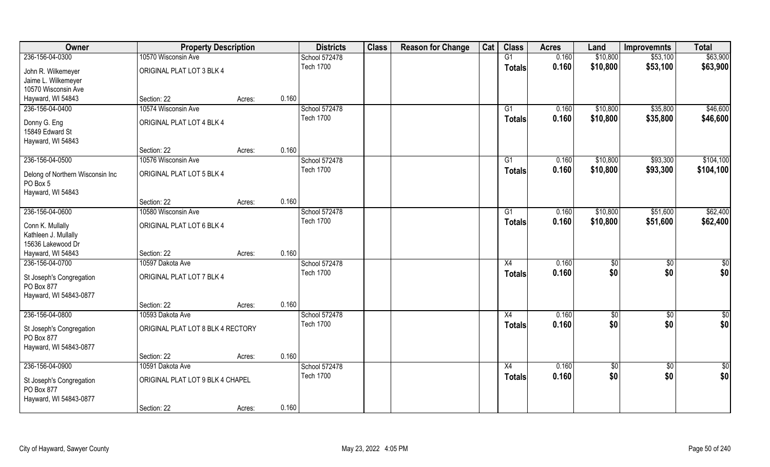| Owner | Property Description | | | Districts | Class | Reason for Change | Cat | Class | Acres | Land | Improvemnts | Total |
|---|---|---|---|---|---|---|---|---|---|---|---|---|
| 236-156-04-0300 | 10570 Wisconsin Ave | | | School 572478 | | | | G1 | 0.160 | $10,800 | $53,100 | $63,900 |
| John R. Wilkemeyer<br>Jaime L. Wilkemeyer<br>10570 Wisconsin Ave<br>Hayward, WI 54843 | ORIGINAL PLAT LOT 3 BLK 4 | | | Tech 1700 | | | | **Totals** | **0.160** | **$10,800** | **$53,100** | **$63,900** |
| | Section: 22 | Acres: | 0.160 | | | | | | | | | |
| 236-156-04-0400 | 10574 Wisconsin Ave | | | School 572478 | | | | G1 | 0.160 | $10,800 | $35,800 | $46,600 |
| Donny G. Eng<br>15849 Edward St<br>Hayward, WI 54843 | ORIGINAL PLAT LOT 4 BLK 4 | | | Tech 1700 | | | | **Totals** | **0.160** | **$10,800** | **$35,800** | **$46,600** |
| | Section: 22 | Acres: | 0.160 | | | | | | | | | |
| 236-156-04-0500 | 10576 Wisconsin Ave | | | School 572478 | | | | G1 | 0.160 | $10,800 | $93,300 | $104,100 |
| Delong of Northern Wisconsin Inc<br>PO Box 5<br>Hayward, WI 54843 | ORIGINAL PLAT LOT 5 BLK 4 | | | Tech 1700 | | | | **Totals** | **0.160** | **$10,800** | **$93,300** | **$104,100** |
| | Section: 22 | Acres: | 0.160 | | | | | | | | | |
| 236-156-04-0600 | 10580 Wisconsin Ave | | | School 572478 | | | | G1 | 0.160 | $10,800 | $51,600 | $62,400 |
| Conn K. Mullally<br>Kathleen J. Mullally<br>15636 Lakewood Dr<br>Hayward, WI 54843 | ORIGINAL PLAT LOT 6 BLK 4 | | | Tech 1700 | | | | **Totals** | **0.160** | **$10,800** | **$51,600** | **$62,400** |
| | Section: 22 | Acres: | 0.160 | | | | | | | | | |
| 236-156-04-0700 | 10597 Dakota Ave | | | School 572478 | | | | X4 | 0.160 | $0 | $0 | $0 |
| St Joseph's Congregation<br>PO Box 877<br>Hayward, WI 54843-0877 | ORIGINAL PLAT LOT 7 BLK 4 | | | Tech 1700 | | | | **Totals** | **0.160** | **$0** | **$0** | **$0** |
| | Section: 22 | Acres: | 0.160 | | | | | | | | | |
| 236-156-04-0800 | 10593 Dakota Ave | | | School 572478 | | | | X4 | 0.160 | $0 | $0 | $0 |
| St Joseph's Congregation<br>PO Box 877<br>Hayward, WI 54843-0877 | ORIGINAL PLAT LOT 8 BLK 4 RECTORY | | | Tech 1700 | | | | **Totals** | **0.160** | **$0** | **$0** | **$0** |
| | Section: 22 | Acres: | 0.160 | | | | | | | | | |
| 236-156-04-0900 | 10591 Dakota Ave | | | School 572478 | | | | X4 | 0.160 | $0 | $0 | $0 |
| St Joseph's Congregation<br>PO Box 877<br>Hayward, WI 54843-0877 | ORIGINAL PLAT LOT 9 BLK 4 CHAPEL | | | Tech 1700 | | | | **Totals** | **0.160** | **$0** | **$0** | **$0** |
| | Section: 22 | Acres: | 0.160 | | | | | | | | | |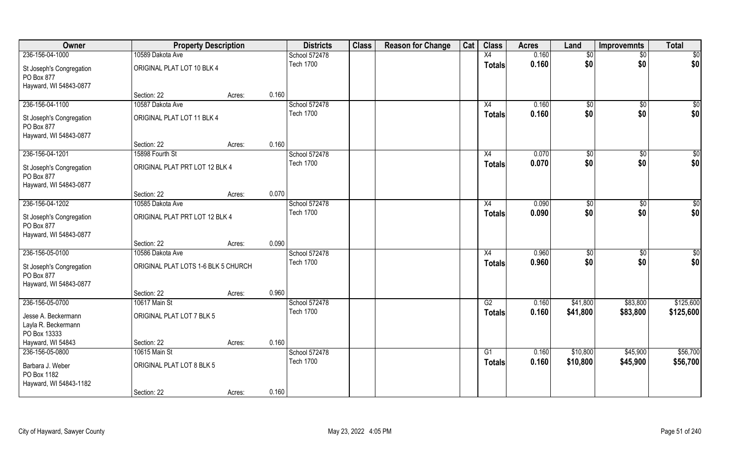| Owner | Property Description | | | Districts | Class | Reason for Change | Cat | Class | Acres | Land | Improvemnts | Total |
|---|---|---|---|---|---|---|---|---|---|---|---|---|
| 236-156-04-1000 | 10589 Dakota Ave | | | School 572478 | | | | X4 | 0.160 | $0 | $0 | $0 |
| St Joseph's Congregation<br>PO Box 877<br>Hayward, WI 54843-0877 | ORIGINAL PLAT LOT 10 BLK 4 | | | Tech 1700 | | | | Totals | 0.160 | $0 | $0 | $0 |
| | Section: 22 | Acres: | 0.160 | | | | | | | | | |
| 236-156-04-1100 | 10587 Dakota Ave | | | School 572478 | | | | X4 | 0.160 | $0 | $0 | $0 |
| St Joseph's Congregation<br>PO Box 877<br>Hayward, WI 54843-0877 | ORIGINAL PLAT LOT 11 BLK 4 | | | Tech 1700 | | | | Totals | 0.160 | $0 | $0 | $0 |
| | Section: 22 | Acres: | 0.160 | | | | | | | | | |
| 236-156-04-1201 | 15898 Fourth St | | | School 572478 | | | | X4 | 0.070 | $0 | $0 | $0 |
| St Joseph's Congregation<br>PO Box 877<br>Hayward, WI 54843-0877 | ORIGINAL PLAT PRT LOT 12 BLK 4 | | | Tech 1700 | | | | Totals | 0.070 | $0 | $0 | $0 |
| | Section: 22 | Acres: | 0.070 | | | | | | | | | |
| 236-156-04-1202 | 10585 Dakota Ave | | | School 572478 | | | | X4 | 0.090 | $0 | $0 | $0 |
| St Joseph's Congregation<br>PO Box 877<br>Hayward, WI 54843-0877 | ORIGINAL PLAT PRT LOT 12 BLK 4 | | | Tech 1700 | | | | Totals | 0.090 | $0 | $0 | $0 |
| | Section: 22 | Acres: | 0.090 | | | | | | | | | |
| 236-156-05-0100 | 10586 Dakota Ave | | | School 572478 | | | | X4 | 0.960 | $0 | $0 | $0 |
| St Joseph's Congregation<br>PO Box 877<br>Hayward, WI 54843-0877 | ORIGINAL PLAT LOTS 1-6 BLK 5 CHURCH | | | Tech 1700 | | | | Totals | 0.960 | $0 | $0 | $0 |
| | Section: 22 | Acres: | 0.960 | | | | | | | | | |
| 236-156-05-0700 | 10617 Main St | | | School 572478 | | | | G2 | 0.160 | $41,800 | $83,800 | $125,600 |
| Jesse A. Beckermann<br>Layla R. Beckermann<br>PO Box 13333<br>Hayward, WI 54843 | ORIGINAL PLAT LOT 7 BLK 5 | | | Tech 1700 | | | | Totals | 0.160 | $41,800 | $83,800 | $125,600 |
| | Section: 22 | Acres: | 0.160 | | | | | | | | | |
| 236-156-05-0800 | 10615 Main St | | | School 572478 | | | | G1 | 0.160 | $10,800 | $45,900 | $56,700 |
| Barbara J. Weber<br>PO Box 1182<br>Hayward, WI 54843-1182 | ORIGINAL PLAT LOT 8 BLK 5 | | | Tech 1700 | | | | Totals | 0.160 | $10,800 | $45,900 | $56,700 |
| | Section: 22 | Acres: | 0.160 | | | | | | | | | |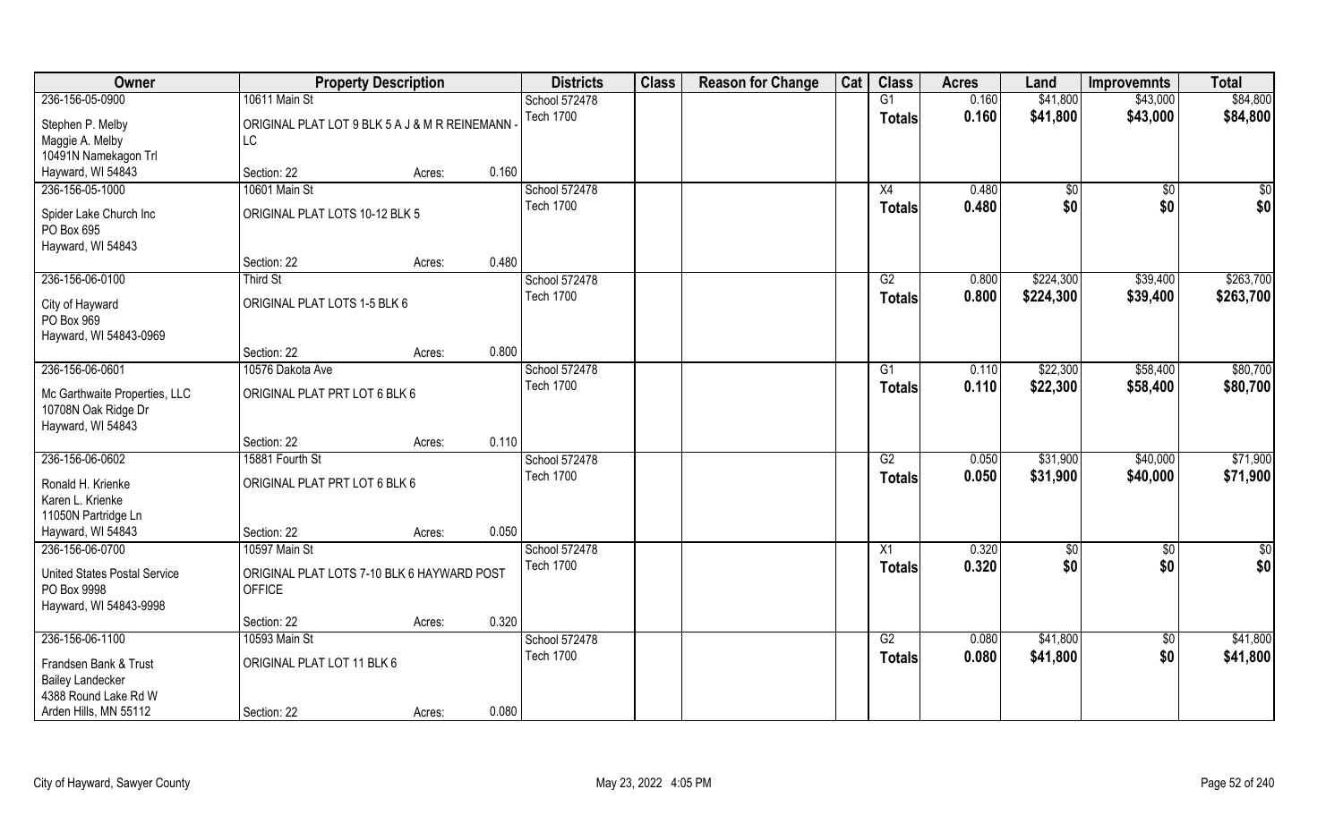| Owner | Property Description | | | Districts | Class | Reason for Change | Cat | Class | Acres | Land | Improvemnts | Total |
|---|---|---|---|---|---|---|---|---|---|---|---|---|
| 236-156-05-0900 | 10611 Main St | | | School 572478 | | | | G1 | 0.160 | $41,800 | $43,000 | $84,800 |
| Stephen P. Melby<br>Maggie A. Melby<br>10491N Namekagon Trl<br>Hayward, WI 54843 | ORIGINAL PLAT LOT 9 BLK 5 A J & M R REINEMANN - LC | | | Tech 1700 | | | | Totals | 0.160 | $41,800 | $43,000 | $84,800 |
| | Section: 22 | Acres: | 0.160 | | | | | | | | | |
| 236-156-05-1000 | 10601 Main St | | | School 572478 | | | | X4 | 0.480 | $0 | $0 | $0 |
| Spider Lake Church Inc<br>PO Box 695<br>Hayward, WI 54843 | ORIGINAL PLAT LOTS 10-12 BLK 5 | | | Tech 1700 | | | | Totals | 0.480 | $0 | $0 | $0 |
| | Section: 22 | Acres: | 0.480 | | | | | | | | | |
| 236-156-06-0100 | Third St | | | School 572478 | | | | G2 | 0.800 | $224,300 | $39,400 | $263,700 |
| City of Hayward<br>PO Box 969<br>Hayward, WI 54843-0969 | ORIGINAL PLAT LOTS 1-5 BLK 6 | | | Tech 1700 | | | | Totals | 0.800 | $224,300 | $39,400 | $263,700 |
| | Section: 22 | Acres: | 0.800 | | | | | | | | | |
| 236-156-06-0601 | 10576 Dakota Ave | | | School 572478 | | | | G1 | 0.110 | $22,300 | $58,400 | $80,700 |
| Mc Garthwaite Properties, LLC<br>10708N Oak Ridge Dr<br>Hayward, WI 54843 | ORIGINAL PLAT PRT LOT 6 BLK 6 | | | Tech 1700 | | | | Totals | 0.110 | $22,300 | $58,400 | $80,700 |
| | Section: 22 | Acres: | 0.110 | | | | | | | | | |
| 236-156-06-0602 | 15881 Fourth St | | | School 572478 | | | | G2 | 0.050 | $31,900 | $40,000 | $71,900 |
| Ronald H. Krienke<br>Karen L. Krienke<br>11050N Partridge Ln<br>Hayward, WI 54843 | ORIGINAL PLAT PRT LOT 6 BLK 6 | | | Tech 1700 | | | | Totals | 0.050 | $31,900 | $40,000 | $71,900 |
| | Section: 22 | Acres: | 0.050 | | | | | | | | | |
| 236-156-06-0700 | 10597 Main St | | | School 572478 | | | | X1 | 0.320 | $0 | $0 | $0 |
| United States Postal Service<br>PO Box 9998<br>Hayward, WI 54843-9998 | ORIGINAL PLAT LOTS 7-10 BLK 6 HAYWARD POST OFFICE | | | Tech 1700 | | | | Totals | 0.320 | $0 | $0 | $0 |
| | Section: 22 | Acres: | 0.320 | | | | | | | | | |
| 236-156-06-1100 | 10593 Main St | | | School 572478 | | | | G2 | 0.080 | $41,800 | $0 | $41,800 |
| Frandsen Bank & Trust<br>Bailey Landecker<br>4388 Round Lake Rd W<br>Arden Hills, MN 55112 | ORIGINAL PLAT LOT 11 BLK 6 | | | Tech 1700 | | | | Totals | 0.080 | $41,800 | $0 | $41,800 |
| | Section: 22 | Acres: | 0.080 | | | | | | | | | |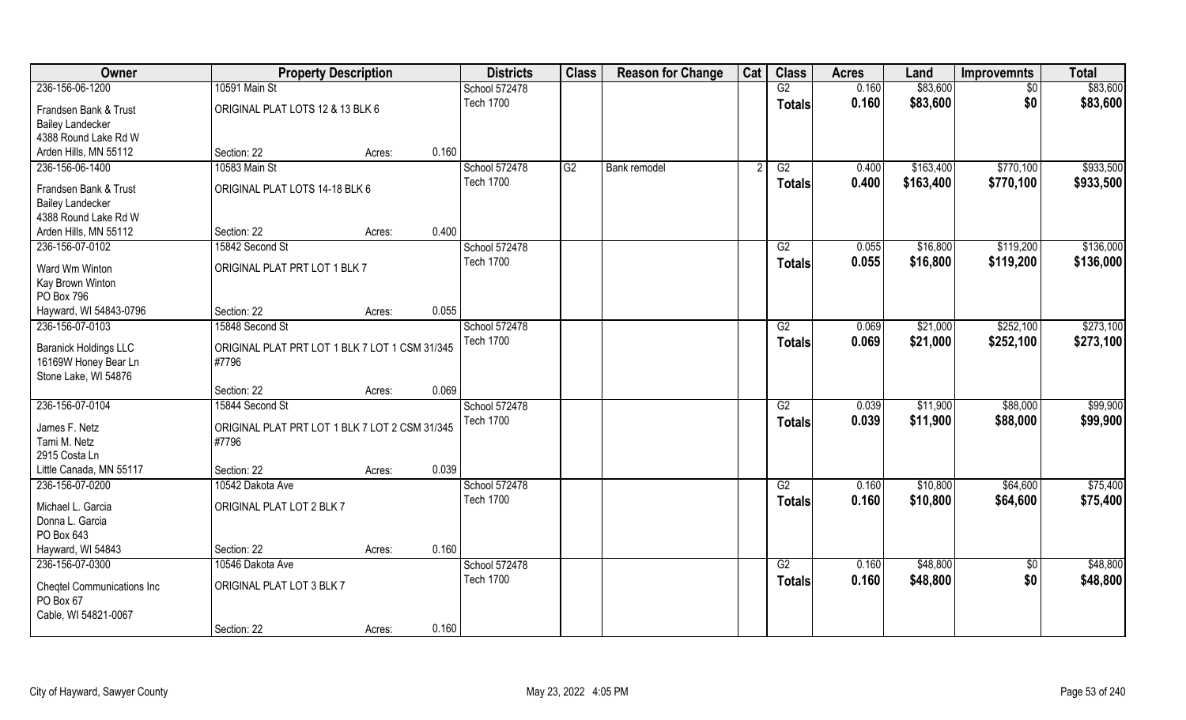| Owner | Property Description | | Districts | Class | Reason for Change | Cat | Class | Acres | Land | Improvemnts | Total |
|---|---|---|---|---|---|---|---|---|---|---|---|
| 236-156-06-1200 | 10591 Main St | | School 572478 | | | | G2 | 0.160 | $83,600 | $0 | $83,600 |
| Frandsen Bank & Trust<br>Bailey Landecker<br>4388 Round Lake Rd W<br>Arden Hills, MN 55112 | ORIGINAL PLAT LOTS 12 & 13 BLK 6 | | Tech 1700 | | | | Totals | 0.160 | $83,600 | $0 | $83,600 |
| | Section: 22 | Acres: 0.160 | | | | | | | | | |
| 236-156-06-1400 | 10583 Main St | | School 572478 | G2 | Bank remodel | 2 | G2 | 0.400 | $163,400 | $770,100 | $933,500 |
| Frandsen Bank & Trust<br>Bailey Landecker<br>4388 Round Lake Rd W<br>Arden Hills, MN 55112 | ORIGINAL PLAT LOTS 14-18 BLK 6 | | Tech 1700 | | | | Totals | 0.400 | $163,400 | $770,100 | $933,500 |
| | Section: 22 | Acres: 0.400 | | | | | | | | | |
| 236-156-07-0102 | 15842 Second St | | School 572478 | | | | G2 | 0.055 | $16,800 | $119,200 | $136,000 |
| Ward Wm Winton<br>Kay Brown Winton<br>PO Box 796<br>Hayward, WI 54843-0796 | ORIGINAL PLAT PRT LOT 1 BLK 7 | | Tech 1700 | | | | Totals | 0.055 | $16,800 | $119,200 | $136,000 |
| | Section: 22 | Acres: 0.055 | | | | | | | | | |
| 236-156-07-0103 | 15848 Second St | | School 572478 | | | | G2 | 0.069 | $21,000 | $252,100 | $273,100 |
| Baranick Holdings LLC<br>16169W Honey Bear Ln<br>Stone Lake, WI 54876 | ORIGINAL PLAT PRT LOT 1 BLK 7 LOT 1 CSM 31/345 #7796 | | Tech 1700 | | | | Totals | 0.069 | $21,000 | $252,100 | $273,100 |
| | Section: 22 | Acres: 0.069 | | | | | | | | | |
| 236-156-07-0104 | 15844 Second St | | School 572478 | | | | G2 | 0.039 | $11,900 | $88,000 | $99,900 |
| James F. Netz<br>Tami M. Netz<br>2915 Costa Ln<br>Little Canada, MN 55117 | ORIGINAL PLAT PRT LOT 1 BLK 7 LOT 2 CSM 31/345 #7796 | | Tech 1700 | | | | Totals | 0.039 | $11,900 | $88,000 | $99,900 |
| | Section: 22 | Acres: 0.039 | | | | | | | | | |
| 236-156-07-0200 | 10542 Dakota Ave | | School 572478 | | | | G2 | 0.160 | $10,800 | $64,600 | $75,400 |
| Michael L. Garcia<br>Donna L. Garcia<br>PO Box 643<br>Hayward, WI 54843 | ORIGINAL PLAT LOT 2 BLK 7 | | Tech 1700 | | | | Totals | 0.160 | $10,800 | $64,600 | $75,400 |
| | Section: 22 | Acres: 0.160 | | | | | | | | | |
| 236-156-07-0300 | 10546 Dakota Ave | | School 572478 | | | | G2 | 0.160 | $48,800 | $0 | $48,800 |
| Cheqtel Communications Inc<br>PO Box 67<br>Cable, WI 54821-0067 | ORIGINAL PLAT LOT 3 BLK 7 | | Tech 1700 | | | | Totals | 0.160 | $48,800 | $0 | $48,800 |
| | Section: 22 | Acres: 0.160 | | | | | | | | | |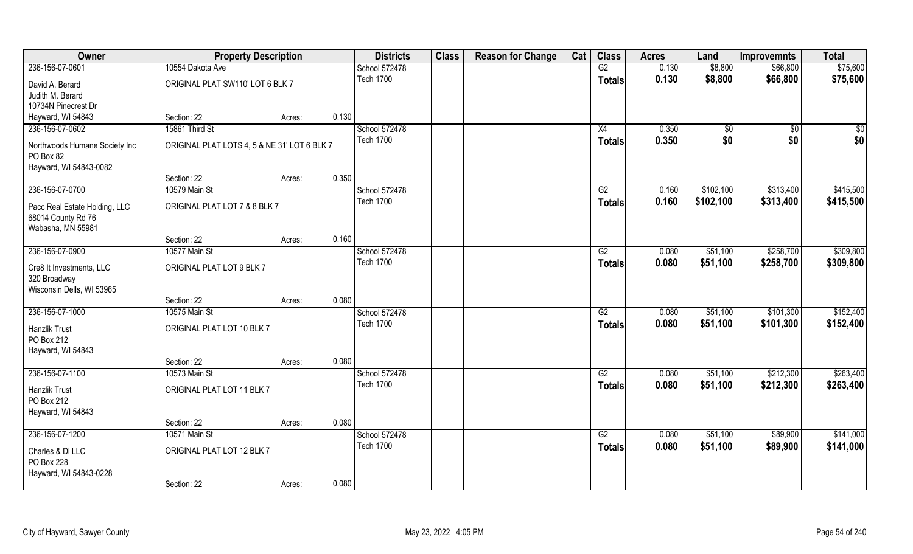| Owner | Property Description | | | Districts | Class | Reason for Change | Cat | Class | Acres | Land | Improvemnts | Total |
|---|---|---|---|---|---|---|---|---|---|---|---|---|
| 236-156-07-0601 | 10554 Dakota Ave | | | School 572478 | | | | G2 | 0.130 | $8,800 | $66,800 | $75,600 |
| David A. Berard<br>Judith M. Berard<br>10734N Pinecrest Dr<br>Hayward, WI 54843 | ORIGINAL PLAT SW110' LOT 6 BLK 7 | | | Tech 1700 | | | | Totals | 0.130 | $8,800 | $66,800 | $75,600 |
| | Section: 22 | Acres: | 0.130 | | | | | | | | | |
| 236-156-07-0602 | 15861 Third St | | | School 572478 | | | | X4 | 0.350 | $0 | $0 | $0 |
| Northwoods Humane Society Inc<br>PO Box 82<br>Hayward, WI 54843-0082 | ORIGINAL PLAT LOTS 4, 5 & NE 31' LOT 6 BLK 7 | | | Tech 1700 | | | | Totals | 0.350 | $0 | $0 | $0 |
| | Section: 22 | Acres: | 0.350 | | | | | | | | | |
| 236-156-07-0700 | 10579 Main St | | | School 572478 | | | | G2 | 0.160 | $102,100 | $313,400 | $415,500 |
| Pacc Real Estate Holding, LLC<br>68014 County Rd 76<br>Wabasha, MN 55981 | ORIGINAL PLAT LOT 7 & 8 BLK 7 | | | Tech 1700 | | | | Totals | 0.160 | $102,100 | $313,400 | $415,500 |
| | Section: 22 | Acres: | 0.160 | | | | | | | | | |
| 236-156-07-0900 | 10577 Main St | | | School 572478 | | | | G2 | 0.080 | $51,100 | $258,700 | $309,800 |
| Cre8 It Investments, LLC<br>320 Broadway<br>Wisconsin Dells, WI 53965 | ORIGINAL PLAT LOT 9 BLK 7 | | | Tech 1700 | | | | Totals | 0.080 | $51,100 | $258,700 | $309,800 |
| | Section: 22 | Acres: | 0.080 | | | | | | | | | |
| 236-156-07-1000 | 10575 Main St | | | School 572478 | | | | G2 | 0.080 | $51,100 | $101,300 | $152,400 |
| Hanzlik Trust<br>PO Box 212<br>Hayward, WI 54843 | ORIGINAL PLAT LOT 10 BLK 7 | | | Tech 1700 | | | | Totals | 0.080 | $51,100 | $101,300 | $152,400 |
| | Section: 22 | Acres: | 0.080 | | | | | | | | | |
| 236-156-07-1100 | 10573 Main St | | | School 572478 | | | | G2 | 0.080 | $51,100 | $212,300 | $263,400 |
| Hanzlik Trust<br>PO Box 212<br>Hayward, WI 54843 | ORIGINAL PLAT LOT 11 BLK 7 | | | Tech 1700 | | | | Totals | 0.080 | $51,100 | $212,300 | $263,400 |
| | Section: 22 | Acres: | 0.080 | | | | | | | | | |
| 236-156-07-1200 | 10571 Main St | | | School 572478 | | | | G2 | 0.080 | $51,100 | $89,900 | $141,000 |
| Charles & Di LLC<br>PO Box 228<br>Hayward, WI 54843-0228 | ORIGINAL PLAT LOT 12 BLK 7 | | | Tech 1700 | | | | Totals | 0.080 | $51,100 | $89,900 | $141,000 |
| | Section: 22 | Acres: | 0.080 | | | | | | | | | |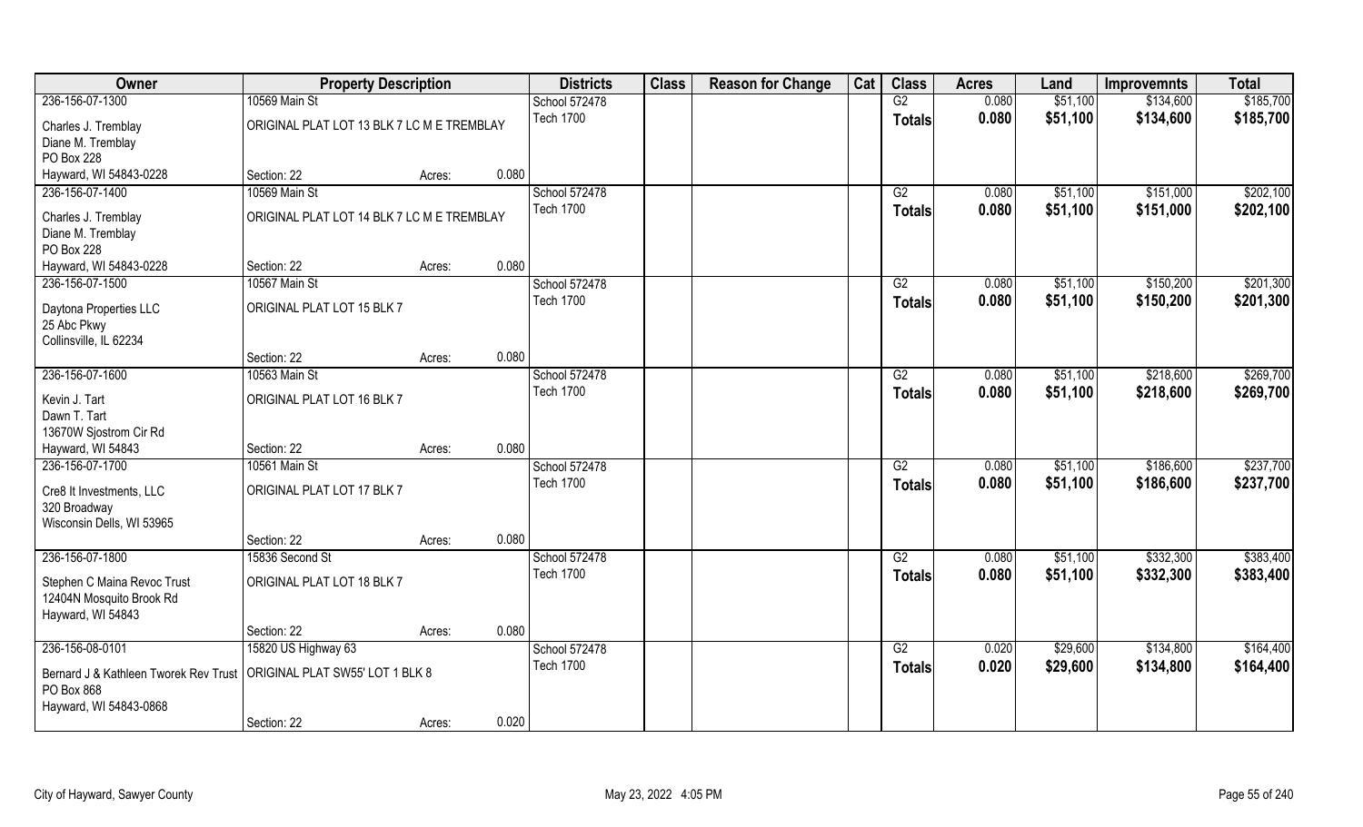| Owner | Property Description | | | Districts | Class | Reason for Change | Cat | Class | Acres | Land | Improvemnts | Total |
|---|---|---|---|---|---|---|---|---|---|---|---|---|
| 236-156-07-1300 | 10569 Main St | | | School 572478 | | | | G2 | 0.080 | $51,100 | $134,600 | $185,700 |
| Charles J. Tremblay<br>Diane M. Tremblay<br>PO Box 228<br>Hayward, WI 54843-0228 | ORIGINAL PLAT LOT 13 BLK 7 LC M E TREMBLAY | | | Tech 1700 | | | | Totals | 0.080 | $51,100 | $134,600 | $185,700 |
| | Section: 22 | Acres: | 0.080 | | | | | | | | | |
| 236-156-07-1400 | 10569 Main St | | | School 572478 | | | | G2 | 0.080 | $51,100 | $151,000 | $202,100 |
| Charles J. Tremblay<br>Diane M. Tremblay<br>PO Box 228<br>Hayward, WI 54843-0228 | ORIGINAL PLAT LOT 14 BLK 7 LC M E TREMBLAY | | | Tech 1700 | | | | Totals | 0.080 | $51,100 | $151,000 | $202,100 |
| | Section: 22 | Acres: | 0.080 | | | | | | | | | |
| 236-156-07-1500 | 10567 Main St | | | School 572478 | | | | G2 | 0.080 | $51,100 | $150,200 | $201,300 |
| Daytona Properties LLC<br>25 Abc Pkwy<br>Collinsville, IL 62234 | ORIGINAL PLAT LOT 15 BLK 7 | | | Tech 1700 | | | | Totals | 0.080 | $51,100 | $150,200 | $201,300 |
| | Section: 22 | Acres: | 0.080 | | | | | | | | | |
| 236-156-07-1600 | 10563 Main St | | | School 572478 | | | | G2 | 0.080 | $51,100 | $218,600 | $269,700 |
| Kevin J. Tart<br>Dawn T. Tart<br>13670W Sjostrom Cir Rd<br>Hayward, WI 54843 | ORIGINAL PLAT LOT 16 BLK 7 | | | Tech 1700 | | | | Totals | 0.080 | $51,100 | $218,600 | $269,700 |
| | Section: 22 | Acres: | 0.080 | | | | | | | | | |
| 236-156-07-1700 | 10561 Main St | | | School 572478 | | | | G2 | 0.080 | $51,100 | $186,600 | $237,700 |
| Cre8 It Investments, LLC<br>320 Broadway<br>Wisconsin Dells, WI 53965 | ORIGINAL PLAT LOT 17 BLK 7 | | | Tech 1700 | | | | Totals | 0.080 | $51,100 | $186,600 | $237,700 |
| | Section: 22 | Acres: | 0.080 | | | | | | | | | |
| 236-156-07-1800 | 15836 Second St | | | School 572478 | | | | G2 | 0.080 | $51,100 | $332,300 | $383,400 |
| Stephen C Maina Revoc Trust<br>12404N Mosquito Brook Rd<br>Hayward, WI 54843 | ORIGINAL PLAT LOT 18 BLK 7 | | | Tech 1700 | | | | Totals | 0.080 | $51,100 | $332,300 | $383,400 |
| | Section: 22 | Acres: | 0.080 | | | | | | | | | |
| 236-156-08-0101 | 15820 US Highway 63 | | | School 572478 | | | | G2 | 0.020 | $29,600 | $134,800 | $164,400 |
| Bernard J & Kathleen Tworek Rev Trust<br>PO Box 868<br>Hayward, WI 54843-0868 | ORIGINAL PLAT SW55' LOT 1 BLK 8 | | | Tech 1700 | | | | Totals | 0.020 | $29,600 | $134,800 | $164,400 |
| | Section: 22 | Acres: | 0.020 | | | | | | | | | |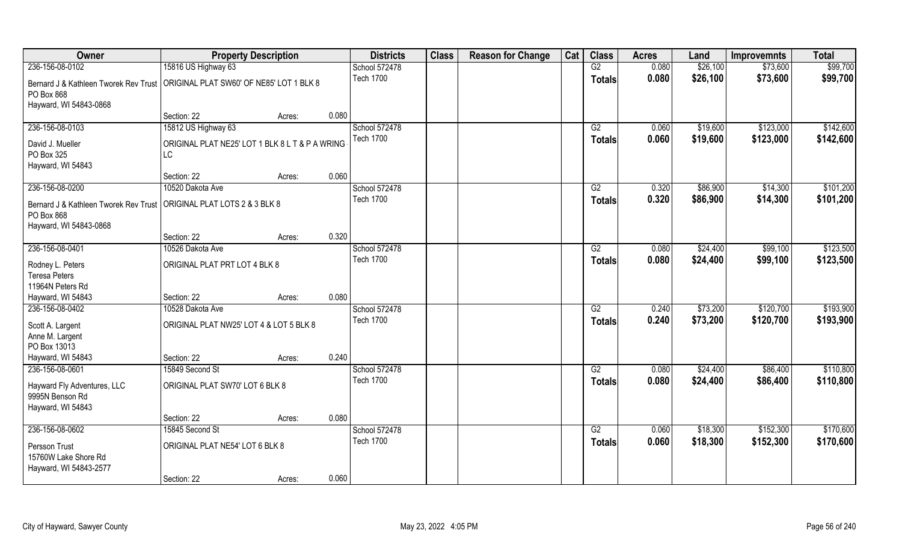| Owner | Property Description | | | Districts | Class | Reason for Change | Cat | Class | Acres | Land | Improvemnts | Total |
|---|---|---|---|---|---|---|---|---|---|---|---|---|
| 236-156-08-0102 | 15816 US Highway 63 | | | School 572478 | | | | G2 | 0.080 | $26,100 | $73,600 | $99,700 |
| Bernard J & Kathleen Tworek Rev Trust<br>PO Box 868<br>Hayward, WI 54843-0868 | ORIGINAL PLAT SW60' OF NE85' LOT 1 BLK 8 | | | Tech 1700 | | | | Totals | 0.080 | $26,100 | $73,600 | $99,700 |
| | Section: 22 | Acres: | 0.080 | | | | | | | | | |
| 236-156-08-0103 | 15812 US Highway 63 | | | School 572478 | | | | G2 | 0.060 | $19,600 | $123,000 | $142,600 |
| David J. Mueller<br>PO Box 325<br>Hayward, WI 54843 | ORIGINAL PLAT NE25' LOT 1 BLK 8 L T & P A WRING LC | | | Tech 1700 | | | | Totals | 0.060 | $19,600 | $123,000 | $142,600 |
| | Section: 22 | Acres: | 0.060 | | | | | | | | | |
| 236-156-08-0200 | 10520 Dakota Ave | | | School 572478 | | | | G2 | 0.320 | $86,900 | $14,300 | $101,200 |
| Bernard J & Kathleen Tworek Rev Trust<br>PO Box 868<br>Hayward, WI 54843-0868 | ORIGINAL PLAT LOTS 2 & 3 BLK 8 | | | Tech 1700 | | | | Totals | 0.320 | $86,900 | $14,300 | $101,200 |
| | Section: 22 | Acres: | 0.320 | | | | | | | | | |
| 236-156-08-0401 | 10526 Dakota Ave | | | School 572478 | | | | G2 | 0.080 | $24,400 | $99,100 | $123,500 |
| Rodney L. Peters<br>Teresa Peters<br>11964N Peters Rd<br>Hayward, WI 54843 | ORIGINAL PLAT PRT LOT 4 BLK 8 | | | Tech 1700 | | | | Totals | 0.080 | $24,400 | $99,100 | $123,500 |
| | Section: 22 | Acres: | 0.080 | | | | | | | | | |
| 236-156-08-0402 | 10528 Dakota Ave | | | School 572478 | | | | G2 | 0.240 | $73,200 | $120,700 | $193,900 |
| Scott A. Largent<br>Anne M. Largent<br>PO Box 13013<br>Hayward, WI 54843 | ORIGINAL PLAT NW25' LOT 4 & LOT 5 BLK 8 | | | Tech 1700 | | | | Totals | 0.240 | $73,200 | $120,700 | $193,900 |
| | Section: 22 | Acres: | 0.240 | | | | | | | | | |
| 236-156-08-0601 | 15849 Second St | | | School 572478 | | | | G2 | 0.080 | $24,400 | $86,400 | $110,800 |
| Hayward Fly Adventures, LLC<br>9995N Benson Rd<br>Hayward, WI 54843 | ORIGINAL PLAT SW70' LOT 6 BLK 8 | | | Tech 1700 | | | | Totals | 0.080 | $24,400 | $86,400 | $110,800 |
| | Section: 22 | Acres: | 0.080 | | | | | | | | | |
| 236-156-08-0602 | 15845 Second St | | | School 572478 | | | | G2 | 0.060 | $18,300 | $152,300 | $170,600 |
| Persson Trust<br>15760W Lake Shore Rd<br>Hayward, WI 54843-2577 | ORIGINAL PLAT NE54' LOT 6 BLK 8 | | | Tech 1700 | | | | Totals | 0.060 | $18,300 | $152,300 | $170,600 |
| | Section: 22 | Acres: | 0.060 | | | | | | | | | |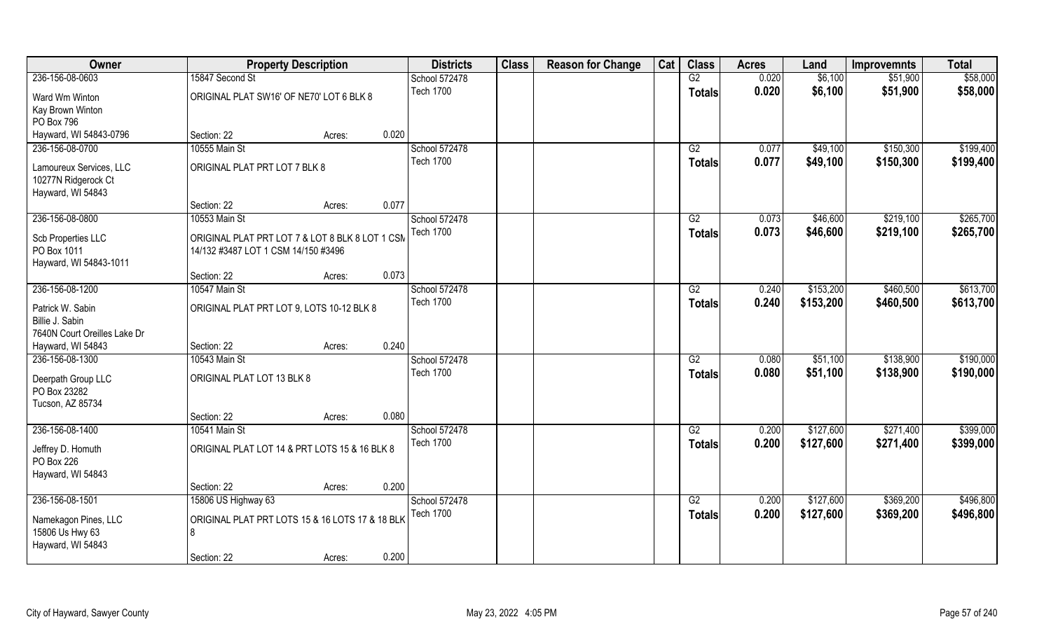| Owner | Property Description | | | Districts | Class | Reason for Change | Cat | Class | Acres | Land | Improvemnts | Total |
|---|---|---|---|---|---|---|---|---|---|---|---|---|
| 236-156-08-0603 | 15847 Second St | | | School 572478 | | | | G2 | 0.020 | $6,100 | $51,900 | $58,000 |
| Ward Wm Winton<br>Kay Brown Winton<br>PO Box 796<br>Hayward, WI 54843-0796 | ORIGINAL PLAT SW16' OF NE70' LOT 6 BLK 8 | | | Tech 1700 | | | | Totals | 0.020 | $6,100 | $51,900 | $58,000 |
| | Section: 22 | Acres: | 0.020 | | | | | | | | | |
| 236-156-08-0700 | 10555 Main St | | | School 572478 | | | | G2 | 0.077 | $49,100 | $150,300 | $199,400 |
| Lamoureux Services, LLC<br>10277N Ridgerock Ct<br>Hayward, WI 54843 | ORIGINAL PLAT PRT LOT 7 BLK 8 | | | Tech 1700 | | | | Totals | 0.077 | $49,100 | $150,300 | $199,400 |
| | Section: 22 | Acres: | 0.077 | | | | | | | | | |
| 236-156-08-0800 | 10553 Main St | | | School 572478 | | | | G2 | 0.073 | $46,600 | $219,100 | $265,700 |
| Scb Properties LLC<br>PO Box 1011<br>Hayward, WI 54843-1011 | ORIGINAL PLAT PRT LOT 7 & LOT 8 BLK 8 LOT 1 CSM 14/132 #3487 LOT 1 CSM 14/150 #3496 | | | Tech 1700 | | | | Totals | 0.073 | $46,600 | $219,100 | $265,700 |
| | Section: 22 | Acres: | 0.073 | | | | | | | | | |
| 236-156-08-1200 | 10547 Main St | | | School 572478 | | | | G2 | 0.240 | $153,200 | $460,500 | $613,700 |
| Patrick W. Sabin<br>Billie J. Sabin<br>7640N Court Oreilles Lake Dr<br>Hayward, WI 54843 | ORIGINAL PLAT PRT LOT 9, LOTS 10-12 BLK 8 | | | Tech 1700 | | | | Totals | 0.240 | $153,200 | $460,500 | $613,700 |
| | Section: 22 | Acres: | 0.240 | | | | | | | | | |
| 236-156-08-1300 | 10543 Main St | | | School 572478 | | | | G2 | 0.080 | $51,100 | $138,900 | $190,000 |
| Deerpath Group LLC<br>PO Box 23282<br>Tucson, AZ 85734 | ORIGINAL PLAT LOT 13 BLK 8 | | | Tech 1700 | | | | Totals | 0.080 | $51,100 | $138,900 | $190,000 |
| | Section: 22 | Acres: | 0.080 | | | | | | | | | |
| 236-156-08-1400 | 10541 Main St | | | School 572478 | | | | G2 | 0.200 | $127,600 | $271,400 | $399,000 |
| Jeffrey D. Homuth<br>PO Box 226<br>Hayward, WI 54843 | ORIGINAL PLAT LOT 14 & PRT LOTS 15 & 16 BLK 8 | | | Tech 1700 | | | | Totals | 0.200 | $127,600 | $271,400 | $399,000 |
| | Section: 22 | Acres: | 0.200 | | | | | | | | | |
| 236-156-08-1501 | 15806 US Highway 63 | | | School 572478 | | | | G2 | 0.200 | $127,600 | $369,200 | $496,800 |
| Namekagon Pines, LLC<br>15806 Us Hwy 63<br>Hayward, WI 54843 | ORIGINAL PLAT PRT LOTS 15 & 16 LOTS 17 & 18 BLK 8 | | | Tech 1700 | | | | Totals | 0.200 | $127,600 | $369,200 | $496,800 |
| | Section: 22 | Acres: | 0.200 | | | | | | | | | |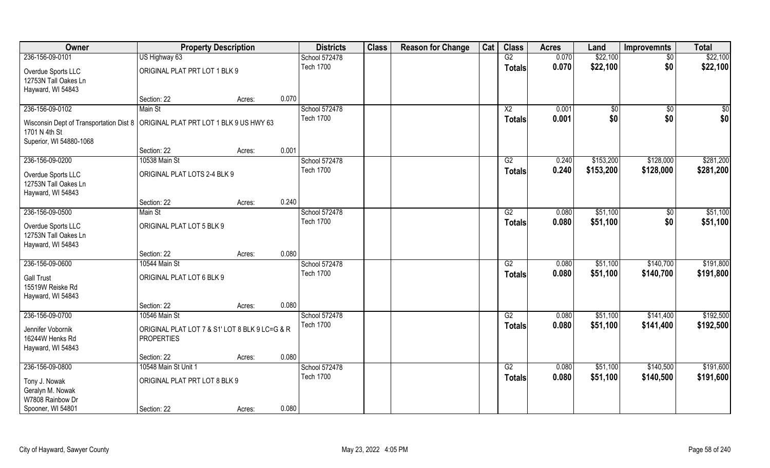| Owner | Property Description | | | Districts | Class | Reason for Change | Cat | Class | Acres | Land | Improvemnts | Total |
|---|---|---|---|---|---|---|---|---|---|---|---|---|
| 236-156-09-0101 | US Highway 63 | | | School 572478 | | | | G2 | 0.070 | $22,100 | $0 | $22,100 |
| Overdue Sports LLC<br>12753N Tall Oakes Ln<br>Hayward, WI 54843 | ORIGINAL PLAT PRT LOT 1 BLK 9 | | | Tech 1700 | | | | Totals | 0.070 | $22,100 | $0 | $22,100 |
| | Section: 22 | Acres: | 0.070 | | | | | | | | | |
| 236-156-09-0102 | Main St | | | School 572478 | | | | X2 | 0.001 | $0 | $0 | $0 |
| Wisconsin Dept of Transportation Dist 8<br>1701 N 4th St<br>Superior, WI 54880-1068 | ORIGINAL PLAT PRT LOT 1 BLK 9 US HWY 63 | | | Tech 1700 | | | | Totals | 0.001 | $0 | $0 | $0 |
| | Section: 22 | Acres: | 0.001 | | | | | | | | | |
| 236-156-09-0200 | 10538 Main St | | | School 572478 | | | | G2 | 0.240 | $153,200 | $128,000 | $281,200 |
| Overdue Sports LLC<br>12753N Tall Oakes Ln<br>Hayward, WI 54843 | ORIGINAL PLAT LOTS 2-4 BLK 9 | | | Tech 1700 | | | | Totals | 0.240 | $153,200 | $128,000 | $281,200 |
| | Section: 22 | Acres: | 0.240 | | | | | | | | | |
| 236-156-09-0500 | Main St | | | School 572478 | | | | G2 | 0.080 | $51,100 | $0 | $51,100 |
| Overdue Sports LLC<br>12753N Tall Oakes Ln<br>Hayward, WI 54843 | ORIGINAL PLAT LOT 5 BLK 9 | | | Tech 1700 | | | | Totals | 0.080 | $51,100 | $0 | $51,100 |
| | Section: 22 | Acres: | 0.080 | | | | | | | | | |
| 236-156-09-0600 | 10544 Main St | | | School 572478 | | | | G2 | 0.080 | $51,100 | $140,700 | $191,800 |
| Gall Trust<br>15519W Reiske Rd<br>Hayward, WI 54843 | ORIGINAL PLAT LOT 6 BLK 9 | | | Tech 1700 | | | | Totals | 0.080 | $51,100 | $140,700 | $191,800 |
| | Section: 22 | Acres: | 0.080 | | | | | | | | | |
| 236-156-09-0700 | 10546 Main St | | | School 572478 | | | | G2 | 0.080 | $51,100 | $141,400 | $192,500 |
| Jennifer Vobornik<br>16244W Henks Rd<br>Hayward, WI 54843 | ORIGINAL PLAT LOT 7 & S1' LOT 8 BLK 9 LC=G & R PROPERTIES | | | Tech 1700 | | | | Totals | 0.080 | $51,100 | $141,400 | $192,500 |
| | Section: 22 | Acres: | 0.080 | | | | | | | | | |
| 236-156-09-0800 | 10548 Main St Unit 1 | | | School 572478 | | | | G2 | 0.080 | $51,100 | $140,500 | $191,600 |
| Tony J. Nowak<br>Geralyn M. Nowak<br>W7808 Rainbow Dr<br>Spooner, WI 54801 | ORIGINAL PLAT PRT LOT 8 BLK 9 | | | Tech 1700 | | | | Totals | 0.080 | $51,100 | $140,500 | $191,600 |
| | Section: 22 | Acres: | 0.080 | | | | | | | | | |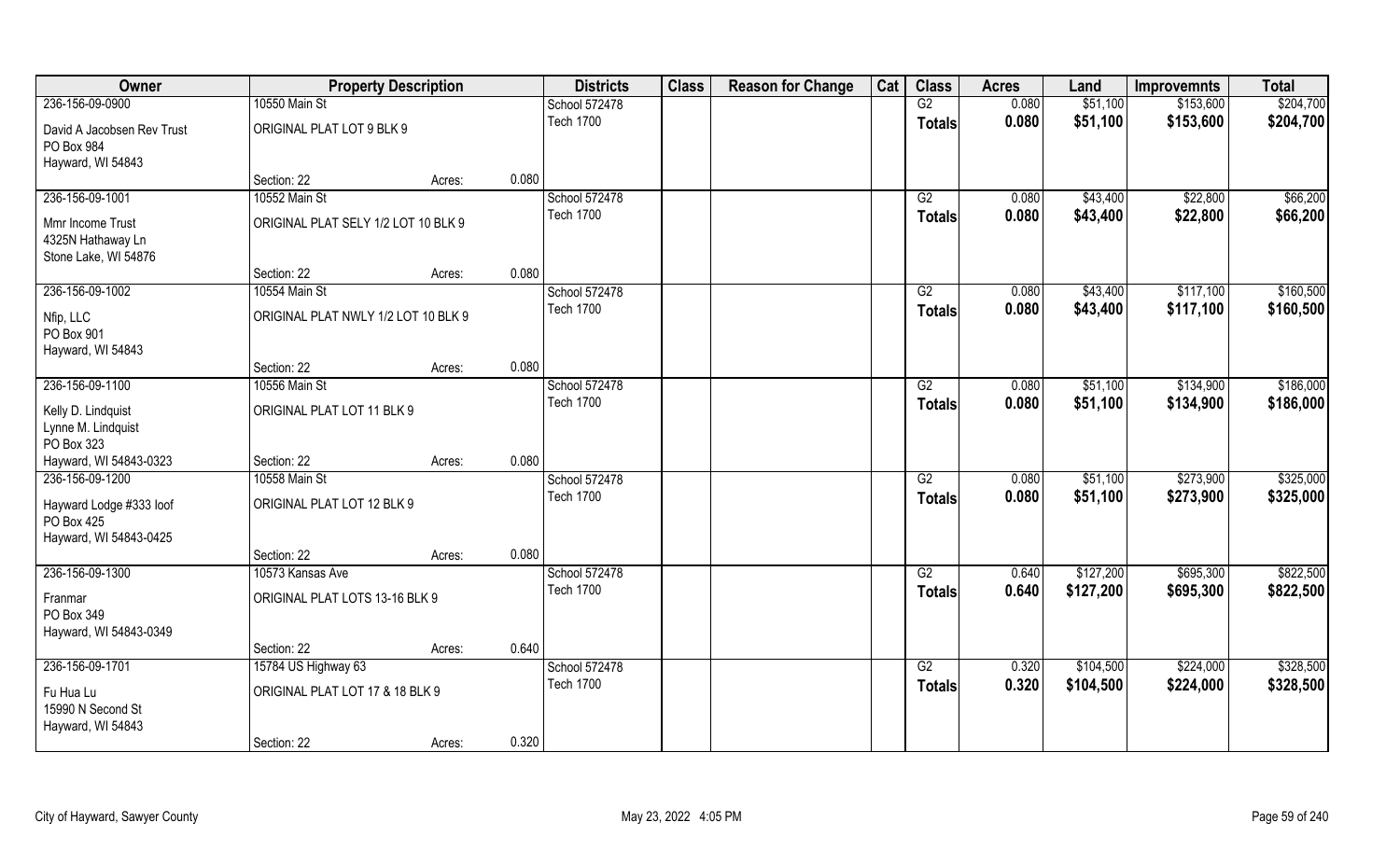| Owner | Property Description | | | Districts | Class | Reason for Change | Cat | Class | Acres | Land | Improvemnts | Total |
|---|---|---|---|---|---|---|---|---|---|---|---|---|
| 236-156-09-0900 | 10550 Main St | | | School 572478 | | | | G2 | 0.080 | $51,100 | $153,600 | $204,700 |
| David A Jacobsen Rev Trust<br>PO Box 984<br>Hayward, WI 54843 | ORIGINAL PLAT LOT 9 BLK 9 | | | Tech 1700 | | | | Totals | 0.080 | $51,100 | $153,600 | $204,700 |
| | Section: 22 | Acres: | 0.080 | | | | | | | | | |
| 236-156-09-1001 | 10552 Main St | | | School 572478 | | | | G2 | 0.080 | $43,400 | $22,800 | $66,200 |
| Mmr Income Trust<br>4325N Hathaway Ln<br>Stone Lake, WI 54876 | ORIGINAL PLAT SELY 1/2 LOT 10 BLK 9 | | | Tech 1700 | | | | Totals | 0.080 | $43,400 | $22,800 | $66,200 |
| | Section: 22 | Acres: | 0.080 | | | | | | | | | |
| 236-156-09-1002 | 10554 Main St | | | School 572478 | | | | G2 | 0.080 | $43,400 | $117,100 | $160,500 |
| Nfip, LLC<br>PO Box 901<br>Hayward, WI 54843 | ORIGINAL PLAT NWLY 1/2 LOT 10 BLK 9 | | | Tech 1700 | | | | Totals | 0.080 | $43,400 | $117,100 | $160,500 |
| | Section: 22 | Acres: | 0.080 | | | | | | | | | |
| 236-156-09-1100 | 10556 Main St | | | School 572478 | | | | G2 | 0.080 | $51,100 | $134,900 | $186,000 |
| Kelly D. Lindquist<br>Lynne M. Lindquist<br>PO Box 323<br>Hayward, WI 54843-0323 | ORIGINAL PLAT LOT 11 BLK 9 | | | Tech 1700 | | | | Totals | 0.080 | $51,100 | $134,900 | $186,000 |
| | Section: 22 | Acres: | 0.080 | | | | | | | | | |
| 236-156-09-1200 | 10558 Main St | | | School 572478 | | | | G2 | 0.080 | $51,100 | $273,900 | $325,000 |
| Hayward Lodge #333 Ioof<br>PO Box 425<br>Hayward, WI 54843-0425 | ORIGINAL PLAT LOT 12 BLK 9 | | | Tech 1700 | | | | Totals | 0.080 | $51,100 | $273,900 | $325,000 |
| | Section: 22 | Acres: | 0.080 | | | | | | | | | |
| 236-156-09-1300 | 10573 Kansas Ave | | | School 572478 | | | | G2 | 0.640 | $127,200 | $695,300 | $822,500 |
| Franmar<br>PO Box 349<br>Hayward, WI 54843-0349 | ORIGINAL PLAT LOTS 13-16 BLK 9 | | | Tech 1700 | | | | Totals | 0.640 | $127,200 | $695,300 | $822,500 |
| | Section: 22 | Acres: | 0.640 | | | | | | | | | |
| 236-156-09-1701 | 15784 US Highway 63 | | | School 572478 | | | | G2 | 0.320 | $104,500 | $224,000 | $328,500 |
| Fu Hua Lu<br>15990 N Second St<br>Hayward, WI 54843 | ORIGINAL PLAT LOT 17 & 18 BLK 9 | | | Tech 1700 | | | | Totals | 0.320 | $104,500 | $224,000 | $328,500 |
| | Section: 22 | Acres: | 0.320 | | | | | | | | | |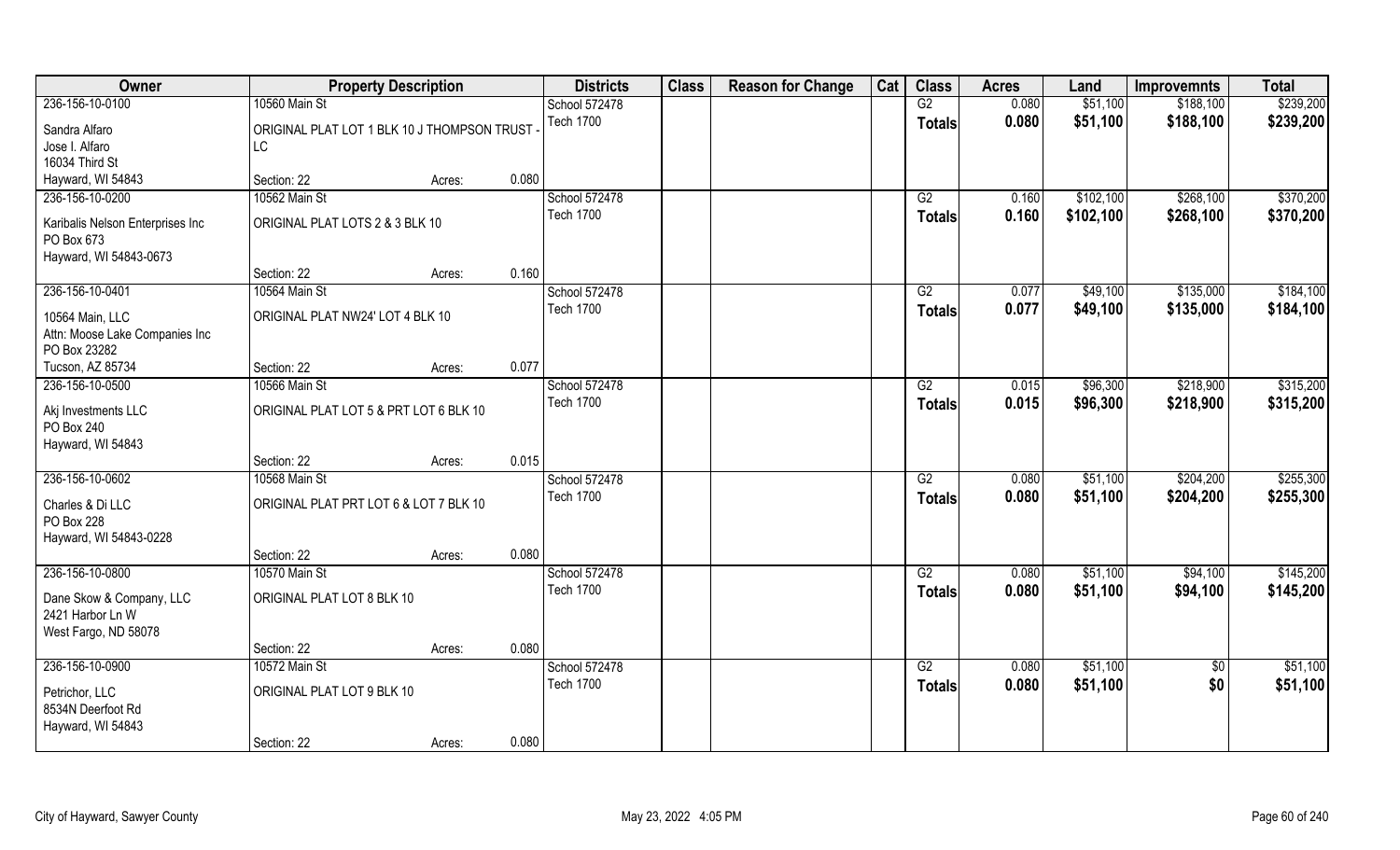| Owner | Property Description | | | Districts | Class | Reason for Change | Cat | Class | Acres | Land | Improvemnts | Total |
|---|---|---|---|---|---|---|---|---|---|---|---|---|
| 236-156-10-0100 | 10560 Main St | | | School 572478 | | | | G2 | 0.080 | $51,100 | $188,100 | $239,200 |
| Sandra Alfaro<br>Jose I. Alfaro<br>16034 Third St<br>Hayward, WI 54843 | ORIGINAL PLAT LOT 1 BLK 10 J THOMPSON TRUST - LC | | | Tech 1700 | | | | Totals | 0.080 | $51,100 | $188,100 | $239,200 |
| | Section: 22 | Acres: | 0.080 | | | | | | | | | |
| 236-156-10-0200 | 10562 Main St | | | School 572478 | | | | G2 | 0.160 | $102,100 | $268,100 | $370,200 |
| Karibalis Nelson Enterprises Inc<br>PO Box 673<br>Hayward, WI 54843-0673 | ORIGINAL PLAT LOTS 2 & 3 BLK 10 | | | Tech 1700 | | | | Totals | 0.160 | $102,100 | $268,100 | $370,200 |
| | Section: 22 | Acres: | 0.160 | | | | | | | | | |
| 236-156-10-0401 | 10564 Main St | | | School 572478 | | | | G2 | 0.077 | $49,100 | $135,000 | $184,100 |
| 10564 Main, LLC<br>Attn: Moose Lake Companies Inc<br>PO Box 23282<br>Tucson, AZ 85734 | ORIGINAL PLAT NW24' LOT 4 BLK 10 | | | Tech 1700 | | | | Totals | 0.077 | $49,100 | $135,000 | $184,100 |
| | Section: 22 | Acres: | 0.077 | | | | | | | | | |
| 236-156-10-0500 | 10566 Main St | | | School 572478 | | | | G2 | 0.015 | $96,300 | $218,900 | $315,200 |
| Akj Investments LLC<br>PO Box 240<br>Hayward, WI 54843 | ORIGINAL PLAT LOT 5 & PRT LOT 6 BLK 10 | | | Tech 1700 | | | | Totals | 0.015 | $96,300 | $218,900 | $315,200 |
| | Section: 22 | Acres: | 0.015 | | | | | | | | | |
| 236-156-10-0602 | 10568 Main St | | | School 572478 | | | | G2 | 0.080 | $51,100 | $204,200 | $255,300 |
| Charles & Di LLC<br>PO Box 228<br>Hayward, WI 54843-0228 | ORIGINAL PLAT PRT LOT 6 & LOT 7 BLK 10 | | | Tech 1700 | | | | Totals | 0.080 | $51,100 | $204,200 | $255,300 |
| | Section: 22 | Acres: | 0.080 | | | | | | | | | |
| 236-156-10-0800 | 10570 Main St | | | School 572478 | | | | G2 | 0.080 | $51,100 | $94,100 | $145,200 |
| Dane Skow & Company, LLC<br>2421 Harbor Ln W<br>West Fargo, ND 58078 | ORIGINAL PLAT LOT 8 BLK 10 | | | Tech 1700 | | | | Totals | 0.080 | $51,100 | $94,100 | $145,200 |
| | Section: 22 | Acres: | 0.080 | | | | | | | | | |
| 236-156-10-0900 | 10572 Main St | | | School 572478 | | | | G2 | 0.080 | $51,100 | $0 | $51,100 |
| Petrichor, LLC<br>8534N Deerfoot Rd<br>Hayward, WI 54843 | ORIGINAL PLAT LOT 9 BLK 10 | | | Tech 1700 | | | | Totals | 0.080 | $51,100 | $0 | $51,100 |
| | Section: 22 | Acres: | 0.080 | | | | | | | | | |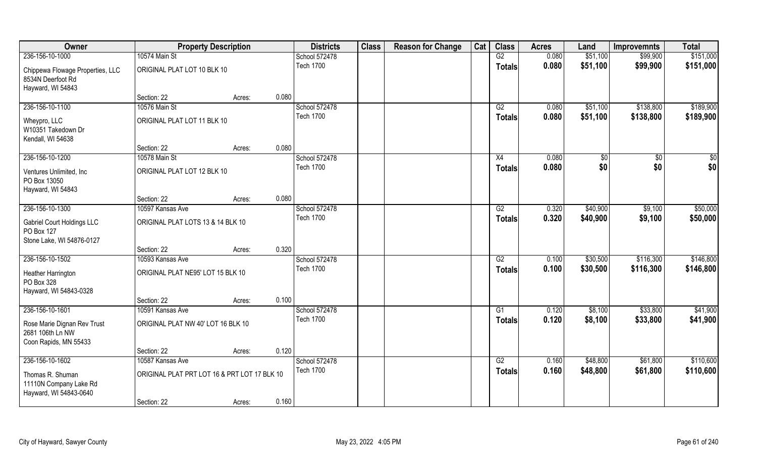| Owner | Property Description | | | Districts | Class | Reason for Change | Cat | Class | Acres | Land | Improvemnts | Total |
|---|---|---|---|---|---|---|---|---|---|---|---|---|
| 236-156-10-1000 | 10574 Main St | | | School 572478 | | | | G2 | 0.080 | $51,100 | $99,900 | $151,000 |
| Chippewa Flowage Properties, LLC<br>8534N Deerfoot Rd<br>Hayward, WI 54843 | ORIGINAL PLAT LOT 10 BLK 10 | | | Tech 1700 | | | | Totals | 0.080 | $51,100 | $99,900 | $151,000 |
| | Section: 22 | Acres: | 0.080 | | | | | | | | | |
| 236-156-10-1100 | 10576 Main St | | | School 572478 | | | | G2 | 0.080 | $51,100 | $138,800 | $189,900 |
| Wheypro, LLC<br>W10351 Takedown Dr<br>Kendall, WI 54638 | ORIGINAL PLAT LOT 11 BLK 10 | | | Tech 1700 | | | | Totals | 0.080 | $51,100 | $138,800 | $189,900 |
| | Section: 22 | Acres: | 0.080 | | | | | | | | | |
| 236-156-10-1200 | 10578 Main St | | | School 572478 | | | | X4 | 0.080 | $0 | $0 | $0 |
| Ventures Unlimited, Inc<br>PO Box 13050<br>Hayward, WI 54843 | ORIGINAL PLAT LOT 12 BLK 10 | | | Tech 1700 | | | | Totals | 0.080 | $0 | $0 | $0 |
| | Section: 22 | Acres: | 0.080 | | | | | | | | | |
| 236-156-10-1300 | 10597 Kansas Ave | | | School 572478 | | | | G2 | 0.320 | $40,900 | $9,100 | $50,000 |
| Gabriel Court Holdings LLC<br>PO Box 127<br>Stone Lake, WI 54876-0127 | ORIGINAL PLAT LOTS 13 & 14 BLK 10 | | | Tech 1700 | | | | Totals | 0.320 | $40,900 | $9,100 | $50,000 |
| | Section: 22 | Acres: | 0.320 | | | | | | | | | |
| 236-156-10-1502 | 10593 Kansas Ave | | | School 572478 | | | | G2 | 0.100 | $30,500 | $116,300 | $146,800 |
| Heather Harrington<br>PO Box 328<br>Hayward, WI 54843-0328 | ORIGINAL PLAT NE95' LOT 15 BLK 10 | | | Tech 1700 | | | | Totals | 0.100 | $30,500 | $116,300 | $146,800 |
| | Section: 22 | Acres: | 0.100 | | | | | | | | | |
| 236-156-10-1601 | 10591 Kansas Ave | | | School 572478 | | | | G1 | 0.120 | $8,100 | $33,800 | $41,900 |
| Rose Marie Dignan Rev Trust<br>2681 106th Ln NW<br>Coon Rapids, MN 55433 | ORIGINAL PLAT NW 40' LOT 16 BLK 10 | | | Tech 1700 | | | | Totals | 0.120 | $8,100 | $33,800 | $41,900 |
| | Section: 22 | Acres: | 0.120 | | | | | | | | | |
| 236-156-10-1602 | 10587 Kansas Ave | | | School 572478 | | | | G2 | 0.160 | $48,800 | $61,800 | $110,600 |
| Thomas R. Shuman<br>11110N Company Lake Rd<br>Hayward, WI 54843-0640 | ORIGINAL PLAT PRT LOT 16 & PRT LOT 17 BLK 10 | | | Tech 1700 | | | | Totals | 0.160 | $48,800 | $61,800 | $110,600 |
| | Section: 22 | Acres: | 0.160 | | | | | | | | | |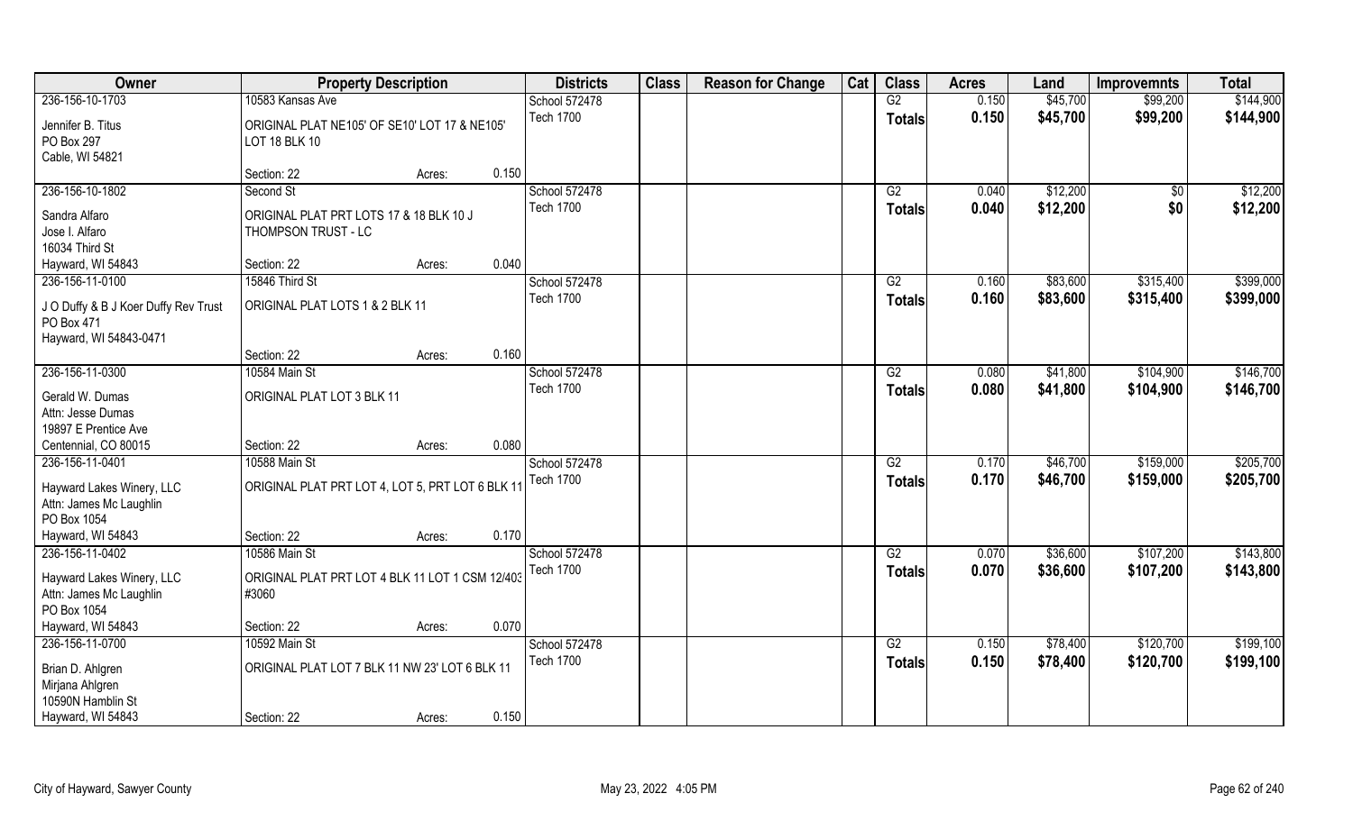| Owner | Property Description | | | Districts | Class | Reason for Change | Cat | Class | Acres | Land | Improvemnts | Total |
|---|---|---|---|---|---|---|---|---|---|---|---|---|
| 236-156-10-1703 | 10583 Kansas Ave | | | School 572478 | | | | G2 | 0.150 | $45,700 | $99,200 | $144,900 |
| Jennifer B. Titus<br>PO Box 297<br>Cable, WI 54821 | ORIGINAL PLAT NE105' OF SE10' LOT 17 & NE105' LOT 18 BLK 10 | | | Tech 1700 | | | | **Totals** | **0.150** | **$45,700** | **$99,200** | **$144,900** |
| | Section: 22 | Acres: | 0.150 | | | | | | | | | |
| 236-156-10-1802 | Second St | | | School 572478 | | | | G2 | 0.040 | $12,200 | $0 | $12,200 |
| Sandra Alfaro<br>Jose I. Alfaro<br>16034 Third St<br>Hayward, WI 54843 | ORIGINAL PLAT PRT LOTS 17 & 18 BLK 10 J THOMPSON TRUST - LC | | | Tech 1700 | | | | **Totals** | **0.040** | **$12,200** | **$0** | **$12,200** |
| | Section: 22 | Acres: | 0.040 | | | | | | | | | |
| 236-156-11-0100 | 15846 Third St | | | School 572478 | | | | G2 | 0.160 | $83,600 | $315,400 | $399,000 |
| J O Duffy & B J Koer Duffy Rev Trust<br>PO Box 471<br>Hayward, WI 54843-0471 | ORIGINAL PLAT LOTS 1 & 2 BLK 11 | | | Tech 1700 | | | | **Totals** | **0.160** | **$83,600** | **$315,400** | **$399,000** |
| | Section: 22 | Acres: | 0.160 | | | | | | | | | |
| 236-156-11-0300 | 10584 Main St | | | School 572478 | | | | G2 | 0.080 | $41,800 | $104,900 | $146,700 |
| Gerald W. Dumas<br>Attn: Jesse Dumas<br>19897 E Prentice Ave<br>Centennial, CO 80015 | ORIGINAL PLAT LOT 3 BLK 11 | | | Tech 1700 | | | | **Totals** | **0.080** | **$41,800** | **$104,900** | **$146,700** |
| | Section: 22 | Acres: | 0.080 | | | | | | | | | |
| 236-156-11-0401 | 10588 Main St | | | School 572478 | | | | G2 | 0.170 | $46,700 | $159,000 | $205,700 |
| Hayward Lakes Winery, LLC<br>Attn: James Mc Laughlin<br>PO Box 1054<br>Hayward, WI 54843 | ORIGINAL PLAT PRT LOT 4, LOT 5, PRT LOT 6 BLK 11 | | | Tech 1700 | | | | **Totals** | **0.170** | **$46,700** | **$159,000** | **$205,700** |
| | Section: 22 | Acres: | 0.170 | | | | | | | | | |
| 236-156-11-0402 | 10586 Main St | | | School 572478 | | | | G2 | 0.070 | $36,600 | $107,200 | $143,800 |
| Hayward Lakes Winery, LLC<br>Attn: James Mc Laughlin<br>PO Box 1054<br>Hayward, WI 54843 | ORIGINAL PLAT PRT LOT 4 BLK 11 LOT 1 CSM 12/403 #3060 | | | Tech 1700 | | | | **Totals** | **0.070** | **$36,600** | **$107,200** | **$143,800** |
| | Section: 22 | Acres: | 0.070 | | | | | | | | | |
| 236-156-11-0700 | 10592 Main St | | | School 572478 | | | | G2 | 0.150 | $78,400 | $120,700 | $199,100 |
| Brian D. Ahlgren<br>Mirjana Ahlgren<br>10590N Hamblin St<br>Hayward, WI 54843 | ORIGINAL PLAT LOT 7 BLK 11 NW 23' LOT 6 BLK 11 | | | Tech 1700 | | | | **Totals** | **0.150** | **$78,400** | **$120,700** | **$199,100** |
| | Section: 22 | Acres: | 0.150 | | | | | | | | | |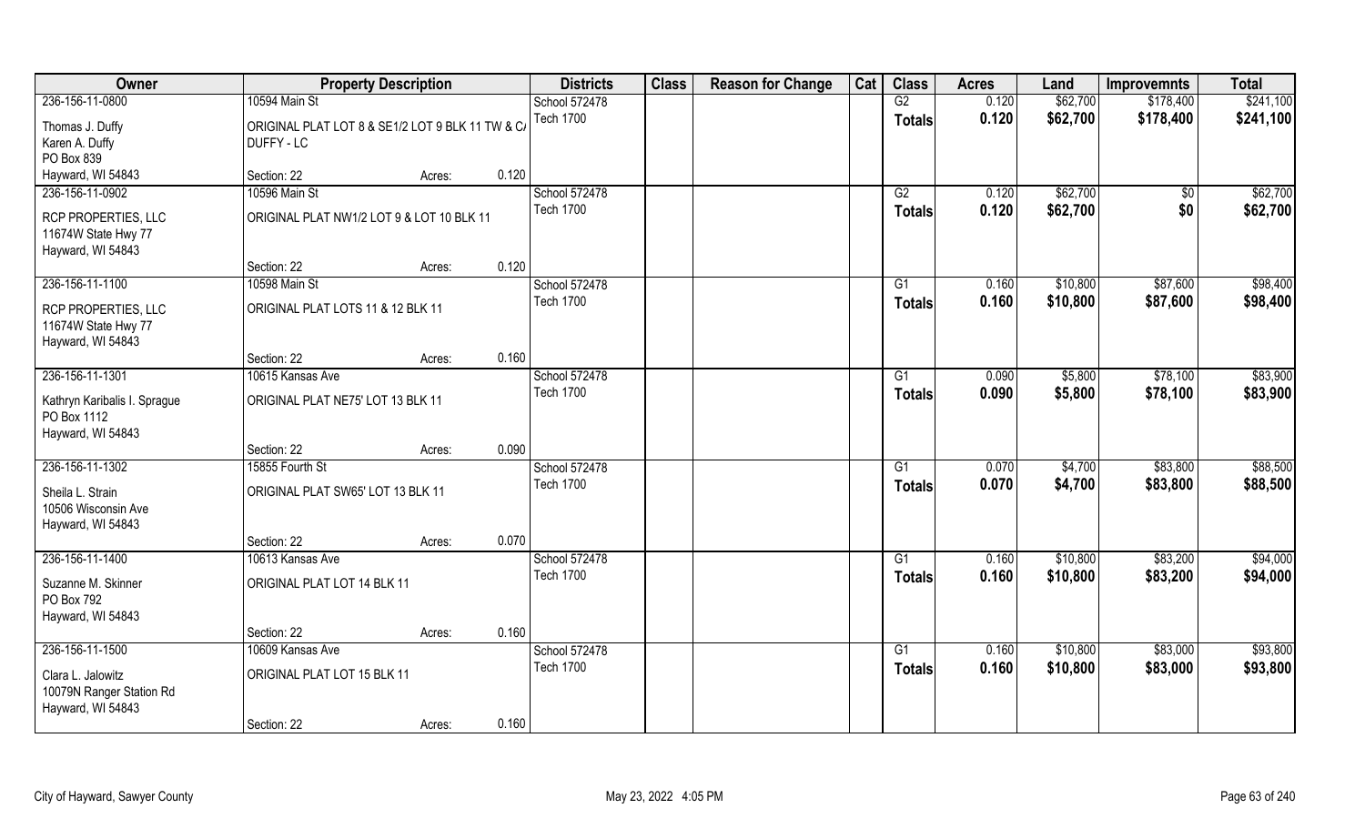| Owner | Property Description | | | Districts | Class | Reason for Change | Cat | Class | Acres | Land | Improvemnts | Total |
|---|---|---|---|---|---|---|---|---|---|---|---|---|
| 236-156-11-0800 | 10594 Main St | | | School 572478 | | | | G2 | 0.120 | $62,700 | $178,400 | $241,100 |
| Thomas J. Duffy<br>Karen A. Duffy<br>PO Box 839<br>Hayward, WI 54843 | ORIGINAL PLAT LOT 8 & SE1/2 LOT 9 BLK 11 TW & C/ DUFFY - LC | | | Tech 1700 | | | | **Totals** | **0.120** | **$62,700** | **$178,400** | **$241,100** |
| | Section: 22 | Acres: | 0.120 | | | | | | | | | |
| 236-156-11-0902 | 10596 Main St | | | School 572478 | | | | G2 | 0.120 | $62,700 | $0 | $62,700 |
| RCP PROPERTIES, LLC<br>11674W State Hwy 77<br>Hayward, WI 54843 | ORIGINAL PLAT NW1/2 LOT 9 & LOT 10 BLK 11 | | | Tech 1700 | | | | **Totals** | **0.120** | **$62,700** | **$0** | **$62,700** |
| | Section: 22 | Acres: | 0.120 | | | | | | | | | |
| 236-156-11-1100 | 10598 Main St | | | School 572478 | | | | G1 | 0.160 | $10,800 | $87,600 | $98,400 |
| RCP PROPERTIES, LLC<br>11674W State Hwy 77<br>Hayward, WI 54843 | ORIGINAL PLAT LOTS 11 & 12 BLK 11 | | | Tech 1700 | | | | **Totals** | **0.160** | **$10,800** | **$87,600** | **$98,400** |
| | Section: 22 | Acres: | 0.160 | | | | | | | | | |
| 236-156-11-1301 | 10615 Kansas Ave | | | School 572478 | | | | G1 | 0.090 | $5,800 | $78,100 | $83,900 |
| Kathryn Karibalis I. Sprague<br>PO Box 1112<br>Hayward, WI 54843 | ORIGINAL PLAT NE75' LOT 13 BLK 11 | | | Tech 1700 | | | | **Totals** | **0.090** | **$5,800** | **$78,100** | **$83,900** |
| | Section: 22 | Acres: | 0.090 | | | | | | | | | |
| 236-156-11-1302 | 15855 Fourth St | | | School 572478 | | | | G1 | 0.070 | $4,700 | $83,800 | $88,500 |
| Sheila L. Strain<br>10506 Wisconsin Ave<br>Hayward, WI 54843 | ORIGINAL PLAT SW65' LOT 13 BLK 11 | | | Tech 1700 | | | | **Totals** | **0.070** | **$4,700** | **$83,800** | **$88,500** |
| | Section: 22 | Acres: | 0.070 | | | | | | | | | |
| 236-156-11-1400 | 10613 Kansas Ave | | | School 572478 | | | | G1 | 0.160 | $10,800 | $83,200 | $94,000 |
| Suzanne M. Skinner<br>PO Box 792<br>Hayward, WI 54843 | ORIGINAL PLAT LOT 14 BLK 11 | | | Tech 1700 | | | | **Totals** | **0.160** | **$10,800** | **$83,200** | **$94,000** |
| | Section: 22 | Acres: | 0.160 | | | | | | | | | |
| 236-156-11-1500 | 10609 Kansas Ave | | | School 572478 | | | | G1 | 0.160 | $10,800 | $83,000 | $93,800 |
| Clara L. Jalowitz<br>10079N Ranger Station Rd<br>Hayward, WI 54843 | ORIGINAL PLAT LOT 15 BLK 11 | | | Tech 1700 | | | | **Totals** | **0.160** | **$10,800** | **$83,000** | **$93,800** |
| | Section: 22 | Acres: | 0.160 | | | | | | | | | |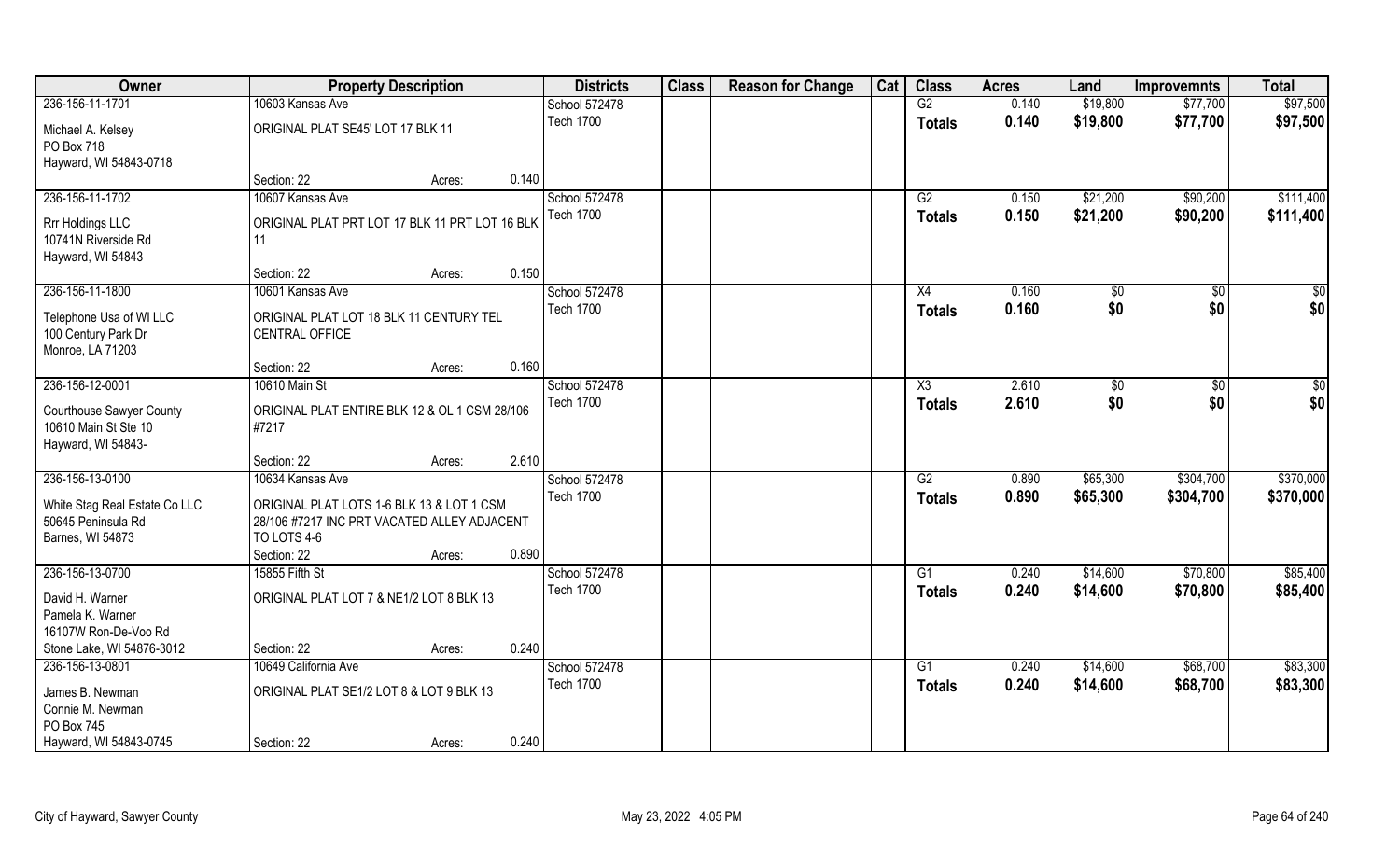| Owner | Property Description | | Districts | Class | Reason for Change | Cat | Class | Acres | Land | Improvemnts | Total |
|---|---|---|---|---|---|---|---|---|---|---|---|
| 236-156-11-1701 | 10603 Kansas Ave | | School 572478 | | | | G2 | 0.140 | $19,800 | $77,700 | $97,500 |
| Michael A. Kelsey<br>PO Box 718<br>Hayward, WI 54843-0718 | ORIGINAL PLAT SE45' LOT 17 BLK 11 | | Tech 1700 | | | | Totals | 0.140 | $19,800 | $77,700 | $97,500 |
| | Section: 22 | Acres: 0.140 | | | | | | | | | |
| 236-156-11-1702 | 10607 Kansas Ave | | School 572478 | | | | G2 | 0.150 | $21,200 | $90,200 | $111,400 |
| Rrr Holdings LLC<br>10741N Riverside Rd<br>Hayward, WI 54843 | ORIGINAL PLAT PRT LOT 17 BLK 11 PRT LOT 16 BLK 11 | | Tech 1700 | | | | Totals | 0.150 | $21,200 | $90,200 | $111,400 |
| | Section: 22 | Acres: 0.150 | | | | | | | | | |
| 236-156-11-1800 | 10601 Kansas Ave | | School 572478 | | | | X4 | 0.160 | $0 | $0 | $0 |
| Telephone Usa of WI LLC<br>100 Century Park Dr<br>Monroe, LA 71203 | ORIGINAL PLAT LOT 18 BLK 11 CENTURY TEL CENTRAL OFFICE | | Tech 1700 | | | | Totals | 0.160 | $0 | $0 | $0 |
| | Section: 22 | Acres: 0.160 | | | | | | | | | |
| 236-156-12-0001 | 10610 Main St | | School 572478 | | | | X3 | 2.610 | $0 | $0 | $0 |
| Courthouse Sawyer County<br>10610 Main St Ste 10<br>Hayward, WI 54843- | ORIGINAL PLAT ENTIRE BLK 12 & OL 1 CSM 28/106 #7217 | | Tech 1700 | | | | Totals | 2.610 | $0 | $0 | $0 |
| | Section: 22 | Acres: 2.610 | | | | | | | | | |
| 236-156-13-0100 | 10634 Kansas Ave | | School 572478 | | | | G2 | 0.890 | $65,300 | $304,700 | $370,000 |
| White Stag Real Estate Co LLC<br>50645 Peninsula Rd<br>Barnes, WI 54873 | ORIGINAL PLAT LOTS 1-6 BLK 13 & LOT 1 CSM 28/106 #7217 INC PRT VACATED ALLEY ADJACENT TO LOTS 4-6 | | Tech 1700 | | | | Totals | 0.890 | $65,300 | $304,700 | $370,000 |
| | Section: 22 | Acres: 0.890 | | | | | | | | | |
| 236-156-13-0700 | 15855 Fifth St | | School 572478 | | | | G1 | 0.240 | $14,600 | $70,800 | $85,400 |
| David H. Warner<br>Pamela K. Warner<br>16107W Ron-De-Voo Rd<br>Stone Lake, WI 54876-3012 | ORIGINAL PLAT LOT 7 & NE1/2 LOT 8 BLK 13 | | Tech 1700 | | | | Totals | 0.240 | $14,600 | $70,800 | $85,400 |
| | Section: 22 | Acres: 0.240 | | | | | | | | | |
| 236-156-13-0801 | 10649 California Ave | | School 572478 | | | | G1 | 0.240 | $14,600 | $68,700 | $83,300 |
| James B. Newman<br>Connie M. Newman<br>PO Box 745<br>Hayward, WI 54843-0745 | ORIGINAL PLAT SE1/2 LOT 8 & LOT 9 BLK 13 | | Tech 1700 | | | | Totals | 0.240 | $14,600 | $68,700 | $83,300 |
| | Section: 22 | Acres: 0.240 | | | | | | | | | |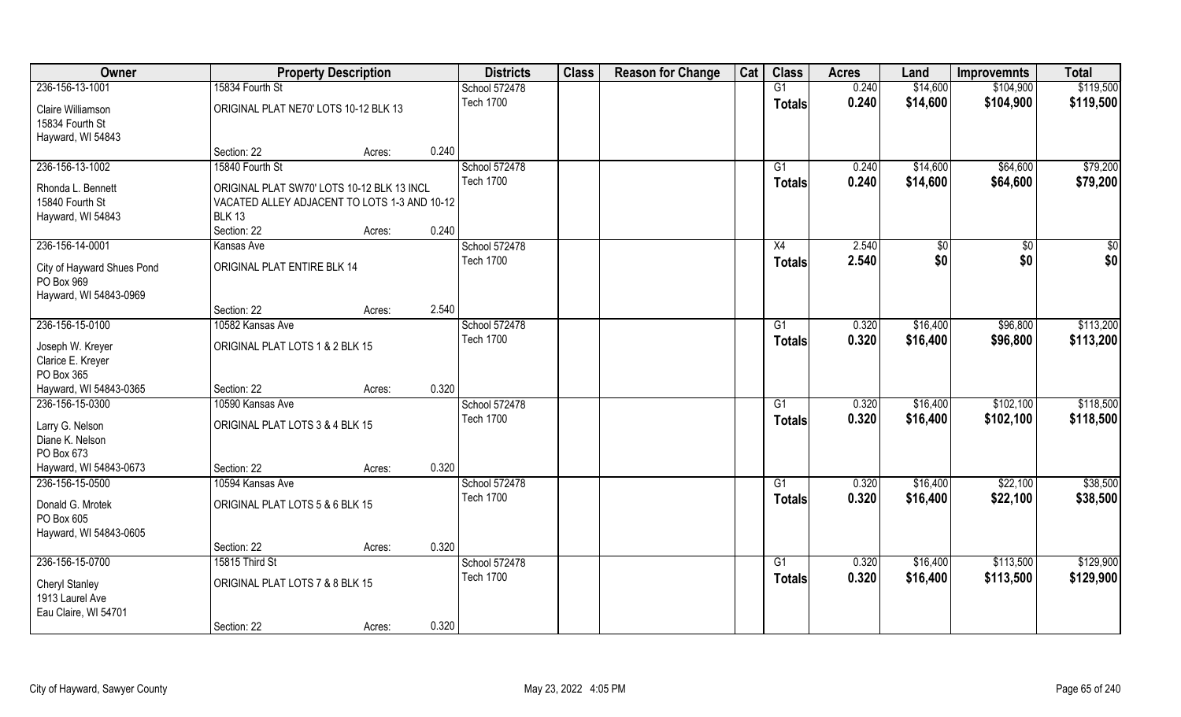| Owner | Property Description | | | Districts | Class | Reason for Change | Cat | Class | Acres | Land | Improvemnts | Total |
|---|---|---|---|---|---|---|---|---|---|---|---|---|
| 236-156-13-1001 | 15834 Fourth St | | | School 572478 | | | | G1 | 0.240 | $14,600 | $104,900 | $119,500 |
| Claire Williamson<br>15834 Fourth St<br>Hayward, WI 54843 | ORIGINAL PLAT NE70' LOTS 10-12 BLK 13 | | | Tech 1700 | | | | Totals | 0.240 | $14,600 | $104,900 | $119,500 |
| | Section: 22 | Acres: | 0.240 | | | | | | | | | |
| 236-156-13-1002 | 15840 Fourth St | | | School 572478 | | | | G1 | 0.240 | $14,600 | $64,600 | $79,200 |
| Rhonda L. Bennett<br>15840 Fourth St<br>Hayward, WI 54843 | ORIGINAL PLAT SW70' LOTS 10-12 BLK 13 INCL VACATED ALLEY ADJACENT TO LOTS 1-3 AND 10-12 BLK 13 | | | Tech 1700 | | | | Totals | 0.240 | $14,600 | $64,600 | $79,200 |
| | Section: 22 | Acres: | 0.240 | | | | | | | | | |
| 236-156-14-0001 | Kansas Ave | | | School 572478 | | | | X4 | 2.540 | $0 | $0 | $0 |
| City of Hayward Shues Pond<br>PO Box 969<br>Hayward, WI 54843-0969 | ORIGINAL PLAT ENTIRE BLK 14 | | | Tech 1700 | | | | Totals | 2.540 | $0 | $0 | $0 |
| | Section: 22 | Acres: | 2.540 | | | | | | | | | |
| 236-156-15-0100 | 10582 Kansas Ave | | | School 572478 | | | | G1 | 0.320 | $16,400 | $96,800 | $113,200 |
| Joseph W. Kreyer<br>Clarice E. Kreyer<br>PO Box 365<br>Hayward, WI 54843-0365 | ORIGINAL PLAT LOTS 1 & 2 BLK 15 | | | Tech 1700 | | | | Totals | 0.320 | $16,400 | $96,800 | $113,200 |
| | Section: 22 | Acres: | 0.320 | | | | | | | | | |
| 236-156-15-0300 | 10590 Kansas Ave | | | School 572478 | | | | G1 | 0.320 | $16,400 | $102,100 | $118,500 |
| Larry G. Nelson<br>Diane K. Nelson<br>PO Box 673<br>Hayward, WI 54843-0673 | ORIGINAL PLAT LOTS 3 & 4 BLK 15 | | | Tech 1700 | | | | Totals | 0.320 | $16,400 | $102,100 | $118,500 |
| | Section: 22 | Acres: | 0.320 | | | | | | | | | |
| 236-156-15-0500 | 10594 Kansas Ave | | | School 572478 | | | | G1 | 0.320 | $16,400 | $22,100 | $38,500 |
| Donald G. Mrotek<br>PO Box 605<br>Hayward, WI 54843-0605 | ORIGINAL PLAT LOTS 5 & 6 BLK 15 | | | Tech 1700 | | | | Totals | 0.320 | $16,400 | $22,100 | $38,500 |
| | Section: 22 | Acres: | 0.320 | | | | | | | | | |
| 236-156-15-0700 | 15815 Third St | | | School 572478 | | | | G1 | 0.320 | $16,400 | $113,500 | $129,900 |
| Cheryl Stanley<br>1913 Laurel Ave<br>Eau Claire, WI 54701 | ORIGINAL PLAT LOTS 7 & 8 BLK 15 | | | Tech 1700 | | | | Totals | 0.320 | $16,400 | $113,500 | $129,900 |
| | Section: 22 | Acres: | 0.320 | | | | | | | | | |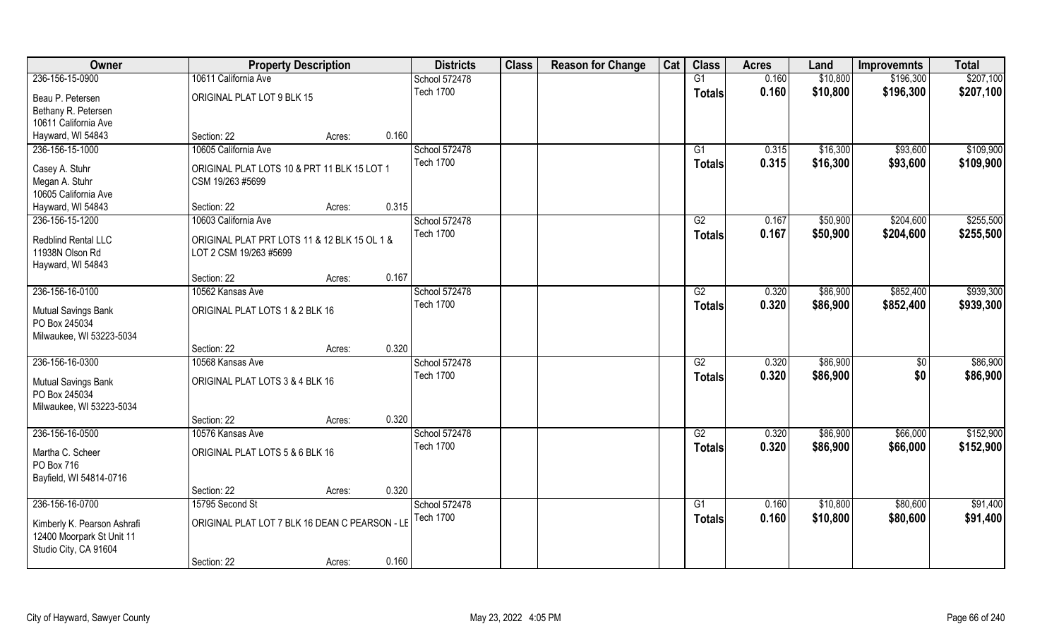| Owner | Property Description | | | Districts | Class | Reason for Change | Cat | Class | Acres | Land | Improvemnts | Total |
|---|---|---|---|---|---|---|---|---|---|---|---|---|
| 236-156-15-0900 | 10611 California Ave | | | School 572478 | | | | G1 | 0.160 | $10,800 | $196,300 | $207,100 |
| Beau P. Petersen<br>Bethany R. Petersen<br>10611 California Ave<br>Hayward, WI 54843 | ORIGINAL PLAT LOT 9 BLK 15 | | | Tech 1700 | | | | **Totals** | **0.160** | **$10,800** | **$196,300** | **$207,100** |
| | Section: 22 | Acres: | 0.160 | | | | | | | | | |
| 236-156-15-1000 | 10605 California Ave | | | School 572478 | | | | G1 | 0.315 | $16,300 | $93,600 | $109,900 |
| Casey A. Stuhr<br>Megan A. Stuhr<br>10605 California Ave<br>Hayward, WI 54843 | ORIGINAL PLAT LOTS 10 & PRT 11 BLK 15 LOT 1 CSM 19/263 #5699 | | | Tech 1700 | | | | **Totals** | **0.315** | **$16,300** | **$93,600** | **$109,900** |
| | Section: 22 | Acres: | 0.315 | | | | | | | | | |
| 236-156-15-1200 | 10603 California Ave | | | School 572478 | | | | G2 | 0.167 | $50,900 | $204,600 | $255,500 |
| Redblind Rental LLC<br>11938N Olson Rd<br>Hayward, WI 54843 | ORIGINAL PLAT PRT LOTS 11 & 12 BLK 15 OL 1 & LOT 2 CSM 19/263 #5699 | | | Tech 1700 | | | | **Totals** | **0.167** | **$50,900** | **$204,600** | **$255,500** |
| | Section: 22 | Acres: | 0.167 | | | | | | | | | |
| 236-156-16-0100 | 10562 Kansas Ave | | | School 572478 | | | | G2 | 0.320 | $86,900 | $852,400 | $939,300 |
| Mutual Savings Bank<br>PO Box 245034<br>Milwaukee, WI 53223-5034 | ORIGINAL PLAT LOTS 1 & 2 BLK 16 | | | Tech 1700 | | | | **Totals** | **0.320** | **$86,900** | **$852,400** | **$939,300** |
| | Section: 22 | Acres: | 0.320 | | | | | | | | | |
| 236-156-16-0300 | 10568 Kansas Ave | | | School 572478 | | | | G2 | 0.320 | $86,900 | $0 | $86,900 |
| Mutual Savings Bank<br>PO Box 245034<br>Milwaukee, WI 53223-5034 | ORIGINAL PLAT LOTS 3 & 4 BLK 16 | | | Tech 1700 | | | | **Totals** | **0.320** | **$86,900** | **$0** | **$86,900** |
| | Section: 22 | Acres: | 0.320 | | | | | | | | | |
| 236-156-16-0500 | 10576 Kansas Ave | | | School 572478 | | | | G2 | 0.320 | $86,900 | $66,000 | $152,900 |
| Martha C. Scheer<br>PO Box 716<br>Bayfield, WI 54814-0716 | ORIGINAL PLAT LOTS 5 & 6 BLK 16 | | | Tech 1700 | | | | **Totals** | **0.320** | **$86,900** | **$66,000** | **$152,900** |
| | Section: 22 | Acres: | 0.320 | | | | | | | | | |
| 236-156-16-0700 | 15795 Second St | | | School 572478 | | | | G1 | 0.160 | $10,800 | $80,600 | $91,400 |
| Kimberly K. Pearson Ashrafi<br>12400 Moorpark St Unit 11<br>Studio City, CA 91604 | ORIGINAL PLAT LOT 7 BLK 16 DEAN C PEARSON - LE | | | Tech 1700 | | | | **Totals** | **0.160** | **$10,800** | **$80,600** | **$91,400** |
| | Section: 22 | Acres: | 0.160 | | | | | | | | | |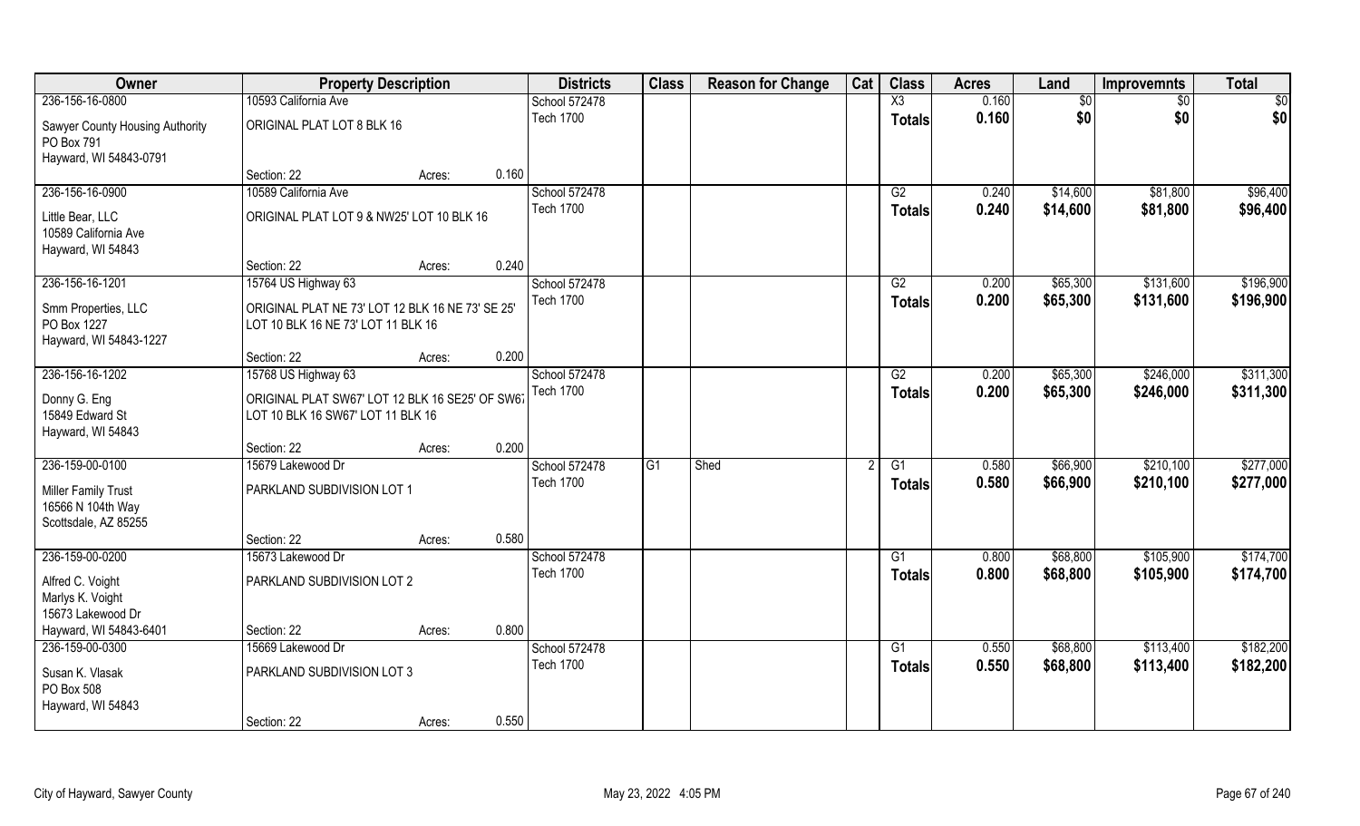| Owner | Property Description | | | Districts | Class | Reason for Change | Cat | Class | Acres | Land | Improvemnts | Total |
|---|---|---|---|---|---|---|---|---|---|---|---|---|
| 236-156-16-0800 | 10593 California Ave | | | School 572478 | | | | X3 | 0.160 | $0 | $0 | $0 |
| Sawyer County Housing Authority<br>PO Box 791<br>Hayward, WI 54843-0791 | ORIGINAL PLAT LOT 8 BLK 16 | | | Tech 1700 | | | | Totals | 0.160 | $0 | $0 | $0 |
| | Section: 22 | Acres: | 0.160 | | | | | | | | | |
| 236-156-16-0900 | 10589 California Ave | | | School 572478 | | | | G2 | 0.240 | $14,600 | $81,800 | $96,400 |
| Little Bear, LLC<br>10589 California Ave<br>Hayward, WI 54843 | ORIGINAL PLAT LOT 9 & NW25' LOT 10 BLK 16 | | | Tech 1700 | | | | Totals | 0.240 | $14,600 | $81,800 | $96,400 |
| | Section: 22 | Acres: | 0.240 | | | | | | | | | |
| 236-156-16-1201 | 15764 US Highway 63 | | | School 572478 | | | | G2 | 0.200 | $65,300 | $131,600 | $196,900 |
| Smm Properties, LLC<br>PO Box 1227<br>Hayward, WI 54843-1227 | ORIGINAL PLAT NE 73' LOT 12 BLK 16 NE 73' SE 25' LOT 10 BLK 16 NE 73' LOT 11 BLK 16 | | | Tech 1700 | | | | Totals | 0.200 | $65,300 | $131,600 | $196,900 |
| | Section: 22 | Acres: | 0.200 | | | | | | | | | |
| 236-156-16-1202 | 15768 US Highway 63 | | | School 572478 | | | | G2 | 0.200 | $65,300 | $246,000 | $311,300 |
| Donny G. Eng<br>15849 Edward St<br>Hayward, WI 54843 | ORIGINAL PLAT SW67' LOT 12 BLK 16 SE25' OF SW67 LOT 10 BLK 16 SW67' LOT 11 BLK 16 | | | Tech 1700 | | | | Totals | 0.200 | $65,300 | $246,000 | $311,300 |
| | Section: 22 | Acres: | 0.200 | | | | | | | | | |
| 236-159-00-0100 | 15679 Lakewood Dr | | | School 572478 | G1 | Shed | 2 | G1 | 0.580 | $66,900 | $210,100 | $277,000 |
| Miller Family Trust<br>16566 N 104th Way<br>Scottsdale, AZ 85255 | PARKLAND SUBDIVISION LOT 1 | | | Tech 1700 | | | | Totals | 0.580 | $66,900 | $210,100 | $277,000 |
| | Section: 22 | Acres: | 0.580 | | | | | | | | | |
| 236-159-00-0200 | 15673 Lakewood Dr | | | School 572478 | | | | G1 | 0.800 | $68,800 | $105,900 | $174,700 |
| Alfred C. Voight<br>Marlys K. Voight<br>15673 Lakewood Dr<br>Hayward, WI 54843-6401 | PARKLAND SUBDIVISION LOT 2 | | | Tech 1700 | | | | Totals | 0.800 | $68,800 | $105,900 | $174,700 |
| | Section: 22 | Acres: | 0.800 | | | | | | | | | |
| 236-159-00-0300 | 15669 Lakewood Dr | | | School 572478 | | | | G1 | 0.550 | $68,800 | $113,400 | $182,200 |
| Susan K. Vlasak<br>PO Box 508<br>Hayward, WI 54843 | PARKLAND SUBDIVISION LOT 3 | | | Tech 1700 | | | | Totals | 0.550 | $68,800 | $113,400 | $182,200 |
| | Section: 22 | Acres: | 0.550 | | | | | | | | | |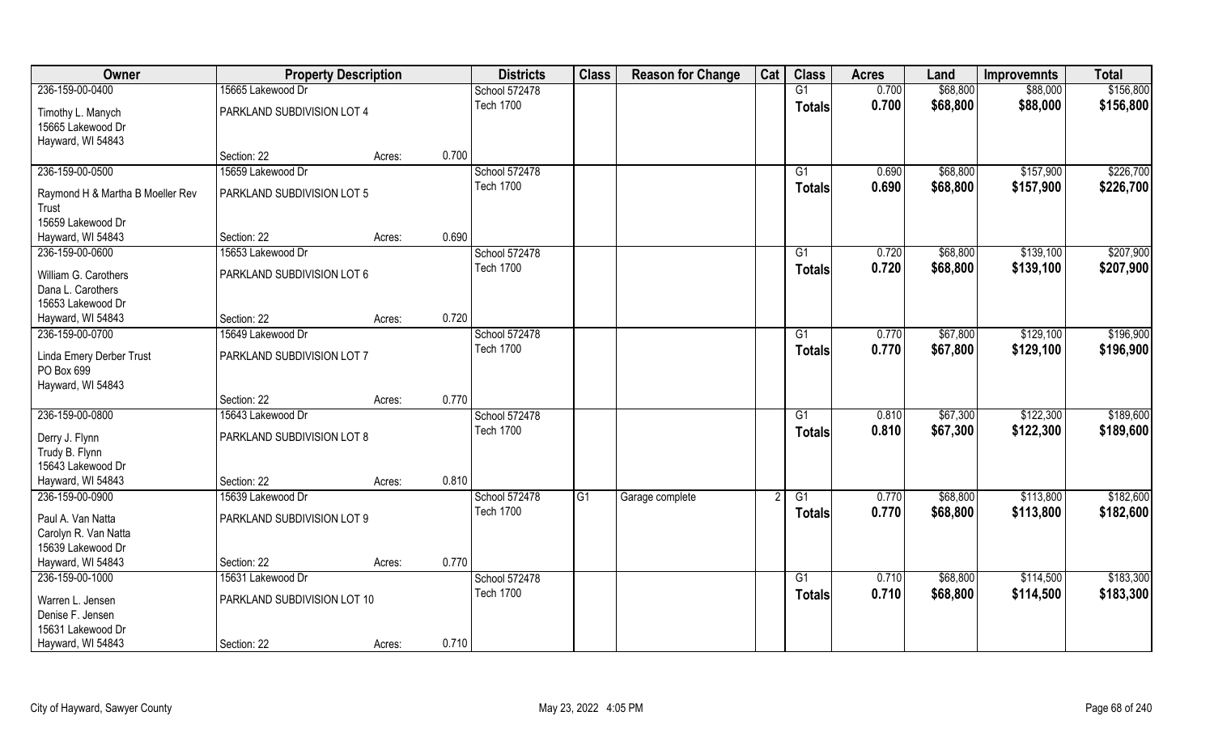| Owner | Property Description | | | Districts | Class | Reason for Change | Cat | Class | Acres | Land | Improvemnts | Total |
|---|---|---|---|---|---|---|---|---|---|---|---|---|
| 236-159-00-0400 | 15665 Lakewood Dr | | | School 572478 | | | | G1 | 0.700 | $68,800 | $88,000 | $156,800 |
| Timothy L. Manych<br>15665 Lakewood Dr<br>Hayward, WI 54843 | PARKLAND SUBDIVISION LOT 4 | | | Tech 1700 | | | | Totals | 0.700 | $68,800 | $88,000 | $156,800 |
| | Section: 22 | Acres: | 0.700 | | | | | | | | | |
| 236-159-00-0500 | 15659 Lakewood Dr | | | School 572478 | | | | G1 | 0.690 | $68,800 | $157,900 | $226,700 |
| Raymond H & Martha B Moeller Rev Trust<br>15659 Lakewood Dr<br>Hayward, WI 54843 | PARKLAND SUBDIVISION LOT 5 | | | Tech 1700 | | | | Totals | 0.690 | $68,800 | $157,900 | $226,700 |
| | Section: 22 | Acres: | 0.690 | | | | | | | | | |
| 236-159-00-0600 | 15653 Lakewood Dr | | | School 572478 | | | | G1 | 0.720 | $68,800 | $139,100 | $207,900 |
| William G. Carothers<br>Dana L. Carothers<br>15653 Lakewood Dr<br>Hayward, WI 54843 | PARKLAND SUBDIVISION LOT 6 | | | Tech 1700 | | | | Totals | 0.720 | $68,800 | $139,100 | $207,900 |
| | Section: 22 | Acres: | 0.720 | | | | | | | | | |
| 236-159-00-0700 | 15649 Lakewood Dr | | | School 572478 | | | | G1 | 0.770 | $67,800 | $129,100 | $196,900 |
| Linda Emery Derber Trust<br>PO Box 699<br>Hayward, WI 54843 | PARKLAND SUBDIVISION LOT 7 | | | Tech 1700 | | | | Totals | 0.770 | $67,800 | $129,100 | $196,900 |
| | Section: 22 | Acres: | 0.770 | | | | | | | | | |
| 236-159-00-0800 | 15643 Lakewood Dr | | | School 572478 | | | | G1 | 0.810 | $67,300 | $122,300 | $189,600 |
| Derry J. Flynn<br>Trudy B. Flynn<br>15643 Lakewood Dr<br>Hayward, WI 54843 | PARKLAND SUBDIVISION LOT 8 | | | Tech 1700 | | | | Totals | 0.810 | $67,300 | $122,300 | $189,600 |
| | Section: 22 | Acres: | 0.810 | | | | | | | | | |
| 236-159-00-0900 | 15639 Lakewood Dr | | | School 572478 | G1 | Garage complete | 2 | G1 | 0.770 | $68,800 | $113,800 | $182,600 |
| Paul A. Van Natta<br>Carolyn R. Van Natta<br>15639 Lakewood Dr<br>Hayward, WI 54843 | PARKLAND SUBDIVISION LOT 9 | | | Tech 1700 | | | | Totals | 0.770 | $68,800 | $113,800 | $182,600 |
| | Section: 22 | Acres: | 0.770 | | | | | | | | | |
| 236-159-00-1000 | 15631 Lakewood Dr | | | School 572478 | | | | G1 | 0.710 | $68,800 | $114,500 | $183,300 |
| Warren L. Jensen<br>Denise F. Jensen<br>15631 Lakewood Dr<br>Hayward, WI 54843 | PARKLAND SUBDIVISION LOT 10 | | | Tech 1700 | | | | Totals | 0.710 | $68,800 | $114,500 | $183,300 |
| | Section: 22 | Acres: | 0.710 | | | | | | | | | |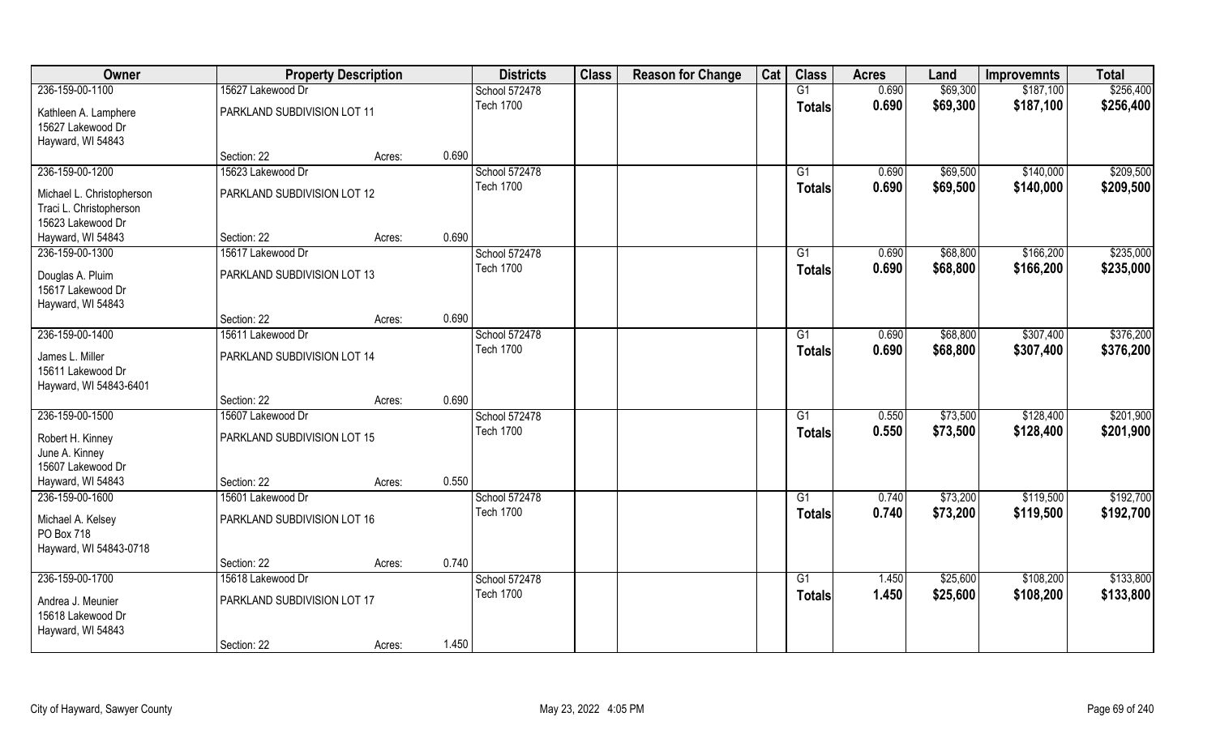| Owner | Property Description | | | Districts | Class | Reason for Change | Cat | Class | Acres | Land | Improvemnts | Total |
|---|---|---|---|---|---|---|---|---|---|---|---|---|
| 236-159-00-1100 | 15627 Lakewood Dr | | | School 572478 | | | | G1 | 0.690 | $69,300 | $187,100 | $256,400 |
| Kathleen A. Lamphere<br>15627 Lakewood Dr<br>Hayward, WI 54843 | PARKLAND SUBDIVISION LOT 11 | | | Tech 1700 | | | | Totals | 0.690 | $69,300 | $187,100 | $256,400 |
| | Section: 22 | Acres: | 0.690 | | | | | | | | | |
| 236-159-00-1200 | 15623 Lakewood Dr | | | School 572478 | | | | G1 | 0.690 | $69,500 | $140,000 | $209,500 |
| Michael L. Christopherson<br>Traci L. Christopherson<br>15623 Lakewood Dr<br>Hayward, WI 54843 | PARKLAND SUBDIVISION LOT 12 | | | Tech 1700 | | | | Totals | 0.690 | $69,500 | $140,000 | $209,500 |
| | Section: 22 | Acres: | 0.690 | | | | | | | | | |
| 236-159-00-1300 | 15617 Lakewood Dr | | | School 572478 | | | | G1 | 0.690 | $68,800 | $166,200 | $235,000 |
| Douglas A. Pluim<br>15617 Lakewood Dr<br>Hayward, WI 54843 | PARKLAND SUBDIVISION LOT 13 | | | Tech 1700 | | | | Totals | 0.690 | $68,800 | $166,200 | $235,000 |
| | Section: 22 | Acres: | 0.690 | | | | | | | | | |
| 236-159-00-1400 | 15611 Lakewood Dr | | | School 572478 | | | | G1 | 0.690 | $68,800 | $307,400 | $376,200 |
| James L. Miller<br>15611 Lakewood Dr<br>Hayward, WI 54843-6401 | PARKLAND SUBDIVISION LOT 14 | | | Tech 1700 | | | | Totals | 0.690 | $68,800 | $307,400 | $376,200 |
| | Section: 22 | Acres: | 0.690 | | | | | | | | | |
| 236-159-00-1500 | 15607 Lakewood Dr | | | School 572478 | | | | G1 | 0.550 | $73,500 | $128,400 | $201,900 |
| Robert H. Kinney<br>June A. Kinney<br>15607 Lakewood Dr<br>Hayward, WI 54843 | PARKLAND SUBDIVISION LOT 15 | | | Tech 1700 | | | | Totals | 0.550 | $73,500 | $128,400 | $201,900 |
| | Section: 22 | Acres: | 0.550 | | | | | | | | | |
| 236-159-00-1600 | 15601 Lakewood Dr | | | School 572478 | | | | G1 | 0.740 | $73,200 | $119,500 | $192,700 |
| Michael A. Kelsey<br>PO Box 718<br>Hayward, WI 54843-0718 | PARKLAND SUBDIVISION LOT 16 | | | Tech 1700 | | | | Totals | 0.740 | $73,200 | $119,500 | $192,700 |
| | Section: 22 | Acres: | 0.740 | | | | | | | | | |
| 236-159-00-1700 | 15618 Lakewood Dr | | | School 572478 | | | | G1 | 1.450 | $25,600 | $108,200 | $133,800 |
| Andrea J. Meunier<br>15618 Lakewood Dr<br>Hayward, WI 54843 | PARKLAND SUBDIVISION LOT 17 | | | Tech 1700 | | | | Totals | 1.450 | $25,600 | $108,200 | $133,800 |
| | Section: 22 | Acres: | 1.450 | | | | | | | | | |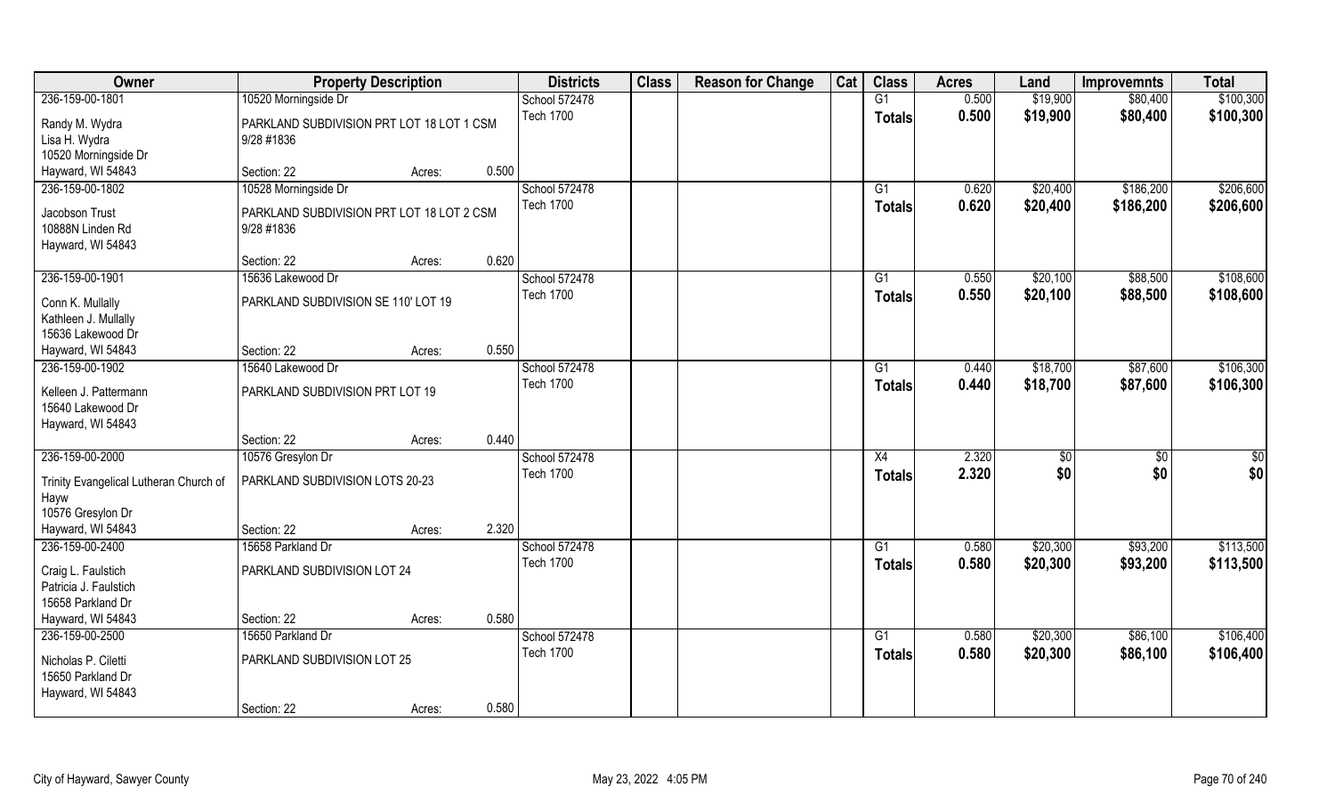| Owner | Property Description | | | Districts | Class | Reason for Change | Cat | Class | Acres | Land | Improvemnts | Total |
|---|---|---|---|---|---|---|---|---|---|---|---|---|
| 236-159-00-1801 | 10520 Morningside Dr | | | School 572478 | | | | G1 | 0.500 | $19,900 | $80,400 | $100,300 |
| Randy M. Wydra<br>Lisa H. Wydra<br>10520 Morningside Dr<br>Hayward, WI 54843 | PARKLAND SUBDIVISION PRT LOT 18 LOT 1 CSM 9/28 #1836 | | | Tech 1700 | | | | Totals | 0.500 | $19,900 | $80,400 | $100,300 |
| | Section: 22 | Acres: | 0.500 | | | | | | | | | |
| 236-159-00-1802 | 10528 Morningside Dr | | | School 572478 | | | | G1 | 0.620 | $20,400 | $186,200 | $206,600 |
| Jacobson Trust<br>10888N Linden Rd<br>Hayward, WI 54843 | PARKLAND SUBDIVISION PRT LOT 18 LOT 2 CSM 9/28 #1836 | | | Tech 1700 | | | | Totals | 0.620 | $20,400 | $186,200 | $206,600 |
| | Section: 22 | Acres: | 0.620 | | | | | | | | | |
| 236-159-00-1901 | 15636 Lakewood Dr | | | School 572478 | | | | G1 | 0.550 | $20,100 | $88,500 | $108,600 |
| Conn K. Mullally<br>Kathleen J. Mullally<br>15636 Lakewood Dr<br>Hayward, WI 54843 | PARKLAND SUBDIVISION SE 110' LOT 19 | | | Tech 1700 | | | | Totals | 0.550 | $20,100 | $88,500 | $108,600 |
| | Section: 22 | Acres: | 0.550 | | | | | | | | | |
| 236-159-00-1902 | 15640 Lakewood Dr | | | School 572478 | | | | G1 | 0.440 | $18,700 | $87,600 | $106,300 |
| Kelleen J. Pattermann<br>15640 Lakewood Dr<br>Hayward, WI 54843 | PARKLAND SUBDIVISION PRT LOT 19 | | | Tech 1700 | | | | Totals | 0.440 | $18,700 | $87,600 | $106,300 |
| | Section: 22 | Acres: | 0.440 | | | | | | | | | |
| 236-159-00-2000 | 10576 Gresylon Dr | | | School 572478 | | | | X4 | 2.320 | $0 | $0 | $0 |
| Trinity Evangelical Lutheran Church of Hayw<br>10576 Gresylon Dr<br>Hayward, WI 54843 | PARKLAND SUBDIVISION LOTS 20-23 | | | Tech 1700 | | | | Totals | 2.320 | $0 | $0 | $0 |
| | Section: 22 | Acres: | 2.320 | | | | | | | | | |
| 236-159-00-2400 | 15658 Parkland Dr | | | School 572478 | | | | G1 | 0.580 | $20,300 | $93,200 | $113,500 |
| Craig L. Faulstich<br>Patricia J. Faulstich<br>15658 Parkland Dr<br>Hayward, WI 54843 | PARKLAND SUBDIVISION LOT 24 | | | Tech 1700 | | | | Totals | 0.580 | $20,300 | $93,200 | $113,500 |
| | Section: 22 | Acres: | 0.580 | | | | | | | | | |
| 236-159-00-2500 | 15650 Parkland Dr | | | School 572478 | | | | G1 | 0.580 | $20,300 | $86,100 | $106,400 |
| Nicholas P. Ciletti<br>15650 Parkland Dr<br>Hayward, WI 54843 | PARKLAND SUBDIVISION LOT 25 | | | Tech 1700 | | | | Totals | 0.580 | $20,300 | $86,100 | $106,400 |
| | Section: 22 | Acres: | 0.580 | | | | | | | | | |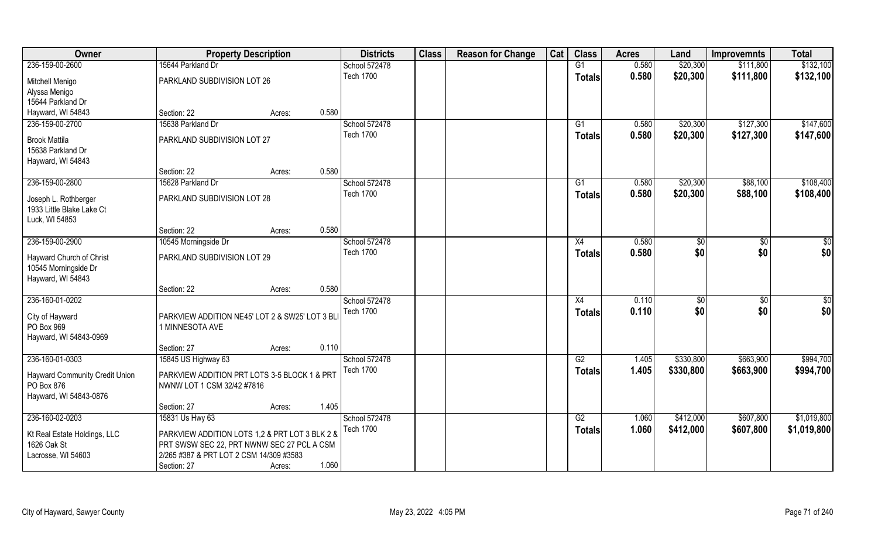| Owner | Property Description | | | Districts | Class | Reason for Change | Cat | Class | Acres | Land | Improvemnts | Total |
|---|---|---|---|---|---|---|---|---|---|---|---|---|
| 236-159-00-2600 | 15644 Parkland Dr | | | School 572478 | | | | G1 | 0.580 | $20,300 | $111,800 | $132,100 |
| Mitchell Menigo<br>Alyssa Menigo<br>15644 Parkland Dr<br>Hayward, WI 54843 | PARKLAND SUBDIVISION LOT 26 | | | Tech 1700 | | | | Totals | 0.580 | $20,300 | $111,800 | $132,100 |
| | Section: 22 | Acres: | 0.580 | | | | | | | | | |
| 236-159-00-2700 | 15638 Parkland Dr | | | School 572478 | | | | G1 | 0.580 | $20,300 | $127,300 | $147,600 |
| Brook Mattila<br>15638 Parkland Dr<br>Hayward, WI 54843 | PARKLAND SUBDIVISION LOT 27 | | | Tech 1700 | | | | Totals | 0.580 | $20,300 | $127,300 | $147,600 |
| | Section: 22 | Acres: | 0.580 | | | | | | | | | |
| 236-159-00-2800 | 15628 Parkland Dr | | | School 572478 | | | | G1 | 0.580 | $20,300 | $88,100 | $108,400 |
| Joseph L. Rothberger<br>1933 Little Blake Lake Ct<br>Luck, WI 54853 | PARKLAND SUBDIVISION LOT 28 | | | Tech 1700 | | | | Totals | 0.580 | $20,300 | $88,100 | $108,400 |
| | Section: 22 | Acres: | 0.580 | | | | | | | | | |
| 236-159-00-2900 | 10545 Morningside Dr | | | School 572478 | | | | X4 | 0.580 | $0 | $0 | $0 |
| Hayward Church of Christ<br>10545 Morningside Dr<br>Hayward, WI 54843 | PARKLAND SUBDIVISION LOT 29 | | | Tech 1700 | | | | Totals | 0.580 | $0 | $0 | $0 |
| | Section: 22 | Acres: | 0.580 | | | | | | | | | |
| 236-160-01-0202 | | | | School 572478 | | | | X4 | 0.110 | $0 | $0 | $0 |
| City of Hayward<br>PO Box 969<br>Hayward, WI 54843-0969 | PARKVIEW ADDITION NE45' LOT 2 & SW25' LOT 3 BLI 1 MINNESOTA AVE | | | Tech 1700 | | | | Totals | 0.110 | $0 | $0 | $0 |
| | Section: 27 | Acres: | 0.110 | | | | | | | | | |
| 236-160-01-0303 | 15845 US Highway 63 | | | School 572478 | | | | G2 | 1.405 | $330,800 | $663,900 | $994,700 |
| Hayward Community Credit Union<br>PO Box 876<br>Hayward, WI 54843-0876 | PARKVIEW ADDITION PRT LOTS 3-5 BLOCK 1 & PRT NWNW LOT 1 CSM 32/42 #7816 | | | Tech 1700 | | | | Totals | 1.405 | $330,800 | $663,900 | $994,700 |
| | Section: 27 | Acres: | 1.405 | | | | | | | | | |
| 236-160-02-0203 | 15831 Us Hwy 63 | | | School 572478 | | | | G2 | 1.060 | $412,000 | $607,800 | $1,019,800 |
| Kt Real Estate Holdings, LLC<br>1626 Oak St<br>Lacrosse, WI 54603 | PARKVIEW ADDITION LOTS 1,2 & PRT LOT 3 BLK 2 & PRT SWSW SEC 22, PRT NWNW SEC 27 PCL A CSM 2/265 #387 & PRT LOT 2 CSM 14/309 #3583 | | | Tech 1700 | | | | Totals | 1.060 | $412,000 | $607,800 | $1,019,800 |
| | Section: 27 | Acres: | 1.060 | | | | | | | | | |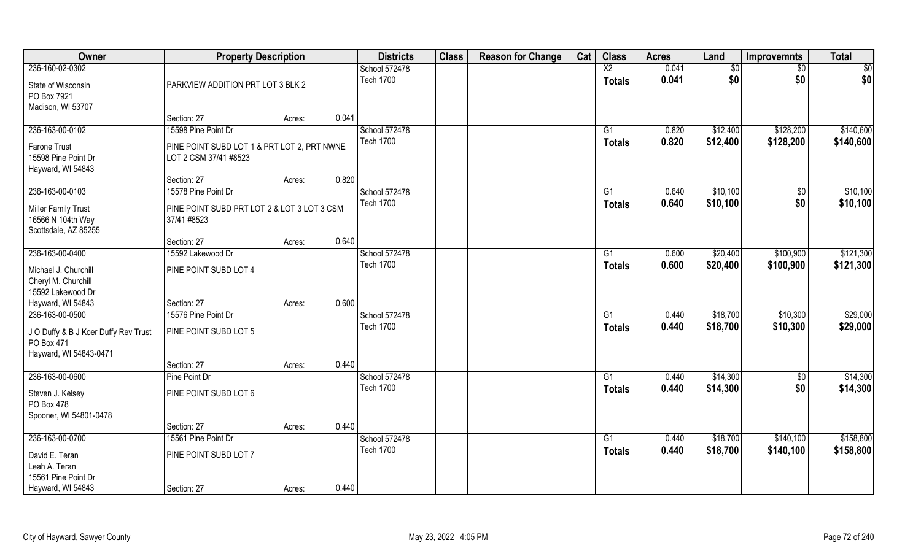| Owner | Property Description | | | Districts | Class | Reason for Change | Cat | Class | Acres | Land | Improvemnts | Total |
|---|---|---|---|---|---|---|---|---|---|---|---|---|
| 236-160-02-0302 | | | | School 572478 | | | | X2 | 0.041 | $0 | $0 | $0 |
| State of Wisconsin<br>PO Box 7921<br>Madison, WI 53707 | PARKVIEW ADDITION PRT LOT 3 BLK 2 | | | Tech 1700 | | | | Totals | 0.041 | $0 | $0 | $0 |
| | Section: 27 | Acres: | 0.041 | | | | | | | | | |
| 236-163-00-0102 | 15598 Pine Point Dr | | | School 572478 | | | | G1 | 0.820 | $12,400 | $128,200 | $140,600 |
| Farone Trust<br>15598 Pine Point Dr<br>Hayward, WI 54843 | PINE POINT SUBD LOT 1 & PRT LOT 2, PRT NWNE LOT 2 CSM 37/41 #8523 | | | Tech 1700 | | | | Totals | 0.820 | $12,400 | $128,200 | $140,600 |
| | Section: 27 | Acres: | 0.820 | | | | | | | | | |
| 236-163-00-0103 | 15578 Pine Point Dr | | | School 572478 | | | | G1 | 0.640 | $10,100 | $0 | $10,100 |
| Miller Family Trust<br>16566 N 104th Way<br>Scottsdale, AZ 85255 | PINE POINT SUBD PRT LOT 2 & LOT 3 LOT 3 CSM 37/41 #8523 | | | Tech 1700 | | | | Totals | 0.640 | $10,100 | $0 | $10,100 |
| | Section: 27 | Acres: | 0.640 | | | | | | | | | |
| 236-163-00-0400 | 15592 Lakewood Dr | | | School 572478 | | | | G1 | 0.600 | $20,400 | $100,900 | $121,300 |
| Michael J. Churchill<br>Cheryl M. Churchill<br>15592 Lakewood Dr<br>Hayward, WI 54843 | PINE POINT SUBD LOT 4 | | | Tech 1700 | | | | Totals | 0.600 | $20,400 | $100,900 | $121,300 |
| | Section: 27 | Acres: | 0.600 | | | | | | | | | |
| 236-163-00-0500 | 15576 Pine Point Dr | | | School 572478 | | | | G1 | 0.440 | $18,700 | $10,300 | $29,000 |
| J O Duffy & B J Koer Duffy Rev Trust<br>PO Box 471<br>Hayward, WI 54843-0471 | PINE POINT SUBD LOT 5 | | | Tech 1700 | | | | Totals | 0.440 | $18,700 | $10,300 | $29,000 |
| | Section: 27 | Acres: | 0.440 | | | | | | | | | |
| 236-163-00-0600 | Pine Point Dr | | | School 572478 | | | | G1 | 0.440 | $14,300 | $0 | $14,300 |
| Steven J. Kelsey<br>PO Box 478<br>Spooner, WI 54801-0478 | PINE POINT SUBD LOT 6 | | | Tech 1700 | | | | Totals | 0.440 | $14,300 | $0 | $14,300 |
| | Section: 27 | Acres: | 0.440 | | | | | | | | | |
| 236-163-00-0700 | 15561 Pine Point Dr | | | School 572478 | | | | G1 | 0.440 | $18,700 | $140,100 | $158,800 |
| David E. Teran<br>Leah A. Teran<br>15561 Pine Point Dr<br>Hayward, WI 54843 | PINE POINT SUBD LOT 7 | | | Tech 1700 | | | | Totals | 0.440 | $18,700 | $140,100 | $158,800 |
| | Section: 27 | Acres: | 0.440 | | | | | | | | | |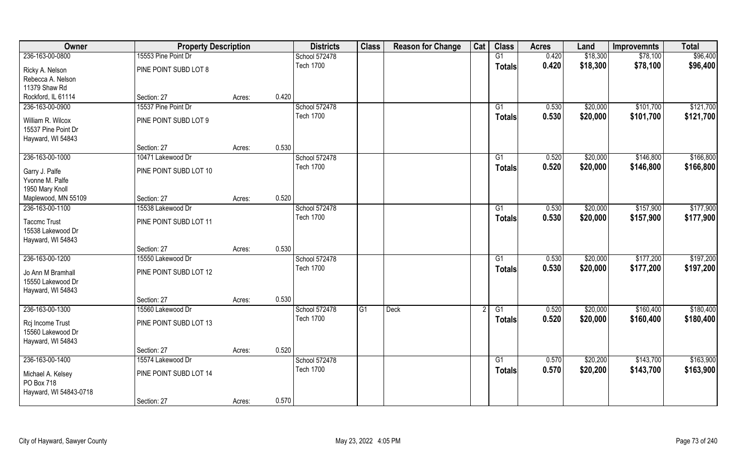| Owner | Property Description | | | Districts | Class | Reason for Change | Cat | Class | Acres | Land | Improvemnts | Total |
|---|---|---|---|---|---|---|---|---|---|---|---|---|
| 236-163-00-0800 | 15553 Pine Point Dr | | | School 572478 | | | | G1 | 0.420 | $18,300 | $78,100 | $96,400 |
| Ricky A. Nelson | PINE POINT SUBD LOT 8 | | | Tech 1700 | | | | Totals | 0.420 | $18,300 | $78,100 | $96,400 |
| Rebecca A. Nelson | | | | | | | | | | | | |
| 11379 Shaw Rd | | | | | | | | | | | | |
| Rockford, IL 61114 | Section: 27 | Acres: | 0.420 | | | | | | | | | |
| 236-163-00-0900 | 15537 Pine Point Dr | | | School 572478 | | | | G1 | 0.530 | $20,000 | $101,700 | $121,700 |
| William R. Wilcox | PINE POINT SUBD LOT 9 | | | Tech 1700 | | | | Totals | 0.530 | $20,000 | $101,700 | $121,700 |
| 15537 Pine Point Dr | | | | | | | | | | | | |
| Hayward, WI 54843 | | | | | | | | | | | | |
| | Section: 27 | Acres: | 0.530 | | | | | | | | | |
| 236-163-00-1000 | 10471 Lakewood Dr | | | School 572478 | | | | G1 | 0.520 | $20,000 | $146,800 | $166,800 |
| Garry J. Palfe | PINE POINT SUBD LOT 10 | | | Tech 1700 | | | | Totals | 0.520 | $20,000 | $146,800 | $166,800 |
| Yvonne M. Palfe | | | | | | | | | | | | |
| 1950 Mary Knoll | | | | | | | | | | | | |
| Maplewood, MN 55109 | Section: 27 | Acres: | 0.520 | | | | | | | | | |
| 236-163-00-1100 | 15538 Lakewood Dr | | | School 572478 | | | | G1 | 0.530 | $20,000 | $157,900 | $177,900 |
| Taccmc Trust | PINE POINT SUBD LOT 11 | | | Tech 1700 | | | | Totals | 0.530 | $20,000 | $157,900 | $177,900 |
| 15538 Lakewood Dr | | | | | | | | | | | | |
| Hayward, WI 54843 | | | | | | | | | | | | |
| | Section: 27 | Acres: | 0.530 | | | | | | | | | |
| 236-163-00-1200 | 15550 Lakewood Dr | | | School 572478 | | | | G1 | 0.530 | $20,000 | $177,200 | $197,200 |
| Jo Ann M Bramhall | PINE POINT SUBD LOT 12 | | | Tech 1700 | | | | Totals | 0.530 | $20,000 | $177,200 | $197,200 |
| 15550 Lakewood Dr | | | | | | | | | | | | |
| Hayward, WI 54843 | | | | | | | | | | | | |
| | Section: 27 | Acres: | 0.530 | | | | | | | | | |
| 236-163-00-1300 | 15560 Lakewood Dr | | | School 572478 | G1 | Deck | 2 | G1 | 0.520 | $20,000 | $160,400 | $180,400 |
| Rcj Income Trust | PINE POINT SUBD LOT 13 | | | Tech 1700 | | | | Totals | 0.520 | $20,000 | $160,400 | $180,400 |
| 15560 Lakewood Dr | | | | | | | | | | | | |
| Hayward, WI 54843 | | | | | | | | | | | | |
| | Section: 27 | Acres: | 0.520 | | | | | | | | | |
| 236-163-00-1400 | 15574 Lakewood Dr | | | School 572478 | | | | G1 | 0.570 | $20,200 | $143,700 | $163,900 |
| Michael A. Kelsey | PINE POINT SUBD LOT 14 | | | Tech 1700 | | | | Totals | 0.570 | $20,200 | $143,700 | $163,900 |
| PO Box 718 | | | | | | | | | | | | |
| Hayward, WI 54843-0718 | | | | | | | | | | | | |
| | Section: 27 | Acres: | 0.570 | | | | | | | | | |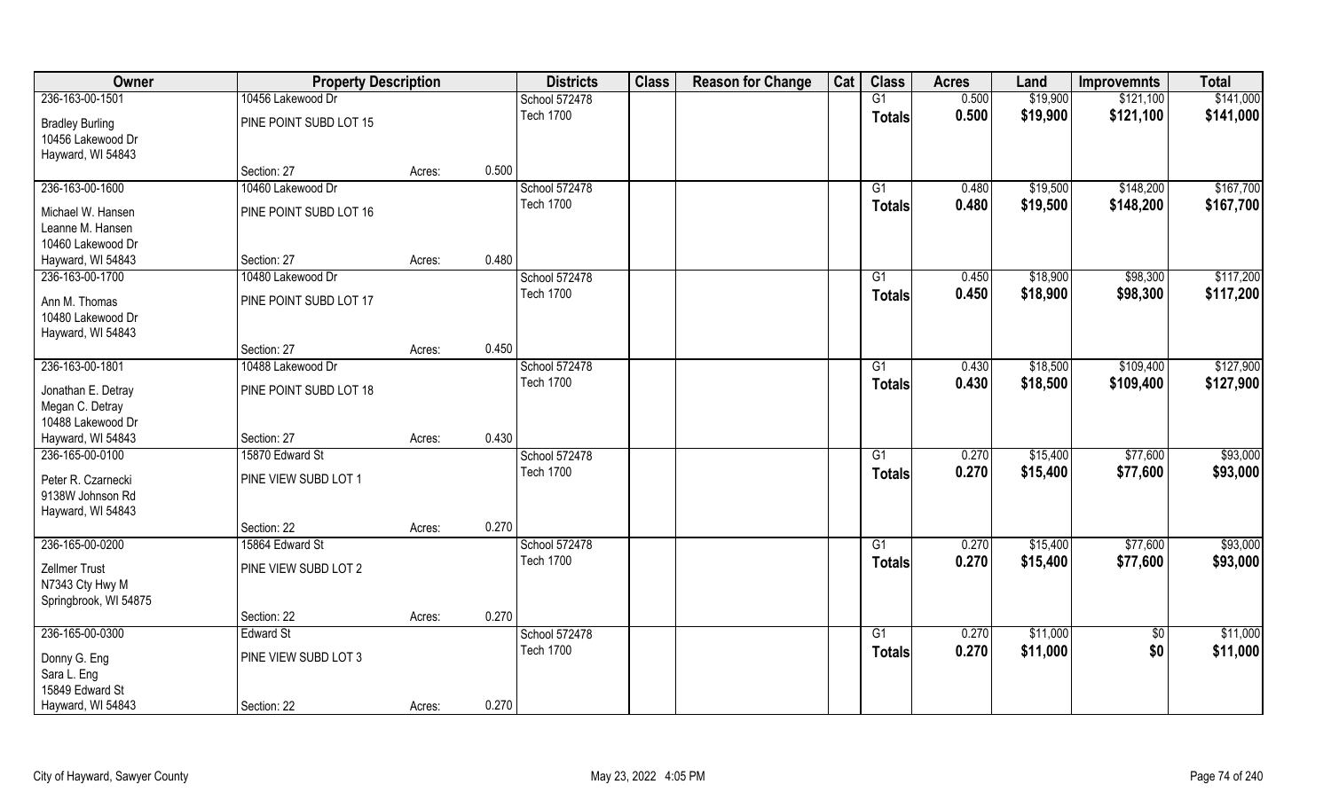| Owner | Property Description | | | Districts | Class | Reason for Change | Cat | Class | Acres | Land | Improvemnts | Total |
|---|---|---|---|---|---|---|---|---|---|---|---|---|
| 236-163-00-1501 | 10456 Lakewood Dr | | | School 572478 | | | | G1 | 0.500 | $19,900 | $121,100 | $141,000 |
| Bradley Burling<br>10456 Lakewood Dr<br>Hayward, WI 54843 | PINE POINT SUBD LOT 15 | | | Tech 1700 | | | | **Totals** | **0.500** | **$19,900** | **$121,100** | **$141,000** |
| | Section: 27 | Acres: | 0.500 | | | | | | | | | |
| 236-163-00-1600 | 10460 Lakewood Dr | | | School 572478 | | | | G1 | 0.480 | $19,500 | $148,200 | $167,700 |
| Michael W. Hansen<br>Leanne M. Hansen<br>10460 Lakewood Dr<br>Hayward, WI 54843 | PINE POINT SUBD LOT 16 | | | Tech 1700 | | | | **Totals** | **0.480** | **$19,500** | **$148,200** | **$167,700** |
| | Section: 27 | Acres: | 0.480 | | | | | | | | | |
| 236-163-00-1700 | 10480 Lakewood Dr | | | School 572478 | | | | G1 | 0.450 | $18,900 | $98,300 | $117,200 |
| Ann M. Thomas<br>10480 Lakewood Dr<br>Hayward, WI 54843 | PINE POINT SUBD LOT 17 | | | Tech 1700 | | | | **Totals** | **0.450** | **$18,900** | **$98,300** | **$117,200** |
| | Section: 27 | Acres: | 0.450 | | | | | | | | | |
| 236-163-00-1801 | 10488 Lakewood Dr | | | School 572478 | | | | G1 | 0.430 | $18,500 | $109,400 | $127,900 |
| Jonathan E. Detray<br>Megan C. Detray<br>10488 Lakewood Dr<br>Hayward, WI 54843 | PINE POINT SUBD LOT 18 | | | Tech 1700 | | | | **Totals** | **0.430** | **$18,500** | **$109,400** | **$127,900** |
| | Section: 27 | Acres: | 0.430 | | | | | | | | | |
| 236-165-00-0100 | 15870 Edward St | | | School 572478 | | | | G1 | 0.270 | $15,400 | $77,600 | $93,000 |
| Peter R. Czarnecki<br>9138W Johnson Rd<br>Hayward, WI 54843 | PINE VIEW SUBD LOT 1 | | | Tech 1700 | | | | **Totals** | **0.270** | **$15,400** | **$77,600** | **$93,000** |
| | Section: 22 | Acres: | 0.270 | | | | | | | | | |
| 236-165-00-0200 | 15864 Edward St | | | School 572478 | | | | G1 | 0.270 | $15,400 | $77,600 | $93,000 |
| Zellmer Trust<br>N7343 Cty Hwy M<br>Springbrook, WI 54875 | PINE VIEW SUBD LOT 2 | | | Tech 1700 | | | | **Totals** | **0.270** | **$15,400** | **$77,600** | **$93,000** |
| | Section: 22 | Acres: | 0.270 | | | | | | | | | |
| 236-165-00-0300 | Edward St | | | School 572478 | | | | G1 | 0.270 | $11,000 | $0 | $11,000 |
| Donny G. Eng<br>Sara L. Eng<br>15849 Edward St<br>Hayward, WI 54843 | PINE VIEW SUBD LOT 3 | | | Tech 1700 | | | | **Totals** | **0.270** | **$11,000** | **$0** | **$11,000** |
| | Section: 22 | Acres: | 0.270 | | | | | | | | | |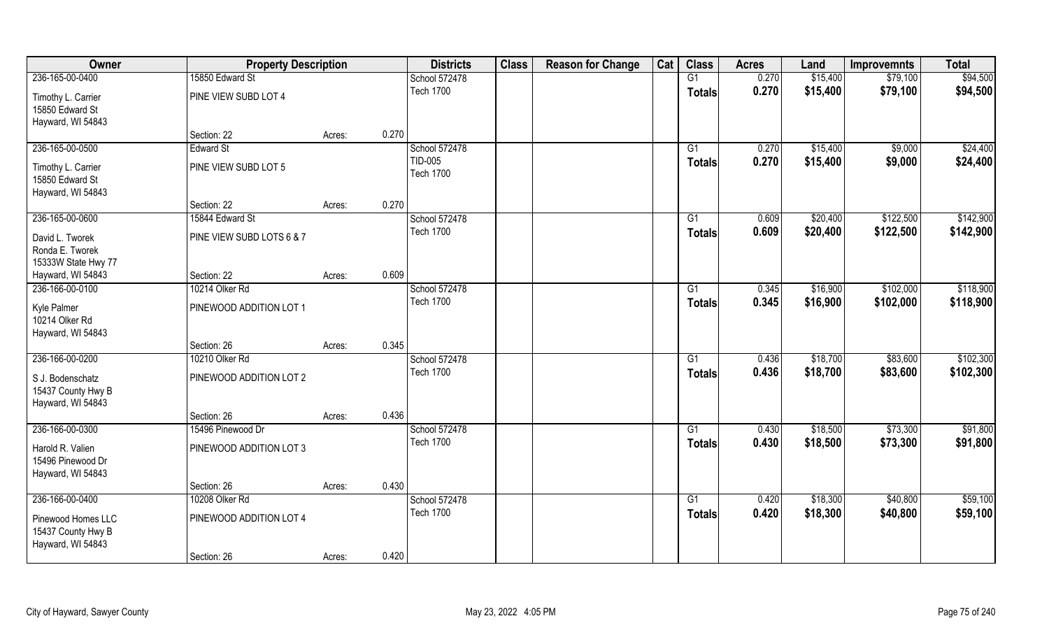| Owner | Property Description | | | Districts | Class | Reason for Change | Cat | Class | Acres | Land | Improvemnts | Total |
|---|---|---|---|---|---|---|---|---|---|---|---|---|
| 236-165-00-0400 | 15850 Edward St | | | School 572478 | | | | G1 | 0.270 | $15,400 | $79,100 | $94,500 |
| Timothy L. Carrier<br>15850 Edward St<br>Hayward, WI 54843 | PINE VIEW SUBD LOT 4 | | | Tech 1700 | | | | **Totals** | **0.270** | **$15,400** | **$79,100** | **$94,500** |
| | Section: 22 | Acres: | 0.270 | | | | | | | | | |
| 236-165-00-0500 | Edward St | | | School 572478 | | | | G1 | 0.270 | $15,400 | $9,000 | $24,400 |
| Timothy L. Carrier<br>15850 Edward St<br>Hayward, WI 54843 | PINE VIEW SUBD LOT 5 | | | TID-005<br>Tech 1700 | | | | **Totals** | **0.270** | **$15,400** | **$9,000** | **$24,400** |
| | Section: 22 | Acres: | 0.270 | | | | | | | | | |
| 236-165-00-0600 | 15844 Edward St | | | School 572478 | | | | G1 | 0.609 | $20,400 | $122,500 | $142,900 |
| David L. Tworek<br>Ronda E. Tworek<br>15333W State Hwy 77<br>Hayward, WI 54843 | PINE VIEW SUBD LOTS 6 & 7 | | | Tech 1700 | | | | **Totals** | **0.609** | **$20,400** | **$122,500** | **$142,900** |
| | Section: 22 | Acres: | 0.609 | | | | | | | | | |
| 236-166-00-0100 | 10214 Olker Rd | | | School 572478 | | | | G1 | 0.345 | $16,900 | $102,000 | $118,900 |
| Kyle Palmer<br>10214 Olker Rd<br>Hayward, WI 54843 | PINEWOOD ADDITION LOT 1 | | | Tech 1700 | | | | **Totals** | **0.345** | **$16,900** | **$102,000** | **$118,900** |
| | Section: 26 | Acres: | 0.345 | | | | | | | | | |
| 236-166-00-0200 | 10210 Olker Rd | | | School 572478 | | | | G1 | 0.436 | $18,700 | $83,600 | $102,300 |
| S J. Bodenschatz<br>15437 County Hwy B<br>Hayward, WI 54843 | PINEWOOD ADDITION LOT 2 | | | Tech 1700 | | | | **Totals** | **0.436** | **$18,700** | **$83,600** | **$102,300** |
| | Section: 26 | Acres: | 0.436 | | | | | | | | | |
| 236-166-00-0300 | 15496 Pinewood Dr | | | School 572478 | | | | G1 | 0.430 | $18,500 | $73,300 | $91,800 |
| Harold R. Valien<br>15496 Pinewood Dr<br>Hayward, WI 54843 | PINEWOOD ADDITION LOT 3 | | | Tech 1700 | | | | **Totals** | **0.430** | **$18,500** | **$73,300** | **$91,800** |
| | Section: 26 | Acres: | 0.430 | | | | | | | | | |
| 236-166-00-0400 | 10208 Olker Rd | | | School 572478 | | | | G1 | 0.420 | $18,300 | $40,800 | $59,100 |
| Pinewood Homes LLC<br>15437 County Hwy B<br>Hayward, WI 54843 | PINEWOOD ADDITION LOT 4 | | | Tech 1700 | | | | **Totals** | **0.420** | **$18,300** | **$40,800** | **$59,100** |
| | Section: 26 | Acres: | 0.420 | | | | | | | | | |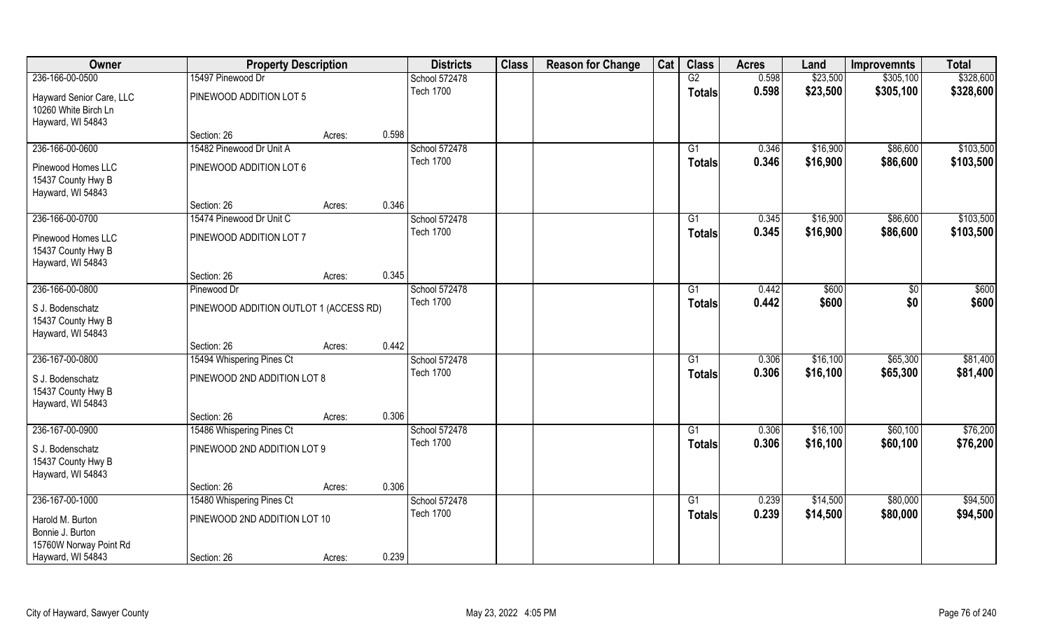| Owner | Property Description | | | Districts | Class | Reason for Change | Cat | Class | Acres | Land | Improvemnts | Total |
|---|---|---|---|---|---|---|---|---|---|---|---|---|
| 236-166-00-0500 | 15497 Pinewood Dr | | | School 572478 | | | | G2 | 0.598 | $23,500 | $305,100 | $328,600 |
| Hayward Senior Care, LLC<br>10260 White Birch Ln<br>Hayward, WI 54843 | PINEWOOD ADDITION LOT 5 | | | Tech 1700 | | | | Totals | 0.598 | $23,500 | $305,100 | $328,600 |
| | Section: 26 | Acres: | 0.598 | | | | | | | | | |
| 236-166-00-0600 | 15482 Pinewood Dr Unit A | | | School 572478 | | | | G1 | 0.346 | $16,900 | $86,600 | $103,500 |
| Pinewood Homes LLC<br>15437 County Hwy B<br>Hayward, WI 54843 | PINEWOOD ADDITION LOT 6 | | | Tech 1700 | | | | Totals | 0.346 | $16,900 | $86,600 | $103,500 |
| | Section: 26 | Acres: | 0.346 | | | | | | | | | |
| 236-166-00-0700 | 15474 Pinewood Dr Unit C | | | School 572478 | | | | G1 | 0.345 | $16,900 | $86,600 | $103,500 |
| Pinewood Homes LLC<br>15437 County Hwy B<br>Hayward, WI 54843 | PINEWOOD ADDITION LOT 7 | | | Tech 1700 | | | | Totals | 0.345 | $16,900 | $86,600 | $103,500 |
| | Section: 26 | Acres: | 0.345 | | | | | | | | | |
| 236-166-00-0800 | Pinewood Dr | | | School 572478 | | | | G1 | 0.442 | $600 | $0 | $600 |
| S J. Bodenschatz<br>15437 County Hwy B<br>Hayward, WI 54843 | PINEWOOD ADDITION OUTLOT 1 (ACCESS RD) | | | Tech 1700 | | | | Totals | 0.442 | $600 | $0 | $600 |
| | Section: 26 | Acres: | 0.442 | | | | | | | | | |
| 236-167-00-0800 | 15494 Whispering Pines Ct | | | School 572478 | | | | G1 | 0.306 | $16,100 | $65,300 | $81,400 |
| S J. Bodenschatz<br>15437 County Hwy B<br>Hayward, WI 54843 | PINEWOOD 2ND ADDITION LOT 8 | | | Tech 1700 | | | | Totals | 0.306 | $16,100 | $65,300 | $81,400 |
| | Section: 26 | Acres: | 0.306 | | | | | | | | | |
| 236-167-00-0900 | 15486 Whispering Pines Ct | | | School 572478 | | | | G1 | 0.306 | $16,100 | $60,100 | $76,200 |
| S J. Bodenschatz<br>15437 County Hwy B<br>Hayward, WI 54843 | PINEWOOD 2ND ADDITION LOT 9 | | | Tech 1700 | | | | Totals | 0.306 | $16,100 | $60,100 | $76,200 |
| | Section: 26 | Acres: | 0.306 | | | | | | | | | |
| 236-167-00-1000 | 15480 Whispering Pines Ct | | | School 572478 | | | | G1 | 0.239 | $14,500 | $80,000 | $94,500 |
| Harold M. Burton<br>Bonnie J. Burton<br>15760W Norway Point Rd<br>Hayward, WI 54843 | PINEWOOD 2ND ADDITION LOT 10 | | | Tech 1700 | | | | Totals | 0.239 | $14,500 | $80,000 | $94,500 |
| | Section: 26 | Acres: | 0.239 | | | | | | | | | |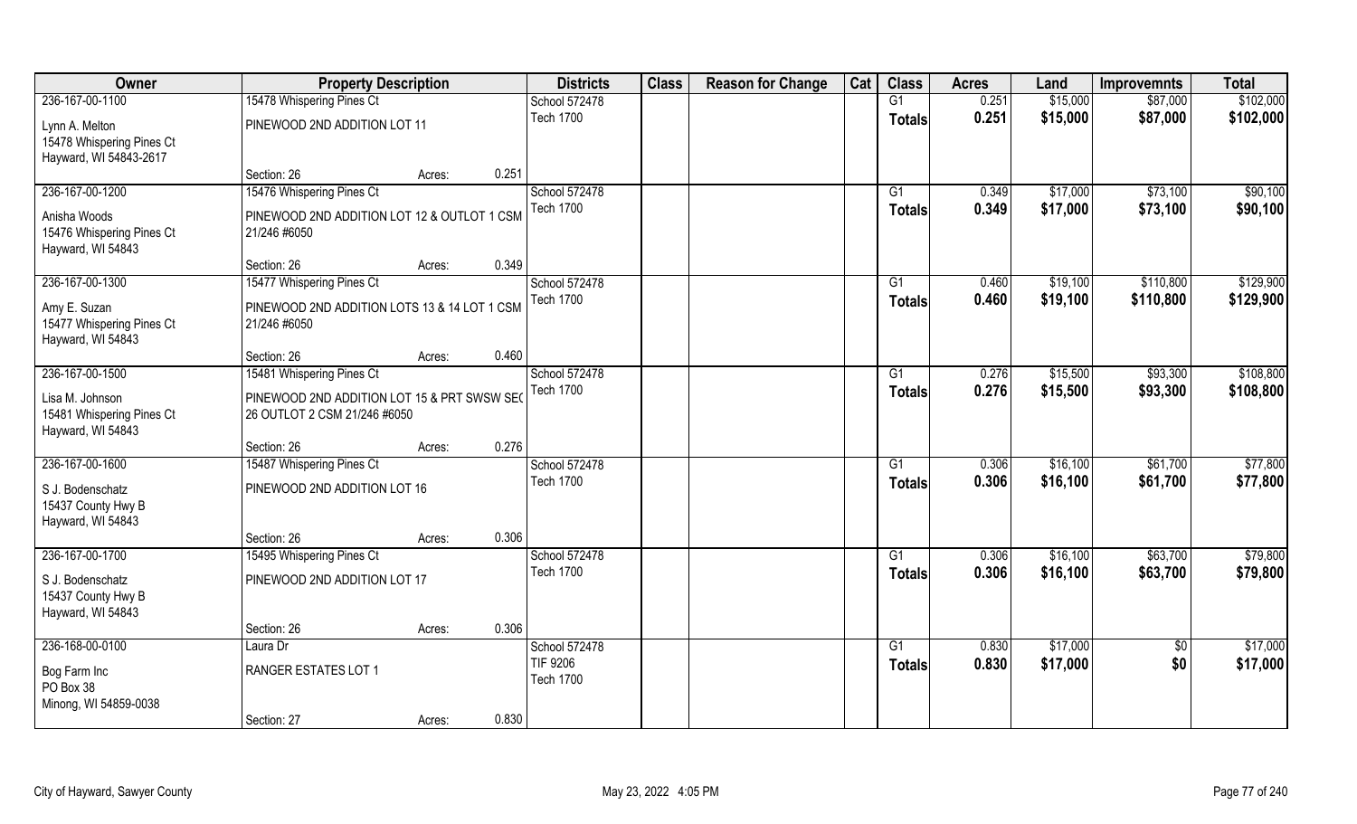| Owner | Property Description | | | Districts | Class | Reason for Change | Cat | Class | Acres | Land | Improvemnts | Total |
|---|---|---|---|---|---|---|---|---|---|---|---|---|
| 236-167-00-1100 | 15478 Whispering Pines Ct | | | School 572478 | | | | G1 | 0.251 | $15,000 | $87,000 | $102,000 |
| Lynn A. Melton<br>15478 Whispering Pines Ct<br>Hayward, WI 54843-2617 | PINEWOOD 2ND ADDITION LOT 11 | | | Tech 1700 | | | | Totals | 0.251 | $15,000 | $87,000 | $102,000 |
| | Section: 26 | Acres: | 0.251 | | | | | | | | | |
| 236-167-00-1200 | 15476 Whispering Pines Ct | | | School 572478 | | | | G1 | 0.349 | $17,000 | $73,100 | $90,100 |
| Anisha Woods<br>15476 Whispering Pines Ct<br>Hayward, WI 54843 | PINEWOOD 2ND ADDITION LOT 12 & OUTLOT 1 CSM 21/246 #6050 | | | Tech 1700 | | | | Totals | 0.349 | $17,000 | $73,100 | $90,100 |
| | Section: 26 | Acres: | 0.349 | | | | | | | | | |
| 236-167-00-1300 | 15477 Whispering Pines Ct | | | School 572478 | | | | G1 | 0.460 | $19,100 | $110,800 | $129,900 |
| Amy E. Suzan<br>15477 Whispering Pines Ct<br>Hayward, WI 54843 | PINEWOOD 2ND ADDITION LOTS 13 & 14 LOT 1 CSM 21/246 #6050 | | | Tech 1700 | | | | Totals | 0.460 | $19,100 | $110,800 | $129,900 |
| | Section: 26 | Acres: | 0.460 | | | | | | | | | |
| 236-167-00-1500 | 15481 Whispering Pines Ct | | | School 572478 | | | | G1 | 0.276 | $15,500 | $93,300 | $108,800 |
| Lisa M. Johnson<br>15481 Whispering Pines Ct<br>Hayward, WI 54843 | PINEWOOD 2ND ADDITION LOT 15 & PRT SWSW SEC 26 OUTLOT 2 CSM 21/246 #6050 | | | Tech 1700 | | | | Totals | 0.276 | $15,500 | $93,300 | $108,800 |
| | Section: 26 | Acres: | 0.276 | | | | | | | | | |
| 236-167-00-1600 | 15487 Whispering Pines Ct | | | School 572478 | | | | G1 | 0.306 | $16,100 | $61,700 | $77,800 |
| S J. Bodenschatz<br>15437 County Hwy B<br>Hayward, WI 54843 | PINEWOOD 2ND ADDITION LOT 16 | | | Tech 1700 | | | | Totals | 0.306 | $16,100 | $61,700 | $77,800 |
| | Section: 26 | Acres: | 0.306 | | | | | | | | | |
| 236-167-00-1700 | 15495 Whispering Pines Ct | | | School 572478 | | | | G1 | 0.306 | $16,100 | $63,700 | $79,800 |
| S J. Bodenschatz<br>15437 County Hwy B<br>Hayward, WI 54843 | PINEWOOD 2ND ADDITION LOT 17 | | | Tech 1700 | | | | Totals | 0.306 | $16,100 | $63,700 | $79,800 |
| | Section: 26 | Acres: | 0.306 | | | | | | | | | |
| 236-168-00-0100 | Laura Dr | | | School 572478 | | | | G1 | 0.830 | $17,000 | $0 | $17,000 |
| Bog Farm Inc<br>PO Box 38<br>Minong, WI 54859-0038 | RANGER ESTATES LOT 1 | | | TIF 9206<br>Tech 1700 | | | | Totals | 0.830 | $17,000 | $0 | $17,000 |
| | Section: 27 | Acres: | 0.830 | | | | | | | | | |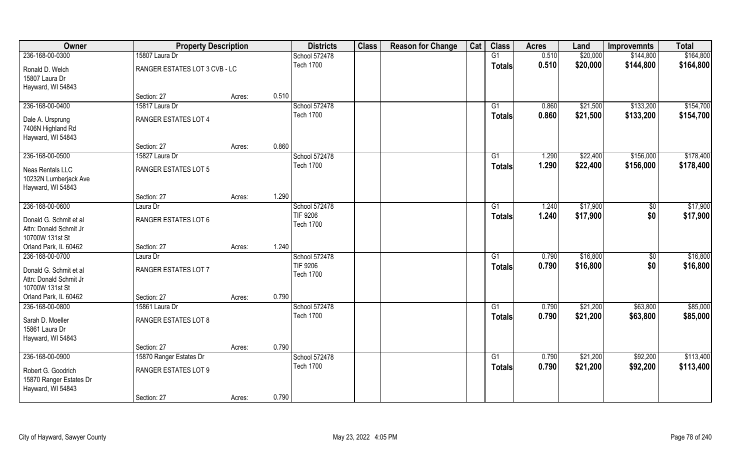| Owner | Property Description | | | Districts | Class | Reason for Change | Cat | Class | Acres | Land | Improvemnts | Total |
|---|---|---|---|---|---|---|---|---|---|---|---|---|
| 236-168-00-0300 | 15807 Laura Dr | | | School 572478 | | | | G1 | 0.510 | $20,000 | $144,800 | $164,800 |
| Ronald D. Welch<br>15807 Laura Dr<br>Hayward, WI 54843 | RANGER ESTATES LOT 3 CVB - LC | | | Tech 1700 | | | | **Totals** | **0.510** | **$20,000** | **$144,800** | **$164,800** |
| | Section: 27 | Acres: | 0.510 | | | | | | | | | |
| 236-168-00-0400 | 15817 Laura Dr | | | School 572478 | | | | G1 | 0.860 | $21,500 | $133,200 | $154,700 |
| Dale A. Ursprung<br>7406N Highland Rd<br>Hayward, WI 54843 | RANGER ESTATES LOT 4 | | | Tech 1700 | | | | **Totals** | **0.860** | **$21,500** | **$133,200** | **$154,700** |
| | Section: 27 | Acres: | 0.860 | | | | | | | | | |
| 236-168-00-0500 | 15827 Laura Dr | | | School 572478 | | | | G1 | 1.290 | $22,400 | $156,000 | $178,400 |
| Neas Rentals LLC<br>10232N Lumberjack Ave<br>Hayward, WI 54843 | RANGER ESTATES LOT 5 | | | Tech 1700 | | | | **Totals** | **1.290** | **$22,400** | **$156,000** | **$178,400** |
| | Section: 27 | Acres: | 1.290 | | | | | | | | | |
| 236-168-00-0600 | Laura Dr | | | School 572478 | | | | G1 | 1.240 | $17,900 | $0 | $17,900 |
| Donald G. Schmit et al<br>Attn: Donald Schmit Jr<br>10700W 131st St<br>Orland Park, IL 60462 | RANGER ESTATES LOT 6 | | | TIF 9206<br>Tech 1700 | | | | **Totals** | **1.240** | **$17,900** | **$0** | **$17,900** |
| | Section: 27 | Acres: | 1.240 | | | | | | | | | |
| 236-168-00-0700 | Laura Dr | | | School 572478 | | | | G1 | 0.790 | $16,800 | $0 | $16,800 |
| Donald G. Schmit et al<br>Attn: Donald Schmit Jr<br>10700W 131st St<br>Orland Park, IL 60462 | RANGER ESTATES LOT 7 | | | TIF 9206<br>Tech 1700 | | | | **Totals** | **0.790** | **$16,800** | **$0** | **$16,800** |
| | Section: 27 | Acres: | 0.790 | | | | | | | | | |
| 236-168-00-0800 | 15861 Laura Dr | | | School 572478 | | | | G1 | 0.790 | $21,200 | $63,800 | $85,000 |
| Sarah D. Moeller<br>15861 Laura Dr<br>Hayward, WI 54843 | RANGER ESTATES LOT 8 | | | Tech 1700 | | | | **Totals** | **0.790** | **$21,200** | **$63,800** | **$85,000** |
| | Section: 27 | Acres: | 0.790 | | | | | | | | | |
| 236-168-00-0900 | 15870 Ranger Estates Dr | | | School 572478 | | | | G1 | 0.790 | $21,200 | $92,200 | $113,400 |
| Robert G. Goodrich<br>15870 Ranger Estates Dr<br>Hayward, WI 54843 | RANGER ESTATES LOT 9 | | | Tech 1700 | | | | **Totals** | **0.790** | **$21,200** | **$92,200** | **$113,400** |
| | Section: 27 | Acres: | 0.790 | | | | | | | | | |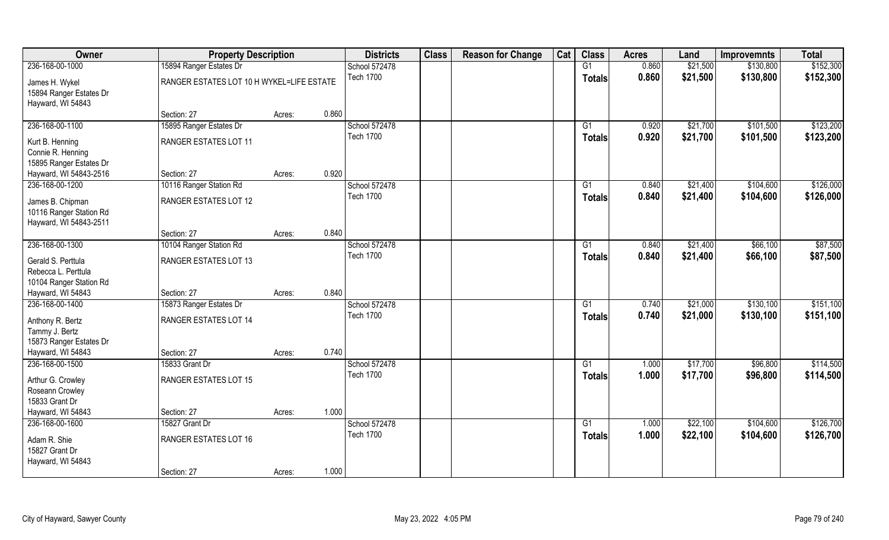| Owner | Property Description | | | Districts | Class | Reason for Change | Cat | Class | Acres | Land | Improvemnts | Total |
|---|---|---|---|---|---|---|---|---|---|---|---|---|
| 236-168-00-1000 | 15894 Ranger Estates Dr | | | School 572478 | | | | G1 | 0.860 | $21,500 | $130,800 | $152,300 |
| James H. Wykel<br>15894 Ranger Estates Dr<br>Hayward, WI 54843 | RANGER ESTATES LOT 10 H WYKEL=LIFE ESTATE | | | Tech 1700 | | | | Totals | 0.860 | $21,500 | $130,800 | $152,300 |
| | Section: 27 | Acres: | 0.860 | | | | | | | | | |
| 236-168-00-1100 | 15895 Ranger Estates Dr | | | School 572478 | | | | G1 | 0.920 | $21,700 | $101,500 | $123,200 |
| Kurt B. Henning<br>Connie R. Henning<br>15895 Ranger Estates Dr<br>Hayward, WI 54843-2516 | RANGER ESTATES LOT 11 | | | Tech 1700 | | | | Totals | 0.920 | $21,700 | $101,500 | $123,200 |
| | Section: 27 | Acres: | 0.920 | | | | | | | | | |
| 236-168-00-1200 | 10116 Ranger Station Rd | | | School 572478 | | | | G1 | 0.840 | $21,400 | $104,600 | $126,000 |
| James B. Chipman<br>10116 Ranger Station Rd<br>Hayward, WI 54843-2511 | RANGER ESTATES LOT 12 | | | Tech 1700 | | | | Totals | 0.840 | $21,400 | $104,600 | $126,000 |
| | Section: 27 | Acres: | 0.840 | | | | | | | | | |
| 236-168-00-1300 | 10104 Ranger Station Rd | | | School 572478 | | | | G1 | 0.840 | $21,400 | $66,100 | $87,500 |
| Gerald S. Perttula<br>Rebecca L. Perttula<br>10104 Ranger Station Rd<br>Hayward, WI 54843 | RANGER ESTATES LOT 13 | | | Tech 1700 | | | | Totals | 0.840 | $21,400 | $66,100 | $87,500 |
| | Section: 27 | Acres: | 0.840 | | | | | | | | | |
| 236-168-00-1400 | 15873 Ranger Estates Dr | | | School 572478 | | | | G1 | 0.740 | $21,000 | $130,100 | $151,100 |
| Anthony R. Bertz<br>Tammy J. Bertz<br>15873 Ranger Estates Dr<br>Hayward, WI 54843 | RANGER ESTATES LOT 14 | | | Tech 1700 | | | | Totals | 0.740 | $21,000 | $130,100 | $151,100 |
| | Section: 27 | Acres: | 0.740 | | | | | | | | | |
| 236-168-00-1500 | 15833 Grant Dr | | | School 572478 | | | | G1 | 1.000 | $17,700 | $96,800 | $114,500 |
| Arthur G. Crowley<br>Roseann Crowley<br>15833 Grant Dr<br>Hayward, WI 54843 | RANGER ESTATES LOT 15 | | | Tech 1700 | | | | Totals | 1.000 | $17,700 | $96,800 | $114,500 |
| | Section: 27 | Acres: | 1.000 | | | | | | | | | |
| 236-168-00-1600 | 15827 Grant Dr | | | School 572478 | | | | G1 | 1.000 | $22,100 | $104,600 | $126,700 |
| Adam R. Shie<br>15827 Grant Dr<br>Hayward, WI 54843 | RANGER ESTATES LOT 16 | | | Tech 1700 | | | | Totals | 1.000 | $22,100 | $104,600 | $126,700 |
| | Section: 27 | Acres: | 1.000 | | | | | | | | | |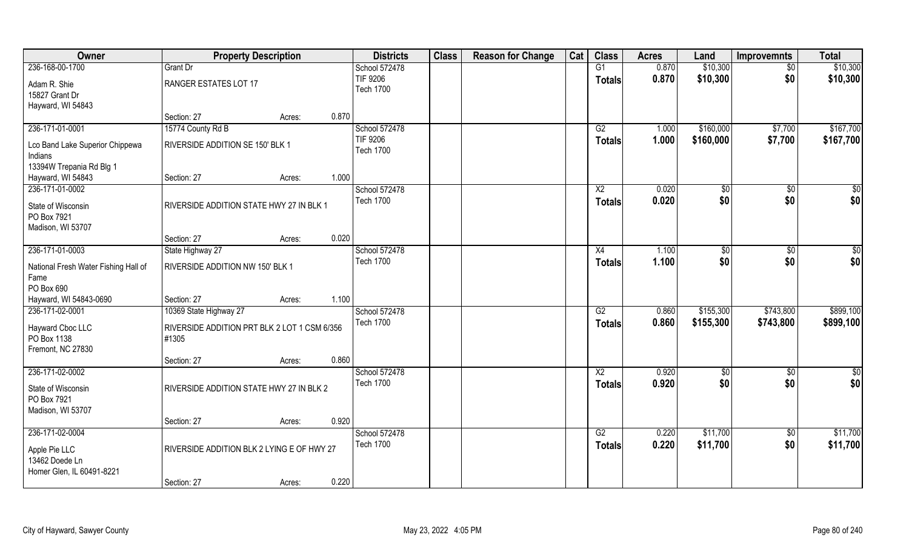| Owner | Property Description | | | Districts | Class | Reason for Change | Cat | Class | Acres | Land | Improvemnts | Total |
|---|---|---|---|---|---|---|---|---|---|---|---|---|
| 236-168-00-1700 | Grant Dr | | | School 572478 | | | | G1 | 0.870 | $10,300 | $0 | $10,300 |
| Adam R. Shie<br>15827 Grant Dr<br>Hayward, WI 54843 | RANGER ESTATES LOT 17 | | | TIF 9206<br>Tech 1700 | | | | Totals | 0.870 | $10,300 | $0 | $10,300 |
| | Section: 27 | Acres: | 0.870 | | | | | | | | | |
| 236-171-01-0001 | 15774 County Rd B | | | School 572478 | | | | G2 | 1.000 | $160,000 | $7,700 | $167,700 |
| Lco Band Lake Superior Chippewa Indians<br>13394W Trepania Rd Blg 1<br>Hayward, WI 54843 | RIVERSIDE ADDITION SE 150' BLK 1 | | | TIF 9206<br>Tech 1700 | | | | Totals | 1.000 | $160,000 | $7,700 | $167,700 |
| | Section: 27 | Acres: | 1.000 | | | | | | | | | |
| 236-171-01-0002 | | | | School 572478 | | | | X2 | 0.020 | $0 | $0 | $0 |
| State of Wisconsin<br>PO Box 7921<br>Madison, WI 53707 | RIVERSIDE ADDITION STATE HWY 27 IN BLK 1 | | | Tech 1700 | | | | Totals | 0.020 | $0 | $0 | $0 |
| | Section: 27 | Acres: | 0.020 | | | | | | | | | |
| 236-171-01-0003 | State Highway 27 | | | School 572478 | | | | X4 | 1.100 | $0 | $0 | $0 |
| National Fresh Water Fishing Hall of Fame<br>PO Box 690<br>Hayward, WI 54843-0690 | RIVERSIDE ADDITION NW 150' BLK 1 | | | Tech 1700 | | | | Totals | 1.100 | $0 | $0 | $0 |
| | Section: 27 | Acres: | 1.100 | | | | | | | | | |
| 236-171-02-0001 | 10369 State Highway 27 | | | School 572478 | | | | G2 | 0.860 | $155,300 | $743,800 | $899,100 |
| Hayward Cboc LLC<br>PO Box 1138<br>Fremont, NC 27830 | RIVERSIDE ADDITION PRT BLK 2 LOT 1 CSM 6/356 #1305 | | | Tech 1700 | | | | Totals | 0.860 | $155,300 | $743,800 | $899,100 |
| | Section: 27 | Acres: | 0.860 | | | | | | | | | |
| 236-171-02-0002 | | | | School 572478 | | | | X2 | 0.920 | $0 | $0 | $0 |
| State of Wisconsin<br>PO Box 7921<br>Madison, WI 53707 | RIVERSIDE ADDITION STATE HWY 27 IN BLK 2 | | | Tech 1700 | | | | Totals | 0.920 | $0 | $0 | $0 |
| | Section: 27 | Acres: | 0.920 | | | | | | | | | |
| 236-171-02-0004 | | | | School 572478 | | | | G2 | 0.220 | $11,700 | $0 | $11,700 |
| Apple Pie LLC<br>13462 Doede Ln<br>Homer Glen, IL 60491-8221 | RIVERSIDE ADDITION BLK 2 LYING E OF HWY 27 | | | Tech 1700 | | | | Totals | 0.220 | $11,700 | $0 | $11,700 |
| | Section: 27 | Acres: | 0.220 | | | | | | | | | |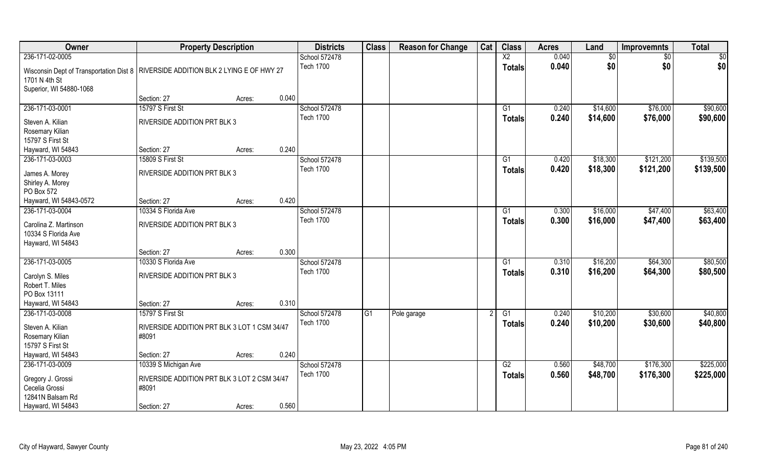| Owner | Property Description | Districts | Class | Reason for Change | Cat | Class | Acres | Land | Improvemnts | Total |
|---|---|---|---|---|---|---|---|---|---|---|
| 236-171-02-0005 | | School 572478 | | | | X2 | 0.040 | $0 | $0 | $0 |
| Wisconsin Dept of Transportation Dist 8<br>1701 N 4th St<br>Superior, WI 54880-1068 | RIVERSIDE ADDITION BLK 2 LYING E OF HWY 27 | Tech 1700 | | | | Totals | 0.040 | $0 | $0 | $0 |
| | Section: 27 Acres: 0.040 | | | | | | | | | |
| 236-171-03-0001 | 15797 S First St | School 572478 | | | | G1 | 0.240 | $14,600 | $76,000 | $90,600 |
| Steven A. Kilian<br>Rosemary Kilian<br>15797 S First St<br>Hayward, WI 54843 | RIVERSIDE ADDITION PRT BLK 3 | Tech 1700 | | | | Totals | 0.240 | $14,600 | $76,000 | $90,600 |
| | Section: 27 Acres: 0.240 | | | | | | | | | |
| 236-171-03-0003 | 15809 S First St | School 572478 | | | | G1 | 0.420 | $18,300 | $121,200 | $139,500 |
| James A. Morey<br>Shirley A. Morey<br>PO Box 572<br>Hayward, WI 54843-0572 | RIVERSIDE ADDITION PRT BLK 3 | Tech 1700 | | | | Totals | 0.420 | $18,300 | $121,200 | $139,500 |
| | Section: 27 Acres: 0.420 | | | | | | | | | |
| 236-171-03-0004 | 10334 S Florida Ave | School 572478 | | | | G1 | 0.300 | $16,000 | $47,400 | $63,400 |
| Carolina Z. Martinson<br>10334 S Florida Ave<br>Hayward, WI 54843 | RIVERSIDE ADDITION PRT BLK 3 | Tech 1700 | | | | Totals | 0.300 | $16,000 | $47,400 | $63,400 |
| | Section: 27 Acres: 0.300 | | | | | | | | | |
| 236-171-03-0005 | 10330 S Florida Ave | School 572478 | | | | G1 | 0.310 | $16,200 | $64,300 | $80,500 |
| Carolyn S. Miles<br>Robert T. Miles<br>PO Box 13111<br>Hayward, WI 54843 | RIVERSIDE ADDITION PRT BLK 3 | Tech 1700 | | | | Totals | 0.310 | $16,200 | $64,300 | $80,500 |
| | Section: 27 Acres: 0.310 | | | | | | | | | |
| 236-171-03-0008 | 15797 S First St | School 572478 | G1 | Pole garage | 2 | G1 | 0.240 | $10,200 | $30,600 | $40,800 |
| Steven A. Kilian<br>Rosemary Kilian<br>15797 S First St<br>Hayward, WI 54843 | RIVERSIDE ADDITION PRT BLK 3 LOT 1 CSM 34/47 #8091 | Tech 1700 | | | | Totals | 0.240 | $10,200 | $30,600 | $40,800 |
| | Section: 27 Acres: 0.240 | | | | | | | | | |
| 236-171-03-0009 | 10339 S Michigan Ave | School 572478 | | | | G2 | 0.560 | $48,700 | $176,300 | $225,000 |
| Gregory J. Grossi<br>Cecelia Grossi<br>12841N Balsam Rd<br>Hayward, WI 54843 | RIVERSIDE ADDITION PRT BLK 3 LOT 2 CSM 34/47 #8091 | Tech 1700 | | | | Totals | 0.560 | $48,700 | $176,300 | $225,000 |
| | Section: 27 Acres: 0.560 | | | | | | | | | |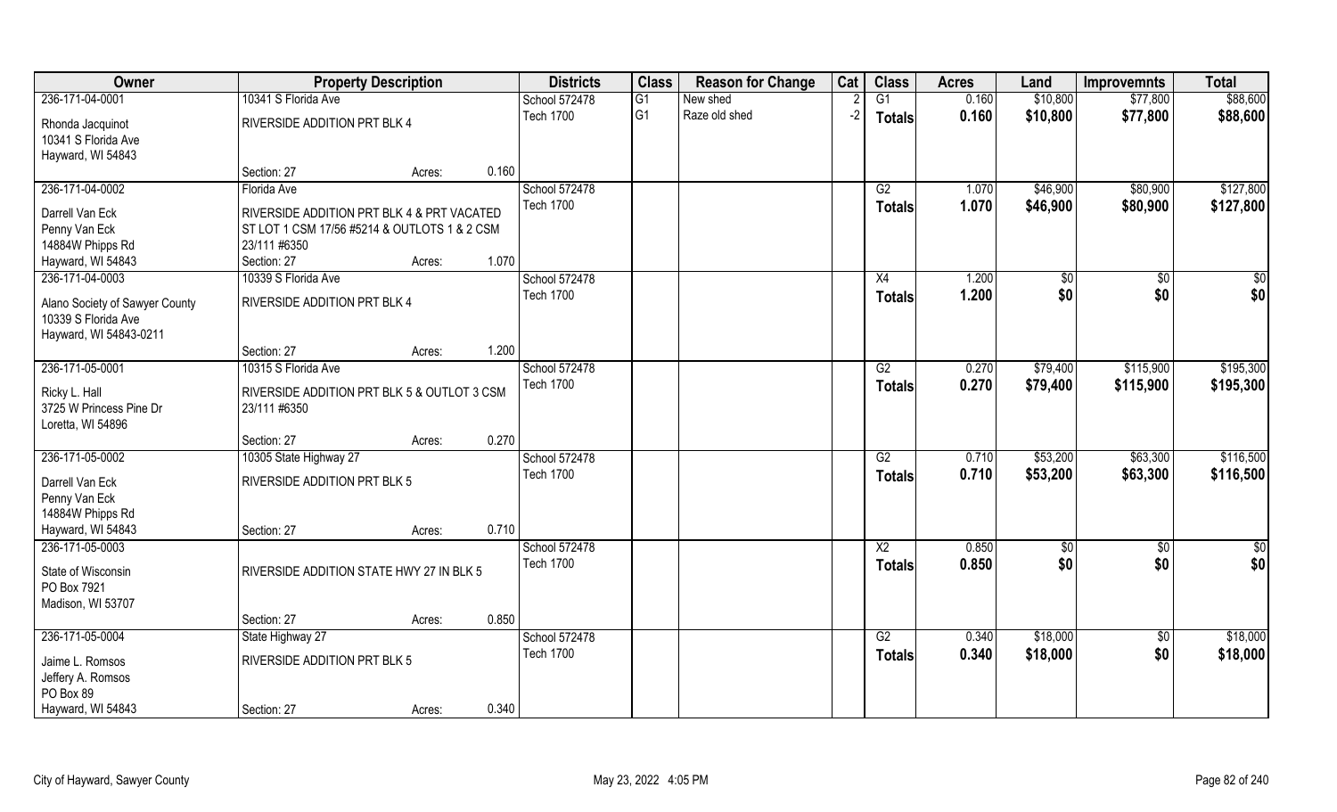| Owner | Property Description | | | Districts | Class | Reason for Change | Cat | Class | Acres | Land | Improvemnts | Total |
|---|---|---|---|---|---|---|---|---|---|---|---|---|
| 236-171-04-0001 | 10341 S Florida Ave | | | School 572478 | G1 | New shed | 2 | G1 | 0.160 | $10,800 | $77,800 | $88,600 |
| Rhonda Jacquinot<br>10341 S Florida Ave<br>Hayward, WI 54843 | RIVERSIDE ADDITION PRT BLK 4 | | | Tech 1700 | G1 | Raze old shed | -2 | **Totals** | **0.160** | **$10,800** | **$77,800** | **$88,600** |
| | Section: 27 | Acres: | 0.160 | | | | | | | | | |
| 236-171-04-0002 | Florida Ave | | | School 572478 | | | | G2 | 1.070 | $46,900 | $80,900 | $127,800 |
| Darrell Van Eck<br>Penny Van Eck<br>14884W Phipps Rd<br>Hayward, WI 54843 | RIVERSIDE ADDITION PRT BLK 4 & PRT VACATED ST LOT 1 CSM 17/56 #5214 & OUTLOTS 1 & 2 CSM 23/111 #6350 | | | Tech 1700 | | | | **Totals** | **1.070** | **$46,900** | **$80,900** | **$127,800** |
| | Section: 27 | Acres: | 1.070 | | | | | | | | | |
| 236-171-04-0003 | 10339 S Florida Ave | | | School 572478 | | | | X4 | 1.200 | $0 | $0 | $0 |
| Alano Society of Sawyer County<br>10339 S Florida Ave<br>Hayward, WI 54843-0211 | RIVERSIDE ADDITION PRT BLK 4 | | | Tech 1700 | | | | **Totals** | **1.200** | **$0** | **$0** | **$0** |
| | Section: 27 | Acres: | 1.200 | | | | | | | | | |
| 236-171-05-0001 | 10315 S Florida Ave | | | School 572478 | | | | G2 | 0.270 | $79,400 | $115,900 | $195,300 |
| Ricky L. Hall<br>3725 W Princess Pine Dr<br>Loretta, WI 54896 | RIVERSIDE ADDITION PRT BLK 5 & OUTLOT 3 CSM 23/111 #6350 | | | Tech 1700 | | | | **Totals** | **0.270** | **$79,400** | **$115,900** | **$195,300** |
| | Section: 27 | Acres: | 0.270 | | | | | | | | | |
| 236-171-05-0002 | 10305 State Highway 27 | | | School 572478 | | | | G2 | 0.710 | $53,200 | $63,300 | $116,500 |
| Darrell Van Eck<br>Penny Van Eck<br>14884W Phipps Rd<br>Hayward, WI 54843 | RIVERSIDE ADDITION PRT BLK 5 | | | Tech 1700 | | | | **Totals** | **0.710** | **$53,200** | **$63,300** | **$116,500** |
| | Section: 27 | Acres: | 0.710 | | | | | | | | | |
| 236-171-05-0003 | | | | School 572478 | | | | X2 | 0.850 | $0 | $0 | $0 |
| State of Wisconsin<br>PO Box 7921<br>Madison, WI 53707 | RIVERSIDE ADDITION STATE HWY 27 IN BLK 5 | | | Tech 1700 | | | | **Totals** | **0.850** | **$0** | **$0** | **$0** |
| | Section: 27 | Acres: | 0.850 | | | | | | | | | |
| 236-171-05-0004 | State Highway 27 | | | School 572478 | | | | G2 | 0.340 | $18,000 | $0 | $18,000 |
| Jaime L. Romsos<br>Jeffery A. Romsos<br>PO Box 89<br>Hayward, WI 54843 | RIVERSIDE ADDITION PRT BLK 5 | | | Tech 1700 | | | | **Totals** | **0.340** | **$18,000** | **$0** | **$18,000** |
| | Section: 27 | Acres: | 0.340 | | | | | | | | | |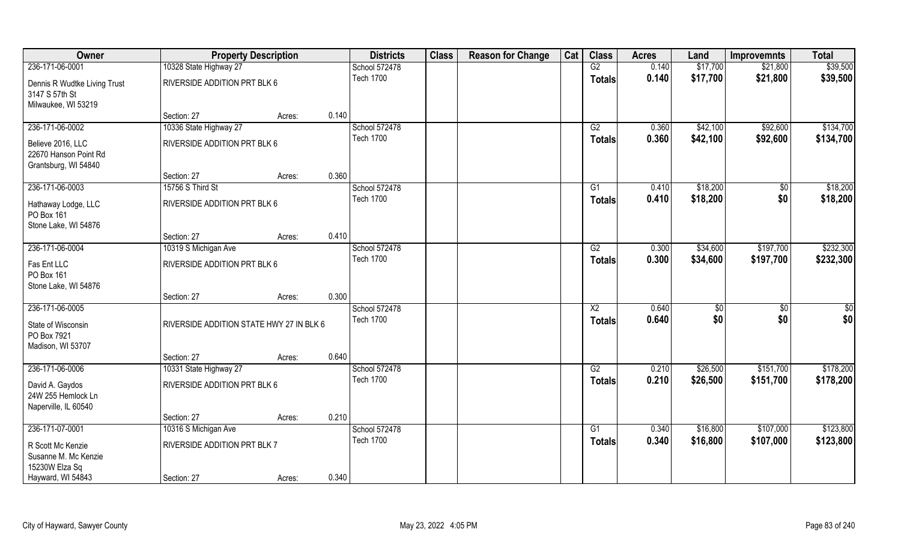| Owner | Property Description | | | Districts | Class | Reason for Change | Cat | Class | Acres | Land | Improvemnts | Total |
|---|---|---|---|---|---|---|---|---|---|---|---|---|
| 236-171-06-0001 | 10328 State Highway 27 | | | School 572478 | | | | G2 | 0.140 | $17,700 | $21,800 | $39,500 |
| Dennis R Wudtke Living Trust<br>3147 S 57th St<br>Milwaukee, WI 53219 | RIVERSIDE ADDITION PRT BLK 6 | | | Tech 1700 | | | | **Totals** | **0.140** | **$17,700** | **$21,800** | **$39,500** |
| | Section: 27 | Acres: | 0.140 | | | | | | | | | |
| 236-171-06-0002 | 10336 State Highway 27 | | | School 572478 | | | | G2 | 0.360 | $42,100 | $92,600 | $134,700 |
| Believe 2016, LLC<br>22670 Hanson Point Rd<br>Grantsburg, WI 54840 | RIVERSIDE ADDITION PRT BLK 6 | | | Tech 1700 | | | | **Totals** | **0.360** | **$42,100** | **$92,600** | **$134,700** |
| | Section: 27 | Acres: | 0.360 | | | | | | | | | |
| 236-171-06-0003 | 15756 S Third St | | | School 572478 | | | | G1 | 0.410 | $18,200 | $0 | $18,200 |
| Hathaway Lodge, LLC<br>PO Box 161<br>Stone Lake, WI 54876 | RIVERSIDE ADDITION PRT BLK 6 | | | Tech 1700 | | | | **Totals** | **0.410** | **$18,200** | **$0** | **$18,200** |
| | Section: 27 | Acres: | 0.410 | | | | | | | | | |
| 236-171-06-0004 | 10319 S Michigan Ave | | | School 572478 | | | | G2 | 0.300 | $34,600 | $197,700 | $232,300 |
| Fas Ent LLC<br>PO Box 161<br>Stone Lake, WI 54876 | RIVERSIDE ADDITION PRT BLK 6 | | | Tech 1700 | | | | **Totals** | **0.300** | **$34,600** | **$197,700** | **$232,300** |
| | Section: 27 | Acres: | 0.300 | | | | | | | | | |
| 236-171-06-0005 | | | | School 572478 | | | | X2 | 0.640 | $0 | $0 | $0 |
| State of Wisconsin<br>PO Box 7921<br>Madison, WI 53707 | RIVERSIDE ADDITION STATE HWY 27 IN BLK 6 | | | Tech 1700 | | | | **Totals** | **0.640** | **$0** | **$0** | **$0** |
| | Section: 27 | Acres: | 0.640 | | | | | | | | | |
| 236-171-06-0006 | 10331 State Highway 27 | | | School 572478 | | | | G2 | 0.210 | $26,500 | $151,700 | $178,200 |
| David A. Gaydos<br>24W 255 Hemlock Ln<br>Naperville, IL 60540 | RIVERSIDE ADDITION PRT BLK 6 | | | Tech 1700 | | | | **Totals** | **0.210** | **$26,500** | **$151,700** | **$178,200** |
| | Section: 27 | Acres: | 0.210 | | | | | | | | | |
| 236-171-07-0001 | 10316 S Michigan Ave | | | School 572478 | | | | G1 | 0.340 | $16,800 | $107,000 | $123,800 |
| R Scott Mc Kenzie<br>Susanne M. Mc Kenzie<br>15230W Elza Sq<br>Hayward, WI 54843 | RIVERSIDE ADDITION PRT BLK 7 | | | Tech 1700 | | | | **Totals** | **0.340** | **$16,800** | **$107,000** | **$123,800** |
| | Section: 27 | Acres: | 0.340 | | | | | | | | | |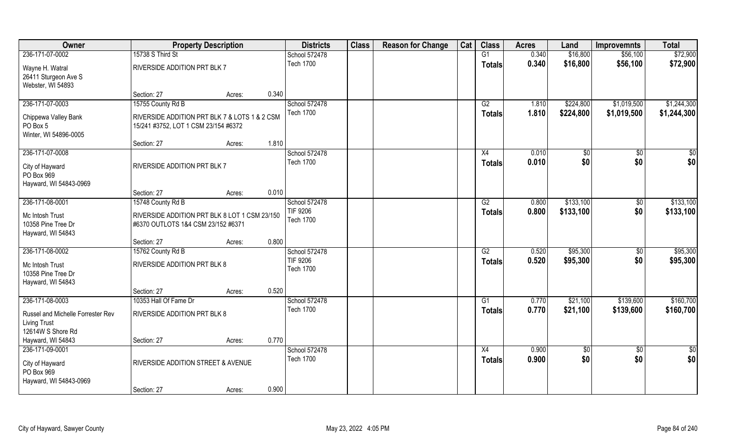| Owner | Property Description | | | Districts | Class | Reason for Change | Cat | Class | Acres | Land | Improvemnts | Total |
|---|---|---|---|---|---|---|---|---|---|---|---|---|
| 236-171-07-0002 | 15738 S Third St | | | School 572478 | | | | G1 | 0.340 | $16,800 | $56,100 | $72,900 |
| Wayne H. Watral<br>26411 Sturgeon Ave S<br>Webster, WI 54893 | RIVERSIDE ADDITION PRT BLK 7 | | | Tech 1700 | | | | Totals | 0.340 | $16,800 | $56,100 | $72,900 |
| | Section: 27 | Acres: | 0.340 | | | | | | | | | |
| 236-171-07-0003 | 15755 County Rd B | | | School 572478 | | | | G2 | 1.810 | $224,800 | $1,019,500 | $1,244,300 |
| Chippewa Valley Bank<br>PO Box 5<br>Winter, WI 54896-0005 | RIVERSIDE ADDITION PRT BLK 7 & LOTS 1 & 2 CSM 15/241 #3752, LOT 1 CSM 23/154 #6372 | | | Tech 1700 | | | | Totals | 1.810 | $224,800 | $1,019,500 | $1,244,300 |
| | Section: 27 | Acres: | 1.810 | | | | | | | | | |
| 236-171-07-0008 | | | | School 572478 | | | | X4 | 0.010 | $0 | $0 | $0 |
| City of Hayward<br>PO Box 969<br>Hayward, WI 54843-0969 | RIVERSIDE ADDITION PRT BLK 7 | | | Tech 1700 | | | | Totals | 0.010 | $0 | $0 | $0 |
| | Section: 27 | Acres: | 0.010 | | | | | | | | | |
| 236-171-08-0001 | 15748 County Rd B | | | School 572478 | | | | G2 | 0.800 | $133,100 | $0 | $133,100 |
| Mc Intosh Trust<br>10358 Pine Tree Dr<br>Hayward, WI 54843 | RIVERSIDE ADDITION PRT BLK 8 LOT 1 CSM 23/150 #6370 OUTLOTS 1&4 CSM 23/152 #6371 | | | TIF 9206<br>Tech 1700 | | | | Totals | 0.800 | $133,100 | $0 | $133,100 |
| | Section: 27 | Acres: | 0.800 | | | | | | | | | |
| 236-171-08-0002 | 15762 County Rd B | | | School 572478 | | | | G2 | 0.520 | $95,300 | $0 | $95,300 |
| Mc Intosh Trust<br>10358 Pine Tree Dr<br>Hayward, WI 54843 | RIVERSIDE ADDITION PRT BLK 8 | | | TIF 9206<br>Tech 1700 | | | | Totals | 0.520 | $95,300 | $0 | $95,300 |
| | Section: 27 | Acres: | 0.520 | | | | | | | | | |
| 236-171-08-0003 | 10353 Hall Of Fame Dr | | | School 572478 | | | | G1 | 0.770 | $21,100 | $139,600 | $160,700 |
| Russel and Michelle Forrester Rev Living Trust<br>12614W S Shore Rd<br>Hayward, WI 54843 | RIVERSIDE ADDITION PRT BLK 8 | | | Tech 1700 | | | | Totals | 0.770 | $21,100 | $139,600 | $160,700 |
| | Section: 27 | Acres: | 0.770 | | | | | | | | | |
| 236-171-09-0001 | | | | School 572478 | | | | X4 | 0.900 | $0 | $0 | $0 |
| City of Hayward<br>PO Box 969<br>Hayward, WI 54843-0969 | RIVERSIDE ADDITION STREET & AVENUE | | | Tech 1700 | | | | Totals | 0.900 | $0 | $0 | $0 |
| | Section: 27 | Acres: | 0.900 | | | | | | | | | |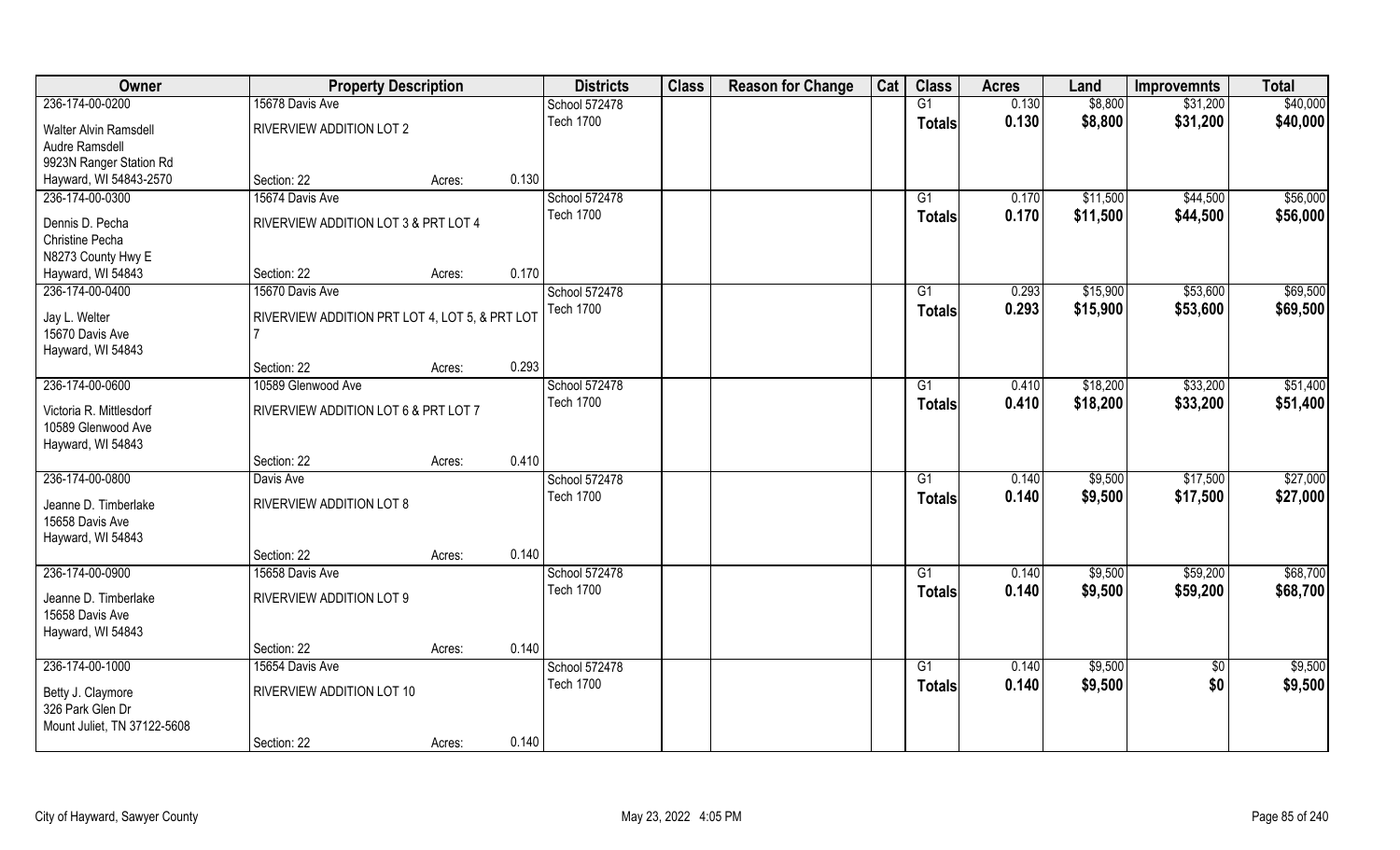| Owner | Property Description | | | Districts | Class | Reason for Change | Cat | Class | Acres | Land | Improvemnts | Total |
|---|---|---|---|---|---|---|---|---|---|---|---|---|
| 236-174-00-0200 | 15678 Davis Ave | | | School 572478 | | | | G1 | 0.130 | $8,800 | $31,200 | $40,000 |
| Walter Alvin Ramsdell<br>Audre Ramsdell<br>9923N Ranger Station Rd<br>Hayward, WI 54843-2570 | RIVERVIEW ADDITION LOT 2 | | | Tech 1700 | | | | **Totals** | **0.130** | **$8,800** | **$31,200** | **$40,000** |
| | Section: 22 | Acres: | 0.130 | | | | | | | | | |
| 236-174-00-0300 | 15674 Davis Ave | | | School 572478 | | | | G1 | 0.170 | $11,500 | $44,500 | $56,000 |
| Dennis D. Pecha<br>Christine Pecha<br>N8273 County Hwy E<br>Hayward, WI 54843 | RIVERVIEW ADDITION LOT 3 & PRT LOT 4 | | | Tech 1700 | | | | **Totals** | **0.170** | **$11,500** | **$44,500** | **$56,000** |
| | Section: 22 | Acres: | 0.170 | | | | | | | | | |
| 236-174-00-0400 | 15670 Davis Ave | | | School 572478 | | | | G1 | 0.293 | $15,900 | $53,600 | $69,500 |
| Jay L. Welter<br>15670 Davis Ave<br>Hayward, WI 54843 | RIVERVIEW ADDITION PRT LOT 4, LOT 5, & PRT LOT 7 | | | Tech 1700 | | | | **Totals** | **0.293** | **$15,900** | **$53,600** | **$69,500** |
| | Section: 22 | Acres: | 0.293 | | | | | | | | | |
| 236-174-00-0600 | 10589 Glenwood Ave | | | School 572478 | | | | G1 | 0.410 | $18,200 | $33,200 | $51,400 |
| Victoria R. Mittlesdorf<br>10589 Glenwood Ave<br>Hayward, WI 54843 | RIVERVIEW ADDITION LOT 6 & PRT LOT 7 | | | Tech 1700 | | | | **Totals** | **0.410** | **$18,200** | **$33,200** | **$51,400** |
| | Section: 22 | Acres: | 0.410 | | | | | | | | | |
| 236-174-00-0800 | Davis Ave | | | School 572478 | | | | G1 | 0.140 | $9,500 | $17,500 | $27,000 |
| Jeanne D. Timberlake<br>15658 Davis Ave<br>Hayward, WI 54843 | RIVERVIEW ADDITION LOT 8 | | | Tech 1700 | | | | **Totals** | **0.140** | **$9,500** | **$17,500** | **$27,000** |
| | Section: 22 | Acres: | 0.140 | | | | | | | | | |
| 236-174-00-0900 | 15658 Davis Ave | | | School 572478 | | | | G1 | 0.140 | $9,500 | $59,200 | $68,700 |
| Jeanne D. Timberlake<br>15658 Davis Ave<br>Hayward, WI 54843 | RIVERVIEW ADDITION LOT 9 | | | Tech 1700 | | | | **Totals** | **0.140** | **$9,500** | **$59,200** | **$68,700** |
| | Section: 22 | Acres: | 0.140 | | | | | | | | | |
| 236-174-00-1000 | 15654 Davis Ave | | | School 572478 | | | | G1 | 0.140 | $9,500 | $0 | $9,500 |
| Betty J. Claymore<br>326 Park Glen Dr<br>Mount Juliet, TN 37122-5608 | RIVERVIEW ADDITION LOT 10 | | | Tech 1700 | | | | **Totals** | **0.140** | **$9,500** | **$0** | **$9,500** |
| | Section: 22 | Acres: | 0.140 | | | | | | | | | |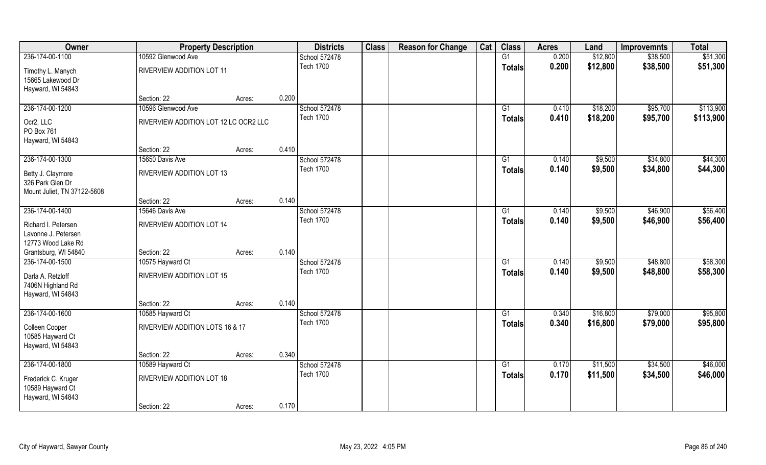| Owner | Property Description | | | Districts | Class | Reason for Change | Cat | Class | Acres | Land | Improvemnts | Total |
|---|---|---|---|---|---|---|---|---|---|---|---|---|
| 236-174-00-1100 | 10592 Glenwood Ave | | | School 572478 | | | | G1 | 0.200 | $12,800 | $38,500 | $51,300 |
| Timothy L. Manych<br>15665 Lakewood Dr<br>Hayward, WI 54843 | RIVERVIEW ADDITION LOT 11 | | | Tech 1700 | | | | Totals | 0.200 | $12,800 | $38,500 | $51,300 |
| | Section: 22 | Acres: | 0.200 | | | | | | | | | |
| 236-174-00-1200 | 10596 Glenwood Ave | | | School 572478 | | | | G1 | 0.410 | $18,200 | $95,700 | $113,900 |
| Ocr2, LLC<br>PO Box 761<br>Hayward, WI 54843 | RIVERVIEW ADDITION LOT 12 LC OCR2 LLC | | | Tech 1700 | | | | Totals | 0.410 | $18,200 | $95,700 | $113,900 |
| | Section: 22 | Acres: | 0.410 | | | | | | | | | |
| 236-174-00-1300 | 15650 Davis Ave | | | School 572478 | | | | G1 | 0.140 | $9,500 | $34,800 | $44,300 |
| Betty J. Claymore<br>326 Park Glen Dr<br>Mount Juliet, TN 37122-5608 | RIVERVIEW ADDITION LOT 13 | | | Tech 1700 | | | | Totals | 0.140 | $9,500 | $34,800 | $44,300 |
| | Section: 22 | Acres: | 0.140 | | | | | | | | | |
| 236-174-00-1400 | 15646 Davis Ave | | | School 572478 | | | | G1 | 0.140 | $9,500 | $46,900 | $56,400 |
| Richard I. Petersen<br>Lavonne J. Petersen<br>12773 Wood Lake Rd<br>Grantsburg, WI 54840 | RIVERVIEW ADDITION LOT 14 | | | Tech 1700 | | | | Totals | 0.140 | $9,500 | $46,900 | $56,400 |
| | Section: 22 | Acres: | 0.140 | | | | | | | | | |
| 236-174-00-1500 | 10575 Hayward Ct | | | School 572478 | | | | G1 | 0.140 | $9,500 | $48,800 | $58,300 |
| Darla A. Retzloff<br>7406N Highland Rd<br>Hayward, WI 54843 | RIVERVIEW ADDITION LOT 15 | | | Tech 1700 | | | | Totals | 0.140 | $9,500 | $48,800 | $58,300 |
| | Section: 22 | Acres: | 0.140 | | | | | | | | | |
| 236-174-00-1600 | 10585 Hayward Ct | | | School 572478 | | | | G1 | 0.340 | $16,800 | $79,000 | $95,800 |
| Colleen Cooper<br>10585 Hayward Ct<br>Hayward, WI 54843 | RIVERVIEW ADDITION LOTS 16 & 17 | | | Tech 1700 | | | | Totals | 0.340 | $16,800 | $79,000 | $95,800 |
| | Section: 22 | Acres: | 0.340 | | | | | | | | | |
| 236-174-00-1800 | 10589 Hayward Ct | | | School 572478 | | | | G1 | 0.170 | $11,500 | $34,500 | $46,000 |
| Frederick C. Kruger<br>10589 Hayward Ct<br>Hayward, WI 54843 | RIVERVIEW ADDITION LOT 18 | | | Tech 1700 | | | | Totals | 0.170 | $11,500 | $34,500 | $46,000 |
| | Section: 22 | Acres: | 0.170 | | | | | | | | | |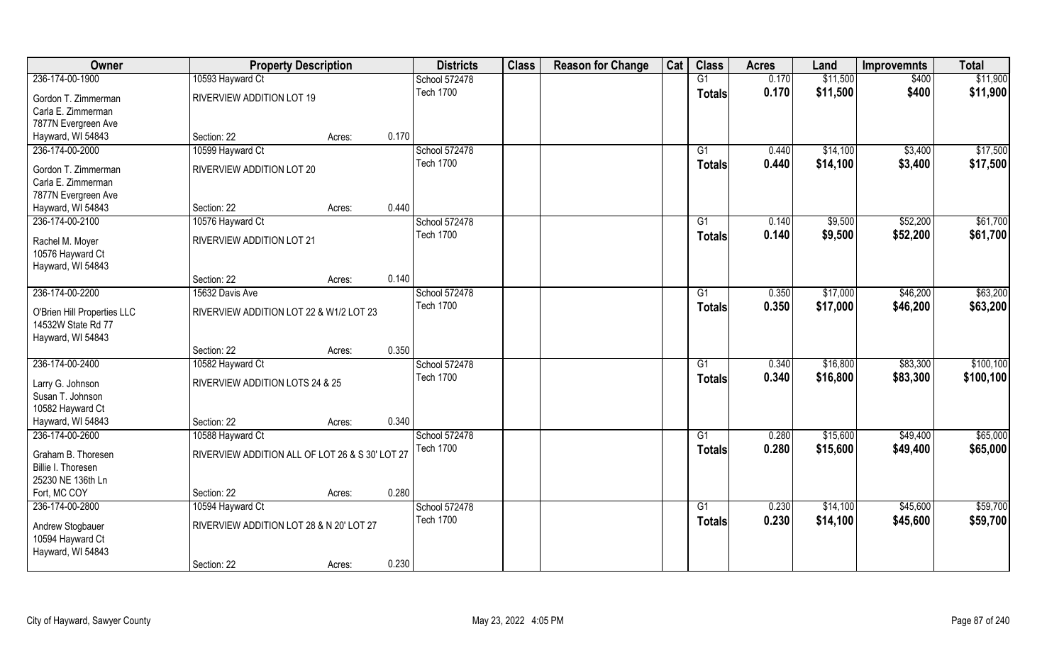| Owner | Property Description | | | Districts | Class | Reason for Change | Cat | Class | Acres | Land | Improvemnts | Total |
|---|---|---|---|---|---|---|---|---|---|---|---|---|
| 236-174-00-1900 | 10593 Hayward Ct | | | School 572478 | | | | G1 | 0.170 | $11,500 | $400 | $11,900 |
| Gordon T. Zimmerman | RIVERVIEW ADDITION LOT 19 | | | Tech 1700 | | | | **Totals** | **0.170** | **$11,500** | **$400** | **$11,900** |
| Carla E. Zimmerman | | | | | | | | | | | | |
| 7877N Evergreen Ave | | | | | | | | | | | | |
| Hayward, WI 54843 | Section: 22 | Acres: | 0.170 | | | | | | | | | |
| 236-174-00-2000 | 10599 Hayward Ct | | | School 572478 | | | | G1 | 0.440 | $14,100 | $3,400 | $17,500 |
| Gordon T. Zimmerman | RIVERVIEW ADDITION LOT 20 | | | Tech 1700 | | | | **Totals** | **0.440** | **$14,100** | **$3,400** | **$17,500** |
| Carla E. Zimmerman | | | | | | | | | | | | |
| 7877N Evergreen Ave | | | | | | | | | | | | |
| Hayward, WI 54843 | Section: 22 | Acres: | 0.440 | | | | | | | | | |
| 236-174-00-2100 | 10576 Hayward Ct | | | School 572478 | | | | G1 | 0.140 | $9,500 | $52,200 | $61,700 |
| Rachel M. Moyer | RIVERVIEW ADDITION LOT 21 | | | Tech 1700 | | | | **Totals** | **0.140** | **$9,500** | **$52,200** | **$61,700** |
| 10576 Hayward Ct | | | | | | | | | | | | |
| Hayward, WI 54843 | | | | | | | | | | | | |
| | Section: 22 | Acres: | 0.140 | | | | | | | | | |
| 236-174-00-2200 | 15632 Davis Ave | | | School 572478 | | | | G1 | 0.350 | $17,000 | $46,200 | $63,200 |
| O'Brien Hill Properties LLC | RIVERVIEW ADDITION LOT 22 & W1/2 LOT 23 | | | Tech 1700 | | | | **Totals** | **0.350** | **$17,000** | **$46,200** | **$63,200** |
| 14532W State Rd 77 | | | | | | | | | | | | |
| Hayward, WI 54843 | | | | | | | | | | | | |
| | Section: 22 | Acres: | 0.350 | | | | | | | | | |
| 236-174-00-2400 | 10582 Hayward Ct | | | School 572478 | | | | G1 | 0.340 | $16,800 | $83,300 | $100,100 |
| Larry G. Johnson | RIVERVIEW ADDITION LOTS 24 & 25 | | | Tech 1700 | | | | **Totals** | **0.340** | **$16,800** | **$83,300** | **$100,100** |
| Susan T. Johnson | | | | | | | | | | | | |
| 10582 Hayward Ct | | | | | | | | | | | | |
| Hayward, WI 54843 | Section: 22 | Acres: | 0.340 | | | | | | | | | |
| 236-174-00-2600 | 10588 Hayward Ct | | | School 572478 | | | | G1 | 0.280 | $15,600 | $49,400 | $65,000 |
| Graham B. Thoresen | RIVERVIEW ADDITION ALL OF LOT 26 & S 30' LOT 27 | | | Tech 1700 | | | | **Totals** | **0.280** | **$15,600** | **$49,400** | **$65,000** |
| Billie I. Thoresen | | | | | | | | | | | | |
| 25230 NE 136th Ln | | | | | | | | | | | | |
| Fort, MC COY | Section: 22 | Acres: | 0.280 | | | | | | | | | |
| 236-174-00-2800 | 10594 Hayward Ct | | | School 572478 | | | | G1 | 0.230 | $14,100 | $45,600 | $59,700 |
| Andrew Stogbauer | RIVERVIEW ADDITION LOT 28 & N 20' LOT 27 | | | Tech 1700 | | | | **Totals** | **0.230** | **$14,100** | **$45,600** | **$59,700** |
| 10594 Hayward Ct | | | | | | | | | | | | |
| Hayward, WI 54843 | | | | | | | | | | | | |
| | Section: 22 | Acres: | 0.230 | | | | | | | | | |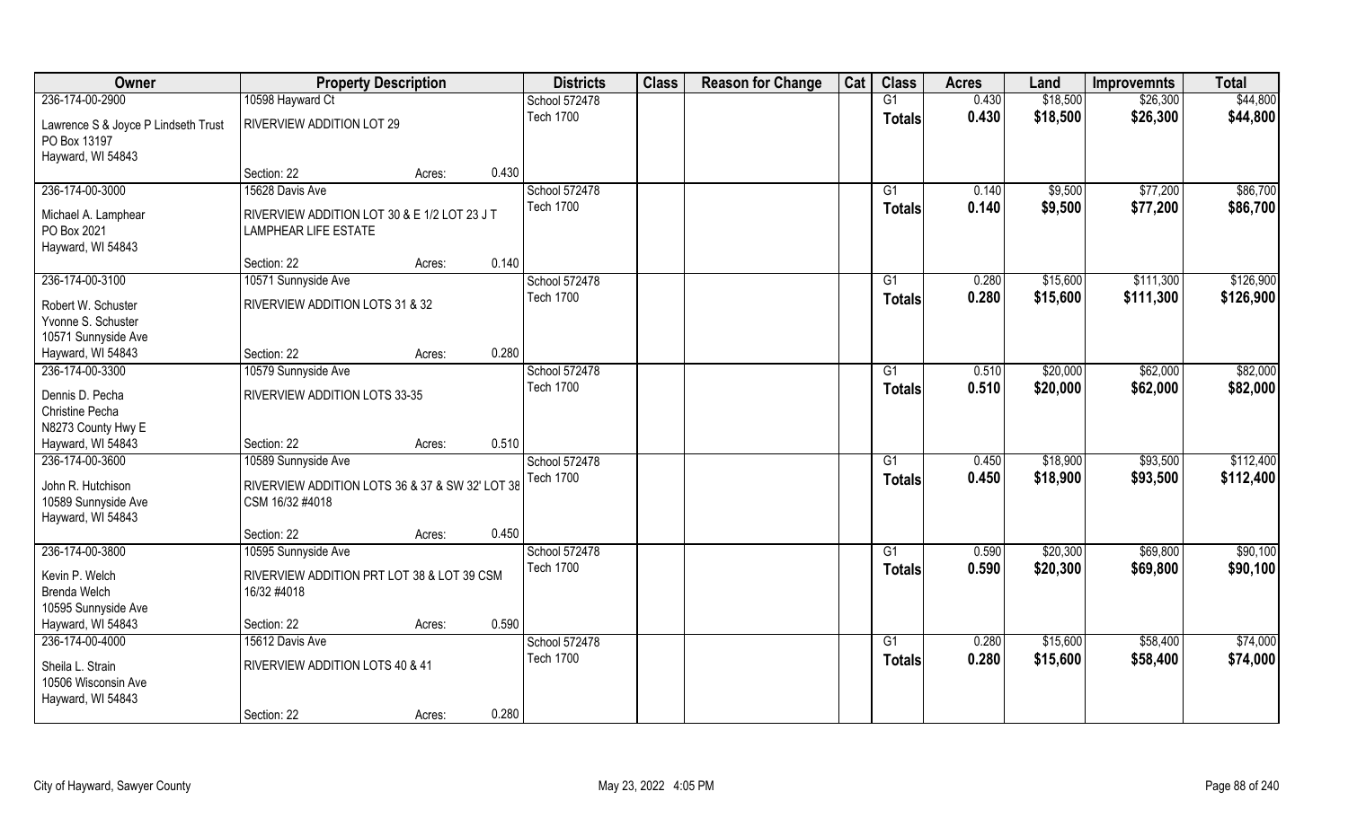| Owner | Property Description | | | Districts | Class | Reason for Change | Cat | Class | Acres | Land | Improvemnts | Total |
|---|---|---|---|---|---|---|---|---|---|---|---|---|
| 236-174-00-2900 | 10598 Hayward Ct | | | School 572478 | | | | G1 | 0.430 | $18,500 | $26,300 | $44,800 |
| Lawrence S & Joyce P Lindseth Trust<br>PO Box 13197<br>Hayward, WI 54843 | RIVERVIEW ADDITION LOT 29 | | | Tech 1700 | | | | Totals | 0.430 | $18,500 | $26,300 | $44,800 |
| | Section: 22 | Acres: | 0.430 | | | | | | | | | |
| 236-174-00-3000 | 15628 Davis Ave | | | School 572478 | | | | G1 | 0.140 | $9,500 | $77,200 | $86,700 |
| Michael A. Lamphear<br>PO Box 2021<br>Hayward, WI 54843 | RIVERVIEW ADDITION LOT 30 & E 1/2 LOT 23 J T LAMPHEAR LIFE ESTATE | | | Tech 1700 | | | | Totals | 0.140 | $9,500 | $77,200 | $86,700 |
| | Section: 22 | Acres: | 0.140 | | | | | | | | | |
| 236-174-00-3100 | 10571 Sunnyside Ave | | | School 572478 | | | | G1 | 0.280 | $15,600 | $111,300 | $126,900 |
| Robert W. Schuster<br>Yvonne S. Schuster<br>10571 Sunnyside Ave<br>Hayward, WI 54843 | RIVERVIEW ADDITION LOTS 31 & 32 | | | Tech 1700 | | | | Totals | 0.280 | $15,600 | $111,300 | $126,900 |
| | Section: 22 | Acres: | 0.280 | | | | | | | | | |
| 236-174-00-3300 | 10579 Sunnyside Ave | | | School 572478 | | | | G1 | 0.510 | $20,000 | $62,000 | $82,000 |
| Dennis D. Pecha<br>Christine Pecha<br>N8273 County Hwy E<br>Hayward, WI 54843 | RIVERVIEW ADDITION LOTS 33-35 | | | Tech 1700 | | | | Totals | 0.510 | $20,000 | $62,000 | $82,000 |
| | Section: 22 | Acres: | 0.510 | | | | | | | | | |
| 236-174-00-3600 | 10589 Sunnyside Ave | | | School 572478 | | | | G1 | 0.450 | $18,900 | $93,500 | $112,400 |
| John R. Hutchison<br>10589 Sunnyside Ave<br>Hayward, WI 54843 | RIVERVIEW ADDITION LOTS 36 & 37 & SW 32' LOT 38 CSM 16/32 #4018 | | | Tech 1700 | | | | Totals | 0.450 | $18,900 | $93,500 | $112,400 |
| | Section: 22 | Acres: | 0.450 | | | | | | | | | |
| 236-174-00-3800 | 10595 Sunnyside Ave | | | School 572478 | | | | G1 | 0.590 | $20,300 | $69,800 | $90,100 |
| Kevin P. Welch<br>Brenda Welch<br>10595 Sunnyside Ave<br>Hayward, WI 54843 | RIVERVIEW ADDITION PRT LOT 38 & LOT 39 CSM 16/32 #4018 | | | Tech 1700 | | | | Totals | 0.590 | $20,300 | $69,800 | $90,100 |
| | Section: 22 | Acres: | 0.590 | | | | | | | | | |
| 236-174-00-4000 | 15612 Davis Ave | | | School 572478 | | | | G1 | 0.280 | $15,600 | $58,400 | $74,000 |
| Sheila L. Strain<br>10506 Wisconsin Ave<br>Hayward, WI 54843 | RIVERVIEW ADDITION LOTS 40 & 41 | | | Tech 1700 | | | | Totals | 0.280 | $15,600 | $58,400 | $74,000 |
| | Section: 22 | Acres: | 0.280 | | | | | | | | | |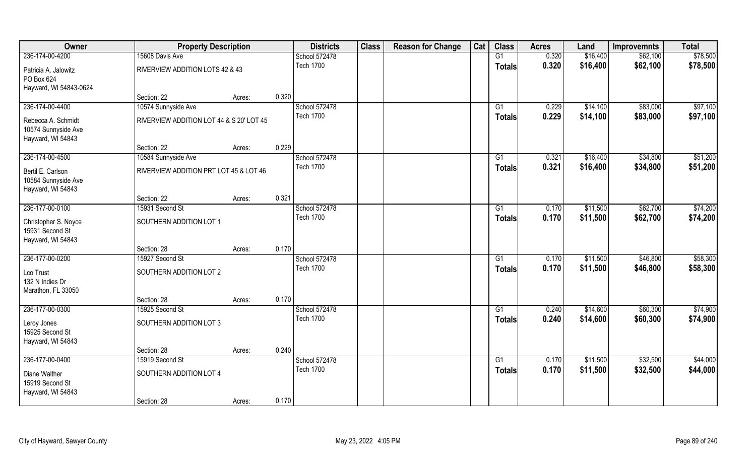| Owner | Property Description | | | Districts | Class | Reason for Change | Cat | Class | Acres | Land | Improvemnts | Total |
|---|---|---|---|---|---|---|---|---|---|---|---|---|
| 236-174-00-4200 | 15608 Davis Ave | | | School 572478 | | | | G1 | 0.320 | $16,400 | $62,100 | $78,500 |
| Patricia A. Jalowitz<br>PO Box 624<br>Hayward, WI 54843-0624 | RIVERVIEW ADDITION LOTS 42 & 43 | | | Tech 1700 | | | | Totals | 0.320 | $16,400 | $62,100 | $78,500 |
| | Section: 22 | Acres: | 0.320 | | | | | | | | | |
| 236-174-00-4400 | 10574 Sunnyside Ave | | | School 572478 | | | | G1 | 0.229 | $14,100 | $83,000 | $97,100 |
| Rebecca A. Schmidt<br>10574 Sunnyside Ave<br>Hayward, WI 54843 | RIVERVIEW ADDITION LOT 44 & S 20' LOT 45 | | | Tech 1700 | | | | Totals | 0.229 | $14,100 | $83,000 | $97,100 |
| | Section: 22 | Acres: | 0.229 | | | | | | | | | |
| 236-174-00-4500 | 10584 Sunnyside Ave | | | School 572478 | | | | G1 | 0.321 | $16,400 | $34,800 | $51,200 |
| Bertil E. Carlson<br>10584 Sunnyside Ave<br>Hayward, WI 54843 | RIVERVIEW ADDITION PRT LOT 45 & LOT 46 | | | Tech 1700 | | | | Totals | 0.321 | $16,400 | $34,800 | $51,200 |
| | Section: 22 | Acres: | 0.321 | | | | | | | | | |
| 236-177-00-0100 | 15931 Second St | | | School 572478 | | | | G1 | 0.170 | $11,500 | $62,700 | $74,200 |
| Christopher S. Noyce<br>15931 Second St<br>Hayward, WI 54843 | SOUTHERN ADDITION LOT 1 | | | Tech 1700 | | | | Totals | 0.170 | $11,500 | $62,700 | $74,200 |
| | Section: 28 | Acres: | 0.170 | | | | | | | | | |
| 236-177-00-0200 | 15927 Second St | | | School 572478 | | | | G1 | 0.170 | $11,500 | $46,800 | $58,300 |
| Lco Trust<br>132 N Indies Dr<br>Marathon, FL 33050 | SOUTHERN ADDITION LOT 2 | | | Tech 1700 | | | | Totals | 0.170 | $11,500 | $46,800 | $58,300 |
| | Section: 28 | Acres: | 0.170 | | | | | | | | | |
| 236-177-00-0300 | 15925 Second St | | | School 572478 | | | | G1 | 0.240 | $14,600 | $60,300 | $74,900 |
| Leroy Jones<br>15925 Second St<br>Hayward, WI 54843 | SOUTHERN ADDITION LOT 3 | | | Tech 1700 | | | | Totals | 0.240 | $14,600 | $60,300 | $74,900 |
| | Section: 28 | Acres: | 0.240 | | | | | | | | | |
| 236-177-00-0400 | 15919 Second St | | | School 572478 | | | | G1 | 0.170 | $11,500 | $32,500 | $44,000 |
| Diane Walther<br>15919 Second St<br>Hayward, WI 54843 | SOUTHERN ADDITION LOT 4 | | | Tech 1700 | | | | Totals | 0.170 | $11,500 | $32,500 | $44,000 |
| | Section: 28 | Acres: | 0.170 | | | | | | | | | |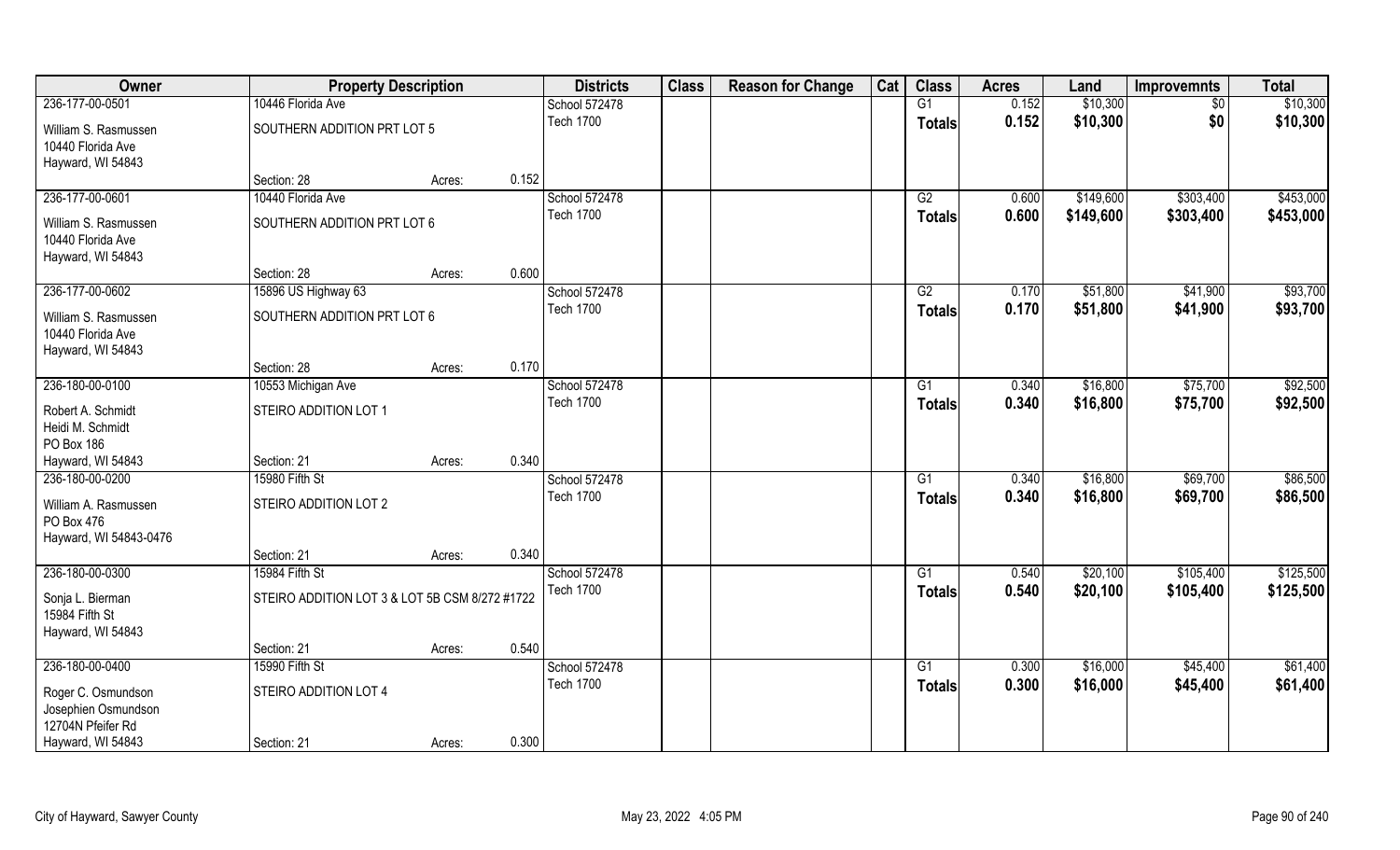| Owner | Property Description | | | Districts | Class | Reason for Change | Cat | Class | Acres | Land | Improvemnts | Total |
|---|---|---|---|---|---|---|---|---|---|---|---|---|
| 236-177-00-0501 | 10446 Florida Ave | | | School 572478 | | | | G1 | 0.152 | $10,300 | $0 | $10,300 |
| William S. Rasmussen<br>10440 Florida Ave<br>Hayward, WI 54843 | SOUTHERN ADDITION PRT LOT 5 | | | Tech 1700 | | | | Totals | 0.152 | $10,300 | $0 | $10,300 |
| | Section: 28 | Acres: | 0.152 | | | | | | | | | |
| 236-177-00-0601 | 10440 Florida Ave | | | School 572478 | | | | G2 | 0.600 | $149,600 | $303,400 | $453,000 |
| William S. Rasmussen<br>10440 Florida Ave<br>Hayward, WI 54843 | SOUTHERN ADDITION PRT LOT 6 | | | Tech 1700 | | | | Totals | 0.600 | $149,600 | $303,400 | $453,000 |
| | Section: 28 | Acres: | 0.600 | | | | | | | | | |
| 236-177-00-0602 | 15896 US Highway 63 | | | School 572478 | | | | G2 | 0.170 | $51,800 | $41,900 | $93,700 |
| William S. Rasmussen<br>10440 Florida Ave<br>Hayward, WI 54843 | SOUTHERN ADDITION PRT LOT 6 | | | Tech 1700 | | | | Totals | 0.170 | $51,800 | $41,900 | $93,700 |
| | Section: 28 | Acres: | 0.170 | | | | | | | | | |
| 236-180-00-0100 | 10553 Michigan Ave | | | School 572478 | | | | G1 | 0.340 | $16,800 | $75,700 | $92,500 |
| Robert A. Schmidt<br>Heidi M. Schmidt<br>PO Box 186<br>Hayward, WI 54843 | STEIRO ADDITION LOT 1 | | | Tech 1700 | | | | Totals | 0.340 | $16,800 | $75,700 | $92,500 |
| | Section: 21 | Acres: | 0.340 | | | | | | | | | |
| 236-180-00-0200 | 15980 Fifth St | | | School 572478 | | | | G1 | 0.340 | $16,800 | $69,700 | $86,500 |
| William A. Rasmussen<br>PO Box 476<br>Hayward, WI 54843-0476 | STEIRO ADDITION LOT 2 | | | Tech 1700 | | | | Totals | 0.340 | $16,800 | $69,700 | $86,500 |
| | Section: 21 | Acres: | 0.340 | | | | | | | | | |
| 236-180-00-0300 | 15984 Fifth St | | | School 572478 | | | | G1 | 0.540 | $20,100 | $105,400 | $125,500 |
| Sonja L. Bierman<br>15984 Fifth St<br>Hayward, WI 54843 | STEIRO ADDITION LOT 3 & LOT 5B CSM 8/272 #1722 | | | Tech 1700 | | | | Totals | 0.540 | $20,100 | $105,400 | $125,500 |
| | Section: 21 | Acres: | 0.540 | | | | | | | | | |
| 236-180-00-0400 | 15990 Fifth St | | | School 572478 | | | | G1 | 0.300 | $16,000 | $45,400 | $61,400 |
| Roger C. Osmundson<br>Josephien Osmundson<br>12704N Pfeifer Rd<br>Hayward, WI 54843 | STEIRO ADDITION LOT 4 | | | Tech 1700 | | | | Totals | 0.300 | $16,000 | $45,400 | $61,400 |
| | Section: 21 | Acres: | 0.300 | | | | | | | | | |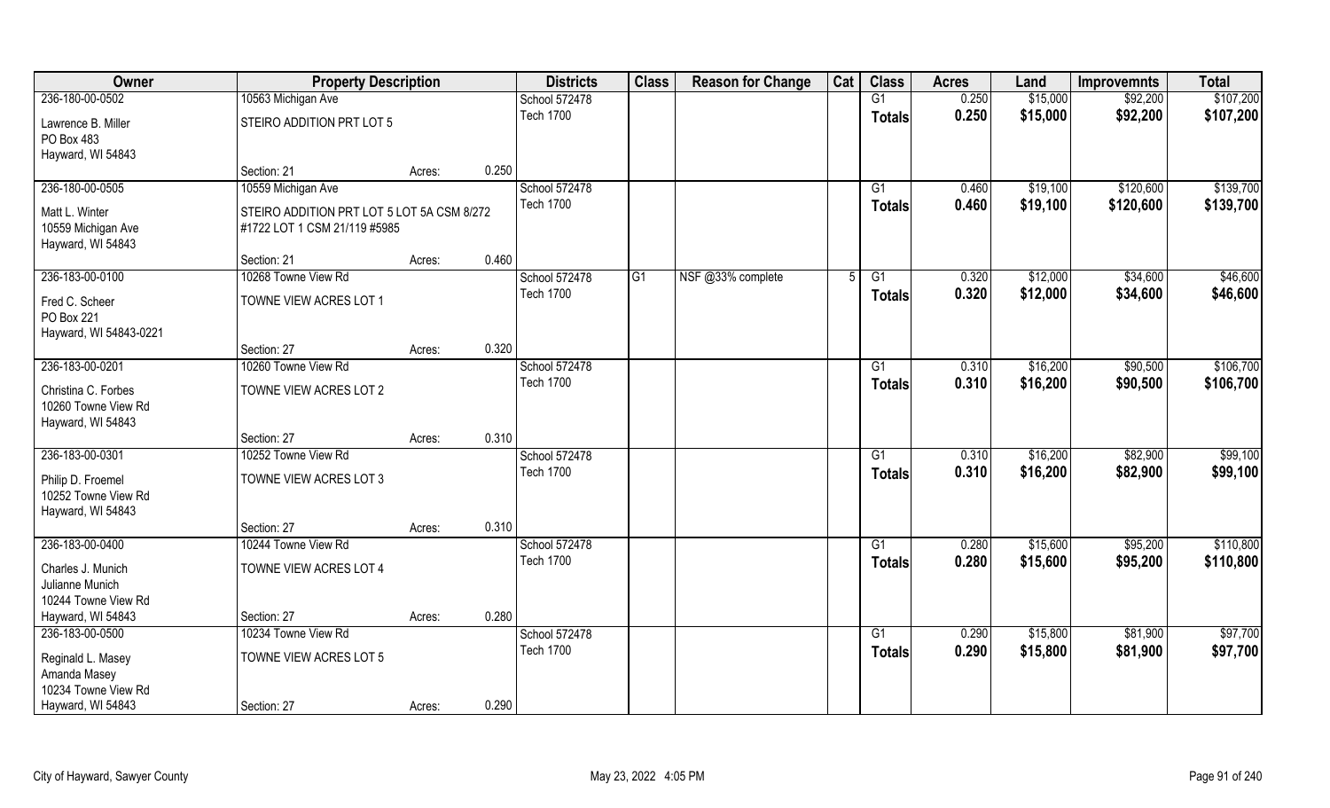| Owner | Property Description | | | Districts | Class | Reason for Change | Cat | Class | Acres | Land | Improvemnts | Total |
|---|---|---|---|---|---|---|---|---|---|---|---|---|
| 236-180-00-0502 | 10563 Michigan Ave | | | School 572478 | | | | G1 | 0.250 | $15,000 | $92,200 | $107,200 |
| Lawrence B. Miller<br>PO Box 483<br>Hayward, WI 54843 | STEIRO ADDITION PRT LOT 5 | | | Tech 1700 | | | | Totals | 0.250 | $15,000 | $92,200 | $107,200 |
| | Section: 21 | Acres: | 0.250 | | | | | | | | | |
| 236-180-00-0505 | 10559 Michigan Ave | | | School 572478 | | | | G1 | 0.460 | $19,100 | $120,600 | $139,700 |
| Matt L. Winter<br>10559 Michigan Ave<br>Hayward, WI 54843 | STEIRO ADDITION PRT LOT 5 LOT 5A CSM 8/272 #1722 LOT 1 CSM 21/119 #5985 | | | Tech 1700 | | | | Totals | 0.460 | $19,100 | $120,600 | $139,700 |
| | Section: 21 | Acres: | 0.460 | | | | | | | | | |
| 236-183-00-0100 | 10268 Towne View Rd | | | School 572478 | G1 | NSF @33% complete | 5 | G1 | 0.320 | $12,000 | $34,600 | $46,600 |
| Fred C. Scheer<br>PO Box 221<br>Hayward, WI 54843-0221 | TOWNE VIEW ACRES LOT 1 | | | Tech 1700 | | | | Totals | 0.320 | $12,000 | $34,600 | $46,600 |
| | Section: 27 | Acres: | 0.320 | | | | | | | | | |
| 236-183-00-0201 | 10260 Towne View Rd | | | School 572478 | | | | G1 | 0.310 | $16,200 | $90,500 | $106,700 |
| Christina C. Forbes<br>10260 Towne View Rd<br>Hayward, WI 54843 | TOWNE VIEW ACRES LOT 2 | | | Tech 1700 | | | | Totals | 0.310 | $16,200 | $90,500 | $106,700 |
| | Section: 27 | Acres: | 0.310 | | | | | | | | | |
| 236-183-00-0301 | 10252 Towne View Rd | | | School 572478 | | | | G1 | 0.310 | $16,200 | $82,900 | $99,100 |
| Philip D. Froemel<br>10252 Towne View Rd<br>Hayward, WI 54843 | TOWNE VIEW ACRES LOT 3 | | | Tech 1700 | | | | Totals | 0.310 | $16,200 | $82,900 | $99,100 |
| | Section: 27 | Acres: | 0.310 | | | | | | | | | |
| 236-183-00-0400 | 10244 Towne View Rd | | | School 572478 | | | | G1 | 0.280 | $15,600 | $95,200 | $110,800 |
| Charles J. Munich<br>Julianne Munich<br>10244 Towne View Rd<br>Hayward, WI 54843 | TOWNE VIEW ACRES LOT 4 | | | Tech 1700 | | | | Totals | 0.280 | $15,600 | $95,200 | $110,800 |
| | Section: 27 | Acres: | 0.280 | | | | | | | | | |
| 236-183-00-0500 | 10234 Towne View Rd | | | School 572478 | | | | G1 | 0.290 | $15,800 | $81,900 | $97,700 |
| Reginald L. Masey<br>Amanda Masey<br>10234 Towne View Rd<br>Hayward, WI 54843 | TOWNE VIEW ACRES LOT 5 | | | Tech 1700 | | | | Totals | 0.290 | $15,800 | $81,900 | $97,700 |
| | Section: 27 | Acres: | 0.290 | | | | | | | | | |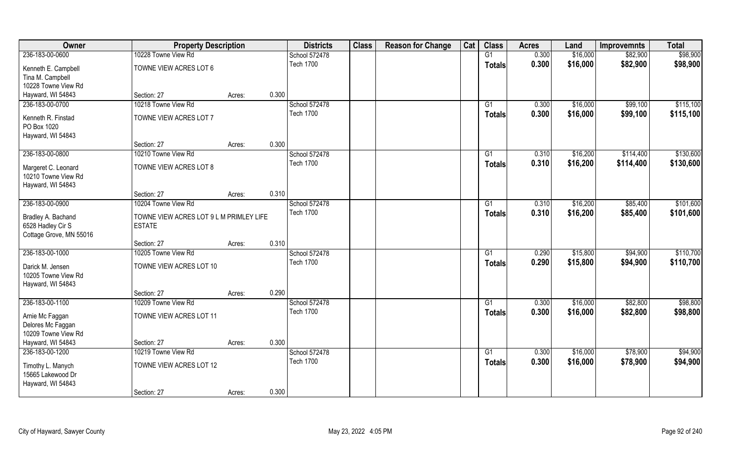| Owner | Property Description | | | Districts | Class | Reason for Change | Cat | Class | Acres | Land | Improvemnts | Total |
|---|---|---|---|---|---|---|---|---|---|---|---|---|
| 236-183-00-0600 | 10228 Towne View Rd | | | School 572478 | | | | G1 | 0.300 | $16,000 | $82,900 | $98,900 |
| Kenneth E. Campbell<br>Tina M. Campbell<br>10228 Towne View Rd<br>Hayward, WI 54843 | TOWNE VIEW ACRES LOT 6 | | | Tech 1700 | | | | **Totals** | **0.300** | **$16,000** | **$82,900** | **$98,900** |
| | Section: 27 | Acres: | 0.300 | | | | | | | | | |
| 236-183-00-0700 | 10218 Towne View Rd | | | School 572478 | | | | G1 | 0.300 | $16,000 | $99,100 | $115,100 |
| Kenneth R. Finstad<br>PO Box 1020<br>Hayward, WI 54843 | TOWNE VIEW ACRES LOT 7 | | | Tech 1700 | | | | **Totals** | **0.300** | **$16,000** | **$99,100** | **$115,100** |
| | Section: 27 | Acres: | 0.300 | | | | | | | | | |
| 236-183-00-0800 | 10210 Towne View Rd | | | School 572478 | | | | G1 | 0.310 | $16,200 | $114,400 | $130,600 |
| Margeret C. Leonard<br>10210 Towne View Rd<br>Hayward, WI 54843 | TOWNE VIEW ACRES LOT 8 | | | Tech 1700 | | | | **Totals** | **0.310** | **$16,200** | **$114,400** | **$130,600** |
| | Section: 27 | Acres: | 0.310 | | | | | | | | | |
| 236-183-00-0900 | 10204 Towne View Rd | | | School 572478 | | | | G1 | 0.310 | $16,200 | $85,400 | $101,600 |
| Bradley A. Bachand<br>6528 Hadley Cir S<br>Cottage Grove, MN 55016 | TOWNE VIEW ACRES LOT 9 L M PRIMLEY LIFE ESTATE | | | Tech 1700 | | | | **Totals** | **0.310** | **$16,200** | **$85,400** | **$101,600** |
| | Section: 27 | Acres: | 0.310 | | | | | | | | | |
| 236-183-00-1000 | 10205 Towne View Rd | | | School 572478 | | | | G1 | 0.290 | $15,800 | $94,900 | $110,700 |
| Darick M. Jensen<br>10205 Towne View Rd<br>Hayward, WI 54843 | TOWNE VIEW ACRES LOT 10 | | | Tech 1700 | | | | **Totals** | **0.290** | **$15,800** | **$94,900** | **$110,700** |
| | Section: 27 | Acres: | 0.290 | | | | | | | | | |
| 236-183-00-1100 | 10209 Towne View Rd | | | School 572478 | | | | G1 | 0.300 | $16,000 | $82,800 | $98,800 |
| Arnie Mc Faggan<br>Delores Mc Faggan<br>10209 Towne View Rd<br>Hayward, WI 54843 | TOWNE VIEW ACRES LOT 11 | | | Tech 1700 | | | | **Totals** | **0.300** | **$16,000** | **$82,800** | **$98,800** |
| | Section: 27 | Acres: | 0.300 | | | | | | | | | |
| 236-183-00-1200 | 10219 Towne View Rd | | | School 572478 | | | | G1 | 0.300 | $16,000 | $78,900 | $94,900 |
| Timothy L. Manych<br>15665 Lakewood Dr<br>Hayward, WI 54843 | TOWNE VIEW ACRES LOT 12 | | | Tech 1700 | | | | **Totals** | **0.300** | **$16,000** | **$78,900** | **$94,900** |
| | Section: 27 | Acres: | 0.300 | | | | | | | | | |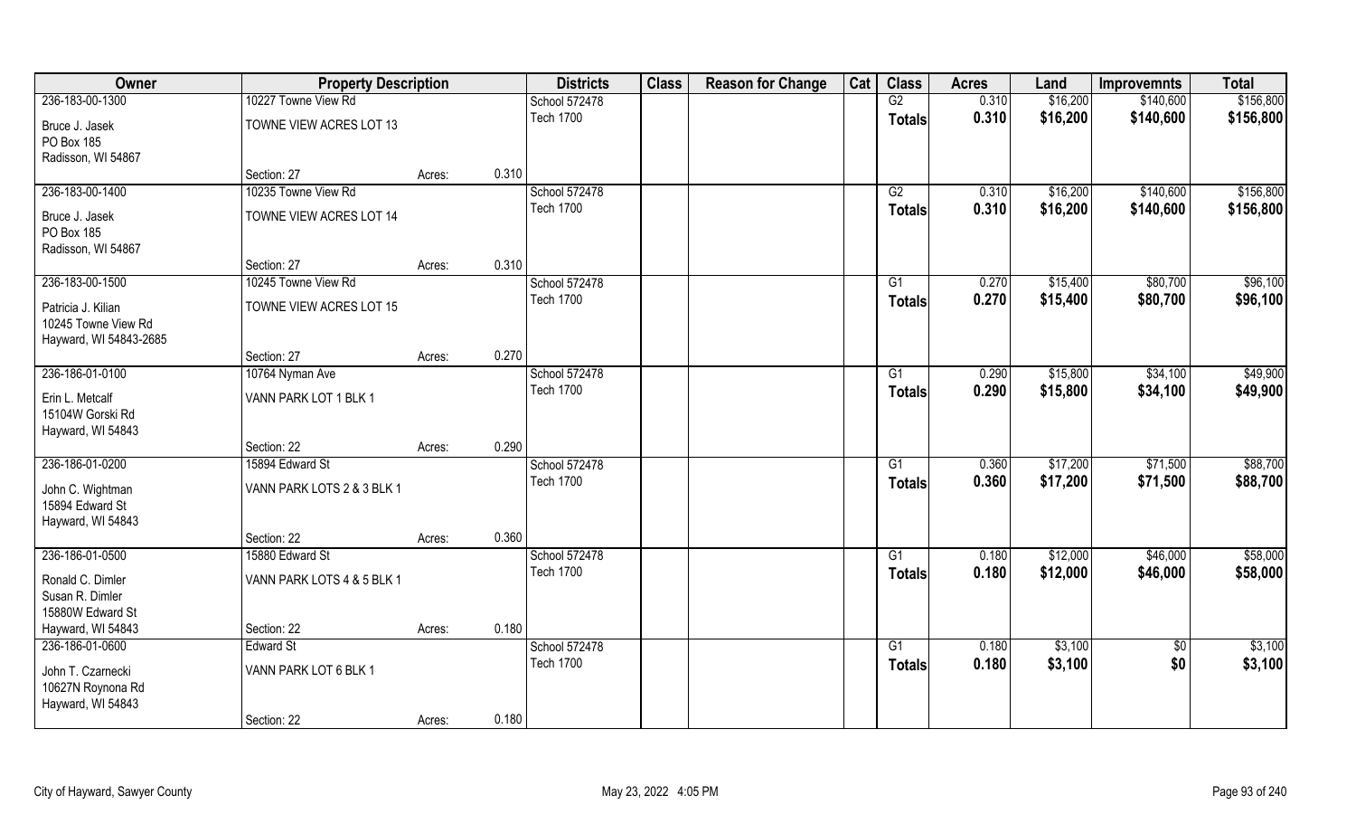| Owner | Property Description | | | Districts | Class | Reason for Change | Cat | Class | Acres | Land | Improvemnts | Total |
|---|---|---|---|---|---|---|---|---|---|---|---|---|
| 236-183-00-1300 | 10227 Towne View Rd | | | School 572478 | | | | G2 | 0.310 | $16,200 | $140,600 | $156,800 |
| Bruce J. Jasek<br>PO Box 185<br>Radisson, WI 54867 | TOWNE VIEW ACRES LOT 13 | | | Tech 1700 | | | | Totals | 0.310 | $16,200 | $140,600 | $156,800 |
| | Section: 27 | Acres: | 0.310 | | | | | | | | | |
| 236-183-00-1400 | 10235 Towne View Rd | | | School 572478 | | | | G2 | 0.310 | $16,200 | $140,600 | $156,800 |
| Bruce J. Jasek<br>PO Box 185<br>Radisson, WI 54867 | TOWNE VIEW ACRES LOT 14 | | | Tech 1700 | | | | Totals | 0.310 | $16,200 | $140,600 | $156,800 |
| | Section: 27 | Acres: | 0.310 | | | | | | | | | |
| 236-183-00-1500 | 10245 Towne View Rd | | | School 572478 | | | | G1 | 0.270 | $15,400 | $80,700 | $96,100 |
| Patricia J. Kilian<br>10245 Towne View Rd<br>Hayward, WI 54843-2685 | TOWNE VIEW ACRES LOT 15 | | | Tech 1700 | | | | Totals | 0.270 | $15,400 | $80,700 | $96,100 |
| | Section: 27 | Acres: | 0.270 | | | | | | | | | |
| 236-186-01-0100 | 10764 Nyman Ave | | | School 572478 | | | | G1 | 0.290 | $15,800 | $34,100 | $49,900 |
| Erin L. Metcalf<br>15104W Gorski Rd<br>Hayward, WI 54843 | VANN PARK LOT 1 BLK 1 | | | Tech 1700 | | | | Totals | 0.290 | $15,800 | $34,100 | $49,900 |
| | Section: 22 | Acres: | 0.290 | | | | | | | | | |
| 236-186-01-0200 | 15894 Edward St | | | School 572478 | | | | G1 | 0.360 | $17,200 | $71,500 | $88,700 |
| John C. Wightman<br>15894 Edward St<br>Hayward, WI 54843 | VANN PARK LOTS 2 & 3 BLK 1 | | | Tech 1700 | | | | Totals | 0.360 | $17,200 | $71,500 | $88,700 |
| | Section: 22 | Acres: | 0.360 | | | | | | | | | |
| 236-186-01-0500 | 15880 Edward St | | | School 572478 | | | | G1 | 0.180 | $12,000 | $46,000 | $58,000 |
| Ronald C. Dimler<br>Susan R. Dimler<br>15880W Edward St<br>Hayward, WI 54843 | VANN PARK LOTS 4 & 5 BLK 1 | | | Tech 1700 | | | | Totals | 0.180 | $12,000 | $46,000 | $58,000 |
| | Section: 22 | Acres: | 0.180 | | | | | | | | | |
| 236-186-01-0600 | Edward St | | | School 572478 | | | | G1 | 0.180 | $3,100 | $0 | $3,100 |
| John T. Czarnecki<br>10627N Roynona Rd<br>Hayward, WI 54843 | VANN PARK LOT 6 BLK 1 | | | Tech 1700 | | | | Totals | 0.180 | $3,100 | $0 | $3,100 |
| | Section: 22 | Acres: | 0.180 | | | | | | | | | |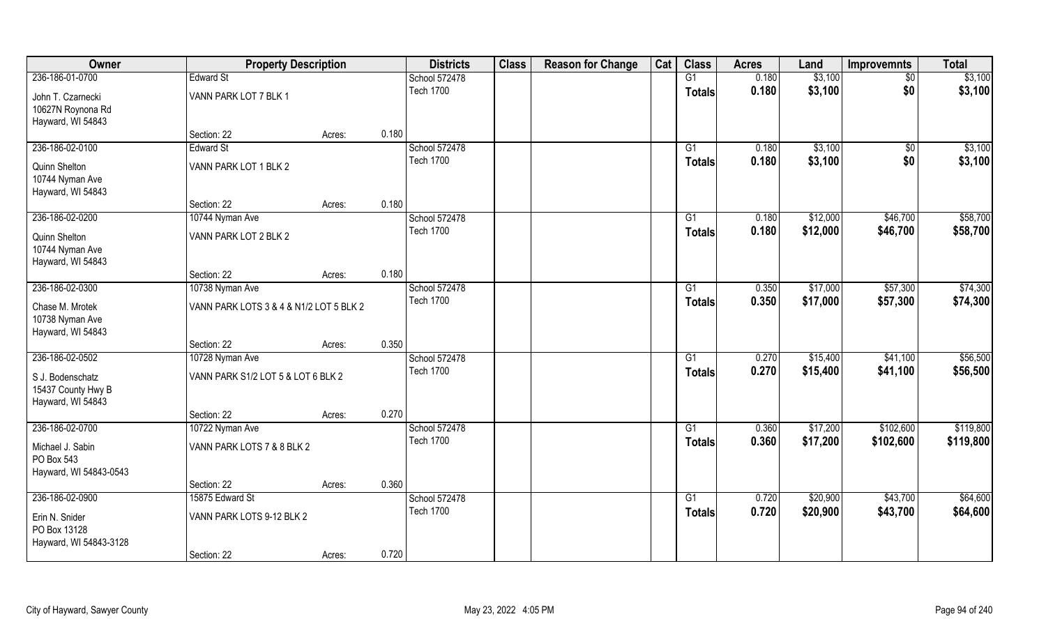| Owner | Property Description | | | Districts | Class | Reason for Change | Cat | Class | Acres | Land | Improvemnts | Total |
|---|---|---|---|---|---|---|---|---|---|---|---|---|
| 236-186-01-0700 | Edward St | | | School 572478 | | | | G1 | 0.180 | $3,100 | $0 | $3,100 |
| John T. Czarnecki<br>10627N Roynona Rd<br>Hayward, WI 54843 | VANN PARK LOT 7 BLK 1 | | | Tech 1700 | | | | Totals | 0.180 | $3,100 | $0 | $3,100 |
| | Section: 22 | Acres: | 0.180 | | | | | | | | | |
| 236-186-02-0100 | Edward St | | | School 572478 | | | | G1 | 0.180 | $3,100 | $0 | $3,100 |
| Quinn Shelton<br>10744 Nyman Ave<br>Hayward, WI 54843 | VANN PARK LOT 1 BLK 2 | | | Tech 1700 | | | | Totals | 0.180 | $3,100 | $0 | $3,100 |
| | Section: 22 | Acres: | 0.180 | | | | | | | | | |
| 236-186-02-0200 | 10744 Nyman Ave | | | School 572478 | | | | G1 | 0.180 | $12,000 | $46,700 | $58,700 |
| Quinn Shelton<br>10744 Nyman Ave<br>Hayward, WI 54843 | VANN PARK LOT 2 BLK 2 | | | Tech 1700 | | | | Totals | 0.180 | $12,000 | $46,700 | $58,700 |
| | Section: 22 | Acres: | 0.180 | | | | | | | | | |
| 236-186-02-0300 | 10738 Nyman Ave | | | School 572478 | | | | G1 | 0.350 | $17,000 | $57,300 | $74,300 |
| Chase M. Mrotek<br>10738 Nyman Ave<br>Hayward, WI 54843 | VANN PARK LOTS 3 & 4 & N1/2 LOT 5 BLK 2 | | | Tech 1700 | | | | Totals | 0.350 | $17,000 | $57,300 | $74,300 |
| | Section: 22 | Acres: | 0.350 | | | | | | | | | |
| 236-186-02-0502 | 10728 Nyman Ave | | | School 572478 | | | | G1 | 0.270 | $15,400 | $41,100 | $56,500 |
| S J. Bodenschatz<br>15437 County Hwy B<br>Hayward, WI 54843 | VANN PARK S1/2 LOT 5 & LOT 6 BLK 2 | | | Tech 1700 | | | | Totals | 0.270 | $15,400 | $41,100 | $56,500 |
| | Section: 22 | Acres: | 0.270 | | | | | | | | | |
| 236-186-02-0700 | 10722 Nyman Ave | | | School 572478 | | | | G1 | 0.360 | $17,200 | $102,600 | $119,800 |
| Michael J. Sabin<br>PO Box 543<br>Hayward, WI 54843-0543 | VANN PARK LOTS 7 & 8 BLK 2 | | | Tech 1700 | | | | Totals | 0.360 | $17,200 | $102,600 | $119,800 |
| | Section: 22 | Acres: | 0.360 | | | | | | | | | |
| 236-186-02-0900 | 15875 Edward St | | | School 572478 | | | | G1 | 0.720 | $20,900 | $43,700 | $64,600 |
| Erin N. Snider<br>PO Box 13128<br>Hayward, WI 54843-3128 | VANN PARK LOTS 9-12 BLK 2 | | | Tech 1700 | | | | Totals | 0.720 | $20,900 | $43,700 | $64,600 |
| | Section: 22 | Acres: | 0.720 | | | | | | | | | |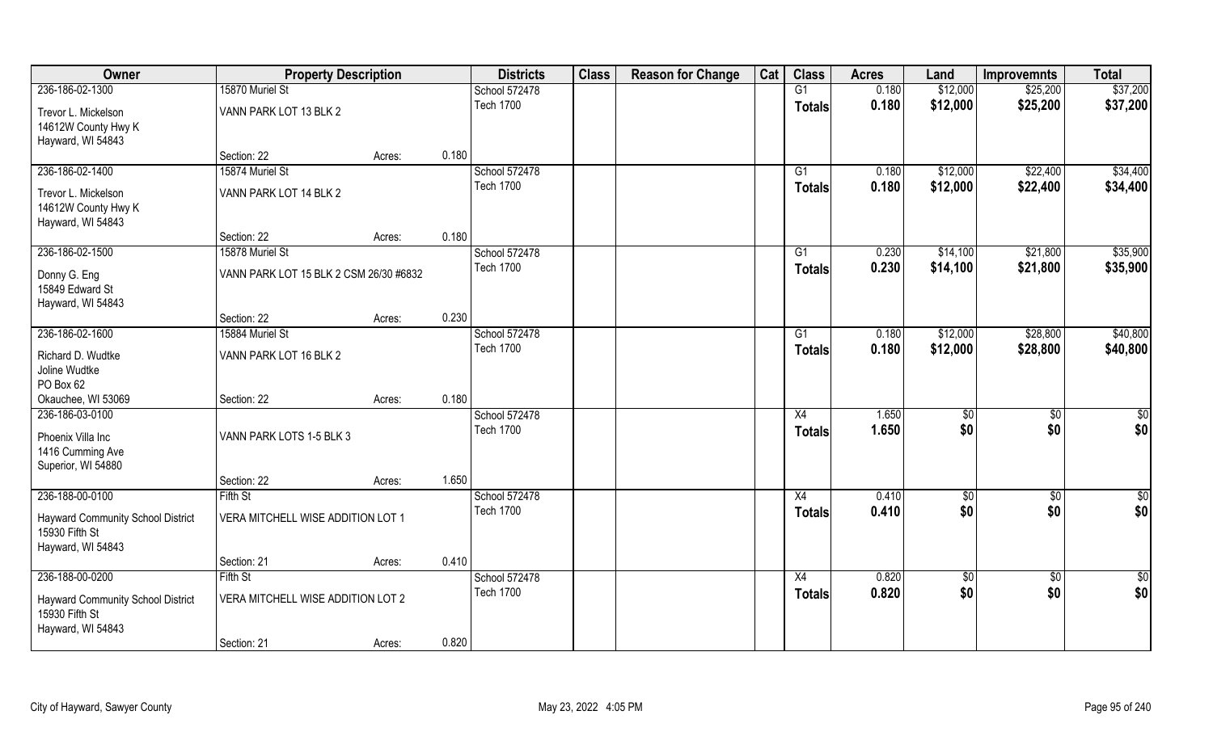| Owner | Property Description | | | Districts | Class | Reason for Change | Cat | Class | Acres | Land | Improvemnts | Total |
|---|---|---|---|---|---|---|---|---|---|---|---|---|
| 236-186-02-1300 | 15870 Muriel St | | | School 572478 | | | | G1 | 0.180 | $12,000 | $25,200 | $37,200 |
| Trevor L. Mickelson<br>14612W County Hwy K<br>Hayward, WI 54843 | VANN PARK LOT 13 BLK 2 | | | Tech 1700 | | | | Totals | 0.180 | $12,000 | $25,200 | $37,200 |
| | Section: 22 | Acres: | 0.180 | | | | | | | | | |
| 236-186-02-1400 | 15874 Muriel St | | | School 572478 | | | | G1 | 0.180 | $12,000 | $22,400 | $34,400 |
| Trevor L. Mickelson<br>14612W County Hwy K<br>Hayward, WI 54843 | VANN PARK LOT 14 BLK 2 | | | Tech 1700 | | | | Totals | 0.180 | $12,000 | $22,400 | $34,400 |
| | Section: 22 | Acres: | 0.180 | | | | | | | | | |
| 236-186-02-1500 | 15878 Muriel St | | | School 572478 | | | | G1 | 0.230 | $14,100 | $21,800 | $35,900 |
| Donny G. Eng<br>15849 Edward St<br>Hayward, WI 54843 | VANN PARK LOT 15 BLK 2 CSM 26/30 #6832 | | | Tech 1700 | | | | Totals | 0.230 | $14,100 | $21,800 | $35,900 |
| | Section: 22 | Acres: | 0.230 | | | | | | | | | |
| 236-186-02-1600 | 15884 Muriel St | | | School 572478 | | | | G1 | 0.180 | $12,000 | $28,800 | $40,800 |
| Richard D. Wudtke<br>Joline Wudtke<br>PO Box 62<br>Okauchee, WI 53069 | VANN PARK LOT 16 BLK 2 | | | Tech 1700 | | | | Totals | 0.180 | $12,000 | $28,800 | $40,800 |
| | Section: 22 | Acres: | 0.180 | | | | | | | | | |
| 236-186-03-0100 | | | | School 572478 | | | | X4 | 1.650 | $0 | $0 | $0 |
| Phoenix Villa Inc<br>1416 Cumming Ave<br>Superior, WI 54880 | VANN PARK LOTS 1-5 BLK 3 | | | Tech 1700 | | | | Totals | 1.650 | $0 | $0 | $0 |
| | Section: 22 | Acres: | 1.650 | | | | | | | | | |
| 236-188-00-0100 | Fifth St | | | School 572478 | | | | X4 | 0.410 | $0 | $0 | $0 |
| Hayward Community School District<br>15930 Fifth St<br>Hayward, WI 54843 | VERA MITCHELL WISE ADDITION LOT 1 | | | Tech 1700 | | | | Totals | 0.410 | $0 | $0 | $0 |
| | Section: 21 | Acres: | 0.410 | | | | | | | | | |
| 236-188-00-0200 | Fifth St | | | School 572478 | | | | X4 | 0.820 | $0 | $0 | $0 |
| Hayward Community School District<br>15930 Fifth St<br>Hayward, WI 54843 | VERA MITCHELL WISE ADDITION LOT 2 | | | Tech 1700 | | | | Totals | 0.820 | $0 | $0 | $0 |
| | Section: 21 | Acres: | 0.820 | | | | | | | | | |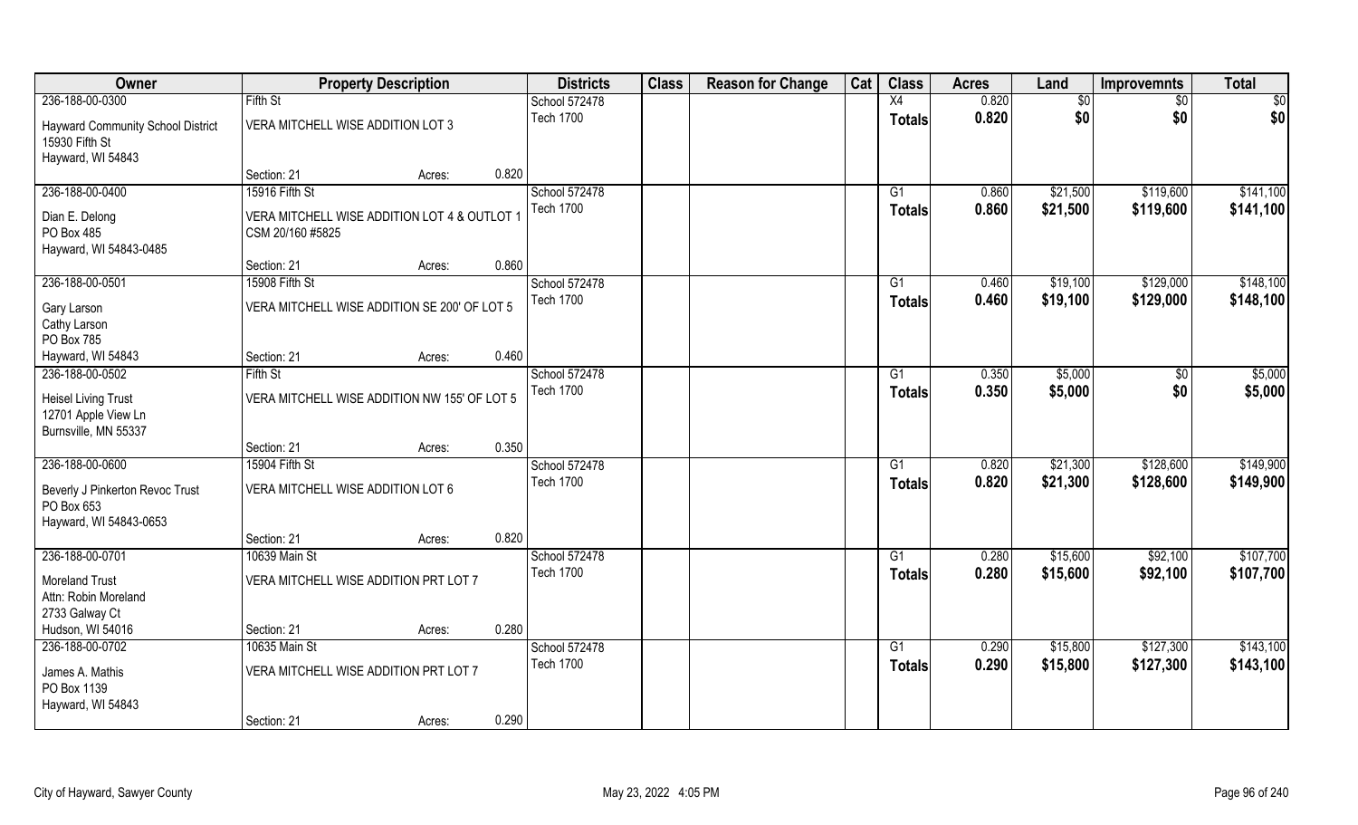| Owner | Property Description | | | Districts | Class | Reason for Change | Cat | Class | Acres | Land | Improvemnts | Total |
|---|---|---|---|---|---|---|---|---|---|---|---|---|
| 236-188-00-0300 | Fifth St | | | School 572478 | | | | X4 | 0.820 | $0 | $0 | $0 |
| Hayward Community School District<br>15930 Fifth St<br>Hayward, WI 54843 | VERA MITCHELL WISE ADDITION LOT 3 | | | Tech 1700 | | | | Totals | 0.820 | $0 | $0 | $0 |
| | Section: 21 | Acres: | 0.820 | | | | | | | | | |
| 236-188-00-0400 | 15916 Fifth St | | | School 572478 | | | | G1 | 0.860 | $21,500 | $119,600 | $141,100 |
| Dian E. Delong<br>PO Box 485<br>Hayward, WI 54843-0485 | VERA MITCHELL WISE ADDITION LOT 4 & OUTLOT 1 CSM 20/160 #5825 | | | Tech 1700 | | | | Totals | 0.860 | $21,500 | $119,600 | $141,100 |
| | Section: 21 | Acres: | 0.860 | | | | | | | | | |
| 236-188-00-0501 | 15908 Fifth St | | | School 572478 | | | | G1 | 0.460 | $19,100 | $129,000 | $148,100 |
| Gary Larson<br>Cathy Larson<br>PO Box 785<br>Hayward, WI 54843 | VERA MITCHELL WISE ADDITION SE 200' OF LOT 5 | | | Tech 1700 | | | | Totals | 0.460 | $19,100 | $129,000 | $148,100 |
| | Section: 21 | Acres: | 0.460 | | | | | | | | | |
| 236-188-00-0502 | Fifth St | | | School 572478 | | | | G1 | 0.350 | $5,000 | $0 | $5,000 |
| Heisel Living Trust<br>12701 Apple View Ln<br>Burnsville, MN 55337 | VERA MITCHELL WISE ADDITION NW 155' OF LOT 5 | | | Tech 1700 | | | | Totals | 0.350 | $5,000 | $0 | $5,000 |
| | Section: 21 | Acres: | 0.350 | | | | | | | | | |
| 236-188-00-0600 | 15904 Fifth St | | | School 572478 | | | | G1 | 0.820 | $21,300 | $128,600 | $149,900 |
| Beverly J Pinkerton Revoc Trust<br>PO Box 653<br>Hayward, WI 54843-0653 | VERA MITCHELL WISE ADDITION LOT 6 | | | Tech 1700 | | | | Totals | 0.820 | $21,300 | $128,600 | $149,900 |
| | Section: 21 | Acres: | 0.820 | | | | | | | | | |
| 236-188-00-0701 | 10639 Main St | | | School 572478 | | | | G1 | 0.280 | $15,600 | $92,100 | $107,700 |
| Moreland Trust<br>Attn: Robin Moreland<br>2733 Galway Ct<br>Hudson, WI 54016 | VERA MITCHELL WISE ADDITION PRT LOT 7 | | | Tech 1700 | | | | Totals | 0.280 | $15,600 | $92,100 | $107,700 |
| | Section: 21 | Acres: | 0.280 | | | | | | | | | |
| 236-188-00-0702 | 10635 Main St | | | School 572478 | | | | G1 | 0.290 | $15,800 | $127,300 | $143,100 |
| James A. Mathis<br>PO Box 1139<br>Hayward, WI 54843 | VERA MITCHELL WISE ADDITION PRT LOT 7 | | | Tech 1700 | | | | Totals | 0.290 | $15,800 | $127,300 | $143,100 |
| | Section: 21 | Acres: | 0.290 | | | | | | | | | |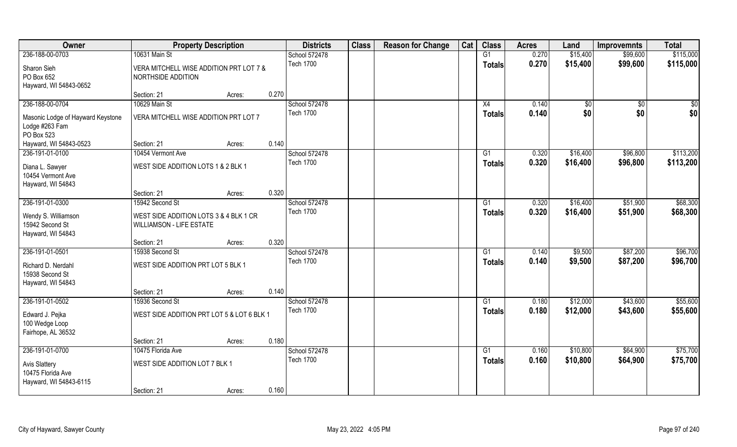| Owner | Property Description | | | Districts | Class | Reason for Change | Cat | Class | Acres | Land | Improvemnts | Total |
|---|---|---|---|---|---|---|---|---|---|---|---|---|
| 236-188-00-0703 | 10631 Main St | | | School 572478 | | | | G1 | 0.270 | $15,400 | $99,600 | $115,000 |
| Sharon Sieh<br>PO Box 652<br>Hayward, WI 54843-0652 | VERA MITCHELL WISE ADDITION PRT LOT 7 & NORTHSIDE ADDITION | | | Tech 1700 | | | | Totals | 0.270 | $15,400 | $99,600 | $115,000 |
| | Section: 21 | Acres: | 0.270 | | | | | | | | | |
| 236-188-00-0704 | 10629 Main St | | | School 572478 | | | | X4 | 0.140 | $0 | $0 | $0 |
| Masonic Lodge of Hayward Keystone Lodge #263 Fam<br>PO Box 523<br>Hayward, WI 54843-0523 | VERA MITCHELL WISE ADDITION PRT LOT 7 | | | Tech 1700 | | | | Totals | 0.140 | $0 | $0 | $0 |
| | Section: 21 | Acres: | 0.140 | | | | | | | | | |
| 236-191-01-0100 | 10454 Vermont Ave | | | School 572478 | | | | G1 | 0.320 | $16,400 | $96,800 | $113,200 |
| Diana L. Sawyer<br>10454 Vermont Ave<br>Hayward, WI 54843 | WEST SIDE ADDITION LOTS 1 & 2 BLK 1 | | | Tech 1700 | | | | Totals | 0.320 | $16,400 | $96,800 | $113,200 |
| | Section: 21 | Acres: | 0.320 | | | | | | | | | |
| 236-191-01-0300 | 15942 Second St | | | School 572478 | | | | G1 | 0.320 | $16,400 | $51,900 | $68,300 |
| Wendy S. Williamson<br>15942 Second St<br>Hayward, WI 54843 | WEST SIDE ADDITION LOTS 3 & 4 BLK 1 CR WILLIAMSON - LIFE ESTATE | | | Tech 1700 | | | | Totals | 0.320 | $16,400 | $51,900 | $68,300 |
| | Section: 21 | Acres: | 0.320 | | | | | | | | | |
| 236-191-01-0501 | 15938 Second St | | | School 572478 | | | | G1 | 0.140 | $9,500 | $87,200 | $96,700 |
| Richard D. Nerdahl<br>15938 Second St<br>Hayward, WI 54843 | WEST SIDE ADDITION PRT LOT 5 BLK 1 | | | Tech 1700 | | | | Totals | 0.140 | $9,500 | $87,200 | $96,700 |
| | Section: 21 | Acres: | 0.140 | | | | | | | | | |
| 236-191-01-0502 | 15936 Second St | | | School 572478 | | | | G1 | 0.180 | $12,000 | $43,600 | $55,600 |
| Edward J. Pejka<br>100 Wedge Loop<br>Fairhope, AL 36532 | WEST SIDE ADDITION PRT LOT 5 & LOT 6 BLK 1 | | | Tech 1700 | | | | Totals | 0.180 | $12,000 | $43,600 | $55,600 |
| | Section: 21 | Acres: | 0.180 | | | | | | | | | |
| 236-191-01-0700 | 10475 Florida Ave | | | School 572478 | | | | G1 | 0.160 | $10,800 | $64,900 | $75,700 |
| Avis Slattery<br>10475 Florida Ave<br>Hayward, WI 54843-6115 | WEST SIDE ADDITION LOT 7 BLK 1 | | | Tech 1700 | | | | Totals | 0.160 | $10,800 | $64,900 | $75,700 |
| | Section: 21 | Acres: | 0.160 | | | | | | | | | |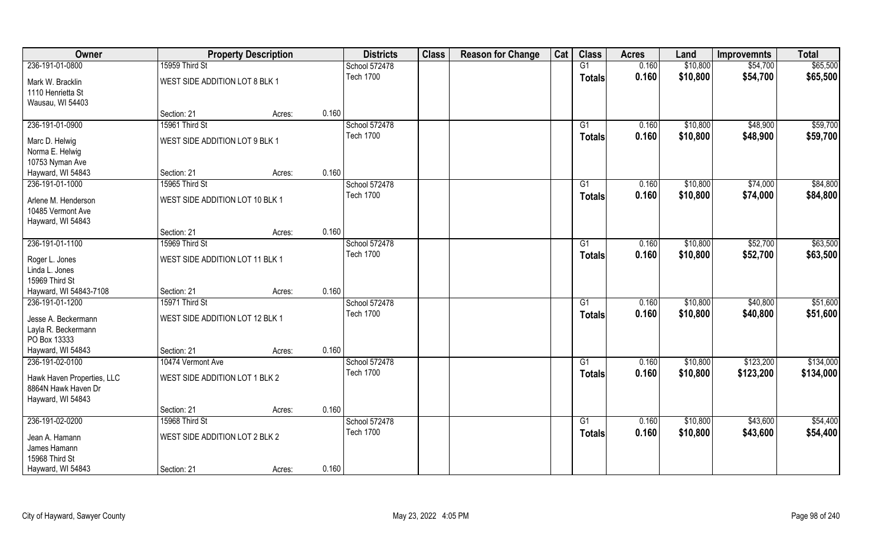| Owner | Property Description | | | Districts | Class | Reason for Change | Cat | Class | Acres | Land | Improvemnts | Total |
|---|---|---|---|---|---|---|---|---|---|---|---|---|
| 236-191-01-0800 | 15959 Third St | | | School 572478 | | | | G1 | 0.160 | $10,800 | $54,700 | $65,500 |
| Mark W. Bracklin<br>1110 Henrietta St<br>Wausau, WI 54403 | WEST SIDE ADDITION LOT 8 BLK 1 | | | Tech 1700 | | | | Totals | 0.160 | $10,800 | $54,700 | $65,500 |
| | Section: 21 | Acres: | 0.160 | | | | | | | | | |
| 236-191-01-0900 | 15961 Third St | | | School 572478 | | | | G1 | 0.160 | $10,800 | $48,900 | $59,700 |
| Marc D. Helwig<br>Norma E. Helwig<br>10753 Nyman Ave<br>Hayward, WI 54843 | WEST SIDE ADDITION LOT 9 BLK 1 | | | Tech 1700 | | | | Totals | 0.160 | $10,800 | $48,900 | $59,700 |
| | Section: 21 | Acres: | 0.160 | | | | | | | | | |
| 236-191-01-1000 | 15965 Third St | | | School 572478 | | | | G1 | 0.160 | $10,800 | $74,000 | $84,800 |
| Arlene M. Henderson<br>10485 Vermont Ave<br>Hayward, WI 54843 | WEST SIDE ADDITION LOT 10 BLK 1 | | | Tech 1700 | | | | Totals | 0.160 | $10,800 | $74,000 | $84,800 |
| | Section: 21 | Acres: | 0.160 | | | | | | | | | |
| 236-191-01-1100 | 15969 Third St | | | School 572478 | | | | G1 | 0.160 | $10,800 | $52,700 | $63,500 |
| Roger L. Jones<br>Linda L. Jones<br>15969 Third St<br>Hayward, WI 54843-7108 | WEST SIDE ADDITION LOT 11 BLK 1 | | | Tech 1700 | | | | Totals | 0.160 | $10,800 | $52,700 | $63,500 |
| | Section: 21 | Acres: | 0.160 | | | | | | | | | |
| 236-191-01-1200 | 15971 Third St | | | School 572478 | | | | G1 | 0.160 | $10,800 | $40,800 | $51,600 |
| Jesse A. Beckermann<br>Layla R. Beckermann<br>PO Box 13333<br>Hayward, WI 54843 | WEST SIDE ADDITION LOT 12 BLK 1 | | | Tech 1700 | | | | Totals | 0.160 | $10,800 | $40,800 | $51,600 |
| | Section: 21 | Acres: | 0.160 | | | | | | | | | |
| 236-191-02-0100 | 10474 Vermont Ave | | | School 572478 | | | | G1 | 0.160 | $10,800 | $123,200 | $134,000 |
| Hawk Haven Properties, LLC<br>8864N Hawk Haven Dr<br>Hayward, WI 54843 | WEST SIDE ADDITION LOT 1 BLK 2 | | | Tech 1700 | | | | Totals | 0.160 | $10,800 | $123,200 | $134,000 |
| | Section: 21 | Acres: | 0.160 | | | | | | | | | |
| 236-191-02-0200 | 15968 Third St | | | School 572478 | | | | G1 | 0.160 | $10,800 | $43,600 | $54,400 |
| Jean A. Hamann<br>James Hamann<br>15968 Third St<br>Hayward, WI 54843 | WEST SIDE ADDITION LOT 2 BLK 2 | | | Tech 1700 | | | | Totals | 0.160 | $10,800 | $43,600 | $54,400 |
| | Section: 21 | Acres: | 0.160 | | | | | | | | | |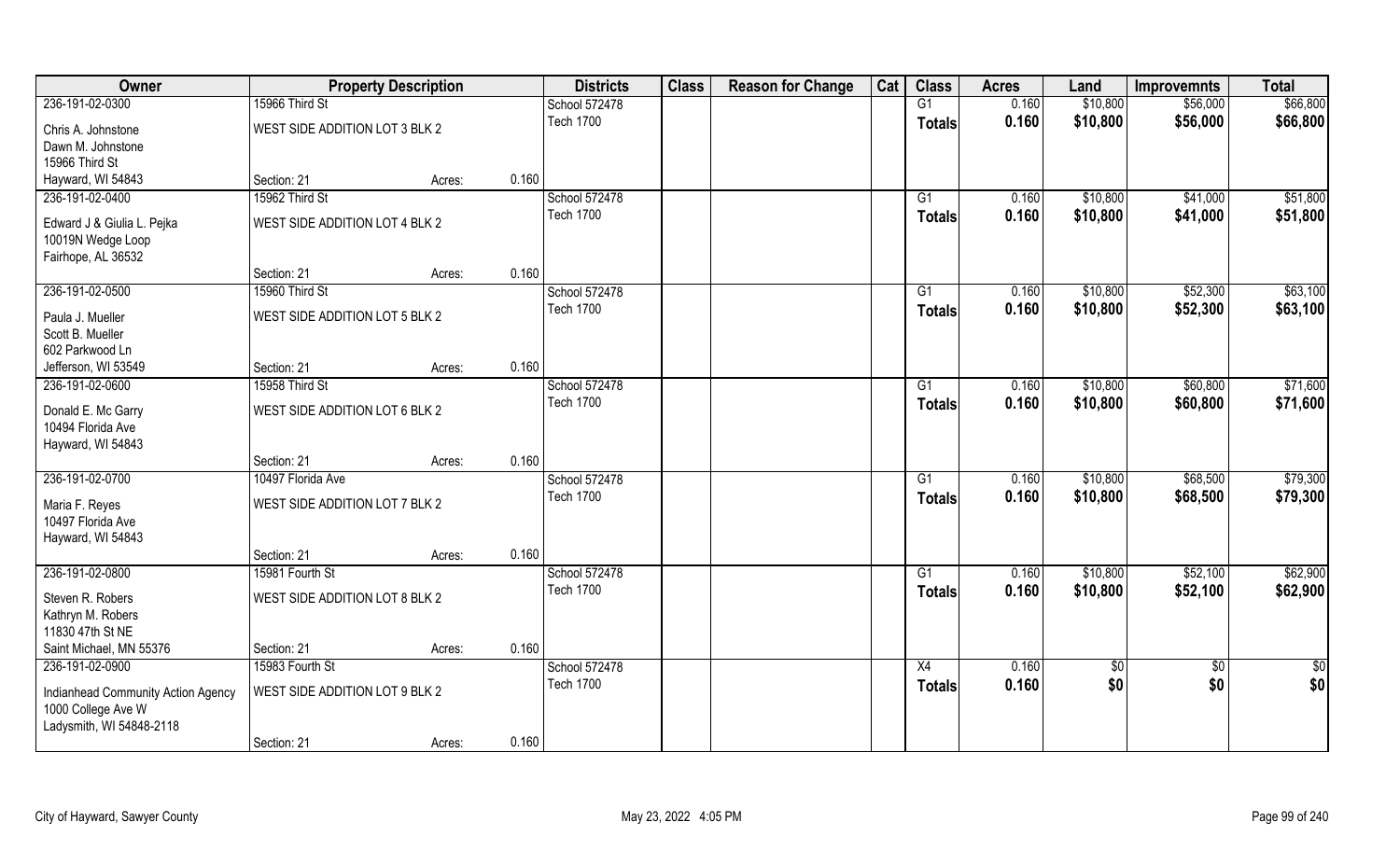| Owner | Property Description | | | Districts | Class | Reason for Change | Cat | Class | Acres | Land | Improvemnts | Total |
|---|---|---|---|---|---|---|---|---|---|---|---|---|
| 236-191-02-0300 | 15966 Third St | | | School 572478 | | | | G1 | 0.160 | $10,800 | $56,000 | $66,800 |
| Chris A. Johnstone<br>Dawn M. Johnstone<br>15966 Third St<br>Hayward, WI 54843 | WEST SIDE ADDITION LOT 3 BLK 2 | | | Tech 1700 | | | | Totals | 0.160 | $10,800 | $56,000 | $66,800 |
| | Section: 21 | Acres: | 0.160 | | | | | | | | | |
| 236-191-02-0400 | 15962 Third St | | | School 572478 | | | | G1 | 0.160 | $10,800 | $41,000 | $51,800 |
| Edward J & Giulia L. Pejka<br>10019N Wedge Loop<br>Fairhope, AL 36532 | WEST SIDE ADDITION LOT 4 BLK 2 | | | Tech 1700 | | | | Totals | 0.160 | $10,800 | $41,000 | $51,800 |
| | Section: 21 | Acres: | 0.160 | | | | | | | | | |
| 236-191-02-0500 | 15960 Third St | | | School 572478 | | | | G1 | 0.160 | $10,800 | $52,300 | $63,100 |
| Paula J. Mueller<br>Scott B. Mueller<br>602 Parkwood Ln<br>Jefferson, WI 53549 | WEST SIDE ADDITION LOT 5 BLK 2 | | | Tech 1700 | | | | Totals | 0.160 | $10,800 | $52,300 | $63,100 |
| | Section: 21 | Acres: | 0.160 | | | | | | | | | |
| 236-191-02-0600 | 15958 Third St | | | School 572478 | | | | G1 | 0.160 | $10,800 | $60,800 | $71,600 |
| Donald E. Mc Garry<br>10494 Florida Ave<br>Hayward, WI 54843 | WEST SIDE ADDITION LOT 6 BLK 2 | | | Tech 1700 | | | | Totals | 0.160 | $10,800 | $60,800 | $71,600 |
| | Section: 21 | Acres: | 0.160 | | | | | | | | | |
| 236-191-02-0700 | 10497 Florida Ave | | | School 572478 | | | | G1 | 0.160 | $10,800 | $68,500 | $79,300 |
| Maria F. Reyes<br>10497 Florida Ave<br>Hayward, WI 54843 | WEST SIDE ADDITION LOT 7 BLK 2 | | | Tech 1700 | | | | Totals | 0.160 | $10,800 | $68,500 | $79,300 |
| | Section: 21 | Acres: | 0.160 | | | | | | | | | |
| 236-191-02-0800 | 15981 Fourth St | | | School 572478 | | | | G1 | 0.160 | $10,800 | $52,100 | $62,900 |
| Steven R. Robers<br>Kathryn M. Robers<br>11830 47th St NE<br>Saint Michael, MN 55376 | WEST SIDE ADDITION LOT 8 BLK 2 | | | Tech 1700 | | | | Totals | 0.160 | $10,800 | $52,100 | $62,900 |
| | Section: 21 | Acres: | 0.160 | | | | | | | | | |
| 236-191-02-0900 | 15983 Fourth St | | | School 572478 | | | | X4 | 0.160 | $0 | $0 | $0 |
| Indianhead Community Action Agency<br>1000 College Ave W<br>Ladysmith, WI 54848-2118 | WEST SIDE ADDITION LOT 9 BLK 2 | | | Tech 1700 | | | | Totals | 0.160 | $0 | $0 | $0 |
| | Section: 21 | Acres: | 0.160 | | | | | | | | | |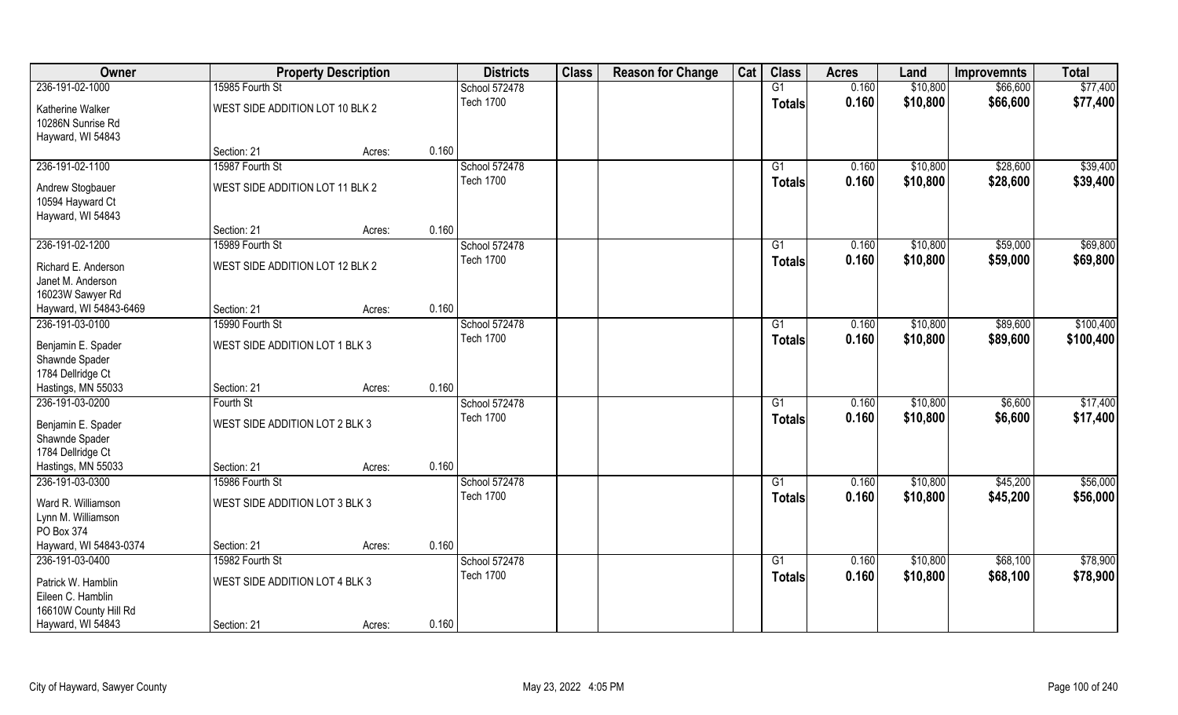| Owner | Property Description | | | Districts | Class | Reason for Change | Cat | Class | Acres | Land | Improvemnts | Total |
|---|---|---|---|---|---|---|---|---|---|---|---|---|
| 236-191-02-1000 | 15985 Fourth St | | | School 572478 | | | | G1 | 0.160 | $10,800 | $66,600 | $77,400 |
| Katherine Walker<br>10286N Sunrise Rd<br>Hayward, WI 54843 | WEST SIDE ADDITION LOT 10 BLK 2 | | | Tech 1700 | | | | **Totals** | **0.160** | **$10,800** | **$66,600** | **$77,400** |
| | Section: 21 | Acres: | 0.160 | | | | | | | | | |
| 236-191-02-1100 | 15987 Fourth St | | | School 572478 | | | | G1 | 0.160 | $10,800 | $28,600 | $39,400 |
| Andrew Stogbauer<br>10594 Hayward Ct<br>Hayward, WI 54843 | WEST SIDE ADDITION LOT 11 BLK 2 | | | Tech 1700 | | | | **Totals** | **0.160** | **$10,800** | **$28,600** | **$39,400** |
| | Section: 21 | Acres: | 0.160 | | | | | | | | | |
| 236-191-02-1200 | 15989 Fourth St | | | School 572478 | | | | G1 | 0.160 | $10,800 | $59,000 | $69,800 |
| Richard E. Anderson<br>Janet M. Anderson<br>16023W Sawyer Rd<br>Hayward, WI 54843-6469 | WEST SIDE ADDITION LOT 12 BLK 2 | | | Tech 1700 | | | | **Totals** | **0.160** | **$10,800** | **$59,000** | **$69,800** |
| | Section: 21 | Acres: | 0.160 | | | | | | | | | |
| 236-191-03-0100 | 15990 Fourth St | | | School 572478 | | | | G1 | 0.160 | $10,800 | $89,600 | $100,400 |
| Benjamin E. Spader<br>Shawnde Spader<br>1784 Dellridge Ct<br>Hastings, MN 55033 | WEST SIDE ADDITION LOT 1 BLK 3 | | | Tech 1700 | | | | **Totals** | **0.160** | **$10,800** | **$89,600** | **$100,400** |
| | Section: 21 | Acres: | 0.160 | | | | | | | | | |
| 236-191-03-0200 | Fourth St | | | School 572478 | | | | G1 | 0.160 | $10,800 | $6,600 | $17,400 |
| Benjamin E. Spader<br>Shawnde Spader<br>1784 Dellridge Ct<br>Hastings, MN 55033 | WEST SIDE ADDITION LOT 2 BLK 3 | | | Tech 1700 | | | | **Totals** | **0.160** | **$10,800** | **$6,600** | **$17,400** |
| | Section: 21 | Acres: | 0.160 | | | | | | | | | |
| 236-191-03-0300 | 15986 Fourth St | | | School 572478 | | | | G1 | 0.160 | $10,800 | $45,200 | $56,000 |
| Ward R. Williamson<br>Lynn M. Williamson<br>PO Box 374<br>Hayward, WI 54843-0374 | WEST SIDE ADDITION LOT 3 BLK 3 | | | Tech 1700 | | | | **Totals** | **0.160** | **$10,800** | **$45,200** | **$56,000** |
| | Section: 21 | Acres: | 0.160 | | | | | | | | | |
| 236-191-03-0400 | 15982 Fourth St | | | School 572478 | | | | G1 | 0.160 | $10,800 | $68,100 | $78,900 |
| Patrick W. Hamblin<br>Eileen C. Hamblin<br>16610W County Hill Rd<br>Hayward, WI 54843 | WEST SIDE ADDITION LOT 4 BLK 3 | | | Tech 1700 | | | | **Totals** | **0.160** | **$10,800** | **$68,100** | **$78,900** |
| | Section: 21 | Acres: | 0.160 | | | | | | | | | |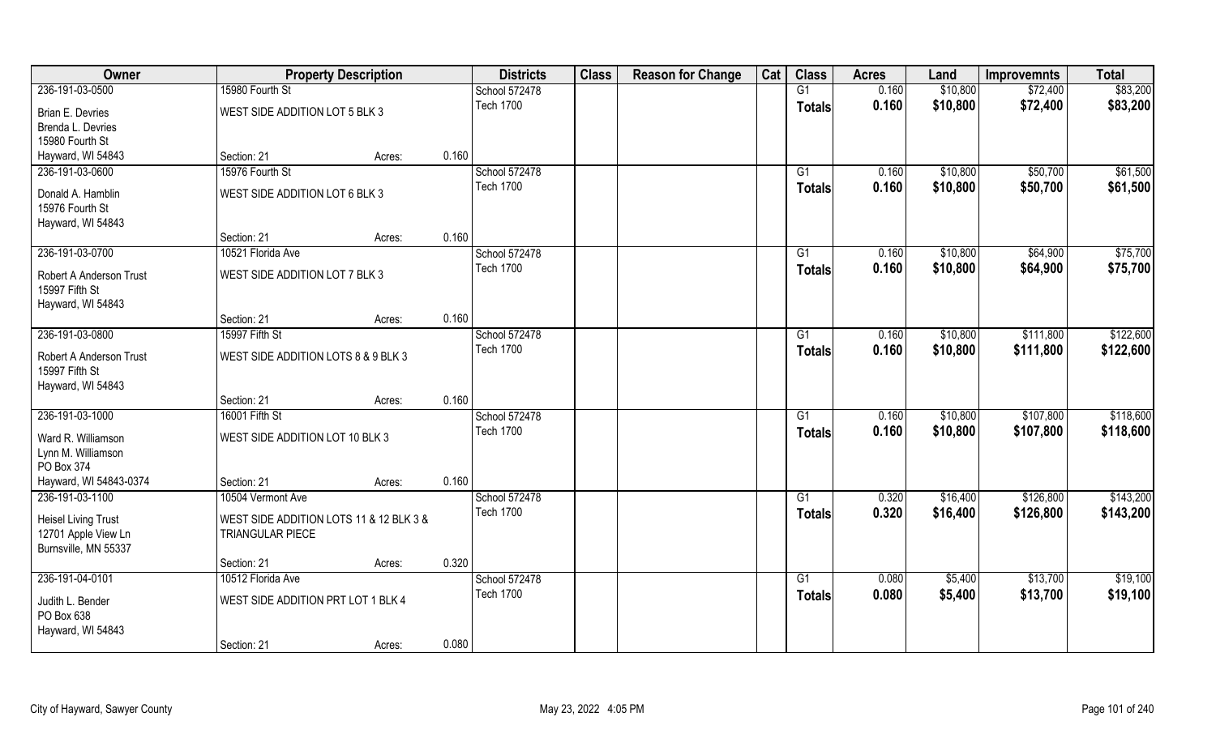| Owner | Property Description | | | Districts | Class | Reason for Change | Cat | Class | Acres | Land | Improvemnts | Total |
|---|---|---|---|---|---|---|---|---|---|---|---|---|
| 236-191-03-0500 | 15980 Fourth St | | | School 572478 | | | | G1 | 0.160 | $10,800 | $72,400 | $83,200 |
| Brian E. Devries<br>Brenda L. Devries<br>15980 Fourth St<br>Hayward, WI 54843 | WEST SIDE ADDITION LOT 5 BLK 3 | | | Tech 1700 | | | | Totals | 0.160 | $10,800 | $72,400 | $83,200 |
| | Section: 21 | Acres: | 0.160 | | | | | | | | | |
| 236-191-03-0600 | 15976 Fourth St | | | School 572478 | | | | G1 | 0.160 | $10,800 | $50,700 | $61,500 |
| Donald A. Hamblin<br>15976 Fourth St<br>Hayward, WI 54843 | WEST SIDE ADDITION LOT 6 BLK 3 | | | Tech 1700 | | | | Totals | 0.160 | $10,800 | $50,700 | $61,500 |
| | Section: 21 | Acres: | 0.160 | | | | | | | | | |
| 236-191-03-0700 | 10521 Florida Ave | | | School 572478 | | | | G1 | 0.160 | $10,800 | $64,900 | $75,700 |
| Robert A Anderson Trust<br>15997 Fifth St<br>Hayward, WI 54843 | WEST SIDE ADDITION LOT 7 BLK 3 | | | Tech 1700 | | | | Totals | 0.160 | $10,800 | $64,900 | $75,700 |
| | Section: 21 | Acres: | 0.160 | | | | | | | | | |
| 236-191-03-0800 | 15997 Fifth St | | | School 572478 | | | | G1 | 0.160 | $10,800 | $111,800 | $122,600 |
| Robert A Anderson Trust<br>15997 Fifth St<br>Hayward, WI 54843 | WEST SIDE ADDITION LOTS 8 & 9 BLK 3 | | | Tech 1700 | | | | Totals | 0.160 | $10,800 | $111,800 | $122,600 |
| | Section: 21 | Acres: | 0.160 | | | | | | | | | |
| 236-191-03-1000 | 16001 Fifth St | | | School 572478 | | | | G1 | 0.160 | $10,800 | $107,800 | $118,600 |
| Ward R. Williamson<br>Lynn M. Williamson<br>PO Box 374<br>Hayward, WI 54843-0374 | WEST SIDE ADDITION LOT 10 BLK 3 | | | Tech 1700 | | | | Totals | 0.160 | $10,800 | $107,800 | $118,600 |
| | Section: 21 | Acres: | 0.160 | | | | | | | | | |
| 236-191-03-1100 | 10504 Vermont Ave | | | School 572478 | | | | G1 | 0.320 | $16,400 | $126,800 | $143,200 |
| Heisel Living Trust<br>12701 Apple View Ln<br>Burnsville, MN 55337 | WEST SIDE ADDITION LOTS 11 & 12 BLK 3 & TRIANGULAR PIECE | | | Tech 1700 | | | | Totals | 0.320 | $16,400 | $126,800 | $143,200 |
| | Section: 21 | Acres: | 0.320 | | | | | | | | | |
| 236-191-04-0101 | 10512 Florida Ave | | | School 572478 | | | | G1 | 0.080 | $5,400 | $13,700 | $19,100 |
| Judith L. Bender<br>PO Box 638<br>Hayward, WI 54843 | WEST SIDE ADDITION PRT LOT 1 BLK 4 | | | Tech 1700 | | | | Totals | 0.080 | $5,400 | $13,700 | $19,100 |
| | Section: 21 | Acres: | 0.080 | | | | | | | | | |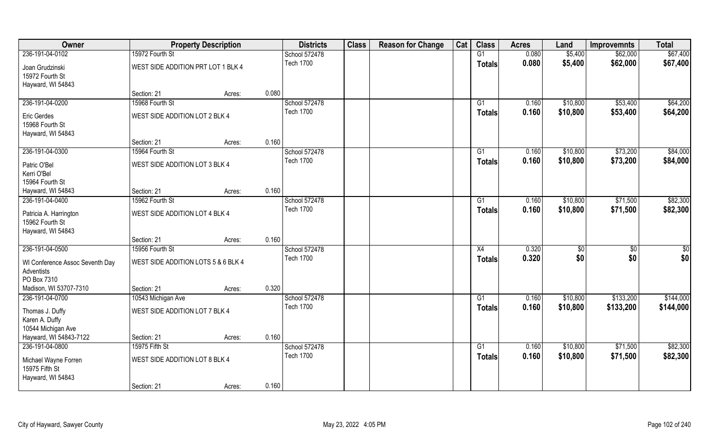| Owner | Property Description | | | Districts | Class | Reason for Change | Cat | Class | Acres | Land | Improvemnts | Total |
|---|---|---|---|---|---|---|---|---|---|---|---|---|
| 236-191-04-0102 | 15972 Fourth St | | | School 572478 | | | | G1 | 0.080 | $5,400 | $62,000 | $67,400 |
| Joan Grudzinski<br>15972 Fourth St<br>Hayward, WI 54843 | WEST SIDE ADDITION PRT LOT 1 BLK 4 | | | Tech 1700 | | | | Totals | 0.080 | $5,400 | $62,000 | $67,400 |
| | Section: 21 | Acres: | 0.080 | | | | | | | | | |
| 236-191-04-0200 | 15968 Fourth St | | | School 572478 | | | | G1 | 0.160 | $10,800 | $53,400 | $64,200 |
| Eric Gerdes<br>15968 Fourth St<br>Hayward, WI 54843 | WEST SIDE ADDITION LOT 2 BLK 4 | | | Tech 1700 | | | | Totals | 0.160 | $10,800 | $53,400 | $64,200 |
| | Section: 21 | Acres: | 0.160 | | | | | | | | | |
| 236-191-04-0300 | 15964 Fourth St | | | School 572478 | | | | G1 | 0.160 | $10,800 | $73,200 | $84,000 |
| Patric O'Bel<br>Kerri O'Bel<br>15964 Fourth St<br>Hayward, WI 54843 | WEST SIDE ADDITION LOT 3 BLK 4 | | | Tech 1700 | | | | Totals | 0.160 | $10,800 | $73,200 | $84,000 |
| | Section: 21 | Acres: | 0.160 | | | | | | | | | |
| 236-191-04-0400 | 15962 Fourth St | | | School 572478 | | | | G1 | 0.160 | $10,800 | $71,500 | $82,300 |
| Patricia A. Harrington<br>15962 Fourth St<br>Hayward, WI 54843 | WEST SIDE ADDITION LOT 4 BLK 4 | | | Tech 1700 | | | | Totals | 0.160 | $10,800 | $71,500 | $82,300 |
| | Section: 21 | Acres: | 0.160 | | | | | | | | | |
| 236-191-04-0500 | 15956 Fourth St | | | School 572478 | | | | X4 | 0.320 | $0 | $0 | $0 |
| WI Conference Assoc Seventh Day Adventists<br>PO Box 7310<br>Madison, WI 53707-7310 | WEST SIDE ADDITION LOTS 5 & 6 BLK 4 | | | Tech 1700 | | | | Totals | 0.320 | $0 | $0 | $0 |
| | Section: 21 | Acres: | 0.320 | | | | | | | | | |
| 236-191-04-0700 | 10543 Michigan Ave | | | School 572478 | | | | G1 | 0.160 | $10,800 | $133,200 | $144,000 |
| Thomas J. Duffy<br>Karen A. Duffy<br>10544 Michigan Ave<br>Hayward, WI 54843-7122 | WEST SIDE ADDITION LOT 7 BLK 4 | | | Tech 1700 | | | | Totals | 0.160 | $10,800 | $133,200 | $144,000 |
| | Section: 21 | Acres: | 0.160 | | | | | | | | | |
| 236-191-04-0800 | 15975 Fifth St | | | School 572478 | | | | G1 | 0.160 | $10,800 | $71,500 | $82,300 |
| Michael Wayne Forren<br>15975 Fifth St<br>Hayward, WI 54843 | WEST SIDE ADDITION LOT 8 BLK 4 | | | Tech 1700 | | | | Totals | 0.160 | $10,800 | $71,500 | $82,300 |
| | Section: 21 | Acres: | 0.160 | | | | | | | | | |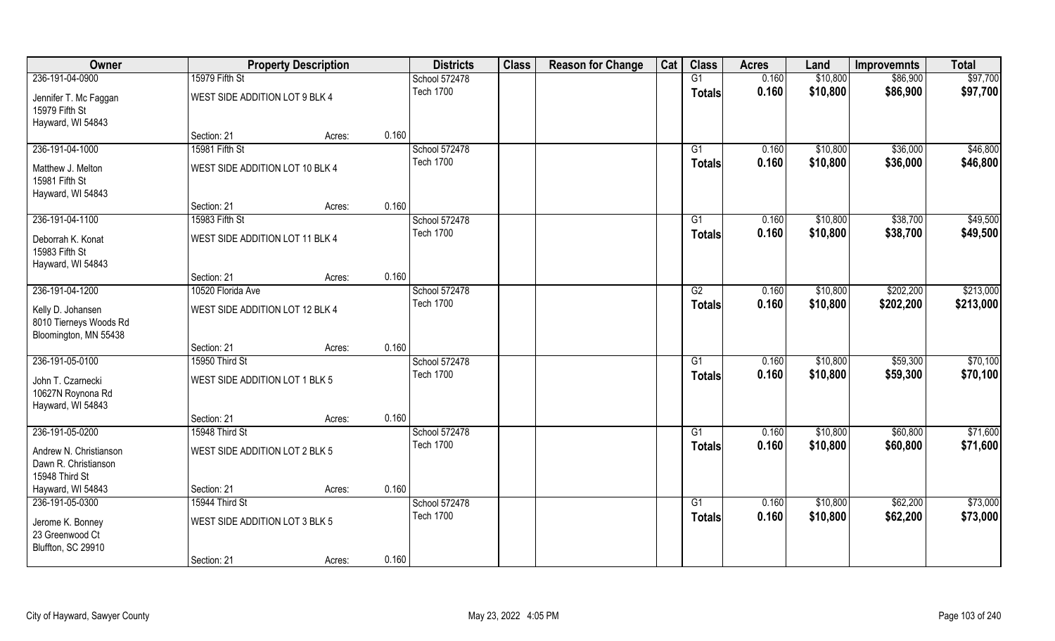| Owner | Property Description | | | Districts | Class | Reason for Change | Cat | Class | Acres | Land | Improvemnts | Total |
|---|---|---|---|---|---|---|---|---|---|---|---|---|
| 236-191-04-0900 | 15979 Fifth St | | | School 572478 | | | | G1 | 0.160 | $10,800 | $86,900 | $97,700 |
| Jennifer T. Mc Faggan<br>15979 Fifth St<br>Hayward, WI 54843 | WEST SIDE ADDITION LOT 9 BLK 4 | | | Tech 1700 | | | | Totals | 0.160 | $10,800 | $86,900 | $97,700 |
| | Section: 21 | Acres: | 0.160 | | | | | | | | | |
| 236-191-04-1000 | 15981 Fifth St | | | School 572478 | | | | G1 | 0.160 | $10,800 | $36,000 | $46,800 |
| Matthew J. Melton<br>15981 Fifth St<br>Hayward, WI 54843 | WEST SIDE ADDITION LOT 10 BLK 4 | | | Tech 1700 | | | | Totals | 0.160 | $10,800 | $36,000 | $46,800 |
| | Section: 21 | Acres: | 0.160 | | | | | | | | | |
| 236-191-04-1100 | 15983 Fifth St | | | School 572478 | | | | G1 | 0.160 | $10,800 | $38,700 | $49,500 |
| Deborrah K. Konat<br>15983 Fifth St<br>Hayward, WI 54843 | WEST SIDE ADDITION LOT 11 BLK 4 | | | Tech 1700 | | | | Totals | 0.160 | $10,800 | $38,700 | $49,500 |
| | Section: 21 | Acres: | 0.160 | | | | | | | | | |
| 236-191-04-1200 | 10520 Florida Ave | | | School 572478 | | | | G2 | 0.160 | $10,800 | $202,200 | $213,000 |
| Kelly D. Johansen<br>8010 Tierneys Woods Rd<br>Bloomington, MN 55438 | WEST SIDE ADDITION LOT 12 BLK 4 | | | Tech 1700 | | | | Totals | 0.160 | $10,800 | $202,200 | $213,000 |
| | Section: 21 | Acres: | 0.160 | | | | | | | | | |
| 236-191-05-0100 | 15950 Third St | | | School 572478 | | | | G1 | 0.160 | $10,800 | $59,300 | $70,100 |
| John T. Czarnecki<br>10627N Roynona Rd<br>Hayward, WI 54843 | WEST SIDE ADDITION LOT 1 BLK 5 | | | Tech 1700 | | | | Totals | 0.160 | $10,800 | $59,300 | $70,100 |
| | Section: 21 | Acres: | 0.160 | | | | | | | | | |
| 236-191-05-0200 | 15948 Third St | | | School 572478 | | | | G1 | 0.160 | $10,800 | $60,800 | $71,600 |
| Andrew N. Christianson<br>Dawn R. Christianson<br>15948 Third St<br>Hayward, WI 54843 | WEST SIDE ADDITION LOT 2 BLK 5 | | | Tech 1700 | | | | Totals | 0.160 | $10,800 | $60,800 | $71,600 |
| | Section: 21 | Acres: | 0.160 | | | | | | | | | |
| 236-191-05-0300 | 15944 Third St | | | School 572478 | | | | G1 | 0.160 | $10,800 | $62,200 | $73,000 |
| Jerome K. Bonney<br>23 Greenwood Ct<br>Bluffton, SC 29910 | WEST SIDE ADDITION LOT 3 BLK 5 | | | Tech 1700 | | | | Totals | 0.160 | $10,800 | $62,200 | $73,000 |
| | Section: 21 | Acres: | 0.160 | | | | | | | | | |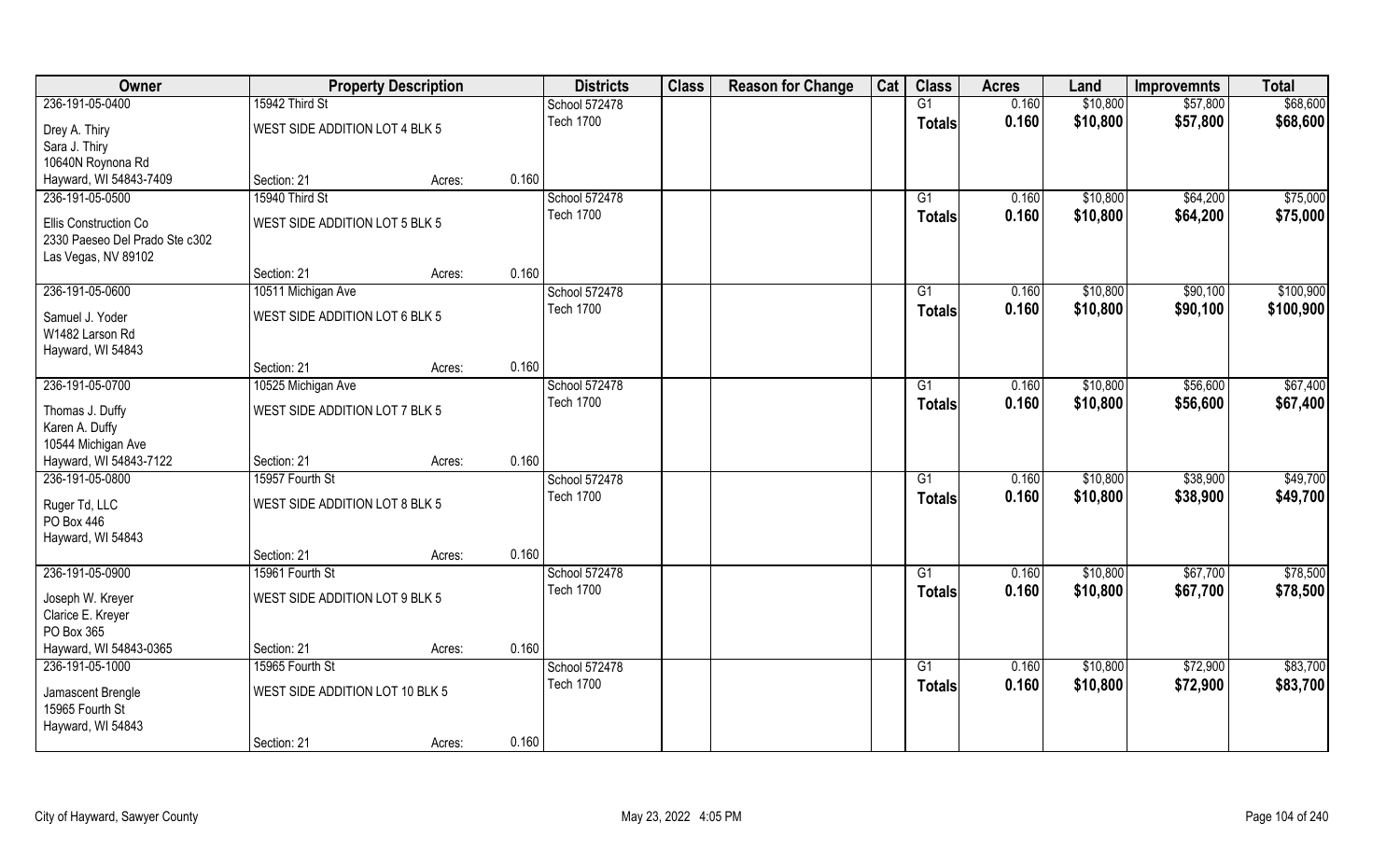| Owner | Property Description | | | Districts | Class | Reason for Change | Cat | Class | Acres | Land | Improvemnts | Total |
|---|---|---|---|---|---|---|---|---|---|---|---|---|
| 236-191-05-0400 | 15942 Third St | | | School 572478 | | | | G1 | 0.160 | $10,800 | $57,800 | $68,600 |
| Drey A. Thiry<br>Sara J. Thiry<br>10640N Roynona Rd<br>Hayward, WI 54843-7409 | WEST SIDE ADDITION LOT 4 BLK 5 | | | Tech 1700 | | | | **Totals** | **0.160** | **$10,800** | **$57,800** | **$68,600** |
| | Section: 21 | Acres: | 0.160 | | | | | | | | | |
| 236-191-05-0500 | 15940 Third St | | | School 572478 | | | | G1 | 0.160 | $10,800 | $64,200 | $75,000 |
| Ellis Construction Co<br>2330 Paeseo Del Prado Ste c302<br>Las Vegas, NV 89102 | WEST SIDE ADDITION LOT 5 BLK 5 | | | Tech 1700 | | | | **Totals** | **0.160** | **$10,800** | **$64,200** | **$75,000** |
| | Section: 21 | Acres: | 0.160 | | | | | | | | | |
| 236-191-05-0600 | 10511 Michigan Ave | | | School 572478 | | | | G1 | 0.160 | $10,800 | $90,100 | $100,900 |
| Samuel J. Yoder<br>W1482 Larson Rd<br>Hayward, WI 54843 | WEST SIDE ADDITION LOT 6 BLK 5 | | | Tech 1700 | | | | **Totals** | **0.160** | **$10,800** | **$90,100** | **$100,900** |
| | Section: 21 | Acres: | 0.160 | | | | | | | | | |
| 236-191-05-0700 | 10525 Michigan Ave | | | School 572478 | | | | G1 | 0.160 | $10,800 | $56,600 | $67,400 |
| Thomas J. Duffy<br>Karen A. Duffy<br>10544 Michigan Ave<br>Hayward, WI 54843-7122 | WEST SIDE ADDITION LOT 7 BLK 5 | | | Tech 1700 | | | | **Totals** | **0.160** | **$10,800** | **$56,600** | **$67,400** |
| | Section: 21 | Acres: | 0.160 | | | | | | | | | |
| 236-191-05-0800 | 15957 Fourth St | | | School 572478 | | | | G1 | 0.160 | $10,800 | $38,900 | $49,700 |
| Ruger Td, LLC<br>PO Box 446<br>Hayward, WI 54843 | WEST SIDE ADDITION LOT 8 BLK 5 | | | Tech 1700 | | | | **Totals** | **0.160** | **$10,800** | **$38,900** | **$49,700** |
| | Section: 21 | Acres: | 0.160 | | | | | | | | | |
| 236-191-05-0900 | 15961 Fourth St | | | School 572478 | | | | G1 | 0.160 | $10,800 | $67,700 | $78,500 |
| Joseph W. Kreyer<br>Clarice E. Kreyer<br>PO Box 365<br>Hayward, WI 54843-0365 | WEST SIDE ADDITION LOT 9 BLK 5 | | | Tech 1700 | | | | **Totals** | **0.160** | **$10,800** | **$67,700** | **$78,500** |
| | Section: 21 | Acres: | 0.160 | | | | | | | | | |
| 236-191-05-1000 | 15965 Fourth St | | | School 572478 | | | | G1 | 0.160 | $10,800 | $72,900 | $83,700 |
| Jamascent Brengle<br>15965 Fourth St<br>Hayward, WI 54843 | WEST SIDE ADDITION LOT 10 BLK 5 | | | Tech 1700 | | | | **Totals** | **0.160** | **$10,800** | **$72,900** | **$83,700** |
| | Section: 21 | Acres: | 0.160 | | | | | | | | | |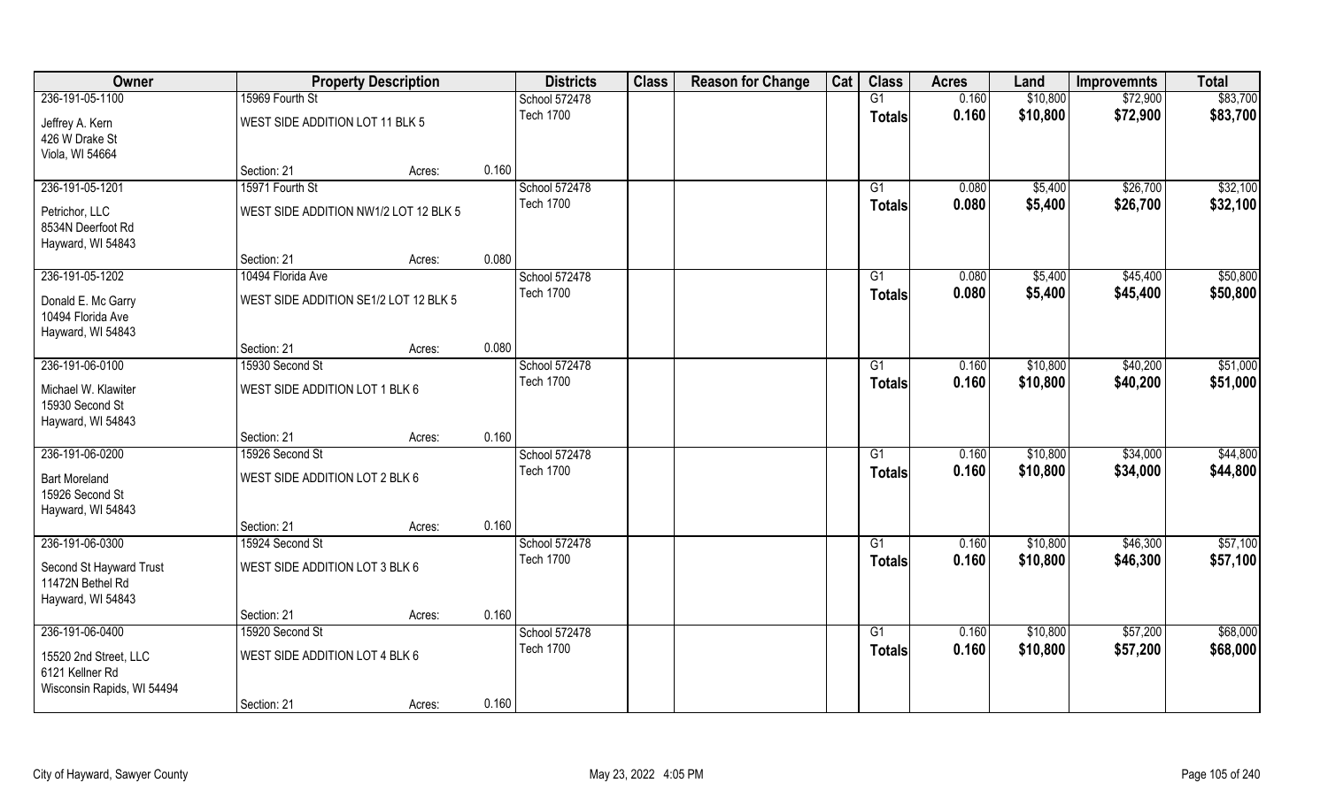| Owner | Property Description | | | Districts | Class | Reason for Change | Cat | Class | Acres | Land | Improvemnts | Total |
|---|---|---|---|---|---|---|---|---|---|---|---|---|
| 236-191-05-1100 | 15969 Fourth St | | | School 572478 | | | | G1 | 0.160 | $10,800 | $72,900 | $83,700 |
| Jeffrey A. Kern<br>426 W Drake St<br>Viola, WI 54664 | WEST SIDE ADDITION LOT 11 BLK 5 | | | Tech 1700 | | | | Totals | 0.160 | $10,800 | $72,900 | $83,700 |
| | Section: 21 | Acres: | 0.160 | | | | | | | | | |
| 236-191-05-1201 | 15971 Fourth St | | | School 572478 | | | | G1 | 0.080 | $5,400 | $26,700 | $32,100 |
| Petrichor, LLC<br>8534N Deerfoot Rd<br>Hayward, WI 54843 | WEST SIDE ADDITION NW1/2 LOT 12 BLK 5 | | | Tech 1700 | | | | Totals | 0.080 | $5,400 | $26,700 | $32,100 |
| | Section: 21 | Acres: | 0.080 | | | | | | | | | |
| 236-191-05-1202 | 10494 Florida Ave | | | School 572478 | | | | G1 | 0.080 | $5,400 | $45,400 | $50,800 |
| Donald E. Mc Garry<br>10494 Florida Ave<br>Hayward, WI 54843 | WEST SIDE ADDITION SE1/2 LOT 12 BLK 5 | | | Tech 1700 | | | | Totals | 0.080 | $5,400 | $45,400 | $50,800 |
| | Section: 21 | Acres: | 0.080 | | | | | | | | | |
| 236-191-06-0100 | 15930 Second St | | | School 572478 | | | | G1 | 0.160 | $10,800 | $40,200 | $51,000 |
| Michael W. Klawiter<br>15930 Second St<br>Hayward, WI 54843 | WEST SIDE ADDITION LOT 1 BLK 6 | | | Tech 1700 | | | | Totals | 0.160 | $10,800 | $40,200 | $51,000 |
| | Section: 21 | Acres: | 0.160 | | | | | | | | | |
| 236-191-06-0200 | 15926 Second St | | | School 572478 | | | | G1 | 0.160 | $10,800 | $34,000 | $44,800 |
| Bart Moreland<br>15926 Second St<br>Hayward, WI 54843 | WEST SIDE ADDITION LOT 2 BLK 6 | | | Tech 1700 | | | | Totals | 0.160 | $10,800 | $34,000 | $44,800 |
| | Section: 21 | Acres: | 0.160 | | | | | | | | | |
| 236-191-06-0300 | 15924 Second St | | | School 572478 | | | | G1 | 0.160 | $10,800 | $46,300 | $57,100 |
| Second St Hayward Trust<br>11472N Bethel Rd<br>Hayward, WI 54843 | WEST SIDE ADDITION LOT 3 BLK 6 | | | Tech 1700 | | | | Totals | 0.160 | $10,800 | $46,300 | $57,100 |
| | Section: 21 | Acres: | 0.160 | | | | | | | | | |
| 236-191-06-0400 | 15920 Second St | | | School 572478 | | | | G1 | 0.160 | $10,800 | $57,200 | $68,000 |
| 15520 2nd Street, LLC<br>6121 Kellner Rd<br>Wisconsin Rapids, WI 54494 | WEST SIDE ADDITION LOT 4 BLK 6 | | | Tech 1700 | | | | Totals | 0.160 | $10,800 | $57,200 | $68,000 |
| | Section: 21 | Acres: | 0.160 | | | | | | | | | |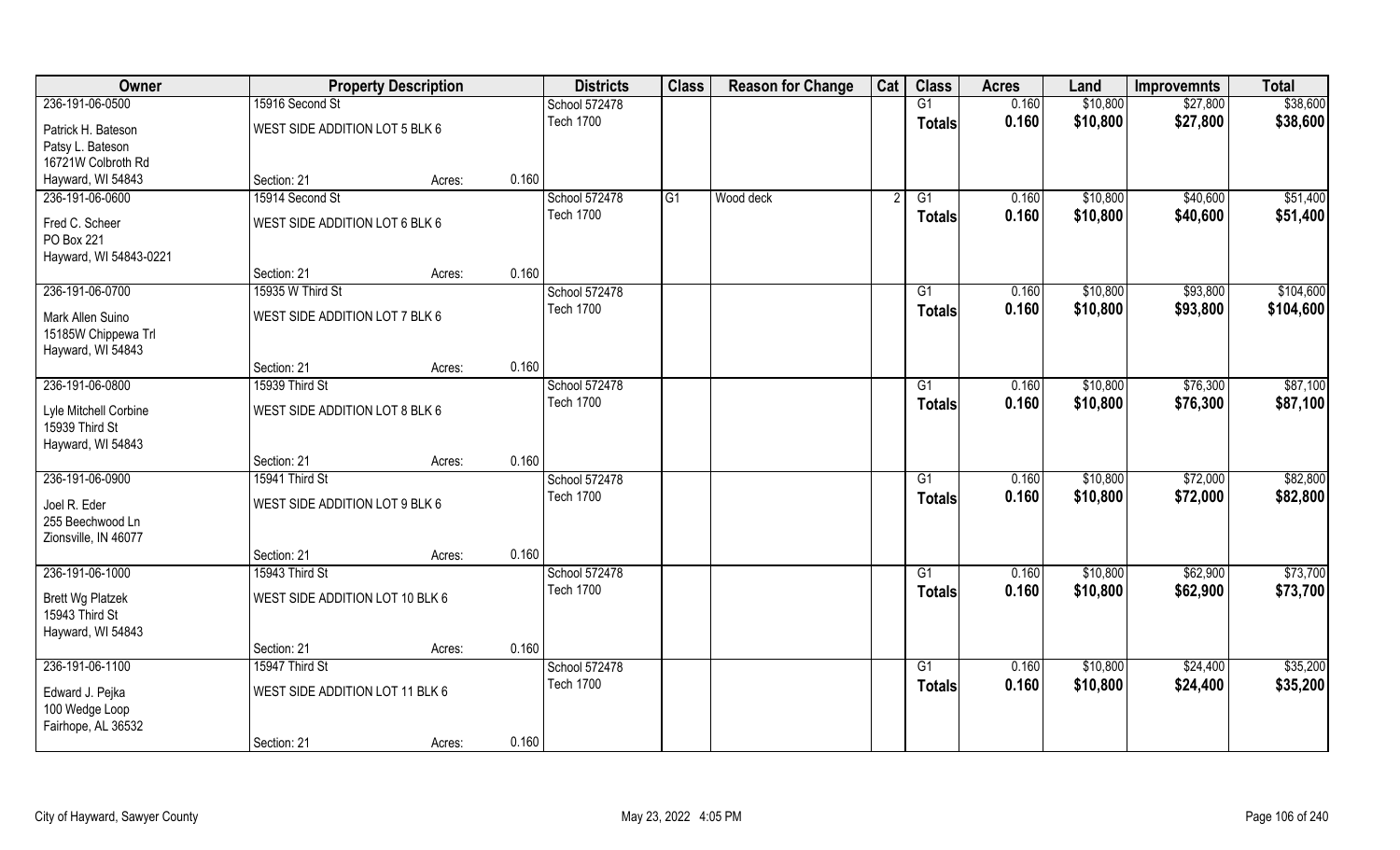| Owner | Property Description | | | Districts | Class | Reason for Change | Cat | Class | Acres | Land | Improvemnts | Total |
|---|---|---|---|---|---|---|---|---|---|---|---|---|
| 236-191-06-0500 | 15916 Second St | | | School 572478 | | | | G1 | 0.160 | $10,800 | $27,800 | $38,600 |
| Patrick H. Bateson | WEST SIDE ADDITION LOT 5 BLK 6 | | | Tech 1700 | | | | **Totals** | **0.160** | **$10,800** | **$27,800** | **$38,600** |
| Patsy L. Bateson | | | | | | | | | | | | |
| 16721W Colbroth Rd | | | | | | | | | | | | |
| Hayward, WI 54843 | Section: 21 | Acres: | 0.160 | | | | | | | | | |
| 236-191-06-0600 | 15914 Second St | | | School 572478 | G1 | Wood deck | 2 | G1 | 0.160 | $10,800 | $40,600 | $51,400 |
| Fred C. Scheer | WEST SIDE ADDITION LOT 6 BLK 6 | | | Tech 1700 | | | | **Totals** | **0.160** | **$10,800** | **$40,600** | **$51,400** |
| PO Box 221 | | | | | | | | | | | | |
| Hayward, WI 54843-0221 | | | | | | | | | | | | |
| | Section: 21 | Acres: | 0.160 | | | | | | | | | |
| 236-191-06-0700 | 15935 W Third St | | | School 572478 | | | | G1 | 0.160 | $10,800 | $93,800 | $104,600 |
| Mark Allen Suino | WEST SIDE ADDITION LOT 7 BLK 6 | | | Tech 1700 | | | | **Totals** | **0.160** | **$10,800** | **$93,800** | **$104,600** |
| 15185W Chippewa Trl | | | | | | | | | | | | |
| Hayward, WI 54843 | | | | | | | | | | | | |
| | Section: 21 | Acres: | 0.160 | | | | | | | | | |
| 236-191-06-0800 | 15939 Third St | | | School 572478 | | | | G1 | 0.160 | $10,800 | $76,300 | $87,100 |
| Lyle Mitchell Corbine | WEST SIDE ADDITION LOT 8 BLK 6 | | | Tech 1700 | | | | **Totals** | **0.160** | **$10,800** | **$76,300** | **$87,100** |
| 15939 Third St | | | | | | | | | | | | |
| Hayward, WI 54843 | | | | | | | | | | | | |
| | Section: 21 | Acres: | 0.160 | | | | | | | | | |
| 236-191-06-0900 | 15941 Third St | | | School 572478 | | | | G1 | 0.160 | $10,800 | $72,000 | $82,800 |
| Joel R. Eder | WEST SIDE ADDITION LOT 9 BLK 6 | | | Tech 1700 | | | | **Totals** | **0.160** | **$10,800** | **$72,000** | **$82,800** |
| 255 Beechwood Ln | | | | | | | | | | | | |
| Zionsville, IN 46077 | | | | | | | | | | | | |
| | Section: 21 | Acres: | 0.160 | | | | | | | | | |
| 236-191-06-1000 | 15943 Third St | | | School 572478 | | | | G1 | 0.160 | $10,800 | $62,900 | $73,700 |
| Brett Wg Platzek | WEST SIDE ADDITION LOT 10 BLK 6 | | | Tech 1700 | | | | **Totals** | **0.160** | **$10,800** | **$62,900** | **$73,700** |
| 15943 Third St | | | | | | | | | | | | |
| Hayward, WI 54843 | | | | | | | | | | | | |
| | Section: 21 | Acres: | 0.160 | | | | | | | | | |
| 236-191-06-1100 | 15947 Third St | | | School 572478 | | | | G1 | 0.160 | $10,800 | $24,400 | $35,200 |
| Edward J. Pejka | WEST SIDE ADDITION LOT 11 BLK 6 | | | Tech 1700 | | | | **Totals** | **0.160** | **$10,800** | **$24,400** | **$35,200** |
| 100 Wedge Loop | | | | | | | | | | | | |
| Fairhope, AL 36532 | | | | | | | | | | | | |
| | Section: 21 | Acres: | 0.160 | | | | | | | | | |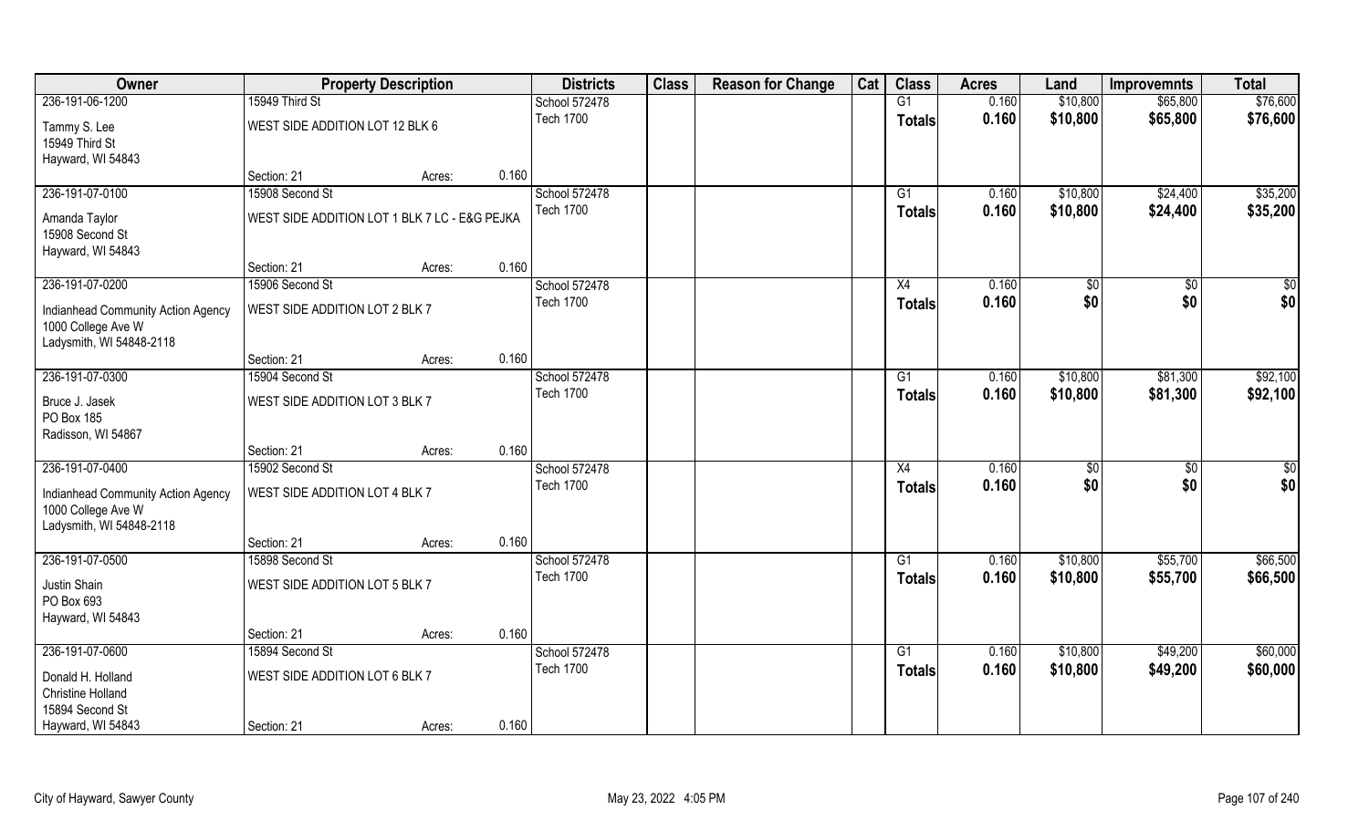| Owner | Property Description | | | Districts | Class | Reason for Change | Cat | Class | Acres | Land | Improvemnts | Total |
|---|---|---|---|---|---|---|---|---|---|---|---|---|
| 236-191-06-1200 | 15949 Third St | | | School 572478 | | | | G1 | 0.160 | $10,800 | $65,800 | $76,600 |
| Tammy S. Lee<br>15949 Third St<br>Hayward, WI 54843 | WEST SIDE ADDITION LOT 12 BLK 6 | | | Tech 1700 | | | | Totals | 0.160 | $10,800 | $65,800 | $76,600 |
| | Section: 21 | Acres: | 0.160 | | | | | | | | | |
| 236-191-07-0100 | 15908 Second St | | | School 572478 | | | | G1 | 0.160 | $10,800 | $24,400 | $35,200 |
| Amanda Taylor<br>15908 Second St<br>Hayward, WI 54843 | WEST SIDE ADDITION LOT 1 BLK 7 LC - E&G PEJKA | | | Tech 1700 | | | | Totals | 0.160 | $10,800 | $24,400 | $35,200 |
| | Section: 21 | Acres: | 0.160 | | | | | | | | | |
| 236-191-07-0200 | 15906 Second St | | | School 572478 | | | | X4 | 0.160 | $0 | $0 | $0 |
| Indianhead Community Action Agency<br>1000 College Ave W<br>Ladysmith, WI 54848-2118 | WEST SIDE ADDITION LOT 2 BLK 7 | | | Tech 1700 | | | | Totals | 0.160 | $0 | $0 | $0 |
| | Section: 21 | Acres: | 0.160 | | | | | | | | | |
| 236-191-07-0300 | 15904 Second St | | | School 572478 | | | | G1 | 0.160 | $10,800 | $81,300 | $92,100 |
| Bruce J. Jasek<br>PO Box 185<br>Radisson, WI 54867 | WEST SIDE ADDITION LOT 3 BLK 7 | | | Tech 1700 | | | | Totals | 0.160 | $10,800 | $81,300 | $92,100 |
| | Section: 21 | Acres: | 0.160 | | | | | | | | | |
| 236-191-07-0400 | 15902 Second St | | | School 572478 | | | | X4 | 0.160 | $0 | $0 | $0 |
| Indianhead Community Action Agency<br>1000 College Ave W<br>Ladysmith, WI 54848-2118 | WEST SIDE ADDITION LOT 4 BLK 7 | | | Tech 1700 | | | | Totals | 0.160 | $0 | $0 | $0 |
| | Section: 21 | Acres: | 0.160 | | | | | | | | | |
| 236-191-07-0500 | 15898 Second St | | | School 572478 | | | | G1 | 0.160 | $10,800 | $55,700 | $66,500 |
| Justin Shain<br>PO Box 693<br>Hayward, WI 54843 | WEST SIDE ADDITION LOT 5 BLK 7 | | | Tech 1700 | | | | Totals | 0.160 | $10,800 | $55,700 | $66,500 |
| | Section: 21 | Acres: | 0.160 | | | | | | | | | |
| 236-191-07-0600 | 15894 Second St | | | School 572478 | | | | G1 | 0.160 | $10,800 | $49,200 | $60,000 |
| Donald H. Holland<br>Christine Holland<br>15894 Second St<br>Hayward, WI 54843 | WEST SIDE ADDITION LOT 6 BLK 7 | | | Tech 1700 | | | | Totals | 0.160 | $10,800 | $49,200 | $60,000 |
| | Section: 21 | Acres: | 0.160 | | | | | | | | | |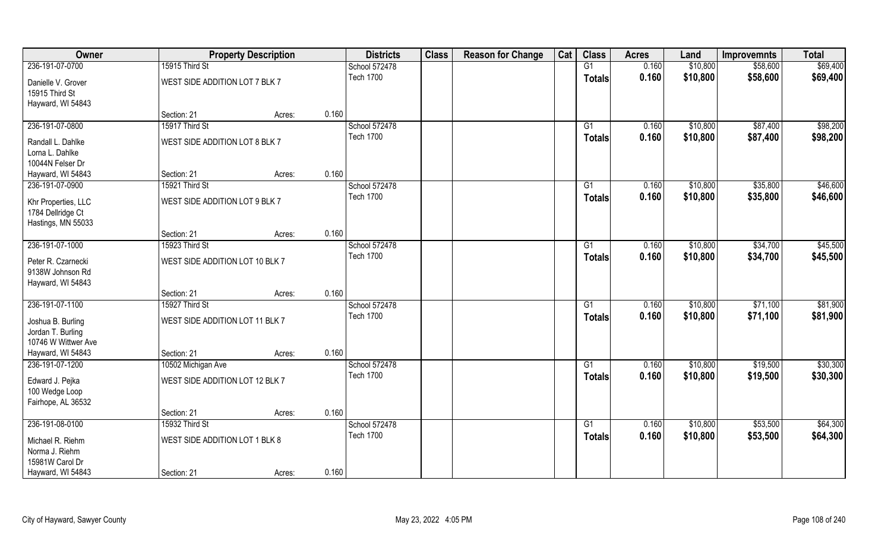| Owner | Property Description | | | Districts | Class | Reason for Change | Cat | Class | Acres | Land | Improvemnts | Total |
|---|---|---|---|---|---|---|---|---|---|---|---|---|
| 236-191-07-0700 | 15915 Third St | | | School 572478 | | | | G1 | 0.160 | $10,800 | $58,600 | $69,400 |
| Danielle V. Grover<br>15915 Third St<br>Hayward, WI 54843 | WEST SIDE ADDITION LOT 7 BLK 7 | | | Tech 1700 | | | | **Totals** | **0.160** | **$10,800** | **$58,600** | **$69,400** |
| | Section: 21 | Acres: | 0.160 | | | | | | | | | |
| 236-191-07-0800 | 15917 Third St | | | School 572478 | | | | G1 | 0.160 | $10,800 | $87,400 | $98,200 |
| Randall L. Dahlke<br>Lorna L. Dahlke<br>10044N Felser Dr<br>Hayward, WI 54843 | WEST SIDE ADDITION LOT 8 BLK 7 | | | Tech 1700 | | | | **Totals** | **0.160** | **$10,800** | **$87,400** | **$98,200** |
| | Section: 21 | Acres: | 0.160 | | | | | | | | | |
| 236-191-07-0900 | 15921 Third St | | | School 572478 | | | | G1 | 0.160 | $10,800 | $35,800 | $46,600 |
| Khr Properties, LLC<br>1784 Dellridge Ct<br>Hastings, MN 55033 | WEST SIDE ADDITION LOT 9 BLK 7 | | | Tech 1700 | | | | **Totals** | **0.160** | **$10,800** | **$35,800** | **$46,600** |
| | Section: 21 | Acres: | 0.160 | | | | | | | | | |
| 236-191-07-1000 | 15923 Third St | | | School 572478 | | | | G1 | 0.160 | $10,800 | $34,700 | $45,500 |
| Peter R. Czarnecki<br>9138W Johnson Rd<br>Hayward, WI 54843 | WEST SIDE ADDITION LOT 10 BLK 7 | | | Tech 1700 | | | | **Totals** | **0.160** | **$10,800** | **$34,700** | **$45,500** |
| | Section: 21 | Acres: | 0.160 | | | | | | | | | |
| 236-191-07-1100 | 15927 Third St | | | School 572478 | | | | G1 | 0.160 | $10,800 | $71,100 | $81,900 |
| Joshua B. Burling<br>Jordan T. Burling<br>10746 W Wittwer Ave<br>Hayward, WI 54843 | WEST SIDE ADDITION LOT 11 BLK 7 | | | Tech 1700 | | | | **Totals** | **0.160** | **$10,800** | **$71,100** | **$81,900** |
| | Section: 21 | Acres: | 0.160 | | | | | | | | | |
| 236-191-07-1200 | 10502 Michigan Ave | | | School 572478 | | | | G1 | 0.160 | $10,800 | $19,500 | $30,300 |
| Edward J. Pejka<br>100 Wedge Loop<br>Fairhope, AL 36532 | WEST SIDE ADDITION LOT 12 BLK 7 | | | Tech 1700 | | | | **Totals** | **0.160** | **$10,800** | **$19,500** | **$30,300** |
| | Section: 21 | Acres: | 0.160 | | | | | | | | | |
| 236-191-08-0100 | 15932 Third St | | | School 572478 | | | | G1 | 0.160 | $10,800 | $53,500 | $64,300 |
| Michael R. Riehm<br>Norma J. Riehm<br>15981W Carol Dr<br>Hayward, WI 54843 | WEST SIDE ADDITION LOT 1 BLK 8 | | | Tech 1700 | | | | **Totals** | **0.160** | **$10,800** | **$53,500** | **$64,300** |
| | Section: 21 | Acres: | 0.160 | | | | | | | | | |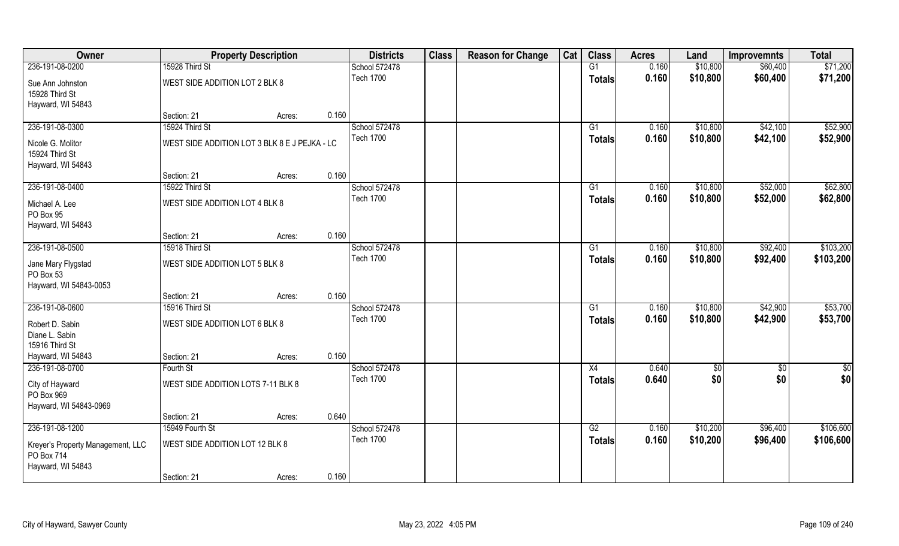| Owner | Property Description | | | Districts | Class | Reason for Change | Cat | Class | Acres | Land | Improvemnts | Total |
|---|---|---|---|---|---|---|---|---|---|---|---|---|
| 236-191-08-0200 | 15928 Third St | | | School 572478 | | | | G1 | 0.160 | $10,800 | $60,400 | $71,200 |
| Sue Ann Johnston<br>15928 Third St<br>Hayward, WI 54843 | WEST SIDE ADDITION LOT 2 BLK 8 | | | Tech 1700 | | | | **Totals** | **0.160** | **$10,800** | **$60,400** | **$71,200** |
| | Section: 21 | Acres: | 0.160 | | | | | | | | | |
| 236-191-08-0300 | 15924 Third St | | | School 572478 | | | | G1 | 0.160 | $10,800 | $42,100 | $52,900 |
| Nicole G. Molitor<br>15924 Third St<br>Hayward, WI 54843 | WEST SIDE ADDITION LOT 3 BLK 8 E J PEJKA - LC | | | Tech 1700 | | | | **Totals** | **0.160** | **$10,800** | **$42,100** | **$52,900** |
| | Section: 21 | Acres: | 0.160 | | | | | | | | | |
| 236-191-08-0400 | 15922 Third St | | | School 572478 | | | | G1 | 0.160 | $10,800 | $52,000 | $62,800 |
| Michael A. Lee<br>PO Box 95<br>Hayward, WI 54843 | WEST SIDE ADDITION LOT 4 BLK 8 | | | Tech 1700 | | | | **Totals** | **0.160** | **$10,800** | **$52,000** | **$62,800** |
| | Section: 21 | Acres: | 0.160 | | | | | | | | | |
| 236-191-08-0500 | 15918 Third St | | | School 572478 | | | | G1 | 0.160 | $10,800 | $92,400 | $103,200 |
| Jane Mary Flygstad<br>PO Box 53<br>Hayward, WI 54843-0053 | WEST SIDE ADDITION LOT 5 BLK 8 | | | Tech 1700 | | | | **Totals** | **0.160** | **$10,800** | **$92,400** | **$103,200** |
| | Section: 21 | Acres: | 0.160 | | | | | | | | | |
| 236-191-08-0600 | 15916 Third St | | | School 572478 | | | | G1 | 0.160 | $10,800 | $42,900 | $53,700 |
| Robert D. Sabin<br>Diane L. Sabin<br>15916 Third St<br>Hayward, WI 54843 | WEST SIDE ADDITION LOT 6 BLK 8 | | | Tech 1700 | | | | **Totals** | **0.160** | **$10,800** | **$42,900** | **$53,700** |
| | Section: 21 | Acres: | 0.160 | | | | | | | | | |
| 236-191-08-0700 | Fourth St | | | School 572478 | | | | X4 | 0.640 | $0 | $0 | $0 |
| City of Hayward<br>PO Box 969<br>Hayward, WI 54843-0969 | WEST SIDE ADDITION LOTS 7-11 BLK 8 | | | Tech 1700 | | | | **Totals** | **0.640** | **$0** | **$0** | **$0** |
| | Section: 21 | Acres: | 0.640 | | | | | | | | | |
| 236-191-08-1200 | 15949 Fourth St | | | School 572478 | | | | G2 | 0.160 | $10,200 | $96,400 | $106,600 |
| Kreyer's Property Management, LLC<br>PO Box 714<br>Hayward, WI 54843 | WEST SIDE ADDITION LOT 12 BLK 8 | | | Tech 1700 | | | | **Totals** | **0.160** | **$10,200** | **$96,400** | **$106,600** |
| | Section: 21 | Acres: | 0.160 | | | | | | | | | |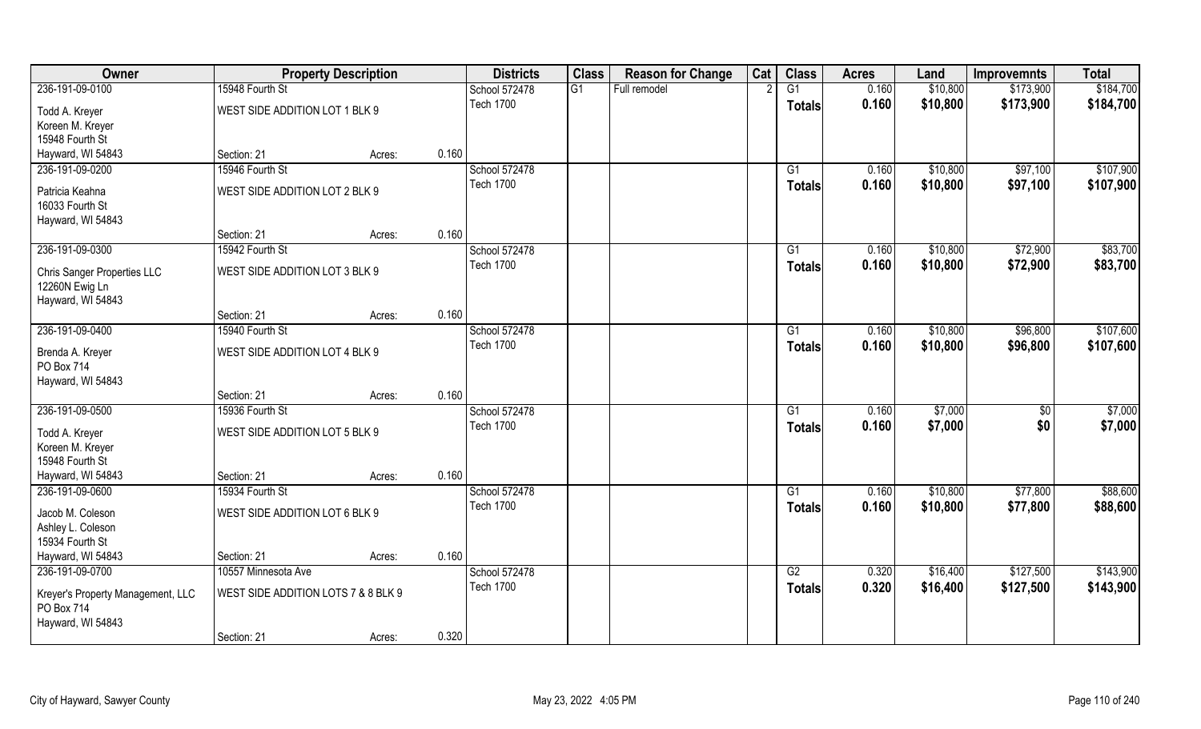| Owner | Property Description | | | Districts | Class | Reason for Change | Cat | Class | Acres | Land | Improvemnts | Total |
|---|---|---|---|---|---|---|---|---|---|---|---|---|
| 236-191-09-0100 | 15948 Fourth St | | | School 572478 | G1 | Full remodel | 2 | G1 | 0.160 | $10,800 | $173,900 | $184,700 |
| Todd A. Kreyer<br>Koreen M. Kreyer<br>15948 Fourth St<br>Hayward, WI 54843 | WEST SIDE ADDITION LOT 1 BLK 9 | | | Tech 1700 | | | | **Totals** | **0.160** | **$10,800** | **$173,900** | **$184,700** |
| | Section: 21 | Acres: | 0.160 | | | | | | | | | |
| 236-191-09-0200 | 15946 Fourth St | | | School 572478 | | | | G1 | 0.160 | $10,800 | $97,100 | $107,900 |
| Patricia Keahna<br>16033 Fourth St<br>Hayward, WI 54843 | WEST SIDE ADDITION LOT 2 BLK 9 | | | Tech 1700 | | | | **Totals** | **0.160** | **$10,800** | **$97,100** | **$107,900** |
| | Section: 21 | Acres: | 0.160 | | | | | | | | | |
| 236-191-09-0300 | 15942 Fourth St | | | School 572478 | | | | G1 | 0.160 | $10,800 | $72,900 | $83,700 |
| Chris Sanger Properties LLC<br>12260N Ewig Ln<br>Hayward, WI 54843 | WEST SIDE ADDITION LOT 3 BLK 9 | | | Tech 1700 | | | | **Totals** | **0.160** | **$10,800** | **$72,900** | **$83,700** |
| | Section: 21 | Acres: | 0.160 | | | | | | | | | |
| 236-191-09-0400 | 15940 Fourth St | | | School 572478 | | | | G1 | 0.160 | $10,800 | $96,800 | $107,600 |
| Brenda A. Kreyer<br>PO Box 714<br>Hayward, WI 54843 | WEST SIDE ADDITION LOT 4 BLK 9 | | | Tech 1700 | | | | **Totals** | **0.160** | **$10,800** | **$96,800** | **$107,600** |
| | Section: 21 | Acres: | 0.160 | | | | | | | | | |
| 236-191-09-0500 | 15936 Fourth St | | | School 572478 | | | | G1 | 0.160 | $7,000 | $0 | $7,000 |
| Todd A. Kreyer<br>Koreen M. Kreyer<br>15948 Fourth St<br>Hayward, WI 54843 | WEST SIDE ADDITION LOT 5 BLK 9 | | | Tech 1700 | | | | **Totals** | **0.160** | **$7,000** | **$0** | **$7,000** |
| | Section: 21 | Acres: | 0.160 | | | | | | | | | |
| 236-191-09-0600 | 15934 Fourth St | | | School 572478 | | | | G1 | 0.160 | $10,800 | $77,800 | $88,600 |
| Jacob M. Coleson<br>Ashley L. Coleson<br>15934 Fourth St<br>Hayward, WI 54843 | WEST SIDE ADDITION LOT 6 BLK 9 | | | Tech 1700 | | | | **Totals** | **0.160** | **$10,800** | **$77,800** | **$88,600** |
| | Section: 21 | Acres: | 0.160 | | | | | | | | | |
| 236-191-09-0700 | 10557 Minnesota Ave | | | School 572478 | | | | G2 | 0.320 | $16,400 | $127,500 | $143,900 |
| Kreyer's Property Management, LLC<br>PO Box 714<br>Hayward, WI 54843 | WEST SIDE ADDITION LOTS 7 & 8 BLK 9 | | | Tech 1700 | | | | **Totals** | **0.320** | **$16,400** | **$127,500** | **$143,900** |
| | Section: 21 | Acres: | 0.320 | | | | | | | | | |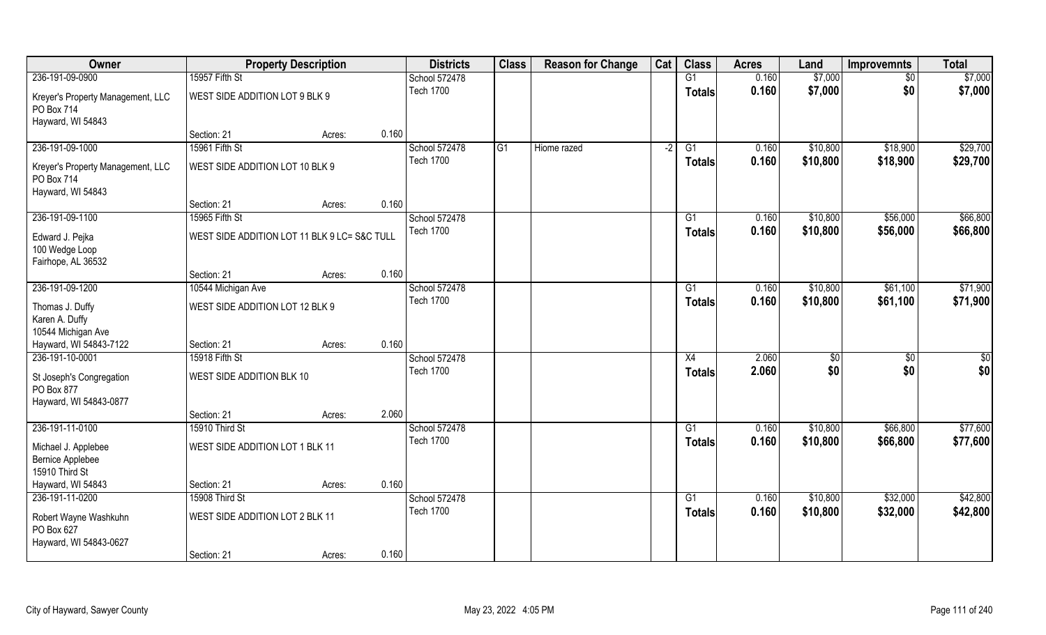| Owner | Property Description | | | Districts | Class | Reason for Change | Cat | Class | Acres | Land | Improvemnts | Total |
|---|---|---|---|---|---|---|---|---|---|---|---|---|
| 236-191-09-0900 | 15957 Fifth St | | | School 572478 | | | | G1 | 0.160 | $7,000 | $0 | $7,000 |
| Kreyer's Property Management, LLC<br>PO Box 714<br>Hayward, WI 54843 | WEST SIDE ADDITION LOT 9 BLK 9 | | | Tech 1700 | | | | Totals | 0.160 | $7,000 | $0 | $7,000 |
| | Section: 21 | Acres: | 0.160 | | | | | | | | | |
| 236-191-09-1000 | 15961 Fifth St | | | School 572478 | G1 | Hiome razed | -2 | G1 | 0.160 | $10,800 | $18,900 | $29,700 |
| Kreyer's Property Management, LLC<br>PO Box 714<br>Hayward, WI 54843 | WEST SIDE ADDITION LOT 10 BLK 9 | | | Tech 1700 | | | | Totals | 0.160 | $10,800 | $18,900 | $29,700 |
| | Section: 21 | Acres: | 0.160 | | | | | | | | | |
| 236-191-09-1100 | 15965 Fifth St | | | School 572478 | | | | G1 | 0.160 | $10,800 | $56,000 | $66,800 |
| Edward J. Pejka<br>100 Wedge Loop<br>Fairhope, AL 36532 | WEST SIDE ADDITION LOT 11 BLK 9 LC= S&C TULL | | | Tech 1700 | | | | Totals | 0.160 | $10,800 | $56,000 | $66,800 |
| | Section: 21 | Acres: | 0.160 | | | | | | | | | |
| 236-191-09-1200 | 10544 Michigan Ave | | | School 572478 | | | | G1 | 0.160 | $10,800 | $61,100 | $71,900 |
| Thomas J. Duffy<br>Karen A. Duffy<br>10544 Michigan Ave<br>Hayward, WI 54843-7122 | WEST SIDE ADDITION LOT 12 BLK 9 | | | Tech 1700 | | | | Totals | 0.160 | $10,800 | $61,100 | $71,900 |
| | Section: 21 | Acres: | 0.160 | | | | | | | | | |
| 236-191-10-0001 | 15918 Fifth St | | | School 572478 | | | | X4 | 2.060 | $0 | $0 | $0 |
| St Joseph's Congregation<br>PO Box 877<br>Hayward, WI 54843-0877 | WEST SIDE ADDITION BLK 10 | | | Tech 1700 | | | | Totals | 2.060 | $0 | $0 | $0 |
| | Section: 21 | Acres: | 2.060 | | | | | | | | | |
| 236-191-11-0100 | 15910 Third St | | | School 572478 | | | | G1 | 0.160 | $10,800 | $66,800 | $77,600 |
| Michael J. Applebee<br>Bernice Applebee<br>15910 Third St<br>Hayward, WI 54843 | WEST SIDE ADDITION LOT 1 BLK 11 | | | Tech 1700 | | | | Totals | 0.160 | $10,800 | $66,800 | $77,600 |
| | Section: 21 | Acres: | 0.160 | | | | | | | | | |
| 236-191-11-0200 | 15908 Third St | | | School 572478 | | | | G1 | 0.160 | $10,800 | $32,000 | $42,800 |
| Robert Wayne Washkuhn<br>PO Box 627<br>Hayward, WI 54843-0627 | WEST SIDE ADDITION LOT 2 BLK 11 | | | Tech 1700 | | | | Totals | 0.160 | $10,800 | $32,000 | $42,800 |
| | Section: 21 | Acres: | 0.160 | | | | | | | | | |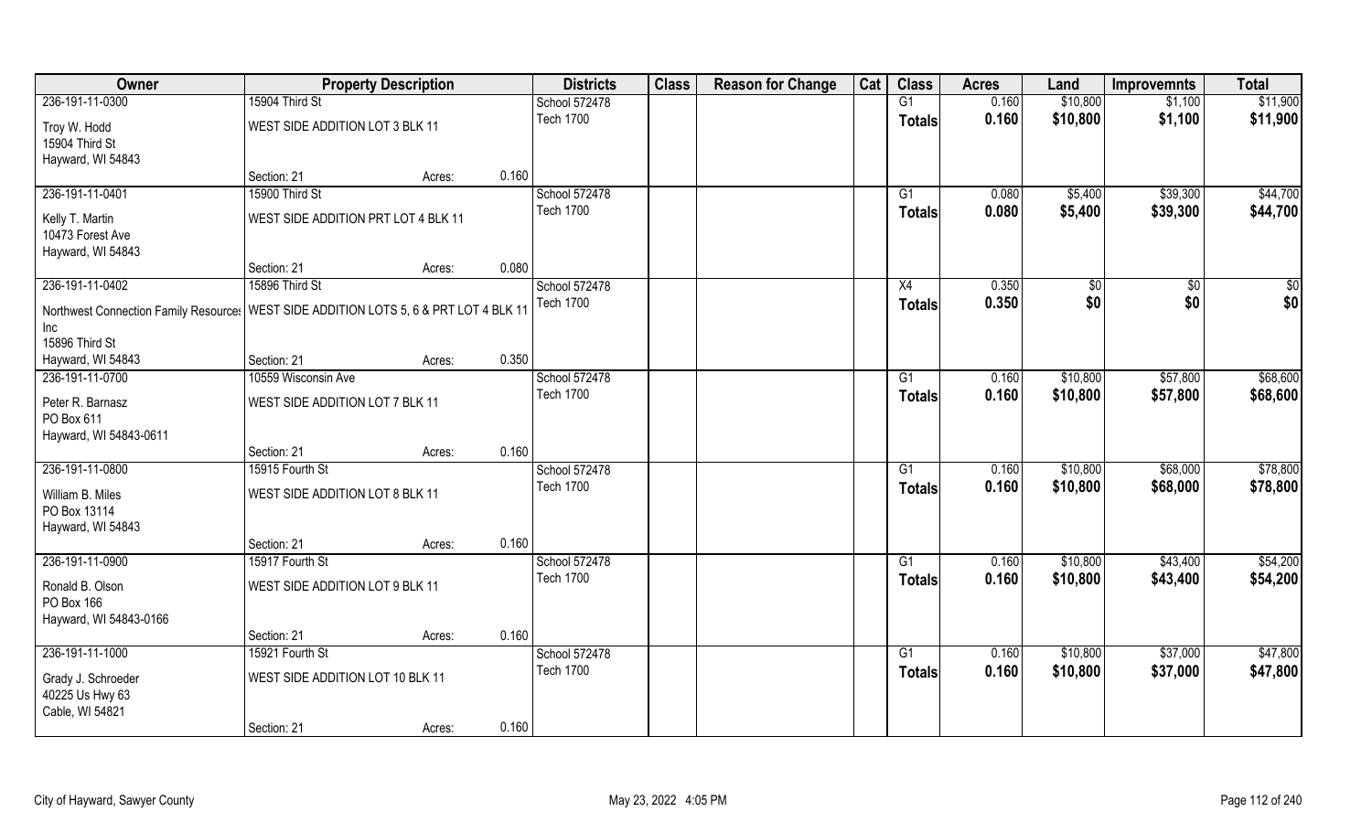| Owner | Property Description | | | Districts | Class | Reason for Change | Cat | Class | Acres | Land | Improvemnts | Total |
|---|---|---|---|---|---|---|---|---|---|---|---|---|
| 236-191-11-0300 | 15904 Third St | | | School 572478 | | | | G1 | 0.160 | $10,800 | $1,100 | $11,900 |
| Troy W. Hodd<br>15904 Third St<br>Hayward, WI 54843 | WEST SIDE ADDITION LOT 3 BLK 11 | | | Tech 1700 | | | | **Totals** | **0.160** | **$10,800** | **$1,100** | **$11,900** |
| | Section: 21 | Acres: | 0.160 | | | | | | | | | |
| 236-191-11-0401 | 15900 Third St | | | School 572478 | | | | G1 | 0.080 | $5,400 | $39,300 | $44,700 |
| Kelly T. Martin<br>10473 Forest Ave<br>Hayward, WI 54843 | WEST SIDE ADDITION PRT LOT 4 BLK 11 | | | Tech 1700 | | | | **Totals** | **0.080** | **$5,400** | **$39,300** | **$44,700** |
| | Section: 21 | Acres: | 0.080 | | | | | | | | | |
| 236-191-11-0402 | 15896 Third St | | | School 572478 | | | | X4 | 0.350 | $0 | $0 | $0 |
| Northwest Connection Family Resources Inc<br>15896 Third St<br>Hayward, WI 54843 | WEST SIDE ADDITION LOTS 5, 6 & PRT LOT 4 BLK 11 | | | Tech 1700 | | | | **Totals** | **0.350** | **$0** | **$0** | **$0** |
| | Section: 21 | Acres: | 0.350 | | | | | | | | | |
| 236-191-11-0700 | 10559 Wisconsin Ave | | | School 572478 | | | | G1 | 0.160 | $10,800 | $57,800 | $68,600 |
| Peter R. Barnasz<br>PO Box 611<br>Hayward, WI 54843-0611 | WEST SIDE ADDITION LOT 7 BLK 11 | | | Tech 1700 | | | | **Totals** | **0.160** | **$10,800** | **$57,800** | **$68,600** |
| | Section: 21 | Acres: | 0.160 | | | | | | | | | |
| 236-191-11-0800 | 15915 Fourth St | | | School 572478 | | | | G1 | 0.160 | $10,800 | $68,000 | $78,800 |
| William B. Miles<br>PO Box 13114<br>Hayward, WI 54843 | WEST SIDE ADDITION LOT 8 BLK 11 | | | Tech 1700 | | | | **Totals** | **0.160** | **$10,800** | **$68,000** | **$78,800** |
| | Section: 21 | Acres: | 0.160 | | | | | | | | | |
| 236-191-11-0900 | 15917 Fourth St | | | School 572478 | | | | G1 | 0.160 | $10,800 | $43,400 | $54,200 |
| Ronald B. Olson<br>PO Box 166<br>Hayward, WI 54843-0166 | WEST SIDE ADDITION LOT 9 BLK 11 | | | Tech 1700 | | | | **Totals** | **0.160** | **$10,800** | **$43,400** | **$54,200** |
| | Section: 21 | Acres: | 0.160 | | | | | | | | | |
| 236-191-11-1000 | 15921 Fourth St | | | School 572478 | | | | G1 | 0.160 | $10,800 | $37,000 | $47,800 |
| Grady J. Schroeder<br>40225 Us Hwy 63<br>Cable, WI 54821 | WEST SIDE ADDITION LOT 10 BLK 11 | | | Tech 1700 | | | | **Totals** | **0.160** | **$10,800** | **$37,000** | **$47,800** |
| | Section: 21 | Acres: | 0.160 | | | | | | | | | |

City of Hayward, Sawyer County May 23, 2022 4:05 PM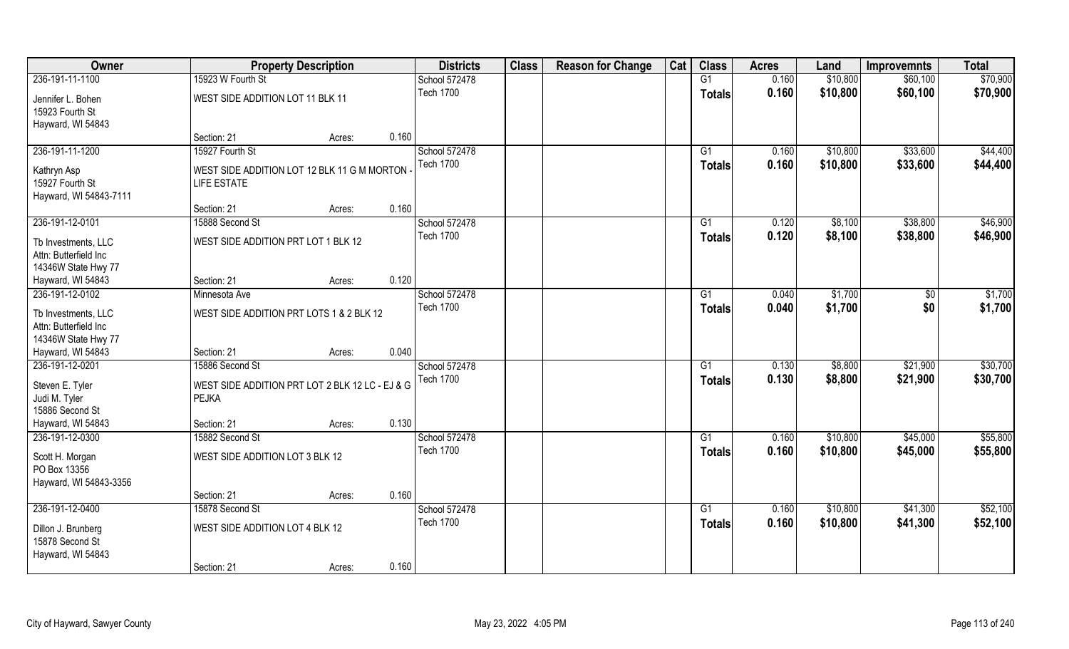| Owner | Property Description | Districts | Class | Reason for Change | Cat | Class | Acres | Land | Improvemnts | Total |
|---|---|---|---|---|---|---|---|---|---|---|
| 236-191-11-1100 | 15923 W Fourth St | School 572478 | | | | G1 | 0.160 | $10,800 | $60,100 | $70,900 |
| Jennifer L. Bohen<br>15923 Fourth St<br>Hayward, WI 54843 | WEST SIDE ADDITION LOT 11 BLK 11<br>Section: 21 Acres: 0.160 | Tech 1700 | | | | **Totals** | **0.160** | **$10,800** | **$60,100** | **$70,900** |
| 236-191-11-1200 | 15927 Fourth St | School 572478 | | | | G1 | 0.160 | $10,800 | $33,600 | $44,400 |
| Kathryn Asp<br>15927 Fourth St<br>Hayward, WI 54843-7111 | WEST SIDE ADDITION LOT 12 BLK 11 G M MORTON - LIFE ESTATE<br>Section: 21 Acres: 0.160 | Tech 1700 | | | | **Totals** | **0.160** | **$10,800** | **$33,600** | **$44,400** |
| 236-191-12-0101 | 15888 Second St | School 572478 | | | | G1 | 0.120 | $8,100 | $38,800 | $46,900 |
| Tb Investments, LLC<br>Attn: Butterfield Inc<br>14346W State Hwy 77<br>Hayward, WI 54843 | WEST SIDE ADDITION PRT LOT 1 BLK 12<br>Section: 21 Acres: 0.120 | Tech 1700 | | | | **Totals** | **0.120** | **$8,100** | **$38,800** | **$46,900** |
| 236-191-12-0102 | Minnesota Ave | School 572478 | | | | G1 | 0.040 | $1,700 | $0 | $1,700 |
| Tb Investments, LLC<br>Attn: Butterfield Inc<br>14346W State Hwy 77<br>Hayward, WI 54843 | WEST SIDE ADDITION PRT LOTS 1 & 2 BLK 12<br>Section: 21 Acres: 0.040 | Tech 1700 | | | | **Totals** | **0.040** | **$1,700** | **$0** | **$1,700** |
| 236-191-12-0201 | 15886 Second St | School 572478 | | | | G1 | 0.130 | $8,800 | $21,900 | $30,700 |
| Steven E. Tyler<br>Judi M. Tyler<br>15886 Second St<br>Hayward, WI 54843 | WEST SIDE ADDITION PRT LOT 2 BLK 12 LC - EJ & G PEJKA<br>Section: 21 Acres: 0.130 | Tech 1700 | | | | **Totals** | **0.130** | **$8,800** | **$21,900** | **$30,700** |
| 236-191-12-0300 | 15882 Second St | School 572478 | | | | G1 | 0.160 | $10,800 | $45,000 | $55,800 |
| Scott H. Morgan<br>PO Box 13356<br>Hayward, WI 54843-3356 | WEST SIDE ADDITION LOT 3 BLK 12<br>Section: 21 Acres: 0.160 | Tech 1700 | | | | **Totals** | **0.160** | **$10,800** | **$45,000** | **$55,800** |
| 236-191-12-0400 | 15878 Second St | School 572478 | | | | G1 | 0.160 | $10,800 | $41,300 | $52,100 |
| Dillon J. Brunberg<br>15878 Second St<br>Hayward, WI 54843 | WEST SIDE ADDITION LOT 4 BLK 12<br>Section: 21 Acres: 0.160 | Tech 1700 | | | | **Totals** | **0.160** | **$10,800** | **$41,300** | **$52,100** |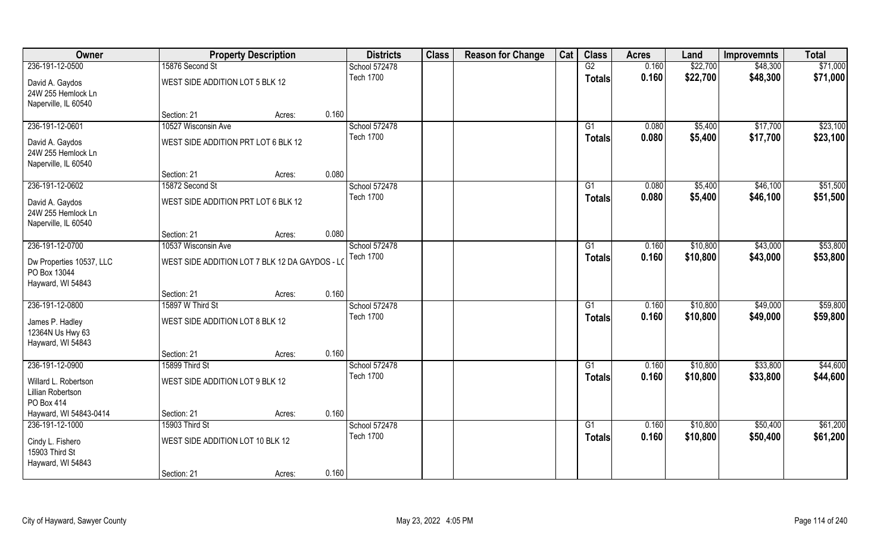| Owner | Property Description | | | Districts | Class | Reason for Change | Cat | Class | Acres | Land | Improvemnts | Total |
|---|---|---|---|---|---|---|---|---|---|---|---|---|
| 236-191-12-0500 | 15876 Second St | | | School 572478 | | | | G2 | 0.160 | $22,700 | $48,300 | $71,000 |
| David A. Gaydos<br>24W 255 Hemlock Ln<br>Naperville, IL 60540 | WEST SIDE ADDITION LOT 5 BLK 12 | | | Tech 1700 | | | | Totals | 0.160 | $22,700 | $48,300 | $71,000 |
| | Section: 21 | Acres: | 0.160 | | | | | | | | | |
| 236-191-12-0601 | 10527 Wisconsin Ave | | | School 572478 | | | | G1 | 0.080 | $5,400 | $17,700 | $23,100 |
| David A. Gaydos<br>24W 255 Hemlock Ln<br>Naperville, IL 60540 | WEST SIDE ADDITION PRT LOT 6 BLK 12 | | | Tech 1700 | | | | Totals | 0.080 | $5,400 | $17,700 | $23,100 |
| | Section: 21 | Acres: | 0.080 | | | | | | | | | |
| 236-191-12-0602 | 15872 Second St | | | School 572478 | | | | G1 | 0.080 | $5,400 | $46,100 | $51,500 |
| David A. Gaydos<br>24W 255 Hemlock Ln<br>Naperville, IL 60540 | WEST SIDE ADDITION PRT LOT 6 BLK 12 | | | Tech 1700 | | | | Totals | 0.080 | $5,400 | $46,100 | $51,500 |
| | Section: 21 | Acres: | 0.080 | | | | | | | | | |
| 236-191-12-0700 | 10537 Wisconsin Ave | | | School 572478 | | | | G1 | 0.160 | $10,800 | $43,000 | $53,800 |
| Dw Properties 10537, LLC<br>PO Box 13044<br>Hayward, WI 54843 | WEST SIDE ADDITION LOT 7 BLK 12 DA GAYDOS - LO | | | Tech 1700 | | | | Totals | 0.160 | $10,800 | $43,000 | $53,800 |
| | Section: 21 | Acres: | 0.160 | | | | | | | | | |
| 236-191-12-0800 | 15897 W Third St | | | School 572478 | | | | G1 | 0.160 | $10,800 | $49,000 | $59,800 |
| James P. Hadley<br>12364N Us Hwy 63<br>Hayward, WI 54843 | WEST SIDE ADDITION LOT 8 BLK 12 | | | Tech 1700 | | | | Totals | 0.160 | $10,800 | $49,000 | $59,800 |
| | Section: 21 | Acres: | 0.160 | | | | | | | | | |
| 236-191-12-0900 | 15899 Third St | | | School 572478 | | | | G1 | 0.160 | $10,800 | $33,800 | $44,600 |
| Willard L. Robertson<br>Lillian Robertson<br>PO Box 414<br>Hayward, WI 54843-0414 | WEST SIDE ADDITION LOT 9 BLK 12 | | | Tech 1700 | | | | Totals | 0.160 | $10,800 | $33,800 | $44,600 |
| | Section: 21 | Acres: | 0.160 | | | | | | | | | |
| 236-191-12-1000 | 15903 Third St | | | School 572478 | | | | G1 | 0.160 | $10,800 | $50,400 | $61,200 |
| Cindy L. Fishero<br>15903 Third St<br>Hayward, WI 54843 | WEST SIDE ADDITION LOT 10 BLK 12 | | | Tech 1700 | | | | Totals | 0.160 | $10,800 | $50,400 | $61,200 |
| | Section: 21 | Acres: | 0.160 | | | | | | | | | |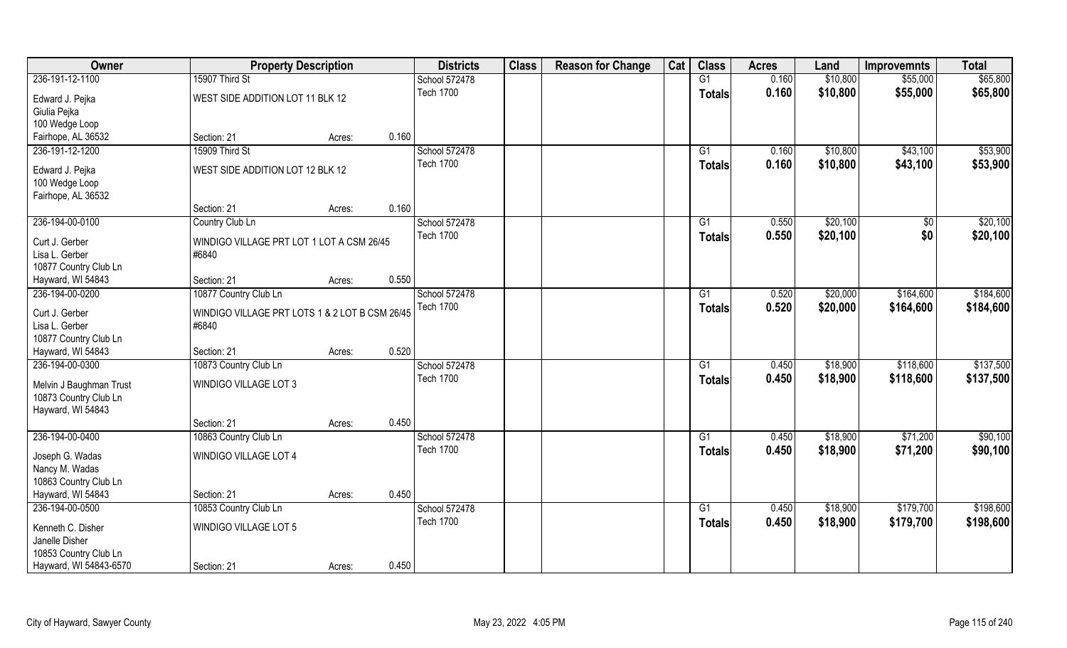| Owner | Property Description | | | Districts | Class | Reason for Change | Cat | Class | Acres | Land | Improvemnts | Total |
|---|---|---|---|---|---|---|---|---|---|---|---|---|
| 236-191-12-1100 | 15907 Third St | | | School 572478 | | | | G1 | 0.160 | $10,800 | $55,000 | $65,800 |
| Edward J. Pejka<br>Giulia Pejka<br>100 Wedge Loop<br>Fairhope, AL 36532 | WEST SIDE ADDITION LOT 11 BLK 12 | | | Tech 1700 | | | | Totals | 0.160 | $10,800 | $55,000 | $65,800 |
| | Section: 21 | Acres: | 0.160 | | | | | | | | | |
| 236-191-12-1200 | 15909 Third St | | | School 572478 | | | | G1 | 0.160 | $10,800 | $43,100 | $53,900 |
| Edward J. Pejka<br>100 Wedge Loop<br>Fairhope, AL 36532 | WEST SIDE ADDITION LOT 12 BLK 12 | | | Tech 1700 | | | | Totals | 0.160 | $10,800 | $43,100 | $53,900 |
| | Section: 21 | Acres: | 0.160 | | | | | | | | | |
| 236-194-00-0100 | Country Club Ln | | | School 572478 | | | | G1 | 0.550 | $20,100 | $0 | $20,100 |
| Curt J. Gerber<br>Lisa L. Gerber<br>10877 Country Club Ln<br>Hayward, WI 54843 | WINDIGO VILLAGE PRT LOT 1 LOT A CSM 26/45 #6840 | | | Tech 1700 | | | | Totals | 0.550 | $20,100 | $0 | $20,100 |
| | Section: 21 | Acres: | 0.550 | | | | | | | | | |
| 236-194-00-0200 | 10877 Country Club Ln | | | School 572478 | | | | G1 | 0.520 | $20,000 | $164,600 | $184,600 |
| Curt J. Gerber<br>Lisa L. Gerber<br>10877 Country Club Ln<br>Hayward, WI 54843 | WINDIGO VILLAGE PRT LOTS 1 & 2 LOT B CSM 26/45 #6840 | | | Tech 1700 | | | | Totals | 0.520 | $20,000 | $164,600 | $184,600 |
| | Section: 21 | Acres: | 0.520 | | | | | | | | | |
| 236-194-00-0300 | 10873 Country Club Ln | | | School 572478 | | | | G1 | 0.450 | $18,900 | $118,600 | $137,500 |
| Melvin J Baughman Trust<br>10873 Country Club Ln<br>Hayward, WI 54843 | WINDIGO VILLAGE LOT 3 | | | Tech 1700 | | | | Totals | 0.450 | $18,900 | $118,600 | $137,500 |
| | Section: 21 | Acres: | 0.450 | | | | | | | | | |
| 236-194-00-0400 | 10863 Country Club Ln | | | School 572478 | | | | G1 | 0.450 | $18,900 | $71,200 | $90,100 |
| Joseph G. Wadas<br>Nancy M. Wadas<br>10863 Country Club Ln<br>Hayward, WI 54843 | WINDIGO VILLAGE LOT 4 | | | Tech 1700 | | | | Totals | 0.450 | $18,900 | $71,200 | $90,100 |
| | Section: 21 | Acres: | 0.450 | | | | | | | | | |
| 236-194-00-0500 | 10853 Country Club Ln | | | School 572478 | | | | G1 | 0.450 | $18,900 | $179,700 | $198,600 |
| Kenneth C. Disher<br>Janelle Disher<br>10853 Country Club Ln<br>Hayward, WI 54843-6570 | WINDIGO VILLAGE LOT 5 | | | Tech 1700 | | | | Totals | 0.450 | $18,900 | $179,700 | $198,600 |
| | Section: 21 | Acres: | 0.450 | | | | | | | | | |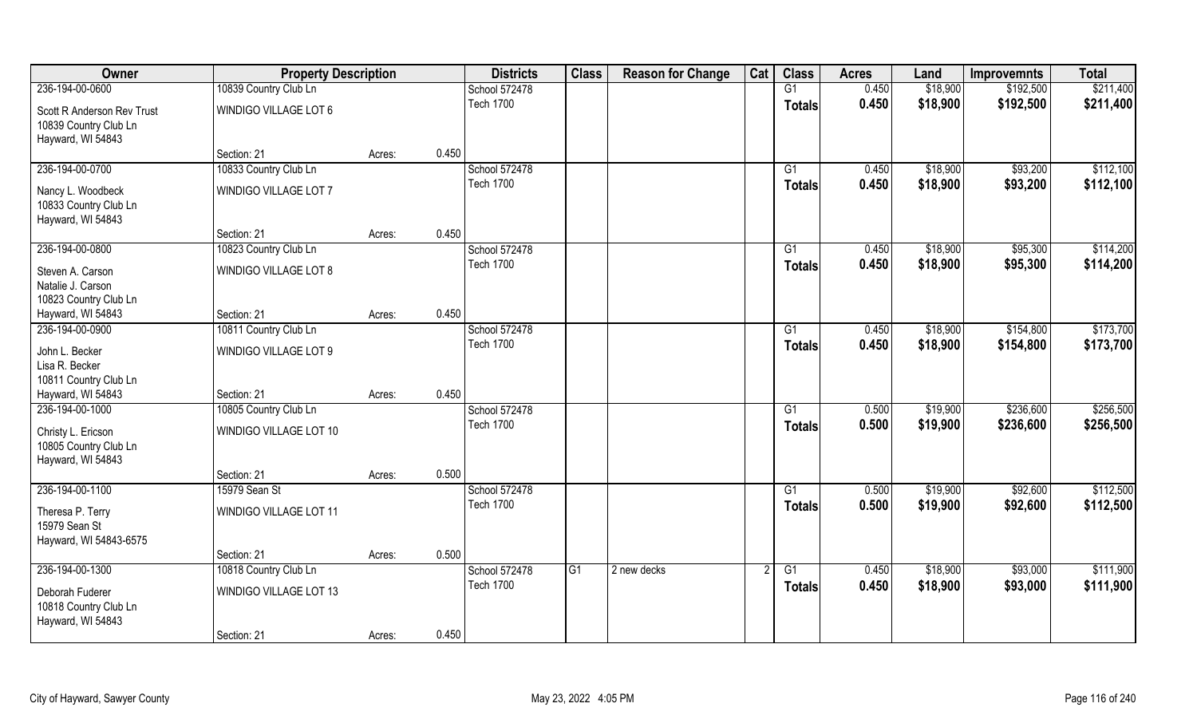| Owner | Property Description | | | Districts | Class | Reason for Change | Cat | Class | Acres | Land | Improvemnts | Total |
|---|---|---|---|---|---|---|---|---|---|---|---|---|
| 236-194-00-0600 | 10839 Country Club Ln | | | School 572478 | | | | G1 | 0.450 | $18,900 | $192,500 | $211,400 |
| Scott R Anderson Rev Trust<br>10839 Country Club Ln<br>Hayward, WI 54843 | WINDIGO VILLAGE LOT 6 | | | Tech 1700 | | | | **Totals** | **0.450** | **$18,900** | **$192,500** | **$211,400** |
| | Section: 21 | Acres: | 0.450 | | | | | | | | | |
| 236-194-00-0700 | 10833 Country Club Ln | | | School 572478 | | | | G1 | 0.450 | $18,900 | $93,200 | $112,100 |
| Nancy L. Woodbeck<br>10833 Country Club Ln<br>Hayward, WI 54843 | WINDIGO VILLAGE LOT 7 | | | Tech 1700 | | | | **Totals** | **0.450** | **$18,900** | **$93,200** | **$112,100** |
| | Section: 21 | Acres: | 0.450 | | | | | | | | | |
| 236-194-00-0800 | 10823 Country Club Ln | | | School 572478 | | | | G1 | 0.450 | $18,900 | $95,300 | $114,200 |
| Steven A. Carson<br>Natalie J. Carson<br>10823 Country Club Ln<br>Hayward, WI 54843 | WINDIGO VILLAGE LOT 8 | | | Tech 1700 | | | | **Totals** | **0.450** | **$18,900** | **$95,300** | **$114,200** |
| | Section: 21 | Acres: | 0.450 | | | | | | | | | |
| 236-194-00-0900 | 10811 Country Club Ln | | | School 572478 | | | | G1 | 0.450 | $18,900 | $154,800 | $173,700 |
| John L. Becker<br>Lisa R. Becker<br>10811 Country Club Ln<br>Hayward, WI 54843 | WINDIGO VILLAGE LOT 9 | | | Tech 1700 | | | | **Totals** | **0.450** | **$18,900** | **$154,800** | **$173,700** |
| | Section: 21 | Acres: | 0.450 | | | | | | | | | |
| 236-194-00-1000 | 10805 Country Club Ln | | | School 572478 | | | | G1 | 0.500 | $19,900 | $236,600 | $256,500 |
| Christy L. Ericson<br>10805 Country Club Ln<br>Hayward, WI 54843 | WINDIGO VILLAGE LOT 10 | | | Tech 1700 | | | | **Totals** | **0.500** | **$19,900** | **$236,600** | **$256,500** |
| | Section: 21 | Acres: | 0.500 | | | | | | | | | |
| 236-194-00-1100 | 15979 Sean St | | | School 572478 | | | | G1 | 0.500 | $19,900 | $92,600 | $112,500 |
| Theresa P. Terry<br>15979 Sean St<br>Hayward, WI 54843-6575 | WINDIGO VILLAGE LOT 11 | | | Tech 1700 | | | | **Totals** | **0.500** | **$19,900** | **$92,600** | **$112,500** |
| | Section: 21 | Acres: | 0.500 | | | | | | | | | |
| 236-194-00-1300 | 10818 Country Club Ln | | | School 572478 | G1 | 2 new decks | 2 | G1 | 0.450 | $18,900 | $93,000 | $111,900 |
| Deborah Fuderer<br>10818 Country Club Ln<br>Hayward, WI 54843 | WINDIGO VILLAGE LOT 13 | | | Tech 1700 | | | | **Totals** | **0.450** | **$18,900** | **$93,000** | **$111,900** |
| | Section: 21 | Acres: | 0.450 | | | | | | | | | |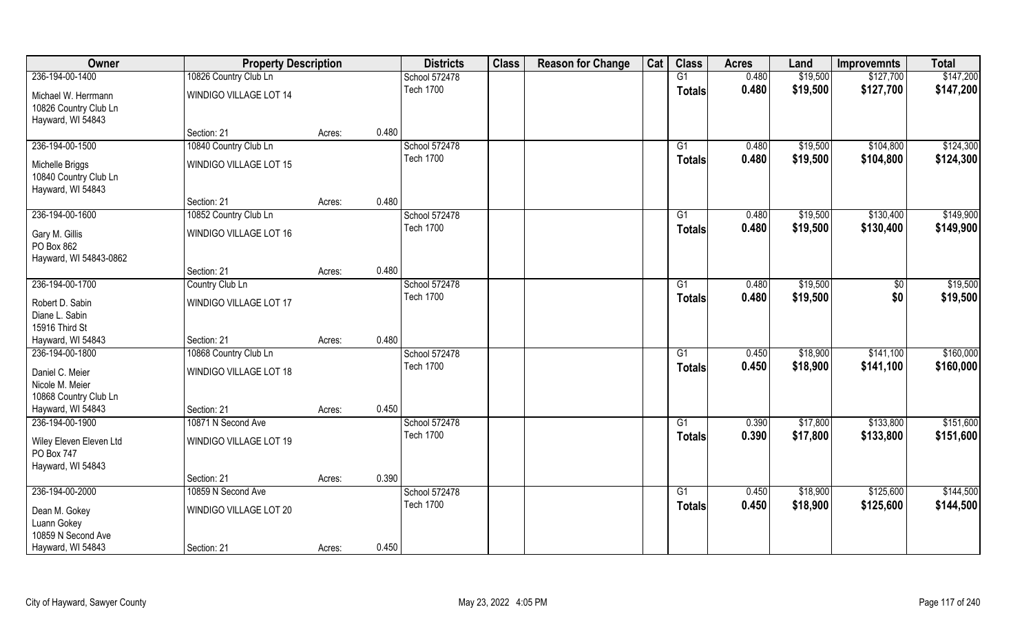| Owner | Property Description | | | Districts | Class | Reason for Change | Cat | Class | Acres | Land | Improvemnts | Total |
|---|---|---|---|---|---|---|---|---|---|---|---|---|
| 236-194-00-1400 | 10826 Country Club Ln | | | School 572478 | | | | G1 | 0.480 | $19,500 | $127,700 | $147,200 |
| Michael W. Herrmann | WINDIGO VILLAGE LOT 14 | | | Tech 1700 | | | | **Totals** | **0.480** | **$19,500** | **$127,700** | **$147,200** |
| 10826 Country Club Ln | | | | | | | | | | | | |
| Hayward, WI 54843 | | | | | | | | | | | | |
| | Section: 21 | Acres: | 0.480 | | | | | | | | | |
| 236-194-00-1500 | 10840 Country Club Ln | | | School 572478 | | | | G1 | 0.480 | $19,500 | $104,800 | $124,300 |
| Michelle Briggs | WINDIGO VILLAGE LOT 15 | | | Tech 1700 | | | | **Totals** | **0.480** | **$19,500** | **$104,800** | **$124,300** |
| 10840 Country Club Ln | | | | | | | | | | | | |
| Hayward, WI 54843 | | | | | | | | | | | | |
| | Section: 21 | Acres: | 0.480 | | | | | | | | | |
| 236-194-00-1600 | 10852 Country Club Ln | | | School 572478 | | | | G1 | 0.480 | $19,500 | $130,400 | $149,900 |
| Gary M. Gillis | WINDIGO VILLAGE LOT 16 | | | Tech 1700 | | | | **Totals** | **0.480** | **$19,500** | **$130,400** | **$149,900** |
| PO Box 862 | | | | | | | | | | | | |
| Hayward, WI 54843-0862 | | | | | | | | | | | | |
| | Section: 21 | Acres: | 0.480 | | | | | | | | | |
| 236-194-00-1700 | Country Club Ln | | | School 572478 | | | | G1 | 0.480 | $19,500 | $0 | $19,500 |
| Robert D. Sabin | WINDIGO VILLAGE LOT 17 | | | Tech 1700 | | | | **Totals** | **0.480** | **$19,500** | **$0** | **$19,500** |
| Diane L. Sabin | | | | | | | | | | | | |
| 15916 Third St | | | | | | | | | | | | |
| Hayward, WI 54843 | Section: 21 | Acres: | 0.480 | | | | | | | | | |
| 236-194-00-1800 | 10868 Country Club Ln | | | School 572478 | | | | G1 | 0.450 | $18,900 | $141,100 | $160,000 |
| Daniel C. Meier | WINDIGO VILLAGE LOT 18 | | | Tech 1700 | | | | **Totals** | **0.450** | **$18,900** | **$141,100** | **$160,000** |
| Nicole M. Meier | | | | | | | | | | | | |
| 10868 Country Club Ln | | | | | | | | | | | | |
| Hayward, WI 54843 | Section: 21 | Acres: | 0.450 | | | | | | | | | |
| 236-194-00-1900 | 10871 N Second Ave | | | School 572478 | | | | G1 | 0.390 | $17,800 | $133,800 | $151,600 |
| Wiley Eleven Eleven Ltd | WINDIGO VILLAGE LOT 19 | | | Tech 1700 | | | | **Totals** | **0.390** | **$17,800** | **$133,800** | **$151,600** |
| PO Box 747 | | | | | | | | | | | | |
| Hayward, WI 54843 | | | | | | | | | | | | |
| | Section: 21 | Acres: | 0.390 | | | | | | | | | |
| 236-194-00-2000 | 10859 N Second Ave | | | School 572478 | | | | G1 | 0.450 | $18,900 | $125,600 | $144,500 |
| Dean M. Gokey | WINDIGO VILLAGE LOT 20 | | | Tech 1700 | | | | **Totals** | **0.450** | **$18,900** | **$125,600** | **$144,500** |
| Luann Gokey | | | | | | | | | | | | |
| 10859 N Second Ave | | | | | | | | | | | | |
| Hayward, WI 54843 | Section: 21 | Acres: | 0.450 | | | | | | | | | |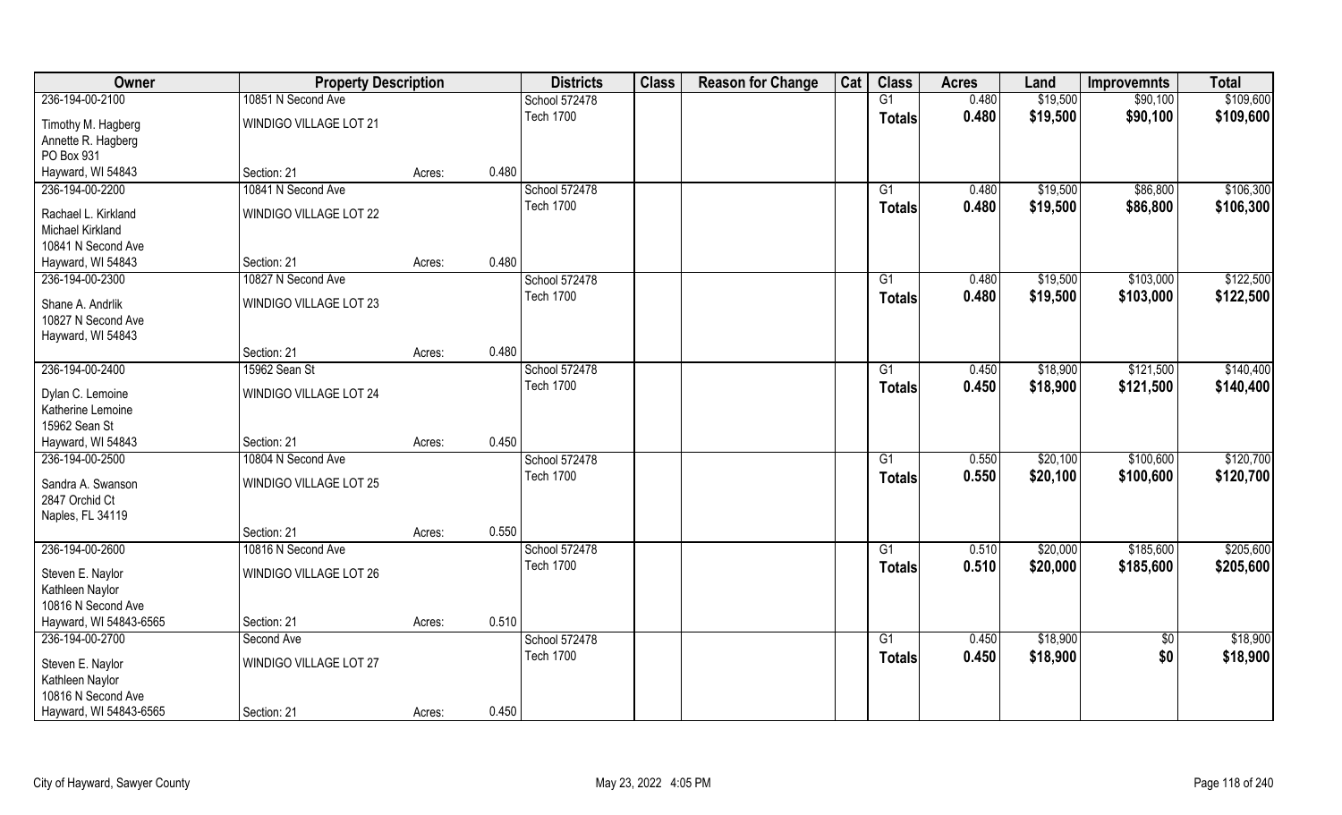| Owner | Property Description | | | Districts | Class | Reason for Change | Cat | Class | Acres | Land | Improvemnts | Total |
|---|---|---|---|---|---|---|---|---|---|---|---|---|
| 236-194-00-2100 | 10851 N Second Ave | | | School 572478 | | | | G1 | 0.480 | $19,500 | $90,100 | $109,600 |
| Timothy M. Hagberg<br>Annette R. Hagberg<br>PO Box 931<br>Hayward, WI 54843 | WINDIGO VILLAGE LOT 21<br><br><br>Section: 21 | Acres: | 0.480 | Tech 1700 | | | | Totals | 0.480 | $19,500 | $90,100 | $109,600 |
| 236-194-00-2200 | 10841 N Second Ave | | | School 572478 | | | | G1 | 0.480 | $19,500 | $86,800 | $106,300 |
| Rachael L. Kirkland<br>Michael Kirkland<br>10841 N Second Ave<br>Hayward, WI 54843 | WINDIGO VILLAGE LOT 22<br><br><br>Section: 21 | Acres: | 0.480 | Tech 1700 | | | | Totals | 0.480 | $19,500 | $86,800 | $106,300 |
| 236-194-00-2300 | 10827 N Second Ave | | | School 572478 | | | | G1 | 0.480 | $19,500 | $103,000 | $122,500 |
| Shane A. Andrlik<br>10827 N Second Ave<br>Hayward, WI 54843 | WINDIGO VILLAGE LOT 23<br><br><br>Section: 21 | Acres: | 0.480 | Tech 1700 | | | | Totals | 0.480 | $19,500 | $103,000 | $122,500 |
| 236-194-00-2400 | 15962 Sean St | | | School 572478 | | | | G1 | 0.450 | $18,900 | $121,500 | $140,400 |
| Dylan C. Lemoine<br>Katherine Lemoine<br>15962 Sean St<br>Hayward, WI 54843 | WINDIGO VILLAGE LOT 24<br><br><br>Section: 21 | Acres: | 0.450 | Tech 1700 | | | | Totals | 0.450 | $18,900 | $121,500 | $140,400 |
| 236-194-00-2500 | 10804 N Second Ave | | | School 572478 | | | | G1 | 0.550 | $20,100 | $100,600 | $120,700 |
| Sandra A. Swanson<br>2847 Orchid Ct<br>Naples, FL 34119 | WINDIGO VILLAGE LOT 25<br><br><br>Section: 21 | Acres: | 0.550 | Tech 1700 | | | | Totals | 0.550 | $20,100 | $100,600 | $120,700 |
| 236-194-00-2600 | 10816 N Second Ave | | | School 572478 | | | | G1 | 0.510 | $20,000 | $185,600 | $205,600 |
| Steven E. Naylor<br>Kathleen Naylor<br>10816 N Second Ave<br>Hayward, WI 54843-6565 | WINDIGO VILLAGE LOT 26<br><br><br>Section: 21 | Acres: | 0.510 | Tech 1700 | | | | Totals | 0.510 | $20,000 | $185,600 | $205,600 |
| 236-194-00-2700 | Second Ave | | | School 572478 | | | | G1 | 0.450 | $18,900 | $0 | $18,900 |
| Steven E. Naylor<br>Kathleen Naylor<br>10816 N Second Ave<br>Hayward, WI 54843-6565 | WINDIGO VILLAGE LOT 27<br><br><br>Section: 21 | Acres: | 0.450 | Tech 1700 | | | | Totals | 0.450 | $18,900 | $0 | $18,900 |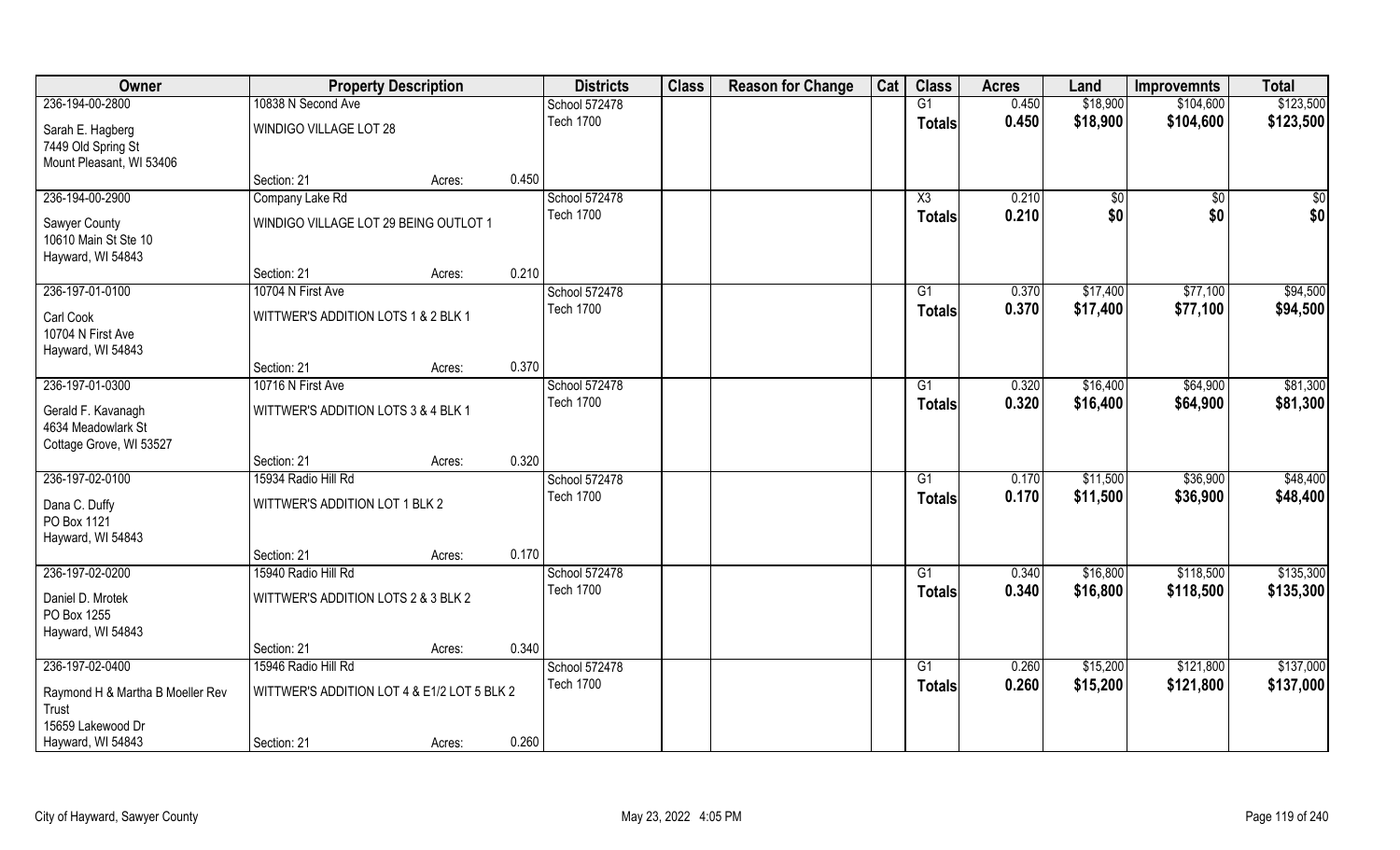| Owner | Property Description | | | Districts | Class | Reason for Change | Cat | Class | Acres | Land | Improvemnts | Total |
|---|---|---|---|---|---|---|---|---|---|---|---|---|
| 236-194-00-2800 | 10838 N Second Ave | | | School 572478 | | | | G1 | 0.450 | $18,900 | $104,600 | $123,500 |
| Sarah E. Hagberg<br>7449 Old Spring St<br>Mount Pleasant, WI 53406 | WINDIGO VILLAGE LOT 28 | | | Tech 1700 | | | | Totals | 0.450 | $18,900 | $104,600 | $123,500 |
| | Section: 21 | Acres: | 0.450 | | | | | | | | | |
| 236-194-00-2900 | Company Lake Rd | | | School 572478 | | | | X3 | 0.210 | $0 | $0 | $0 |
| Sawyer County<br>10610 Main St Ste 10<br>Hayward, WI 54843 | WINDIGO VILLAGE LOT 29 BEING OUTLOT 1 | | | Tech 1700 | | | | Totals | 0.210 | $0 | $0 | $0 |
| | Section: 21 | Acres: | 0.210 | | | | | | | | | |
| 236-197-01-0100 | 10704 N First Ave | | | School 572478 | | | | G1 | 0.370 | $17,400 | $77,100 | $94,500 |
| Carl Cook<br>10704 N First Ave<br>Hayward, WI 54843 | WITTWER'S ADDITION LOTS 1 & 2 BLK 1 | | | Tech 1700 | | | | Totals | 0.370 | $17,400 | $77,100 | $94,500 |
| | Section: 21 | Acres: | 0.370 | | | | | | | | | |
| 236-197-01-0300 | 10716 N First Ave | | | School 572478 | | | | G1 | 0.320 | $16,400 | $64,900 | $81,300 |
| Gerald F. Kavanagh<br>4634 Meadowlark St<br>Cottage Grove, WI 53527 | WITTWER'S ADDITION LOTS 3 & 4 BLK 1 | | | Tech 1700 | | | | Totals | 0.320 | $16,400 | $64,900 | $81,300 |
| | Section: 21 | Acres: | 0.320 | | | | | | | | | |
| 236-197-02-0100 | 15934 Radio Hill Rd | | | School 572478 | | | | G1 | 0.170 | $11,500 | $36,900 | $48,400 |
| Dana C. Duffy<br>PO Box 1121<br>Hayward, WI 54843 | WITTWER'S ADDITION LOT 1 BLK 2 | | | Tech 1700 | | | | Totals | 0.170 | $11,500 | $36,900 | $48,400 |
| | Section: 21 | Acres: | 0.170 | | | | | | | | | |
| 236-197-02-0200 | 15940 Radio Hill Rd | | | School 572478 | | | | G1 | 0.340 | $16,800 | $118,500 | $135,300 |
| Daniel D. Mrotek<br>PO Box 1255<br>Hayward, WI 54843 | WITTWER'S ADDITION LOTS 2 & 3 BLK 2 | | | Tech 1700 | | | | Totals | 0.340 | $16,800 | $118,500 | $135,300 |
| | Section: 21 | Acres: | 0.340 | | | | | | | | | |
| 236-197-02-0400 | 15946 Radio Hill Rd | | | School 572478 | | | | G1 | 0.260 | $15,200 | $121,800 | $137,000 |
| Raymond H & Martha B Moeller Rev Trust<br>15659 Lakewood Dr<br>Hayward, WI 54843 | WITTWER'S ADDITION LOT 4 & E1/2 LOT 5 BLK 2 | | | Tech 1700 | | | | Totals | 0.260 | $15,200 | $121,800 | $137,000 |
| | Section: 21 | Acres: | 0.260 | | | | | | | | | |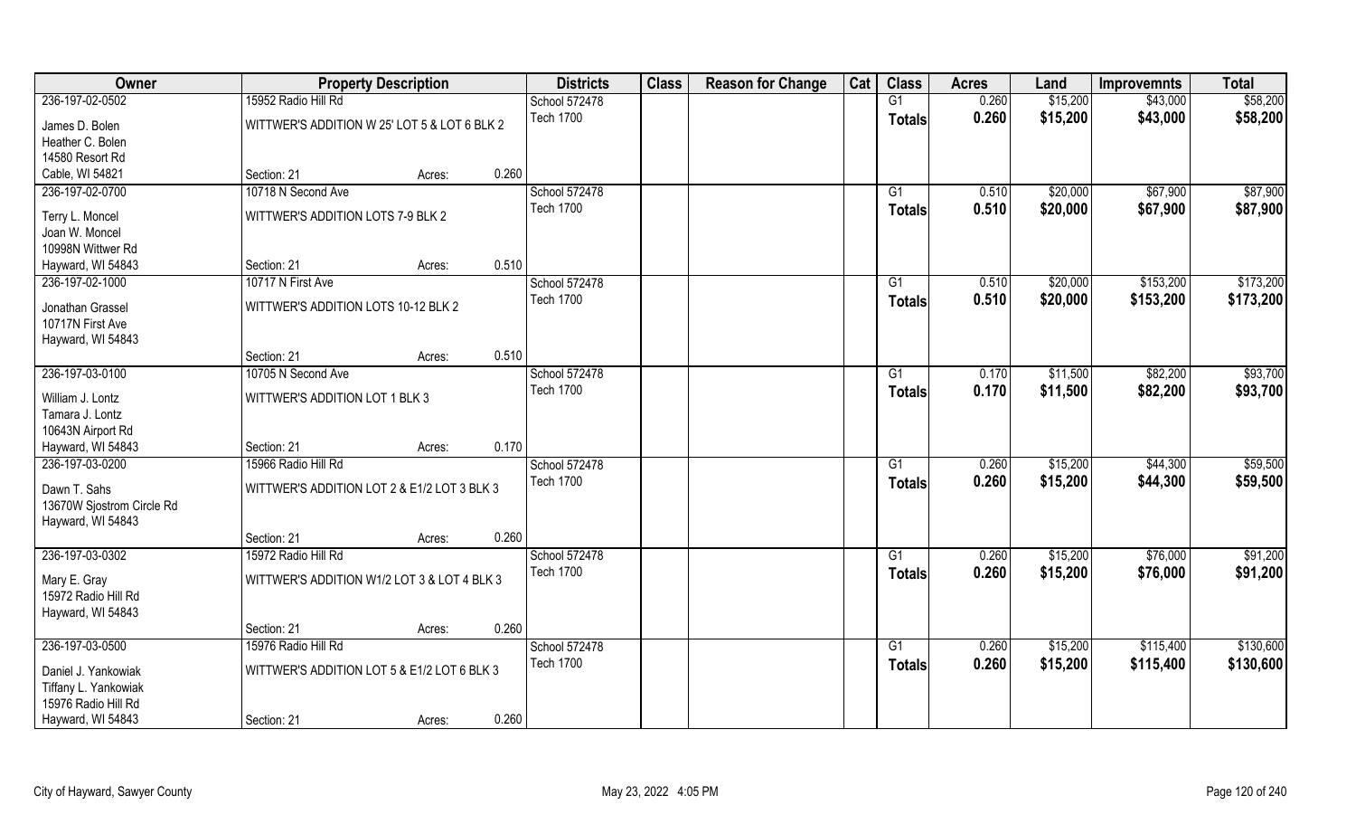| Owner | Property Description | | | Districts | Class | Reason for Change | Cat | Class | Acres | Land | Improvemnts | Total |
|---|---|---|---|---|---|---|---|---|---|---|---|---|
| 236-197-02-0502 | 15952 Radio Hill Rd | | | School 572478 | | | | G1 | 0.260 | $15,200 | $43,000 | $58,200 |
| James D. Bolen<br>Heather C. Bolen<br>14580 Resort Rd<br>Cable, WI 54821 | WITTWER'S ADDITION W 25' LOT 5 & LOT 6 BLK 2 | | | Tech 1700 | | | | Totals | 0.260 | $15,200 | $43,000 | $58,200 |
| | Section: 21 | Acres: | 0.260 | | | | | | | | | |
| 236-197-02-0700 | 10718 N Second Ave | | | School 572478 | | | | G1 | 0.510 | $20,000 | $67,900 | $87,900 |
| Terry L. Moncel<br>Joan W. Moncel<br>10998N Wittwer Rd<br>Hayward, WI 54843 | WITTWER'S ADDITION LOTS 7-9 BLK 2 | | | Tech 1700 | | | | Totals | 0.510 | $20,000 | $67,900 | $87,900 |
| | Section: 21 | Acres: | 0.510 | | | | | | | | | |
| 236-197-02-1000 | 10717 N First Ave | | | School 572478 | | | | G1 | 0.510 | $20,000 | $153,200 | $173,200 |
| Jonathan Grassel<br>10717N First Ave<br>Hayward, WI 54843 | WITTWER'S ADDITION LOTS 10-12 BLK 2 | | | Tech 1700 | | | | Totals | 0.510 | $20,000 | $153,200 | $173,200 |
| | Section: 21 | Acres: | 0.510 | | | | | | | | | |
| 236-197-03-0100 | 10705 N Second Ave | | | School 572478 | | | | G1 | 0.170 | $11,500 | $82,200 | $93,700 |
| William J. Lontz<br>Tamara J. Lontz<br>10643N Airport Rd<br>Hayward, WI 54843 | WITTWER'S ADDITION LOT 1 BLK 3 | | | Tech 1700 | | | | Totals | 0.170 | $11,500 | $82,200 | $93,700 |
| | Section: 21 | Acres: | 0.170 | | | | | | | | | |
| 236-197-03-0200 | 15966 Radio Hill Rd | | | School 572478 | | | | G1 | 0.260 | $15,200 | $44,300 | $59,500 |
| Dawn T. Sahs<br>13670W Sjostrom Circle Rd<br>Hayward, WI 54843 | WITTWER'S ADDITION LOT 2 & E1/2 LOT 3 BLK 3 | | | Tech 1700 | | | | Totals | 0.260 | $15,200 | $44,300 | $59,500 |
| | Section: 21 | Acres: | 0.260 | | | | | | | | | |
| 236-197-03-0302 | 15972 Radio Hill Rd | | | School 572478 | | | | G1 | 0.260 | $15,200 | $76,000 | $91,200 |
| Mary E. Gray<br>15972 Radio Hill Rd<br>Hayward, WI 54843 | WITTWER'S ADDITION W1/2 LOT 3 & LOT 4 BLK 3 | | | Tech 1700 | | | | Totals | 0.260 | $15,200 | $76,000 | $91,200 |
| | Section: 21 | Acres: | 0.260 | | | | | | | | | |
| 236-197-03-0500 | 15976 Radio Hill Rd | | | School 572478 | | | | G1 | 0.260 | $15,200 | $115,400 | $130,600 |
| Daniel J. Yankowiak<br>Tiffany L. Yankowiak<br>15976 Radio Hill Rd<br>Hayward, WI 54843 | WITTWER'S ADDITION LOT 5 & E1/2 LOT 6 BLK 3 | | | Tech 1700 | | | | Totals | 0.260 | $15,200 | $115,400 | $130,600 |
| | Section: 21 | Acres: | 0.260 | | | | | | | | | |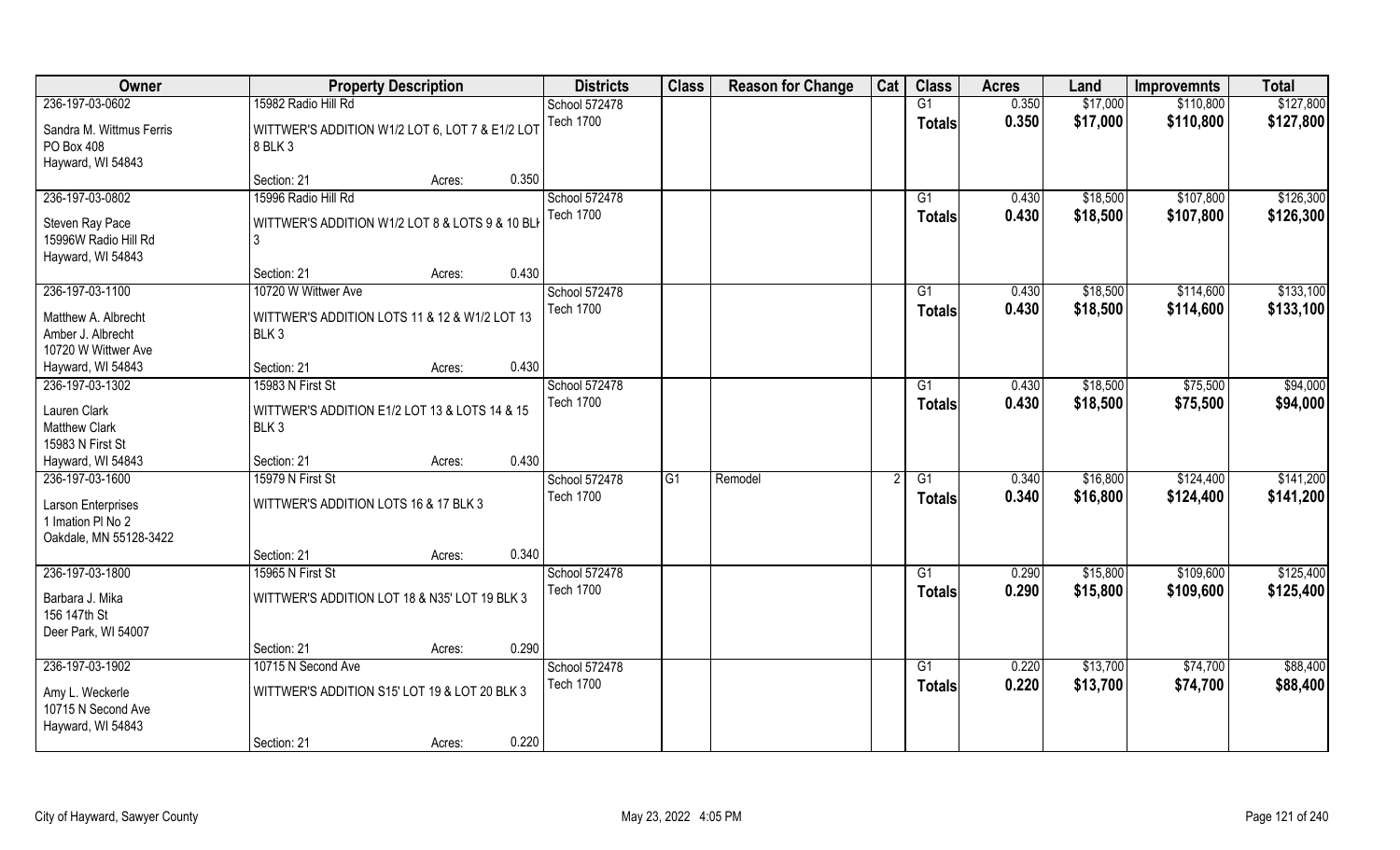| Owner | Property Description | | | Districts | Class | Reason for Change | Cat | Class | Acres | Land | Improvemnts | Total |
|---|---|---|---|---|---|---|---|---|---|---|---|---|
| 236-197-03-0602 | 15982 Radio Hill Rd | | | School 572478 | | | | G1 | 0.350 | $17,000 | $110,800 | $127,800 |
| Sandra M. Wittmus Ferris<br>PO Box 408<br>Hayward, WI 54843 | WITTWER'S ADDITION W1/2 LOT 6, LOT 7 & E1/2 LOT 8 BLK 3 | | | Tech 1700 | | | | Totals | 0.350 | $17,000 | $110,800 | $127,800 |
| | Section: 21 | Acres: | 0.350 | | | | | | | | | |
| 236-197-03-0802 | 15996 Radio Hill Rd | | | School 572478 | | | | G1 | 0.430 | $18,500 | $107,800 | $126,300 |
| Steven Ray Pace<br>15996W Radio Hill Rd<br>Hayward, WI 54843 | WITTWER'S ADDITION W1/2 LOT 8 & LOTS 9 & 10 BLK 3 | | | Tech 1700 | | | | Totals | 0.430 | $18,500 | $107,800 | $126,300 |
| | Section: 21 | Acres: | 0.430 | | | | | | | | | |
| 236-197-03-1100 | 10720 W Wittwer Ave | | | School 572478 | | | | G1 | 0.430 | $18,500 | $114,600 | $133,100 |
| Matthew A. Albrecht<br>Amber J. Albrecht<br>10720 W Wittwer Ave<br>Hayward, WI 54843 | WITTWER'S ADDITION LOTS 11 & 12 & W1/2 LOT 13 BLK 3 | | | Tech 1700 | | | | Totals | 0.430 | $18,500 | $114,600 | $133,100 |
| | Section: 21 | Acres: | 0.430 | | | | | | | | | |
| 236-197-03-1302 | 15983 N First St | | | School 572478 | | | | G1 | 0.430 | $18,500 | $75,500 | $94,000 |
| Lauren Clark<br>Matthew Clark<br>15983 N First St<br>Hayward, WI 54843 | WITTWER'S ADDITION E1/2 LOT 13 & LOTS 14 & 15 BLK 3 | | | Tech 1700 | | | | Totals | 0.430 | $18,500 | $75,500 | $94,000 |
| | Section: 21 | Acres: | 0.430 | | | | | | | | | |
| 236-197-03-1600 | 15979 N First St | | | School 572478 | G1 | Remodel | 2 | G1 | 0.340 | $16,800 | $124,400 | $141,200 |
| Larson Enterprises<br>1 Imation Pl No 2<br>Oakdale, MN 55128-3422 | WITTWER'S ADDITION LOTS 16 & 17 BLK 3 | | | Tech 1700 | | | | Totals | 0.340 | $16,800 | $124,400 | $141,200 |
| | Section: 21 | Acres: | 0.340 | | | | | | | | | |
| 236-197-03-1800 | 15965 N First St | | | School 572478 | | | | G1 | 0.290 | $15,800 | $109,600 | $125,400 |
| Barbara J. Mika<br>156 147th St<br>Deer Park, WI 54007 | WITTWER'S ADDITION LOT 18 & N35' LOT 19 BLK 3 | | | Tech 1700 | | | | Totals | 0.290 | $15,800 | $109,600 | $125,400 |
| | Section: 21 | Acres: | 0.290 | | | | | | | | | |
| 236-197-03-1902 | 10715 N Second Ave | | | School 572478 | | | | G1 | 0.220 | $13,700 | $74,700 | $88,400 |
| Amy L. Weckerle<br>10715 N Second Ave<br>Hayward, WI 54843 | WITTWER'S ADDITION S15' LOT 19 & LOT 20 BLK 3 | | | Tech 1700 | | | | Totals | 0.220 | $13,700 | $74,700 | $88,400 |
| | Section: 21 | Acres: | 0.220 | | | | | | | | | |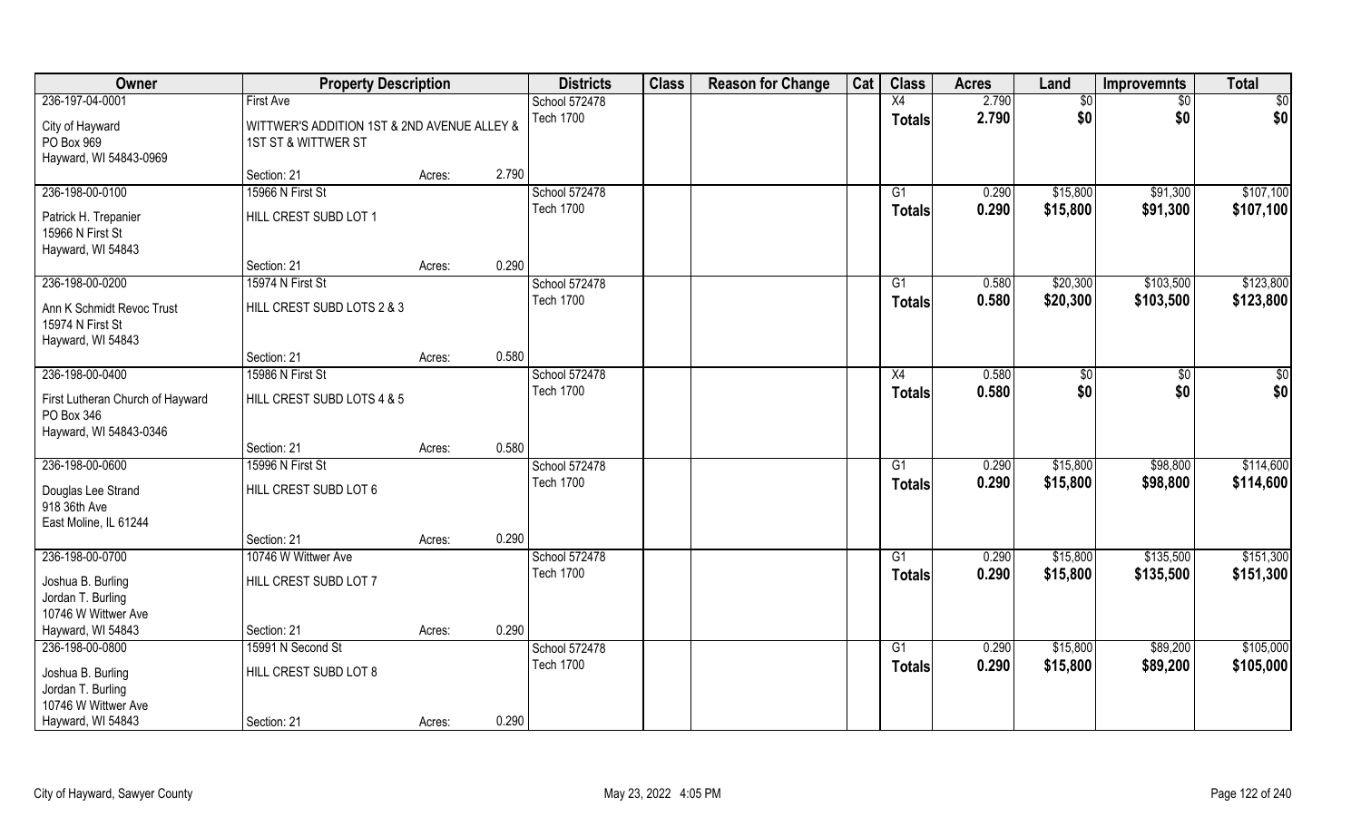| Owner | Property Description | | | Districts | Class | Reason for Change | Cat | Class | Acres | Land | Improvemnts | Total |
|---|---|---|---|---|---|---|---|---|---|---|---|---|
| 236-197-04-0001 | First Ave | | | School 572478 | | | | X4 | 2.790 | $0 | $0 | $0 |
| City of Hayward<br>PO Box 969<br>Hayward, WI 54843-0969 | WITTWER'S ADDITION 1ST & 2ND AVENUE ALLEY & 1ST ST & WITTWER ST | | | Tech 1700 | | | | Totals | 2.790 | $0 | $0 | $0 |
| | Section: 21 | Acres: | 2.790 | | | | | | | | | |
| 236-198-00-0100 | 15966 N First St | | | School 572478 | | | | G1 | 0.290 | $15,800 | $91,300 | $107,100 |
| Patrick H. Trepanier<br>15966 N First St<br>Hayward, WI 54843 | HILL CREST SUBD LOT 1 | | | Tech 1700 | | | | Totals | 0.290 | $15,800 | $91,300 | $107,100 |
| | Section: 21 | Acres: | 0.290 | | | | | | | | | |
| 236-198-00-0200 | 15974 N First St | | | School 572478 | | | | G1 | 0.580 | $20,300 | $103,500 | $123,800 |
| Ann K Schmidt Revoc Trust<br>15974 N First St<br>Hayward, WI 54843 | HILL CREST SUBD LOTS 2 & 3 | | | Tech 1700 | | | | Totals | 0.580 | $20,300 | $103,500 | $123,800 |
| | Section: 21 | Acres: | 0.580 | | | | | | | | | |
| 236-198-00-0400 | 15986 N First St | | | School 572478 | | | | X4 | 0.580 | $0 | $0 | $0 |
| First Lutheran Church of Hayward<br>PO Box 346<br>Hayward, WI 54843-0346 | HILL CREST SUBD LOTS 4 & 5 | | | Tech 1700 | | | | Totals | 0.580 | $0 | $0 | $0 |
| | Section: 21 | Acres: | 0.580 | | | | | | | | | |
| 236-198-00-0600 | 15996 N First St | | | School 572478 | | | | G1 | 0.290 | $15,800 | $98,800 | $114,600 |
| Douglas Lee Strand<br>918 36th Ave<br>East Moline, IL 61244 | HILL CREST SUBD LOT 6 | | | Tech 1700 | | | | Totals | 0.290 | $15,800 | $98,800 | $114,600 |
| | Section: 21 | Acres: | 0.290 | | | | | | | | | |
| 236-198-00-0700 | 10746 W Wittwer Ave | | | School 572478 | | | | G1 | 0.290 | $15,800 | $135,500 | $151,300 |
| Joshua B. Burling<br>Jordan T. Burling<br>10746 W Wittwer Ave<br>Hayward, WI 54843 | HILL CREST SUBD LOT 7 | | | Tech 1700 | | | | Totals | 0.290 | $15,800 | $135,500 | $151,300 |
| | Section: 21 | Acres: | 0.290 | | | | | | | | | |
| 236-198-00-0800 | 15991 N Second St | | | School 572478 | | | | G1 | 0.290 | $15,800 | $89,200 | $105,000 |
| Joshua B. Burling<br>Jordan T. Burling<br>10746 W Wittwer Ave<br>Hayward, WI 54843 | HILL CREST SUBD LOT 8 | | | Tech 1700 | | | | Totals | 0.290 | $15,800 | $89,200 | $105,000 |
| | Section: 21 | Acres: | 0.290 | | | | | | | | | |

City of Hayward, Sawyer County | May 23, 2022 4:05 PM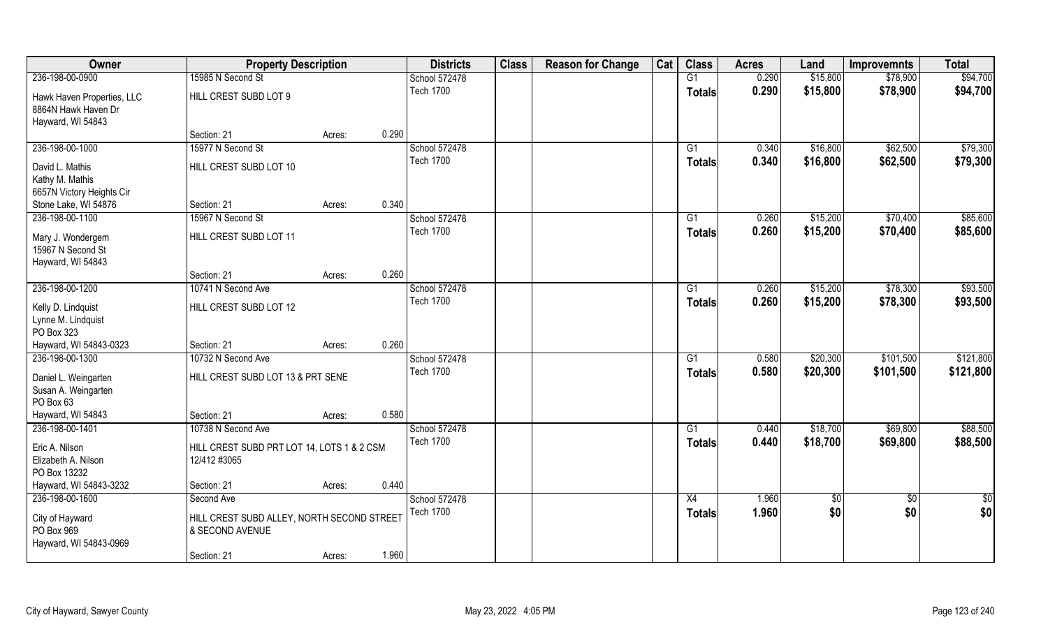| Owner | Property Description | | | Districts | Class | Reason for Change | Cat | Class | Acres | Land | Improvemnts | Total |
|---|---|---|---|---|---|---|---|---|---|---|---|---|
| 236-198-00-0900 | 15985 N Second St | | | School 572478 | | | | G1 | 0.290 | $15,800 | $78,900 | $94,700 |
| Hawk Haven Properties, LLC<br>8864N Hawk Haven Dr<br>Hayward, WI 54843 | HILL CREST SUBD LOT 9 | | | Tech 1700 | | | | Totals | 0.290 | $15,800 | $78,900 | $94,700 |
| | Section: 21 | Acres: | 0.290 | | | | | | | | | |
| 236-198-00-1000 | 15977 N Second St | | | School 572478 | | | | G1 | 0.340 | $16,800 | $62,500 | $79,300 |
| David L. Mathis<br>Kathy M. Mathis<br>6657N Victory Heights Cir<br>Stone Lake, WI 54876 | HILL CREST SUBD LOT 10 | | | Tech 1700 | | | | Totals | 0.340 | $16,800 | $62,500 | $79,300 |
| | Section: 21 | Acres: | 0.340 | | | | | | | | | |
| 236-198-00-1100 | 15967 N Second St | | | School 572478 | | | | G1 | 0.260 | $15,200 | $70,400 | $85,600 |
| Mary J. Wondergem<br>15967 N Second St<br>Hayward, WI 54843 | HILL CREST SUBD LOT 11 | | | Tech 1700 | | | | Totals | 0.260 | $15,200 | $70,400 | $85,600 |
| | Section: 21 | Acres: | 0.260 | | | | | | | | | |
| 236-198-00-1200 | 10741 N Second Ave | | | School 572478 | | | | G1 | 0.260 | $15,200 | $78,300 | $93,500 |
| Kelly D. Lindquist<br>Lynne M. Lindquist<br>PO Box 323<br>Hayward, WI 54843-0323 | HILL CREST SUBD LOT 12 | | | Tech 1700 | | | | Totals | 0.260 | $15,200 | $78,300 | $93,500 |
| | Section: 21 | Acres: | 0.260 | | | | | | | | | |
| 236-198-00-1300 | 10732 N Second Ave | | | School 572478 | | | | G1 | 0.580 | $20,300 | $101,500 | $121,800 |
| Daniel L. Weingarten<br>Susan A. Weingarten<br>PO Box 63<br>Hayward, WI 54843 | HILL CREST SUBD LOT 13 & PRT SENE | | | Tech 1700 | | | | Totals | 0.580 | $20,300 | $101,500 | $121,800 |
| | Section: 21 | Acres: | 0.580 | | | | | | | | | |
| 236-198-00-1401 | 10738 N Second Ave | | | School 572478 | | | | G1 | 0.440 | $18,700 | $69,800 | $88,500 |
| Eric A. Nilson<br>Elizabeth A. Nilson<br>PO Box 13232<br>Hayward, WI 54843-3232 | HILL CREST SUBD PRT LOT 14, LOTS 1 & 2 CSM 12/412 #3065 | | | Tech 1700 | | | | Totals | 0.440 | $18,700 | $69,800 | $88,500 |
| | Section: 21 | Acres: | 0.440 | | | | | | | | | |
| 236-198-00-1600 | Second Ave | | | School 572478 | | | | X4 | 1.960 | $0 | $0 | $0 |
| City of Hayward<br>PO Box 969<br>Hayward, WI 54843-0969 | HILL CREST SUBD ALLEY, NORTH SECOND STREET & SECOND AVENUE | | | Tech 1700 | | | | Totals | 1.960 | $0 | $0 | $0 |
| | Section: 21 | Acres: | 1.960 | | | | | | | | | |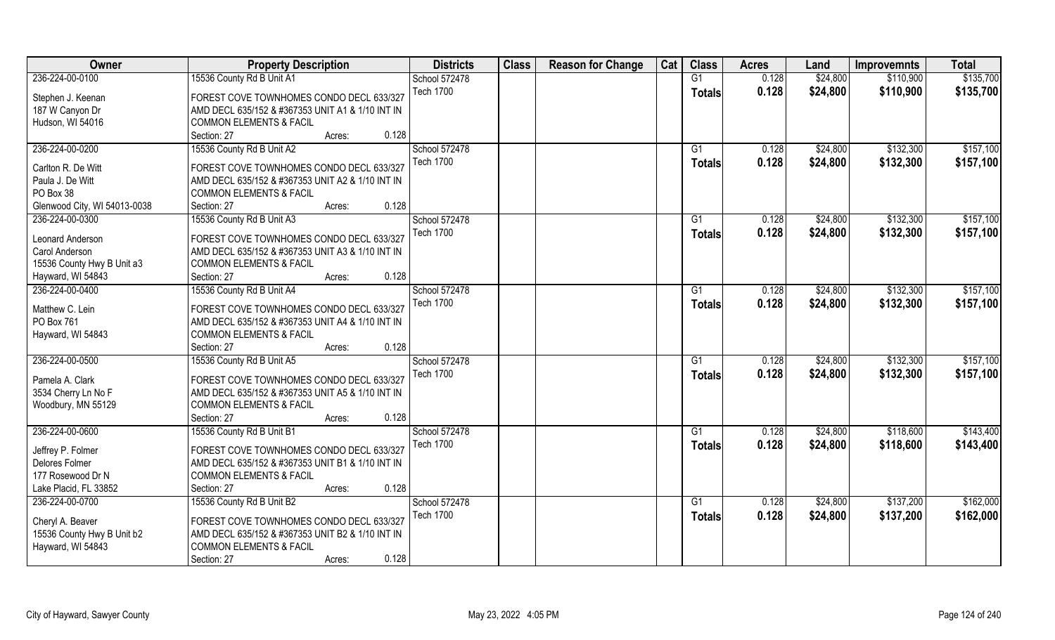| Owner | Property Description | Districts | Class | Reason for Change | Cat | Class | Acres | Land | Improvemnts | Total |
|---|---|---|---|---|---|---|---|---|---|---|
| 236-224-00-0100 | 15536 County Rd B Unit A1 | School 572478 | | | | G1 | 0.128 | $24,800 | $110,900 | $135,700 |
| Stephen J. Keenan | FOREST COVE TOWNHOMES CONDO DECL 633/327 | Tech 1700 | | | | Totals | 0.128 | $24,800 | $110,900 | $135,700 |
| 187 W Canyon Dr | AMD DECL 635/152 & #367353 UNIT A1 & 1/10 INT IN | | | | | | | | | |
| Hudson, WI 54016 | COMMON ELEMENTS & FACIL | | | | | | | | | |
| | Section: 27 Acres: 0.128 | | | | | | | | | |
| 236-224-00-0200 | 15536 County Rd B Unit A2 | School 572478 | | | | G1 | 0.128 | $24,800 | $132,300 | $157,100 |
| Carlton R. De Witt | FOREST COVE TOWNHOMES CONDO DECL 633/327 | Tech 1700 | | | | Totals | 0.128 | $24,800 | $132,300 | $157,100 |
| Paula J. De Witt | AMD DECL 635/152 & #367353 UNIT A2 & 1/10 INT IN | | | | | | | | | |
| PO Box 38 | COMMON ELEMENTS & FACIL | | | | | | | | | |
| Glenwood City, WI 54013-0038 | Section: 27 Acres: 0.128 | | | | | | | | | |
| 236-224-00-0300 | 15536 County Rd B Unit A3 | School 572478 | | | | G1 | 0.128 | $24,800 | $132,300 | $157,100 |
| Leonard Anderson | FOREST COVE TOWNHOMES CONDO DECL 633/327 | Tech 1700 | | | | Totals | 0.128 | $24,800 | $132,300 | $157,100 |
| Carol Anderson | AMD DECL 635/152 & #367353 UNIT A3 & 1/10 INT IN | | | | | | | | | |
| 15536 County Hwy B Unit a3 | COMMON ELEMENTS & FACIL | | | | | | | | | |
| Hayward, WI 54843 | Section: 27 Acres: 0.128 | | | | | | | | | |
| 236-224-00-0400 | 15536 County Rd B Unit A4 | School 572478 | | | | G1 | 0.128 | $24,800 | $132,300 | $157,100 |
| Matthew C. Lein | FOREST COVE TOWNHOMES CONDO DECL 633/327 | Tech 1700 | | | | Totals | 0.128 | $24,800 | $132,300 | $157,100 |
| PO Box 761 | AMD DECL 635/152 & #367353 UNIT A4 & 1/10 INT IN | | | | | | | | | |
| Hayward, WI 54843 | COMMON ELEMENTS & FACIL | | | | | | | | | |
| | Section: 27 Acres: 0.128 | | | | | | | | | |
| 236-224-00-0500 | 15536 County Rd B Unit A5 | School 572478 | | | | G1 | 0.128 | $24,800 | $132,300 | $157,100 |
| Pamela A. Clark | FOREST COVE TOWNHOMES CONDO DECL 633/327 | Tech 1700 | | | | Totals | 0.128 | $24,800 | $132,300 | $157,100 |
| 3534 Cherry Ln No F | AMD DECL 635/152 & #367353 UNIT A5 & 1/10 INT IN | | | | | | | | | |
| Woodbury, MN 55129 | COMMON ELEMENTS & FACIL | | | | | | | | | |
| | Section: 27 Acres: 0.128 | | | | | | | | | |
| 236-224-00-0600 | 15536 County Rd B Unit B1 | School 572478 | | | | G1 | 0.128 | $24,800 | $118,600 | $143,400 |
| Jeffrey P. Folmer | FOREST COVE TOWNHOMES CONDO DECL 633/327 | Tech 1700 | | | | Totals | 0.128 | $24,800 | $118,600 | $143,400 |
| Delores Folmer | AMD DECL 635/152 & #367353 UNIT B1 & 1/10 INT IN | | | | | | | | | |
| 177 Rosewood Dr N | COMMON ELEMENTS & FACIL | | | | | | | | | |
| Lake Placid, FL 33852 | Section: 27 Acres: 0.128 | | | | | | | | | |
| 236-224-00-0700 | 15536 County Rd B Unit B2 | School 572478 | | | | G1 | 0.128 | $24,800 | $137,200 | $162,000 |
| Cheryl A. Beaver | FOREST COVE TOWNHOMES CONDO DECL 633/327 | Tech 1700 | | | | Totals | 0.128 | $24,800 | $137,200 | $162,000 |
| 15536 County Hwy B Unit b2 | AMD DECL 635/152 & #367353 UNIT B2 & 1/10 INT IN | | | | | | | | | |
| Hayward, WI 54843 | COMMON ELEMENTS & FACIL | | | | | | | | | |
| | Section: 27 Acres: 0.128 | | | | | | | | | |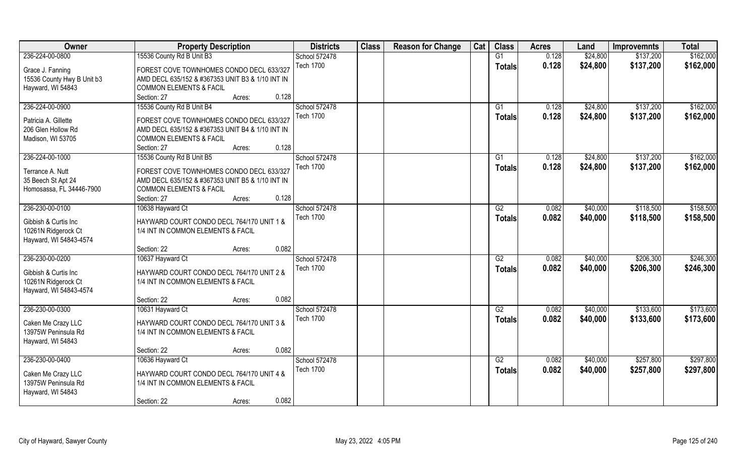| Owner | Property Description | Districts | Class | Reason for Change | Cat | Class | Acres | Land | Improvemnts | Total |
|---|---|---|---|---|---|---|---|---|---|---|
| 236-224-00-0800 | 15536 County Rd B Unit B3 | School 572478 | | | | G1 | 0.128 | $24,800 | $137,200 | $162,000 |
| Grace J. Fanning<br>15536 County Hwy B Unit b3<br>Hayward, WI 54843 | FOREST COVE TOWNHOMES CONDO DECL 633/327 AMD DECL 635/152 & #367353 UNIT B3 & 1/10 INT IN COMMON ELEMENTS & FACIL<br>Section: 27 Acres: 0.128 | Tech 1700 | | | | **Totals** | **0.128** | **$24,800** | **$137,200** | **$162,000** |
| 236-224-00-0900 | 15536 County Rd B Unit B4 | School 572478 | | | | G1 | 0.128 | $24,800 | $137,200 | $162,000 |
| Patricia A. Gillette<br>206 Glen Hollow Rd<br>Madison, WI 53705 | FOREST COVE TOWNHOMES CONDO DECL 633/327 AMD DECL 635/152 & #367353 UNIT B4 & 1/10 INT IN COMMON ELEMENTS & FACIL<br>Section: 27 Acres: 0.128 | Tech 1700 | | | | **Totals** | **0.128** | **$24,800** | **$137,200** | **$162,000** |
| 236-224-00-1000 | 15536 County Rd B Unit B5 | School 572478 | | | | G1 | 0.128 | $24,800 | $137,200 | $162,000 |
| Terrance A. Nutt<br>35 Beech St Apt 24<br>Homosassa, FL 34446-7900 | FOREST COVE TOWNHOMES CONDO DECL 633/327 AMD DECL 635/152 & #367353 UNIT B5 & 1/10 INT IN COMMON ELEMENTS & FACIL<br>Section: 27 Acres: 0.128 | Tech 1700 | | | | **Totals** | **0.128** | **$24,800** | **$137,200** | **$162,000** |
| 236-230-00-0100 | 10638 Hayward Ct | School 572478 | | | | G2 | 0.082 | $40,000 | $118,500 | $158,500 |
| Gibbish & Curtis Inc<br>10261N Ridgerock Ct<br>Hayward, WI 54843-4574 | HAYWARD COURT CONDO DECL 764/170 UNIT 1 & 1/4 INT IN COMMON ELEMENTS & FACIL<br>Section: 22 Acres: 0.082 | Tech 1700 | | | | **Totals** | **0.082** | **$40,000** | **$118,500** | **$158,500** |
| 236-230-00-0200 | 10637 Hayward Ct | School 572478 | | | | G2 | 0.082 | $40,000 | $206,300 | $246,300 |
| Gibbish & Curtis Inc<br>10261N Ridgerock Ct<br>Hayward, WI 54843-4574 | HAYWARD COURT CONDO DECL 764/170 UNIT 2 & 1/4 INT IN COMMON ELEMENTS & FACIL<br>Section: 22 Acres: 0.082 | Tech 1700 | | | | **Totals** | **0.082** | **$40,000** | **$206,300** | **$246,300** |
| 236-230-00-0300 | 10631 Hayward Ct | School 572478 | | | | G2 | 0.082 | $40,000 | $133,600 | $173,600 |
| Caken Me Crazy LLC<br>13975W Peninsula Rd<br>Hayward, WI 54843 | HAYWARD COURT CONDO DECL 764/170 UNIT 3 & 1/4 INT IN COMMON ELEMENTS & FACIL<br>Section: 22 Acres: 0.082 | Tech 1700 | | | | **Totals** | **0.082** | **$40,000** | **$133,600** | **$173,600** |
| 236-230-00-0400 | 10636 Hayward Ct | School 572478 | | | | G2 | 0.082 | $40,000 | $257,800 | $297,800 |
| Caken Me Crazy LLC<br>13975W Peninsula Rd<br>Hayward, WI 54843 | HAYWARD COURT CONDO DECL 764/170 UNIT 4 & 1/4 INT IN COMMON ELEMENTS & FACIL<br>Section: 22 Acres: 0.082 | Tech 1700 | | | | **Totals** | **0.082** | **$40,000** | **$257,800** | **$297,800** |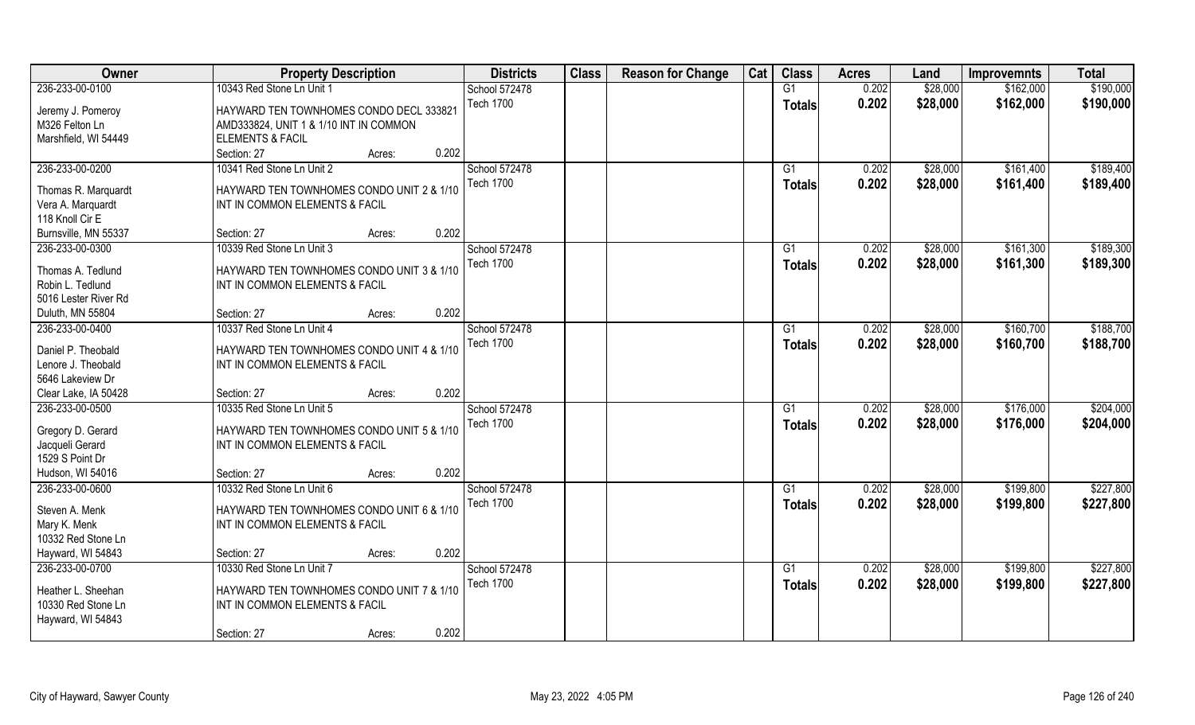| Owner | Property Description | Districts | Class | Reason for Change | Cat | Class | Acres | Land | Improvemnts | Total |
|---|---|---|---|---|---|---|---|---|---|---|
| 236-233-00-0100 | 10343 Red Stone Ln Unit 1 | School 572478 | | | | G1 | 0.202 | $28,000 | $162,000 | $190,000 |
| Jeremy J. Pomeroy<br>M326 Felton Ln<br>Marshfield, WI 54449 | HAYWARD TEN TOWNHOMES CONDO DECL 333821 AMD333824, UNIT 1 & 1/10 INT IN COMMON ELEMENTS & FACIL<br>Section: 27 Acres: 0.202 | Tech 1700 | | | | Totals | 0.202 | $28,000 | $162,000 | $190,000 |
| 236-233-00-0200 | 10341 Red Stone Ln Unit 2 | School 572478 | | | | G1 | 0.202 | $28,000 | $161,400 | $189,400 |
| Thomas R. Marquardt<br>Vera A. Marquardt<br>118 Knoll Cir E<br>Burnsville, MN 55337 | HAYWARD TEN TOWNHOMES CONDO UNIT 2 & 1/10 INT IN COMMON ELEMENTS & FACIL<br>Section: 27 Acres: 0.202 | Tech 1700 | | | | Totals | 0.202 | $28,000 | $161,400 | $189,400 |
| 236-233-00-0300 | 10339 Red Stone Ln Unit 3 | School 572478 | | | | G1 | 0.202 | $28,000 | $161,300 | $189,300 |
| Thomas A. Tedlund<br>Robin L. Tedlund<br>5016 Lester River Rd<br>Duluth, MN 55804 | HAYWARD TEN TOWNHOMES CONDO UNIT 3 & 1/10 INT IN COMMON ELEMENTS & FACIL<br>Section: 27 Acres: 0.202 | Tech 1700 | | | | Totals | 0.202 | $28,000 | $161,300 | $189,300 |
| 236-233-00-0400 | 10337 Red Stone Ln Unit 4 | School 572478 | | | | G1 | 0.202 | $28,000 | $160,700 | $188,700 |
| Daniel P. Theobald<br>Lenore J. Theobald<br>5646 Lakeview Dr<br>Clear Lake, IA 50428 | HAYWARD TEN TOWNHOMES CONDO UNIT 4 & 1/10 INT IN COMMON ELEMENTS & FACIL<br>Section: 27 Acres: 0.202 | Tech 1700 | | | | Totals | 0.202 | $28,000 | $160,700 | $188,700 |
| 236-233-00-0500 | 10335 Red Stone Ln Unit 5 | School 572478 | | | | G1 | 0.202 | $28,000 | $176,000 | $204,000 |
| Gregory D. Gerard<br>Jacqueli Gerard<br>1529 S Point Dr<br>Hudson, WI 54016 | HAYWARD TEN TOWNHOMES CONDO UNIT 5 & 1/10 INT IN COMMON ELEMENTS & FACIL<br>Section: 27 Acres: 0.202 | Tech 1700 | | | | Totals | 0.202 | $28,000 | $176,000 | $204,000 |
| 236-233-00-0600 | 10332 Red Stone Ln Unit 6 | School 572478 | | | | G1 | 0.202 | $28,000 | $199,800 | $227,800 |
| Steven A. Menk<br>Mary K. Menk<br>10332 Red Stone Ln<br>Hayward, WI 54843 | HAYWARD TEN TOWNHOMES CONDO UNIT 6 & 1/10 INT IN COMMON ELEMENTS & FACIL<br>Section: 27 Acres: 0.202 | Tech 1700 | | | | Totals | 0.202 | $28,000 | $199,800 | $227,800 |
| 236-233-00-0700 | 10330 Red Stone Ln Unit 7 | School 572478 | | | | G1 | 0.202 | $28,000 | $199,800 | $227,800 |
| Heather L. Sheehan<br>10330 Red Stone Ln<br>Hayward, WI 54843 | HAYWARD TEN TOWNHOMES CONDO UNIT 7 & 1/10 INT IN COMMON ELEMENTS & FACIL<br>Section: 27 Acres: 0.202 | Tech 1700 | | | | Totals | 0.202 | $28,000 | $199,800 | $227,800 |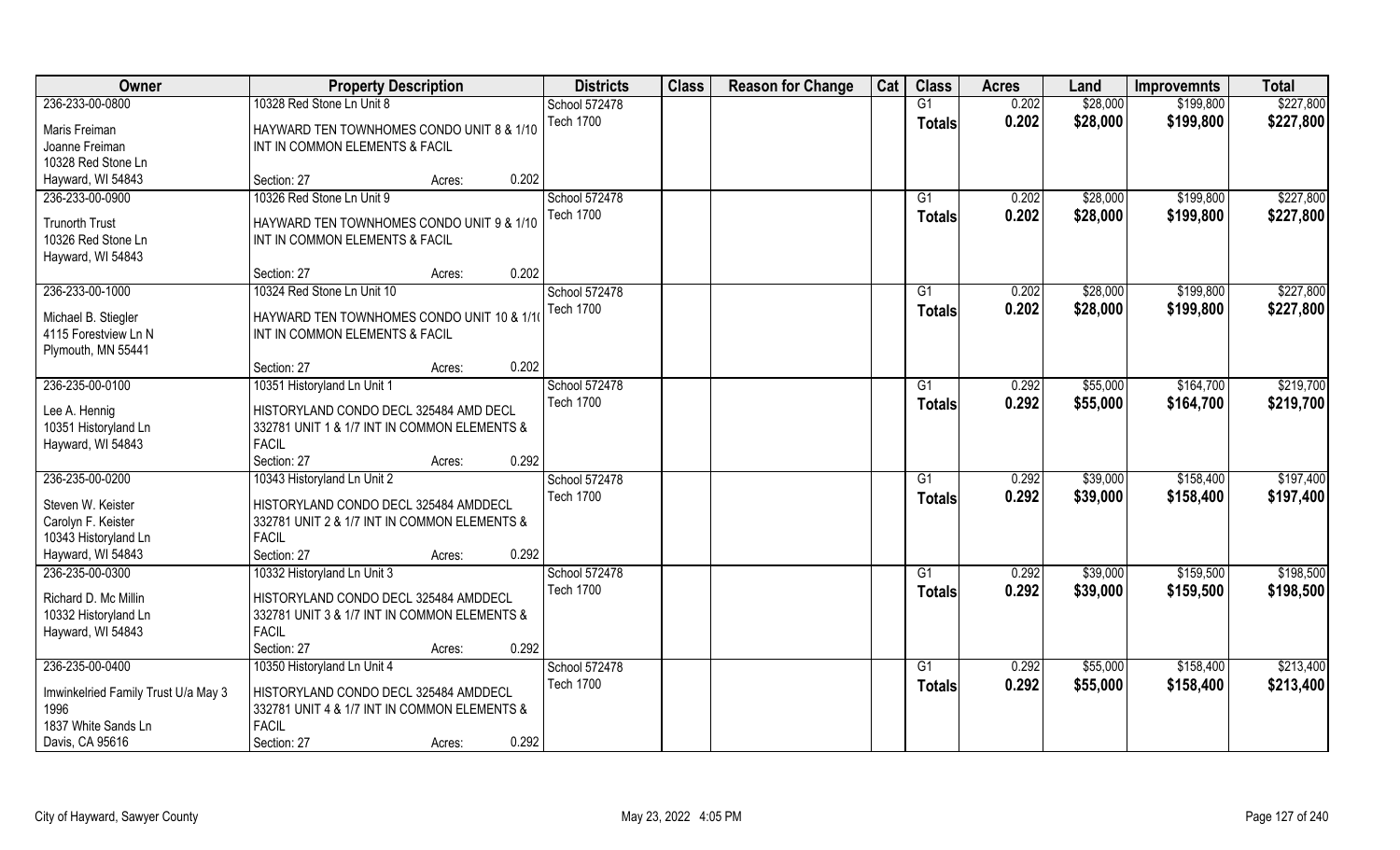| Owner | Property Description | Districts | Class | Reason for Change | Cat | Class | Acres | Land | Improvemnts | Total |
|---|---|---|---|---|---|---|---|---|---|---|
| 236-233-00-0800 | 10328 Red Stone Ln Unit 8 | School 572478 | | | | G1 | 0.202 | $28,000 | $199,800 | $227,800 |
| Maris Freiman<br>Joanne Freiman<br>10328 Red Stone Ln<br>Hayward, WI 54843 | HAYWARD TEN TOWNHOMES CONDO UNIT 8 & 1/10 INT IN COMMON ELEMENTS & FACIL<br>Section: 27 Acres: 0.202 | Tech 1700 | | | | Totals | 0.202 | $28,000 | $199,800 | $227,800 |
| 236-233-00-0900 | 10326 Red Stone Ln Unit 9 | School 572478 | | | | G1 | 0.202 | $28,000 | $199,800 | $227,800 |
| Trunorth Trust<br>10326 Red Stone Ln<br>Hayward, WI 54843 | HAYWARD TEN TOWNHOMES CONDO UNIT 9 & 1/10 INT IN COMMON ELEMENTS & FACIL<br>Section: 27 Acres: 0.202 | Tech 1700 | | | | Totals | 0.202 | $28,000 | $199,800 | $227,800 |
| 236-233-00-1000 | 10324 Red Stone Ln Unit 10 | School 572478 | | | | G1 | 0.202 | $28,000 | $199,800 | $227,800 |
| Michael B. Stiegler<br>4115 Forestview Ln N<br>Plymouth, MN 55441 | HAYWARD TEN TOWNHOMES CONDO UNIT 10 & 1/1( INT IN COMMON ELEMENTS & FACIL<br>Section: 27 Acres: 0.202 | Tech 1700 | | | | Totals | 0.202 | $28,000 | $199,800 | $227,800 |
| 236-235-00-0100 | 10351 Historyland Ln Unit 1 | School 572478 | | | | G1 | 0.292 | $55,000 | $164,700 | $219,700 |
| Lee A. Hennig<br>10351 Historyland Ln<br>Hayward, WI 54843 | HISTORYLAND CONDO DECL 325484 AMD DECL 332781 UNIT 1 & 1/7 INT IN COMMON ELEMENTS & FACIL<br>Section: 27 Acres: 0.292 | Tech 1700 | | | | Totals | 0.292 | $55,000 | $164,700 | $219,700 |
| 236-235-00-0200 | 10343 Historyland Ln Unit 2 | School 572478 | | | | G1 | 0.292 | $39,000 | $158,400 | $197,400 |
| Steven W. Keister<br>Carolyn F. Keister<br>10343 Historyland Ln<br>Hayward, WI 54843 | HISTORYLAND CONDO DECL 325484 AMDDECL 332781 UNIT 2 & 1/7 INT IN COMMON ELEMENTS & FACIL<br>Section: 27 Acres: 0.292 | Tech 1700 | | | | Totals | 0.292 | $39,000 | $158,400 | $197,400 |
| 236-235-00-0300 | 10332 Historyland Ln Unit 3 | School 572478 | | | | G1 | 0.292 | $39,000 | $159,500 | $198,500 |
| Richard D. Mc Millin<br>10332 Historyland Ln<br>Hayward, WI 54843 | HISTORYLAND CONDO DECL 325484 AMDDECL 332781 UNIT 3 & 1/7 INT IN COMMON ELEMENTS & FACIL<br>Section: 27 Acres: 0.292 | Tech 1700 | | | | Totals | 0.292 | $39,000 | $159,500 | $198,500 |
| 236-235-00-0400 | 10350 Historyland Ln Unit 4 | School 572478 | | | | G1 | 0.292 | $55,000 | $158,400 | $213,400 |
| Imwinkelried Family Trust U/a May 3 1996<br>1837 White Sands Ln<br>Davis, CA 95616 | HISTORYLAND CONDO DECL 325484 AMDDECL 332781 UNIT 4 & 1/7 INT IN COMMON ELEMENTS & FACIL<br>Section: 27 Acres: 0.292 | Tech 1700 | | | | Totals | 0.292 | $55,000 | $158,400 | $213,400 |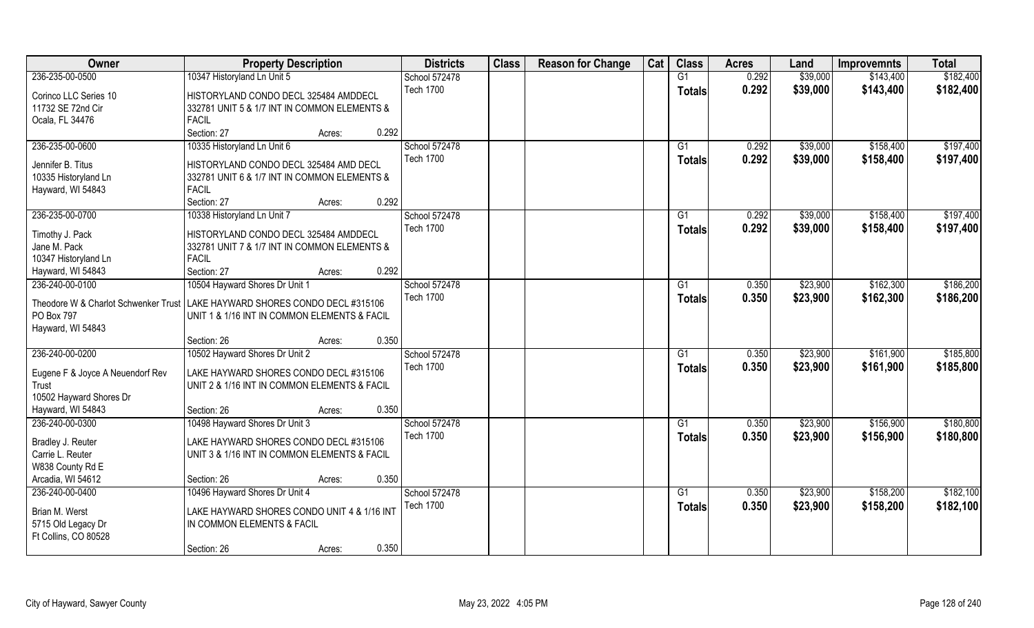| Owner | Property Description | Districts | Class | Reason for Change | Cat | Class | Acres | Land | Improvemnts | Total |
|---|---|---|---|---|---|---|---|---|---|---|
| 236-235-00-0500 | 10347 Historyland Ln Unit 5 | School 572478 | | | | G1 | 0.292 | $39,000 | $143,400 | $182,400 |
| Corinco LLC Series 10<br>11732 SE 72nd Cir<br>Ocala, FL 34476 | HISTORYLAND CONDO DECL 325484 AMDDECL 332781 UNIT 5 & 1/7 INT IN COMMON ELEMENTS & FACIL<br>Section: 27 Acres: 0.292 | Tech 1700 | | | | **Totals** | **0.292** | **$39,000** | **$143,400** | **$182,400** |
| 236-235-00-0600 | 10335 Historyland Ln Unit 6 | School 572478 | | | | G1 | 0.292 | $39,000 | $158,400 | $197,400 |
| Jennifer B. Titus<br>10335 Historyland Ln<br>Hayward, WI 54843 | HISTORYLAND CONDO DECL 325484 AMD DECL 332781 UNIT 6 & 1/7 INT IN COMMON ELEMENTS & FACIL<br>Section: 27 Acres: 0.292 | Tech 1700 | | | | **Totals** | **0.292** | **$39,000** | **$158,400** | **$197,400** |
| 236-235-00-0700 | 10338 Historyland Ln Unit 7 | School 572478 | | | | G1 | 0.292 | $39,000 | $158,400 | $197,400 |
| Timothy J. Pack<br>Jane M. Pack<br>10347 Historyland Ln<br>Hayward, WI 54843 | HISTORYLAND CONDO DECL 325484 AMDDECL 332781 UNIT 7 & 1/7 INT IN COMMON ELEMENTS & FACIL<br>Section: 27 Acres: 0.292 | Tech 1700 | | | | **Totals** | **0.292** | **$39,000** | **$158,400** | **$197,400** |
| 236-240-00-0100 | 10504 Hayward Shores Dr Unit 1 | School 572478 | | | | G1 | 0.350 | $23,900 | $162,300 | $186,200 |
| Theodore W & Charlot Schwenker Trust<br>PO Box 797<br>Hayward, WI 54843 | LAKE HAYWARD SHORES CONDO DECL #315106 UNIT 1 & 1/16 INT IN COMMON ELEMENTS & FACIL<br>Section: 26 Acres: 0.350 | Tech 1700 | | | | **Totals** | **0.350** | **$23,900** | **$162,300** | **$186,200** |
| 236-240-00-0200 | 10502 Hayward Shores Dr Unit 2 | School 572478 | | | | G1 | 0.350 | $23,900 | $161,900 | $185,800 |
| Eugene F & Joyce A Neuendorf Rev Trust<br>10502 Hayward Shores Dr<br>Hayward, WI 54843 | LAKE HAYWARD SHORES CONDO DECL #315106 UNIT 2 & 1/16 INT IN COMMON ELEMENTS & FACIL<br>Section: 26 Acres: 0.350 | Tech 1700 | | | | **Totals** | **0.350** | **$23,900** | **$161,900** | **$185,800** |
| 236-240-00-0300 | 10498 Hayward Shores Dr Unit 3 | School 572478 | | | | G1 | 0.350 | $23,900 | $156,900 | $180,800 |
| Bradley J. Reuter<br>Carrie L. Reuter<br>W838 County Rd E<br>Arcadia, WI 54612 | LAKE HAYWARD SHORES CONDO DECL #315106 UNIT 3 & 1/16 INT IN COMMON ELEMENTS & FACIL<br>Section: 26 Acres: 0.350 | Tech 1700 | | | | **Totals** | **0.350** | **$23,900** | **$156,900** | **$180,800** |
| 236-240-00-0400 | 10496 Hayward Shores Dr Unit 4 | School 572478 | | | | G1 | 0.350 | $23,900 | $158,200 | $182,100 |
| Brian M. Werst<br>5715 Old Legacy Dr<br>Ft Collins, CO 80528 | LAKE HAYWARD SHORES CONDO UNIT 4 & 1/16 INT IN COMMON ELEMENTS & FACIL<br>Section: 26 Acres: 0.350 | Tech 1700 | | | | **Totals** | **0.350** | **$23,900** | **$158,200** | **$182,100** |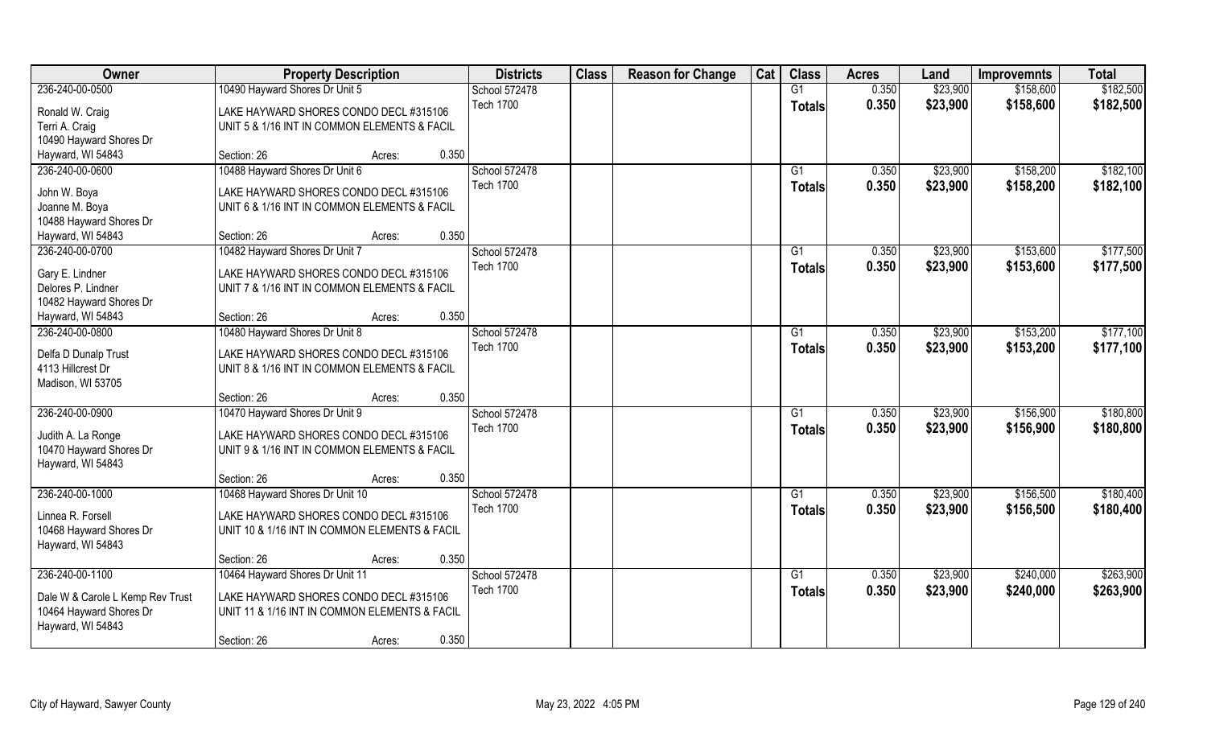| Owner | Property Description | | Districts | Class | Reason for Change | Cat | Class | Acres | Land | Improvemnts | Total |
|---|---|---|---|---|---|---|---|---|---|---|---|
| 236-240-00-0500 | 10490 Hayward Shores Dr Unit 5 | | School 572478 | | | | G1 | 0.350 | $23,900 | $158,600 | $182,500 |
| Ronald W. Craig<br>Terri A. Craig<br>10490 Hayward Shores Dr<br>Hayward, WI 54843 | LAKE HAYWARD SHORES CONDO DECL #315106<br>UNIT 5 & 1/16 INT IN COMMON ELEMENTS & FACIL | | Tech 1700 | | | | **Totals** | **0.350** | **$23,900** | **$158,600** | **$182,500** |
| | Section: 26 | Acres: 0.350 | | | | | | | | | |
| 236-240-00-0600 | 10488 Hayward Shores Dr Unit 6 | | School 572478 | | | | G1 | 0.350 | $23,900 | $158,200 | $182,100 |
| John W. Boya<br>Joanne M. Boya<br>10488 Hayward Shores Dr<br>Hayward, WI 54843 | LAKE HAYWARD SHORES CONDO DECL #315106<br>UNIT 6 & 1/16 INT IN COMMON ELEMENTS & FACIL | | Tech 1700 | | | | **Totals** | **0.350** | **$23,900** | **$158,200** | **$182,100** |
| | Section: 26 | Acres: 0.350 | | | | | | | | | |
| 236-240-00-0700 | 10482 Hayward Shores Dr Unit 7 | | School 572478 | | | | G1 | 0.350 | $23,900 | $153,600 | $177,500 |
| Gary E. Lindner<br>Delores P. Lindner<br>10482 Hayward Shores Dr<br>Hayward, WI 54843 | LAKE HAYWARD SHORES CONDO DECL #315106<br>UNIT 7 & 1/16 INT IN COMMON ELEMENTS & FACIL | | Tech 1700 | | | | **Totals** | **0.350** | **$23,900** | **$153,600** | **$177,500** |
| | Section: 26 | Acres: 0.350 | | | | | | | | | |
| 236-240-00-0800 | 10480 Hayward Shores Dr Unit 8 | | School 572478 | | | | G1 | 0.350 | $23,900 | $153,200 | $177,100 |
| Delfa D Dunalp Trust<br>4113 Hillcrest Dr<br>Madison, WI 53705 | LAKE HAYWARD SHORES CONDO DECL #315106<br>UNIT 8 & 1/16 INT IN COMMON ELEMENTS & FACIL | | Tech 1700 | | | | **Totals** | **0.350** | **$23,900** | **$153,200** | **$177,100** |
| | Section: 26 | Acres: 0.350 | | | | | | | | | |
| 236-240-00-0900 | 10470 Hayward Shores Dr Unit 9 | | School 572478 | | | | G1 | 0.350 | $23,900 | $156,900 | $180,800 |
| Judith A. La Ronge<br>10470 Hayward Shores Dr<br>Hayward, WI 54843 | LAKE HAYWARD SHORES CONDO DECL #315106<br>UNIT 9 & 1/16 INT IN COMMON ELEMENTS & FACIL | | Tech 1700 | | | | **Totals** | **0.350** | **$23,900** | **$156,900** | **$180,800** |
| | Section: 26 | Acres: 0.350 | | | | | | | | | |
| 236-240-00-1000 | 10468 Hayward Shores Dr Unit 10 | | School 572478 | | | | G1 | 0.350 | $23,900 | $156,500 | $180,400 |
| Linnea R. Forsell<br>10468 Hayward Shores Dr<br>Hayward, WI 54843 | LAKE HAYWARD SHORES CONDO DECL #315106<br>UNIT 10 & 1/16 INT IN COMMON ELEMENTS & FACIL | | Tech 1700 | | | | **Totals** | **0.350** | **$23,900** | **$156,500** | **$180,400** |
| | Section: 26 | Acres: 0.350 | | | | | | | | | |
| 236-240-00-1100 | 10464 Hayward Shores Dr Unit 11 | | School 572478 | | | | G1 | 0.350 | $23,900 | $240,000 | $263,900 |
| Dale W & Carole L Kemp Rev Trust<br>10464 Hayward Shores Dr<br>Hayward, WI 54843 | LAKE HAYWARD SHORES CONDO DECL #315106<br>UNIT 11 & 1/16 INT IN COMMON ELEMENTS & FACIL | | Tech 1700 | | | | **Totals** | **0.350** | **$23,900** | **$240,000** | **$263,900** |
| | Section: 26 | Acres: 0.350 | | | | | | | | | |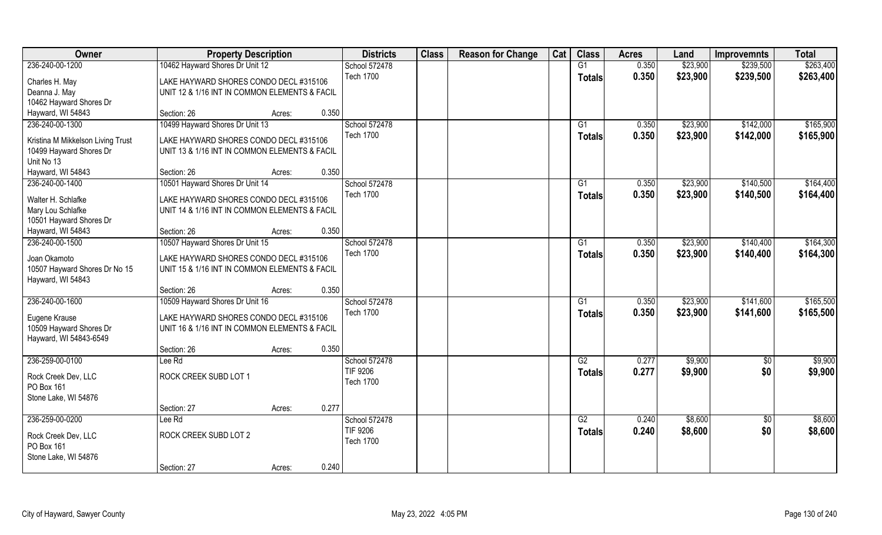| Owner | Property Description | | Districts | Class | Reason for Change | Cat | Class | Acres | Land | Improvemnts | Total |
|---|---|---|---|---|---|---|---|---|---|---|---|
| 236-240-00-1200 | 10462 Hayward Shores Dr Unit 12 | | School 572478 | | | | G1 | 0.350 | $23,900 | $239,500 | $263,400 |
| Charles H. May | LAKE HAYWARD SHORES CONDO DECL #315106 | | Tech 1700 | | | | **Totals** | **0.350** | **$23,900** | **$239,500** | **$263,400** |
| Deanna J. May | UNIT 12 & 1/16 INT IN COMMON ELEMENTS & FACIL | | | | | | | | | | |
| 10462 Hayward Shores Dr | | | | | | | | | | | |
| Hayward, WI 54843 | Section: 26 | Acres: 0.350 | | | | | | | | | |
| 236-240-00-1300 | 10499 Hayward Shores Dr Unit 13 | | School 572478 | | | | G1 | 0.350 | $23,900 | $142,000 | $165,900 |
| Kristina M Mikkelson Living Trust | LAKE HAYWARD SHORES CONDO DECL #315106 | | Tech 1700 | | | | **Totals** | **0.350** | **$23,900** | **$142,000** | **$165,900** |
| 10499 Hayward Shores Dr | UNIT 13 & 1/16 INT IN COMMON ELEMENTS & FACIL | | | | | | | | | | |
| Unit No 13 | | | | | | | | | | | |
| Hayward, WI 54843 | Section: 26 | Acres: 0.350 | | | | | | | | | |
| 236-240-00-1400 | 10501 Hayward Shores Dr Unit 14 | | School 572478 | | | | G1 | 0.350 | $23,900 | $140,500 | $164,400 |
| Walter H. Schlafke | LAKE HAYWARD SHORES CONDO DECL #315106 | | Tech 1700 | | | | **Totals** | **0.350** | **$23,900** | **$140,500** | **$164,400** |
| Mary Lou Schlafke | UNIT 14 & 1/16 INT IN COMMON ELEMENTS & FACIL | | | | | | | | | | |
| 10501 Hayward Shores Dr | | | | | | | | | | | |
| Hayward, WI 54843 | Section: 26 | Acres: 0.350 | | | | | | | | | |
| 236-240-00-1500 | 10507 Hayward Shores Dr Unit 15 | | School 572478 | | | | G1 | 0.350 | $23,900 | $140,400 | $164,300 |
| Joan Okamoto | LAKE HAYWARD SHORES CONDO DECL #315106 | | Tech 1700 | | | | **Totals** | **0.350** | **$23,900** | **$140,400** | **$164,300** |
| 10507 Hayward Shores Dr No 15 | UNIT 15 & 1/16 INT IN COMMON ELEMENTS & FACIL | | | | | | | | | | |
| Hayward, WI 54843 | | | | | | | | | | | |
| | Section: 26 | Acres: 0.350 | | | | | | | | | |
| 236-240-00-1600 | 10509 Hayward Shores Dr Unit 16 | | School 572478 | | | | G1 | 0.350 | $23,900 | $141,600 | $165,500 |
| Eugene Krause | LAKE HAYWARD SHORES CONDO DECL #315106 | | Tech 1700 | | | | **Totals** | **0.350** | **$23,900** | **$141,600** | **$165,500** |
| 10509 Hayward Shores Dr | UNIT 16 & 1/16 INT IN COMMON ELEMENTS & FACIL | | | | | | | | | | |
| Hayward, WI 54843-6549 | | | | | | | | | | | |
| | Section: 26 | Acres: 0.350 | | | | | | | | | |
| 236-259-00-0100 | Lee Rd | | School 572478 | | | | G2 | 0.277 | $9,900 | $0 | $9,900 |
| Rock Creek Dev, LLC | ROCK CREEK SUBD LOT 1 | | TIF 9206 | | | | **Totals** | **0.277** | **$9,900** | **$0** | **$9,900** |
| PO Box 161 | | | Tech 1700 | | | | | | | | |
| Stone Lake, WI 54876 | | | | | | | | | | | |
| | Section: 27 | Acres: 0.277 | | | | | | | | | |
| 236-259-00-0200 | Lee Rd | | School 572478 | | | | G2 | 0.240 | $8,600 | $0 | $8,600 |
| Rock Creek Dev, LLC | ROCK CREEK SUBD LOT 2 | | TIF 9206 | | | | **Totals** | **0.240** | **$8,600** | **$0** | **$8,600** |
| PO Box 161 | | | Tech 1700 | | | | | | | | |
| Stone Lake, WI 54876 | | | | | | | | | | | |
| | Section: 27 | Acres: 0.240 | | | | | | | | | |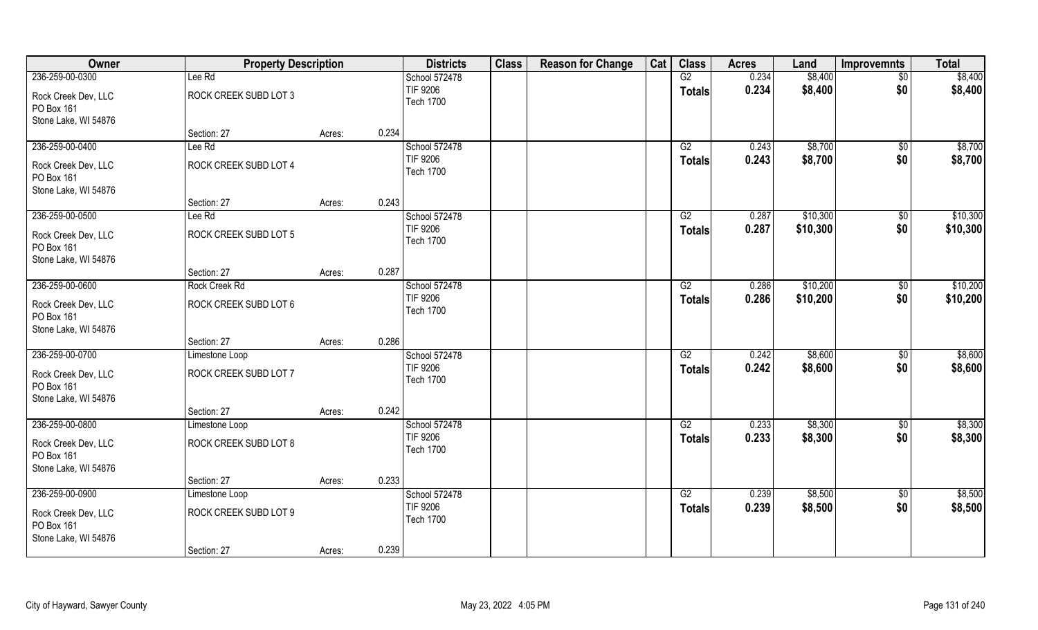| Owner | Property Description | | | Districts | Class | Reason for Change | Cat | Class | Acres | Land | Improvemnts | Total |
|---|---|---|---|---|---|---|---|---|---|---|---|---|
| 236-259-00-0300 | Lee Rd | | | School 572478 | | | | G2 | 0.234 | $8,400 | $0 | $8,400 |
| Rock Creek Dev, LLC<br>PO Box 161<br>Stone Lake, WI 54876 | ROCK CREEK SUBD LOT 3 | | | TIF 9206<br>Tech 1700 | | | | Totals | 0.234 | $8,400 | $0 | $8,400 |
| | Section: 27 | Acres: | 0.234 | | | | | | | | | |
| 236-259-00-0400 | Lee Rd | | | School 572478 | | | | G2 | 0.243 | $8,700 | $0 | $8,700 |
| Rock Creek Dev, LLC<br>PO Box 161<br>Stone Lake, WI 54876 | ROCK CREEK SUBD LOT 4 | | | TIF 9206<br>Tech 1700 | | | | Totals | 0.243 | $8,700 | $0 | $8,700 |
| | Section: 27 | Acres: | 0.243 | | | | | | | | | |
| 236-259-00-0500 | Lee Rd | | | School 572478 | | | | G2 | 0.287 | $10,300 | $0 | $10,300 |
| Rock Creek Dev, LLC<br>PO Box 161<br>Stone Lake, WI 54876 | ROCK CREEK SUBD LOT 5 | | | TIF 9206<br>Tech 1700 | | | | Totals | 0.287 | $10,300 | $0 | $10,300 |
| | Section: 27 | Acres: | 0.287 | | | | | | | | | |
| 236-259-00-0600 | Rock Creek Rd | | | School 572478 | | | | G2 | 0.286 | $10,200 | $0 | $10,200 |
| Rock Creek Dev, LLC<br>PO Box 161<br>Stone Lake, WI 54876 | ROCK CREEK SUBD LOT 6 | | | TIF 9206<br>Tech 1700 | | | | Totals | 0.286 | $10,200 | $0 | $10,200 |
| | Section: 27 | Acres: | 0.286 | | | | | | | | | |
| 236-259-00-0700 | Limestone Loop | | | School 572478 | | | | G2 | 0.242 | $8,600 | $0 | $8,600 |
| Rock Creek Dev, LLC<br>PO Box 161<br>Stone Lake, WI 54876 | ROCK CREEK SUBD LOT 7 | | | TIF 9206<br>Tech 1700 | | | | Totals | 0.242 | $8,600 | $0 | $8,600 |
| | Section: 27 | Acres: | 0.242 | | | | | | | | | |
| 236-259-00-0800 | Limestone Loop | | | School 572478 | | | | G2 | 0.233 | $8,300 | $0 | $8,300 |
| Rock Creek Dev, LLC<br>PO Box 161<br>Stone Lake, WI 54876 | ROCK CREEK SUBD LOT 8 | | | TIF 9206<br>Tech 1700 | | | | Totals | 0.233 | $8,300 | $0 | $8,300 |
| | Section: 27 | Acres: | 0.233 | | | | | | | | | |
| 236-259-00-0900 | Limestone Loop | | | School 572478 | | | | G2 | 0.239 | $8,500 | $0 | $8,500 |
| Rock Creek Dev, LLC<br>PO Box 161<br>Stone Lake, WI 54876 | ROCK CREEK SUBD LOT 9 | | | TIF 9206<br>Tech 1700 | | | | Totals | 0.239 | $8,500 | $0 | $8,500 |
| | Section: 27 | Acres: | 0.239 | | | | | | | | | |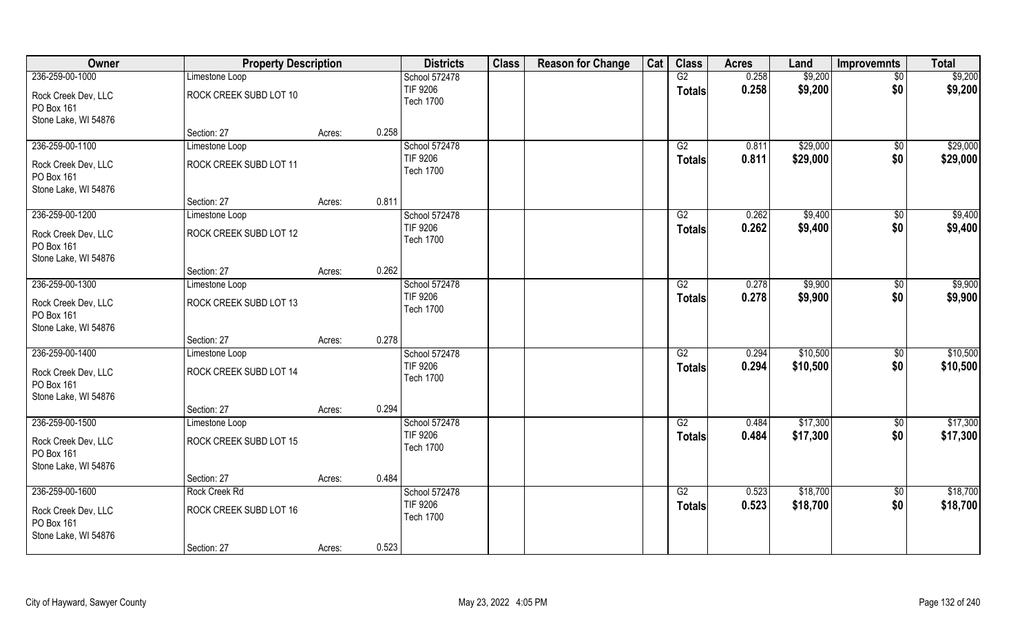| Owner | Property Description | | | Districts | Class | Reason for Change | Cat | Class | Acres | Land | Improvemnts | Total |
|---|---|---|---|---|---|---|---|---|---|---|---|---|
| 236-259-00-1000 | Limestone Loop | | | School 572478 | | | | G2 | 0.258 | $9,200 | $0 | $9,200 |
| Rock Creek Dev, LLC<br>PO Box 161<br>Stone Lake, WI 54876 | ROCK CREEK SUBD LOT 10 | | | TIF 9206<br>Tech 1700 | | | | Totals | 0.258 | $9,200 | $0 | $9,200 |
| | Section: 27 | Acres: | 0.258 | | | | | | | | | |
| 236-259-00-1100 | Limestone Loop | | | School 572478 | | | | G2 | 0.811 | $29,000 | $0 | $29,000 |
| Rock Creek Dev, LLC<br>PO Box 161<br>Stone Lake, WI 54876 | ROCK CREEK SUBD LOT 11 | | | TIF 9206<br>Tech 1700 | | | | Totals | 0.811 | $29,000 | $0 | $29,000 |
| | Section: 27 | Acres: | 0.811 | | | | | | | | | |
| 236-259-00-1200 | Limestone Loop | | | School 572478 | | | | G2 | 0.262 | $9,400 | $0 | $9,400 |
| Rock Creek Dev, LLC<br>PO Box 161<br>Stone Lake, WI 54876 | ROCK CREEK SUBD LOT 12 | | | TIF 9206<br>Tech 1700 | | | | Totals | 0.262 | $9,400 | $0 | $9,400 |
| | Section: 27 | Acres: | 0.262 | | | | | | | | | |
| 236-259-00-1300 | Limestone Loop | | | School 572478 | | | | G2 | 0.278 | $9,900 | $0 | $9,900 |
| Rock Creek Dev, LLC<br>PO Box 161<br>Stone Lake, WI 54876 | ROCK CREEK SUBD LOT 13 | | | TIF 9206<br>Tech 1700 | | | | Totals | 0.278 | $9,900 | $0 | $9,900 |
| | Section: 27 | Acres: | 0.278 | | | | | | | | | |
| 236-259-00-1400 | Limestone Loop | | | School 572478 | | | | G2 | 0.294 | $10,500 | $0 | $10,500 |
| Rock Creek Dev, LLC<br>PO Box 161<br>Stone Lake, WI 54876 | ROCK CREEK SUBD LOT 14 | | | TIF 9206<br>Tech 1700 | | | | Totals | 0.294 | $10,500 | $0 | $10,500 |
| | Section: 27 | Acres: | 0.294 | | | | | | | | | |
| 236-259-00-1500 | Limestone Loop | | | School 572478 | | | | G2 | 0.484 | $17,300 | $0 | $17,300 |
| Rock Creek Dev, LLC<br>PO Box 161<br>Stone Lake, WI 54876 | ROCK CREEK SUBD LOT 15 | | | TIF 9206<br>Tech 1700 | | | | Totals | 0.484 | $17,300 | $0 | $17,300 |
| | Section: 27 | Acres: | 0.484 | | | | | | | | | |
| 236-259-00-1600 | Rock Creek Rd | | | School 572478 | | | | G2 | 0.523 | $18,700 | $0 | $18,700 |
| Rock Creek Dev, LLC<br>PO Box 161<br>Stone Lake, WI 54876 | ROCK CREEK SUBD LOT 16 | | | TIF 9206<br>Tech 1700 | | | | Totals | 0.523 | $18,700 | $0 | $18,700 |
| | Section: 27 | Acres: | 0.523 | | | | | | | | | |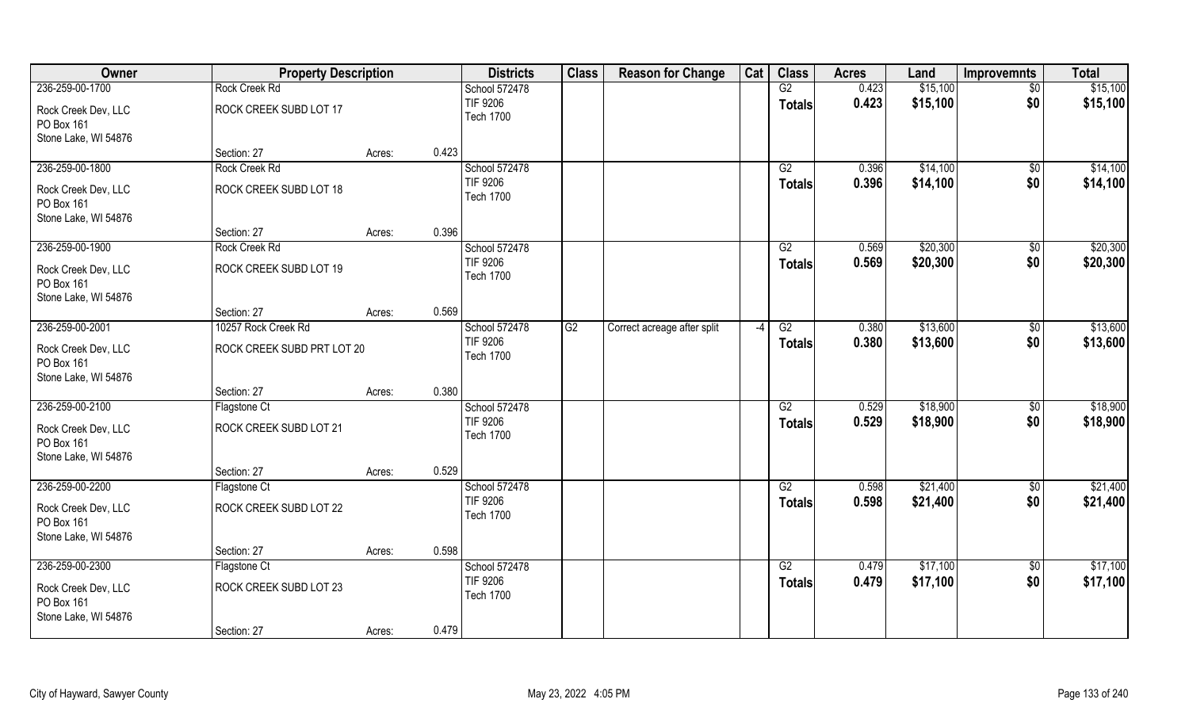| Owner | Property Description | | | Districts | Class | Reason for Change | Cat | Class | Acres | Land | Improvemnts | Total |
|---|---|---|---|---|---|---|---|---|---|---|---|---|
| 236-259-00-1700 | Rock Creek Rd | | | School 572478 | | | | G2 | 0.423 | $15,100 | $0 | $15,100 |
| Rock Creek Dev, LLC | ROCK CREEK SUBD LOT 17 | | | TIF 9206 | | | | **Totals** | **0.423** | **$15,100** | **$0** | **$15,100** |
| PO Box 161 | | | | Tech 1700 | | | | | | | | |
| Stone Lake, WI 54876 | | | | | | | | | | | | |
| | Section: 27 | Acres: | 0.423 | | | | | | | | | |
| 236-259-00-1800 | Rock Creek Rd | | | School 572478 | | | | G2 | 0.396 | $14,100 | $0 | $14,100 |
| Rock Creek Dev, LLC | ROCK CREEK SUBD LOT 18 | | | TIF 9206 | | | | **Totals** | **0.396** | **$14,100** | **$0** | **$14,100** |
| PO Box 161 | | | | Tech 1700 | | | | | | | | |
| Stone Lake, WI 54876 | | | | | | | | | | | | |
| | Section: 27 | Acres: | 0.396 | | | | | | | | | |
| 236-259-00-1900 | Rock Creek Rd | | | School 572478 | | | | G2 | 0.569 | $20,300 | $0 | $20,300 |
| Rock Creek Dev, LLC | ROCK CREEK SUBD LOT 19 | | | TIF 9206 | | | | **Totals** | **0.569** | **$20,300** | **$0** | **$20,300** |
| PO Box 161 | | | | Tech 1700 | | | | | | | | |
| Stone Lake, WI 54876 | | | | | | | | | | | | |
| | Section: 27 | Acres: | 0.569 | | | | | | | | | |
| 236-259-00-2001 | 10257 Rock Creek Rd | | | School 572478 | G2 | Correct acreage after split | -4 | G2 | 0.380 | $13,600 | $0 | $13,600 |
| Rock Creek Dev, LLC | ROCK CREEK SUBD PRT LOT 20 | | | TIF 9206 | | | | **Totals** | **0.380** | **$13,600** | **$0** | **$13,600** |
| PO Box 161 | | | | Tech 1700 | | | | | | | | |
| Stone Lake, WI 54876 | | | | | | | | | | | | |
| | Section: 27 | Acres: | 0.380 | | | | | | | | | |
| 236-259-00-2100 | Flagstone Ct | | | School 572478 | | | | G2 | 0.529 | $18,900 | $0 | $18,900 |
| Rock Creek Dev, LLC | ROCK CREEK SUBD LOT 21 | | | TIF 9206 | | | | **Totals** | **0.529** | **$18,900** | **$0** | **$18,900** |
| PO Box 161 | | | | Tech 1700 | | | | | | | | |
| Stone Lake, WI 54876 | | | | | | | | | | | | |
| | Section: 27 | Acres: | 0.529 | | | | | | | | | |
| 236-259-00-2200 | Flagstone Ct | | | School 572478 | | | | G2 | 0.598 | $21,400 | $0 | $21,400 |
| Rock Creek Dev, LLC | ROCK CREEK SUBD LOT 22 | | | TIF 9206 | | | | **Totals** | **0.598** | **$21,400** | **$0** | **$21,400** |
| PO Box 161 | | | | Tech 1700 | | | | | | | | |
| Stone Lake, WI 54876 | | | | | | | | | | | | |
| | Section: 27 | Acres: | 0.598 | | | | | | | | | |
| 236-259-00-2300 | Flagstone Ct | | | School 572478 | | | | G2 | 0.479 | $17,100 | $0 | $17,100 |
| Rock Creek Dev, LLC | ROCK CREEK SUBD LOT 23 | | | TIF 9206 | | | | **Totals** | **0.479** | **$17,100** | **$0** | **$17,100** |
| PO Box 161 | | | | Tech 1700 | | | | | | | | |
| Stone Lake, WI 54876 | | | | | | | | | | | | |
| | Section: 27 | Acres: | 0.479 | | | | | | | | | |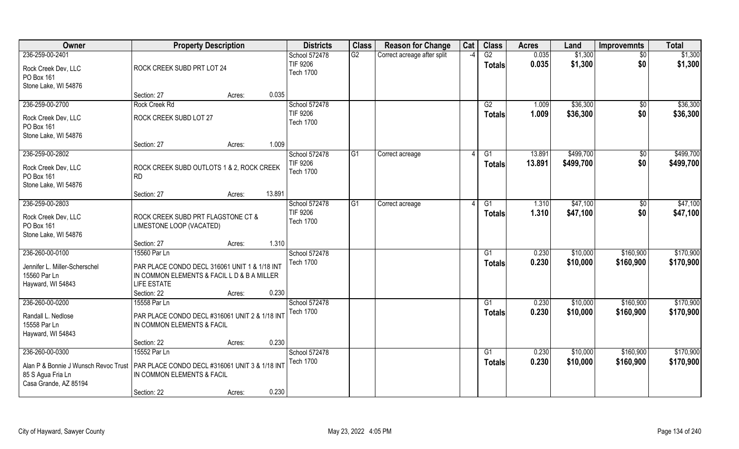| Owner | Property Description | Districts | Class | Reason for Change | Cat | Class | Acres | Land | Improvemnts | Total |
|---|---|---|---|---|---|---|---|---|---|---|
| 236-259-00-2401<br>Rock Creek Dev, LLC<br>PO Box 161<br>Stone Lake, WI 54876 | ROCK CREEK SUBD PRT LOT 24<br>Section: 27 Acres: 0.035 | School 572478<br>TIF 9206<br>Tech 1700 | G2 | Correct acreage after split | -4 | G2<br>**Totals** | 0.035<br>**0.035** | $1,300<br>**$1,300** | $0<br>**$0** | $1,300<br>**$1,300** |
| 236-259-00-2700<br>Rock Creek Dev, LLC<br>PO Box 161<br>Stone Lake, WI 54876 | Rock Creek Rd<br>ROCK CREEK SUBD LOT 27<br>Section: 27 Acres: 1.009 | School 572478<br>TIF 9206<br>Tech 1700 | | | | G2<br>**Totals** | 1.009<br>**1.009** | $36,300<br>**$36,300** | $0<br>**$0** | $36,300<br>**$36,300** |
| 236-259-00-2802<br>Rock Creek Dev, LLC<br>PO Box 161<br>Stone Lake, WI 54876 | ROCK CREEK SUBD OUTLOTS 1 & 2, ROCK CREEK RD<br>Section: 27 Acres: 13.891 | School 572478<br>TIF 9206<br>Tech 1700 | G1 | Correct acreage | 4 | G1<br>**Totals** | 13.891<br>**13.891** | $499,700<br>**$499,700** | $0<br>**$0** | $499,700<br>**$499,700** |
| 236-259-00-2803<br>Rock Creek Dev, LLC<br>PO Box 161<br>Stone Lake, WI 54876 | ROCK CREEK SUBD PRT FLAGSTONE CT & LIMESTONE LOOP (VACATED)<br>Section: 27 Acres: 1.310 | School 572478<br>TIF 9206<br>Tech 1700 | G1 | Correct acreage | 4 | G1<br>**Totals** | 1.310<br>**1.310** | $47,100<br>**$47,100** | $0<br>**$0** | $47,100<br>**$47,100** |
| 236-260-00-0100<br>Jennifer L. Miller-Scherschel<br>15560 Par Ln<br>Hayward, WI 54843 | 15560 Par Ln<br>PAR PLACE CONDO DECL 316061 UNIT 1 & 1/18 INT IN COMMON ELEMENTS & FACIL L D & B A MILLER LIFE ESTATE<br>Section: 22 Acres: 0.230 | School 572478<br>Tech 1700 | | | | G1<br>**Totals** | 0.230<br>**0.230** | $10,000<br>**$10,000** | $160,900<br>**$160,900** | $170,900<br>**$170,900** |
| 236-260-00-0200<br>Randall L. Nedlose<br>15558 Par Ln<br>Hayward, WI 54843 | 15558 Par Ln<br>PAR PLACE CONDO DECL #316061 UNIT 2 & 1/18 INT IN COMMON ELEMENTS & FACIL<br>Section: 22 Acres: 0.230 | School 572478<br>Tech 1700 | | | | G1<br>**Totals** | 0.230<br>**0.230** | $10,000<br>**$10,000** | $160,900<br>**$160,900** | $170,900<br>**$170,900** |
| 236-260-00-0300<br>Alan P & Bonnie J Wunsch Revoc Trust<br>85 S Agua Fria Ln<br>Casa Grande, AZ 85194 | 15552 Par Ln<br>PAR PLACE CONDO DECL #316061 UNIT 3 & 1/18 INT IN COMMON ELEMENTS & FACIL<br>Section: 22 Acres: 0.230 | School 572478<br>Tech 1700 | | | | G1<br>**Totals** | 0.230<br>**0.230** | $10,000<br>**$10,000** | $160,900<br>**$160,900** | $170,900<br>**$170,900** |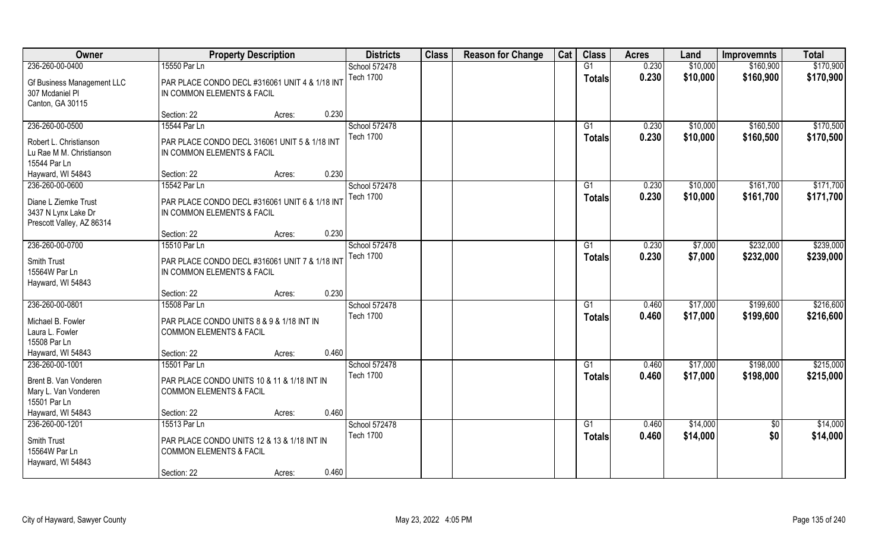| Owner | Property Description | | | Districts | Class | Reason for Change | Cat | Class | Acres | Land | Improvemnts | Total |
|---|---|---|---|---|---|---|---|---|---|---|---|---|
| 236-260-00-0400 | 15550 Par Ln | | | School 572478 | | | | G1 | 0.230 | $10,000 | $160,900 | $170,900 |
| Gf Business Management LLC<br>307 Mcdaniel Pl<br>Canton, GA 30115 | PAR PLACE CONDO DECL #316061 UNIT 4 & 1/18 INT IN COMMON ELEMENTS & FACIL | | | Tech 1700 | | | | **Totals** | **0.230** | **$10,000** | **$160,900** | **$170,900** |
| | Section: 22 | Acres: | 0.230 | | | | | | | | | |
| 236-260-00-0500 | 15544 Par Ln | | | School 572478 | | | | G1 | 0.230 | $10,000 | $160,500 | $170,500 |
| Robert L. Christianson<br>Lu Rae M M. Christianson<br>15544 Par Ln<br>Hayward, WI 54843 | PAR PLACE CONDO DECL 316061 UNIT 5 & 1/18 INT IN COMMON ELEMENTS & FACIL | | | Tech 1700 | | | | **Totals** | **0.230** | **$10,000** | **$160,500** | **$170,500** |
| | Section: 22 | Acres: | 0.230 | | | | | | | | | |
| 236-260-00-0600 | 15542 Par Ln | | | School 572478 | | | | G1 | 0.230 | $10,000 | $161,700 | $171,700 |
| Diane L Ziemke Trust<br>3437 N Lynx Lake Dr<br>Prescott Valley, AZ 86314 | PAR PLACE CONDO DECL #316061 UNIT 6 & 1/18 INT IN COMMON ELEMENTS & FACIL | | | Tech 1700 | | | | **Totals** | **0.230** | **$10,000** | **$161,700** | **$171,700** |
| | Section: 22 | Acres: | 0.230 | | | | | | | | | |
| 236-260-00-0700 | 15510 Par Ln | | | School 572478 | | | | G1 | 0.230 | $7,000 | $232,000 | $239,000 |
| Smith Trust<br>15564W Par Ln<br>Hayward, WI 54843 | PAR PLACE CONDO DECL #316061 UNIT 7 & 1/18 INT IN COMMON ELEMENTS & FACIL | | | Tech 1700 | | | | **Totals** | **0.230** | **$7,000** | **$232,000** | **$239,000** |
| | Section: 22 | Acres: | 0.230 | | | | | | | | | |
| 236-260-00-0801 | 15508 Par Ln | | | School 572478 | | | | G1 | 0.460 | $17,000 | $199,600 | $216,600 |
| Michael B. Fowler<br>Laura L. Fowler<br>15508 Par Ln<br>Hayward, WI 54843 | PAR PLACE CONDO UNITS 8 & 9 & 1/18 INT IN COMMON ELEMENTS & FACIL | | | Tech 1700 | | | | **Totals** | **0.460** | **$17,000** | **$199,600** | **$216,600** |
| | Section: 22 | Acres: | 0.460 | | | | | | | | | |
| 236-260-00-1001 | 15501 Par Ln | | | School 572478 | | | | G1 | 0.460 | $17,000 | $198,000 | $215,000 |
| Brent B. Van Vonderen<br>Mary L. Van Vonderen<br>15501 Par Ln<br>Hayward, WI 54843 | PAR PLACE CONDO UNITS 10 & 11 & 1/18 INT IN COMMON ELEMENTS & FACIL | | | Tech 1700 | | | | **Totals** | **0.460** | **$17,000** | **$198,000** | **$215,000** |
| | Section: 22 | Acres: | 0.460 | | | | | | | | | |
| 236-260-00-1201 | 15513 Par Ln | | | School 572478 | | | | G1 | 0.460 | $14,000 | $0 | $14,000 |
| Smith Trust<br>15564W Par Ln<br>Hayward, WI 54843 | PAR PLACE CONDO UNITS 12 & 13 & 1/18 INT IN COMMON ELEMENTS & FACIL | | | Tech 1700 | | | | **Totals** | **0.460** | **$14,000** | **$0** | **$14,000** |
| | Section: 22 | Acres: | 0.460 | | | | | | | | | |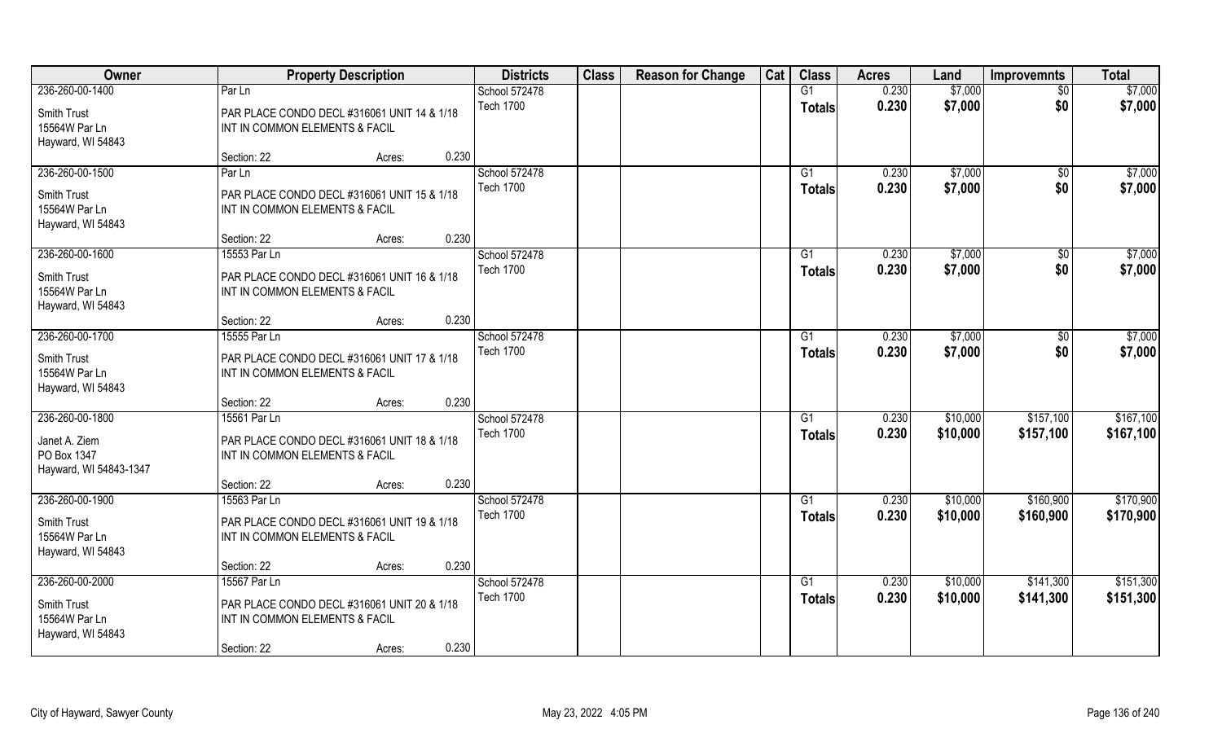| Owner | Property Description | | | Districts | Class | Reason for Change | Cat | Class | Acres | Land | Improvemnts | Total |
|---|---|---|---|---|---|---|---|---|---|---|---|---|
| 236-260-00-1400 | Par Ln | | | School 572478 | | | | G1 | 0.230 | $7,000 | $0 | $7,000 |
| Smith Trust<br>15564W Par Ln<br>Hayward, WI 54843 | PAR PLACE CONDO DECL #316061 UNIT 14 & 1/18 INT IN COMMON ELEMENTS & FACIL | | | Tech 1700 | | | | Totals | 0.230 | $7,000 | $0 | $7,000 |
| | Section: 22 | Acres: | 0.230 | | | | | | | | | |
| 236-260-00-1500 | Par Ln | | | School 572478 | | | | G1 | 0.230 | $7,000 | $0 | $7,000 |
| Smith Trust<br>15564W Par Ln<br>Hayward, WI 54843 | PAR PLACE CONDO DECL #316061 UNIT 15 & 1/18 INT IN COMMON ELEMENTS & FACIL | | | Tech 1700 | | | | Totals | 0.230 | $7,000 | $0 | $7,000 |
| | Section: 22 | Acres: | 0.230 | | | | | | | | | |
| 236-260-00-1600 | 15553 Par Ln | | | School 572478 | | | | G1 | 0.230 | $7,000 | $0 | $7,000 |
| Smith Trust<br>15564W Par Ln<br>Hayward, WI 54843 | PAR PLACE CONDO DECL #316061 UNIT 16 & 1/18 INT IN COMMON ELEMENTS & FACIL | | | Tech 1700 | | | | Totals | 0.230 | $7,000 | $0 | $7,000 |
| | Section: 22 | Acres: | 0.230 | | | | | | | | | |
| 236-260-00-1700 | 15555 Par Ln | | | School 572478 | | | | G1 | 0.230 | $7,000 | $0 | $7,000 |
| Smith Trust<br>15564W Par Ln<br>Hayward, WI 54843 | PAR PLACE CONDO DECL #316061 UNIT 17 & 1/18 INT IN COMMON ELEMENTS & FACIL | | | Tech 1700 | | | | Totals | 0.230 | $7,000 | $0 | $7,000 |
| | Section: 22 | Acres: | 0.230 | | | | | | | | | |
| 236-260-00-1800 | 15561 Par Ln | | | School 572478 | | | | G1 | 0.230 | $10,000 | $157,100 | $167,100 |
| Janet A. Ziem<br>PO Box 1347<br>Hayward, WI 54843-1347 | PAR PLACE CONDO DECL #316061 UNIT 18 & 1/18 INT IN COMMON ELEMENTS & FACIL | | | Tech 1700 | | | | Totals | 0.230 | $10,000 | $157,100 | $167,100 |
| | Section: 22 | Acres: | 0.230 | | | | | | | | | |
| 236-260-00-1900 | 15563 Par Ln | | | School 572478 | | | | G1 | 0.230 | $10,000 | $160,900 | $170,900 |
| Smith Trust<br>15564W Par Ln<br>Hayward, WI 54843 | PAR PLACE CONDO DECL #316061 UNIT 19 & 1/18 INT IN COMMON ELEMENTS & FACIL | | | Tech 1700 | | | | Totals | 0.230 | $10,000 | $160,900 | $170,900 |
| | Section: 22 | Acres: | 0.230 | | | | | | | | | |
| 236-260-00-2000 | 15567 Par Ln | | | School 572478 | | | | G1 | 0.230 | $10,000 | $141,300 | $151,300 |
| Smith Trust<br>15564W Par Ln<br>Hayward, WI 54843 | PAR PLACE CONDO DECL #316061 UNIT 20 & 1/18 INT IN COMMON ELEMENTS & FACIL | | | Tech 1700 | | | | Totals | 0.230 | $10,000 | $141,300 | $151,300 |
| | Section: 22 | Acres: | 0.230 | | | | | | | | | |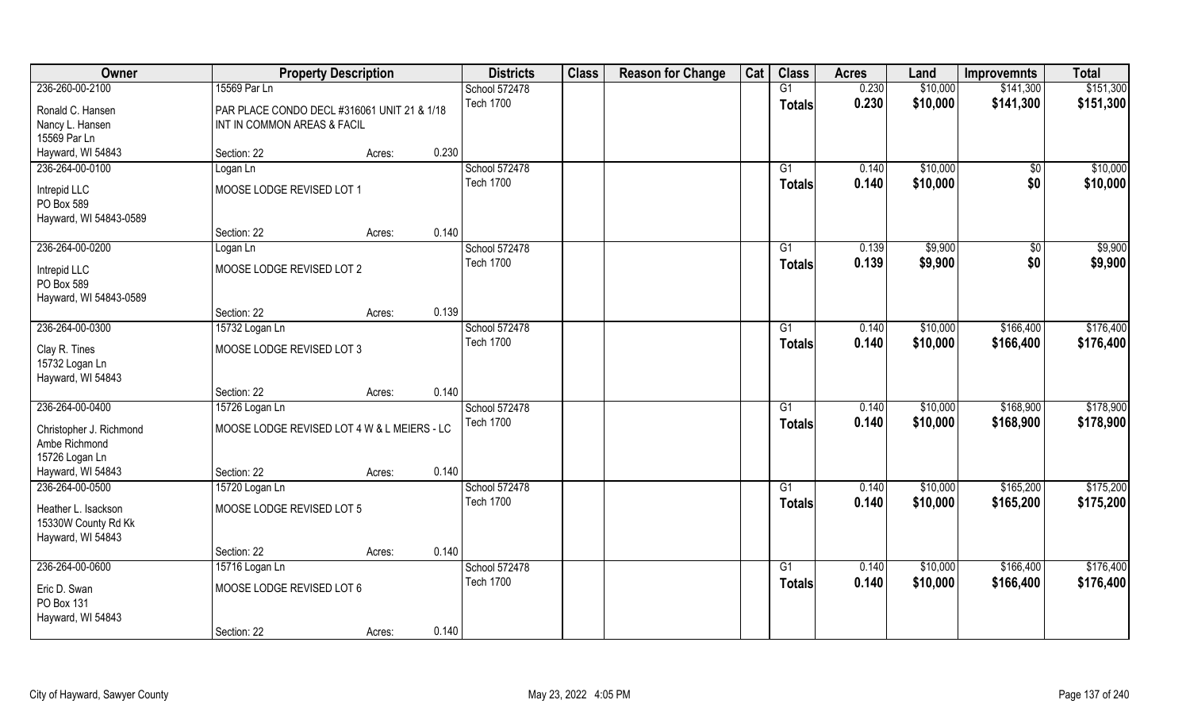| Owner | Property Description | | | Districts | Class | Reason for Change | Cat | Class | Acres | Land | Improvemnts | Total |
|---|---|---|---|---|---|---|---|---|---|---|---|---|
| 236-260-00-2100 | 15569 Par Ln | | | School 572478 | | | | G1 | 0.230 | $10,000 | $141,300 | $151,300 |
| Ronald C. Hansen<br>Nancy L. Hansen<br>15569 Par Ln<br>Hayward, WI 54843 | PAR PLACE CONDO DECL #316061 UNIT 21 & 1/18 INT IN COMMON AREAS & FACIL | | | Tech 1700 | | | | Totals | 0.230 | $10,000 | $141,300 | $151,300 |
| | Section: 22 | Acres: | 0.230 | | | | | | | | | |
| 236-264-00-0100 | Logan Ln | | | School 572478 | | | | G1 | 0.140 | $10,000 | $0 | $10,000 |
| Intrepid LLC<br>PO Box 589<br>Hayward, WI 54843-0589 | MOOSE LODGE REVISED LOT 1 | | | Tech 1700 | | | | Totals | 0.140 | $10,000 | $0 | $10,000 |
| | Section: 22 | Acres: | 0.140 | | | | | | | | | |
| 236-264-00-0200 | Logan Ln | | | School 572478 | | | | G1 | 0.139 | $9,900 | $0 | $9,900 |
| Intrepid LLC<br>PO Box 589<br>Hayward, WI 54843-0589 | MOOSE LODGE REVISED LOT 2 | | | Tech 1700 | | | | Totals | 0.139 | $9,900 | $0 | $9,900 |
| | Section: 22 | Acres: | 0.139 | | | | | | | | | |
| 236-264-00-0300 | 15732 Logan Ln | | | School 572478 | | | | G1 | 0.140 | $10,000 | $166,400 | $176,400 |
| Clay R. Tines<br>15732 Logan Ln<br>Hayward, WI 54843 | MOOSE LODGE REVISED LOT 3 | | | Tech 1700 | | | | Totals | 0.140 | $10,000 | $166,400 | $176,400 |
| | Section: 22 | Acres: | 0.140 | | | | | | | | | |
| 236-264-00-0400 | 15726 Logan Ln | | | School 572478 | | | | G1 | 0.140 | $10,000 | $168,900 | $178,900 |
| Christopher J. Richmond<br>Ambe Richmond<br>15726 Logan Ln<br>Hayward, WI 54843 | MOOSE LODGE REVISED LOT 4 W & L MEIERS - LC | | | Tech 1700 | | | | Totals | 0.140 | $10,000 | $168,900 | $178,900 |
| | Section: 22 | Acres: | 0.140 | | | | | | | | | |
| 236-264-00-0500 | 15720 Logan Ln | | | School 572478 | | | | G1 | 0.140 | $10,000 | $165,200 | $175,200 |
| Heather L. Isackson<br>15330W County Rd Kk<br>Hayward, WI 54843 | MOOSE LODGE REVISED LOT 5 | | | Tech 1700 | | | | Totals | 0.140 | $10,000 | $165,200 | $175,200 |
| | Section: 22 | Acres: | 0.140 | | | | | | | | | |
| 236-264-00-0600 | 15716 Logan Ln | | | School 572478 | | | | G1 | 0.140 | $10,000 | $166,400 | $176,400 |
| Eric D. Swan<br>PO Box 131<br>Hayward, WI 54843 | MOOSE LODGE REVISED LOT 6 | | | Tech 1700 | | | | Totals | 0.140 | $10,000 | $166,400 | $176,400 |
| | Section: 22 | Acres: | 0.140 | | | | | | | | | |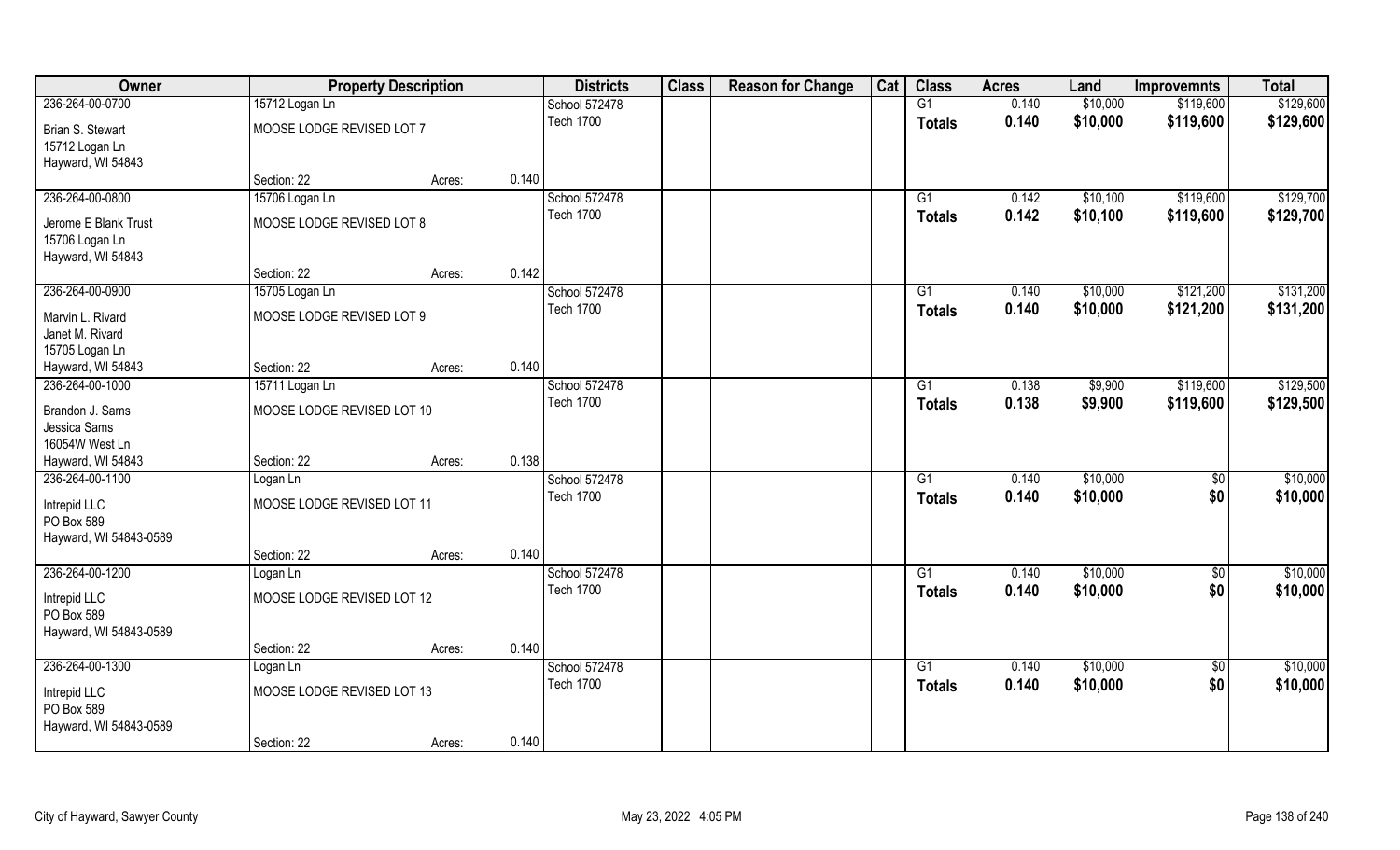| Owner | Property Description | | | Districts | Class | Reason for Change | Cat | Class | Acres | Land | Improvemnts | Total |
|---|---|---|---|---|---|---|---|---|---|---|---|---|
| 236-264-00-0700 | 15712 Logan Ln | | | School 572478 | | | | G1 | 0.140 | $10,000 | $119,600 | $129,600 |
| Brian S. Stewart<br>15712 Logan Ln<br>Hayward, WI 54843 | MOOSE LODGE REVISED LOT 7 | | | Tech 1700 | | | | Totals | 0.140 | $10,000 | $119,600 | $129,600 |
| | Section: 22 | Acres: | 0.140 | | | | | | | | | |
| 236-264-00-0800 | 15706 Logan Ln | | | School 572478 | | | | G1 | 0.142 | $10,100 | $119,600 | $129,700 |
| Jerome E Blank Trust<br>15706 Logan Ln<br>Hayward, WI 54843 | MOOSE LODGE REVISED LOT 8 | | | Tech 1700 | | | | Totals | 0.142 | $10,100 | $119,600 | $129,700 |
| | Section: 22 | Acres: | 0.142 | | | | | | | | | |
| 236-264-00-0900 | 15705 Logan Ln | | | School 572478 | | | | G1 | 0.140 | $10,000 | $121,200 | $131,200 |
| Marvin L. Rivard<br>Janet M. Rivard<br>15705 Logan Ln<br>Hayward, WI 54843 | MOOSE LODGE REVISED LOT 9 | | | Tech 1700 | | | | Totals | 0.140 | $10,000 | $121,200 | $131,200 |
| | Section: 22 | Acres: | 0.140 | | | | | | | | | |
| 236-264-00-1000 | 15711 Logan Ln | | | School 572478 | | | | G1 | 0.138 | $9,900 | $119,600 | $129,500 |
| Brandon J. Sams<br>Jessica Sams<br>16054W West Ln<br>Hayward, WI 54843 | MOOSE LODGE REVISED LOT 10 | | | Tech 1700 | | | | Totals | 0.138 | $9,900 | $119,600 | $129,500 |
| | Section: 22 | Acres: | 0.138 | | | | | | | | | |
| 236-264-00-1100 | Logan Ln | | | School 572478 | | | | G1 | 0.140 | $10,000 | $0 | $10,000 |
| Intrepid LLC<br>PO Box 589<br>Hayward, WI 54843-0589 | MOOSE LODGE REVISED LOT 11 | | | Tech 1700 | | | | Totals | 0.140 | $10,000 | $0 | $10,000 |
| | Section: 22 | Acres: | 0.140 | | | | | | | | | |
| 236-264-00-1200 | Logan Ln | | | School 572478 | | | | G1 | 0.140 | $10,000 | $0 | $10,000 |
| Intrepid LLC<br>PO Box 589<br>Hayward, WI 54843-0589 | MOOSE LODGE REVISED LOT 12 | | | Tech 1700 | | | | Totals | 0.140 | $10,000 | $0 | $10,000 |
| | Section: 22 | Acres: | 0.140 | | | | | | | | | |
| 236-264-00-1300 | Logan Ln | | | School 572478 | | | | G1 | 0.140 | $10,000 | $0 | $10,000 |
| Intrepid LLC<br>PO Box 589<br>Hayward, WI 54843-0589 | MOOSE LODGE REVISED LOT 13 | | | Tech 1700 | | | | Totals | 0.140 | $10,000 | $0 | $10,000 |
| | Section: 22 | Acres: | 0.140 | | | | | | | | | |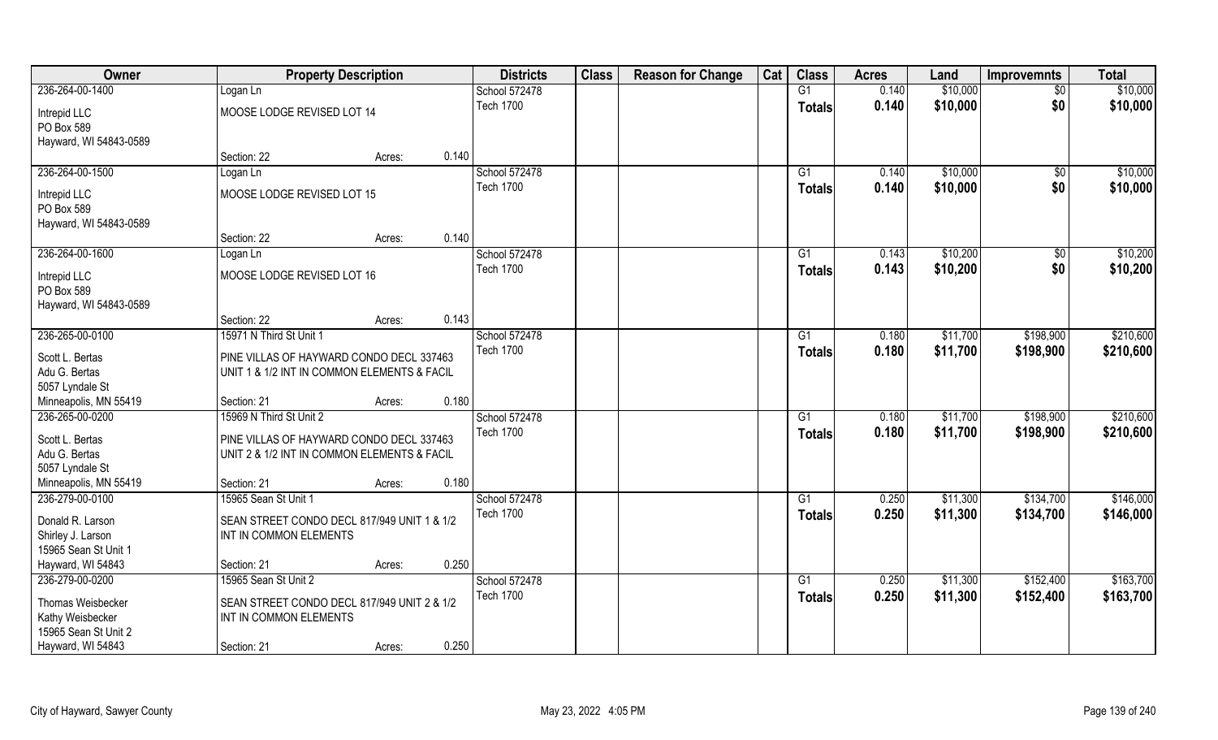| Owner | Property Description | | | Districts | Class | Reason for Change | Cat | Class | Acres | Land | Improvemnts | Total |
|---|---|---|---|---|---|---|---|---|---|---|---|---|
| 236-264-00-1400 | Logan Ln | | | School 572478 | | | | G1 | 0.140 | $10,000 | $0 | $10,000 |
| Intrepid LLC<br>PO Box 589<br>Hayward, WI 54843-0589 | MOOSE LODGE REVISED LOT 14 | | | Tech 1700 | | | | Totals | 0.140 | $10,000 | $0 | $10,000 |
| | Section: 22 | Acres: | 0.140 | | | | | | | | | |
| 236-264-00-1500 | Logan Ln | | | School 572478 | | | | G1 | 0.140 | $10,000 | $0 | $10,000 |
| Intrepid LLC<br>PO Box 589<br>Hayward, WI 54843-0589 | MOOSE LODGE REVISED LOT 15 | | | Tech 1700 | | | | Totals | 0.140 | $10,000 | $0 | $10,000 |
| | Section: 22 | Acres: | 0.140 | | | | | | | | | |
| 236-264-00-1600 | Logan Ln | | | School 572478 | | | | G1 | 0.143 | $10,200 | $0 | $10,200 |
| Intrepid LLC<br>PO Box 589<br>Hayward, WI 54843-0589 | MOOSE LODGE REVISED LOT 16 | | | Tech 1700 | | | | Totals | 0.143 | $10,200 | $0 | $10,200 |
| | Section: 22 | Acres: | 0.143 | | | | | | | | | |
| 236-265-00-0100 | 15971 N Third St Unit 1 | | | School 572478 | | | | G1 | 0.180 | $11,700 | $198,900 | $210,600 |
| Scott L. Bertas<br>Adu G. Bertas<br>5057 Lyndale St<br>Minneapolis, MN 55419 | PINE VILLAS OF HAYWARD CONDO DECL 337463 UNIT 1 & 1/2 INT IN COMMON ELEMENTS & FACIL | | | Tech 1700 | | | | Totals | 0.180 | $11,700 | $198,900 | $210,600 |
| | Section: 21 | Acres: | 0.180 | | | | | | | | | |
| 236-265-00-0200 | 15969 N Third St Unit 2 | | | School 572478 | | | | G1 | 0.180 | $11,700 | $198,900 | $210,600 |
| Scott L. Bertas<br>Adu G. Bertas<br>5057 Lyndale St<br>Minneapolis, MN 55419 | PINE VILLAS OF HAYWARD CONDO DECL 337463 UNIT 2 & 1/2 INT IN COMMON ELEMENTS & FACIL | | | Tech 1700 | | | | Totals | 0.180 | $11,700 | $198,900 | $210,600 |
| | Section: 21 | Acres: | 0.180 | | | | | | | | | |
| 236-279-00-0100 | 15965 Sean St Unit 1 | | | School 572478 | | | | G1 | 0.250 | $11,300 | $134,700 | $146,000 |
| Donald R. Larson<br>Shirley J. Larson<br>15965 Sean St Unit 1<br>Hayward, WI 54843 | SEAN STREET CONDO DECL 817/949 UNIT 1 & 1/2 INT IN COMMON ELEMENTS | | | Tech 1700 | | | | Totals | 0.250 | $11,300 | $134,700 | $146,000 |
| | Section: 21 | Acres: | 0.250 | | | | | | | | | |
| 236-279-00-0200 | 15965 Sean St Unit 2 | | | School 572478 | | | | G1 | 0.250 | $11,300 | $152,400 | $163,700 |
| Thomas Weisbecker<br>Kathy Weisbecker<br>15965 Sean St Unit 2<br>Hayward, WI 54843 | SEAN STREET CONDO DECL 817/949 UNIT 2 & 1/2 INT IN COMMON ELEMENTS | | | Tech 1700 | | | | Totals | 0.250 | $11,300 | $152,400 | $163,700 |
| | Section: 21 | Acres: | 0.250 | | | | | | | | | |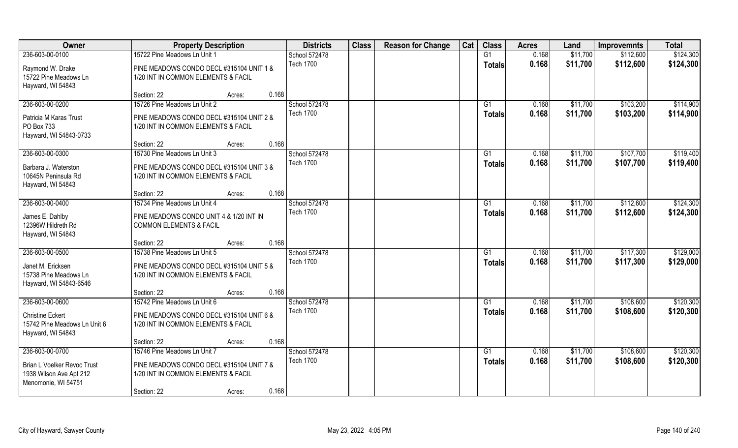| Owner | Property Description | | Districts | Class | Reason for Change | Cat | Class | Acres | Land | Improvemnts | Total |
|---|---|---|---|---|---|---|---|---|---|---|---|
| 236-603-00-0100 | 15722 Pine Meadows Ln Unit 1 | | School 572478 | | | | G1 | 0.168 | $11,700 | $112,600 | $124,300 |
| Raymond W. Drake<br>15722 Pine Meadows Ln<br>Hayward, WI 54843 | PINE MEADOWS CONDO DECL #315104 UNIT 1 & 1/20 INT IN COMMON ELEMENTS & FACIL | | Tech 1700 | | | | Totals | 0.168 | $11,700 | $112,600 | $124,300 |
| | Section: 22 | Acres: 0.168 | | | | | | | | | |
| 236-603-00-0200 | 15726 Pine Meadows Ln Unit 2 | | School 572478 | | | | G1 | 0.168 | $11,700 | $103,200 | $114,900 |
| Patricia M Karas Trust<br>PO Box 733<br>Hayward, WI 54843-0733 | PINE MEADOWS CONDO DECL #315104 UNIT 2 & 1/20 INT IN COMMON ELEMENTS & FACIL | | Tech 1700 | | | | Totals | 0.168 | $11,700 | $103,200 | $114,900 |
| | Section: 22 | Acres: 0.168 | | | | | | | | | |
| 236-603-00-0300 | 15730 Pine Meadows Ln Unit 3 | | School 572478 | | | | G1 | 0.168 | $11,700 | $107,700 | $119,400 |
| Barbara J. Waterston<br>10645N Peninsula Rd<br>Hayward, WI 54843 | PINE MEADOWS CONDO DECL #315104 UNIT 3 & 1/20 INT IN COMMON ELEMENTS & FACIL | | Tech 1700 | | | | Totals | 0.168 | $11,700 | $107,700 | $119,400 |
| | Section: 22 | Acres: 0.168 | | | | | | | | | |
| 236-603-00-0400 | 15734 Pine Meadows Ln Unit 4 | | School 572478 | | | | G1 | 0.168 | $11,700 | $112,600 | $124,300 |
| James E. Dahlby<br>12396W Hildreth Rd<br>Hayward, WI 54843 | PINE MEADOWS CONDO UNIT 4 & 1/20 INT IN COMMON ELEMENTS & FACIL | | Tech 1700 | | | | Totals | 0.168 | $11,700 | $112,600 | $124,300 |
| | Section: 22 | Acres: 0.168 | | | | | | | | | |
| 236-603-00-0500 | 15738 Pine Meadows Ln Unit 5 | | School 572478 | | | | G1 | 0.168 | $11,700 | $117,300 | $129,000 |
| Janet M. Ericksen<br>15738 Pine Meadows Ln<br>Hayward, WI 54843-6546 | PINE MEADOWS CONDO DECL #315104 UNIT 5 & 1/20 INT IN COMMON ELEMENTS & FACIL | | Tech 1700 | | | | Totals | 0.168 | $11,700 | $117,300 | $129,000 |
| | Section: 22 | Acres: 0.168 | | | | | | | | | |
| 236-603-00-0600 | 15742 Pine Meadows Ln Unit 6 | | School 572478 | | | | G1 | 0.168 | $11,700 | $108,600 | $120,300 |
| Christine Eckert<br>15742 Pine Meadows Ln Unit 6<br>Hayward, WI 54843 | PINE MEADOWS CONDO DECL #315104 UNIT 6 & 1/20 INT IN COMMON ELEMENTS & FACIL | | Tech 1700 | | | | Totals | 0.168 | $11,700 | $108,600 | $120,300 |
| | Section: 22 | Acres: 0.168 | | | | | | | | | |
| 236-603-00-0700 | 15746 Pine Meadows Ln Unit 7 | | School 572478 | | | | G1 | 0.168 | $11,700 | $108,600 | $120,300 |
| Brian L Voelker Revoc Trust<br>1938 Wilson Ave Apt 212<br>Menomonie, WI 54751 | PINE MEADOWS CONDO DECL #315104 UNIT 7 & 1/20 INT IN COMMON ELEMENTS & FACIL | | Tech 1700 | | | | Totals | 0.168 | $11,700 | $108,600 | $120,300 |
| | Section: 22 | Acres: 0.168 | | | | | | | | | |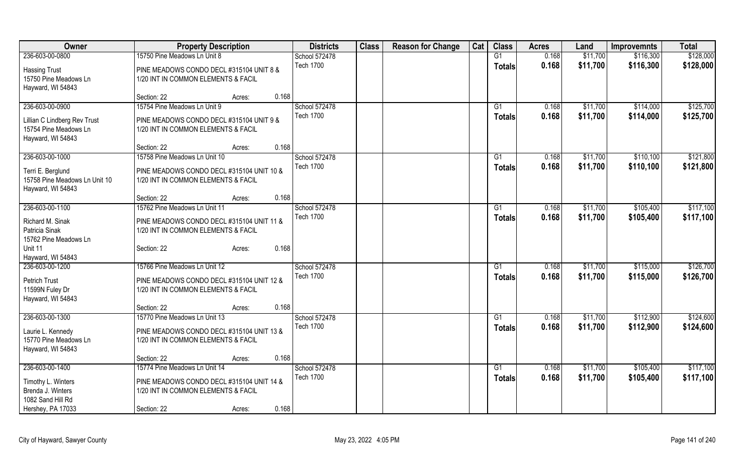| Owner | Property Description | | | Districts | Class | Reason for Change | Cat | Class | Acres | Land | Improvemnts | Total |
|---|---|---|---|---|---|---|---|---|---|---|---|---|
| 236-603-00-0800 | 15750 Pine Meadows Ln Unit 8 | | | School 572478 | | | | G1 | 0.168 | $11,700 | $116,300 | $128,000 |
| Hassing Trust<br>15750 Pine Meadows Ln<br>Hayward, WI 54843 | PINE MEADOWS CONDO DECL #315104 UNIT 8 &<br>1/20 INT IN COMMON ELEMENTS & FACIL | | | Tech 1700 | | | | **Totals** | **0.168** | **$11,700** | **$116,300** | **$128,000** |
| | Section: 22 | Acres: | 0.168 | | | | | | | | | |
| 236-603-00-0900 | 15754 Pine Meadows Ln Unit 9 | | | School 572478 | | | | G1 | 0.168 | $11,700 | $114,000 | $125,700 |
| Lillian C Lindberg Rev Trust<br>15754 Pine Meadows Ln<br>Hayward, WI 54843 | PINE MEADOWS CONDO DECL #315104 UNIT 9 &<br>1/20 INT IN COMMON ELEMENTS & FACIL | | | Tech 1700 | | | | **Totals** | **0.168** | **$11,700** | **$114,000** | **$125,700** |
| | Section: 22 | Acres: | 0.168 | | | | | | | | | |
| 236-603-00-1000 | 15758 Pine Meadows Ln Unit 10 | | | School 572478 | | | | G1 | 0.168 | $11,700 | $110,100 | $121,800 |
| Terri E. Berglund<br>15758 Pine Meadows Ln Unit 10<br>Hayward, WI 54843 | PINE MEADOWS CONDO DECL #315104 UNIT 10 &<br>1/20 INT IN COMMON ELEMENTS & FACIL | | | Tech 1700 | | | | **Totals** | **0.168** | **$11,700** | **$110,100** | **$121,800** |
| | Section: 22 | Acres: | 0.168 | | | | | | | | | |
| 236-603-00-1100 | 15762 Pine Meadows Ln Unit 11 | | | School 572478 | | | | G1 | 0.168 | $11,700 | $105,400 | $117,100 |
| Richard M. Sinak<br>Patricia Sinak<br>15762 Pine Meadows Ln<br>Unit 11<br>Hayward, WI 54843 | PINE MEADOWS CONDO DECL #315104 UNIT 11 &<br>1/20 INT IN COMMON ELEMENTS & FACIL | | | Tech 1700 | | | | **Totals** | **0.168** | **$11,700** | **$105,400** | **$117,100** |
| | Section: 22 | Acres: | 0.168 | | | | | | | | | |
| 236-603-00-1200 | 15766 Pine Meadows Ln Unit 12 | | | School 572478 | | | | G1 | 0.168 | $11,700 | $115,000 | $126,700 |
| Petrich Trust<br>11599N Fuley Dr<br>Hayward, WI 54843 | PINE MEADOWS CONDO DECL #315104 UNIT 12 &<br>1/20 INT IN COMMON ELEMENTS & FACIL | | | Tech 1700 | | | | **Totals** | **0.168** | **$11,700** | **$115,000** | **$126,700** |
| | Section: 22 | Acres: | 0.168 | | | | | | | | | |
| 236-603-00-1300 | 15770 Pine Meadows Ln Unit 13 | | | School 572478 | | | | G1 | 0.168 | $11,700 | $112,900 | $124,600 |
| Laurie L. Kennedy<br>15770 Pine Meadows Ln<br>Hayward, WI 54843 | PINE MEADOWS CONDO DECL #315104 UNIT 13 &<br>1/20 INT IN COMMON ELEMENTS & FACIL | | | Tech 1700 | | | | **Totals** | **0.168** | **$11,700** | **$112,900** | **$124,600** |
| | Section: 22 | Acres: | 0.168 | | | | | | | | | |
| 236-603-00-1400 | 15774 Pine Meadows Ln Unit 14 | | | School 572478 | | | | G1 | 0.168 | $11,700 | $105,400 | $117,100 |
| Timothy L. Winters<br>Brenda J. Winters<br>1082 Sand Hill Rd<br>Hershey, PA 17033 | PINE MEADOWS CONDO DECL #315104 UNIT 14 &<br>1/20 INT IN COMMON ELEMENTS & FACIL | | | Tech 1700 | | | | **Totals** | **0.168** | **$11,700** | **$105,400** | **$117,100** |
| | Section: 22 | Acres: | 0.168 | | | | | | | | | |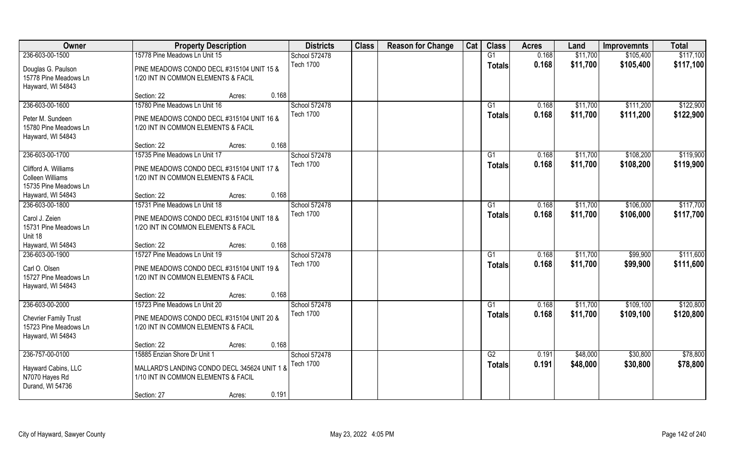| Owner | Property Description | | | Districts | Class | Reason for Change | Cat | Class | Acres | Land | Improvemnts | Total |
|---|---|---|---|---|---|---|---|---|---|---|---|---|
| 236-603-00-1500 | 15778 Pine Meadows Ln Unit 15 | | | School 572478 | | | | G1 | 0.168 | $11,700 | $105,400 | $117,100 |
| Douglas G. Paulson<br>15778 Pine Meadows Ln<br>Hayward, WI 54843 | PINE MEADOWS CONDO DECL #315104 UNIT 15 & 1/20 INT IN COMMON ELEMENTS & FACIL | | | Tech 1700 | | | | Totals | 0.168 | $11,700 | $105,400 | $117,100 |
| | Section: 22 | Acres: | 0.168 | | | | | | | | | |
| 236-603-00-1600 | 15780 Pine Meadows Ln Unit 16 | | | School 572478 | | | | G1 | 0.168 | $11,700 | $111,200 | $122,900 |
| Peter M. Sundeen<br>15780 Pine Meadows Ln<br>Hayward, WI 54843 | PINE MEADOWS CONDO DECL #315104 UNIT 16 & 1/20 INT IN COMMON ELEMENTS & FACIL | | | Tech 1700 | | | | Totals | 0.168 | $11,700 | $111,200 | $122,900 |
| | Section: 22 | Acres: | 0.168 | | | | | | | | | |
| 236-603-00-1700 | 15735 Pine Meadows Ln Unit 17 | | | School 572478 | | | | G1 | 0.168 | $11,700 | $108,200 | $119,900 |
| Clifford A. Williams<br>Colleen Williams<br>15735 Pine Meadows Ln<br>Hayward, WI 54843 | PINE MEADOWS CONDO DECL #315104 UNIT 17 & 1/20 INT IN COMMON ELEMENTS & FACIL | | | Tech 1700 | | | | Totals | 0.168 | $11,700 | $108,200 | $119,900 |
| | Section: 22 | Acres: | 0.168 | | | | | | | | | |
| 236-603-00-1800 | 15731 Pine Meadows Ln Unit 18 | | | School 572478 | | | | G1 | 0.168 | $11,700 | $106,000 | $117,700 |
| Carol J. Zeien<br>15731 Pine Meadows Ln<br>Unit 18<br>Hayward, WI 54843 | PINE MEADOWS CONDO DECL #315104 UNIT 18 & 1/2O INT IN COMMON ELEMENTS & FACIL | | | Tech 1700 | | | | Totals | 0.168 | $11,700 | $106,000 | $117,700 |
| | Section: 22 | Acres: | 0.168 | | | | | | | | | |
| 236-603-00-1900 | 15727 Pine Meadows Ln Unit 19 | | | School 572478 | | | | G1 | 0.168 | $11,700 | $99,900 | $111,600 |
| Carl O. Olsen<br>15727 Pine Meadows Ln<br>Hayward, WI 54843 | PINE MEADOWS CONDO DECL #315104 UNIT 19 & 1/20 INT IN COMMON ELEMENTS & FACIL | | | Tech 1700 | | | | Totals | 0.168 | $11,700 | $99,900 | $111,600 |
| | Section: 22 | Acres: | 0.168 | | | | | | | | | |
| 236-603-00-2000 | 15723 Pine Meadows Ln Unit 20 | | | School 572478 | | | | G1 | 0.168 | $11,700 | $109,100 | $120,800 |
| Chevrier Family Trust<br>15723 Pine Meadows Ln<br>Hayward, WI 54843 | PINE MEADOWS CONDO DECL #315104 UNIT 20 & 1/20 INT IN COMMON ELEMENTS & FACIL | | | Tech 1700 | | | | Totals | 0.168 | $11,700 | $109,100 | $120,800 |
| | Section: 22 | Acres: | 0.168 | | | | | | | | | |
| 236-757-00-0100 | 15885 Enzian Shore Dr Unit 1 | | | School 572478 | | | | G2 | 0.191 | $48,000 | $30,800 | $78,800 |
| Hayward Cabins, LLC<br>N7070 Hayes Rd<br>Durand, WI 54736 | MALLARD'S LANDING CONDO DECL 345624 UNIT 1 & 1/10 INT IN COMMON ELEMENTS & FACIL | | | Tech 1700 | | | | Totals | 0.191 | $48,000 | $30,800 | $78,800 |
| | Section: 27 | Acres: | 0.191 | | | | | | | | | |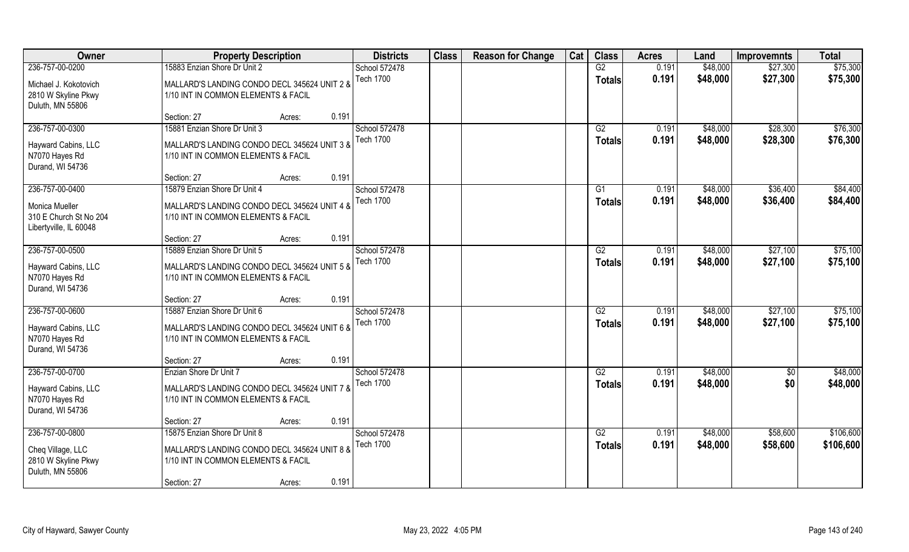| Owner | Property Description | | Districts | Class | Reason for Change | Cat | Class | Acres | Land | Improvemnts | Total |
|---|---|---|---|---|---|---|---|---|---|---|---|
| 236-757-00-0200 | 15883 Enzian Shore Dr Unit 2 | | School 572478 | | | | G2 | 0.191 | $48,000 | $27,300 | $75,300 |
| Michael J. Kokotovich<br>2810 W Skyline Pkwy<br>Duluth, MN 55806 | MALLARD'S LANDING CONDO DECL 345624 UNIT 2 & 1/10 INT IN COMMON ELEMENTS & FACIL | | Tech 1700 | | | | Totals | 0.191 | $48,000 | $27,300 | $75,300 |
| | Section: 27 | Acres: 0.191 | | | | | | | | | |
| 236-757-00-0300 | 15881 Enzian Shore Dr Unit 3 | | School 572478 | | | | G2 | 0.191 | $48,000 | $28,300 | $76,300 |
| Hayward Cabins, LLC<br>N7070 Hayes Rd<br>Durand, WI 54736 | MALLARD'S LANDING CONDO DECL 345624 UNIT 3 & 1/10 INT IN COMMON ELEMENTS & FACIL | | Tech 1700 | | | | Totals | 0.191 | $48,000 | $28,300 | $76,300 |
| | Section: 27 | Acres: 0.191 | | | | | | | | | |
| 236-757-00-0400 | 15879 Enzian Shore Dr Unit 4 | | School 572478 | | | | G1 | 0.191 | $48,000 | $36,400 | $84,400 |
| Monica Mueller<br>310 E Church St No 204<br>Libertyville, IL 60048 | MALLARD'S LANDING CONDO DECL 345624 UNIT 4 & 1/10 INT IN COMMON ELEMENTS & FACIL | | Tech 1700 | | | | Totals | 0.191 | $48,000 | $36,400 | $84,400 |
| | Section: 27 | Acres: 0.191 | | | | | | | | | |
| 236-757-00-0500 | 15889 Enzian Shore Dr Unit 5 | | School 572478 | | | | G2 | 0.191 | $48,000 | $27,100 | $75,100 |
| Hayward Cabins, LLC<br>N7070 Hayes Rd<br>Durand, WI 54736 | MALLARD'S LANDING CONDO DECL 345624 UNIT 5 & 1/10 INT IN COMMON ELEMENTS & FACIL | | Tech 1700 | | | | Totals | 0.191 | $48,000 | $27,100 | $75,100 |
| | Section: 27 | Acres: 0.191 | | | | | | | | | |
| 236-757-00-0600 | 15887 Enzian Shore Dr Unit 6 | | School 572478 | | | | G2 | 0.191 | $48,000 | $27,100 | $75,100 |
| Hayward Cabins, LLC<br>N7070 Hayes Rd<br>Durand, WI 54736 | MALLARD'S LANDING CONDO DECL 345624 UNIT 6 & 1/10 INT IN COMMON ELEMENTS & FACIL | | Tech 1700 | | | | Totals | 0.191 | $48,000 | $27,100 | $75,100 |
| | Section: 27 | Acres: 0.191 | | | | | | | | | |
| 236-757-00-0700 | Enzian Shore Dr Unit 7 | | School 572478 | | | | G2 | 0.191 | $48,000 | $0 | $48,000 |
| Hayward Cabins, LLC<br>N7070 Hayes Rd<br>Durand, WI 54736 | MALLARD'S LANDING CONDO DECL 345624 UNIT 7 & 1/10 INT IN COMMON ELEMENTS & FACIL | | Tech 1700 | | | | Totals | 0.191 | $48,000 | $0 | $48,000 |
| | Section: 27 | Acres: 0.191 | | | | | | | | | |
| 236-757-00-0800 | 15875 Enzian Shore Dr Unit 8 | | School 572478 | | | | G2 | 0.191 | $48,000 | $58,600 | $106,600 |
| Cheq Village, LLC<br>2810 W Skyline Pkwy<br>Duluth, MN 55806 | MALLARD'S LANDING CONDO DECL 345624 UNIT 8 & 1/10 INT IN COMMON ELEMENTS & FACIL | | Tech 1700 | | | | Totals | 0.191 | $48,000 | $58,600 | $106,600 |
| | Section: 27 | Acres: 0.191 | | | | | | | | | |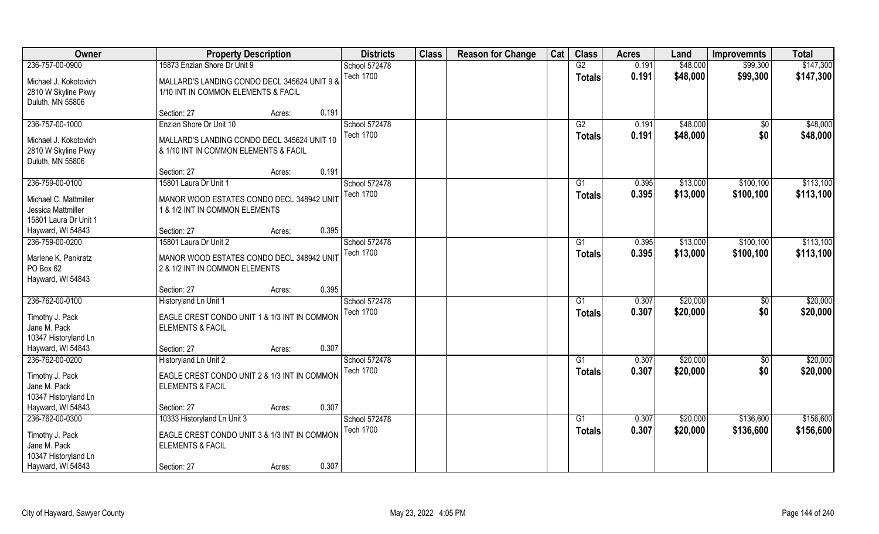| Owner | Property Description | Districts | Class | Reason for Change | Cat | Class | Acres | Land | Improvemnts | Total |
|---|---|---|---|---|---|---|---|---|---|---|
| 236-757-00-0900 | 15873 Enzian Shore Dr Unit 9 | School 572478 | | | | G2 | 0.191 | $48,000 | $99,300 | $147,300 |
| Michael J. Kokotovich<br>2810 W Skyline Pkwy<br>Duluth, MN 55806 | MALLARD'S LANDING CONDO DECL 345624 UNIT 9 & 1/10 INT IN COMMON ELEMENTS & FACIL<br>Section: 27 Acres: 0.191 | Tech 1700 | | | | Totals | 0.191 | $48,000 | $99,300 | $147,300 |
| 236-757-00-1000 | Enzian Shore Dr Unit 10 | School 572478 | | | | G2 | 0.191 | $48,000 | $0 | $48,000 |
| Michael J. Kokotovich<br>2810 W Skyline Pkwy<br>Duluth, MN 55806 | MALLARD'S LANDING CONDO DECL 345624 UNIT 10 & 1/10 INT IN COMMON ELEMENTS & FACIL<br>Section: 27 Acres: 0.191 | Tech 1700 | | | | Totals | 0.191 | $48,000 | $0 | $48,000 |
| 236-759-00-0100 | 15801 Laura Dr Unit 1 | School 572478 | | | | G1 | 0.395 | $13,000 | $100,100 | $113,100 |
| Michael C. Mattmiller<br>Jessica Mattmiller<br>15801 Laura Dr Unit 1<br>Hayward, WI 54843 | MANOR WOOD ESTATES CONDO DECL 348942 UNIT 1 & 1/2 INT IN COMMON ELEMENTS<br>Section: 27 Acres: 0.395 | Tech 1700 | | | | Totals | 0.395 | $13,000 | $100,100 | $113,100 |
| 236-759-00-0200 | 15801 Laura Dr Unit 2 | School 572478 | | | | G1 | 0.395 | $13,000 | $100,100 | $113,100 |
| Marlene K. Pankratz<br>PO Box 62<br>Hayward, WI 54843 | MANOR WOOD ESTATES CONDO DECL 348942 UNIT 2 & 1/2 INT IN COMMON ELEMENTS<br>Section: 27 Acres: 0.395 | Tech 1700 | | | | Totals | 0.395 | $13,000 | $100,100 | $113,100 |
| 236-762-00-0100 | Historyland Ln Unit 1 | School 572478 | | | | G1 | 0.307 | $20,000 | $0 | $20,000 |
| Timothy J. Pack<br>Jane M. Pack<br>10347 Historyland Ln<br>Hayward, WI 54843 | EAGLE CREST CONDO UNIT 1 & 1/3 INT IN COMMON ELEMENTS & FACIL<br>Section: 27 Acres: 0.307 | Tech 1700 | | | | Totals | 0.307 | $20,000 | $0 | $20,000 |
| 236-762-00-0200 | Historyland Ln Unit 2 | School 572478 | | | | G1 | 0.307 | $20,000 | $0 | $20,000 |
| Timothy J. Pack<br>Jane M. Pack<br>10347 Historyland Ln<br>Hayward, WI 54843 | EAGLE CREST CONDO UNIT 2 & 1/3 INT IN COMMON ELEMENTS & FACIL<br>Section: 27 Acres: 0.307 | Tech 1700 | | | | Totals | 0.307 | $20,000 | $0 | $20,000 |
| 236-762-00-0300 | 10333 Historyland Ln Unit 3 | School 572478 | | | | G1 | 0.307 | $20,000 | $136,600 | $156,600 |
| Timothy J. Pack<br>Jane M. Pack<br>10347 Historyland Ln<br>Hayward, WI 54843 | EAGLE CREST CONDO UNIT 3 & 1/3 INT IN COMMON ELEMENTS & FACIL<br>Section: 27 Acres: 0.307 | Tech 1700 | | | | Totals | 0.307 | $20,000 | $136,600 | $156,600 |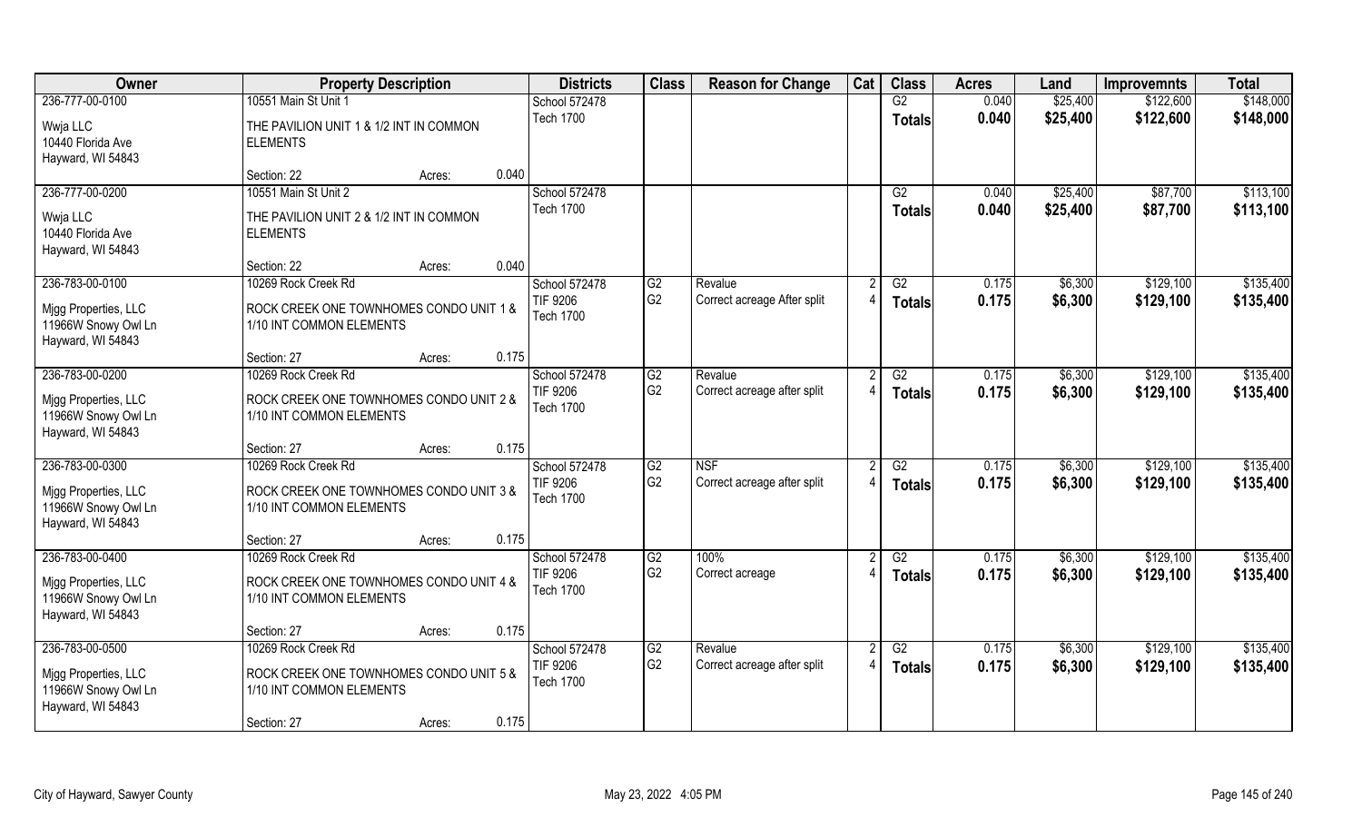| Owner | Property Description | | | Districts | Class | Reason for Change | Cat | Class | Acres | Land | Improvemnts | Total |
|---|---|---|---|---|---|---|---|---|---|---|---|---|
| 236-777-00-0100 | 10551 Main St Unit 1 | | | School 572478 | | | | G2 | 0.040 | $25,400 | $122,600 | $148,000 |
| Wwja LLC<br>10440 Florida Ave<br>Hayward, WI 54843 | THE PAVILION UNIT 1 & 1/2 INT IN COMMON ELEMENTS | | | Tech 1700 | | | | Totals | 0.040 | $25,400 | $122,600 | $148,000 |
| | Section: 22 | Acres: | 0.040 | | | | | | | | | |
| 236-777-00-0200 | 10551 Main St Unit 2 | | | School 572478 | | | | G2 | 0.040 | $25,400 | $87,700 | $113,100 |
| Wwja LLC<br>10440 Florida Ave<br>Hayward, WI 54843 | THE PAVILION UNIT 2 & 1/2 INT IN COMMON ELEMENTS | | | Tech 1700 | | | | Totals | 0.040 | $25,400 | $87,700 | $113,100 |
| | Section: 22 | Acres: | 0.040 | | | | | | | | | |
| 236-783-00-0100 | 10269 Rock Creek Rd | | | School 572478 | G2 | Revalue | 2 | G2 | 0.175 | $6,300 | $129,100 | $135,400 |
| Mjgg Properties, LLC<br>11966W Snowy Owl Ln<br>Hayward, WI 54843 | ROCK CREEK ONE TOWNHOMES CONDO UNIT 1 & 1/10 INT COMMON ELEMENTS | | | TIF 9206<br>Tech 1700 | G2 | Correct acreage After split | 4 | Totals | 0.175 | $6,300 | $129,100 | $135,400 |
| | Section: 27 | Acres: | 0.175 | | | | | | | | | |
| 236-783-00-0200 | 10269 Rock Creek Rd | | | School 572478 | G2 | Revalue | 2 | G2 | 0.175 | $6,300 | $129,100 | $135,400 |
| Mjgg Properties, LLC<br>11966W Snowy Owl Ln<br>Hayward, WI 54843 | ROCK CREEK ONE TOWNHOMES CONDO UNIT 2 & 1/10 INT COMMON ELEMENTS | | | TIF 9206<br>Tech 1700 | G2 | Correct acreage after split | 4 | Totals | 0.175 | $6,300 | $129,100 | $135,400 |
| | Section: 27 | Acres: | 0.175 | | | | | | | | | |
| 236-783-00-0300 | 10269 Rock Creek Rd | | | School 572478 | G2 | NSF | 2 | G2 | 0.175 | $6,300 | $129,100 | $135,400 |
| Mjgg Properties, LLC<br>11966W Snowy Owl Ln<br>Hayward, WI 54843 | ROCK CREEK ONE TOWNHOMES CONDO UNIT 3 & 1/10 INT COMMON ELEMENTS | | | TIF 9206<br>Tech 1700 | G2 | Correct acreage after split | 4 | Totals | 0.175 | $6,300 | $129,100 | $135,400 |
| | Section: 27 | Acres: | 0.175 | | | | | | | | | |
| 236-783-00-0400 | 10269 Rock Creek Rd | | | School 572478 | G2 | 100% | 2 | G2 | 0.175 | $6,300 | $129,100 | $135,400 |
| Mjgg Properties, LLC<br>11966W Snowy Owl Ln<br>Hayward, WI 54843 | ROCK CREEK ONE TOWNHOMES CONDO UNIT 4 & 1/10 INT COMMON ELEMENTS | | | TIF 9206<br>Tech 1700 | G2 | Correct acreage | 4 | Totals | 0.175 | $6,300 | $129,100 | $135,400 |
| | Section: 27 | Acres: | 0.175 | | | | | | | | | |
| 236-783-00-0500 | 10269 Rock Creek Rd | | | School 572478 | G2 | Revalue | 2 | G2 | 0.175 | $6,300 | $129,100 | $135,400 |
| Mjgg Properties, LLC<br>11966W Snowy Owl Ln<br>Hayward, WI 54843 | ROCK CREEK ONE TOWNHOMES CONDO UNIT 5 & 1/10 INT COMMON ELEMENTS | | | TIF 9206<br>Tech 1700 | G2 | Correct acreage after split | 4 | Totals | 0.175 | $6,300 | $129,100 | $135,400 |
| | Section: 27 | Acres: | 0.175 | | | | | | | | | |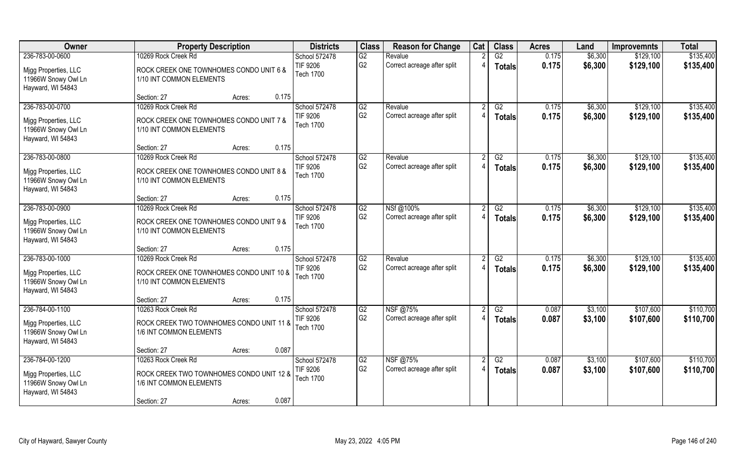| Owner | Property Description | | Districts | Class | Reason for Change | Cat | Class | Acres | Land | Improvemnts | Total |
|---|---|---|---|---|---|---|---|---|---|---|---|
| 236-783-00-0600 | 10269 Rock Creek Rd | | School 572478 | G2 | Revalue | 2 | G2 | 0.175 | $6,300 | $129,100 | $135,400 |
| Mjgg Properties, LLC<br>11966W Snowy Owl Ln<br>Hayward, WI 54843 | ROCK CREEK ONE TOWNHOMES CONDO UNIT 6 & 1/10 INT COMMON ELEMENTS | | TIF 9206<br>Tech 1700 | G2 | Correct acreage after split | 4 | **Totals** | **0.175** | **$6,300** | **$129,100** | **$135,400** |
| | Section: 27 | Acres: 0.175 | | | | | | | | | |
| 236-783-00-0700 | 10269 Rock Creek Rd | | School 572478 | G2 | Revalue | 2 | G2 | 0.175 | $6,300 | $129,100 | $135,400 |
| Mjgg Properties, LLC<br>11966W Snowy Owl Ln<br>Hayward, WI 54843 | ROCK CREEK ONE TOWNHOMES CONDO UNIT 7 & 1/10 INT COMMON ELEMENTS | | TIF 9206<br>Tech 1700 | G2 | Correct acreage after split | 4 | **Totals** | **0.175** | **$6,300** | **$129,100** | **$135,400** |
| | Section: 27 | Acres: 0.175 | | | | | | | | | |
| 236-783-00-0800 | 10269 Rock Creek Rd | | School 572478 | G2 | Revalue | 2 | G2 | 0.175 | $6,300 | $129,100 | $135,400 |
| Mjgg Properties, LLC<br>11966W Snowy Owl Ln<br>Hayward, WI 54843 | ROCK CREEK ONE TOWNHOMES CONDO UNIT 8 & 1/10 INT COMMON ELEMENTS | | TIF 9206<br>Tech 1700 | G2 | Correct acreage after split | 4 | **Totals** | **0.175** | **$6,300** | **$129,100** | **$135,400** |
| | Section: 27 | Acres: 0.175 | | | | | | | | | |
| 236-783-00-0900 | 10269 Rock Creek Rd | | School 572478 | G2 | NSf @100% | 2 | G2 | 0.175 | $6,300 | $129,100 | $135,400 |
| Mjgg Properties, LLC<br>11966W Snowy Owl Ln<br>Hayward, WI 54843 | ROCK CREEK ONE TOWNHOMES CONDO UNIT 9 & 1/10 INT COMMON ELEMENTS | | TIF 9206<br>Tech 1700 | G2 | Correct acreage after split | 4 | **Totals** | **0.175** | **$6,300** | **$129,100** | **$135,400** |
| | Section: 27 | Acres: 0.175 | | | | | | | | | |
| 236-783-00-1000 | 10269 Rock Creek Rd | | School 572478 | G2 | Revalue | 2 | G2 | 0.175 | $6,300 | $129,100 | $135,400 |
| Mjgg Properties, LLC<br>11966W Snowy Owl Ln<br>Hayward, WI 54843 | ROCK CREEK ONE TOWNHOMES CONDO UNIT 10 & 1/10 INT COMMON ELEMENTS | | TIF 9206<br>Tech 1700 | G2 | Correct acreage after split | 4 | **Totals** | **0.175** | **$6,300** | **$129,100** | **$135,400** |
| | Section: 27 | Acres: 0.175 | | | | | | | | | |
| 236-784-00-1100 | 10263 Rock Creek Rd | | School 572478 | G2 | NSF @75% | 2 | G2 | 0.087 | $3,100 | $107,600 | $110,700 |
| Mjgg Properties, LLC<br>11966W Snowy Owl Ln<br>Hayward, WI 54843 | ROCK CREEK TWO TOWNHOMES CONDO UNIT 11 & 1/6 INT COMMON ELEMENTS | | TIF 9206<br>Tech 1700 | G2 | Correct acreage after split | 4 | **Totals** | **0.087** | **$3,100** | **$107,600** | **$110,700** |
| | Section: 27 | Acres: 0.087 | | | | | | | | | |
| 236-784-00-1200 | 10263 Rock Creek Rd | | School 572478 | G2 | NSF @75% | 2 | G2 | 0.087 | $3,100 | $107,600 | $110,700 |
| Mjgg Properties, LLC<br>11966W Snowy Owl Ln<br>Hayward, WI 54843 | ROCK CREEK TWO TOWNHOMES CONDO UNIT 12 & 1/6 INT COMMON ELEMENTS | | TIF 9206<br>Tech 1700 | G2 | Correct acreage after split | 4 | **Totals** | **0.087** | **$3,100** | **$107,600** | **$110,700** |
| | Section: 27 | Acres: 0.087 | | | | | | | | | |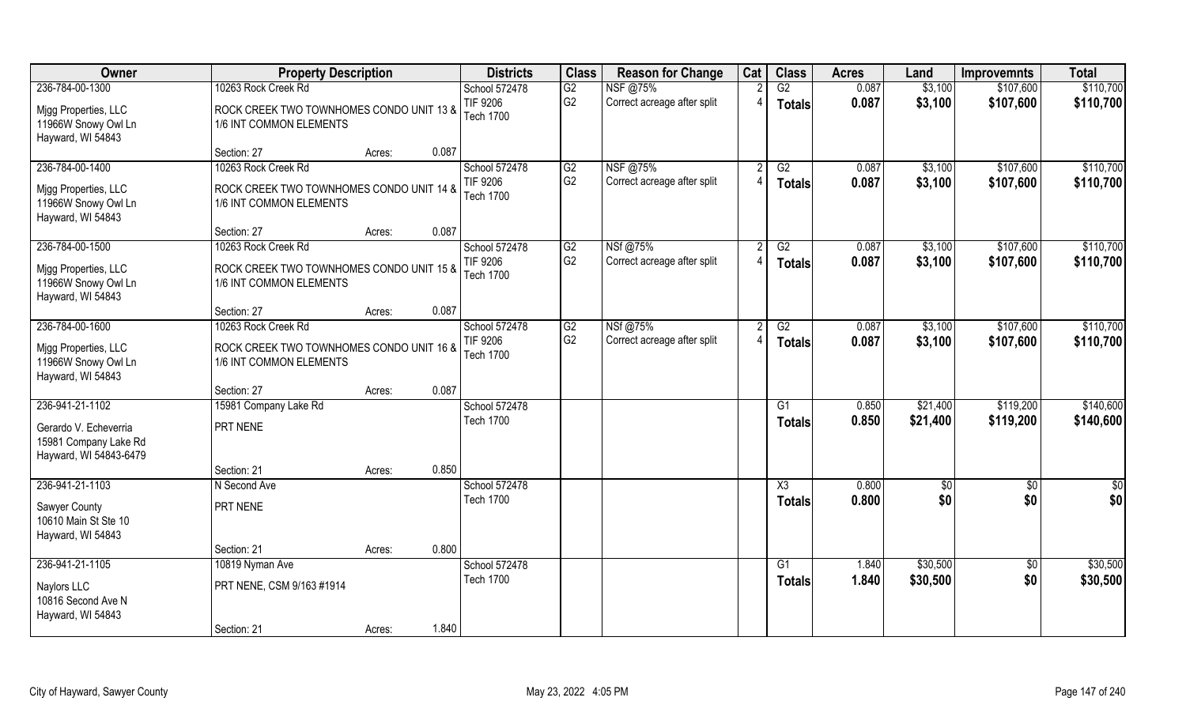| Owner | Property Description | | | Districts | Class | Reason for Change | Cat | Class | Acres | Land | Improvemnts | Total |
|---|---|---|---|---|---|---|---|---|---|---|---|---|
| 236-784-00-1300 | 10263 Rock Creek Rd | | | School 572478 | G2 | NSF @75% | 2 | G2 | 0.087 | $3,100 | $107,600 | $110,700 |
| Mjgg Properties, LLC<br>11966W Snowy Owl Ln<br>Hayward, WI 54843 | ROCK CREEK TWO TOWNHOMES CONDO UNIT 13 & 1/6 INT COMMON ELEMENTS | | | TIF 9206<br>Tech 1700 | G2 | Correct acreage after split | 4 | Totals | 0.087 | $3,100 | $107,600 | $110,700 |
| | Section: 27 | Acres: | 0.087 | | | | | | | | | |
| 236-784-00-1400 | 10263 Rock Creek Rd | | | School 572478 | G2 | NSF @75% | 2 | G2 | 0.087 | $3,100 | $107,600 | $110,700 |
| Mjgg Properties, LLC<br>11966W Snowy Owl Ln<br>Hayward, WI 54843 | ROCK CREEK TWO TOWNHOMES CONDO UNIT 14 & 1/6 INT COMMON ELEMENTS | | | TIF 9206<br>Tech 1700 | G2 | Correct acreage after split | 4 | Totals | 0.087 | $3,100 | $107,600 | $110,700 |
| | Section: 27 | Acres: | 0.087 | | | | | | | | | |
| 236-784-00-1500 | 10263 Rock Creek Rd | | | School 572478 | G2 | NSf @75% | 2 | G2 | 0.087 | $3,100 | $107,600 | $110,700 |
| Mjgg Properties, LLC<br>11966W Snowy Owl Ln<br>Hayward, WI 54843 | ROCK CREEK TWO TOWNHOMES CONDO UNIT 15 & 1/6 INT COMMON ELEMENTS | | | TIF 9206<br>Tech 1700 | G2 | Correct acreage after split | 4 | Totals | 0.087 | $3,100 | $107,600 | $110,700 |
| | Section: 27 | Acres: | 0.087 | | | | | | | | | |
| 236-784-00-1600 | 10263 Rock Creek Rd | | | School 572478 | G2 | NSf @75% | 2 | G2 | 0.087 | $3,100 | $107,600 | $110,700 |
| Mjgg Properties, LLC<br>11966W Snowy Owl Ln<br>Hayward, WI 54843 | ROCK CREEK TWO TOWNHOMES CONDO UNIT 16 & 1/6 INT COMMON ELEMENTS | | | TIF 9206<br>Tech 1700 | G2 | Correct acreage after split | 4 | Totals | 0.087 | $3,100 | $107,600 | $110,700 |
| | Section: 27 | Acres: | 0.087 | | | | | | | | | |
| 236-941-21-1102 | 15981 Company Lake Rd | | | School 572478 | | | | G1 | 0.850 | $21,400 | $119,200 | $140,600 |
| Gerardo V. Echeverria<br>15981 Company Lake Rd<br>Hayward, WI 54843-6479 | PRT NENE | | | Tech 1700 | | | | Totals | 0.850 | $21,400 | $119,200 | $140,600 |
| | Section: 21 | Acres: | 0.850 | | | | | | | | | |
| 236-941-21-1103 | N Second Ave | | | School 572478 | | | | X3 | 0.800 | $0 | $0 | $0 |
| Sawyer County<br>10610 Main St Ste 10<br>Hayward, WI 54843 | PRT NENE | | | Tech 1700 | | | | Totals | 0.800 | $0 | $0 | $0 |
| | Section: 21 | Acres: | 0.800 | | | | | | | | | |
| 236-941-21-1105 | 10819 Nyman Ave | | | School 572478 | | | | G1 | 1.840 | $30,500 | $0 | $30,500 |
| Naylors LLC<br>10816 Second Ave N<br>Hayward, WI 54843 | PRT NENE, CSM 9/163 #1914 | | | Tech 1700 | | | | Totals | 1.840 | $30,500 | $0 | $30,500 |
| | Section: 21 | Acres: | 1.840 | | | | | | | | | |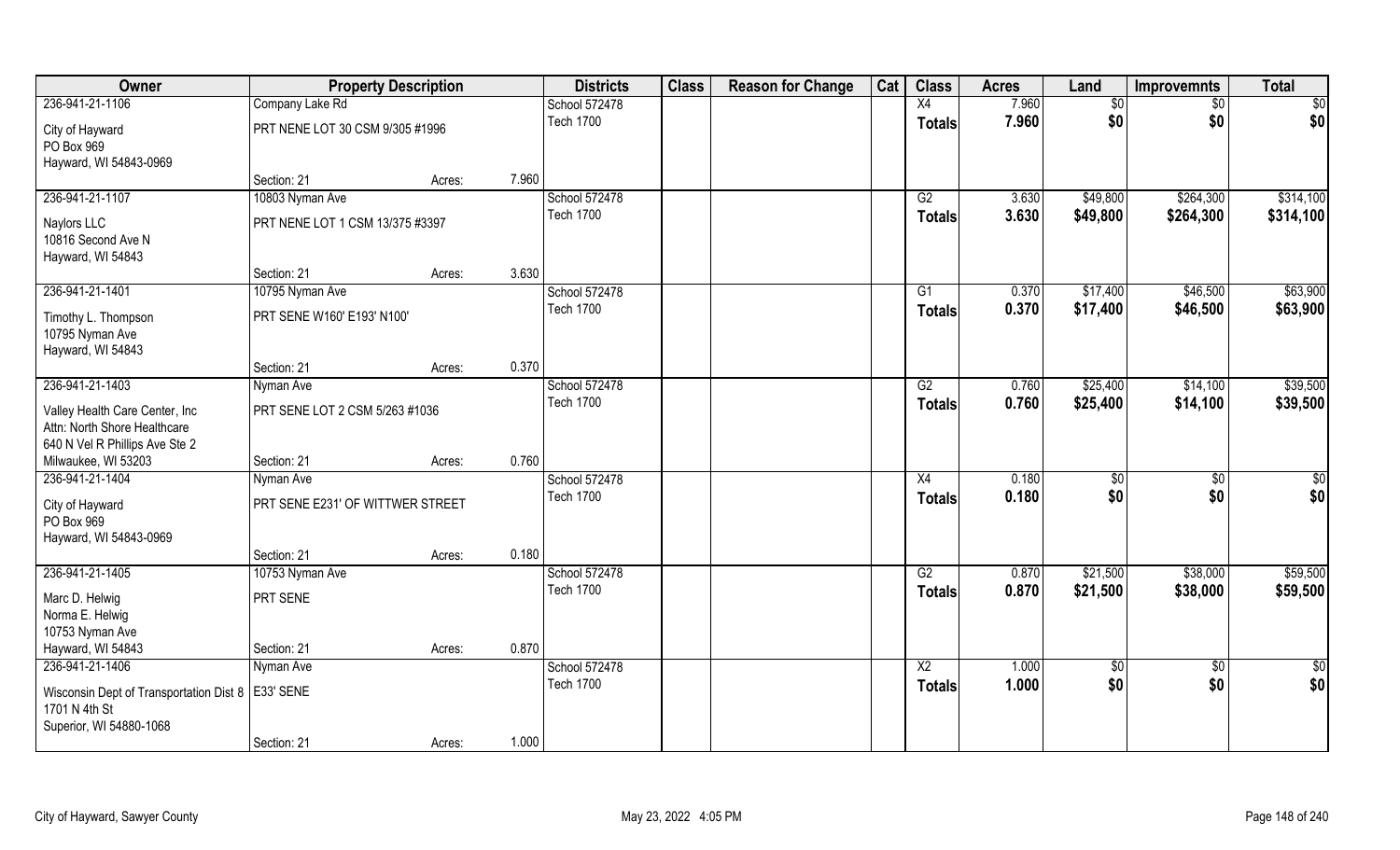| Owner | Property Description | | | Districts | Class | Reason for Change | Cat | Class | Acres | Land | Improvemnts | Total |
|---|---|---|---|---|---|---|---|---|---|---|---|---|
| 236-941-21-1106 | Company Lake Rd | | | School 572478 | | | | X4 | 7.960 | $0 | $0 | $0 |
| City of Hayward<br>PO Box 969<br>Hayward, WI 54843-0969 | PRT NENE LOT 30 CSM 9/305 #1996 | | | Tech 1700 | | | | Totals | 7.960 | $0 | $0 | $0 |
| | Section: 21 | Acres: | 7.960 | | | | | | | | | |
| 236-941-21-1107 | 10803 Nyman Ave | | | School 572478 | | | | G2 | 3.630 | $49,800 | $264,300 | $314,100 |
| Naylors LLC<br>10816 Second Ave N<br>Hayward, WI 54843 | PRT NENE LOT 1 CSM 13/375 #3397 | | | Tech 1700 | | | | Totals | 3.630 | $49,800 | $264,300 | $314,100 |
| | Section: 21 | Acres: | 3.630 | | | | | | | | | |
| 236-941-21-1401 | 10795 Nyman Ave | | | School 572478 | | | | G1 | 0.370 | $17,400 | $46,500 | $63,900 |
| Timothy L. Thompson<br>10795 Nyman Ave<br>Hayward, WI 54843 | PRT SENE W160' E193' N100' | | | Tech 1700 | | | | Totals | 0.370 | $17,400 | $46,500 | $63,900 |
| | Section: 21 | Acres: | 0.370 | | | | | | | | | |
| 236-941-21-1403 | Nyman Ave | | | School 572478 | | | | G2 | 0.760 | $25,400 | $14,100 | $39,500 |
| Valley Health Care Center, Inc<br>Attn: North Shore Healthcare<br>640 N Vel R Phillips Ave Ste 2<br>Milwaukee, WI 53203 | PRT SENE LOT 2 CSM 5/263 #1036 | | | Tech 1700 | | | | Totals | 0.760 | $25,400 | $14,100 | $39,500 |
| | Section: 21 | Acres: | 0.760 | | | | | | | | | |
| 236-941-21-1404 | Nyman Ave | | | School 572478 | | | | X4 | 0.180 | $0 | $0 | $0 |
| City of Hayward<br>PO Box 969<br>Hayward, WI 54843-0969 | PRT SENE E231' OF WITTWER STREET | | | Tech 1700 | | | | Totals | 0.180 | $0 | $0 | $0 |
| | Section: 21 | Acres: | 0.180 | | | | | | | | | |
| 236-941-21-1405 | 10753 Nyman Ave | | | School 572478 | | | | G2 | 0.870 | $21,500 | $38,000 | $59,500 |
| Marc D. Helwig<br>Norma E. Helwig<br>10753 Nyman Ave<br>Hayward, WI 54843 | PRT SENE | | | Tech 1700 | | | | Totals | 0.870 | $21,500 | $38,000 | $59,500 |
| | Section: 21 | Acres: | 0.870 | | | | | | | | | |
| 236-941-21-1406 | Nyman Ave | | | School 572478 | | | | X2 | 1.000 | $0 | $0 | $0 |
| Wisconsin Dept of Transportation Dist 8<br>1701 N 4th St<br>Superior, WI 54880-1068 | E33' SENE | | | Tech 1700 | | | | Totals | 1.000 | $0 | $0 | $0 |
| | Section: 21 | Acres: | 1.000 | | | | | | | | | |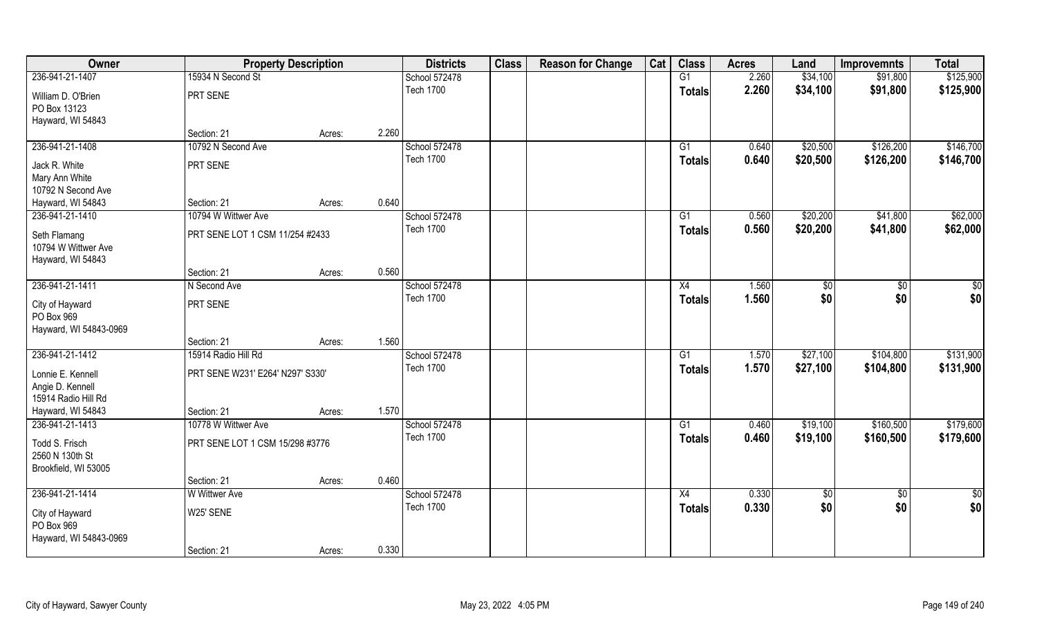| Owner | Property Description | | | Districts | Class | Reason for Change | Cat | Class | Acres | Land | Improvemnts | Total |
|---|---|---|---|---|---|---|---|---|---|---|---|---|
| 236-941-21-1407 | 15934 N Second St | | | School 572478 | | | | G1 | 2.260 | $34,100 | $91,800 | $125,900 |
| William D. O'Brien<br>PO Box 13123<br>Hayward, WI 54843 | PRT SENE | | | Tech 1700 | | | | Totals | 2.260 | $34,100 | $91,800 | $125,900 |
| | Section: 21 | Acres: | 2.260 | | | | | | | | | |
| 236-941-21-1408 | 10792 N Second Ave | | | School 572478 | | | | G1 | 0.640 | $20,500 | $126,200 | $146,700 |
| Jack R. White<br>Mary Ann White<br>10792 N Second Ave<br>Hayward, WI 54843 | PRT SENE | | | Tech 1700 | | | | Totals | 0.640 | $20,500 | $126,200 | $146,700 |
| | Section: 21 | Acres: | 0.640 | | | | | | | | | |
| 236-941-21-1410 | 10794 W Wittwer Ave | | | School 572478 | | | | G1 | 0.560 | $20,200 | $41,800 | $62,000 |
| Seth Flamang<br>10794 W Wittwer Ave<br>Hayward, WI 54843 | PRT SENE LOT 1 CSM 11/254 #2433 | | | Tech 1700 | | | | Totals | 0.560 | $20,200 | $41,800 | $62,000 |
| | Section: 21 | Acres: | 0.560 | | | | | | | | | |
| 236-941-21-1411 | N Second Ave | | | School 572478 | | | | X4 | 1.560 | $0 | $0 | $0 |
| City of Hayward<br>PO Box 969<br>Hayward, WI 54843-0969 | PRT SENE | | | Tech 1700 | | | | Totals | 1.560 | $0 | $0 | $0 |
| | Section: 21 | Acres: | 1.560 | | | | | | | | | |
| 236-941-21-1412 | 15914 Radio Hill Rd | | | School 572478 | | | | G1 | 1.570 | $27,100 | $104,800 | $131,900 |
| Lonnie E. Kennell<br>Angie D. Kennell<br>15914 Radio Hill Rd<br>Hayward, WI 54843 | PRT SENE W231' E264' N297' S330' | | | Tech 1700 | | | | Totals | 1.570 | $27,100 | $104,800 | $131,900 |
| | Section: 21 | Acres: | 1.570 | | | | | | | | | |
| 236-941-21-1413 | 10778 W Wittwer Ave | | | School 572478 | | | | G1 | 0.460 | $19,100 | $160,500 | $179,600 |
| Todd S. Frisch<br>2560 N 130th St<br>Brookfield, WI 53005 | PRT SENE LOT 1 CSM 15/298 #3776 | | | Tech 1700 | | | | Totals | 0.460 | $19,100 | $160,500 | $179,600 |
| | Section: 21 | Acres: | 0.460 | | | | | | | | | |
| 236-941-21-1414 | W Wittwer Ave | | | School 572478 | | | | X4 | 0.330 | $0 | $0 | $0 |
| City of Hayward<br>PO Box 969<br>Hayward, WI 54843-0969 | W25' SENE | | | Tech 1700 | | | | Totals | 0.330 | $0 | $0 | $0 |
| | Section: 21 | Acres: | 0.330 | | | | | | | | | |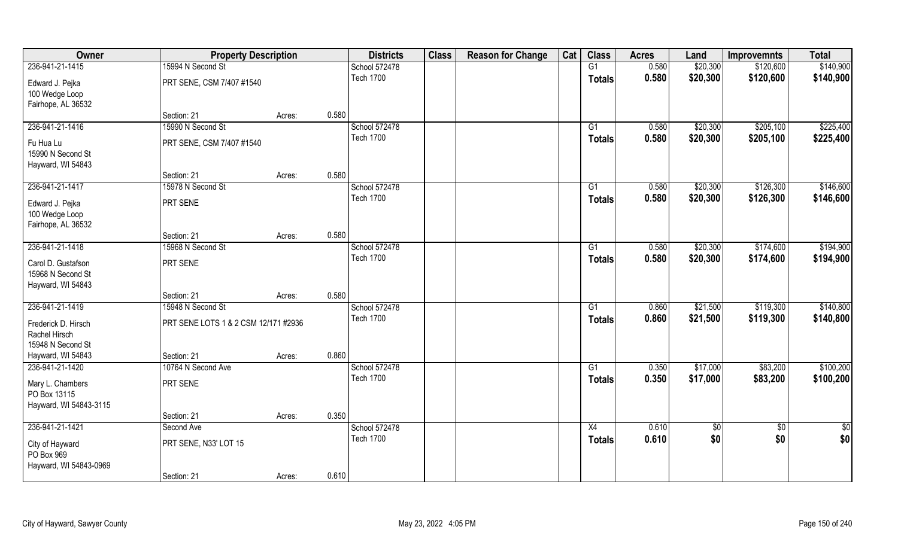| Owner | Property Description | | | Districts | Class | Reason for Change | Cat | Class | Acres | Land | Improvemnts | Total |
|---|---|---|---|---|---|---|---|---|---|---|---|---|
| 236-941-21-1415 | 15994 N Second St | | | School 572478 | | | | G1 | 0.580 | $20,300 | $120,600 | $140,900 |
| Edward J. Pejka<br>100 Wedge Loop<br>Fairhope, AL 36532 | PRT SENE, CSM 7/407 #1540 | | | Tech 1700 | | | | Totals | 0.580 | $20,300 | $120,600 | $140,900 |
| | Section: 21 | Acres: | 0.580 | | | | | | | | | |
| 236-941-21-1416 | 15990 N Second St | | | School 572478 | | | | G1 | 0.580 | $20,300 | $205,100 | $225,400 |
| Fu Hua Lu<br>15990 N Second St<br>Hayward, WI 54843 | PRT SENE, CSM 7/407 #1540 | | | Tech 1700 | | | | Totals | 0.580 | $20,300 | $205,100 | $225,400 |
| | Section: 21 | Acres: | 0.580 | | | | | | | | | |
| 236-941-21-1417 | 15978 N Second St | | | School 572478 | | | | G1 | 0.580 | $20,300 | $126,300 | $146,600 |
| Edward J. Pejka<br>100 Wedge Loop<br>Fairhope, AL 36532 | PRT SENE | | | Tech 1700 | | | | Totals | 0.580 | $20,300 | $126,300 | $146,600 |
| | Section: 21 | Acres: | 0.580 | | | | | | | | | |
| 236-941-21-1418 | 15968 N Second St | | | School 572478 | | | | G1 | 0.580 | $20,300 | $174,600 | $194,900 |
| Carol D. Gustafson<br>15968 N Second St<br>Hayward, WI 54843 | PRT SENE | | | Tech 1700 | | | | Totals | 0.580 | $20,300 | $174,600 | $194,900 |
| | Section: 21 | Acres: | 0.580 | | | | | | | | | |
| 236-941-21-1419 | 15948 N Second St | | | School 572478 | | | | G1 | 0.860 | $21,500 | $119,300 | $140,800 |
| Frederick D. Hirsch<br>Rachel Hirsch<br>15948 N Second St<br>Hayward, WI 54843 | PRT SENE LOTS 1 & 2 CSM 12/171 #2936 | | | Tech 1700 | | | | Totals | 0.860 | $21,500 | $119,300 | $140,800 |
| | Section: 21 | Acres: | 0.860 | | | | | | | | | |
| 236-941-21-1420 | 10764 N Second Ave | | | School 572478 | | | | G1 | 0.350 | $17,000 | $83,200 | $100,200 |
| Mary L. Chambers<br>PO Box 13115<br>Hayward, WI 54843-3115 | PRT SENE | | | Tech 1700 | | | | Totals | 0.350 | $17,000 | $83,200 | $100,200 |
| | Section: 21 | Acres: | 0.350 | | | | | | | | | |
| 236-941-21-1421 | Second Ave | | | School 572478 | | | | X4 | 0.610 | $0 | $0 | $0 |
| City of Hayward<br>PO Box 969<br>Hayward, WI 54843-0969 | PRT SENE, N33' LOT 15 | | | Tech 1700 | | | | Totals | 0.610 | $0 | $0 | $0 |
| | Section: 21 | Acres: | 0.610 | | | | | | | | | |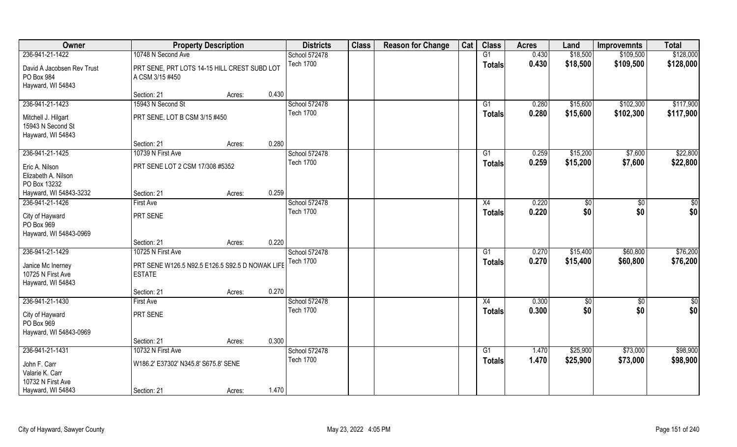| Owner | Property Description | | | Districts | Class | Reason for Change | Cat | Class | Acres | Land | Improvemnts | Total |
|---|---|---|---|---|---|---|---|---|---|---|---|---|
| 236-941-21-1422 | 10748 N Second Ave | | | School 572478 | | | | G1 | 0.430 | $18,500 | $109,500 | $128,000 |
| David A Jacobsen Rev Trust<br>PO Box 984<br>Hayward, WI 54843 | PRT SENE, PRT LOTS 14-15 HILL CREST SUBD LOT A CSM 3/15 #450 | | | Tech 1700 | | | | Totals | 0.430 | $18,500 | $109,500 | $128,000 |
| | Section: 21 | Acres: | 0.430 | | | | | | | | | |
| 236-941-21-1423 | 15943 N Second St | | | School 572478 | | | | G1 | 0.280 | $15,600 | $102,300 | $117,900 |
| Mitchell J. Hilgart<br>15943 N Second St<br>Hayward, WI 54843 | PRT SENE, LOT B CSM 3/15 #450 | | | Tech 1700 | | | | Totals | 0.280 | $15,600 | $102,300 | $117,900 |
| | Section: 21 | Acres: | 0.280 | | | | | | | | | |
| 236-941-21-1425 | 10739 N First Ave | | | School 572478 | | | | G1 | 0.259 | $15,200 | $7,600 | $22,800 |
| Eric A. Nilson<br>Elizabeth A. Nilson<br>PO Box 13232<br>Hayward, WI 54843-3232 | PRT SENE LOT 2 CSM 17/308 #5352 | | | Tech 1700 | | | | Totals | 0.259 | $15,200 | $7,600 | $22,800 |
| | Section: 21 | Acres: | 0.259 | | | | | | | | | |
| 236-941-21-1426 | First Ave | | | School 572478 | | | | X4 | 0.220 | $0 | $0 | $0 |
| City of Hayward<br>PO Box 969<br>Hayward, WI 54843-0969 | PRT SENE | | | Tech 1700 | | | | Totals | 0.220 | $0 | $0 | $0 |
| | Section: 21 | Acres: | 0.220 | | | | | | | | | |
| 236-941-21-1429 | 10725 N First Ave | | | School 572478 | | | | G1 | 0.270 | $15,400 | $60,800 | $76,200 |
| Janice Mc Inerney<br>10725 N First Ave<br>Hayward, WI 54843 | PRT SENE W126.5 N92.5 E126.5 S92.5 D NOWAK LIFE ESTATE | | | Tech 1700 | | | | Totals | 0.270 | $15,400 | $60,800 | $76,200 |
| | Section: 21 | Acres: | 0.270 | | | | | | | | | |
| 236-941-21-1430 | First Ave | | | School 572478 | | | | X4 | 0.300 | $0 | $0 | $0 |
| City of Hayward<br>PO Box 969<br>Hayward, WI 54843-0969 | PRT SENE | | | Tech 1700 | | | | Totals | 0.300 | $0 | $0 | $0 |
| | Section: 21 | Acres: | 0.300 | | | | | | | | | |
| 236-941-21-1431 | 10732 N First Ave | | | School 572478 | | | | G1 | 1.470 | $25,900 | $73,000 | $98,900 |
| John F. Carr<br>Valarie K. Carr<br>10732 N First Ave<br>Hayward, WI 54843 | W186.2' E37302' N345.8' S675.8' SENE | | | Tech 1700 | | | | Totals | 1.470 | $25,900 | $73,000 | $98,900 |
| | Section: 21 | Acres: | 1.470 | | | | | | | | | |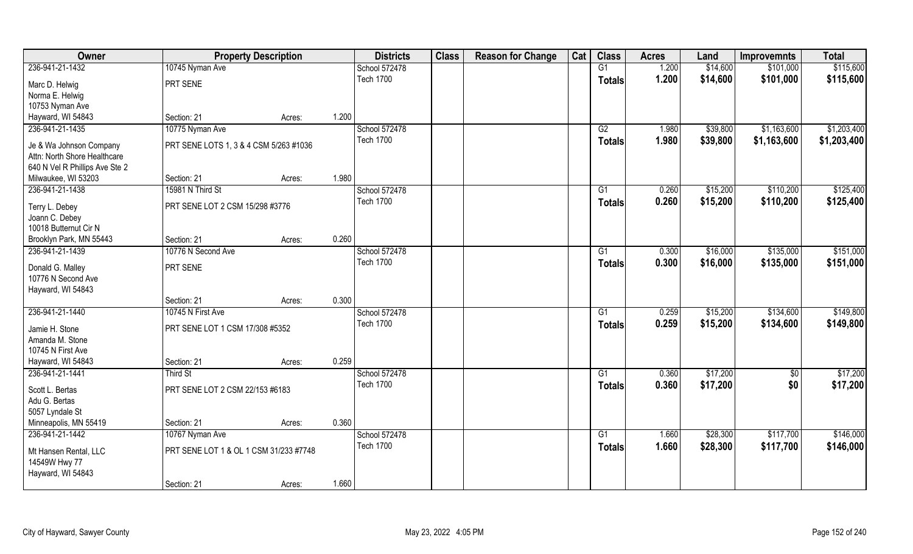| Owner | Property Description | | | Districts | Class | Reason for Change | Cat | Class | Acres | Land | Improvemnts | Total |
|---|---|---|---|---|---|---|---|---|---|---|---|---|
| 236-941-21-1432 | 10745 Nyman Ave | | | School 572478 | | | | G1 | 1.200 | $14,600 | $101,000 | $115,600 |
| Marc D. Helwig<br>Norma E. Helwig<br>10753 Nyman Ave<br>Hayward, WI 54843 | PRT SENE | | | Tech 1700 | | | | Totals | 1.200 | $14,600 | $101,000 | $115,600 |
| | Section: 21 | Acres: | 1.200 | | | | | | | | | |
| 236-941-21-1435 | 10775 Nyman Ave | | | School 572478 | | | | G2 | 1.980 | $39,800 | $1,163,600 | $1,203,400 |
| Je & Wa Johnson Company<br>Attn: North Shore Healthcare<br>640 N Vel R Phillips Ave Ste 2<br>Milwaukee, WI 53203 | PRT SENE LOTS 1, 3 & 4 CSM 5/263 #1036 | | | Tech 1700 | | | | Totals | 1.980 | $39,800 | $1,163,600 | $1,203,400 |
| | Section: 21 | Acres: | 1.980 | | | | | | | | | |
| 236-941-21-1438 | 15981 N Third St | | | School 572478 | | | | G1 | 0.260 | $15,200 | $110,200 | $125,400 |
| Terry L. Debey<br>Joann C. Debey<br>10018 Butternut Cir N<br>Brooklyn Park, MN 55443 | PRT SENE LOT 2 CSM 15/298 #3776 | | | Tech 1700 | | | | Totals | 0.260 | $15,200 | $110,200 | $125,400 |
| | Section: 21 | Acres: | 0.260 | | | | | | | | | |
| 236-941-21-1439 | 10776 N Second Ave | | | School 572478 | | | | G1 | 0.300 | $16,000 | $135,000 | $151,000 |
| Donald G. Malley<br>10776 N Second Ave<br>Hayward, WI 54843 | PRT SENE | | | Tech 1700 | | | | Totals | 0.300 | $16,000 | $135,000 | $151,000 |
| | Section: 21 | Acres: | 0.300 | | | | | | | | | |
| 236-941-21-1440 | 10745 N First Ave | | | School 572478 | | | | G1 | 0.259 | $15,200 | $134,600 | $149,800 |
| Jamie H. Stone<br>Amanda M. Stone<br>10745 N First Ave<br>Hayward, WI 54843 | PRT SENE LOT 1 CSM 17/308 #5352 | | | Tech 1700 | | | | Totals | 0.259 | $15,200 | $134,600 | $149,800 |
| | Section: 21 | Acres: | 0.259 | | | | | | | | | |
| 236-941-21-1441 | Third St | | | School 572478 | | | | G1 | 0.360 | $17,200 | $0 | $17,200 |
| Scott L. Bertas<br>Adu G. Bertas<br>5057 Lyndale St<br>Minneapolis, MN 55419 | PRT SENE LOT 2 CSM 22/153 #6183 | | | Tech 1700 | | | | Totals | 0.360 | $17,200 | $0 | $17,200 |
| | Section: 21 | Acres: | 0.360 | | | | | | | | | |
| 236-941-21-1442 | 10767 Nyman Ave | | | School 572478 | | | | G1 | 1.660 | $28,300 | $117,700 | $146,000 |
| Mt Hansen Rental, LLC<br>14549W Hwy 77<br>Hayward, WI 54843 | PRT SENE LOT 1 & OL 1 CSM 31/233 #7748 | | | Tech 1700 | | | | Totals | 1.660 | $28,300 | $117,700 | $146,000 |
| | Section: 21 | Acres: | 1.660 | | | | | | | | | |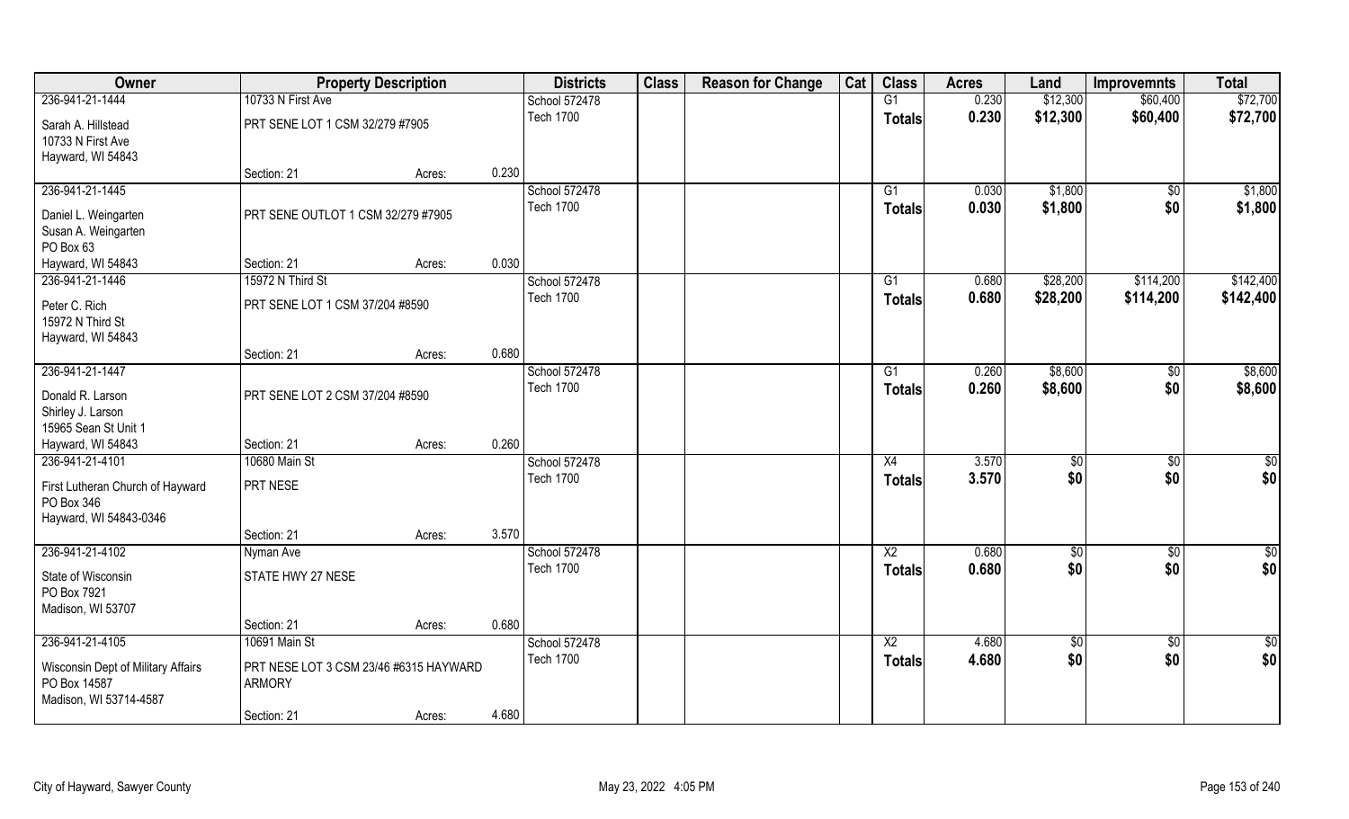| Owner | Property Description | | | Districts | Class | Reason for Change | Cat | Class | Acres | Land | Improvemnts | Total |
|---|---|---|---|---|---|---|---|---|---|---|---|---|
| 236-941-21-1444 | 10733 N First Ave | | | School 572478 | | | | G1 | 0.230 | $12,300 | $60,400 | $72,700 |
| Sarah A. Hillstead<br>10733 N First Ave<br>Hayward, WI 54843 | PRT SENE LOT 1 CSM 32/279 #7905 | | | Tech 1700 | | | | Totals | 0.230 | $12,300 | $60,400 | $72,700 |
| | Section: 21 | Acres: | 0.230 | | | | | | | | | |
| 236-941-21-1445 | | | | School 572478 | | | | G1 | 0.030 | $1,800 | $0 | $1,800 |
| Daniel L. Weingarten<br>Susan A. Weingarten<br>PO Box 63<br>Hayward, WI 54843 | PRT SENE OUTLOT 1 CSM 32/279 #7905 | | | Tech 1700 | | | | Totals | 0.030 | $1,800 | $0 | $1,800 |
| | Section: 21 | Acres: | 0.030 | | | | | | | | | |
| 236-941-21-1446 | 15972 N Third St | | | School 572478 | | | | G1 | 0.680 | $28,200 | $114,200 | $142,400 |
| Peter C. Rich<br>15972 N Third St<br>Hayward, WI 54843 | PRT SENE LOT 1 CSM 37/204 #8590 | | | Tech 1700 | | | | Totals | 0.680 | $28,200 | $114,200 | $142,400 |
| | Section: 21 | Acres: | 0.680 | | | | | | | | | |
| 236-941-21-1447 | | | | School 572478 | | | | G1 | 0.260 | $8,600 | $0 | $8,600 |
| Donald R. Larson<br>Shirley J. Larson<br>15965 Sean St Unit 1<br>Hayward, WI 54843 | PRT SENE LOT 2 CSM 37/204 #8590 | | | Tech 1700 | | | | Totals | 0.260 | $8,600 | $0 | $8,600 |
| | Section: 21 | Acres: | 0.260 | | | | | | | | | |
| 236-941-21-4101 | 10680 Main St | | | School 572478 | | | | X4 | 3.570 | $0 | $0 | $0 |
| First Lutheran Church of Hayward<br>PO Box 346<br>Hayward, WI 54843-0346 | PRT NESE | | | Tech 1700 | | | | Totals | 3.570 | $0 | $0 | $0 |
| | Section: 21 | Acres: | 3.570 | | | | | | | | | |
| 236-941-21-4102 | Nyman Ave | | | School 572478 | | | | X2 | 0.680 | $0 | $0 | $0 |
| State of Wisconsin<br>PO Box 7921<br>Madison, WI 53707 | STATE HWY 27 NESE | | | Tech 1700 | | | | Totals | 0.680 | $0 | $0 | $0 |
| | Section: 21 | Acres: | 0.680 | | | | | | | | | |
| 236-941-21-4105 | 10691 Main St | | | School 572478 | | | | X2 | 4.680 | $0 | $0 | $0 |
| Wisconsin Dept of Military Affairs<br>PO Box 14587<br>Madison, WI 53714-4587 | PRT NESE LOT 3 CSM 23/46 #6315 HAYWARD ARMORY | | | Tech 1700 | | | | Totals | 4.680 | $0 | $0 | $0 |
| | Section: 21 | Acres: | 4.680 | | | | | | | | | |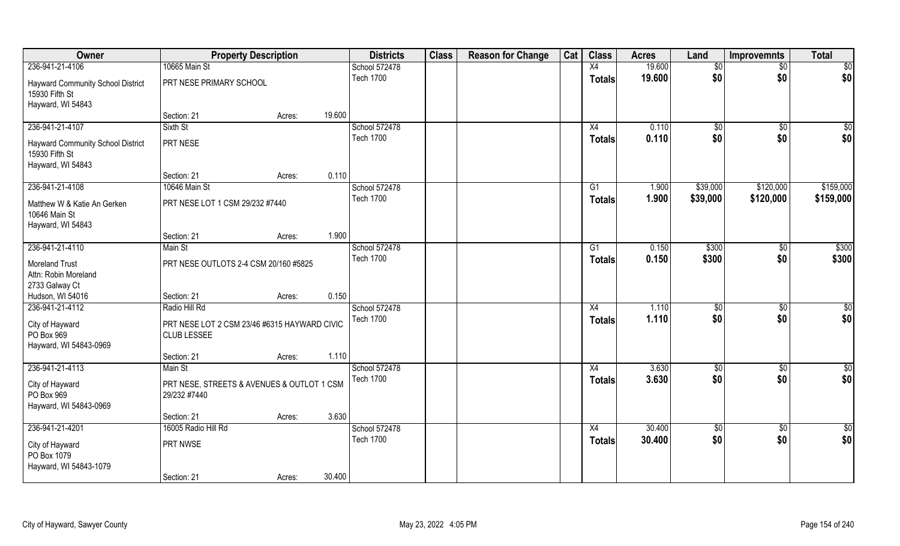| Owner | Property Description | | | Districts | Class | Reason for Change | Cat | Class | Acres | Land | Improvemnts | Total |
|---|---|---|---|---|---|---|---|---|---|---|---|---|
| 236-941-21-4106 | 10665 Main St | | | School 572478 | | | | X4 | 19.600 | $0 | $0 | $0 |
| Hayward Community School District<br>15930 Fifth St<br>Hayward, WI 54843 | PRT NESE PRIMARY SCHOOL | | | Tech 1700 | | | | Totals | 19.600 | $0 | $0 | $0 |
| | Section: 21 | Acres: | 19.600 | | | | | | | | | |
| 236-941-21-4107 | Sixth St | | | School 572478 | | | | X4 | 0.110 | $0 | $0 | $0 |
| Hayward Community School District<br>15930 Fifth St<br>Hayward, WI 54843 | PRT NESE | | | Tech 1700 | | | | Totals | 0.110 | $0 | $0 | $0 |
| | Section: 21 | Acres: | 0.110 | | | | | | | | | |
| 236-941-21-4108 | 10646 Main St | | | School 572478 | | | | G1 | 1.900 | $39,000 | $120,000 | $159,000 |
| Matthew W & Katie An Gerken<br>10646 Main St<br>Hayward, WI 54843 | PRT NESE LOT 1 CSM 29/232 #7440 | | | Tech 1700 | | | | Totals | 1.900 | $39,000 | $120,000 | $159,000 |
| | Section: 21 | Acres: | 1.900 | | | | | | | | | |
| 236-941-21-4110 | Main St | | | School 572478 | | | | G1 | 0.150 | $300 | $0 | $300 |
| Moreland Trust<br>Attn: Robin Moreland<br>2733 Galway Ct<br>Hudson, WI 54016 | PRT NESE OUTLOTS 2-4 CSM 20/160 #5825 | | | Tech 1700 | | | | Totals | 0.150 | $300 | $0 | $300 |
| | Section: 21 | Acres: | 0.150 | | | | | | | | | |
| 236-941-21-4112 | Radio Hill Rd | | | School 572478 | | | | X4 | 1.110 | $0 | $0 | $0 |
| City of Hayward<br>PO Box 969<br>Hayward, WI 54843-0969 | PRT NESE LOT 2 CSM 23/46 #6315 HAYWARD CIVIC CLUB LESSEE | | | Tech 1700 | | | | Totals | 1.110 | $0 | $0 | $0 |
| | Section: 21 | Acres: | 1.110 | | | | | | | | | |
| 236-941-21-4113 | Main St | | | School 572478 | | | | X4 | 3.630 | $0 | $0 | $0 |
| City of Hayward<br>PO Box 969<br>Hayward, WI 54843-0969 | PRT NESE, STREETS & AVENUES & OUTLOT 1 CSM 29/232 #7440 | | | Tech 1700 | | | | Totals | 3.630 | $0 | $0 | $0 |
| | Section: 21 | Acres: | 3.630 | | | | | | | | | |
| 236-941-21-4201 | 16005 Radio Hill Rd | | | School 572478 | | | | X4 | 30.400 | $0 | $0 | $0 |
| City of Hayward<br>PO Box 1079<br>Hayward, WI 54843-1079 | PRT NWSE | | | Tech 1700 | | | | Totals | 30.400 | $0 | $0 | $0 |
| | Section: 21 | Acres: | 30.400 | | | | | | | | | |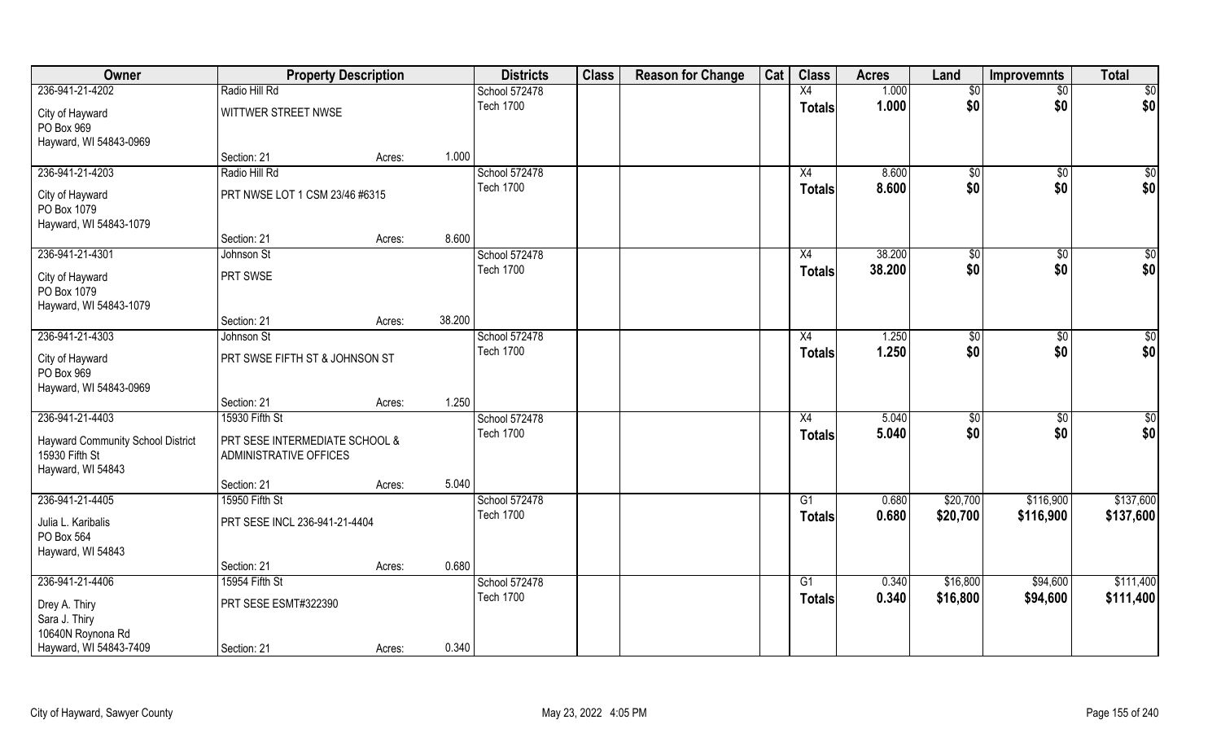| Owner | Property Description | | | Districts | Class | Reason for Change | Cat | Class | Acres | Land | Improvemnts | Total |
|---|---|---|---|---|---|---|---|---|---|---|---|---|
| 236-941-21-4202 | Radio Hill Rd | | | School 572478 | | | | X4 | 1.000 | $0 | $0 | $0 |
| City of Hayward<br>PO Box 969<br>Hayward, WI 54843-0969 | WITTWER STREET NWSE | | | Tech 1700 | | | | Totals | 1.000 | $0 | $0 | $0 |
| | Section: 21 | Acres: | 1.000 | | | | | | | | | |
| 236-941-21-4203 | Radio Hill Rd | | | School 572478 | | | | X4 | 8.600 | $0 | $0 | $0 |
| City of Hayward<br>PO Box 1079<br>Hayward, WI 54843-1079 | PRT NWSE LOT 1 CSM 23/46 #6315 | | | Tech 1700 | | | | Totals | 8.600 | $0 | $0 | $0 |
| | Section: 21 | Acres: | 8.600 | | | | | | | | | |
| 236-941-21-4301 | Johnson St | | | School 572478 | | | | X4 | 38.200 | $0 | $0 | $0 |
| City of Hayward<br>PO Box 1079<br>Hayward, WI 54843-1079 | PRT SWSE | | | Tech 1700 | | | | Totals | 38.200 | $0 | $0 | $0 |
| | Section: 21 | Acres: | 38.200 | | | | | | | | | |
| 236-941-21-4303 | Johnson St | | | School 572478 | | | | X4 | 1.250 | $0 | $0 | $0 |
| City of Hayward<br>PO Box 969<br>Hayward, WI 54843-0969 | PRT SWSE FIFTH ST & JOHNSON ST | | | Tech 1700 | | | | Totals | 1.250 | $0 | $0 | $0 |
| | Section: 21 | Acres: | 1.250 | | | | | | | | | |
| 236-941-21-4403 | 15930 Fifth St | | | School 572478 | | | | X4 | 5.040 | $0 | $0 | $0 |
| Hayward Community School District<br>15930 Fifth St<br>Hayward, WI 54843 | PRT SESE INTERMEDIATE SCHOOL & ADMINISTRATIVE OFFICES | | | Tech 1700 | | | | Totals | 5.040 | $0 | $0 | $0 |
| | Section: 21 | Acres: | 5.040 | | | | | | | | | |
| 236-941-21-4405 | 15950 Fifth St | | | School 572478 | | | | G1 | 0.680 | $20,700 | $116,900 | $137,600 |
| Julia L. Karibalis<br>PO Box 564<br>Hayward, WI 54843 | PRT SESE INCL 236-941-21-4404 | | | Tech 1700 | | | | Totals | 0.680 | $20,700 | $116,900 | $137,600 |
| | Section: 21 | Acres: | 0.680 | | | | | | | | | |
| 236-941-21-4406 | 15954 Fifth St | | | School 572478 | | | | G1 | 0.340 | $16,800 | $94,600 | $111,400 |
| Drey A. Thiry<br>Sara J. Thiry<br>10640N Roynona Rd<br>Hayward, WI 54843-7409 | PRT SESE ESMT#322390 | | | Tech 1700 | | | | Totals | 0.340 | $16,800 | $94,600 | $111,400 |
| | Section: 21 | Acres: | 0.340 | | | | | | | | | |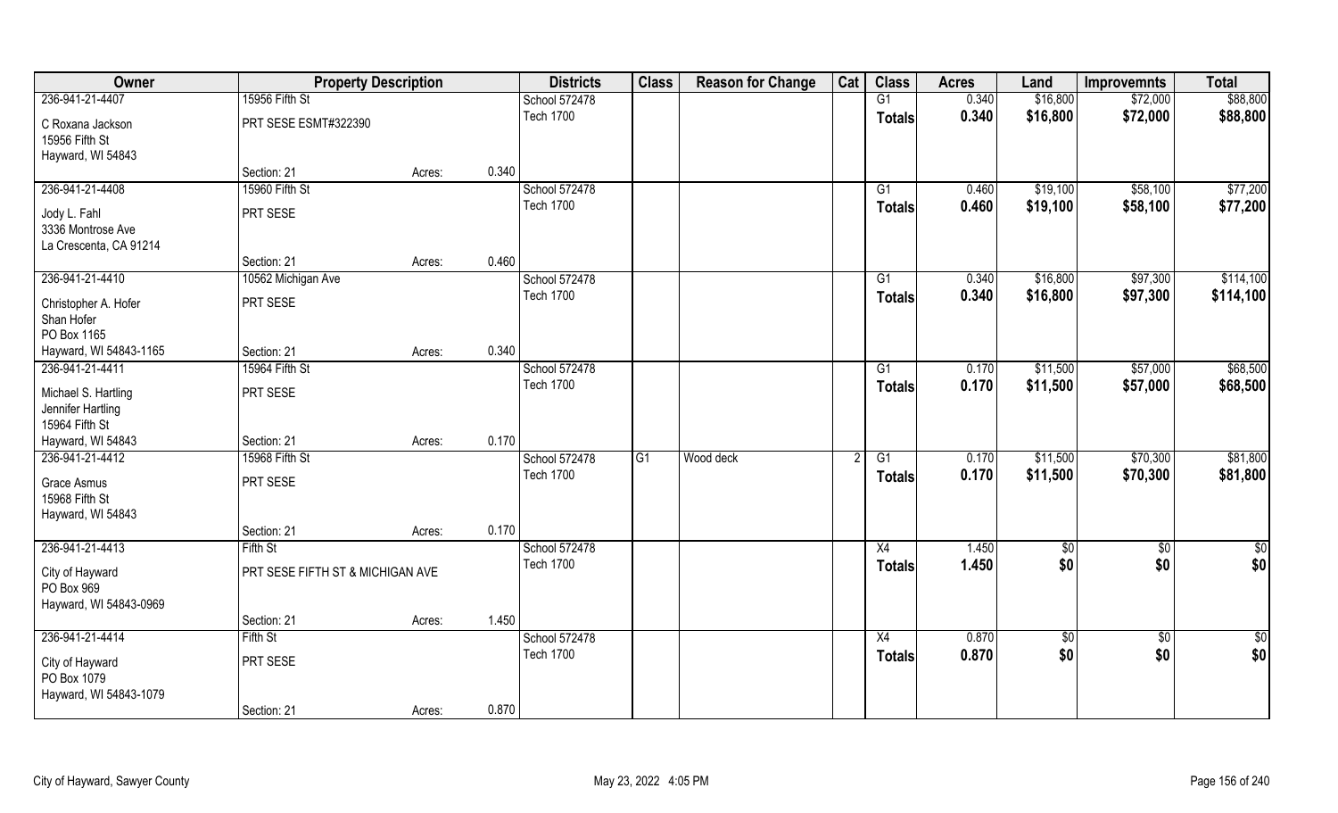| Owner | Property Description | | | Districts | Class | Reason for Change | Cat | Class | Acres | Land | Improvemnts | Total |
|---|---|---|---|---|---|---|---|---|---|---|---|---|
| 236-941-21-4407 | 15956 Fifth St | | | School 572478 | | | | G1 | 0.340 | $16,800 | $72,000 | $88,800 |
| C Roxana Jackson<br>15956 Fifth St<br>Hayward, WI 54843 | PRT SESE ESMT#322390 | | | Tech 1700 | | | | Totals | 0.340 | $16,800 | $72,000 | $88,800 |
| | Section: 21 | Acres: | 0.340 | | | | | | | | | |
| 236-941-21-4408 | 15960 Fifth St | | | School 572478 | | | | G1 | 0.460 | $19,100 | $58,100 | $77,200 |
| Jody L. Fahl<br>3336 Montrose Ave<br>La Crescenta, CA 91214 | PRT SESE | | | Tech 1700 | | | | Totals | 0.460 | $19,100 | $58,100 | $77,200 |
| | Section: 21 | Acres: | 0.460 | | | | | | | | | |
| 236-941-21-4410 | 10562 Michigan Ave | | | School 572478 | | | | G1 | 0.340 | $16,800 | $97,300 | $114,100 |
| Christopher A. Hofer<br>Shan Hofer<br>PO Box 1165<br>Hayward, WI 54843-1165 | PRT SESE | | | Tech 1700 | | | | Totals | 0.340 | $16,800 | $97,300 | $114,100 |
| | Section: 21 | Acres: | 0.340 | | | | | | | | | |
| 236-941-21-4411 | 15964 Fifth St | | | School 572478 | | | | G1 | 0.170 | $11,500 | $57,000 | $68,500 |
| Michael S. Hartling<br>Jennifer Hartling<br>15964 Fifth St<br>Hayward, WI 54843 | PRT SESE | | | Tech 1700 | | | | Totals | 0.170 | $11,500 | $57,000 | $68,500 |
| | Section: 21 | Acres: | 0.170 | | | | | | | | | |
| 236-941-21-4412 | 15968 Fifth St | | | School 572478 | G1 | Wood deck | 2 | G1 | 0.170 | $11,500 | $70,300 | $81,800 |
| Grace Asmus<br>15968 Fifth St<br>Hayward, WI 54843 | PRT SESE | | | Tech 1700 | | | | Totals | 0.170 | $11,500 | $70,300 | $81,800 |
| | Section: 21 | Acres: | 0.170 | | | | | | | | | |
| 236-941-21-4413 | Fifth St | | | School 572478 | | | | X4 | 1.450 | $0 | $0 | $0 |
| City of Hayward<br>PO Box 969<br>Hayward, WI 54843-0969 | PRT SESE FIFTH ST & MICHIGAN AVE | | | Tech 1700 | | | | Totals | 1.450 | $0 | $0 | $0 |
| | Section: 21 | Acres: | 1.450 | | | | | | | | | |
| 236-941-21-4414 | Fifth St | | | School 572478 | | | | X4 | 0.870 | $0 | $0 | $0 |
| City of Hayward<br>PO Box 1079<br>Hayward, WI 54843-1079 | PRT SESE | | | Tech 1700 | | | | Totals | 0.870 | $0 | $0 | $0 |
| | Section: 21 | Acres: | 0.870 | | | | | | | | | |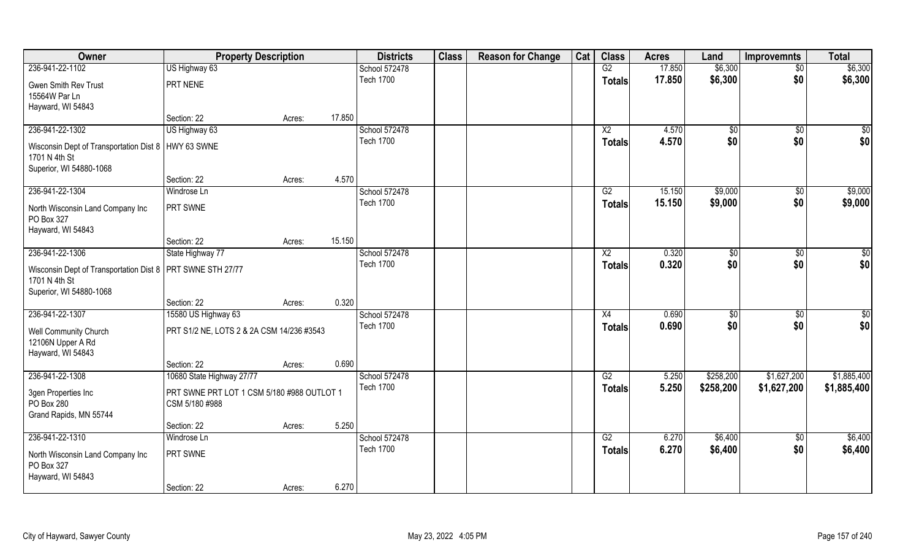| Owner | Property Description | | | Districts | Class | Reason for Change | Cat | Class | Acres | Land | Improvemnts | Total |
|---|---|---|---|---|---|---|---|---|---|---|---|---|
| 236-941-22-1102 | US Highway 63 | | | School 572478 | | | | G2 | 17.850 | $6,300 | $0 | $6,300 |
| Gwen Smith Rev Trust<br>15564W Par Ln<br>Hayward, WI 54843 | PRT NENE | | | Tech 1700 | | | | Totals | 17.850 | $6,300 | $0 | $6,300 |
| | Section: 22 | Acres: | 17.850 | | | | | | | | | |
| 236-941-22-1302 | US Highway 63 | | | School 572478 | | | | X2 | 4.570 | $0 | $0 | $0 |
| Wisconsin Dept of Transportation Dist 8<br>1701 N 4th St<br>Superior, WI 54880-1068 | HWY 63 SWNE | | | Tech 1700 | | | | Totals | 4.570 | $0 | $0 | $0 |
| | Section: 22 | Acres: | 4.570 | | | | | | | | | |
| 236-941-22-1304 | Windrose Ln | | | School 572478 | | | | G2 | 15.150 | $9,000 | $0 | $9,000 |
| North Wisconsin Land Company Inc<br>PO Box 327<br>Hayward, WI 54843 | PRT SWNE | | | Tech 1700 | | | | Totals | 15.150 | $9,000 | $0 | $9,000 |
| | Section: 22 | Acres: | 15.150 | | | | | | | | | |
| 236-941-22-1306 | State Highway 77 | | | School 572478 | | | | X2 | 0.320 | $0 | $0 | $0 |
| Wisconsin Dept of Transportation Dist 8<br>1701 N 4th St<br>Superior, WI 54880-1068 | PRT SWNE STH 27/77 | | | Tech 1700 | | | | Totals | 0.320 | $0 | $0 | $0 |
| | Section: 22 | Acres: | 0.320 | | | | | | | | | |
| 236-941-22-1307 | 15580 US Highway 63 | | | School 572478 | | | | X4 | 0.690 | $0 | $0 | $0 |
| Well Community Church<br>12106N Upper A Rd<br>Hayward, WI 54843 | PRT S1/2 NE, LOTS 2 & 2A CSM 14/236 #3543 | | | Tech 1700 | | | | Totals | 0.690 | $0 | $0 | $0 |
| | Section: 22 | Acres: | 0.690 | | | | | | | | | |
| 236-941-22-1308 | 10680 State Highway 27/77 | | | School 572478 | | | | G2 | 5.250 | $258,200 | $1,627,200 | $1,885,400 |
| 3gen Properties Inc<br>PO Box 280<br>Grand Rapids, MN 55744 | PRT SWNE PRT LOT 1 CSM 5/180 #988 OUTLOT 1 CSM 5/180 #988 | | | Tech 1700 | | | | Totals | 5.250 | $258,200 | $1,627,200 | $1,885,400 |
| | Section: 22 | Acres: | 5.250 | | | | | | | | | |
| 236-941-22-1310 | Windrose Ln | | | School 572478 | | | | G2 | 6.270 | $6,400 | $0 | $6,400 |
| North Wisconsin Land Company Inc<br>PO Box 327<br>Hayward, WI 54843 | PRT SWNE | | | Tech 1700 | | | | Totals | 6.270 | $6,400 | $0 | $6,400 |
| | Section: 22 | Acres: | 6.270 | | | | | | | | | |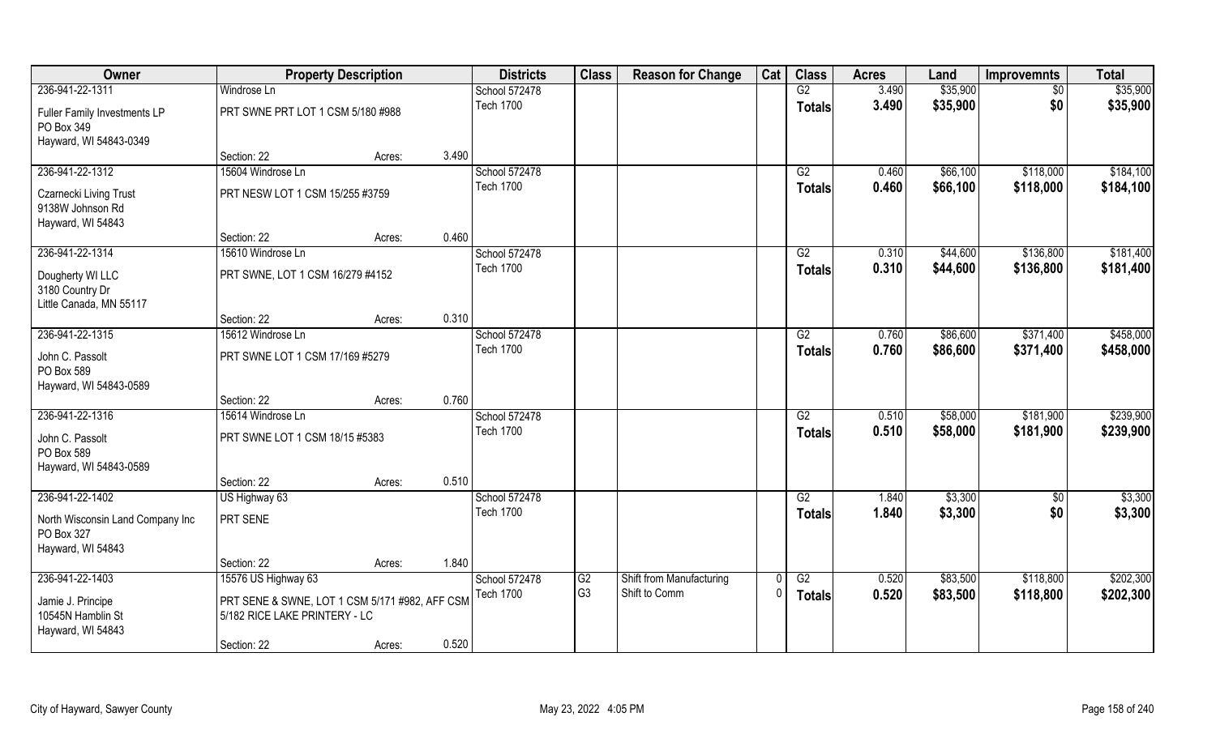| Owner | Property Description | | | Districts | Class | Reason for Change | Cat | Class | Acres | Land | Improvemnts | Total |
|---|---|---|---|---|---|---|---|---|---|---|---|---|
| 236-941-22-1311 | Windrose Ln | | | School 572478 | | | | G2 | 3.490 | $35,900 | $0 | $35,900 |
| Fuller Family Investments LP<br>PO Box 349<br>Hayward, WI 54843-0349 | PRT SWNE PRT LOT 1 CSM 5/180 #988 | | | Tech 1700 | | | | Totals | 3.490 | $35,900 | $0 | $35,900 |
| | Section: 22 | Acres: | 3.490 | | | | | | | | | |
| 236-941-22-1312 | 15604 Windrose Ln | | | School 572478 | | | | G2 | 0.460 | $66,100 | $118,000 | $184,100 |
| Czarnecki Living Trust<br>9138W Johnson Rd<br>Hayward, WI 54843 | PRT NESW LOT 1 CSM 15/255 #3759 | | | Tech 1700 | | | | Totals | 0.460 | $66,100 | $118,000 | $184,100 |
| | Section: 22 | Acres: | 0.460 | | | | | | | | | |
| 236-941-22-1314 | 15610 Windrose Ln | | | School 572478 | | | | G2 | 0.310 | $44,600 | $136,800 | $181,400 |
| Dougherty WI LLC<br>3180 Country Dr<br>Little Canada, MN 55117 | PRT SWNE, LOT 1 CSM 16/279 #4152 | | | Tech 1700 | | | | Totals | 0.310 | $44,600 | $136,800 | $181,400 |
| | Section: 22 | Acres: | 0.310 | | | | | | | | | |
| 236-941-22-1315 | 15612 Windrose Ln | | | School 572478 | | | | G2 | 0.760 | $86,600 | $371,400 | $458,000 |
| John C. Passolt<br>PO Box 589<br>Hayward, WI 54843-0589 | PRT SWNE LOT 1 CSM 17/169 #5279 | | | Tech 1700 | | | | Totals | 0.760 | $86,600 | $371,400 | $458,000 |
| | Section: 22 | Acres: | 0.760 | | | | | | | | | |
| 236-941-22-1316 | 15614 Windrose Ln | | | School 572478 | | | | G2 | 0.510 | $58,000 | $181,900 | $239,900 |
| John C. Passolt<br>PO Box 589<br>Hayward, WI 54843-0589 | PRT SWNE LOT 1 CSM 18/15 #5383 | | | Tech 1700 | | | | Totals | 0.510 | $58,000 | $181,900 | $239,900 |
| | Section: 22 | Acres: | 0.510 | | | | | | | | | |
| 236-941-22-1402 | US Highway 63 | | | School 572478 | | | | G2 | 1.840 | $3,300 | $0 | $3,300 |
| North Wisconsin Land Company Inc<br>PO Box 327<br>Hayward, WI 54843 | PRT SENE | | | Tech 1700 | | | | Totals | 1.840 | $3,300 | $0 | $3,300 |
| | Section: 22 | Acres: | 1.840 | | | | | | | | | |
| 236-941-22-1403 | 15576 US Highway 63 | | | School 572478 | G2 | Shift from Manufacturing | 0 | G2 | 0.520 | $83,500 | $118,800 | $202,300 |
| Jamie J. Principe<br>10545N Hamblin St<br>Hayward, WI 54843 | PRT SENE & SWNE, LOT 1 CSM 5/171 #982, AFF CSM 5/182 RICE LAKE PRINTERY - LC | | | Tech 1700 | G3 | Shift to Comm | 0 | Totals | 0.520 | $83,500 | $118,800 | $202,300 |
| | Section: 22 | Acres: | 0.520 | | | | | | | | | |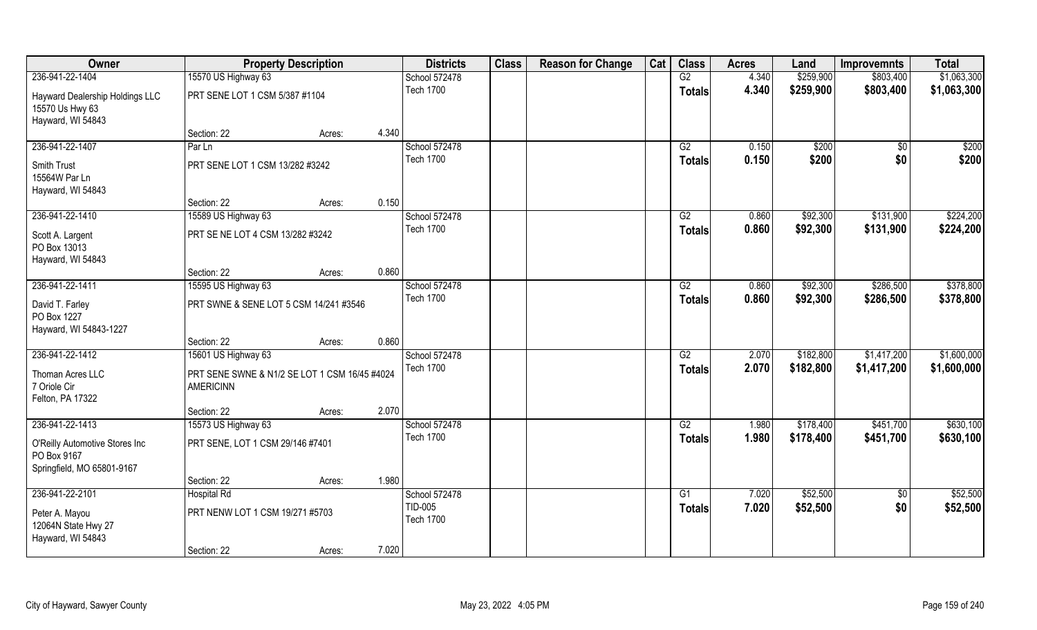| Owner | Property Description | | | Districts | Class | Reason for Change | Cat | Class | Acres | Land | Improvemnts | Total |
|---|---|---|---|---|---|---|---|---|---|---|---|---|
| 236-941-22-1404 | 15570 US Highway 63 | | | School 572478 | | | | G2 | 4.340 | $259,900 | $803,400 | $1,063,300 |
| Hayward Dealership Holdings LLC<br>15570 Us Hwy 63<br>Hayward, WI 54843 | PRT SENE LOT 1 CSM 5/387 #1104 | | | Tech 1700 | | | | Totals | 4.340 | $259,900 | $803,400 | $1,063,300 |
| | Section: 22 | Acres: | 4.340 | | | | | | | | | |
| 236-941-22-1407 | Par Ln | | | School 572478 | | | | G2 | 0.150 | $200 | $0 | $200 |
| Smith Trust<br>15564W Par Ln<br>Hayward, WI 54843 | PRT SENE LOT 1 CSM 13/282 #3242 | | | Tech 1700 | | | | Totals | 0.150 | $200 | $0 | $200 |
| | Section: 22 | Acres: | 0.150 | | | | | | | | | |
| 236-941-22-1410 | 15589 US Highway 63 | | | School 572478 | | | | G2 | 0.860 | $92,300 | $131,900 | $224,200 |
| Scott A. Largent<br>PO Box 13013<br>Hayward, WI 54843 | PRT SE NE LOT 4 CSM 13/282 #3242 | | | Tech 1700 | | | | Totals | 0.860 | $92,300 | $131,900 | $224,200 |
| | Section: 22 | Acres: | 0.860 | | | | | | | | | |
| 236-941-22-1411 | 15595 US Highway 63 | | | School 572478 | | | | G2 | 0.860 | $92,300 | $286,500 | $378,800 |
| David T. Farley<br>PO Box 1227<br>Hayward, WI 54843-1227 | PRT SWNE & SENE LOT 5 CSM 14/241 #3546 | | | Tech 1700 | | | | Totals | 0.860 | $92,300 | $286,500 | $378,800 |
| | Section: 22 | Acres: | 0.860 | | | | | | | | | |
| 236-941-22-1412 | 15601 US Highway 63 | | | School 572478 | | | | G2 | 2.070 | $182,800 | $1,417,200 | $1,600,000 |
| Thoman Acres LLC<br>7 Oriole Cir<br>Felton, PA 17322 | PRT SENE SWNE & N1/2 SE LOT 1 CSM 16/45 #4024 AMERICINN | | | Tech 1700 | | | | Totals | 2.070 | $182,800 | $1,417,200 | $1,600,000 |
| | Section: 22 | Acres: | 2.070 | | | | | | | | | |
| 236-941-22-1413 | 15573 US Highway 63 | | | School 572478 | | | | G2 | 1.980 | $178,400 | $451,700 | $630,100 |
| O'Reilly Automotive Stores Inc<br>PO Box 9167<br>Springfield, MO 65801-9167 | PRT SENE, LOT 1 CSM 29/146 #7401 | | | Tech 1700 | | | | Totals | 1.980 | $178,400 | $451,700 | $630,100 |
| | Section: 22 | Acres: | 1.980 | | | | | | | | | |
| 236-941-22-2101 | Hospital Rd | | | School 572478 | | | | G1 | 7.020 | $52,500 | $0 | $52,500 |
| Peter A. Mayou<br>12064N State Hwy 27<br>Hayward, WI 54843 | PRT NENW LOT 1 CSM 19/271 #5703 | | | TID-005<br>Tech 1700 | | | | Totals | 7.020 | $52,500 | $0 | $52,500 |
| | Section: 22 | Acres: | 7.020 | | | | | | | | | |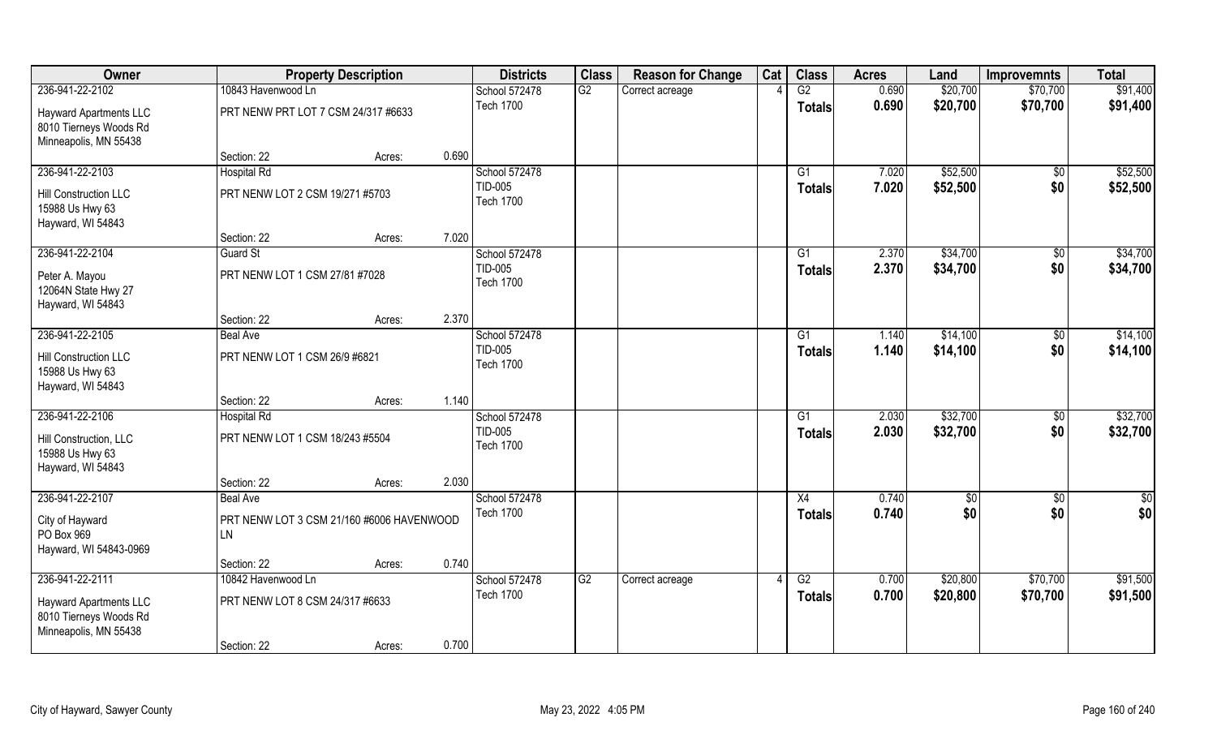| Owner | Property Description | | | Districts | Class | Reason for Change | Cat | Class | Acres | Land | Improvemnts | Total |
|---|---|---|---|---|---|---|---|---|---|---|---|---|
| 236-941-22-2102 | 10843 Havenwood Ln | | | School 572478 | G2 | Correct acreage | 4 | G2 | 0.690 | $20,700 | $70,700 | $91,400 |
| Hayward Apartments LLC<br>8010 Tierneys Woods Rd<br>Minneapolis, MN 55438 | PRT NENW PRT LOT 7 CSM 24/317 #6633 | | | Tech 1700 | | | | Totals | 0.690 | $20,700 | $70,700 | $91,400 |
| | Section: 22 | Acres: | 0.690 | | | | | | | | | |
| 236-941-22-2103 | Hospital Rd | | | School 572478 | | | | G1 | 7.020 | $52,500 | $0 | $52,500 |
| Hill Construction LLC<br>15988 Us Hwy 63<br>Hayward, WI 54843 | PRT NENW LOT 2 CSM 19/271 #5703 | | | TID-005<br>Tech 1700 | | | | Totals | 7.020 | $52,500 | $0 | $52,500 |
| | Section: 22 | Acres: | 7.020 | | | | | | | | | |
| 236-941-22-2104 | Guard St | | | School 572478 | | | | G1 | 2.370 | $34,700 | $0 | $34,700 |
| Peter A. Mayou<br>12064N State Hwy 27<br>Hayward, WI 54843 | PRT NENW LOT 1 CSM 27/81 #7028 | | | TID-005<br>Tech 1700 | | | | Totals | 2.370 | $34,700 | $0 | $34,700 |
| | Section: 22 | Acres: | 2.370 | | | | | | | | | |
| 236-941-22-2105 | Beal Ave | | | School 572478 | | | | G1 | 1.140 | $14,100 | $0 | $14,100 |
| Hill Construction LLC<br>15988 Us Hwy 63<br>Hayward, WI 54843 | PRT NENW LOT 1 CSM 26/9 #6821 | | | TID-005<br>Tech 1700 | | | | Totals | 1.140 | $14,100 | $0 | $14,100 |
| | Section: 22 | Acres: | 1.140 | | | | | | | | | |
| 236-941-22-2106 | Hospital Rd | | | School 572478 | | | | G1 | 2.030 | $32,700 | $0 | $32,700 |
| Hill Construction, LLC<br>15988 Us Hwy 63<br>Hayward, WI 54843 | PRT NENW LOT 1 CSM 18/243 #5504 | | | TID-005<br>Tech 1700 | | | | Totals | 2.030 | $32,700 | $0 | $32,700 |
| | Section: 22 | Acres: | 2.030 | | | | | | | | | |
| 236-941-22-2107 | Beal Ave | | | School 572478 | | | | X4 | 0.740 | $0 | $0 | $0 |
| City of Hayward<br>PO Box 969<br>Hayward, WI 54843-0969 | PRT NENW LOT 3 CSM 21/160 #6006 HAVENWOOD LN | | | Tech 1700 | | | | Totals | 0.740 | $0 | $0 | $0 |
| | Section: 22 | Acres: | 0.740 | | | | | | | | | |
| 236-941-22-2111 | 10842 Havenwood Ln | | | School 572478 | G2 | Correct acreage | 4 | G2 | 0.700 | $20,800 | $70,700 | $91,500 |
| Hayward Apartments LLC<br>8010 Tierneys Woods Rd<br>Minneapolis, MN 55438 | PRT NENW LOT 8 CSM 24/317 #6633 | | | Tech 1700 | | | | Totals | 0.700 | $20,800 | $70,700 | $91,500 |
| | Section: 22 | Acres: | 0.700 | | | | | | | | | |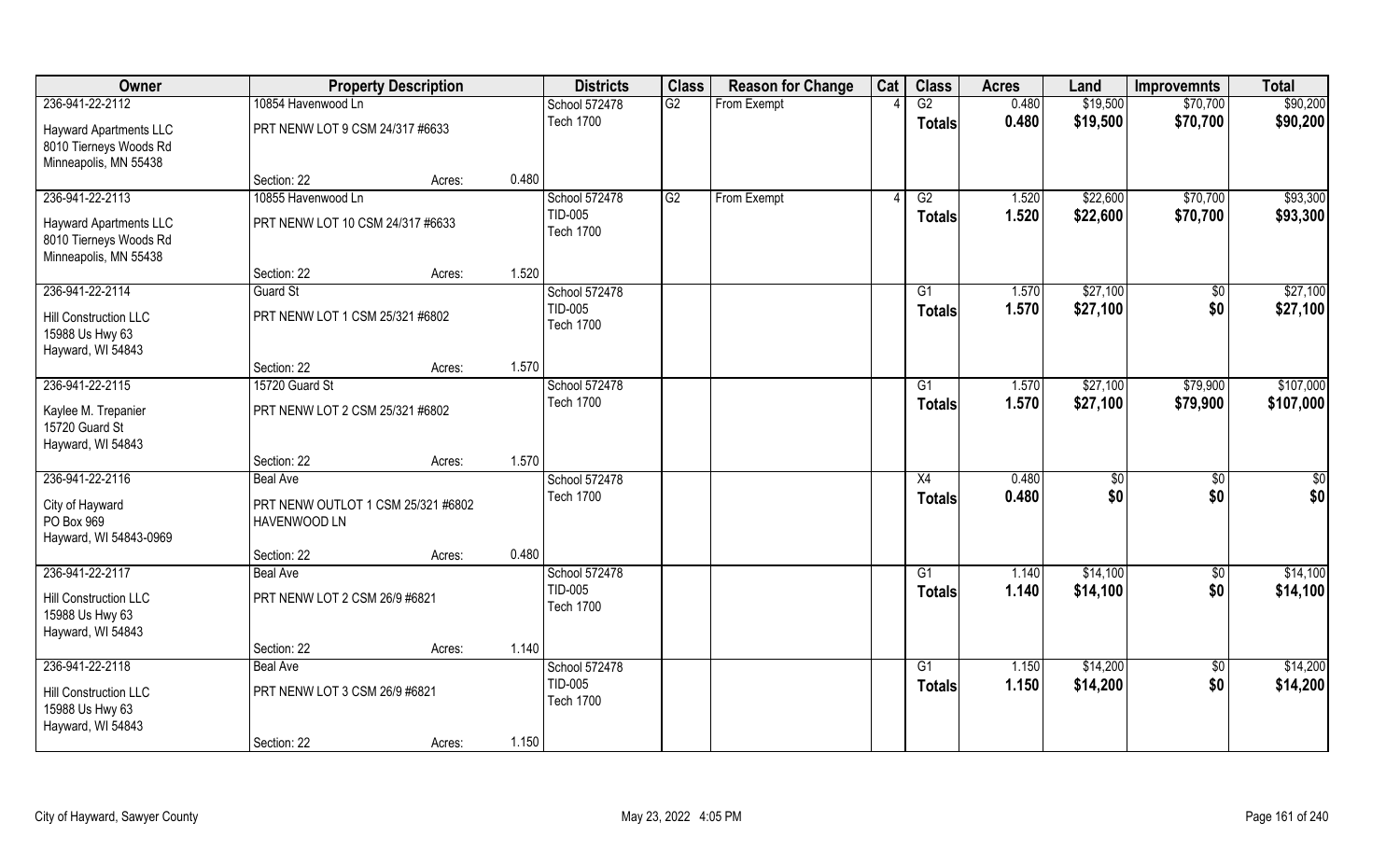| Owner | Property Description | | | Districts | Class | Reason for Change | Cat | Class | Acres | Land | Improvemnts | Total |
|---|---|---|---|---|---|---|---|---|---|---|---|---|
| 236-941-22-2112 | 10854 Havenwood Ln | | | School 572478 | G2 | From Exempt | 4 | G2 | 0.480 | $19,500 | $70,700 | $90,200 |
| Hayward Apartments LLC<br>8010 Tierneys Woods Rd<br>Minneapolis, MN 55438 | PRT NENW LOT 9 CSM 24/317 #6633 | | | Tech 1700 | | | | Totals | 0.480 | $19,500 | $70,700 | $90,200 |
| | Section: 22 | Acres: | 0.480 | | | | | | | | | |
| 236-941-22-2113 | 10855 Havenwood Ln | | | School 572478 | G2 | From Exempt | 4 | G2 | 1.520 | $22,600 | $70,700 | $93,300 |
| Hayward Apartments LLC<br>8010 Tierneys Woods Rd<br>Minneapolis, MN 55438 | PRT NENW LOT 10 CSM 24/317 #6633 | | | TID-005<br>Tech 1700 | | | | Totals | 1.520 | $22,600 | $70,700 | $93,300 |
| | Section: 22 | Acres: | 1.520 | | | | | | | | | |
| 236-941-22-2114 | Guard St | | | School 572478 | | | | G1 | 1.570 | $27,100 | $0 | $27,100 |
| Hill Construction LLC<br>15988 Us Hwy 63<br>Hayward, WI 54843 | PRT NENW LOT 1 CSM 25/321 #6802 | | | TID-005<br>Tech 1700 | | | | Totals | 1.570 | $27,100 | $0 | $27,100 |
| | Section: 22 | Acres: | 1.570 | | | | | | | | | |
| 236-941-22-2115 | 15720 Guard St | | | School 572478 | | | | G1 | 1.570 | $27,100 | $79,900 | $107,000 |
| Kaylee M. Trepanier<br>15720 Guard St<br>Hayward, WI 54843 | PRT NENW LOT 2 CSM 25/321 #6802 | | | Tech 1700 | | | | Totals | 1.570 | $27,100 | $79,900 | $107,000 |
| | Section: 22 | Acres: | 1.570 | | | | | | | | | |
| 236-941-22-2116 | Beal Ave | | | School 572478 | | | | X4 | 0.480 | $0 | $0 | $0 |
| City of Hayward<br>PO Box 969<br>Hayward, WI 54843-0969 | PRT NENW OUTLOT 1 CSM 25/321 #6802 HAVENWOOD LN | | | Tech 1700 | | | | Totals | 0.480 | $0 | $0 | $0 |
| | Section: 22 | Acres: | 0.480 | | | | | | | | | |
| 236-941-22-2117 | Beal Ave | | | School 572478 | | | | G1 | 1.140 | $14,100 | $0 | $14,100 |
| Hill Construction LLC<br>15988 Us Hwy 63<br>Hayward, WI 54843 | PRT NENW LOT 2 CSM 26/9 #6821 | | | TID-005<br>Tech 1700 | | | | Totals | 1.140 | $14,100 | $0 | $14,100 |
| | Section: 22 | Acres: | 1.140 | | | | | | | | | |
| 236-941-22-2118 | Beal Ave | | | School 572478 | | | | G1 | 1.150 | $14,200 | $0 | $14,200 |
| Hill Construction LLC<br>15988 Us Hwy 63<br>Hayward, WI 54843 | PRT NENW LOT 3 CSM 26/9 #6821 | | | TID-005<br>Tech 1700 | | | | Totals | 1.150 | $14,200 | $0 | $14,200 |
| | Section: 22 | Acres: | 1.150 | | | | | | | | | |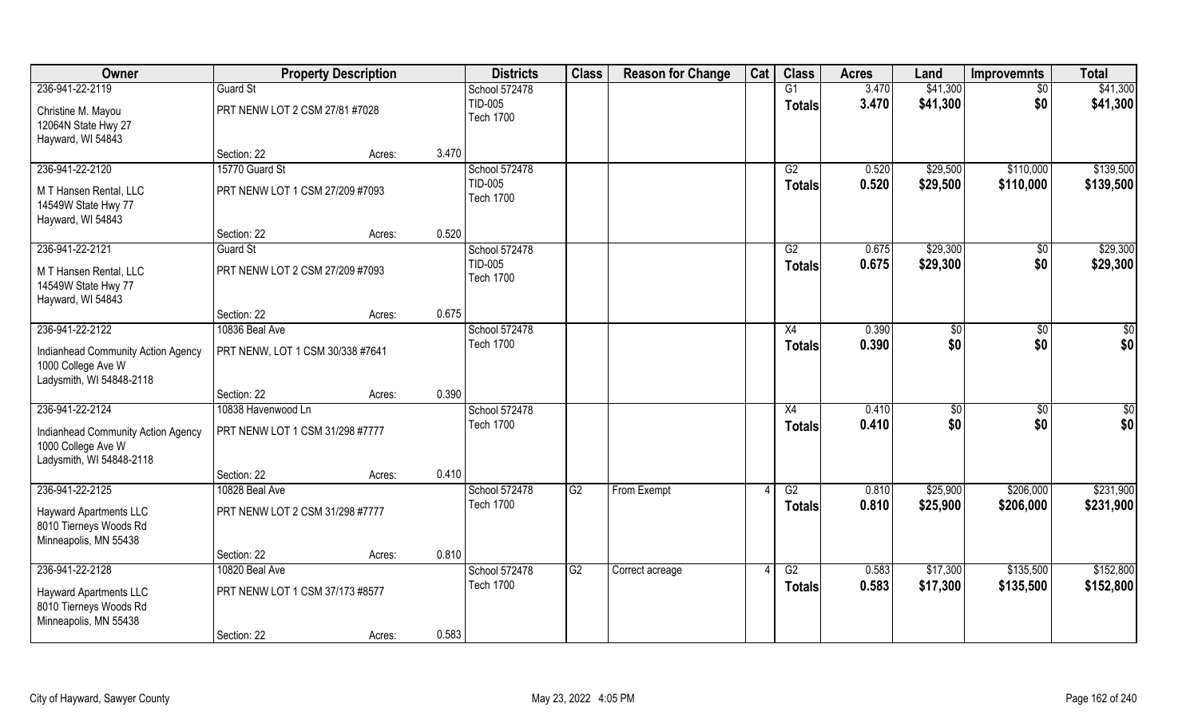| Owner | Property Description | | | Districts | Class | Reason for Change | Cat | Class | Acres | Land | Improvemnts | Total |
|---|---|---|---|---|---|---|---|---|---|---|---|---|
| 236-941-22-2119 | Guard St | | | School 572478 | | | | G1 | 3.470 | $41,300 | $0 | $41,300 |
| Christine M. Mayou 12064N State Hwy 27 Hayward, WI 54843 | PRT NENW LOT 2 CSM 27/81 #7028 | | | TID-005 Tech 1700 | | | | Totals | 3.470 | $41,300 | $0 | $41,300 |
| | Section: 22 | Acres: | 3.470 | | | | | | | | | |
| 236-941-22-2120 | 15770 Guard St | | | School 572478 | | | | G2 | 0.520 | $29,500 | $110,000 | $139,500 |
| M T Hansen Rental, LLC 14549W State Hwy 77 Hayward, WI 54843 | PRT NENW LOT 1 CSM 27/209 #7093 | | | TID-005 Tech 1700 | | | | Totals | 0.520 | $29,500 | $110,000 | $139,500 |
| | Section: 22 | Acres: | 0.520 | | | | | | | | | |
| 236-941-22-2121 | Guard St | | | School 572478 | | | | G2 | 0.675 | $29,300 | $0 | $29,300 |
| M T Hansen Rental, LLC 14549W State Hwy 77 Hayward, WI 54843 | PRT NENW LOT 2 CSM 27/209 #7093 | | | TID-005 Tech 1700 | | | | Totals | 0.675 | $29,300 | $0 | $29,300 |
| | Section: 22 | Acres: | 0.675 | | | | | | | | | |
| 236-941-22-2122 | 10836 Beal Ave | | | School 572478 | | | | X4 | 0.390 | $0 | $0 | $0 |
| Indianhead Community Action Agency 1000 College Ave W Ladysmith, WI 54848-2118 | PRT NENW, LOT 1 CSM 30/338 #7641 | | | Tech 1700 | | | | Totals | 0.390 | $0 | $0 | $0 |
| | Section: 22 | Acres: | 0.390 | | | | | | | | | |
| 236-941-22-2124 | 10838 Havenwood Ln | | | School 572478 | | | | X4 | 0.410 | $0 | $0 | $0 |
| Indianhead Community Action Agency 1000 College Ave W Ladysmith, WI 54848-2118 | PRT NENW LOT 1 CSM 31/298 #7777 | | | Tech 1700 | | | | Totals | 0.410 | $0 | $0 | $0 |
| | Section: 22 | Acres: | 0.410 | | | | | | | | | |
| 236-941-22-2125 | 10828 Beal Ave | | | School 572478 | G2 | From Exempt | 4 | G2 | 0.810 | $25,900 | $206,000 | $231,900 |
| Hayward Apartments LLC 8010 Tierneys Woods Rd Minneapolis, MN 55438 | PRT NENW LOT 2 CSM 31/298 #7777 | | | Tech 1700 | | | | Totals | 0.810 | $25,900 | $206,000 | $231,900 |
| | Section: 22 | Acres: | 0.810 | | | | | | | | | |
| 236-941-22-2128 | 10820 Beal Ave | | | School 572478 | G2 | Correct acreage | 4 | G2 | 0.583 | $17,300 | $135,500 | $152,800 |
| Hayward Apartments LLC 8010 Tierneys Woods Rd Minneapolis, MN 55438 | PRT NENW LOT 1 CSM 37/173 #8577 | | | Tech 1700 | | | | Totals | 0.583 | $17,300 | $135,500 | $152,800 |
| | Section: 22 | Acres: | 0.583 | | | | | | | | | |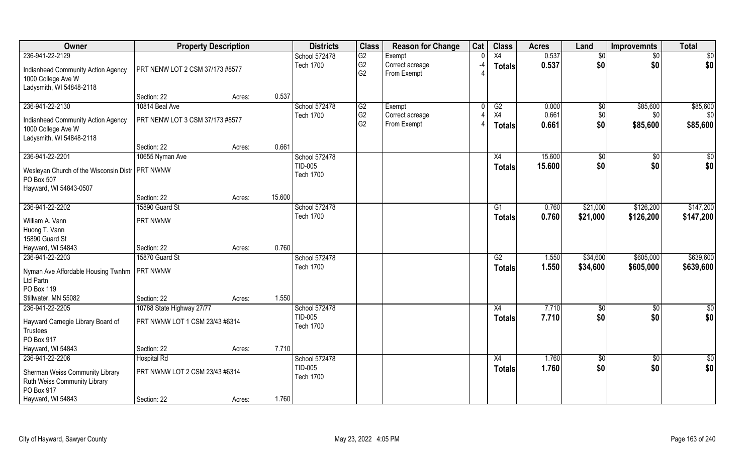| Owner | Property Description | | | Districts | Class | Reason for Change | Cat | Class | Acres | Land | Improvemnts | Total |
|---|---|---|---|---|---|---|---|---|---|---|---|---|
| 236-941-22-2129<br>Indianhead Community Action Agency<br>1000 College Ave W<br>Ladysmith, WI 54848-2118 | PRT NENW LOT 2 CSM 37/173 #8577<br>Section: 22 | Acres: | 0.537 | School 572478<br>Tech 1700 | G2<br>G2<br>G2 | Exempt<br>Correct acreage<br>From Exempt | 0<br>-4<br>4 | X4<br>**Totals** | 0.537<br>**0.537** | $0<br>**$0** | $0<br>**$0** | $0<br>**$0** |
| 236-941-22-2130<br>Indianhead Community Action Agency<br>1000 College Ave W<br>Ladysmith, WI 54848-2118 | 10814 Beal Ave<br>PRT NENW LOT 3 CSM 37/173 #8577<br>Section: 22 | Acres: | 0.661 | School 572478<br>Tech 1700 | G2<br>G2<br>G2 | Exempt<br>Correct acreage<br>From Exempt | 0<br>4<br>4 | G2<br>X4<br>**Totals** | 0.000<br>0.661<br>**0.661** | $0<br>$0<br>**$0** | $85,600<br>$0<br>**$85,600** | $85,600<br>$0<br>**$85,600** |
| 236-941-22-2201<br>Wesleyan Church of the Wisconsin Distr<br>PO Box 507<br>Hayward, WI 54843-0507 | 10655 Nyman Ave<br>PRT NWNW<br>Section: 22 | Acres: | 15.600 | School 572478<br>TID-005<br>Tech 1700 | | | | X4<br>**Totals** | 15.600<br>**15.600** | $0<br>**$0** | $0<br>**$0** | $0<br>**$0** |
| 236-941-22-2202<br>William A. Vann<br>Huong T. Vann<br>15890 Guard St<br>Hayward, WI 54843 | 15890 Guard St<br>PRT NWNW<br>Section: 22 | Acres: | 0.760 | School 572478<br>Tech 1700 | | | | G1<br>**Totals** | 0.760<br>**0.760** | $21,000<br>**$21,000** | $126,200<br>**$126,200** | $147,200<br>**$147,200** |
| 236-941-22-2203<br>Nyman Ave Affordable Housing Twnhm Ltd Partn<br>PO Box 119<br>Stillwater, MN 55082 | 15870 Guard St<br>PRT NWNW<br>Section: 22 | Acres: | 1.550 | School 572478<br>Tech 1700 | | | | G2<br>**Totals** | 1.550<br>**1.550** | $34,600<br>**$34,600** | $605,000<br>**$605,000** | $639,600<br>**$639,600** |
| 236-941-22-2205<br>Hayward Carnegie Library Board of Trustees<br>PO Box 917<br>Hayward, WI 54843 | 10788 State Highway 27/77<br>PRT NWNW LOT 1 CSM 23/43 #6314<br>Section: 22 | Acres: | 7.710 | School 572478<br>TID-005<br>Tech 1700 | | | | X4<br>**Totals** | 7.710<br>**7.710** | $0<br>**$0** | $0<br>**$0** | $0<br>**$0** |
| 236-941-22-2206<br>Sherman Weiss Community Library<br>Ruth Weiss Community Library<br>PO Box 917<br>Hayward, WI 54843 | Hospital Rd<br>PRT NWNW LOT 2 CSM 23/43 #6314<br>Section: 22 | Acres: | 1.760 | School 572478<br>TID-005<br>Tech 1700 | | | | X4<br>**Totals** | 1.760<br>**1.760** | $0<br>**$0** | $0<br>**$0** | $0<br>**$0** |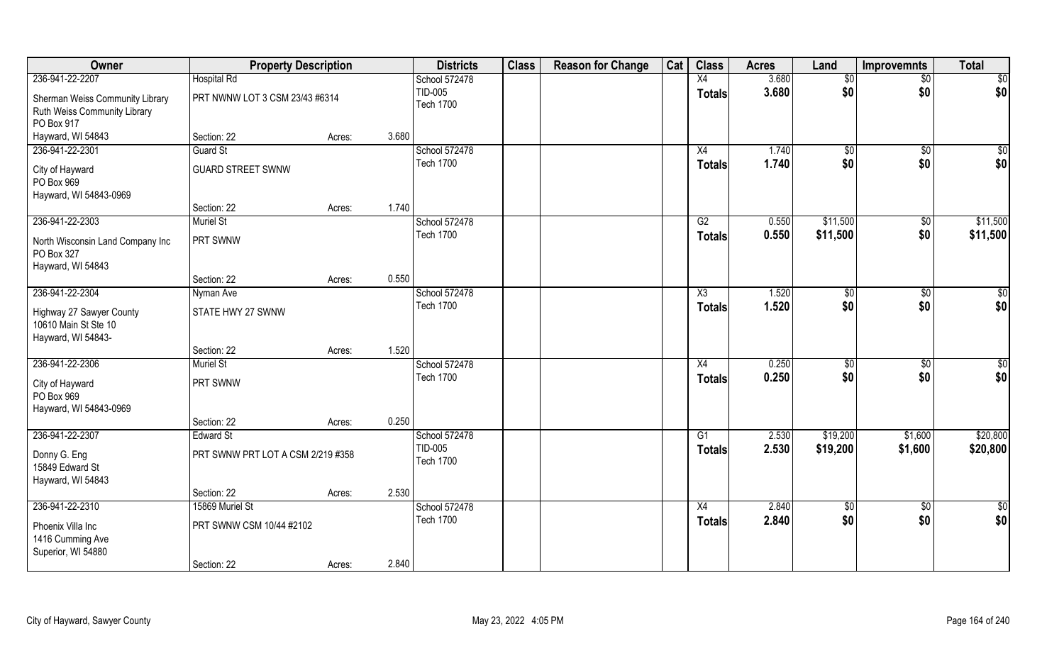| Owner | Property Description | | | Districts | Class | Reason for Change | Cat | Class | Acres | Land | Improvemnts | Total |
|---|---|---|---|---|---|---|---|---|---|---|---|---|
| 236-941-22-2207 | Hospital Rd | | | School 572478 | | | | X4 | 3.680 | $0 | $0 | $0 |
| Sherman Weiss Community Library<br>Ruth Weiss Community Library<br>PO Box 917<br>Hayward, WI 54843 | PRT NWNW LOT 3 CSM 23/43 #6314 | | | TID-005<br>Tech 1700 | | | | Totals | 3.680 | $0 | $0 | $0 |
| | Section: 22 | Acres: | 3.680 | | | | | | | | | |
| 236-941-22-2301 | Guard St | | | School 572478 | | | | X4 | 1.740 | $0 | $0 | $0 |
| City of Hayward<br>PO Box 969<br>Hayward, WI 54843-0969 | GUARD STREET SWNW | | | Tech 1700 | | | | Totals | 1.740 | $0 | $0 | $0 |
| | Section: 22 | Acres: | 1.740 | | | | | | | | | |
| 236-941-22-2303 | Muriel St | | | School 572478 | | | | G2 | 0.550 | $11,500 | $0 | $11,500 |
| North Wisconsin Land Company Inc<br>PO Box 327<br>Hayward, WI 54843 | PRT SWNW | | | Tech 1700 | | | | Totals | 0.550 | $11,500 | $0 | $11,500 |
| | Section: 22 | Acres: | 0.550 | | | | | | | | | |
| 236-941-22-2304 | Nyman Ave | | | School 572478 | | | | X3 | 1.520 | $0 | $0 | $0 |
| Highway 27 Sawyer County<br>10610 Main St Ste 10<br>Hayward, WI 54843- | STATE HWY 27 SWNW | | | Tech 1700 | | | | Totals | 1.520 | $0 | $0 | $0 |
| | Section: 22 | Acres: | 1.520 | | | | | | | | | |
| 236-941-22-2306 | Muriel St | | | School 572478 | | | | X4 | 0.250 | $0 | $0 | $0 |
| City of Hayward<br>PO Box 969<br>Hayward, WI 54843-0969 | PRT SWNW | | | Tech 1700 | | | | Totals | 0.250 | $0 | $0 | $0 |
| | Section: 22 | Acres: | 0.250 | | | | | | | | | |
| 236-941-22-2307 | Edward St | | | School 572478 | | | | G1 | 2.530 | $19,200 | $1,600 | $20,800 |
| Donny G. Eng<br>15849 Edward St<br>Hayward, WI 54843 | PRT SWNW PRT LOT A CSM 2/219 #358 | | | TID-005<br>Tech 1700 | | | | Totals | 2.530 | $19,200 | $1,600 | $20,800 |
| | Section: 22 | Acres: | 2.530 | | | | | | | | | |
| 236-941-22-2310 | 15869 Muriel St | | | School 572478 | | | | X4 | 2.840 | $0 | $0 | $0 |
| Phoenix Villa Inc<br>1416 Cumming Ave<br>Superior, WI 54880 | PRT SWNW CSM 10/44 #2102 | | | Tech 1700 | | | | Totals | 2.840 | $0 | $0 | $0 |
| | Section: 22 | Acres: | 2.840 | | | | | | | | | |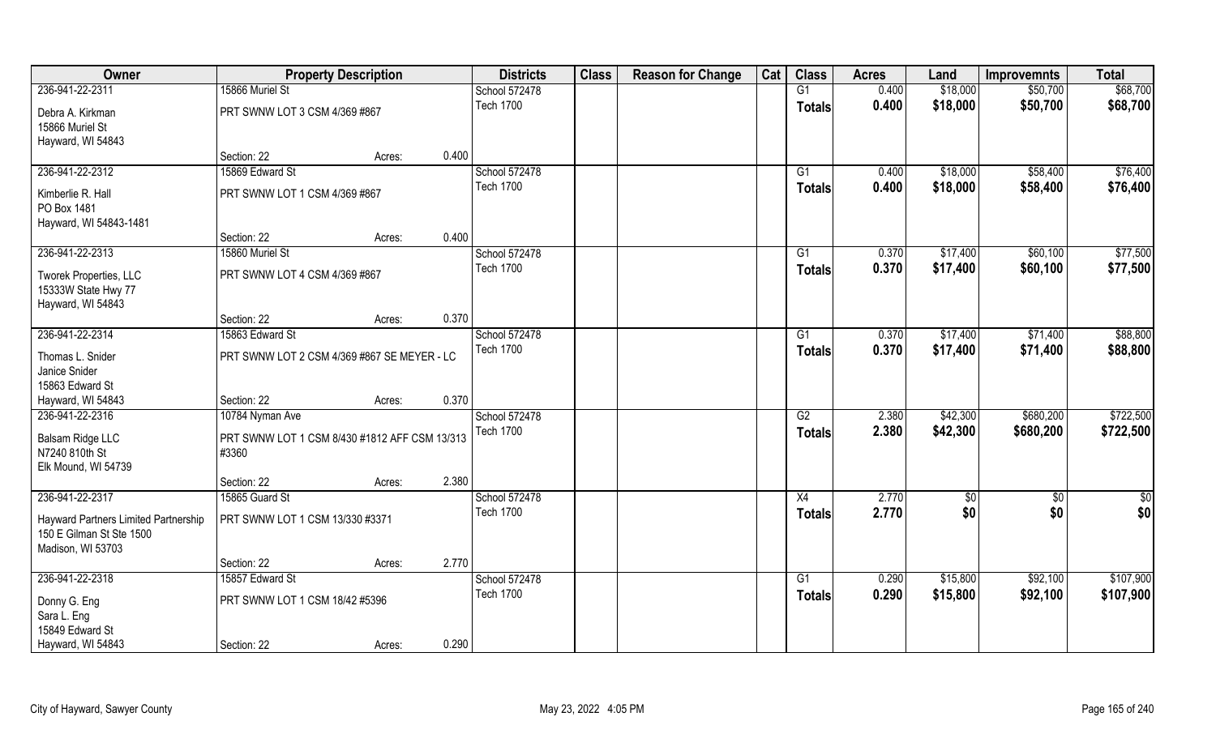| Owner | Property Description | | | Districts | Class | Reason for Change | Cat | Class | Acres | Land | Improvemnts | Total |
|---|---|---|---|---|---|---|---|---|---|---|---|---|
| 236-941-22-2311 | 15866 Muriel St | | | School 572478 | | | | G1 | 0.400 | $18,000 | $50,700 | $68,700 |
| Debra A. Kirkman<br>15866 Muriel St<br>Hayward, WI 54843 | PRT SWNW LOT 3 CSM 4/369 #867 | | | Tech 1700 | | | | Totals | 0.400 | $18,000 | $50,700 | $68,700 |
| | Section: 22 | Acres: | 0.400 | | | | | | | | | |
| 236-941-22-2312 | 15869 Edward St | | | School 572478 | | | | G1 | 0.400 | $18,000 | $58,400 | $76,400 |
| Kimberlie R. Hall<br>PO Box 1481<br>Hayward, WI 54843-1481 | PRT SWNW LOT 1 CSM 4/369 #867 | | | Tech 1700 | | | | Totals | 0.400 | $18,000 | $58,400 | $76,400 |
| | Section: 22 | Acres: | 0.400 | | | | | | | | | |
| 236-941-22-2313 | 15860 Muriel St | | | School 572478 | | | | G1 | 0.370 | $17,400 | $60,100 | $77,500 |
| Tworek Properties, LLC<br>15333W State Hwy 77<br>Hayward, WI 54843 | PRT SWNW LOT 4 CSM 4/369 #867 | | | Tech 1700 | | | | Totals | 0.370 | $17,400 | $60,100 | $77,500 |
| | Section: 22 | Acres: | 0.370 | | | | | | | | | |
| 236-941-22-2314 | 15863 Edward St | | | School 572478 | | | | G1 | 0.370 | $17,400 | $71,400 | $88,800 |
| Thomas L. Snider<br>Janice Snider<br>15863 Edward St<br>Hayward, WI 54843 | PRT SWNW LOT 2 CSM 4/369 #867 SE MEYER - LC | | | Tech 1700 | | | | Totals | 0.370 | $17,400 | $71,400 | $88,800 |
| | Section: 22 | Acres: | 0.370 | | | | | | | | | |
| 236-941-22-2316 | 10784 Nyman Ave | | | School 572478 | | | | G2 | 2.380 | $42,300 | $680,200 | $722,500 |
| Balsam Ridge LLC<br>N7240 810th St<br>Elk Mound, WI 54739 | PRT SWNW LOT 1 CSM 8/430 #1812 AFF CSM 13/313 #3360 | | | Tech 1700 | | | | Totals | 2.380 | $42,300 | $680,200 | $722,500 |
| | Section: 22 | Acres: | 2.380 | | | | | | | | | |
| 236-941-22-2317 | 15865 Guard St | | | School 572478 | | | | X4 | 2.770 | $0 | $0 | $0 |
| Hayward Partners Limited Partnership<br>150 E Gilman St Ste 1500<br>Madison, WI 53703 | PRT SWNW LOT 1 CSM 13/330 #3371 | | | Tech 1700 | | | | Totals | 2.770 | $0 | $0 | $0 |
| | Section: 22 | Acres: | 2.770 | | | | | | | | | |
| 236-941-22-2318 | 15857 Edward St | | | School 572478 | | | | G1 | 0.290 | $15,800 | $92,100 | $107,900 |
| Donny G. Eng<br>Sara L. Eng<br>15849 Edward St<br>Hayward, WI 54843 | PRT SWNW LOT 1 CSM 18/42 #5396 | | | Tech 1700 | | | | Totals | 0.290 | $15,800 | $92,100 | $107,900 |
| | Section: 22 | Acres: | 0.290 | | | | | | | | | |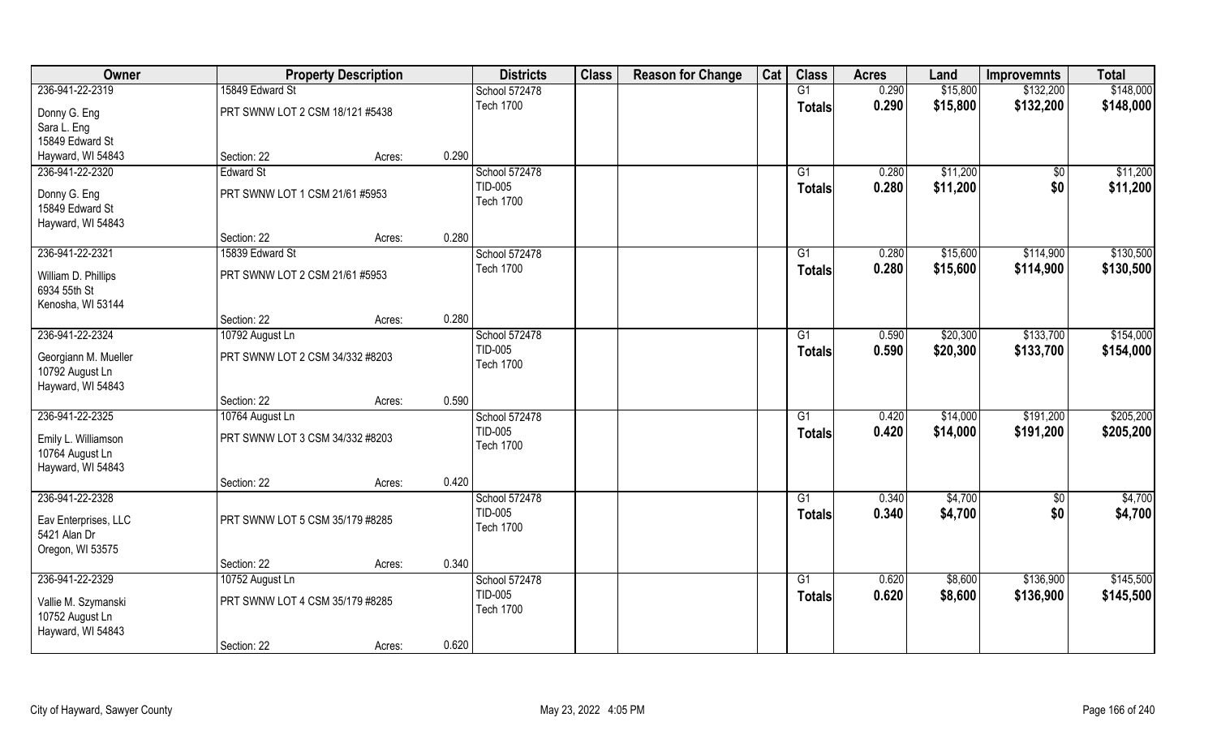| Owner | Property Description | | | Districts | Class | Reason for Change | Cat | Class | Acres | Land | Improvemnts | Total |
|---|---|---|---|---|---|---|---|---|---|---|---|---|
| 236-941-22-2319 | 15849 Edward St | | | School 572478 | | | | G1 | 0.290 | $15,800 | $132,200 | $148,000 |
| Donny G. Eng<br>Sara L. Eng<br>15849 Edward St<br>Hayward, WI 54843 | PRT SWNW LOT 2 CSM 18/121 #5438 | | | Tech 1700 | | | | Totals | 0.290 | $15,800 | $132,200 | $148,000 |
| | Section: 22 | Acres: | 0.290 | | | | | | | | | |
| 236-941-22-2320 | Edward St | | | School 572478 | | | | G1 | 0.280 | $11,200 | $0 | $11,200 |
| Donny G. Eng<br>15849 Edward St<br>Hayward, WI 54843 | PRT SWNW LOT 1 CSM 21/61 #5953 | | | TID-005<br>Tech 1700 | | | | Totals | 0.280 | $11,200 | $0 | $11,200 |
| | Section: 22 | Acres: | 0.280 | | | | | | | | | |
| 236-941-22-2321 | 15839 Edward St | | | School 572478 | | | | G1 | 0.280 | $15,600 | $114,900 | $130,500 |
| William D. Phillips<br>6934 55th St<br>Kenosha, WI 53144 | PRT SWNW LOT 2 CSM 21/61 #5953 | | | Tech 1700 | | | | Totals | 0.280 | $15,600 | $114,900 | $130,500 |
| | Section: 22 | Acres: | 0.280 | | | | | | | | | |
| 236-941-22-2324 | 10792 August Ln | | | School 572478 | | | | G1 | 0.590 | $20,300 | $133,700 | $154,000 |
| Georgiann M. Mueller<br>10792 August Ln<br>Hayward, WI 54843 | PRT SWNW LOT 2 CSM 34/332 #8203 | | | TID-005<br>Tech 1700 | | | | Totals | 0.590 | $20,300 | $133,700 | $154,000 |
| | Section: 22 | Acres: | 0.590 | | | | | | | | | |
| 236-941-22-2325 | 10764 August Ln | | | School 572478 | | | | G1 | 0.420 | $14,000 | $191,200 | $205,200 |
| Emily L. Williamson<br>10764 August Ln<br>Hayward, WI 54843 | PRT SWNW LOT 3 CSM 34/332 #8203 | | | TID-005<br>Tech 1700 | | | | Totals | 0.420 | $14,000 | $191,200 | $205,200 |
| | Section: 22 | Acres: | 0.420 | | | | | | | | | |
| 236-941-22-2328 | | | | School 572478 | | | | G1 | 0.340 | $4,700 | $0 | $4,700 |
| Eav Enterprises, LLC<br>5421 Alan Dr<br>Oregon, WI 53575 | PRT SWNW LOT 5 CSM 35/179 #8285 | | | TID-005<br>Tech 1700 | | | | Totals | 0.340 | $4,700 | $0 | $4,700 |
| | Section: 22 | Acres: | 0.340 | | | | | | | | | |
| 236-941-22-2329 | 10752 August Ln | | | School 572478 | | | | G1 | 0.620 | $8,600 | $136,900 | $145,500 |
| Vallie M. Szymanski<br>10752 August Ln<br>Hayward, WI 54843 | PRT SWNW LOT 4 CSM 35/179 #8285 | | | TID-005<br>Tech 1700 | | | | Totals | 0.620 | $8,600 | $136,900 | $145,500 |
| | Section: 22 | Acres: | 0.620 | | | | | | | | | |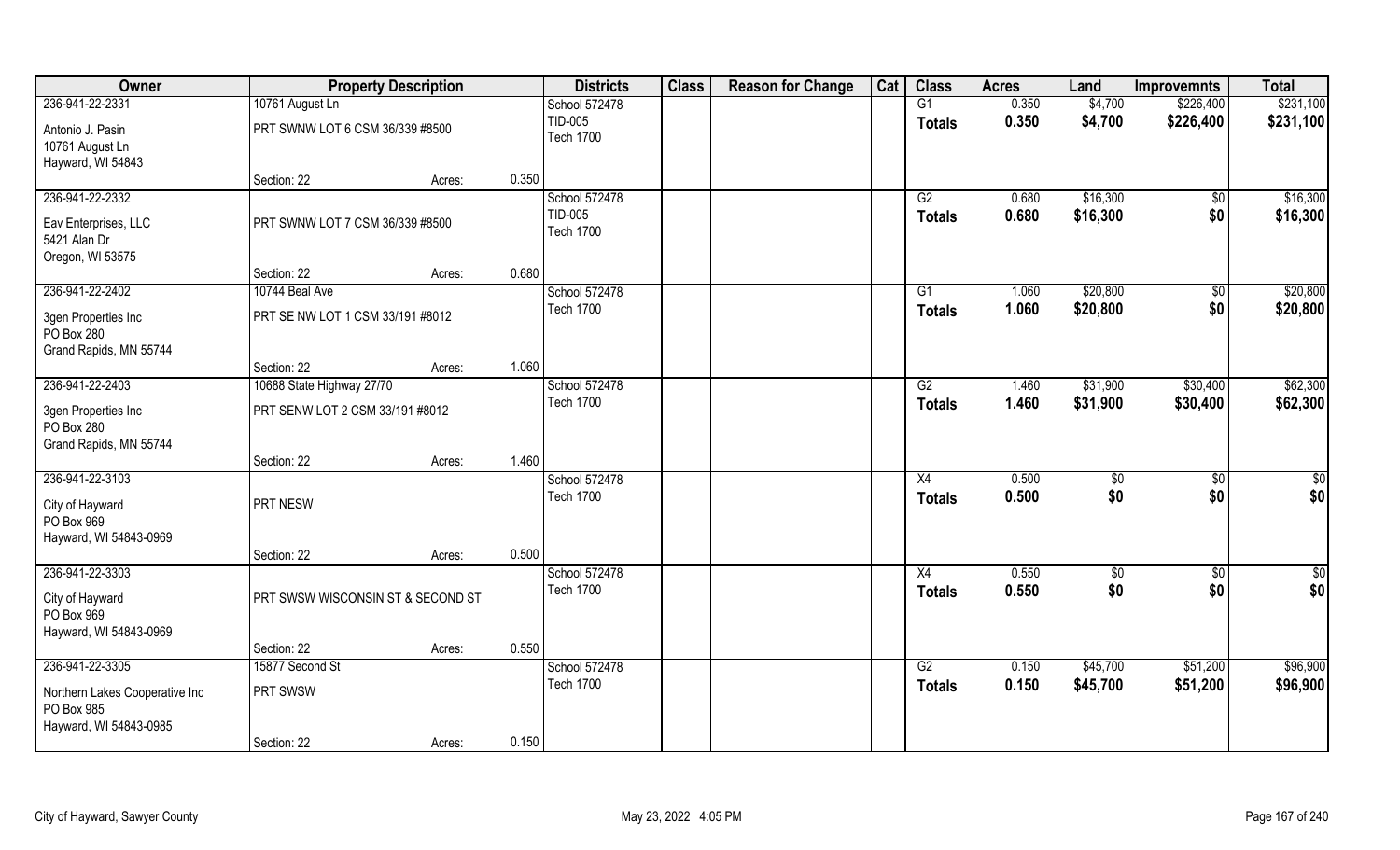| Owner | Property Description | | | Districts | Class | Reason for Change | Cat | Class | Acres | Land | Improvemnts | Total |
|---|---|---|---|---|---|---|---|---|---|---|---|---|
| 236-941-22-2331 | 10761 August Ln | | | School 572478 | | | | G1 | 0.350 | $4,700 | $226,400 | $231,100 |
| Antonio J. Pasin<br>10761 August Ln<br>Hayward, WI 54843 | PRT SWNW LOT 6 CSM 36/339 #8500 | | | TID-005<br>Tech 1700 | | | | **Totals** | **0.350** | **$4,700** | **$226,400** | **$231,100** |
| | Section: 22 | Acres: | 0.350 | | | | | | | | | |
| 236-941-22-2332 | | | | School 572478 | | | | G2 | 0.680 | $16,300 | $0 | $16,300 |
| Eav Enterprises, LLC<br>5421 Alan Dr<br>Oregon, WI 53575 | PRT SWNW LOT 7 CSM 36/339 #8500 | | | TID-005<br>Tech 1700 | | | | **Totals** | **0.680** | **$16,300** | **$0** | **$16,300** |
| | Section: 22 | Acres: | 0.680 | | | | | | | | | |
| 236-941-22-2402 | 10744 Beal Ave | | | School 572478 | | | | G1 | 1.060 | $20,800 | $0 | $20,800 |
| 3gen Properties Inc<br>PO Box 280<br>Grand Rapids, MN 55744 | PRT SE NW LOT 1 CSM 33/191 #8012 | | | Tech 1700 | | | | **Totals** | **1.060** | **$20,800** | **$0** | **$20,800** |
| | Section: 22 | Acres: | 1.060 | | | | | | | | | |
| 236-941-22-2403 | 10688 State Highway 27/70 | | | School 572478 | | | | G2 | 1.460 | $31,900 | $30,400 | $62,300 |
| 3gen Properties Inc<br>PO Box 280<br>Grand Rapids, MN 55744 | PRT SENW LOT 2 CSM 33/191 #8012 | | | Tech 1700 | | | | **Totals** | **1.460** | **$31,900** | **$30,400** | **$62,300** |
| | Section: 22 | Acres: | 1.460 | | | | | | | | | |
| 236-941-22-3103 | | | | School 572478 | | | | X4 | 0.500 | $0 | $0 | $0 |
| City of Hayward<br>PO Box 969<br>Hayward, WI 54843-0969 | PRT NESW | | | Tech 1700 | | | | **Totals** | **0.500** | **$0** | **$0** | **$0** |
| | Section: 22 | Acres: | 0.500 | | | | | | | | | |
| 236-941-22-3303 | | | | School 572478 | | | | X4 | 0.550 | $0 | $0 | $0 |
| City of Hayward<br>PO Box 969<br>Hayward, WI 54843-0969 | PRT SWSW WISCONSIN ST & SECOND ST | | | Tech 1700 | | | | **Totals** | **0.550** | **$0** | **$0** | **$0** |
| | Section: 22 | Acres: | 0.550 | | | | | | | | | |
| 236-941-22-3305 | 15877 Second St | | | School 572478 | | | | G2 | 0.150 | $45,700 | $51,200 | $96,900 |
| Northern Lakes Cooperative Inc<br>PO Box 985<br>Hayward, WI 54843-0985 | PRT SWSW | | | Tech 1700 | | | | **Totals** | **0.150** | **$45,700** | **$51,200** | **$96,900** |
| | Section: 22 | Acres: | 0.150 | | | | | | | | | |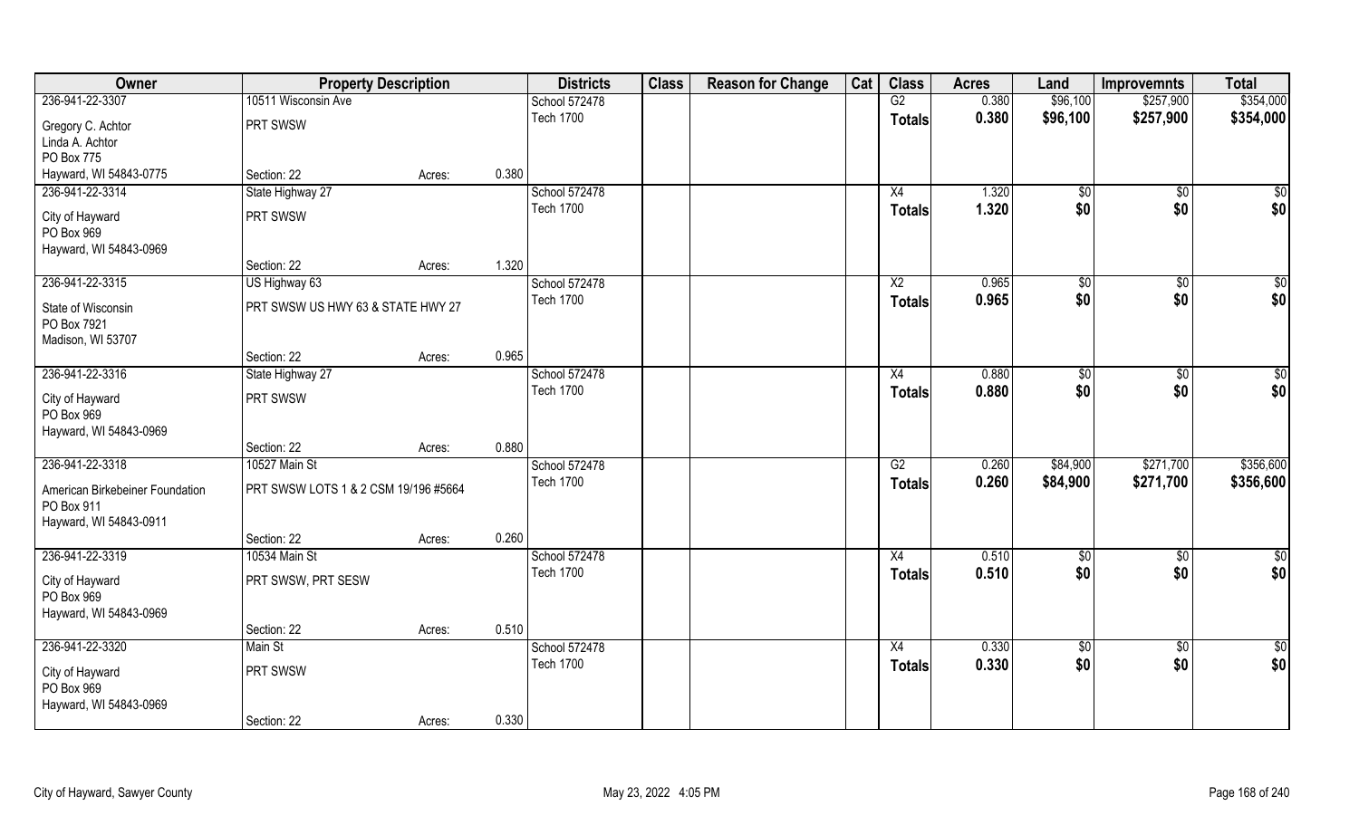| Owner | Property Description | | | Districts | Class | Reason for Change | Cat | Class | Acres | Land | Improvemnts | Total |
|---|---|---|---|---|---|---|---|---|---|---|---|---|
| 236-941-22-3307 | 10511 Wisconsin Ave | | | School 572478 | | | | G2 | 0.380 | $96,100 | $257,900 | $354,000 |
| Gregory C. Achtor<br>Linda A. Achtor<br>PO Box 775<br>Hayward, WI 54843-0775 | PRT SWSW | | | Tech 1700 | | | | Totals | 0.380 | $96,100 | $257,900 | $354,000 |
| | Section: 22 | Acres: | 0.380 | | | | | | | | | |
| 236-941-22-3314 | State Highway 27 | | | School 572478 | | | | X4 | 1.320 | $0 | $0 | $0 |
| City of Hayward<br>PO Box 969<br>Hayward, WI 54843-0969 | PRT SWSW | | | Tech 1700 | | | | Totals | 1.320 | $0 | $0 | $0 |
| | Section: 22 | Acres: | 1.320 | | | | | | | | | |
| 236-941-22-3315 | US Highway 63 | | | School 572478 | | | | X2 | 0.965 | $0 | $0 | $0 |
| State of Wisconsin<br>PO Box 7921<br>Madison, WI 53707 | PRT SWSW US HWY 63 & STATE HWY 27 | | | Tech 1700 | | | | Totals | 0.965 | $0 | $0 | $0 |
| | Section: 22 | Acres: | 0.965 | | | | | | | | | |
| 236-941-22-3316 | State Highway 27 | | | School 572478 | | | | X4 | 0.880 | $0 | $0 | $0 |
| City of Hayward<br>PO Box 969<br>Hayward, WI 54843-0969 | PRT SWSW | | | Tech 1700 | | | | Totals | 0.880 | $0 | $0 | $0 |
| | Section: 22 | Acres: | 0.880 | | | | | | | | | |
| 236-941-22-3318 | 10527 Main St | | | School 572478 | | | | G2 | 0.260 | $84,900 | $271,700 | $356,600 |
| American Birkebeiner Foundation<br>PO Box 911<br>Hayward, WI 54843-0911 | PRT SWSW LOTS 1 & 2 CSM 19/196 #5664 | | | Tech 1700 | | | | Totals | 0.260 | $84,900 | $271,700 | $356,600 |
| | Section: 22 | Acres: | 0.260 | | | | | | | | | |
| 236-941-22-3319 | 10534 Main St | | | School 572478 | | | | X4 | 0.510 | $0 | $0 | $0 |
| City of Hayward<br>PO Box 969<br>Hayward, WI 54843-0969 | PRT SWSW, PRT SESW | | | Tech 1700 | | | | Totals | 0.510 | $0 | $0 | $0 |
| | Section: 22 | Acres: | 0.510 | | | | | | | | | |
| 236-941-22-3320 | Main St | | | School 572478 | | | | X4 | 0.330 | $0 | $0 | $0 |
| City of Hayward<br>PO Box 969<br>Hayward, WI 54843-0969 | PRT SWSW | | | Tech 1700 | | | | Totals | 0.330 | $0 | $0 | $0 |
| | Section: 22 | Acres: | 0.330 | | | | | | | | | |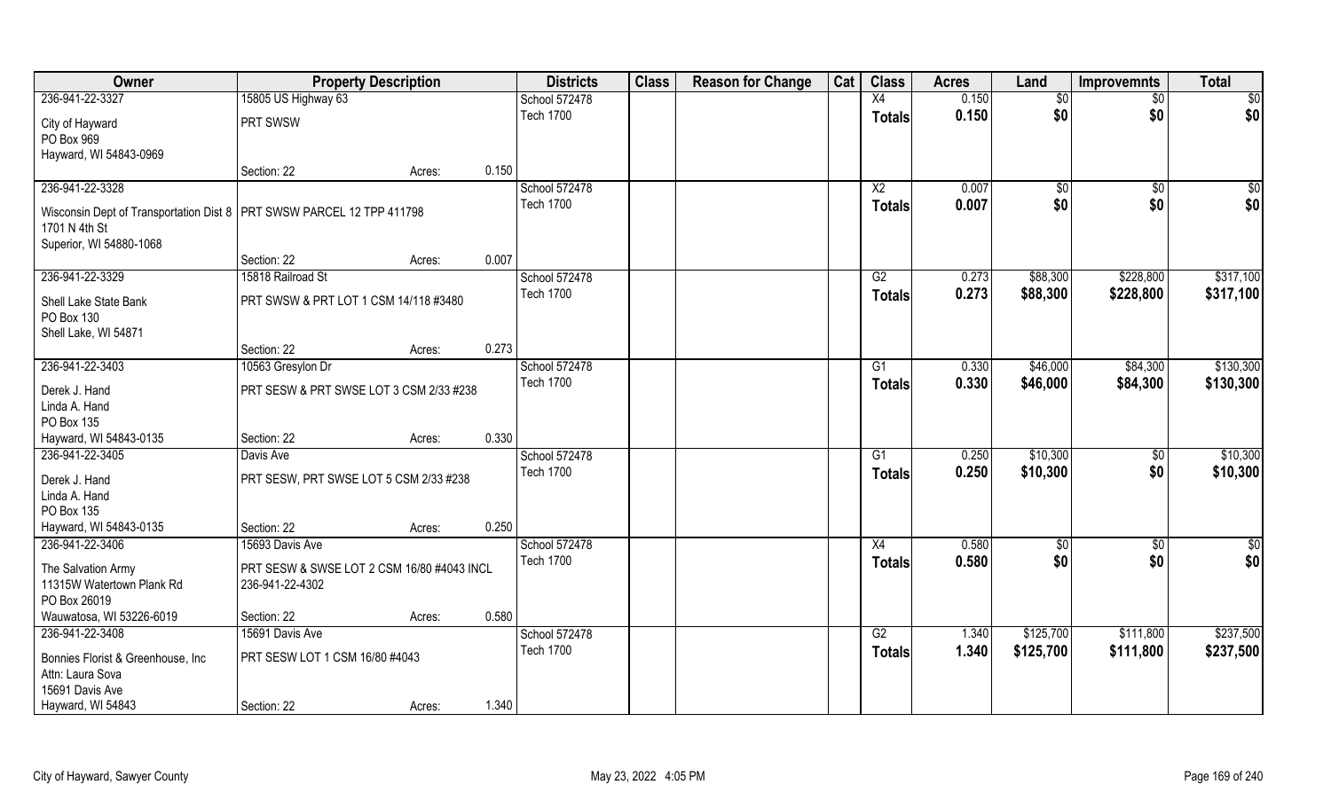| Owner | Property Description | | | Districts | Class | Reason for Change | Cat | Class | Acres | Land | Improvemnts | Total |
|---|---|---|---|---|---|---|---|---|---|---|---|---|
| 236-941-22-3327 | 15805 US Highway 63 | | | School 572478 | | | | X4 | 0.150 | $0 | $0 | $0 |
| City of Hayward<br>PO Box 969<br>Hayward, WI 54843-0969 | PRT SWSW | | | Tech 1700 | | | | Totals | 0.150 | $0 | $0 | $0 |
| | Section: 22 | Acres: | 0.150 | | | | | | | | | |
| 236-941-22-3328 | | | | School 572478 | | | | X2 | 0.007 | $0 | $0 | $0 |
| Wisconsin Dept of Transportation Dist 8<br>1701 N 4th St<br>Superior, WI 54880-1068 | PRT SWSW PARCEL 12 TPP 411798 | | | Tech 1700 | | | | Totals | 0.007 | $0 | $0 | $0 |
| | Section: 22 | Acres: | 0.007 | | | | | | | | | |
| 236-941-22-3329 | 15818 Railroad St | | | School 572478 | | | | G2 | 0.273 | $88,300 | $228,800 | $317,100 |
| Shell Lake State Bank<br>PO Box 130<br>Shell Lake, WI 54871 | PRT SWSW & PRT LOT 1 CSM 14/118 #3480 | | | Tech 1700 | | | | Totals | 0.273 | $88,300 | $228,800 | $317,100 |
| | Section: 22 | Acres: | 0.273 | | | | | | | | | |
| 236-941-22-3403 | 10563 Gresylon Dr | | | School 572478 | | | | G1 | 0.330 | $46,000 | $84,300 | $130,300 |
| Derek J. Hand<br>Linda A. Hand<br>PO Box 135<br>Hayward, WI 54843-0135 | PRT SESW & PRT SWSE LOT 3 CSM 2/33 #238 | | | Tech 1700 | | | | Totals | 0.330 | $46,000 | $84,300 | $130,300 |
| | Section: 22 | Acres: | 0.330 | | | | | | | | | |
| 236-941-22-3405 | Davis Ave | | | School 572478 | | | | G1 | 0.250 | $10,300 | $0 | $10,300 |
| Derek J. Hand<br>Linda A. Hand<br>PO Box 135<br>Hayward, WI 54843-0135 | PRT SESW, PRT SWSE LOT 5 CSM 2/33 #238 | | | Tech 1700 | | | | Totals | 0.250 | $10,300 | $0 | $10,300 |
| | Section: 22 | Acres: | 0.250 | | | | | | | | | |
| 236-941-22-3406 | 15693 Davis Ave | | | School 572478 | | | | X4 | 0.580 | $0 | $0 | $0 |
| The Salvation Army<br>11315W Watertown Plank Rd<br>PO Box 26019<br>Wauwatosa, WI 53226-6019 | PRT SESW & SWSE LOT 2 CSM 16/80 #4043 INCL 236-941-22-4302 | | | Tech 1700 | | | | Totals | 0.580 | $0 | $0 | $0 |
| | Section: 22 | Acres: | 0.580 | | | | | | | | | |
| 236-941-22-3408 | 15691 Davis Ave | | | School 572478 | | | | G2 | 1.340 | $125,700 | $111,800 | $237,500 |
| Bonnies Florist & Greenhouse, Inc<br>Attn: Laura Sova<br>15691 Davis Ave<br>Hayward, WI 54843 | PRT SESW LOT 1 CSM 16/80 #4043 | | | Tech 1700 | | | | Totals | 1.340 | $125,700 | $111,800 | $237,500 |
| | Section: 22 | Acres: | 1.340 | | | | | | | | | |

City of Hayward, Sawyer County    May 23, 2022 4:05 PM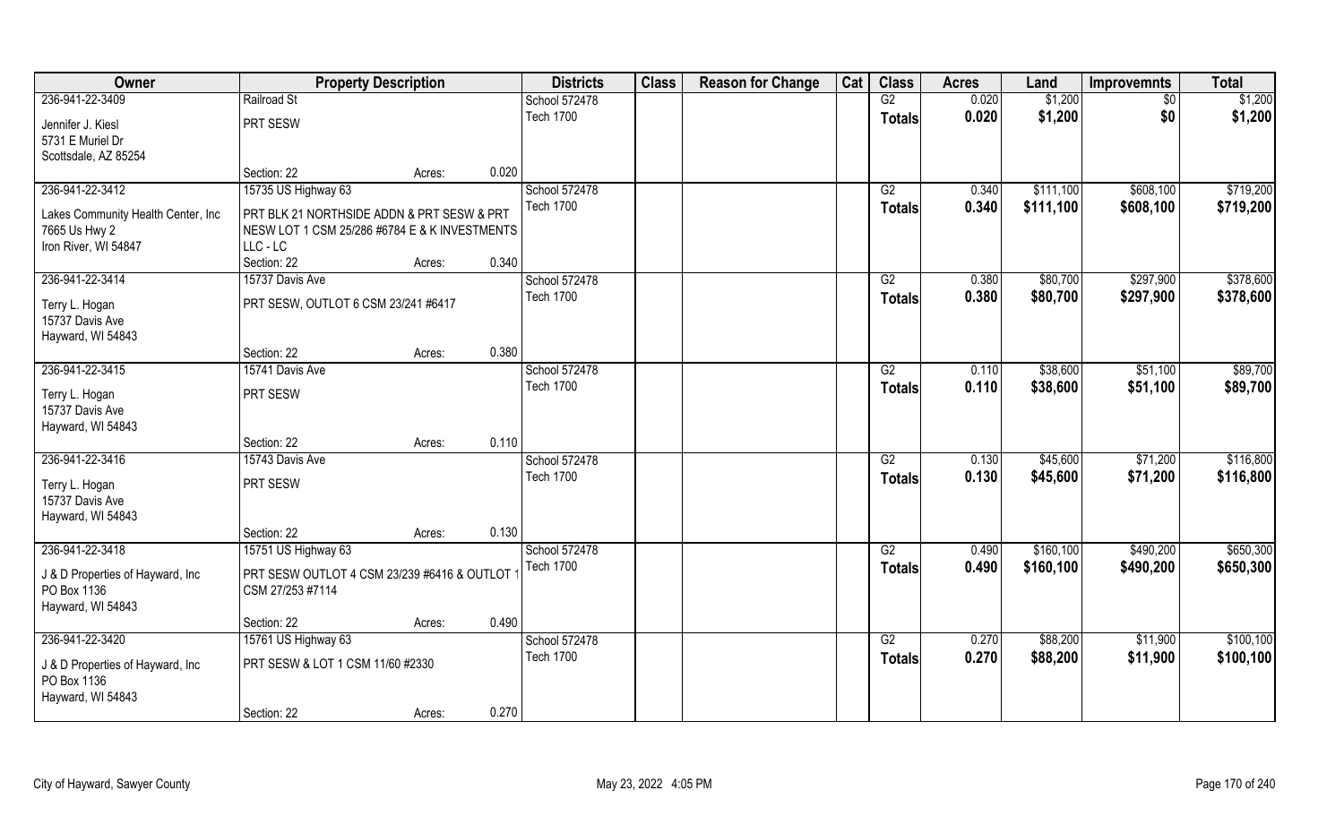| Owner | Property Description | | | Districts | Class | Reason for Change | Cat | Class | Acres | Land | Improvemnts | Total |
|---|---|---|---|---|---|---|---|---|---|---|---|---|
| 236-941-22-3409 | Railroad St | | | School 572478 | | | | G2 | 0.020 | $1,200 | $0 | $1,200 |
| Jennifer J. Kiesl<br>5731 E Muriel Dr<br>Scottsdale, AZ 85254 | PRT SESW | | | Tech 1700 | | | | Totals | 0.020 | $1,200 | $0 | $1,200 |
| | Section: 22 | Acres: | 0.020 | | | | | | | | | |
| 236-941-22-3412 | 15735 US Highway 63 | | | School 572478 | | | | G2 | 0.340 | $111,100 | $608,100 | $719,200 |
| Lakes Community Health Center, Inc<br>7665 Us Hwy 2<br>Iron River, WI 54847 | PRT BLK 21 NORTHSIDE ADDN & PRT SESW & PRT NESW LOT 1 CSM 25/286 #6784 E & K INVESTMENTS LLC - LC | | | Tech 1700 | | | | Totals | 0.340 | $111,100 | $608,100 | $719,200 |
| | Section: 22 | Acres: | 0.340 | | | | | | | | | |
| 236-941-22-3414 | 15737 Davis Ave | | | School 572478 | | | | G2 | 0.380 | $80,700 | $297,900 | $378,600 |
| Terry L. Hogan<br>15737 Davis Ave<br>Hayward, WI 54843 | PRT SESW, OUTLOT 6 CSM 23/241 #6417 | | | Tech 1700 | | | | Totals | 0.380 | $80,700 | $297,900 | $378,600 |
| | Section: 22 | Acres: | 0.380 | | | | | | | | | |
| 236-941-22-3415 | 15741 Davis Ave | | | School 572478 | | | | G2 | 0.110 | $38,600 | $51,100 | $89,700 |
| Terry L. Hogan<br>15737 Davis Ave<br>Hayward, WI 54843 | PRT SESW | | | Tech 1700 | | | | Totals | 0.110 | $38,600 | $51,100 | $89,700 |
| | Section: 22 | Acres: | 0.110 | | | | | | | | | |
| 236-941-22-3416 | 15743 Davis Ave | | | School 572478 | | | | G2 | 0.130 | $45,600 | $71,200 | $116,800 |
| Terry L. Hogan<br>15737 Davis Ave<br>Hayward, WI 54843 | PRT SESW | | | Tech 1700 | | | | Totals | 0.130 | $45,600 | $71,200 | $116,800 |
| | Section: 22 | Acres: | 0.130 | | | | | | | | | |
| 236-941-22-3418 | 15751 US Highway 63 | | | School 572478 | | | | G2 | 0.490 | $160,100 | $490,200 | $650,300 |
| J & D Properties of Hayward, Inc<br>PO Box 1136<br>Hayward, WI 54843 | PRT SESW OUTLOT 4 CSM 23/239 #6416 & OUTLOT 1 CSM 27/253 #7114 | | | Tech 1700 | | | | Totals | 0.490 | $160,100 | $490,200 | $650,300 |
| | Section: 22 | Acres: | 0.490 | | | | | | | | | |
| 236-941-22-3420 | 15761 US Highway 63 | | | School 572478 | | | | G2 | 0.270 | $88,200 | $11,900 | $100,100 |
| J & D Properties of Hayward, Inc<br>PO Box 1136<br>Hayward, WI 54843 | PRT SESW & LOT 1 CSM 11/60 #2330 | | | Tech 1700 | | | | Totals | 0.270 | $88,200 | $11,900 | $100,100 |
| | Section: 22 | Acres: | 0.270 | | | | | | | | | |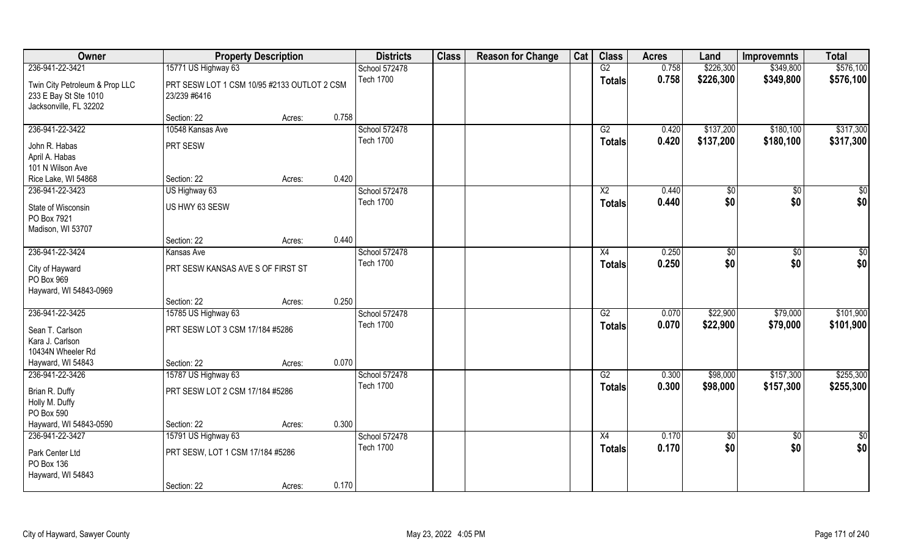| Owner | Property Description | | | Districts | Class | Reason for Change | Cat | Class | Acres | Land | Improvemnts | Total |
|---|---|---|---|---|---|---|---|---|---|---|---|---|
| 236-941-22-3421 | 15771 US Highway 63 | | | School 572478 | | | | G2 | 0.758 | $226,300 | $349,800 | $576,100 |
| Twin City Petroleum & Prop LLC<br>233 E Bay St Ste 1010<br>Jacksonville, FL 32202 | PRT SESW LOT 1 CSM 10/95 #2133 OUTLOT 2 CSM 23/239 #6416 | | | Tech 1700 | | | | Totals | 0.758 | $226,300 | $349,800 | $576,100 |
| | Section: 22 | Acres: | 0.758 | | | | | | | | | |
| 236-941-22-3422 | 10548 Kansas Ave | | | School 572478 | | | | G2 | 0.420 | $137,200 | $180,100 | $317,300 |
| John R. Habas<br>April A. Habas<br>101 N Wilson Ave<br>Rice Lake, WI 54868 | PRT SESW | | | Tech 1700 | | | | Totals | 0.420 | $137,200 | $180,100 | $317,300 |
| | Section: 22 | Acres: | 0.420 | | | | | | | | | |
| 236-941-22-3423 | US Highway 63 | | | School 572478 | | | | X2 | 0.440 | $0 | $0 | $0 |
| State of Wisconsin<br>PO Box 7921<br>Madison, WI 53707 | US HWY 63 SESW | | | Tech 1700 | | | | Totals | 0.440 | $0 | $0 | $0 |
| | Section: 22 | Acres: | 0.440 | | | | | | | | | |
| 236-941-22-3424 | Kansas Ave | | | School 572478 | | | | X4 | 0.250 | $0 | $0 | $0 |
| City of Hayward<br>PO Box 969<br>Hayward, WI 54843-0969 | PRT SESW KANSAS AVE S OF FIRST ST | | | Tech 1700 | | | | Totals | 0.250 | $0 | $0 | $0 |
| | Section: 22 | Acres: | 0.250 | | | | | | | | | |
| 236-941-22-3425 | 15785 US Highway 63 | | | School 572478 | | | | G2 | 0.070 | $22,900 | $79,000 | $101,900 |
| Sean T. Carlson<br>Kara J. Carlson<br>10434N Wheeler Rd<br>Hayward, WI 54843 | PRT SESW LOT 3 CSM 17/184 #5286 | | | Tech 1700 | | | | Totals | 0.070 | $22,900 | $79,000 | $101,900 |
| | Section: 22 | Acres: | 0.070 | | | | | | | | | |
| 236-941-22-3426 | 15787 US Highway 63 | | | School 572478 | | | | G2 | 0.300 | $98,000 | $157,300 | $255,300 |
| Brian R. Duffy<br>Holly M. Duffy<br>PO Box 590<br>Hayward, WI 54843-0590 | PRT SESW LOT 2 CSM 17/184 #5286 | | | Tech 1700 | | | | Totals | 0.300 | $98,000 | $157,300 | $255,300 |
| | Section: 22 | Acres: | 0.300 | | | | | | | | | |
| 236-941-22-3427 | 15791 US Highway 63 | | | School 572478 | | | | X4 | 0.170 | $0 | $0 | $0 |
| Park Center Ltd<br>PO Box 136<br>Hayward, WI 54843 | PRT SESW, LOT 1 CSM 17/184 #5286 | | | Tech 1700 | | | | Totals | 0.170 | $0 | $0 | $0 |
| | Section: 22 | Acres: | 0.170 | | | | | | | | | |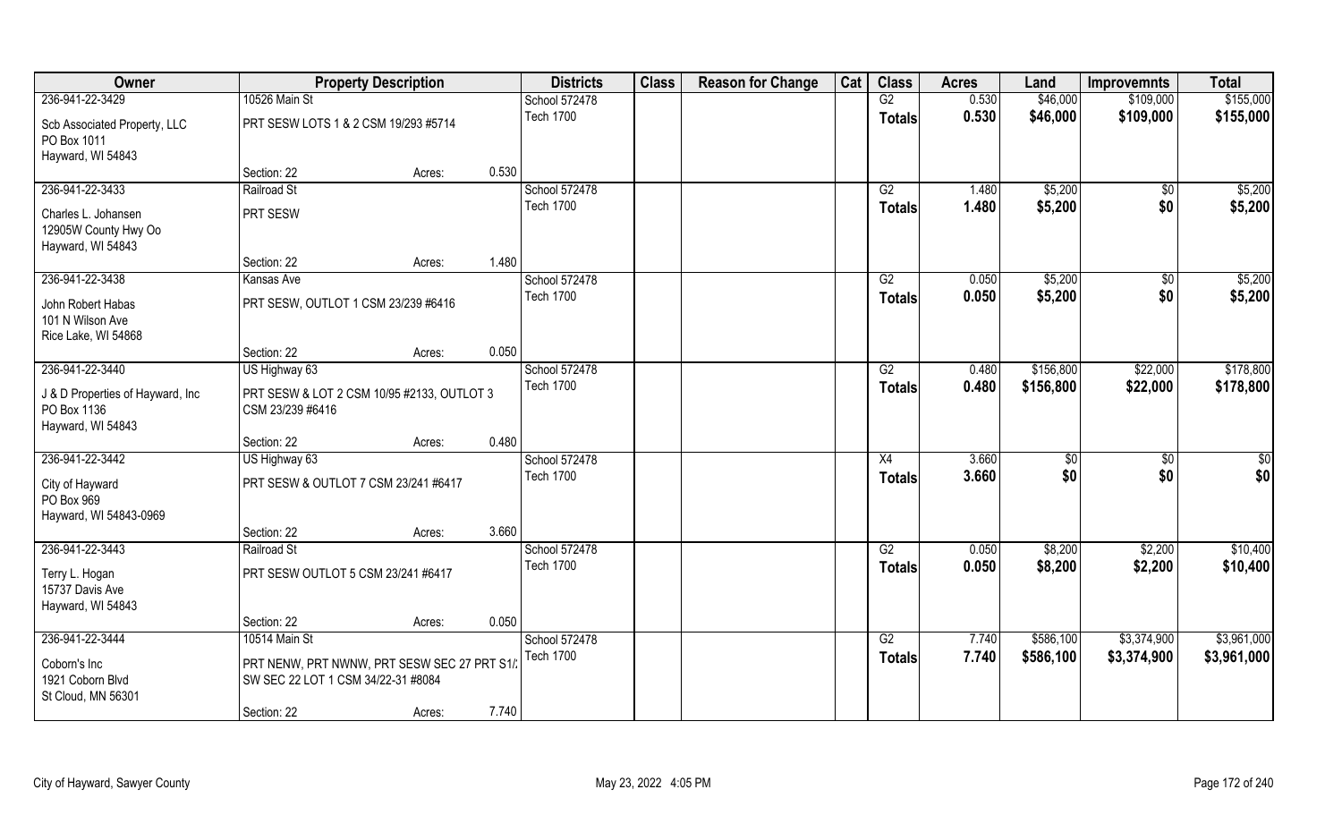| Owner | Property Description | | | Districts | Class | Reason for Change | Cat | Class | Acres | Land | Improvemnts | Total |
|---|---|---|---|---|---|---|---|---|---|---|---|---|
| 236-941-22-3429 | 10526 Main St | | | School 572478 | | | | G2 | 0.530 | $46,000 | $109,000 | $155,000 |
| Scb Associated Property, LLC<br>PO Box 1011<br>Hayward, WI 54843 | PRT SESW LOTS 1 & 2 CSM 19/293 #5714 | | | Tech 1700 | | | | Totals | 0.530 | $46,000 | $109,000 | $155,000 |
| | Section: 22 | Acres: | 0.530 | | | | | | | | | |
| 236-941-22-3433 | Railroad St | | | School 572478 | | | | G2 | 1.480 | $5,200 | $0 | $5,200 |
| Charles L. Johansen<br>12905W County Hwy Oo<br>Hayward, WI 54843 | PRT SESW | | | Tech 1700 | | | | Totals | 1.480 | $5,200 | $0 | $5,200 |
| | Section: 22 | Acres: | 1.480 | | | | | | | | | |
| 236-941-22-3438 | Kansas Ave | | | School 572478 | | | | G2 | 0.050 | $5,200 | $0 | $5,200 |
| John Robert Habas<br>101 N Wilson Ave<br>Rice Lake, WI 54868 | PRT SESW, OUTLOT 1 CSM 23/239 #6416 | | | Tech 1700 | | | | Totals | 0.050 | $5,200 | $0 | $5,200 |
| | Section: 22 | Acres: | 0.050 | | | | | | | | | |
| 236-941-22-3440 | US Highway 63 | | | School 572478 | | | | G2 | 0.480 | $156,800 | $22,000 | $178,800 |
| J & D Properties of Hayward, Inc<br>PO Box 1136<br>Hayward, WI 54843 | PRT SESW & LOT 2 CSM 10/95 #2133, OUTLOT 3 CSM 23/239 #6416 | | | Tech 1700 | | | | Totals | 0.480 | $156,800 | $22,000 | $178,800 |
| | Section: 22 | Acres: | 0.480 | | | | | | | | | |
| 236-941-22-3442 | US Highway 63 | | | School 572478 | | | | X4 | 3.660 | $0 | $0 | $0 |
| City of Hayward<br>PO Box 969<br>Hayward, WI 54843-0969 | PRT SESW & OUTLOT 7 CSM 23/241 #6417 | | | Tech 1700 | | | | Totals | 3.660 | $0 | $0 | $0 |
| | Section: 22 | Acres: | 3.660 | | | | | | | | | |
| 236-941-22-3443 | Railroad St | | | School 572478 | | | | G2 | 0.050 | $8,200 | $2,200 | $10,400 |
| Terry L. Hogan<br>15737 Davis Ave<br>Hayward, WI 54843 | PRT SESW OUTLOT 5 CSM 23/241 #6417 | | | Tech 1700 | | | | Totals | 0.050 | $8,200 | $2,200 | $10,400 |
| | Section: 22 | Acres: | 0.050 | | | | | | | | | |
| 236-941-22-3444 | 10514 Main St | | | School 572478 | | | | G2 | 7.740 | $586,100 | $3,374,900 | $3,961,000 |
| Coborn's Inc<br>1921 Coborn Blvd<br>St Cloud, MN 56301 | PRT NENW, PRT NWNW, PRT SESW SEC 27 PRT S1/2 SW SEC 22 LOT 1 CSM 34/22-31 #8084 | | | Tech 1700 | | | | Totals | 7.740 | $586,100 | $3,374,900 | $3,961,000 |
| | Section: 22 | Acres: | 7.740 | | | | | | | | | |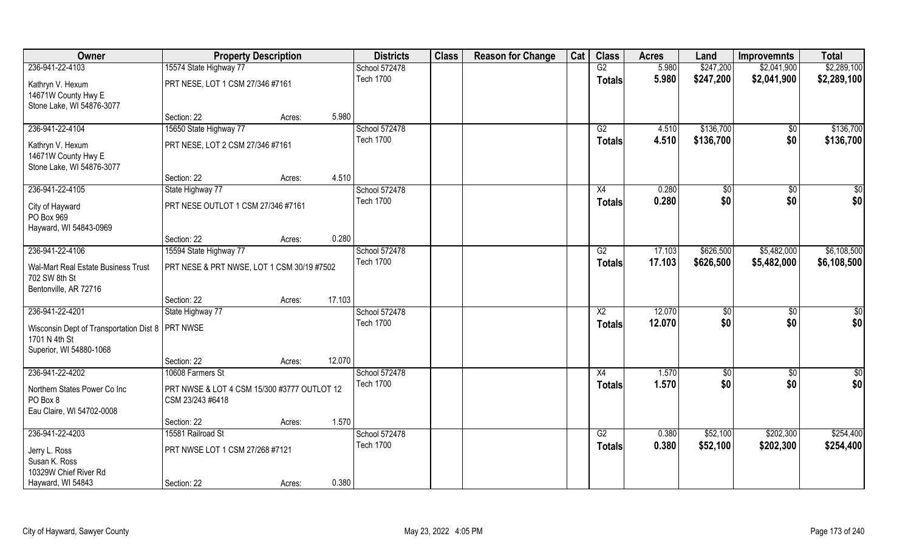| Owner | Property Description | | | Districts | Class | Reason for Change | Cat | Class | Acres | Land | Improvemnts | Total |
|---|---|---|---|---|---|---|---|---|---|---|---|---|
| 236-941-22-4103 | 15574 State Highway 77 | | | School 572478 | | | | G2 | 5.980 | $247,200 | $2,041,900 | $2,289,100 |
| Kathryn V. Hexum<br>14671W County Hwy E<br>Stone Lake, WI 54876-3077 | PRT NESE, LOT 1 CSM 27/346 #7161 | | | Tech 1700 | | | | Totals | 5.980 | $247,200 | $2,041,900 | $2,289,100 |
| | Section: 22 | Acres: | 5.980 | | | | | | | | | |
| 236-941-22-4104 | 15650 State Highway 77 | | | School 572478 | | | | G2 | 4.510 | $136,700 | $0 | $136,700 |
| Kathryn V. Hexum<br>14671W County Hwy E<br>Stone Lake, WI 54876-3077 | PRT NESE, LOT 2 CSM 27/346 #7161 | | | Tech 1700 | | | | Totals | 4.510 | $136,700 | $0 | $136,700 |
| | Section: 22 | Acres: | 4.510 | | | | | | | | | |
| 236-941-22-4105 | State Highway 77 | | | School 572478 | | | | X4 | 0.280 | $0 | $0 | $0 |
| City of Hayward<br>PO Box 969<br>Hayward, WI 54843-0969 | PRT NESE OUTLOT 1 CSM 27/346 #7161 | | | Tech 1700 | | | | Totals | 0.280 | $0 | $0 | $0 |
| | Section: 22 | Acres: | 0.280 | | | | | | | | | |
| 236-941-22-4106 | 15594 State Highway 77 | | | School 572478 | | | | G2 | 17.103 | $626,500 | $5,482,000 | $6,108,500 |
| Wal-Mart Real Estate Business Trust<br>702 SW 8th St<br>Bentonville, AR 72716 | PRT NESE & PRT NWSE, LOT 1 CSM 30/19 #7502 | | | Tech 1700 | | | | Totals | 17.103 | $626,500 | $5,482,000 | $6,108,500 |
| | Section: 22 | Acres: | 17.103 | | | | | | | | | |
| 236-941-22-4201 | State Highway 77 | | | School 572478 | | | | X2 | 12.070 | $0 | $0 | $0 |
| Wisconsin Dept of Transportation Dist 8<br>1701 N 4th St<br>Superior, WI 54880-1068 | PRT NWSE | | | Tech 1700 | | | | Totals | 12.070 | $0 | $0 | $0 |
| | Section: 22 | Acres: | 12.070 | | | | | | | | | |
| 236-941-22-4202 | 10608 Farmers St | | | School 572478 | | | | X4 | 1.570 | $0 | $0 | $0 |
| Northern States Power Co Inc<br>PO Box 8<br>Eau Claire, WI 54702-0008 | PRT NWSE & LOT 4 CSM 15/300 #3777 OUTLOT 12 CSM 23/243 #6418 | | | Tech 1700 | | | | Totals | 1.570 | $0 | $0 | $0 |
| | Section: 22 | Acres: | 1.570 | | | | | | | | | |
| 236-941-22-4203 | 15581 Railroad St | | | School 572478 | | | | G2 | 0.380 | $52,100 | $202,300 | $254,400 |
| Jerry L. Ross<br>Susan K. Ross<br>10329W Chief River Rd<br>Hayward, WI 54843 | PRT NWSE LOT 1 CSM 27/268 #7121 | | | Tech 1700 | | | | Totals | 0.380 | $52,100 | $202,300 | $254,400 |
| | Section: 22 | Acres: | 0.380 | | | | | | | | | |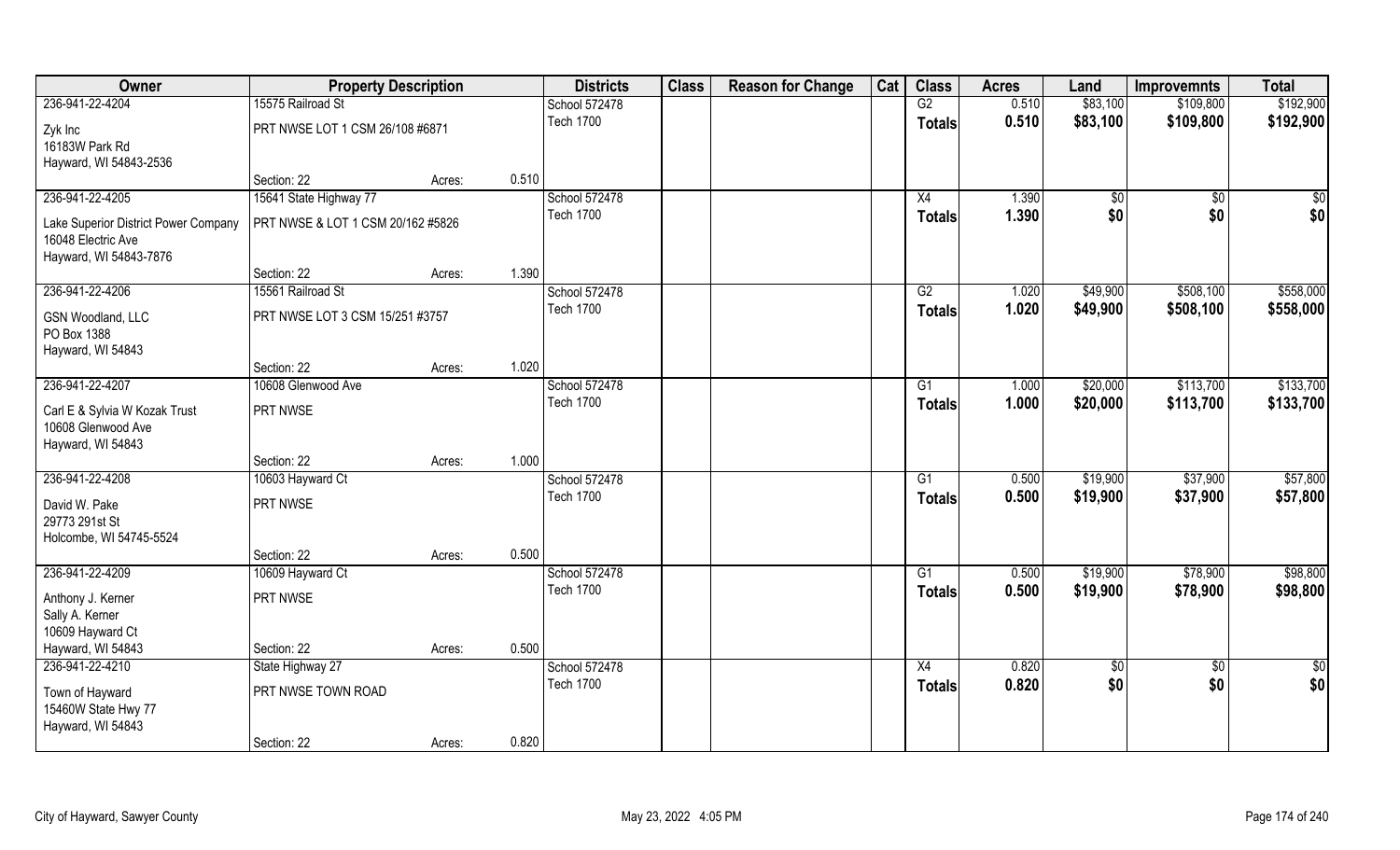| Owner | Property Description | | | Districts | Class | Reason for Change | Cat | Class | Acres | Land | Improvemnts | Total |
|---|---|---|---|---|---|---|---|---|---|---|---|---|
| 236-941-22-4204 | 15575 Railroad St | | | School 572478 | | | | G2 | 0.510 | $83,100 | $109,800 | $192,900 |
| Zyk Inc<br>16183W Park Rd<br>Hayward, WI 54843-2536 | PRT NWSE LOT 1 CSM 26/108 #6871 | | | Tech 1700 | | | | Totals | 0.510 | $83,100 | $109,800 | $192,900 |
| | Section: 22 | Acres: | 0.510 | | | | | | | | | |
| 236-941-22-4205 | 15641 State Highway 77 | | | School 572478 | | | | X4 | 1.390 | $0 | $0 | $0 |
| Lake Superior District Power Company<br>16048 Electric Ave<br>Hayward, WI 54843-7876 | PRT NWSE & LOT 1 CSM 20/162 #5826 | | | Tech 1700 | | | | Totals | 1.390 | $0 | $0 | $0 |
| | Section: 22 | Acres: | 1.390 | | | | | | | | | |
| 236-941-22-4206 | 15561 Railroad St | | | School 572478 | | | | G2 | 1.020 | $49,900 | $508,100 | $558,000 |
| GSN Woodland, LLC<br>PO Box 1388<br>Hayward, WI 54843 | PRT NWSE LOT 3 CSM 15/251 #3757 | | | Tech 1700 | | | | Totals | 1.020 | $49,900 | $508,100 | $558,000 |
| | Section: 22 | Acres: | 1.020 | | | | | | | | | |
| 236-941-22-4207 | 10608 Glenwood Ave | | | School 572478 | | | | G1 | 1.000 | $20,000 | $113,700 | $133,700 |
| Carl E & Sylvia W Kozak Trust<br>10608 Glenwood Ave<br>Hayward, WI 54843 | PRT NWSE | | | Tech 1700 | | | | Totals | 1.000 | $20,000 | $113,700 | $133,700 |
| | Section: 22 | Acres: | 1.000 | | | | | | | | | |
| 236-941-22-4208 | 10603 Hayward Ct | | | School 572478 | | | | G1 | 0.500 | $19,900 | $37,900 | $57,800 |
| David W. Pake<br>29773 291st St<br>Holcombe, WI 54745-5524 | PRT NWSE | | | Tech 1700 | | | | Totals | 0.500 | $19,900 | $37,900 | $57,800 |
| | Section: 22 | Acres: | 0.500 | | | | | | | | | |
| 236-941-22-4209 | 10609 Hayward Ct | | | School 572478 | | | | G1 | 0.500 | $19,900 | $78,900 | $98,800 |
| Anthony J. Kerner<br>Sally A. Kerner<br>10609 Hayward Ct<br>Hayward, WI 54843 | PRT NWSE | | | Tech 1700 | | | | Totals | 0.500 | $19,900 | $78,900 | $98,800 |
| | Section: 22 | Acres: | 0.500 | | | | | | | | | |
| 236-941-22-4210 | State Highway 27 | | | School 572478 | | | | X4 | 0.820 | $0 | $0 | $0 |
| Town of Hayward<br>15460W State Hwy 77<br>Hayward, WI 54843 | PRT NWSE TOWN ROAD | | | Tech 1700 | | | | Totals | 0.820 | $0 | $0 | $0 |
| | Section: 22 | Acres: | 0.820 | | | | | | | | | |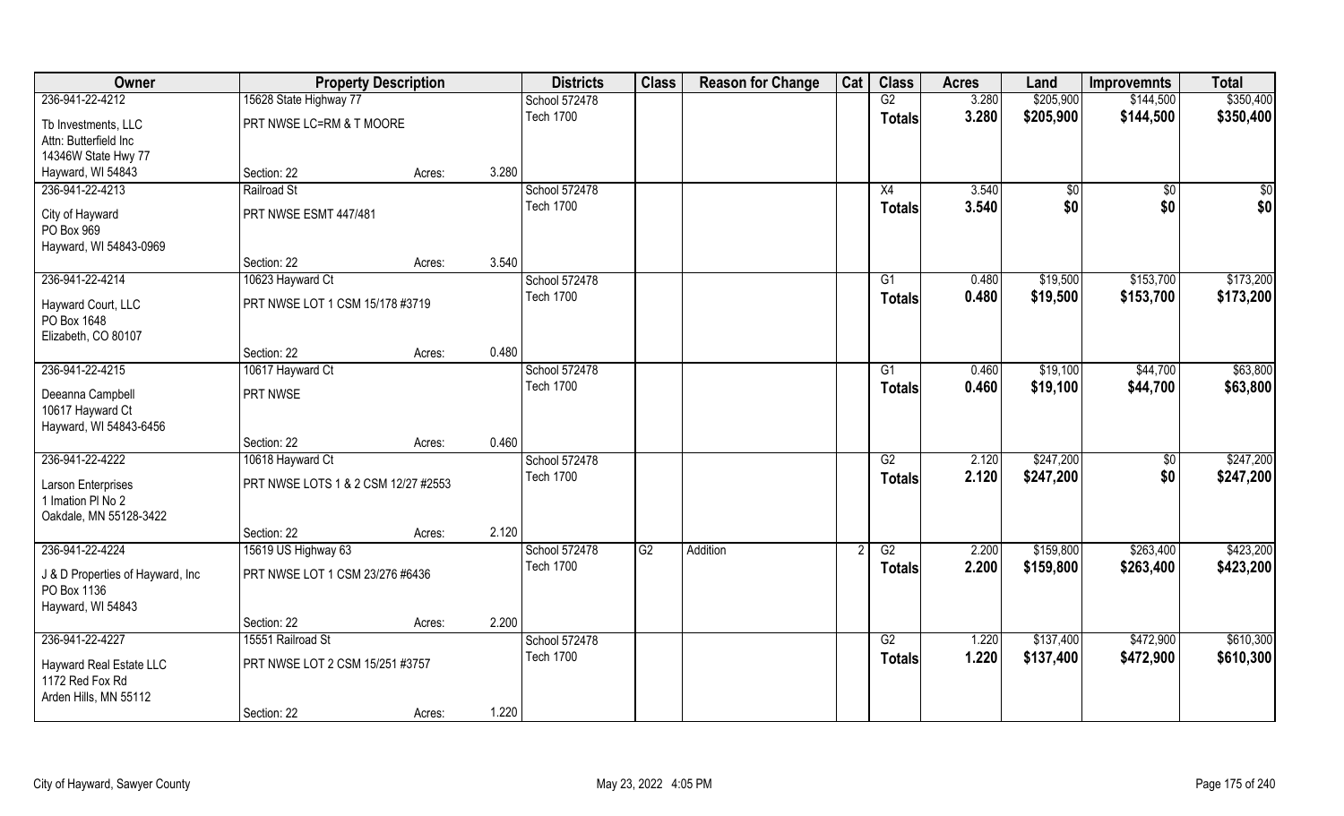| Owner | Property Description | | | Districts | Class | Reason for Change | Cat | Class | Acres | Land | Improvemnts | Total |
|---|---|---|---|---|---|---|---|---|---|---|---|---|
| 236-941-22-4212 | 15628 State Highway 77 | | | School 572478 | | | | G2 | 3.280 | $205,900 | $144,500 | $350,400 |
| Tb Investments, LLC<br>Attn: Butterfield Inc<br>14346W State Hwy 77<br>Hayward, WI 54843 | PRT NWSE LC=RM & T MOORE | | | Tech 1700 | | | | Totals | 3.280 | $205,900 | $144,500 | $350,400 |
| | Section: 22 | Acres: | 3.280 | | | | | | | | | |
| 236-941-22-4213 | Railroad St | | | School 572478 | | | | X4 | 3.540 | $0 | $0 | $0 |
| City of Hayward<br>PO Box 969<br>Hayward, WI 54843-0969 | PRT NWSE ESMT 447/481 | | | Tech 1700 | | | | Totals | 3.540 | $0 | $0 | $0 |
| | Section: 22 | Acres: | 3.540 | | | | | | | | | |
| 236-941-22-4214 | 10623 Hayward Ct | | | School 572478 | | | | G1 | 0.480 | $19,500 | $153,700 | $173,200 |
| Hayward Court, LLC<br>PO Box 1648<br>Elizabeth, CO 80107 | PRT NWSE LOT 1 CSM 15/178 #3719 | | | Tech 1700 | | | | Totals | 0.480 | $19,500 | $153,700 | $173,200 |
| | Section: 22 | Acres: | 0.480 | | | | | | | | | |
| 236-941-22-4215 | 10617 Hayward Ct | | | School 572478 | | | | G1 | 0.460 | $19,100 | $44,700 | $63,800 |
| Deeanna Campbell<br>10617 Hayward Ct<br>Hayward, WI 54843-6456 | PRT NWSE | | | Tech 1700 | | | | Totals | 0.460 | $19,100 | $44,700 | $63,800 |
| | Section: 22 | Acres: | 0.460 | | | | | | | | | |
| 236-941-22-4222 | 10618 Hayward Ct | | | School 572478 | | | | G2 | 2.120 | $247,200 | $0 | $247,200 |
| Larson Enterprises<br>1 Imation Pl No 2<br>Oakdale, MN 55128-3422 | PRT NWSE LOTS 1 & 2 CSM 12/27 #2553 | | | Tech 1700 | | | | Totals | 2.120 | $247,200 | $0 | $247,200 |
| | Section: 22 | Acres: | 2.120 | | | | | | | | | |
| 236-941-22-4224 | 15619 US Highway 63 | | | School 572478 | G2 | Addition | 2 | G2 | 2.200 | $159,800 | $263,400 | $423,200 |
| J & D Properties of Hayward, Inc<br>PO Box 1136<br>Hayward, WI 54843 | PRT NWSE LOT 1 CSM 23/276 #6436 | | | Tech 1700 | | | | Totals | 2.200 | $159,800 | $263,400 | $423,200 |
| | Section: 22 | Acres: | 2.200 | | | | | | | | | |
| 236-941-22-4227 | 15551 Railroad St | | | School 572478 | | | | G2 | 1.220 | $137,400 | $472,900 | $610,300 |
| Hayward Real Estate LLC<br>1172 Red Fox Rd<br>Arden Hills, MN 55112 | PRT NWSE LOT 2 CSM 15/251 #3757 | | | Tech 1700 | | | | Totals | 1.220 | $137,400 | $472,900 | $610,300 |
| | Section: 22 | Acres: | 1.220 | | | | | | | | | |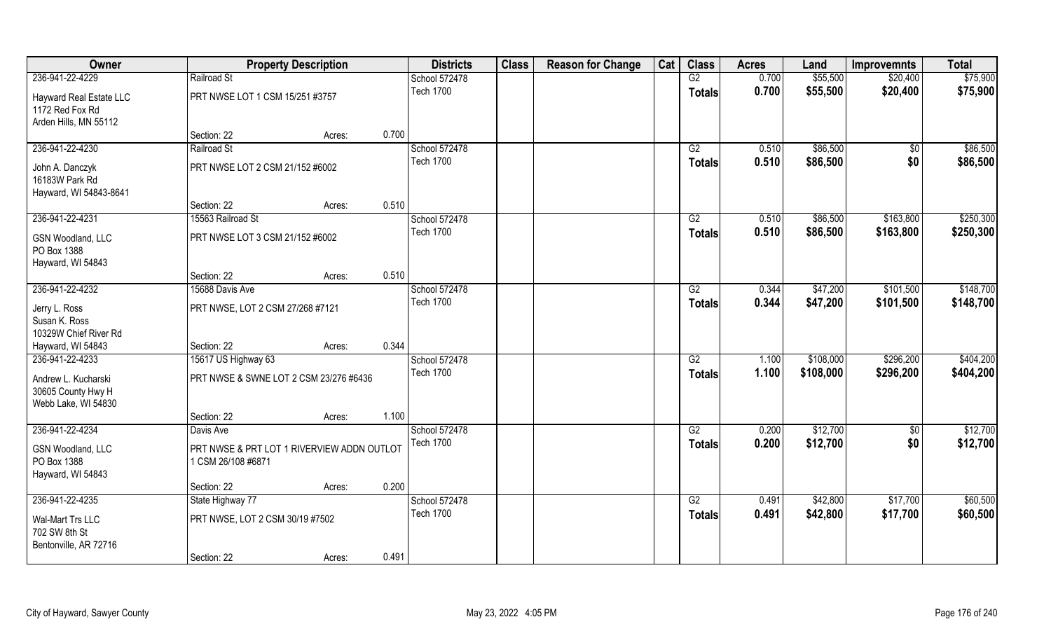| Owner | Property Description | | | Districts | Class | Reason for Change | Cat | Class | Acres | Land | Improvemnts | Total |
|---|---|---|---|---|---|---|---|---|---|---|---|---|
| 236-941-22-4229 | Railroad St | | | School 572478 | | | | G2 | 0.700 | $55,500 | $20,400 | $75,900 |
| Hayward Real Estate LLC<br>1172 Red Fox Rd<br>Arden Hills, MN 55112 | PRT NWSE LOT 1 CSM 15/251 #3757 | | | Tech 1700 | | | | Totals | 0.700 | $55,500 | $20,400 | $75,900 |
| | Section: 22 | Acres: | 0.700 | | | | | | | | | |
| 236-941-22-4230 | Railroad St | | | School 572478 | | | | G2 | 0.510 | $86,500 | $0 | $86,500 |
| John A. Danczyk<br>16183W Park Rd<br>Hayward, WI 54843-8641 | PRT NWSE LOT 2 CSM 21/152 #6002 | | | Tech 1700 | | | | Totals | 0.510 | $86,500 | $0 | $86,500 |
| | Section: 22 | Acres: | 0.510 | | | | | | | | | |
| 236-941-22-4231 | 15563 Railroad St | | | School 572478 | | | | G2 | 0.510 | $86,500 | $163,800 | $250,300 |
| GSN Woodland, LLC<br>PO Box 1388<br>Hayward, WI 54843 | PRT NWSE LOT 3 CSM 21/152 #6002 | | | Tech 1700 | | | | Totals | 0.510 | $86,500 | $163,800 | $250,300 |
| | Section: 22 | Acres: | 0.510 | | | | | | | | | |
| 236-941-22-4232 | 15688 Davis Ave | | | School 572478 | | | | G2 | 0.344 | $47,200 | $101,500 | $148,700 |
| Jerry L. Ross<br>Susan K. Ross<br>10329W Chief River Rd<br>Hayward, WI 54843 | PRT NWSE, LOT 2 CSM 27/268 #7121 | | | Tech 1700 | | | | Totals | 0.344 | $47,200 | $101,500 | $148,700 |
| | Section: 22 | Acres: | 0.344 | | | | | | | | | |
| 236-941-22-4233 | 15617 US Highway 63 | | | School 572478 | | | | G2 | 1.100 | $108,000 | $296,200 | $404,200 |
| Andrew L. Kucharski<br>30605 County Hwy H<br>Webb Lake, WI 54830 | PRT NWSE & SWNE LOT 2 CSM 23/276 #6436 | | | Tech 1700 | | | | Totals | 1.100 | $108,000 | $296,200 | $404,200 |
| | Section: 22 | Acres: | 1.100 | | | | | | | | | |
| 236-941-22-4234 | Davis Ave | | | School 572478 | | | | G2 | 0.200 | $12,700 | $0 | $12,700 |
| GSN Woodland, LLC<br>PO Box 1388<br>Hayward, WI 54843 | PRT NWSE & PRT LOT 1 RIVERVIEW ADDN OUTLOT 1 CSM 26/108 #6871 | | | Tech 1700 | | | | Totals | 0.200 | $12,700 | $0 | $12,700 |
| | Section: 22 | Acres: | 0.200 | | | | | | | | | |
| 236-941-22-4235 | State Highway 77 | | | School 572478 | | | | G2 | 0.491 | $42,800 | $17,700 | $60,500 |
| Wal-Mart Trs LLC<br>702 SW 8th St<br>Bentonville, AR 72716 | PRT NWSE, LOT 2 CSM 30/19 #7502 | | | Tech 1700 | | | | Totals | 0.491 | $42,800 | $17,700 | $60,500 |
| | Section: 22 | Acres: | 0.491 | | | | | | | | | |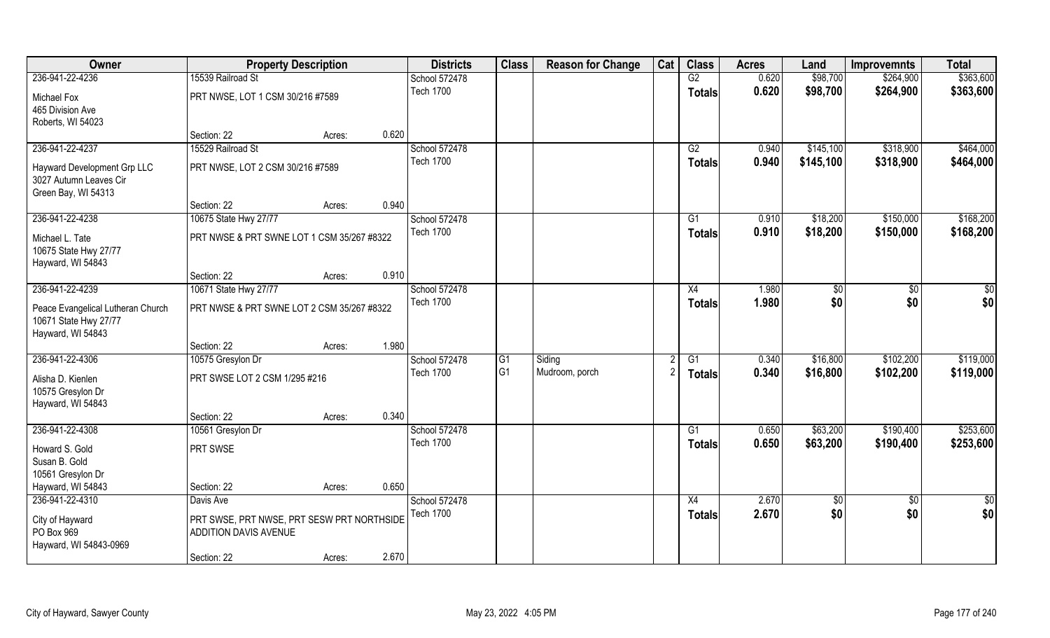| Owner | Property Description | | Districts | Class | Reason for Change | Cat | Class | Acres | Land | Improvemnts | Total |
|---|---|---|---|---|---|---|---|---|---|---|---|
| 236-941-22-4236 | 15539 Railroad St | | School 572478 | | | | G2 | 0.620 | $98,700 | $264,900 | $363,600 |
| Michael Fox<br>465 Division Ave<br>Roberts, WI 54023 | PRT NWSE, LOT 1 CSM 30/216 #7589 | | Tech 1700 | | | | **Totals** | **0.620** | **$98,700** | **$264,900** | **$363,600** |
| | Section: 22 | Acres: 0.620 | | | | | | | | | |
| 236-941-22-4237 | 15529 Railroad St | | School 572478 | | | | G2 | 0.940 | $145,100 | $318,900 | $464,000 |
| Hayward Development Grp LLC<br>3027 Autumn Leaves Cir<br>Green Bay, WI 54313 | PRT NWSE, LOT 2 CSM 30/216 #7589 | | Tech 1700 | | | | **Totals** | **0.940** | **$145,100** | **$318,900** | **$464,000** |
| | Section: 22 | Acres: 0.940 | | | | | | | | | |
| 236-941-22-4238 | 10675 State Hwy 27/77 | | School 572478 | | | | G1 | 0.910 | $18,200 | $150,000 | $168,200 |
| Michael L. Tate<br>10675 State Hwy 27/77<br>Hayward, WI 54843 | PRT NWSE & PRT SWNE LOT 1 CSM 35/267 #8322 | | Tech 1700 | | | | **Totals** | **0.910** | **$18,200** | **$150,000** | **$168,200** |
| | Section: 22 | Acres: 0.910 | | | | | | | | | |
| 236-941-22-4239 | 10671 State Hwy 27/77 | | School 572478 | | | | X4 | 1.980 | $0 | $0 | $0 |
| Peace Evangelical Lutheran Church<br>10671 State Hwy 27/77<br>Hayward, WI 54843 | PRT NWSE & PRT SWNE LOT 2 CSM 35/267 #8322 | | Tech 1700 | | | | **Totals** | **1.980** | **$0** | **$0** | **$0** |
| | Section: 22 | Acres: 1.980 | | | | | | | | | |
| 236-941-22-4306 | 10575 Gresylon Dr | | School 572478 | G1 | Siding | 2 | G1 | 0.340 | $16,800 | $102,200 | $119,000 |
| Alisha D. Kienlen<br>10575 Gresylon Dr<br>Hayward, WI 54843 | PRT SWSE LOT 2 CSM 1/295 #216 | | Tech 1700 | G1 | Mudroom, porch | 2 | **Totals** | **0.340** | **$16,800** | **$102,200** | **$119,000** |
| | Section: 22 | Acres: 0.340 | | | | | | | | | |
| 236-941-22-4308 | 10561 Gresylon Dr | | School 572478 | | | | G1 | 0.650 | $63,200 | $190,400 | $253,600 |
| Howard S. Gold<br>Susan B. Gold<br>10561 Gresylon Dr<br>Hayward, WI 54843 | PRT SWSE | | Tech 1700 | | | | **Totals** | **0.650** | **$63,200** | **$190,400** | **$253,600** |
| | Section: 22 | Acres: 0.650 | | | | | | | | | |
| 236-941-22-4310 | Davis Ave | | School 572478 | | | | X4 | 2.670 | $0 | $0 | $0 |
| City of Hayward<br>PO Box 969<br>Hayward, WI 54843-0969 | PRT SWSE, PRT NWSE, PRT SESW PRT NORTHSIDE ADDITION DAVIS AVENUE | | Tech 1700 | | | | **Totals** | **2.670** | **$0** | **$0** | **$0** |
| | Section: 22 | Acres: 2.670 | | | | | | | | | |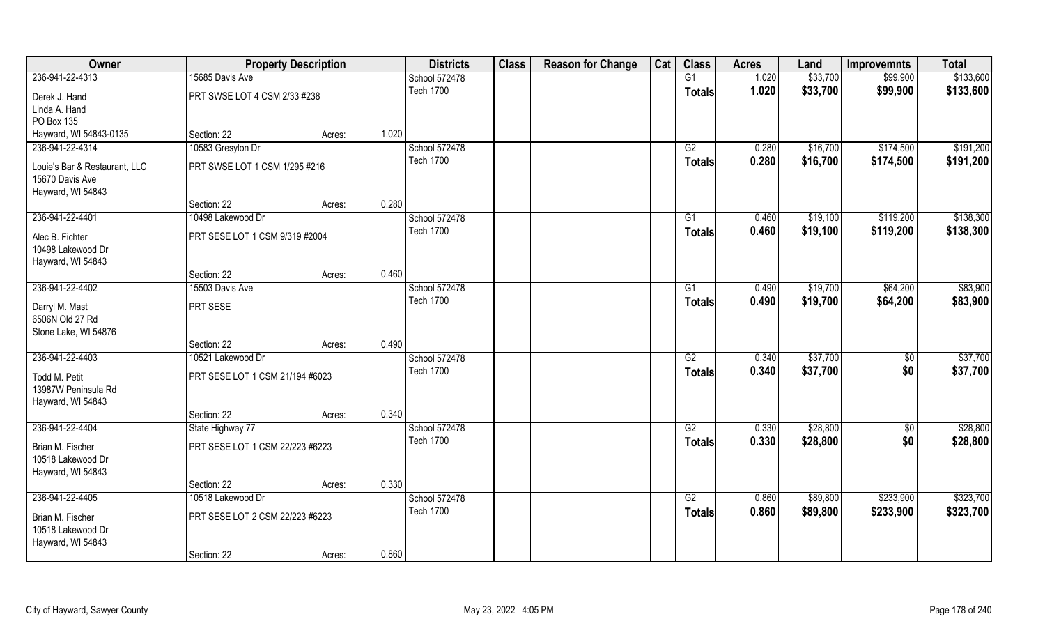| Owner | Property Description | | | Districts | Class | Reason for Change | Cat | Class | Acres | Land | Improvemnts | Total |
|---|---|---|---|---|---|---|---|---|---|---|---|---|
| 236-941-22-4313 | 15685 Davis Ave | | | School 572478 | | | | G1 | 1.020 | $33,700 | $99,900 | $133,600 |
| Derek J. Hand<br>Linda A. Hand<br>PO Box 135<br>Hayward, WI 54843-0135 | PRT SWSE LOT 4 CSM 2/33 #238 | | | Tech 1700 | | | | Totals | 1.020 | $33,700 | $99,900 | $133,600 |
| | Section: 22 | Acres: | 1.020 | | | | | | | | | |
| 236-941-22-4314 | 10583 Gresylon Dr | | | School 572478 | | | | G2 | 0.280 | $16,700 | $174,500 | $191,200 |
| Louie's Bar & Restaurant, LLC<br>15670 Davis Ave<br>Hayward, WI 54843 | PRT SWSE LOT 1 CSM 1/295 #216 | | | Tech 1700 | | | | Totals | 0.280 | $16,700 | $174,500 | $191,200 |
| | Section: 22 | Acres: | 0.280 | | | | | | | | | |
| 236-941-22-4401 | 10498 Lakewood Dr | | | School 572478 | | | | G1 | 0.460 | $19,100 | $119,200 | $138,300 |
| Alec B. Fichter<br>10498 Lakewood Dr<br>Hayward, WI 54843 | PRT SESE LOT 1 CSM 9/319 #2004 | | | Tech 1700 | | | | Totals | 0.460 | $19,100 | $119,200 | $138,300 |
| | Section: 22 | Acres: | 0.460 | | | | | | | | | |
| 236-941-22-4402 | 15503 Davis Ave | | | School 572478 | | | | G1 | 0.490 | $19,700 | $64,200 | $83,900 |
| Darryl M. Mast<br>6506N Old 27 Rd<br>Stone Lake, WI 54876 | PRT SESE | | | Tech 1700 | | | | Totals | 0.490 | $19,700 | $64,200 | $83,900 |
| | Section: 22 | Acres: | 0.490 | | | | | | | | | |
| 236-941-22-4403 | 10521 Lakewood Dr | | | School 572478 | | | | G2 | 0.340 | $37,700 | $0 | $37,700 |
| Todd M. Petit<br>13987W Peninsula Rd<br>Hayward, WI 54843 | PRT SESE LOT 1 CSM 21/194 #6023 | | | Tech 1700 | | | | Totals | 0.340 | $37,700 | $0 | $37,700 |
| | Section: 22 | Acres: | 0.340 | | | | | | | | | |
| 236-941-22-4404 | State Highway 77 | | | School 572478 | | | | G2 | 0.330 | $28,800 | $0 | $28,800 |
| Brian M. Fischer<br>10518 Lakewood Dr<br>Hayward, WI 54843 | PRT SESE LOT 1 CSM 22/223 #6223 | | | Tech 1700 | | | | Totals | 0.330 | $28,800 | $0 | $28,800 |
| | Section: 22 | Acres: | 0.330 | | | | | | | | | |
| 236-941-22-4405 | 10518 Lakewood Dr | | | School 572478 | | | | G2 | 0.860 | $89,800 | $233,900 | $323,700 |
| Brian M. Fischer<br>10518 Lakewood Dr<br>Hayward, WI 54843 | PRT SESE LOT 2 CSM 22/223 #6223 | | | Tech 1700 | | | | Totals | 0.860 | $89,800 | $233,900 | $323,700 |
| | Section: 22 | Acres: | 0.860 | | | | | | | | | |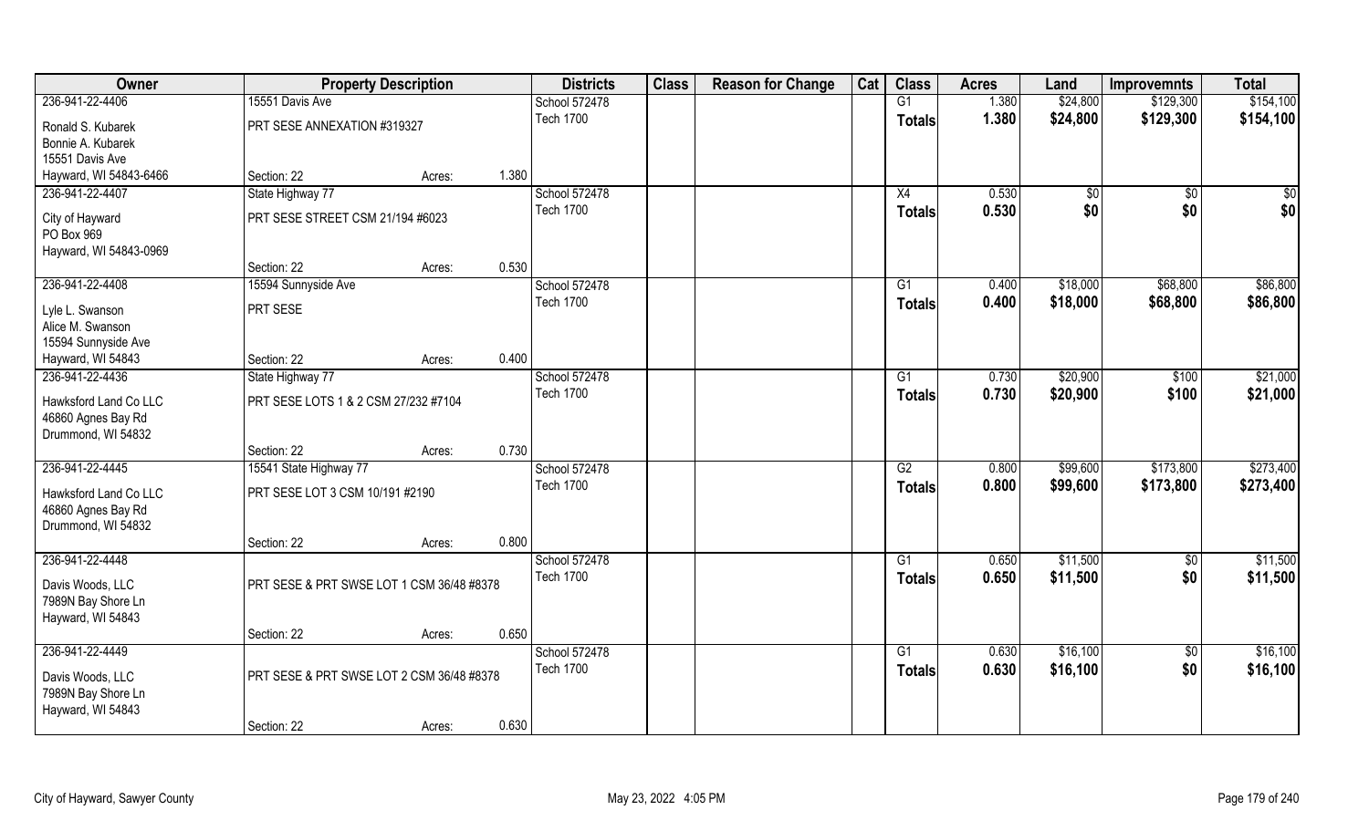| Owner | Property Description | | | Districts | Class | Reason for Change | Cat | Class | Acres | Land | Improvemnts | Total |
|---|---|---|---|---|---|---|---|---|---|---|---|---|
| 236-941-22-4406 | 15551 Davis Ave | | | School 572478 | | | | G1 | 1.380 | $24,800 | $129,300 | $154,100 |
| Ronald S. Kubarek<br>Bonnie A. Kubarek<br>15551 Davis Ave<br>Hayward, WI 54843-6466 | PRT SESE ANNEXATION #319327 | | | Tech 1700 | | | | Totals | 1.380 | $24,800 | $129,300 | $154,100 |
| | Section: 22 | Acres: | 1.380 | | | | | | | | | |
| 236-941-22-4407 | State Highway 77 | | | School 572478 | | | | X4 | 0.530 | $0 | $0 | $0 |
| City of Hayward<br>PO Box 969<br>Hayward, WI 54843-0969 | PRT SESE STREET CSM 21/194 #6023 | | | Tech 1700 | | | | Totals | 0.530 | $0 | $0 | $0 |
| | Section: 22 | Acres: | 0.530 | | | | | | | | | |
| 236-941-22-4408 | 15594 Sunnyside Ave | | | School 572478 | | | | G1 | 0.400 | $18,000 | $68,800 | $86,800 |
| Lyle L. Swanson<br>Alice M. Swanson<br>15594 Sunnyside Ave<br>Hayward, WI 54843 | PRT SESE | | | Tech 1700 | | | | Totals | 0.400 | $18,000 | $68,800 | $86,800 |
| | Section: 22 | Acres: | 0.400 | | | | | | | | | |
| 236-941-22-4436 | State Highway 77 | | | School 572478 | | | | G1 | 0.730 | $20,900 | $100 | $21,000 |
| Hawksford Land Co LLC<br>46860 Agnes Bay Rd<br>Drummond, WI 54832 | PRT SESE LOTS 1 & 2 CSM 27/232 #7104 | | | Tech 1700 | | | | Totals | 0.730 | $20,900 | $100 | $21,000 |
| | Section: 22 | Acres: | 0.730 | | | | | | | | | |
| 236-941-22-4445 | 15541 State Highway 77 | | | School 572478 | | | | G2 | 0.800 | $99,600 | $173,800 | $273,400 |
| Hawksford Land Co LLC<br>46860 Agnes Bay Rd<br>Drummond, WI 54832 | PRT SESE LOT 3 CSM 10/191 #2190 | | | Tech 1700 | | | | Totals | 0.800 | $99,600 | $173,800 | $273,400 |
| | Section: 22 | Acres: | 0.800 | | | | | | | | | |
| 236-941-22-4448 | | | | School 572478 | | | | G1 | 0.650 | $11,500 | $0 | $11,500 |
| Davis Woods, LLC<br>7989N Bay Shore Ln<br>Hayward, WI 54843 | PRT SESE & PRT SWSE LOT 1 CSM 36/48 #8378 | | | Tech 1700 | | | | Totals | 0.650 | $11,500 | $0 | $11,500 |
| | Section: 22 | Acres: | 0.650 | | | | | | | | | |
| 236-941-22-4449 | | | | School 572478 | | | | G1 | 0.630 | $16,100 | $0 | $16,100 |
| Davis Woods, LLC<br>7989N Bay Shore Ln<br>Hayward, WI 54843 | PRT SESE & PRT SWSE LOT 2 CSM 36/48 #8378 | | | Tech 1700 | | | | Totals | 0.630 | $16,100 | $0 | $16,100 |
| | Section: 22 | Acres: | 0.630 | | | | | | | | | |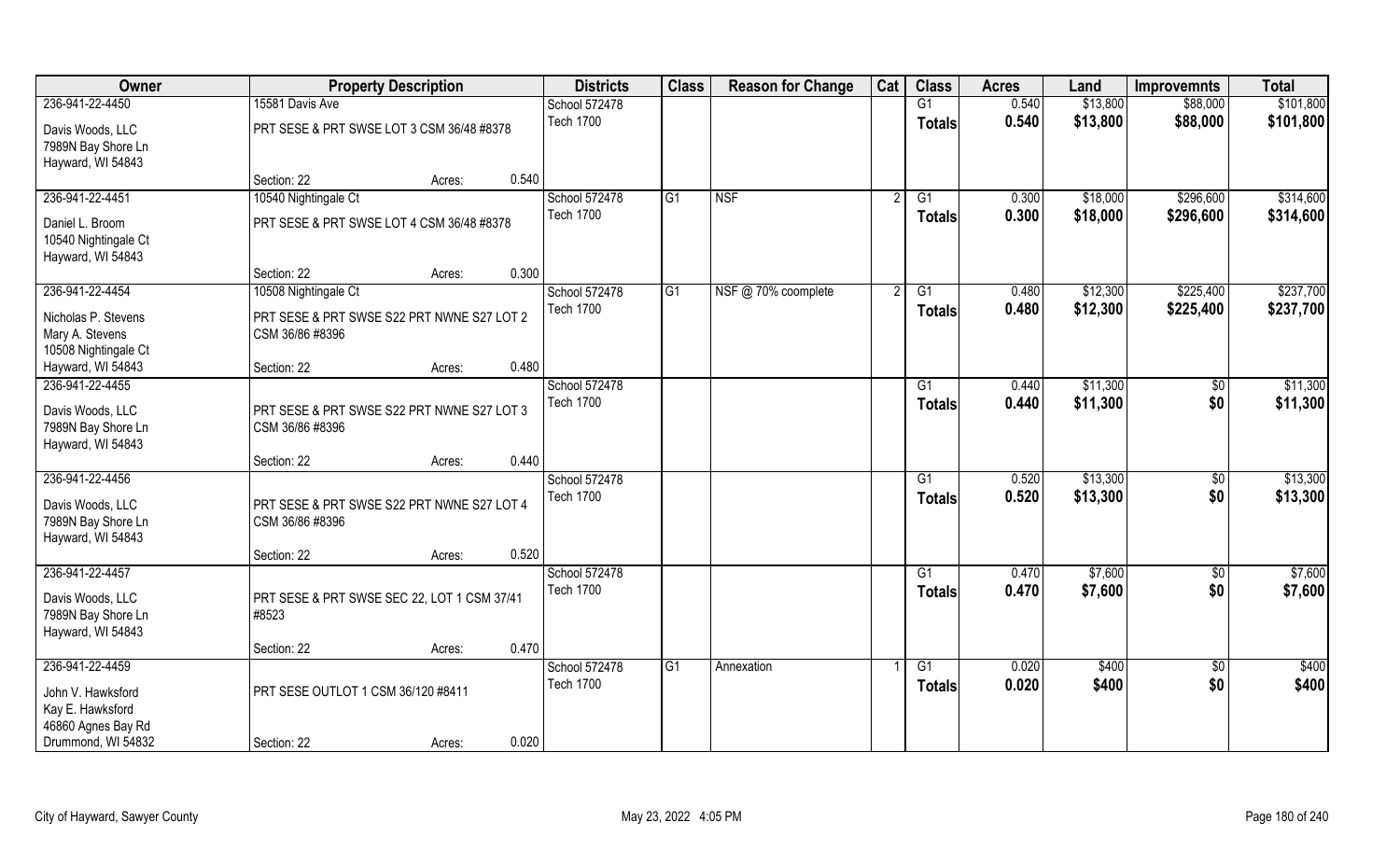| Owner | Property Description | | | Districts | Class | Reason for Change | Cat | Class | Acres | Land | Improvemnts | Total |
|---|---|---|---|---|---|---|---|---|---|---|---|---|
| 236-941-22-4450 | 15581 Davis Ave | | | School 572478 | | | | G1 | 0.540 | $13,800 | $88,000 | $101,800 |
| Davis Woods, LLC<br>7989N Bay Shore Ln<br>Hayward, WI 54843 | PRT SESE & PRT SWSE LOT 3 CSM 36/48 #8378 | | | Tech 1700 | | | | Totals | 0.540 | $13,800 | $88,000 | $101,800 |
| | Section: 22 | Acres: | 0.540 | | | | | | | | | |
| 236-941-22-4451 | 10540 Nightingale Ct | | | School 572478 | G1 | NSF | 2 | G1 | 0.300 | $18,000 | $296,600 | $314,600 |
| Daniel L. Broom<br>10540 Nightingale Ct<br>Hayward, WI 54843 | PRT SESE & PRT SWSE LOT 4 CSM 36/48 #8378 | | | Tech 1700 | | | | Totals | 0.300 | $18,000 | $296,600 | $314,600 |
| | Section: 22 | Acres: | 0.300 | | | | | | | | | |
| 236-941-22-4454 | 10508 Nightingale Ct | | | School 572478 | G1 | NSF @ 70% coomplete | 2 | G1 | 0.480 | $12,300 | $225,400 | $237,700 |
| Nicholas P. Stevens<br>Mary A. Stevens<br>10508 Nightingale Ct<br>Hayward, WI 54843 | PRT SESE & PRT SWSE S22 PRT NWNE S27 LOT 2 CSM 36/86 #8396 | | | Tech 1700 | | | | Totals | 0.480 | $12,300 | $225,400 | $237,700 |
| | Section: 22 | Acres: | 0.480 | | | | | | | | | |
| 236-941-22-4455 | | | | School 572478 | | | | G1 | 0.440 | $11,300 | $0 | $11,300 |
| Davis Woods, LLC<br>7989N Bay Shore Ln<br>Hayward, WI 54843 | PRT SESE & PRT SWSE S22 PRT NWNE S27 LOT 3 CSM 36/86 #8396 | | | Tech 1700 | | | | Totals | 0.440 | $11,300 | $0 | $11,300 |
| | Section: 22 | Acres: | 0.440 | | | | | | | | | |
| 236-941-22-4456 | | | | School 572478 | | | | G1 | 0.520 | $13,300 | $0 | $13,300 |
| Davis Woods, LLC<br>7989N Bay Shore Ln<br>Hayward, WI 54843 | PRT SESE & PRT SWSE S22 PRT NWNE S27 LOT 4 CSM 36/86 #8396 | | | Tech 1700 | | | | Totals | 0.520 | $13,300 | $0 | $13,300 |
| | Section: 22 | Acres: | 0.520 | | | | | | | | | |
| 236-941-22-4457 | | | | School 572478 | | | | G1 | 0.470 | $7,600 | $0 | $7,600 |
| Davis Woods, LLC<br>7989N Bay Shore Ln<br>Hayward, WI 54843 | PRT SESE & PRT SWSE SEC 22, LOT 1 CSM 37/41 #8523 | | | Tech 1700 | | | | Totals | 0.470 | $7,600 | $0 | $7,600 |
| | Section: 22 | Acres: | 0.470 | | | | | | | | | |
| 236-941-22-4459 | | | | School 572478 | G1 | Annexation | 1 | G1 | 0.020 | $400 | $0 | $400 |
| John V. Hawksford<br>Kay E. Hawksford<br>46860 Agnes Bay Rd<br>Drummond, WI 54832 | PRT SESE OUTLOT 1 CSM 36/120 #8411 | | | Tech 1700 | | | | Totals | 0.020 | $400 | $0 | $400 |
| | Section: 22 | Acres: | 0.020 | | | | | | | | | |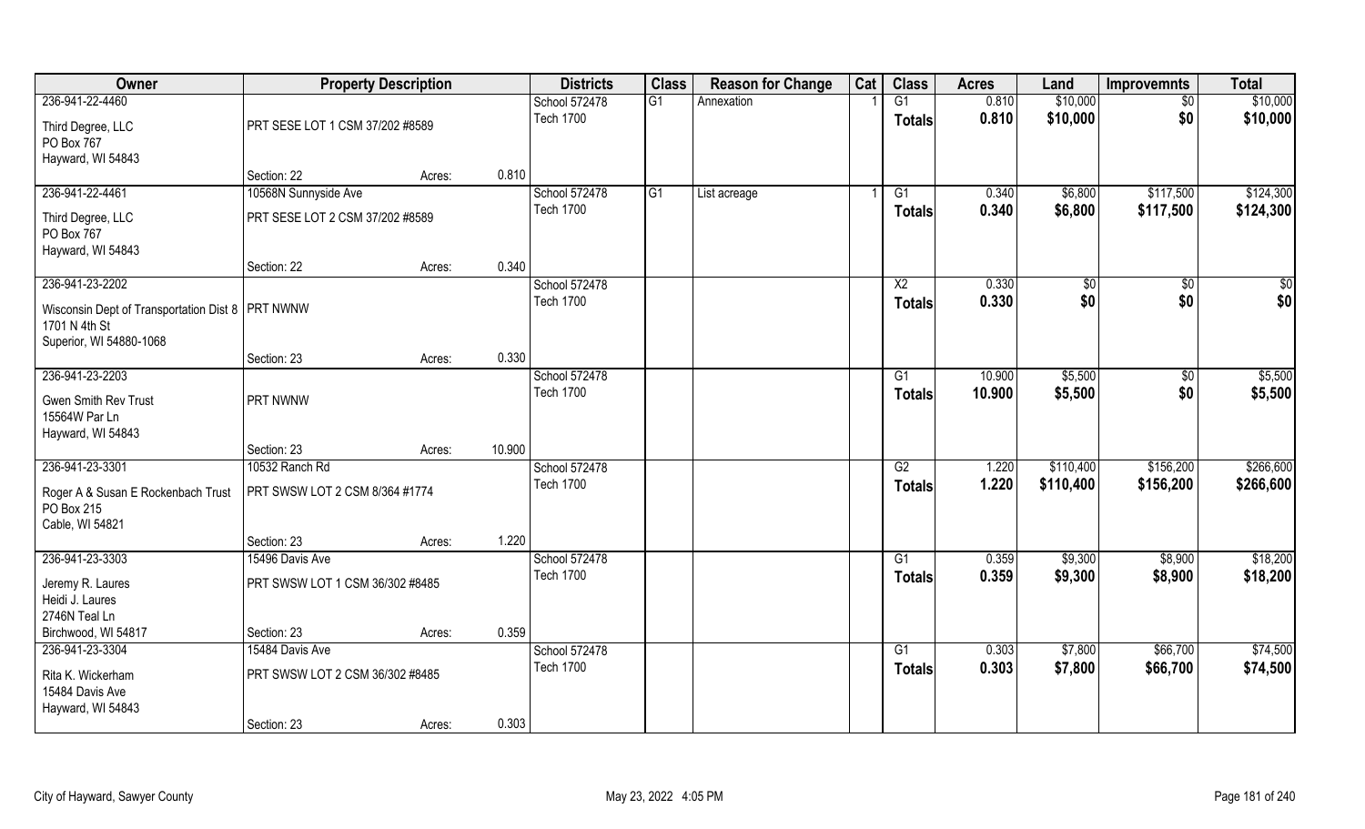| Owner | Property Description | | | Districts | Class | Reason for Change | Cat | Class | Acres | Land | Improvemnts | Total |
|---|---|---|---|---|---|---|---|---|---|---|---|---|
| 236-941-22-4460 | | | | School 572478 | G1 | Annexation | 1 | G1 | 0.810 | $10,000 | $0 | $10,000 |
| Third Degree, LLC<br>PO Box 767<br>Hayward, WI 54843 | PRT SESE LOT 1 CSM 37/202 #8589 | | | Tech 1700 | | | | Totals | 0.810 | $10,000 | $0 | $10,000 |
| | Section: 22 | Acres: | 0.810 | | | | | | | | | |
| 236-941-22-4461 | 10568N Sunnyside Ave | | | School 572478 | G1 | List acreage | 1 | G1 | 0.340 | $6,800 | $117,500 | $124,300 |
| Third Degree, LLC<br>PO Box 767<br>Hayward, WI 54843 | PRT SESE LOT 2 CSM 37/202 #8589 | | | Tech 1700 | | | | Totals | 0.340 | $6,800 | $117,500 | $124,300 |
| | Section: 22 | Acres: | 0.340 | | | | | | | | | |
| 236-941-23-2202 | | | | School 572478 | | | | X2 | 0.330 | $0 | $0 | $0 |
| Wisconsin Dept of Transportation Dist 8<br>1701 N 4th St<br>Superior, WI 54880-1068 | PRT NWNW | | | Tech 1700 | | | | Totals | 0.330 | $0 | $0 | $0 |
| | Section: 23 | Acres: | 0.330 | | | | | | | | | |
| 236-941-23-2203 | | | | School 572478 | | | | G1 | 10.900 | $5,500 | $0 | $5,500 |
| Gwen Smith Rev Trust<br>15564W Par Ln<br>Hayward, WI 54843 | PRT NWNW | | | Tech 1700 | | | | Totals | 10.900 | $5,500 | $0 | $5,500 |
| | Section: 23 | Acres: | 10.900 | | | | | | | | | |
| 236-941-23-3301 | 10532 Ranch Rd | | | School 572478 | | | | G2 | 1.220 | $110,400 | $156,200 | $266,600 |
| Roger A & Susan E Rockenbach Trust<br>PO Box 215<br>Cable, WI 54821 | PRT SWSW LOT 2 CSM 8/364 #1774 | | | Tech 1700 | | | | Totals | 1.220 | $110,400 | $156,200 | $266,600 |
| | Section: 23 | Acres: | 1.220 | | | | | | | | | |
| 236-941-23-3303 | 15496 Davis Ave | | | School 572478 | | | | G1 | 0.359 | $9,300 | $8,900 | $18,200 |
| Jeremy R. Laures<br>Heidi J. Laures<br>2746N Teal Ln<br>Birchwood, WI 54817 | PRT SWSW LOT 1 CSM 36/302 #8485 | | | Tech 1700 | | | | Totals | 0.359 | $9,300 | $8,900 | $18,200 |
| | Section: 23 | Acres: | 0.359 | | | | | | | | | |
| 236-941-23-3304 | 15484 Davis Ave | | | School 572478 | | | | G1 | 0.303 | $7,800 | $66,700 | $74,500 |
| Rita K. Wickerham<br>15484 Davis Ave<br>Hayward, WI 54843 | PRT SWSW LOT 2 CSM 36/302 #8485 | | | Tech 1700 | | | | Totals | 0.303 | $7,800 | $66,700 | $74,500 |
| | Section: 23 | Acres: | 0.303 | | | | | | | | | |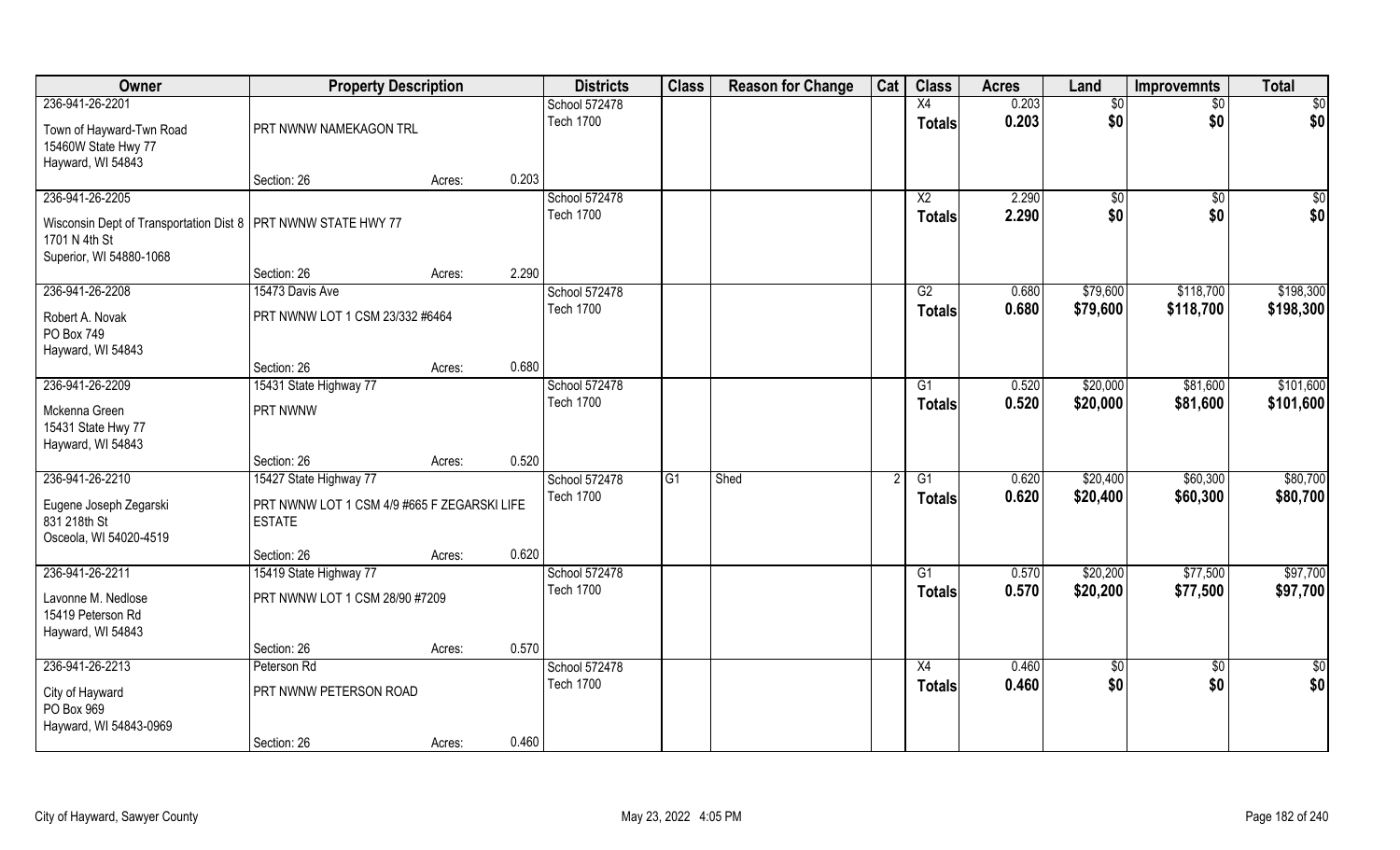| Owner | Property Description | | | Districts | Class | Reason for Change | Cat | Class | Acres | Land | Improvemnts | Total |
|---|---|---|---|---|---|---|---|---|---|---|---|---|
| 236-941-26-2201 | | | | School 572478 | | | | X4 | 0.203 | $0 | $0 | $0 |
| Town of Hayward-Twn Road<br>15460W State Hwy 77<br>Hayward, WI 54843 | PRT NWNW NAMEKAGON TRL | | | Tech 1700 | | | | Totals | 0.203 | $0 | $0 | $0 |
| | Section: 26 | Acres: | 0.203 | | | | | | | | | |
| 236-941-26-2205 | | | | School 572478 | | | | X2 | 2.290 | $0 | $0 | $0 |
| Wisconsin Dept of Transportation Dist 8<br>1701 N 4th St<br>Superior, WI 54880-1068 | PRT NWNW STATE HWY 77 | | | Tech 1700 | | | | Totals | 2.290 | $0 | $0 | $0 |
| | Section: 26 | Acres: | 2.290 | | | | | | | | | |
| 236-941-26-2208 | 15473 Davis Ave | | | School 572478 | | | | G2 | 0.680 | $79,600 | $118,700 | $198,300 |
| Robert A. Novak<br>PO Box 749<br>Hayward, WI 54843 | PRT NWNW LOT 1 CSM 23/332 #6464 | | | Tech 1700 | | | | Totals | 0.680 | $79,600 | $118,700 | $198,300 |
| | Section: 26 | Acres: | 0.680 | | | | | | | | | |
| 236-941-26-2209 | 15431 State Highway 77 | | | School 572478 | | | | G1 | 0.520 | $20,000 | $81,600 | $101,600 |
| Mckenna Green<br>15431 State Hwy 77<br>Hayward, WI 54843 | PRT NWNW | | | Tech 1700 | | | | Totals | 0.520 | $20,000 | $81,600 | $101,600 |
| | Section: 26 | Acres: | 0.520 | | | | | | | | | |
| 236-941-26-2210 | 15427 State Highway 77 | | | School 572478 | G1 | Shed | 2 | G1 | 0.620 | $20,400 | $60,300 | $80,700 |
| Eugene Joseph Zegarski<br>831 218th St<br>Osceola, WI 54020-4519 | PRT NWNW LOT 1 CSM 4/9 #665 F ZEGARSKI LIFE ESTATE | | | Tech 1700 | | | | Totals | 0.620 | $20,400 | $60,300 | $80,700 |
| | Section: 26 | Acres: | 0.620 | | | | | | | | | |
| 236-941-26-2211 | 15419 State Highway 77 | | | School 572478 | | | | G1 | 0.570 | $20,200 | $77,500 | $97,700 |
| Lavonne M. Nedlose<br>15419 Peterson Rd<br>Hayward, WI 54843 | PRT NWNW LOT 1 CSM 28/90 #7209 | | | Tech 1700 | | | | Totals | 0.570 | $20,200 | $77,500 | $97,700 |
| | Section: 26 | Acres: | 0.570 | | | | | | | | | |
| 236-941-26-2213 | Peterson Rd | | | School 572478 | | | | X4 | 0.460 | $0 | $0 | $0 |
| City of Hayward<br>PO Box 969<br>Hayward, WI 54843-0969 | PRT NWNW PETERSON ROAD | | | Tech 1700 | | | | Totals | 0.460 | $0 | $0 | $0 |
| | Section: 26 | Acres: | 0.460 | | | | | | | | | |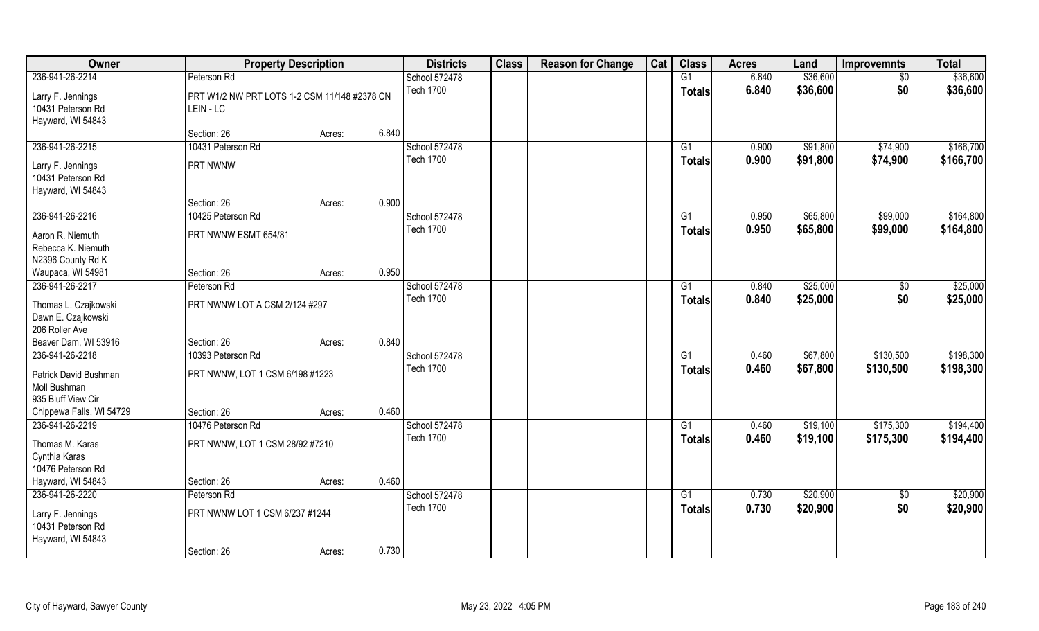| Owner | Property Description | | | Districts | Class | Reason for Change | Cat | Class | Acres | Land | Improvemnts | Total |
|---|---|---|---|---|---|---|---|---|---|---|---|---|
| 236-941-26-2214 | Peterson Rd | | | School 572478 | | | | G1 | 6.840 | $36,600 | $0 | $36,600 |
| Larry F. Jennings<br>10431 Peterson Rd<br>Hayward, WI 54843 | PRT W1/2 NW PRT LOTS 1-2 CSM 11/148 #2378 CN LEIN - LC | | | Tech 1700 | | | | Totals | 6.840 | $36,600 | $0 | $36,600 |
| | Section: 26 | Acres: | 6.840 | | | | | | | | | |
| 236-941-26-2215 | 10431 Peterson Rd | | | School 572478 | | | | G1 | 0.900 | $91,800 | $74,900 | $166,700 |
| Larry F. Jennings<br>10431 Peterson Rd<br>Hayward, WI 54843 | PRT NWNW | | | Tech 1700 | | | | Totals | 0.900 | $91,800 | $74,900 | $166,700 |
| | Section: 26 | Acres: | 0.900 | | | | | | | | | |
| 236-941-26-2216 | 10425 Peterson Rd | | | School 572478 | | | | G1 | 0.950 | $65,800 | $99,000 | $164,800 |
| Aaron R. Niemuth<br>Rebecca K. Niemuth<br>N2396 County Rd K<br>Waupaca, WI 54981 | PRT NWNW ESMT 654/81 | | | Tech 1700 | | | | Totals | 0.950 | $65,800 | $99,000 | $164,800 |
| | Section: 26 | Acres: | 0.950 | | | | | | | | | |
| 236-941-26-2217 | Peterson Rd | | | School 572478 | | | | G1 | 0.840 | $25,000 | $0 | $25,000 |
| Thomas L. Czajkowski<br>Dawn E. Czajkowski<br>206 Roller Ave<br>Beaver Dam, WI 53916 | PRT NWNW LOT A CSM 2/124 #297 | | | Tech 1700 | | | | Totals | 0.840 | $25,000 | $0 | $25,000 |
| | Section: 26 | Acres: | 0.840 | | | | | | | | | |
| 236-941-26-2218 | 10393 Peterson Rd | | | School 572478 | | | | G1 | 0.460 | $67,800 | $130,500 | $198,300 |
| Patrick David Bushman<br>Moll Bushman<br>935 Bluff View Cir<br>Chippewa Falls, WI 54729 | PRT NWNW, LOT 1 CSM 6/198 #1223 | | | Tech 1700 | | | | Totals | 0.460 | $67,800 | $130,500 | $198,300 |
| | Section: 26 | Acres: | 0.460 | | | | | | | | | |
| 236-941-26-2219 | 10476 Peterson Rd | | | School 572478 | | | | G1 | 0.460 | $19,100 | $175,300 | $194,400 |
| Thomas M. Karas<br>Cynthia Karas<br>10476 Peterson Rd<br>Hayward, WI 54843 | PRT NWNW, LOT 1 CSM 28/92 #7210 | | | Tech 1700 | | | | Totals | 0.460 | $19,100 | $175,300 | $194,400 |
| | Section: 26 | Acres: | 0.460 | | | | | | | | | |
| 236-941-26-2220 | Peterson Rd | | | School 572478 | | | | G1 | 0.730 | $20,900 | $0 | $20,900 |
| Larry F. Jennings<br>10431 Peterson Rd<br>Hayward, WI 54843 | PRT NWNW LOT 1 CSM 6/237 #1244 | | | Tech 1700 | | | | Totals | 0.730 | $20,900 | $0 | $20,900 |
| | Section: 26 | Acres: | 0.730 | | | | | | | | | |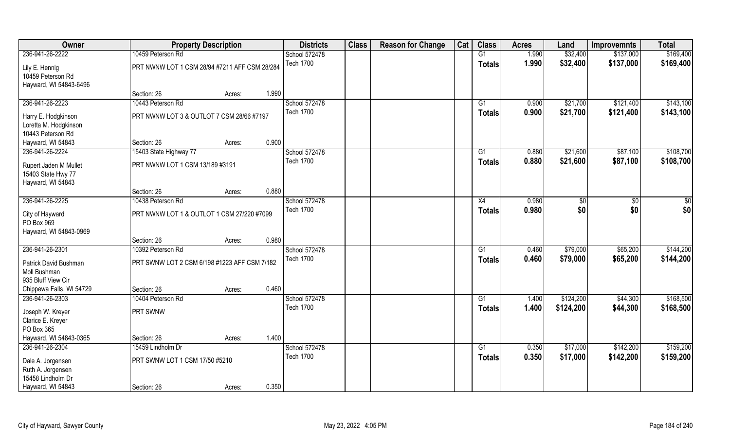| Owner | Property Description | Districts | Class | Reason for Change | Cat | Class | Acres | Land | Improvemnts | Total |
|---|---|---|---|---|---|---|---|---|---|---|
| 236-941-26-2222 | 10459 Peterson Rd | School 572478 | | | | G1 | 1.990 | $32,400 | $137,000 | $169,400 |
| Lily E. Hennig<br>10459 Peterson Rd<br>Hayward, WI 54843-6496 | PRT NWNW LOT 1 CSM 28/94 #7211 AFF CSM 28/284 | Tech 1700 | | | | Totals | 1.990 | $32,400 | $137,000 | $169,400 |
| | Section: 26 Acres: 1.990 | | | | | | | | | |
| 236-941-26-2223 | 10443 Peterson Rd | School 572478 | | | | G1 | 0.900 | $21,700 | $121,400 | $143,100 |
| Harry E. Hodgkinson<br>Loretta M. Hodgkinson<br>10443 Peterson Rd<br>Hayward, WI 54843 | PRT NWNW LOT 3 & OUTLOT 7 CSM 28/66 #7197 | Tech 1700 | | | | Totals | 0.900 | $21,700 | $121,400 | $143,100 |
| | Section: 26 Acres: 0.900 | | | | | | | | | |
| 236-941-26-2224 | 15403 State Highway 77 | School 572478 | | | | G1 | 0.880 | $21,600 | $87,100 | $108,700 |
| Rupert Jaden M Mullet<br>15403 State Hwy 77<br>Hayward, WI 54843 | PRT NWNW LOT 1 CSM 13/189 #3191 | Tech 1700 | | | | Totals | 0.880 | $21,600 | $87,100 | $108,700 |
| | Section: 26 Acres: 0.880 | | | | | | | | | |
| 236-941-26-2225 | 10438 Peterson Rd | School 572478 | | | | X4 | 0.980 | $0 | $0 | $0 |
| City of Hayward<br>PO Box 969<br>Hayward, WI 54843-0969 | PRT NWNW LOT 1 & OUTLOT 1 CSM 27/220 #7099 | Tech 1700 | | | | Totals | 0.980 | $0 | $0 | $0 |
| | Section: 26 Acres: 0.980 | | | | | | | | | |
| 236-941-26-2301 | 10392 Peterson Rd | School 572478 | | | | G1 | 0.460 | $79,000 | $65,200 | $144,200 |
| Patrick David Bushman<br>Moll Bushman<br>935 Bluff View Cir<br>Chippewa Falls, WI 54729 | PRT SWNW LOT 2 CSM 6/198 #1223 AFF CSM 7/182 | Tech 1700 | | | | Totals | 0.460 | $79,000 | $65,200 | $144,200 |
| | Section: 26 Acres: 0.460 | | | | | | | | | |
| 236-941-26-2303 | 10404 Peterson Rd | School 572478 | | | | G1 | 1.400 | $124,200 | $44,300 | $168,500 |
| Joseph W. Kreyer<br>Clarice E. Kreyer<br>PO Box 365<br>Hayward, WI 54843-0365 | PRT SWNW | Tech 1700 | | | | Totals | 1.400 | $124,200 | $44,300 | $168,500 |
| | Section: 26 Acres: 1.400 | | | | | | | | | |
| 236-941-26-2304 | 15459 Lindholm Dr | School 572478 | | | | G1 | 0.350 | $17,000 | $142,200 | $159,200 |
| Dale A. Jorgensen<br>Ruth A. Jorgensen<br>15458 Lindholm Dr<br>Hayward, WI 54843 | PRT SWNW LOT 1 CSM 17/50 #5210 | Tech 1700 | | | | Totals | 0.350 | $17,000 | $142,200 | $159,200 |
| | Section: 26 Acres: 0.350 | | | | | | | | | |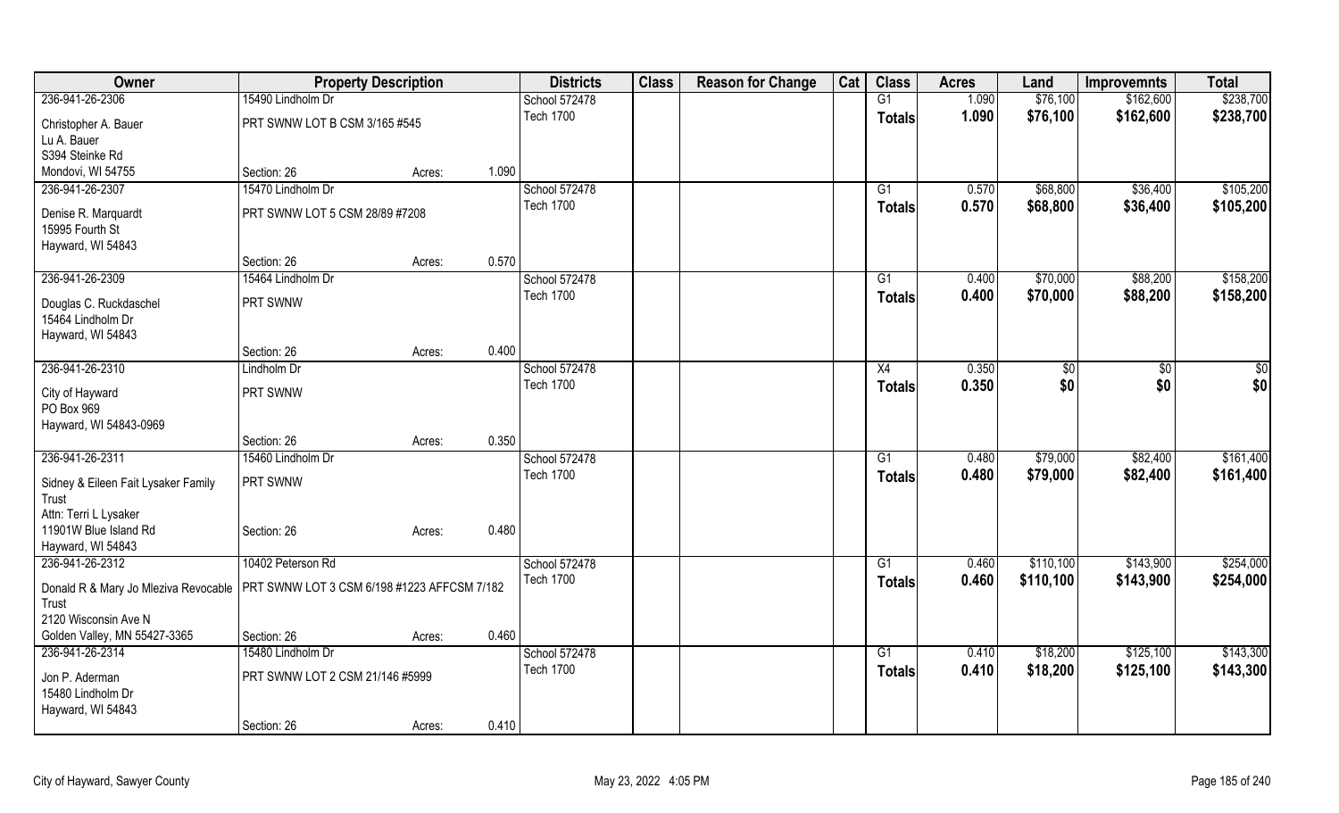| Owner | Property Description | | | Districts | Class | Reason for Change | Cat | Class | Acres | Land | Improvemnts | Total |
|---|---|---|---|---|---|---|---|---|---|---|---|---|
| 236-941-26-2306 | 15490 Lindholm Dr | | | School 572478 | | | | G1 | 1.090 | $76,100 | $162,600 | $238,700 |
| Christopher A. Bauer<br>Lu A. Bauer<br>S394 Steinke Rd<br>Mondovi, WI 54755 | PRT SWNW LOT B CSM 3/165 #545<br>Section: 26 | Acres: | 1.090 | Tech 1700 | | | | Totals | 1.090 | $76,100 | $162,600 | $238,700 |
| 236-941-26-2307 | 15470 Lindholm Dr | | | School 572478 | | | | G1 | 0.570 | $68,800 | $36,400 | $105,200 |
| Denise R. Marquardt<br>15995 Fourth St<br>Hayward, WI 54843 | PRT SWNW LOT 5 CSM 28/89 #7208<br>Section: 26 | Acres: | 0.570 | Tech 1700 | | | | Totals | 0.570 | $68,800 | $36,400 | $105,200 |
| 236-941-26-2309 | 15464 Lindholm Dr | | | School 572478 | | | | G1 | 0.400 | $70,000 | $88,200 | $158,200 |
| Douglas C. Ruckdaschel<br>15464 Lindholm Dr<br>Hayward, WI 54843 | PRT SWNW<br>Section: 26 | Acres: | 0.400 | Tech 1700 | | | | Totals | 0.400 | $70,000 | $88,200 | $158,200 |
| 236-941-26-2310 | Lindholm Dr | | | School 572478 | | | | X4 | 0.350 | $0 | $0 | $0 |
| City of Hayward<br>PO Box 969<br>Hayward, WI 54843-0969 | PRT SWNW<br>Section: 26 | Acres: | 0.350 | Tech 1700 | | | | Totals | 0.350 | $0 | $0 | $0 |
| 236-941-26-2311 | 15460 Lindholm Dr | | | School 572478 | | | | G1 | 0.480 | $79,000 | $82,400 | $161,400 |
| Sidney & Eileen Fait Lysaker Family Trust<br>Attn: Terri L Lysaker<br>11901W Blue Island Rd<br>Hayward, WI 54843 | PRT SWNW<br>Section: 26 | Acres: | 0.480 | Tech 1700 | | | | Totals | 0.480 | $79,000 | $82,400 | $161,400 |
| 236-941-26-2312 | 10402 Peterson Rd | | | School 572478 | | | | G1 | 0.460 | $110,100 | $143,900 | $254,000 |
| Donald R & Mary Jo Mleziva Revocable Trust<br>2120 Wisconsin Ave N<br>Golden Valley, MN 55427-3365 | PRT SWNW LOT 3 CSM 6/198 #1223 AFFCSM 7/182<br>Section: 26 | Acres: | 0.460 | Tech 1700 | | | | Totals | 0.460 | $110,100 | $143,900 | $254,000 |
| 236-941-26-2314 | 15480 Lindholm Dr | | | School 572478 | | | | G1 | 0.410 | $18,200 | $125,100 | $143,300 |
| Jon P. Aderman<br>15480 Lindholm Dr<br>Hayward, WI 54843 | PRT SWNW LOT 2 CSM 21/146 #5999<br>Section: 26 | Acres: | 0.410 | Tech 1700 | | | | Totals | 0.410 | $18,200 | $125,100 | $143,300 |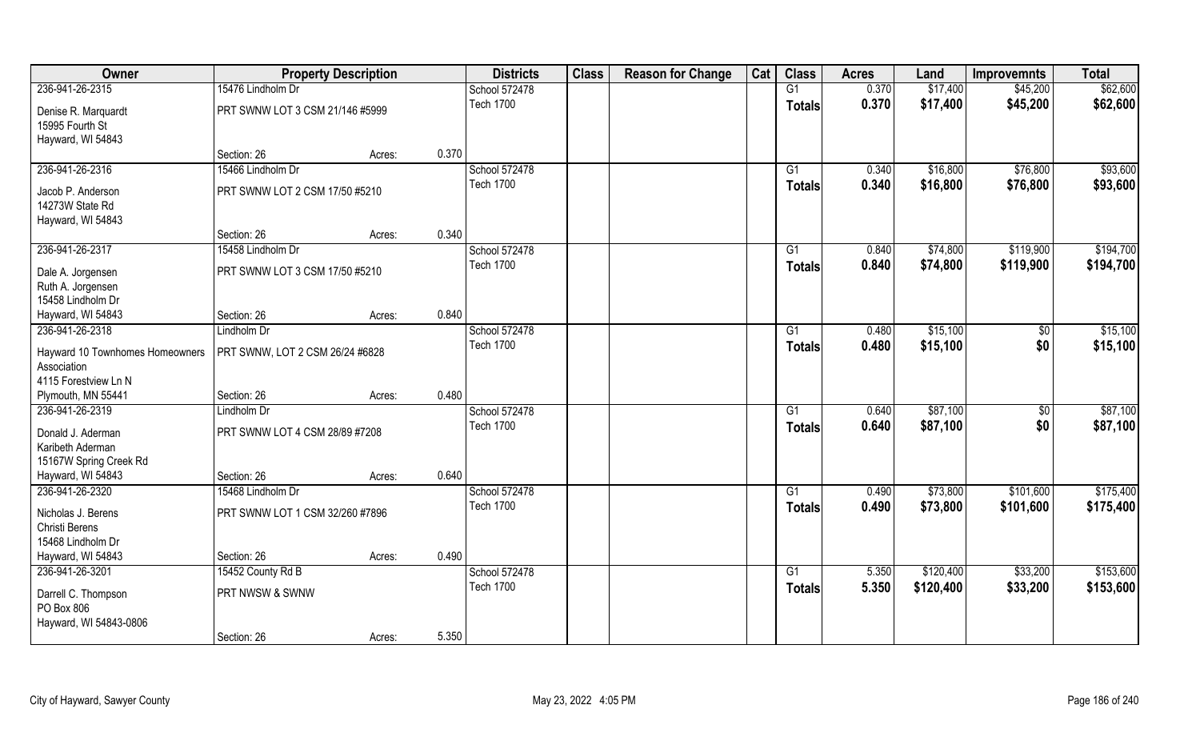| Owner | Property Description | | | Districts | Class | Reason for Change | Cat | Class | Acres | Land | Improvemnts | Total |
|---|---|---|---|---|---|---|---|---|---|---|---|---|
| 236-941-26-2315 | 15476 Lindholm Dr | | | School 572478 | | | | G1 | 0.370 | $17,400 | $45,200 | $62,600 |
| Denise R. Marquardt<br>15995 Fourth St<br>Hayward, WI 54843 | PRT SWNW LOT 3 CSM 21/146 #5999 | | | Tech 1700 | | | | Totals | 0.370 | $17,400 | $45,200 | $62,600 |
| | Section: 26 | Acres: | 0.370 | | | | | | | | | |
| 236-941-26-2316 | 15466 Lindholm Dr | | | School 572478 | | | | G1 | 0.340 | $16,800 | $76,800 | $93,600 |
| Jacob P. Anderson<br>14273W State Rd<br>Hayward, WI 54843 | PRT SWNW LOT 2 CSM 17/50 #5210 | | | Tech 1700 | | | | Totals | 0.340 | $16,800 | $76,800 | $93,600 |
| | Section: 26 | Acres: | 0.340 | | | | | | | | | |
| 236-941-26-2317 | 15458 Lindholm Dr | | | School 572478 | | | | G1 | 0.840 | $74,800 | $119,900 | $194,700 |
| Dale A. Jorgensen<br>Ruth A. Jorgensen<br>15458 Lindholm Dr<br>Hayward, WI 54843 | PRT SWNW LOT 3 CSM 17/50 #5210 | | | Tech 1700 | | | | Totals | 0.840 | $74,800 | $119,900 | $194,700 |
| | Section: 26 | Acres: | 0.840 | | | | | | | | | |
| 236-941-26-2318 | Lindholm Dr | | | School 572478 | | | | G1 | 0.480 | $15,100 | $0 | $15,100 |
| Hayward 10 Townhomes Homeowners Association<br>4115 Forestview Ln N<br>Plymouth, MN 55441 | PRT SWNW, LOT 2 CSM 26/24 #6828 | | | Tech 1700 | | | | Totals | 0.480 | $15,100 | $0 | $15,100 |
| | Section: 26 | Acres: | 0.480 | | | | | | | | | |
| 236-941-26-2319 | Lindholm Dr | | | School 572478 | | | | G1 | 0.640 | $87,100 | $0 | $87,100 |
| Donald J. Aderman<br>Karibeth Aderman<br>15167W Spring Creek Rd<br>Hayward, WI 54843 | PRT SWNW LOT 4 CSM 28/89 #7208 | | | Tech 1700 | | | | Totals | 0.640 | $87,100 | $0 | $87,100 |
| | Section: 26 | Acres: | 0.640 | | | | | | | | | |
| 236-941-26-2320 | 15468 Lindholm Dr | | | School 572478 | | | | G1 | 0.490 | $73,800 | $101,600 | $175,400 |
| Nicholas J. Berens<br>Christi Berens<br>15468 Lindholm Dr<br>Hayward, WI 54843 | PRT SWNW LOT 1 CSM 32/260 #7896 | | | Tech 1700 | | | | Totals | 0.490 | $73,800 | $101,600 | $175,400 |
| | Section: 26 | Acres: | 0.490 | | | | | | | | | |
| 236-941-26-3201 | 15452 County Rd B | | | School 572478 | | | | G1 | 5.350 | $120,400 | $33,200 | $153,600 |
| Darrell C. Thompson<br>PO Box 806<br>Hayward, WI 54843-0806 | PRT NWSW & SWNW | | | Tech 1700 | | | | Totals | 5.350 | $120,400 | $33,200 | $153,600 |
| | Section: 26 | Acres: | 5.350 | | | | | | | | | |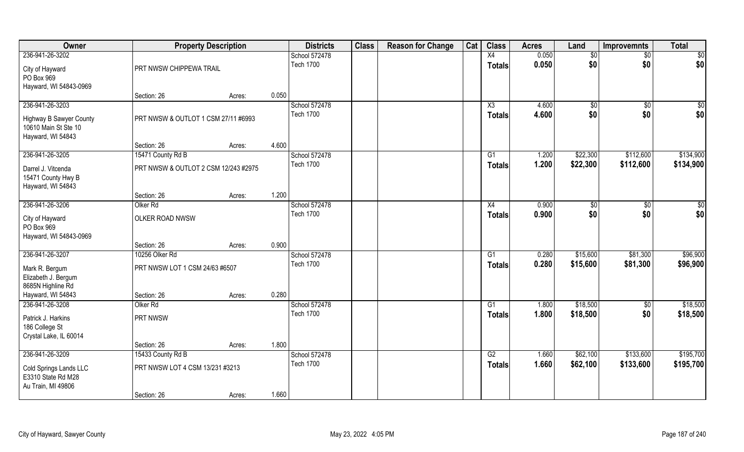| Owner | Property Description | | | Districts | Class | Reason for Change | Cat | Class | Acres | Land | Improvemnts | Total |
|---|---|---|---|---|---|---|---|---|---|---|---|---|
| 236-941-26-3202 | | | | School 572478 | | | | X4 | 0.050 | $0 | $0 | $0 |
| City of Hayward<br>PO Box 969<br>Hayward, WI 54843-0969 | PRT NWSW CHIPPEWA TRAIL | | | Tech 1700 | | | | Totals | 0.050 | $0 | $0 | $0 |
| | Section: 26 | Acres: | 0.050 | | | | | | | | | |
| 236-941-26-3203 | | | | School 572478 | | | | X3 | 4.600 | $0 | $0 | $0 |
| Highway B Sawyer County<br>10610 Main St Ste 10<br>Hayward, WI 54843 | PRT NWSW & OUTLOT 1 CSM 27/11 #6993 | | | Tech 1700 | | | | Totals | 4.600 | $0 | $0 | $0 |
| | Section: 26 | Acres: | 4.600 | | | | | | | | | |
| 236-941-26-3205 | 15471 County Rd B | | | School 572478 | | | | G1 | 1.200 | $22,300 | $112,600 | $134,900 |
| Darrel J. Vitcenda<br>15471 County Hwy B<br>Hayward, WI 54843 | PRT NWSW & OUTLOT 2 CSM 12/243 #2975 | | | Tech 1700 | | | | Totals | 1.200 | $22,300 | $112,600 | $134,900 |
| | Section: 26 | Acres: | 1.200 | | | | | | | | | |
| 236-941-26-3206 | Olker Rd | | | School 572478 | | | | X4 | 0.900 | $0 | $0 | $0 |
| City of Hayward<br>PO Box 969<br>Hayward, WI 54843-0969 | OLKER ROAD NWSW | | | Tech 1700 | | | | Totals | 0.900 | $0 | $0 | $0 |
| | Section: 26 | Acres: | 0.900 | | | | | | | | | |
| 236-941-26-3207 | 10256 Olker Rd | | | School 572478 | | | | G1 | 0.280 | $15,600 | $81,300 | $96,900 |
| Mark R. Bergum<br>Elizabeth J. Bergum<br>8685N Highline Rd<br>Hayward, WI 54843 | PRT NWSW LOT 1 CSM 24/63 #6507 | | | Tech 1700 | | | | Totals | 0.280 | $15,600 | $81,300 | $96,900 |
| | Section: 26 | Acres: | 0.280 | | | | | | | | | |
| 236-941-26-3208 | Olker Rd | | | School 572478 | | | | G1 | 1.800 | $18,500 | $0 | $18,500 |
| Patrick J. Harkins<br>186 College St<br>Crystal Lake, IL 60014 | PRT NWSW | | | Tech 1700 | | | | Totals | 1.800 | $18,500 | $0 | $18,500 |
| | Section: 26 | Acres: | 1.800 | | | | | | | | | |
| 236-941-26-3209 | 15433 County Rd B | | | School 572478 | | | | G2 | 1.660 | $62,100 | $133,600 | $195,700 |
| Cold Springs Lands LLC<br>E3310 State Rd M28<br>Au Train, MI 49806 | PRT NWSW LOT 4 CSM 13/231 #3213 | | | Tech 1700 | | | | Totals | 1.660 | $62,100 | $133,600 | $195,700 |
| | Section: 26 | Acres: | 1.660 | | | | | | | | | |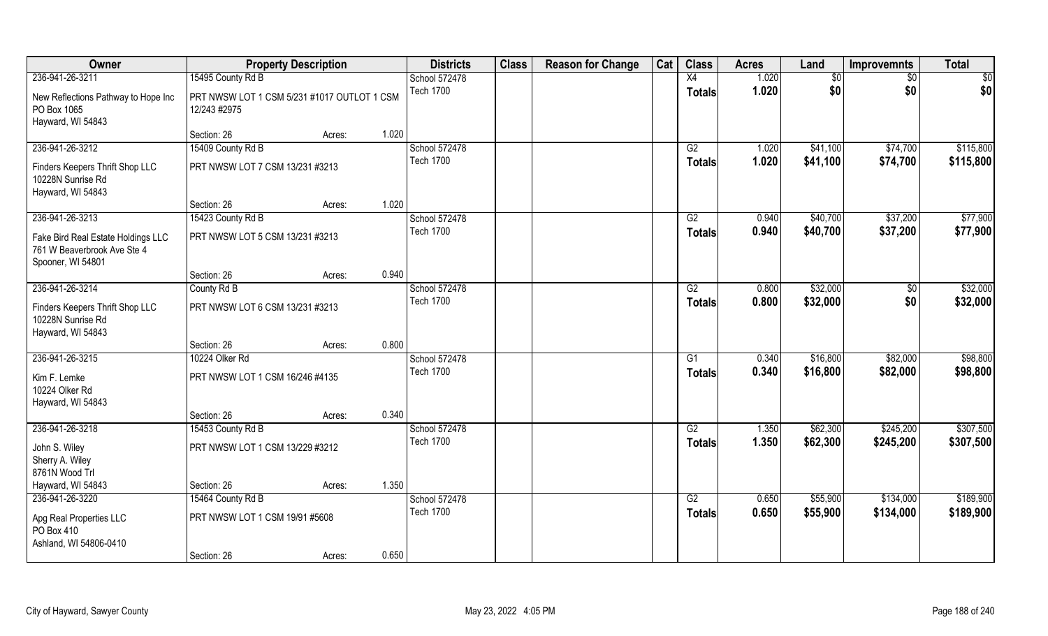| Owner | Property Description | | | Districts | Class | Reason for Change | Cat | Class | Acres | Land | Improvemnts | Total |
|---|---|---|---|---|---|---|---|---|---|---|---|---|
| 236-941-26-3211 | 15495 County Rd B | | | School 572478 | | | | X4 | 1.020 | $0 | $0 | $0 |
| New Reflections Pathway to Hope Inc<br>PO Box 1065<br>Hayward, WI 54843 | PRT NWSW LOT 1 CSM 5/231 #1017 OUTLOT 1 CSM 12/243 #2975 | | | Tech 1700 | | | | **Totals** | **1.020** | **$0** | **$0** | **$0** |
| | Section: 26 | Acres: | 1.020 | | | | | | | | | |
| 236-941-26-3212 | 15409 County Rd B | | | School 572478 | | | | G2 | 1.020 | $41,100 | $74,700 | $115,800 |
| Finders Keepers Thrift Shop LLC<br>10228N Sunrise Rd<br>Hayward, WI 54843 | PRT NWSW LOT 7 CSM 13/231 #3213 | | | Tech 1700 | | | | **Totals** | **1.020** | **$41,100** | **$74,700** | **$115,800** |
| | Section: 26 | Acres: | 1.020 | | | | | | | | | |
| 236-941-26-3213 | 15423 County Rd B | | | School 572478 | | | | G2 | 0.940 | $40,700 | $37,200 | $77,900 |
| Fake Bird Real Estate Holdings LLC<br>761 W Beaverbrook Ave Ste 4<br>Spooner, WI 54801 | PRT NWSW LOT 5 CSM 13/231 #3213 | | | Tech 1700 | | | | **Totals** | **0.940** | **$40,700** | **$37,200** | **$77,900** |
| | Section: 26 | Acres: | 0.940 | | | | | | | | | |
| 236-941-26-3214 | County Rd B | | | School 572478 | | | | G2 | 0.800 | $32,000 | $0 | $32,000 |
| Finders Keepers Thrift Shop LLC<br>10228N Sunrise Rd<br>Hayward, WI 54843 | PRT NWSW LOT 6 CSM 13/231 #3213 | | | Tech 1700 | | | | **Totals** | **0.800** | **$32,000** | **$0** | **$32,000** |
| | Section: 26 | Acres: | 0.800 | | | | | | | | | |
| 236-941-26-3215 | 10224 Olker Rd | | | School 572478 | | | | G1 | 0.340 | $16,800 | $82,000 | $98,800 |
| Kim F. Lemke<br>10224 Olker Rd<br>Hayward, WI 54843 | PRT NWSW LOT 1 CSM 16/246 #4135 | | | Tech 1700 | | | | **Totals** | **0.340** | **$16,800** | **$82,000** | **$98,800** |
| | Section: 26 | Acres: | 0.340 | | | | | | | | | |
| 236-941-26-3218 | 15453 County Rd B | | | School 572478 | | | | G2 | 1.350 | $62,300 | $245,200 | $307,500 |
| John S. Wiley<br>Sherry A. Wiley<br>8761N Wood Trl<br>Hayward, WI 54843 | PRT NWSW LOT 1 CSM 13/229 #3212 | | | Tech 1700 | | | | **Totals** | **1.350** | **$62,300** | **$245,200** | **$307,500** |
| | Section: 26 | Acres: | 1.350 | | | | | | | | | |
| 236-941-26-3220 | 15464 County Rd B | | | School 572478 | | | | G2 | 0.650 | $55,900 | $134,000 | $189,900 |
| Apg Real Properties LLC<br>PO Box 410<br>Ashland, WI 54806-0410 | PRT NWSW LOT 1 CSM 19/91 #5608 | | | Tech 1700 | | | | **Totals** | **0.650** | **$55,900** | **$134,000** | **$189,900** |
| | Section: 26 | Acres: | 0.650 | | | | | | | | | |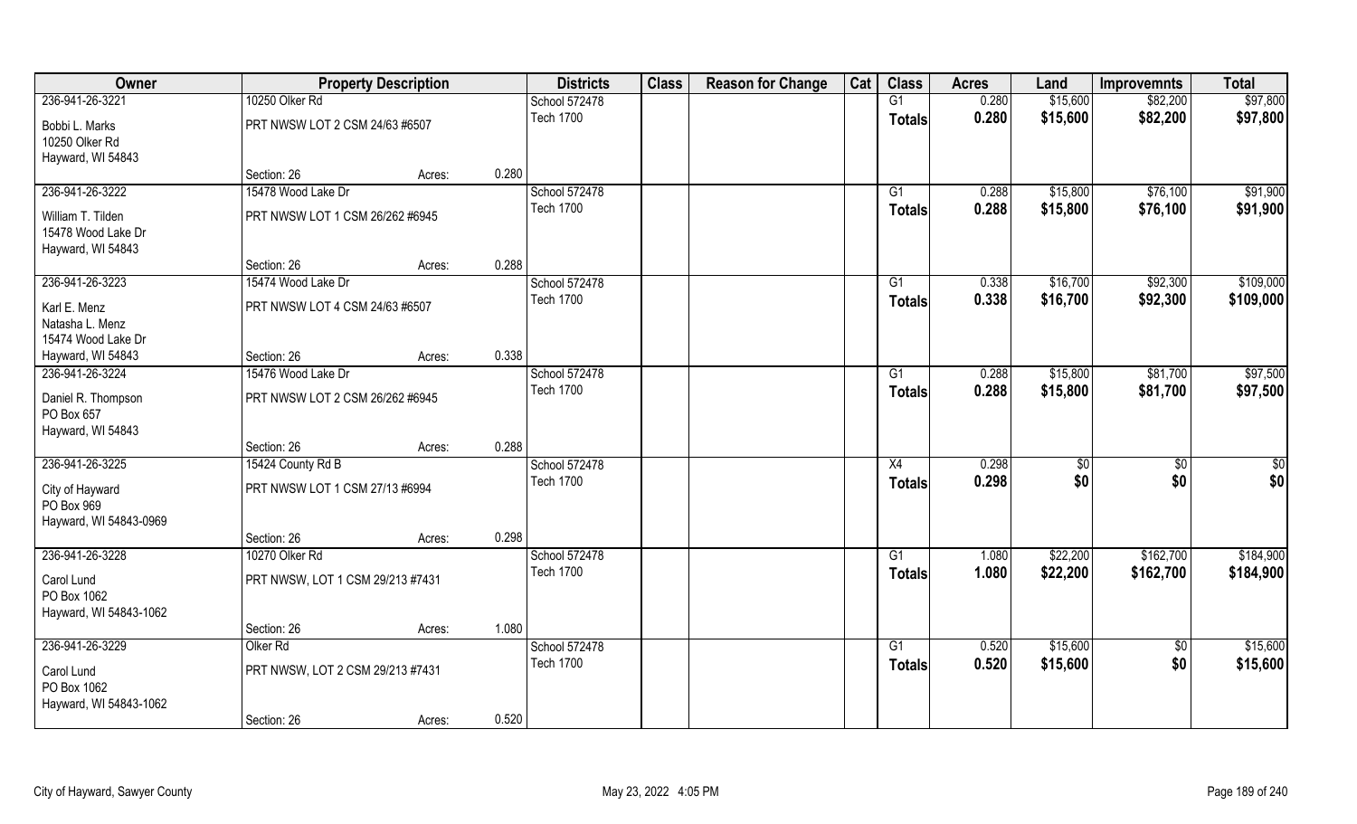| Owner | Property Description | | | Districts | Class | Reason for Change | Cat | Class | Acres | Land | Improvemnts | Total |
|---|---|---|---|---|---|---|---|---|---|---|---|---|
| 236-941-26-3221 | 10250 Olker Rd | | | School 572478 | | | | G1 | 0.280 | $15,600 | $82,200 | $97,800 |
| Bobbi L. Marks<br>10250 Olker Rd<br>Hayward, WI 54843 | PRT NWSW LOT 2 CSM 24/63 #6507 | | | Tech 1700 | | | | Totals | 0.280 | $15,600 | $82,200 | $97,800 |
| | Section: 26 | Acres: | 0.280 | | | | | | | | | |
| 236-941-26-3222 | 15478 Wood Lake Dr | | | School 572478 | | | | G1 | 0.288 | $15,800 | $76,100 | $91,900 |
| William T. Tilden<br>15478 Wood Lake Dr<br>Hayward, WI 54843 | PRT NWSW LOT 1 CSM 26/262 #6945 | | | Tech 1700 | | | | Totals | 0.288 | $15,800 | $76,100 | $91,900 |
| | Section: 26 | Acres: | 0.288 | | | | | | | | | |
| 236-941-26-3223 | 15474 Wood Lake Dr | | | School 572478 | | | | G1 | 0.338 | $16,700 | $92,300 | $109,000 |
| Karl E. Menz<br>Natasha L. Menz<br>15474 Wood Lake Dr<br>Hayward, WI 54843 | PRT NWSW LOT 4 CSM 24/63 #6507 | | | Tech 1700 | | | | Totals | 0.338 | $16,700 | $92,300 | $109,000 |
| | Section: 26 | Acres: | 0.338 | | | | | | | | | |
| 236-941-26-3224 | 15476 Wood Lake Dr | | | School 572478 | | | | G1 | 0.288 | $15,800 | $81,700 | $97,500 |
| Daniel R. Thompson<br>PO Box 657<br>Hayward, WI 54843 | PRT NWSW LOT 2 CSM 26/262 #6945 | | | Tech 1700 | | | | Totals | 0.288 | $15,800 | $81,700 | $97,500 |
| | Section: 26 | Acres: | 0.288 | | | | | | | | | |
| 236-941-26-3225 | 15424 County Rd B | | | School 572478 | | | | X4 | 0.298 | $0 | $0 | $0 |
| City of Hayward<br>PO Box 969<br>Hayward, WI 54843-0969 | PRT NWSW LOT 1 CSM 27/13 #6994 | | | Tech 1700 | | | | Totals | 0.298 | $0 | $0 | $0 |
| | Section: 26 | Acres: | 0.298 | | | | | | | | | |
| 236-941-26-3228 | 10270 Olker Rd | | | School 572478 | | | | G1 | 1.080 | $22,200 | $162,700 | $184,900 |
| Carol Lund<br>PO Box 1062<br>Hayward, WI 54843-1062 | PRT NWSW, LOT 1 CSM 29/213 #7431 | | | Tech 1700 | | | | Totals | 1.080 | $22,200 | $162,700 | $184,900 |
| | Section: 26 | Acres: | 1.080 | | | | | | | | | |
| 236-941-26-3229 | Olker Rd | | | School 572478 | | | | G1 | 0.520 | $15,600 | $0 | $15,600 |
| Carol Lund<br>PO Box 1062<br>Hayward, WI 54843-1062 | PRT NWSW, LOT 2 CSM 29/213 #7431 | | | Tech 1700 | | | | Totals | 0.520 | $15,600 | $0 | $15,600 |
| | Section: 26 | Acres: | 0.520 | | | | | | | | | |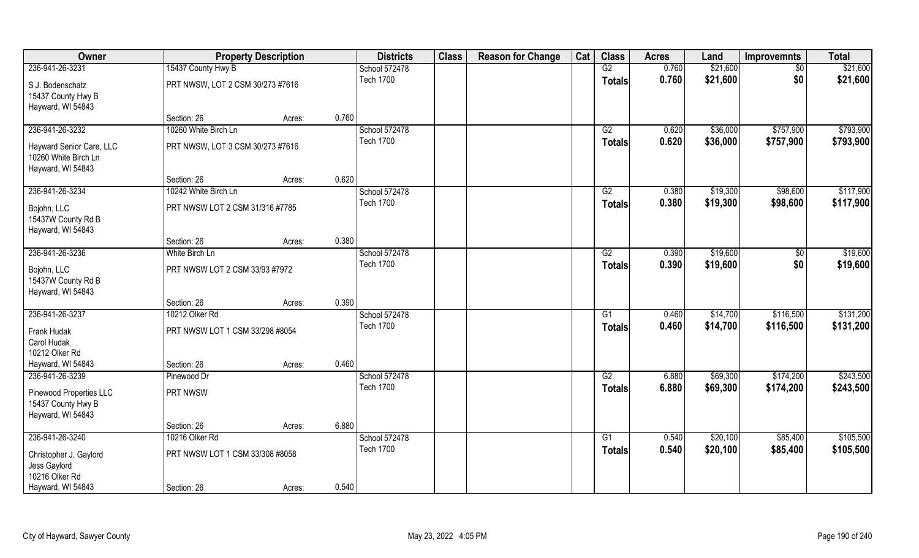| Owner | Property Description | | | Districts | Class | Reason for Change | Cat | Class | Acres | Land | Improvemnts | Total |
|---|---|---|---|---|---|---|---|---|---|---|---|---|
| 236-941-26-3231 | 15437 County Hwy B | | | School 572478 | | | | G2 | 0.760 | $21,600 | $0 | $21,600 |
| S J. Bodenschatz<br>15437 County Hwy B<br>Hayward, WI 54843 | PRT NWSW, LOT 2 CSM 30/273 #7616 | | | Tech 1700 | | | | Totals | 0.760 | $21,600 | $0 | $21,600 |
| | Section: 26 | Acres: | 0.760 | | | | | | | | | |
| 236-941-26-3232 | 10260 White Birch Ln | | | School 572478 | | | | G2 | 0.620 | $36,000 | $757,900 | $793,900 |
| Hayward Senior Care, LLC<br>10260 White Birch Ln<br>Hayward, WI 54843 | PRT NWSW, LOT 3 CSM 30/273 #7616 | | | Tech 1700 | | | | Totals | 0.620 | $36,000 | $757,900 | $793,900 |
| | Section: 26 | Acres: | 0.620 | | | | | | | | | |
| 236-941-26-3234 | 10242 White Birch Ln | | | School 572478 | | | | G2 | 0.380 | $19,300 | $98,600 | $117,900 |
| Bojohn, LLC<br>15437W County Rd B<br>Hayward, WI 54843 | PRT NWSW LOT 2 CSM 31/316 #7785 | | | Tech 1700 | | | | Totals | 0.380 | $19,300 | $98,600 | $117,900 |
| | Section: 26 | Acres: | 0.380 | | | | | | | | | |
| 236-941-26-3236 | White Birch Ln | | | School 572478 | | | | G2 | 0.390 | $19,600 | $0 | $19,600 |
| Bojohn, LLC<br>15437W County Rd B<br>Hayward, WI 54843 | PRT NWSW LOT 2 CSM 33/93 #7972 | | | Tech 1700 | | | | Totals | 0.390 | $19,600 | $0 | $19,600 |
| | Section: 26 | Acres: | 0.390 | | | | | | | | | |
| 236-941-26-3237 | 10212 Olker Rd | | | School 572478 | | | | G1 | 0.460 | $14,700 | $116,500 | $131,200 |
| Frank Hudak<br>Carol Hudak<br>10212 Olker Rd<br>Hayward, WI 54843 | PRT NWSW LOT 1 CSM 33/298 #8054 | | | Tech 1700 | | | | Totals | 0.460 | $14,700 | $116,500 | $131,200 |
| | Section: 26 | Acres: | 0.460 | | | | | | | | | |
| 236-941-26-3239 | Pinewood Dr | | | School 572478 | | | | G2 | 6.880 | $69,300 | $174,200 | $243,500 |
| Pinewood Properties LLC<br>15437 County Hwy B<br>Hayward, WI 54843 | PRT NWSW | | | Tech 1700 | | | | Totals | 6.880 | $69,300 | $174,200 | $243,500 |
| | Section: 26 | Acres: | 6.880 | | | | | | | | | |
| 236-941-26-3240 | 10216 Olker Rd | | | School 572478 | | | | G1 | 0.540 | $20,100 | $85,400 | $105,500 |
| Christopher J. Gaylord<br>Jess Gaylord<br>10216 Olker Rd<br>Hayward, WI 54843 | PRT NWSW LOT 1 CSM 33/308 #8058 | | | Tech 1700 | | | | Totals | 0.540 | $20,100 | $85,400 | $105,500 |
| | Section: 26 | Acres: | 0.540 | | | | | | | | | |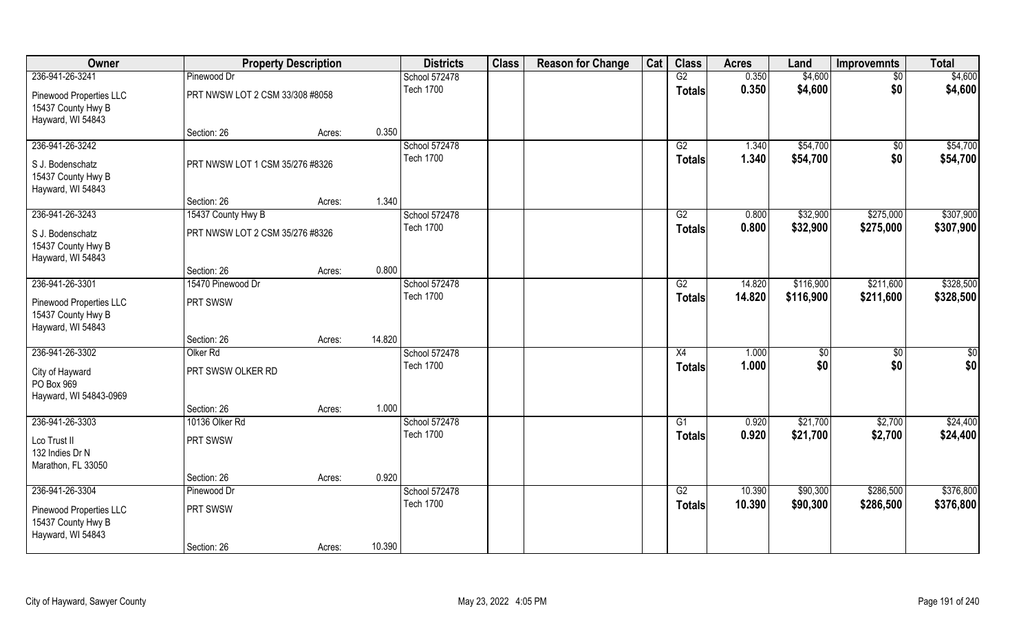| Owner | Property Description | | | Districts | Class | Reason for Change | Cat | Class | Acres | Land | Improvemnts | Total |
|---|---|---|---|---|---|---|---|---|---|---|---|---|
| 236-941-26-3241 | Pinewood Dr | | | School 572478 | | | | G2 | 0.350 | $4,600 | $0 | $4,600 |
| Pinewood Properties LLC<br>15437 County Hwy B<br>Hayward, WI 54843 | PRT NWSW LOT 2 CSM 33/308 #8058 | | | Tech 1700 | | | | Totals | 0.350 | $4,600 | $0 | $4,600 |
| | Section: 26 | Acres: | 0.350 | | | | | | | | | |
| 236-941-26-3242 | | | | School 572478 | | | | G2 | 1.340 | $54,700 | $0 | $54,700 |
| S J. Bodenschatz<br>15437 County Hwy B<br>Hayward, WI 54843 | PRT NWSW LOT 1 CSM 35/276 #8326 | | | Tech 1700 | | | | Totals | 1.340 | $54,700 | $0 | $54,700 |
| | Section: 26 | Acres: | 1.340 | | | | | | | | | |
| 236-941-26-3243 | 15437 County Hwy B | | | School 572478 | | | | G2 | 0.800 | $32,900 | $275,000 | $307,900 |
| S J. Bodenschatz<br>15437 County Hwy B<br>Hayward, WI 54843 | PRT NWSW LOT 2 CSM 35/276 #8326 | | | Tech 1700 | | | | Totals | 0.800 | $32,900 | $275,000 | $307,900 |
| | Section: 26 | Acres: | 0.800 | | | | | | | | | |
| 236-941-26-3301 | 15470 Pinewood Dr | | | School 572478 | | | | G2 | 14.820 | $116,900 | $211,600 | $328,500 |
| Pinewood Properties LLC<br>15437 County Hwy B<br>Hayward, WI 54843 | PRT SWSW | | | Tech 1700 | | | | Totals | 14.820 | $116,900 | $211,600 | $328,500 |
| | Section: 26 | Acres: | 14.820 | | | | | | | | | |
| 236-941-26-3302 | Olker Rd | | | School 572478 | | | | X4 | 1.000 | $0 | $0 | $0 |
| City of Hayward<br>PO Box 969<br>Hayward, WI 54843-0969 | PRT SWSW OLKER RD | | | Tech 1700 | | | | Totals | 1.000 | $0 | $0 | $0 |
| | Section: 26 | Acres: | 1.000 | | | | | | | | | |
| 236-941-26-3303 | 10136 Olker Rd | | | School 572478 | | | | G1 | 0.920 | $21,700 | $2,700 | $24,400 |
| Lco Trust II<br>132 Indies Dr N<br>Marathon, FL 33050 | PRT SWSW | | | Tech 1700 | | | | Totals | 0.920 | $21,700 | $2,700 | $24,400 |
| | Section: 26 | Acres: | 0.920 | | | | | | | | | |
| 236-941-26-3304 | Pinewood Dr | | | School 572478 | | | | G2 | 10.390 | $90,300 | $286,500 | $376,800 |
| Pinewood Properties LLC<br>15437 County Hwy B<br>Hayward, WI 54843 | PRT SWSW | | | Tech 1700 | | | | Totals | 10.390 | $90,300 | $286,500 | $376,800 |
| | Section: 26 | Acres: | 10.390 | | | | | | | | | |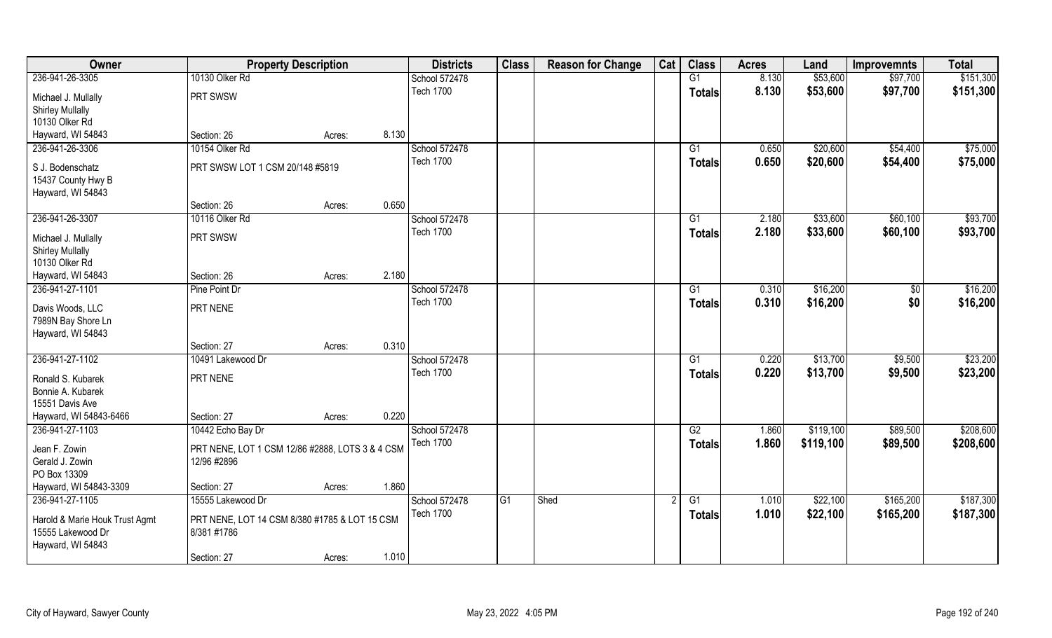| Owner | Property Description | | | Districts | Class | Reason for Change | Cat | Class | Acres | Land | Improvemnts | Total |
|---|---|---|---|---|---|---|---|---|---|---|---|---|
| 236-941-26-3305 | 10130 Olker Rd | | | School 572478 | | | | G1 | 8.130 | $53,600 | $97,700 | $151,300 |
| Michael J. Mullally<br>Shirley Mullally<br>10130 Olker Rd<br>Hayward, WI 54843 | PRT SWSW | | | Tech 1700 | | | | Totals | 8.130 | $53,600 | $97,700 | $151,300 |
| | Section: 26 | Acres: | 8.130 | | | | | | | | | |
| 236-941-26-3306 | 10154 Olker Rd | | | School 572478 | | | | G1 | 0.650 | $20,600 | $54,400 | $75,000 |
| S J. Bodenschatz<br>15437 County Hwy B<br>Hayward, WI 54843 | PRT SWSW LOT 1 CSM 20/148 #5819 | | | Tech 1700 | | | | Totals | 0.650 | $20,600 | $54,400 | $75,000 |
| | Section: 26 | Acres: | 0.650 | | | | | | | | | |
| 236-941-26-3307 | 10116 Olker Rd | | | School 572478 | | | | G1 | 2.180 | $33,600 | $60,100 | $93,700 |
| Michael J. Mullally<br>Shirley Mullally<br>10130 Olker Rd<br>Hayward, WI 54843 | PRT SWSW | | | Tech 1700 | | | | Totals | 2.180 | $33,600 | $60,100 | $93,700 |
| | Section: 26 | Acres: | 2.180 | | | | | | | | | |
| 236-941-27-1101 | Pine Point Dr | | | School 572478 | | | | G1 | 0.310 | $16,200 | $0 | $16,200 |
| Davis Woods, LLC<br>7989N Bay Shore Ln<br>Hayward, WI 54843 | PRT NENE | | | Tech 1700 | | | | Totals | 0.310 | $16,200 | $0 | $16,200 |
| | Section: 27 | Acres: | 0.310 | | | | | | | | | |
| 236-941-27-1102 | 10491 Lakewood Dr | | | School 572478 | | | | G1 | 0.220 | $13,700 | $9,500 | $23,200 |
| Ronald S. Kubarek<br>Bonnie A. Kubarek<br>15551 Davis Ave<br>Hayward, WI 54843-6466 | PRT NENE | | | Tech 1700 | | | | Totals | 0.220 | $13,700 | $9,500 | $23,200 |
| | Section: 27 | Acres: | 0.220 | | | | | | | | | |
| 236-941-27-1103 | 10442 Echo Bay Dr | | | School 572478 | | | | G2 | 1.860 | $119,100 | $89,500 | $208,600 |
| Jean F. Zowin<br>Gerald J. Zowin<br>PO Box 13309<br>Hayward, WI 54843-3309 | PRT NENE, LOT 1 CSM 12/86 #2888, LOTS 3 & 4 CSM 12/96 #2896 | | | Tech 1700 | | | | Totals | 1.860 | $119,100 | $89,500 | $208,600 |
| | Section: 27 | Acres: | 1.860 | | | | | | | | | |
| 236-941-27-1105 | 15555 Lakewood Dr | | | School 572478 | G1 | Shed | 2 | G1 | 1.010 | $22,100 | $165,200 | $187,300 |
| Harold & Marie Houk Trust Agmt<br>15555 Lakewood Dr<br>Hayward, WI 54843 | PRT NENE, LOT 14 CSM 8/380 #1785 & LOT 15 CSM 8/381 #1786 | | | Tech 1700 | | | | Totals | 1.010 | $22,100 | $165,200 | $187,300 |
| | Section: 27 | Acres: | 1.010 | | | | | | | | | |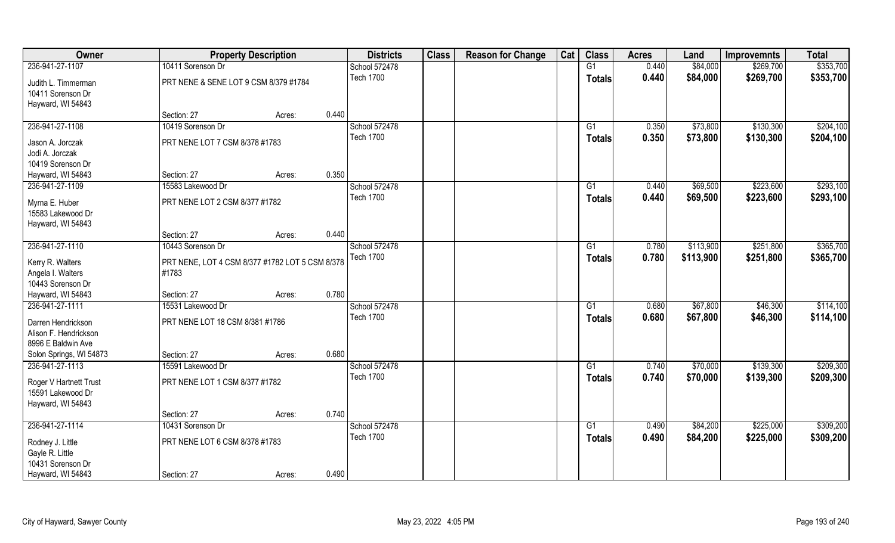| Owner | Property Description | | | Districts | Class | Reason for Change | Cat | Class | Acres | Land | Improvemnts | Total |
|---|---|---|---|---|---|---|---|---|---|---|---|---|
| 236-941-27-1107 | 10411 Sorenson Dr | | | School 572478 | | | | G1 | 0.440 | $84,000 | $269,700 | $353,700 |
| Judith L. Timmerman<br>10411 Sorenson Dr<br>Hayward, WI 54843 | PRT NENE & SENE LOT 9 CSM 8/379 #1784 | | | Tech 1700 | | | | Totals | 0.440 | $84,000 | $269,700 | $353,700 |
| | Section: 27 | Acres: | 0.440 | | | | | | | | | |
| 236-941-27-1108 | 10419 Sorenson Dr | | | School 572478 | | | | G1 | 0.350 | $73,800 | $130,300 | $204,100 |
| Jason A. Jorczak<br>Jodi A. Jorczak<br>10419 Sorenson Dr<br>Hayward, WI 54843 | PRT NENE LOT 7 CSM 8/378 #1783 | | | Tech 1700 | | | | Totals | 0.350 | $73,800 | $130,300 | $204,100 |
| | Section: 27 | Acres: | 0.350 | | | | | | | | | |
| 236-941-27-1109 | 15583 Lakewood Dr | | | School 572478 | | | | G1 | 0.440 | $69,500 | $223,600 | $293,100 |
| Myrna E. Huber<br>15583 Lakewood Dr<br>Hayward, WI 54843 | PRT NENE LOT 2 CSM 8/377 #1782 | | | Tech 1700 | | | | Totals | 0.440 | $69,500 | $223,600 | $293,100 |
| | Section: 27 | Acres: | 0.440 | | | | | | | | | |
| 236-941-27-1110 | 10443 Sorenson Dr | | | School 572478 | | | | G1 | 0.780 | $113,900 | $251,800 | $365,700 |
| Kerry R. Walters<br>Angela I. Walters<br>10443 Sorenson Dr<br>Hayward, WI 54843 | PRT NENE, LOT 4 CSM 8/377 #1782 LOT 5 CSM 8/378 #1783 | | | Tech 1700 | | | | Totals | 0.780 | $113,900 | $251,800 | $365,700 |
| | Section: 27 | Acres: | 0.780 | | | | | | | | | |
| 236-941-27-1111 | 15531 Lakewood Dr | | | School 572478 | | | | G1 | 0.680 | $67,800 | $46,300 | $114,100 |
| Darren Hendrickson<br>Alison F. Hendrickson<br>8996 E Baldwin Ave<br>Solon Springs, WI 54873 | PRT NENE LOT 18 CSM 8/381 #1786 | | | Tech 1700 | | | | Totals | 0.680 | $67,800 | $46,300 | $114,100 |
| | Section: 27 | Acres: | 0.680 | | | | | | | | | |
| 236-941-27-1113 | 15591 Lakewood Dr | | | School 572478 | | | | G1 | 0.740 | $70,000 | $139,300 | $209,300 |
| Roger V Hartnett Trust<br>15591 Lakewood Dr<br>Hayward, WI 54843 | PRT NENE LOT 1 CSM 8/377 #1782 | | | Tech 1700 | | | | Totals | 0.740 | $70,000 | $139,300 | $209,300 |
| | Section: 27 | Acres: | 0.740 | | | | | | | | | |
| 236-941-27-1114 | 10431 Sorenson Dr | | | School 572478 | | | | G1 | 0.490 | $84,200 | $225,000 | $309,200 |
| Rodney J. Little<br>Gayle R. Little<br>10431 Sorenson Dr<br>Hayward, WI 54843 | PRT NENE LOT 6 CSM 8/378 #1783 | | | Tech 1700 | | | | Totals | 0.490 | $84,200 | $225,000 | $309,200 |
| | Section: 27 | Acres: | 0.490 | | | | | | | | | |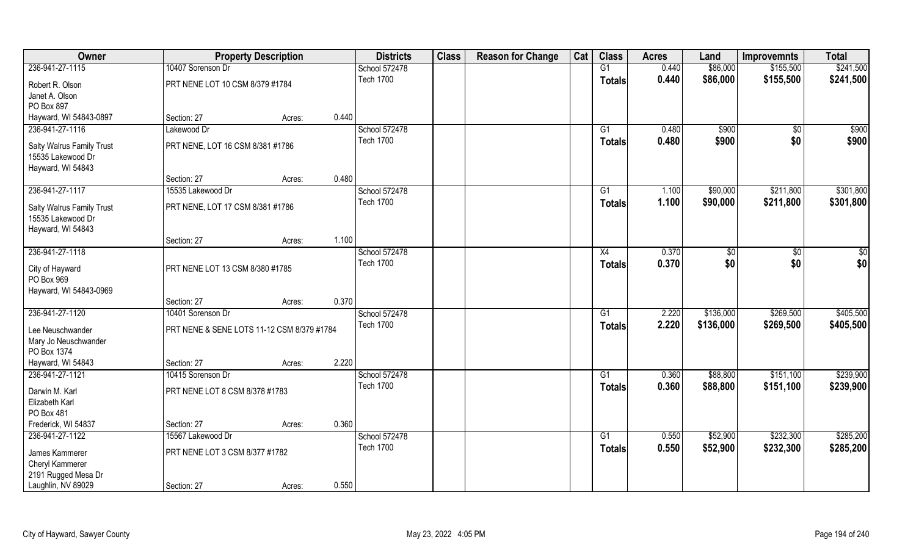| Owner | Property Description | | | Districts | Class | Reason for Change | Cat | Class | Acres | Land | Improvemnts | Total |
|---|---|---|---|---|---|---|---|---|---|---|---|---|
| 236-941-27-1115 | 10407 Sorenson Dr | | | School 572478 | | | | G1 | 0.440 | $86,000 | $155,500 | $241,500 |
| Robert R. Olson<br>Janet A. Olson<br>PO Box 897 | PRT NENE LOT 10 CSM 8/379 #1784 | | | Tech 1700 | | | | **Totals** | **0.440** | **$86,000** | **$155,500** | **$241,500** |
| Hayward, WI 54843-0897 | Section: 27 | Acres: | 0.440 | | | | | | | | | |
| 236-941-27-1116 | Lakewood Dr | | | School 572478 | | | | G1 | 0.480 | $900 | $0 | $900 |
| Salty Walrus Family Trust<br>15535 Lakewood Dr<br>Hayward, WI 54843 | PRT NENE, LOT 16 CSM 8/381 #1786 | | | Tech 1700 | | | | **Totals** | **0.480** | **$900** | **$0** | **$900** |
| | Section: 27 | Acres: | 0.480 | | | | | | | | | |
| 236-941-27-1117 | 15535 Lakewood Dr | | | School 572478 | | | | G1 | 1.100 | $90,000 | $211,800 | $301,800 |
| Salty Walrus Family Trust<br>15535 Lakewood Dr<br>Hayward, WI 54843 | PRT NENE, LOT 17 CSM 8/381 #1786 | | | Tech 1700 | | | | **Totals** | **1.100** | **$90,000** | **$211,800** | **$301,800** |
| | Section: 27 | Acres: | 1.100 | | | | | | | | | |
| 236-941-27-1118 | | | | School 572478 | | | | X4 | 0.370 | $0 | $0 | $0 |
| City of Hayward<br>PO Box 969<br>Hayward, WI 54843-0969 | PRT NENE LOT 13 CSM 8/380 #1785 | | | Tech 1700 | | | | **Totals** | **0.370** | **$0** | **$0** | **$0** |
| | Section: 27 | Acres: | 0.370 | | | | | | | | | |
| 236-941-27-1120 | 10401 Sorenson Dr | | | School 572478 | | | | G1 | 2.220 | $136,000 | $269,500 | $405,500 |
| Lee Neuschwander<br>Mary Jo Neuschwander<br>PO Box 1374 | PRT NENE & SENE LOTS 11-12 CSM 8/379 #1784 | | | Tech 1700 | | | | **Totals** | **2.220** | **$136,000** | **$269,500** | **$405,500** |
| Hayward, WI 54843 | Section: 27 | Acres: | 2.220 | | | | | | | | | |
| 236-941-27-1121 | 10415 Sorenson Dr | | | School 572478 | | | | G1 | 0.360 | $88,800 | $151,100 | $239,900 |
| Darwin M. Karl<br>Elizabeth Karl<br>PO Box 481 | PRT NENE LOT 8 CSM 8/378 #1783 | | | Tech 1700 | | | | **Totals** | **0.360** | **$88,800** | **$151,100** | **$239,900** |
| Frederick, WI 54837 | Section: 27 | Acres: | 0.360 | | | | | | | | | |
| 236-941-27-1122 | 15567 Lakewood Dr | | | School 572478 | | | | G1 | 0.550 | $52,900 | $232,300 | $285,200 |
| James Kammerer<br>Cheryl Kammerer<br>2191 Rugged Mesa Dr | PRT NENE LOT 3 CSM 8/377 #1782 | | | Tech 1700 | | | | **Totals** | **0.550** | **$52,900** | **$232,300** | **$285,200** |
| Laughlin, NV 89029 | Section: 27 | Acres: | 0.550 | | | | | | | | | |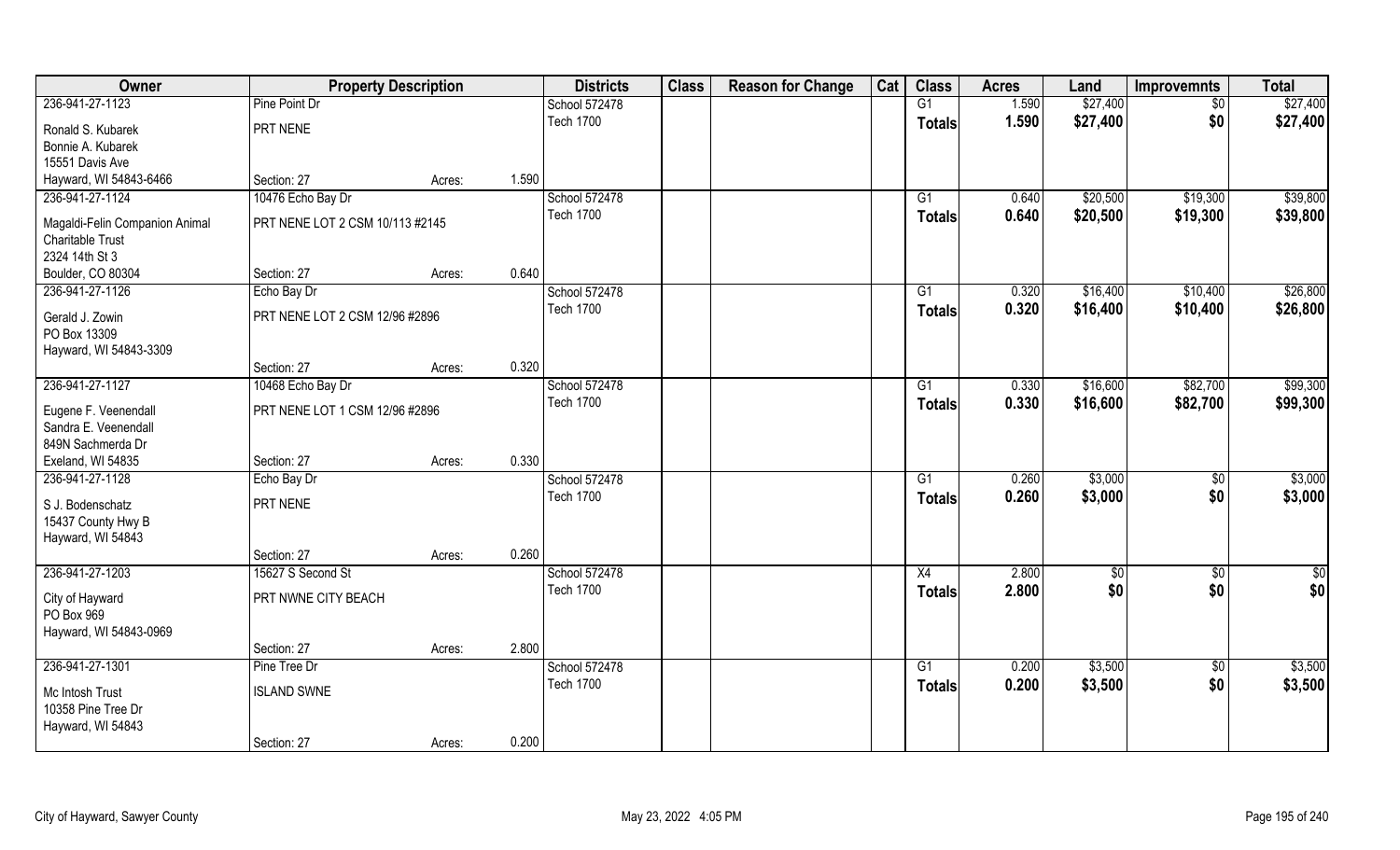| Owner | Property Description | | | Districts | Class | Reason for Change | Cat | Class | Acres | Land | Improvemnts | Total |
|---|---|---|---|---|---|---|---|---|---|---|---|---|
| 236-941-27-1123 | Pine Point Dr | | | School 572478 | | | | G1 | 1.590 | $27,400 | $0 | $27,400 |
| Ronald S. Kubarek<br>Bonnie A. Kubarek<br>15551 Davis Ave<br>Hayward, WI 54843-6466 | PRT NENE | | | Tech 1700 | | | | Totals | 1.590 | $27,400 | $0 | $27,400 |
| | Section: 27 | Acres: | 1.590 | | | | | | | | | |
| 236-941-27-1124 | 10476 Echo Bay Dr | | | School 572478 | | | | G1 | 0.640 | $20,500 | $19,300 | $39,800 |
| Magaldi-Felin Companion Animal Charitable Trust<br>2324 14th St 3<br>Boulder, CO 80304 | PRT NENE LOT 2 CSM 10/113 #2145 | | | Tech 1700 | | | | Totals | 0.640 | $20,500 | $19,300 | $39,800 |
| | Section: 27 | Acres: | 0.640 | | | | | | | | | |
| 236-941-27-1126 | Echo Bay Dr | | | School 572478 | | | | G1 | 0.320 | $16,400 | $10,400 | $26,800 |
| Gerald J. Zowin<br>PO Box 13309<br>Hayward, WI 54843-3309 | PRT NENE LOT 2 CSM 12/96 #2896 | | | Tech 1700 | | | | Totals | 0.320 | $16,400 | $10,400 | $26,800 |
| | Section: 27 | Acres: | 0.320 | | | | | | | | | |
| 236-941-27-1127 | 10468 Echo Bay Dr | | | School 572478 | | | | G1 | 0.330 | $16,600 | $82,700 | $99,300 |
| Eugene F. Veenendall<br>Sandra E. Veenendall<br>849N Sachmerda Dr<br>Exeland, WI 54835 | PRT NENE LOT 1 CSM 12/96 #2896 | | | Tech 1700 | | | | Totals | 0.330 | $16,600 | $82,700 | $99,300 |
| | Section: 27 | Acres: | 0.330 | | | | | | | | | |
| 236-941-27-1128 | Echo Bay Dr | | | School 572478 | | | | G1 | 0.260 | $3,000 | $0 | $3,000 |
| S J. Bodenschatz<br>15437 County Hwy B<br>Hayward, WI 54843 | PRT NENE | | | Tech 1700 | | | | Totals | 0.260 | $3,000 | $0 | $3,000 |
| | Section: 27 | Acres: | 0.260 | | | | | | | | | |
| 236-941-27-1203 | 15627 S Second St | | | School 572478 | | | | X4 | 2.800 | $0 | $0 | $0 |
| City of Hayward<br>PO Box 969<br>Hayward, WI 54843-0969 | PRT NWNE CITY BEACH | | | Tech 1700 | | | | Totals | 2.800 | $0 | $0 | $0 |
| | Section: 27 | Acres: | 2.800 | | | | | | | | | |
| 236-941-27-1301 | Pine Tree Dr | | | School 572478 | | | | G1 | 0.200 | $3,500 | $0 | $3,500 |
| Mc Intosh Trust<br>10358 Pine Tree Dr<br>Hayward, WI 54843 | ISLAND SWNE | | | Tech 1700 | | | | Totals | 0.200 | $3,500 | $0 | $3,500 |
| | Section: 27 | Acres: | 0.200 | | | | | | | | | |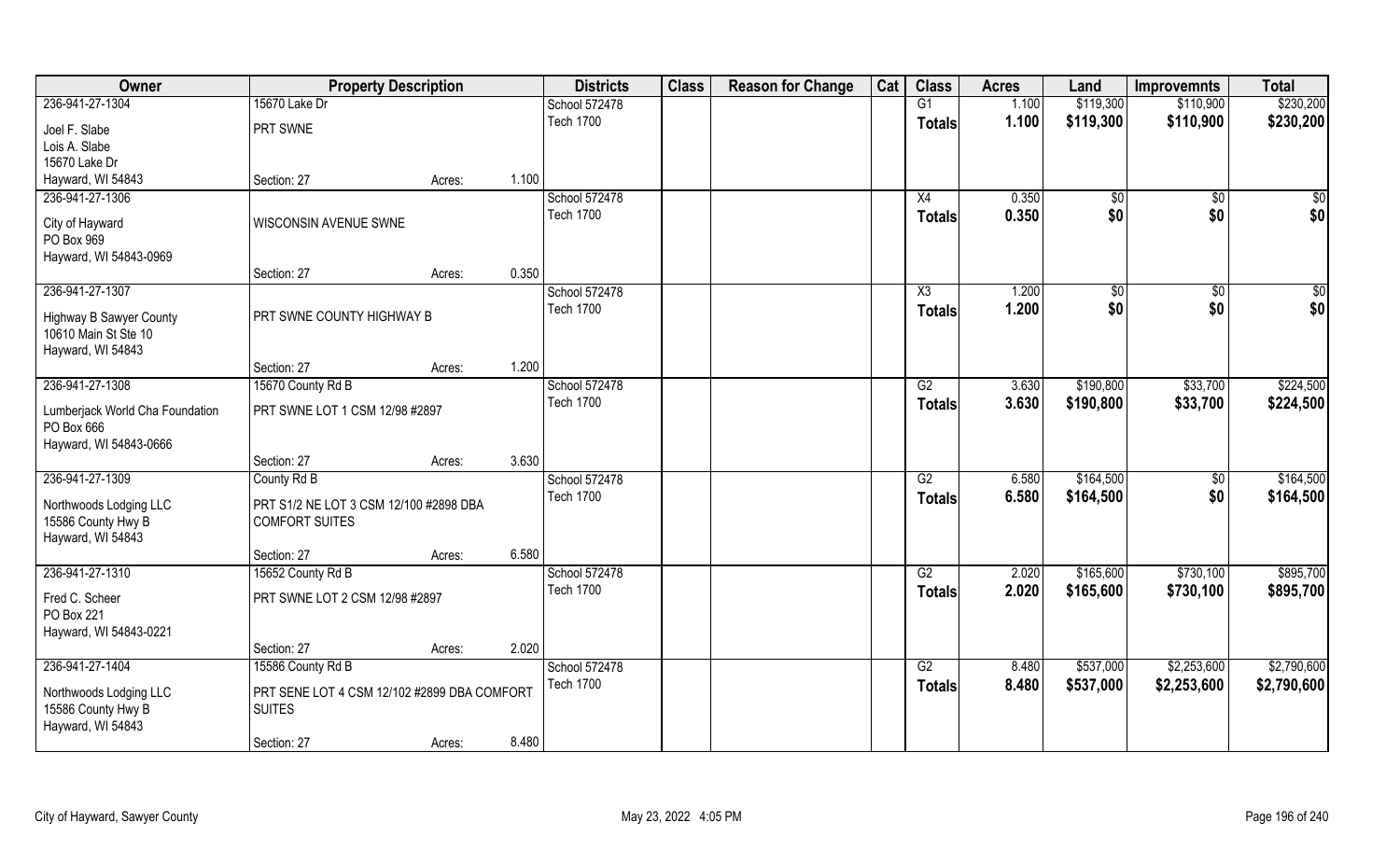| Owner | Property Description | | | Districts | Class | Reason for Change | Cat | Class | Acres | Land | Improvemnts | Total |
|---|---|---|---|---|---|---|---|---|---|---|---|---|
| 236-941-27-1304 | 15670 Lake Dr | | | School 572478 | | | | G1 | 1.100 | $119,300 | $110,900 | $230,200 |
| Joel F. Slabe<br>Lois A. Slabe<br>15670 Lake Dr<br>Hayward, WI 54843 | PRT SWNE | | | Tech 1700 | | | | Totals | 1.100 | $119,300 | $110,900 | $230,200 |
| | Section: 27 | Acres: | 1.100 | | | | | | | | | |
| 236-941-27-1306 | | | | School 572478 | | | | X4 | 0.350 | $0 | $0 | $0 |
| City of Hayward<br>PO Box 969<br>Hayward, WI 54843-0969 | WISCONSIN AVENUE SWNE | | | Tech 1700 | | | | Totals | 0.350 | $0 | $0 | $0 |
| | Section: 27 | Acres: | 0.350 | | | | | | | | | |
| 236-941-27-1307 | | | | School 572478 | | | | X3 | 1.200 | $0 | $0 | $0 |
| Highway B Sawyer County<br>10610 Main St Ste 10<br>Hayward, WI 54843 | PRT SWNE COUNTY HIGHWAY B | | | Tech 1700 | | | | Totals | 1.200 | $0 | $0 | $0 |
| | Section: 27 | Acres: | 1.200 | | | | | | | | | |
| 236-941-27-1308 | 15670 County Rd B | | | School 572478 | | | | G2 | 3.630 | $190,800 | $33,700 | $224,500 |
| Lumberjack World Cha Foundation<br>PO Box 666<br>Hayward, WI 54843-0666 | PRT SWNE LOT 1 CSM 12/98 #2897 | | | Tech 1700 | | | | Totals | 3.630 | $190,800 | $33,700 | $224,500 |
| | Section: 27 | Acres: | 3.630 | | | | | | | | | |
| 236-941-27-1309 | County Rd B | | | School 572478 | | | | G2 | 6.580 | $164,500 | $0 | $164,500 |
| Northwoods Lodging LLC<br>15586 County Hwy B<br>Hayward, WI 54843 | PRT S1/2 NE LOT 3 CSM 12/100 #2898 DBA COMFORT SUITES | | | Tech 1700 | | | | Totals | 6.580 | $164,500 | $0 | $164,500 |
| | Section: 27 | Acres: | 6.580 | | | | | | | | | |
| 236-941-27-1310 | 15652 County Rd B | | | School 572478 | | | | G2 | 2.020 | $165,600 | $730,100 | $895,700 |
| Fred C. Scheer<br>PO Box 221<br>Hayward, WI 54843-0221 | PRT SWNE LOT 2 CSM 12/98 #2897 | | | Tech 1700 | | | | Totals | 2.020 | $165,600 | $730,100 | $895,700 |
| | Section: 27 | Acres: | 2.020 | | | | | | | | | |
| 236-941-27-1404 | 15586 County Rd B | | | School 572478 | | | | G2 | 8.480 | $537,000 | $2,253,600 | $2,790,600 |
| Northwoods Lodging LLC<br>15586 County Hwy B<br>Hayward, WI 54843 | PRT SENE LOT 4 CSM 12/102 #2899 DBA COMFORT SUITES | | | Tech 1700 | | | | Totals | 8.480 | $537,000 | $2,253,600 | $2,790,600 |
| | Section: 27 | Acres: | 8.480 | | | | | | | | | |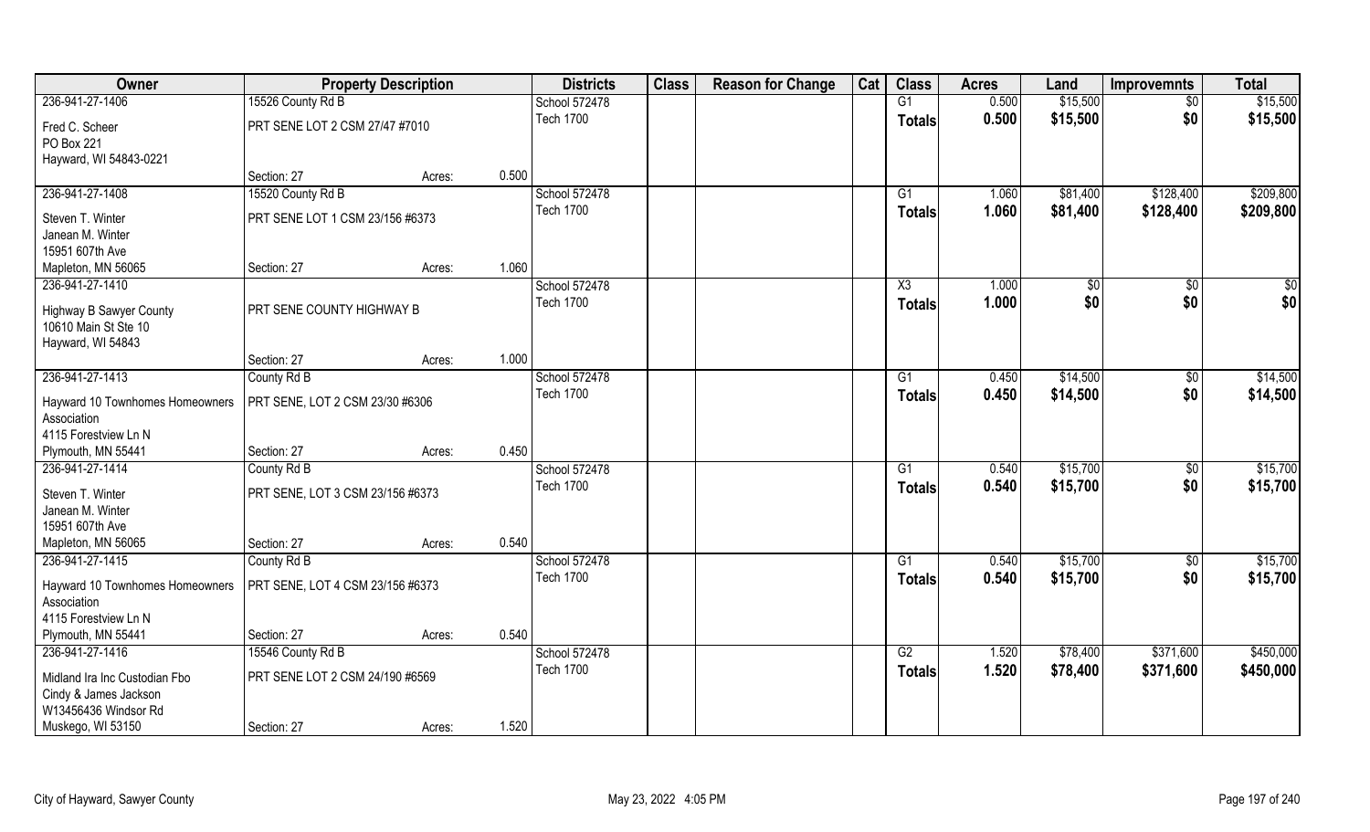| Owner | Property Description | | | Districts | Class | Reason for Change | Cat | Class | Acres | Land | Improvemnts | Total |
|---|---|---|---|---|---|---|---|---|---|---|---|---|
| 236-941-27-1406 | 15526 County Rd B | | | School 572478 | | | | G1 | 0.500 | $15,500 | $0 | $15,500 |
| Fred C. Scheer<br>PO Box 221<br>Hayward, WI 54843-0221 | PRT SENE LOT 2 CSM 27/47 #7010 | | | Tech 1700 | | | | Totals | 0.500 | $15,500 | $0 | $15,500 |
| | Section: 27 | Acres: | 0.500 | | | | | | | | | |
| 236-941-27-1408 | 15520 County Rd B | | | School 572478 | | | | G1 | 1.060 | $81,400 | $128,400 | $209,800 |
| Steven T. Winter<br>Janean M. Winter<br>15951 607th Ave<br>Mapleton, MN 56065 | PRT SENE LOT 1 CSM 23/156 #6373 | | | Tech 1700 | | | | Totals | 1.060 | $81,400 | $128,400 | $209,800 |
| | Section: 27 | Acres: | 1.060 | | | | | | | | | |
| 236-941-27-1410 | | | | School 572478 | | | | X3 | 1.000 | $0 | $0 | $0 |
| Highway B Sawyer County<br>10610 Main St Ste 10<br>Hayward, WI 54843 | PRT SENE COUNTY HIGHWAY B | | | Tech 1700 | | | | Totals | 1.000 | $0 | $0 | $0 |
| | Section: 27 | Acres: | 1.000 | | | | | | | | | |
| 236-941-27-1413 | County Rd B | | | School 572478 | | | | G1 | 0.450 | $14,500 | $0 | $14,500 |
| Hayward 10 Townhomes Homeowners Association<br>4115 Forestview Ln N<br>Plymouth, MN 55441 | PRT SENE, LOT 2 CSM 23/30 #6306 | | | Tech 1700 | | | | Totals | 0.450 | $14,500 | $0 | $14,500 |
| | Section: 27 | Acres: | 0.450 | | | | | | | | | |
| 236-941-27-1414 | County Rd B | | | School 572478 | | | | G1 | 0.540 | $15,700 | $0 | $15,700 |
| Steven T. Winter<br>Janean M. Winter<br>15951 607th Ave<br>Mapleton, MN 56065 | PRT SENE, LOT 3 CSM 23/156 #6373 | | | Tech 1700 | | | | Totals | 0.540 | $15,700 | $0 | $15,700 |
| | Section: 27 | Acres: | 0.540 | | | | | | | | | |
| 236-941-27-1415 | County Rd B | | | School 572478 | | | | G1 | 0.540 | $15,700 | $0 | $15,700 |
| Hayward 10 Townhomes Homeowners Association<br>4115 Forestview Ln N<br>Plymouth, MN 55441 | PRT SENE, LOT 4 CSM 23/156 #6373 | | | Tech 1700 | | | | Totals | 0.540 | $15,700 | $0 | $15,700 |
| | Section: 27 | Acres: | 0.540 | | | | | | | | | |
| 236-941-27-1416 | 15546 County Rd B | | | School 572478 | | | | G2 | 1.520 | $78,400 | $371,600 | $450,000 |
| Midland Ira Inc Custodian Fbo<br>Cindy & James Jackson<br>W13456436 Windsor Rd<br>Muskego, WI 53150 | PRT SENE LOT 2 CSM 24/190 #6569 | | | Tech 1700 | | | | Totals | 1.520 | $78,400 | $371,600 | $450,000 |
| | Section: 27 | Acres: | 1.520 | | | | | | | | | |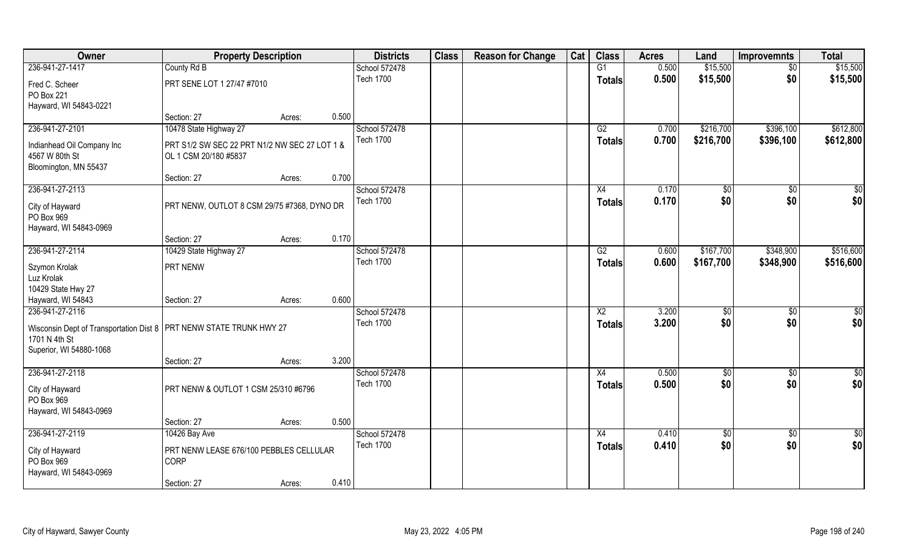| Owner | Property Description | | | Districts | Class | Reason for Change | Cat | Class | Acres | Land | Improvemnts | Total |
|---|---|---|---|---|---|---|---|---|---|---|---|---|
| 236-941-27-1417 | County Rd B | | | School 572478 | | | | G1 | 0.500 | $15,500 | $0 | $15,500 |
| Fred C. Scheer<br>PO Box 221<br>Hayward, WI 54843-0221 | PRT SENE LOT 1 27/47 #7010 | | | Tech 1700 | | | | Totals | 0.500 | $15,500 | $0 | $15,500 |
| | Section: 27 | Acres: | 0.500 | | | | | | | | | |
| 236-941-27-2101 | 10478 State Highway 27 | | | School 572478 | | | | G2 | 0.700 | $216,700 | $396,100 | $612,800 |
| Indianhead Oil Company Inc<br>4567 W 80th St<br>Bloomington, MN 55437 | PRT S1/2 SW SEC 22 PRT N1/2 NW SEC 27 LOT 1 & OL 1 CSM 20/180 #5837 | | | Tech 1700 | | | | Totals | 0.700 | $216,700 | $396,100 | $612,800 |
| | Section: 27 | Acres: | 0.700 | | | | | | | | | |
| 236-941-27-2113 | | | | School 572478 | | | | X4 | 0.170 | $0 | $0 | $0 |
| City of Hayward<br>PO Box 969<br>Hayward, WI 54843-0969 | PRT NENW, OUTLOT 8 CSM 29/75 #7368, DYNO DR | | | Tech 1700 | | | | Totals | 0.170 | $0 | $0 | $0 |
| | Section: 27 | Acres: | 0.170 | | | | | | | | | |
| 236-941-27-2114 | 10429 State Highway 27 | | | School 572478 | | | | G2 | 0.600 | $167,700 | $348,900 | $516,600 |
| Szymon Krolak<br>Luz Krolak<br>10429 State Hwy 27<br>Hayward, WI 54843 | PRT NENW | | | Tech 1700 | | | | Totals | 0.600 | $167,700 | $348,900 | $516,600 |
| | Section: 27 | Acres: | 0.600 | | | | | | | | | |
| 236-941-27-2116 | | | | School 572478 | | | | X2 | 3.200 | $0 | $0 | $0 |
| Wisconsin Dept of Transportation Dist 8<br>1701 N 4th St<br>Superior, WI 54880-1068 | PRT NENW STATE TRUNK HWY 27 | | | Tech 1700 | | | | Totals | 3.200 | $0 | $0 | $0 |
| | Section: 27 | Acres: | 3.200 | | | | | | | | | |
| 236-941-27-2118 | | | | School 572478 | | | | X4 | 0.500 | $0 | $0 | $0 |
| City of Hayward<br>PO Box 969<br>Hayward, WI 54843-0969 | PRT NENW & OUTLOT 1 CSM 25/310 #6796 | | | Tech 1700 | | | | Totals | 0.500 | $0 | $0 | $0 |
| | Section: 27 | Acres: | 0.500 | | | | | | | | | |
| 236-941-27-2119 | 10426 Bay Ave | | | School 572478 | | | | X4 | 0.410 | $0 | $0 | $0 |
| City of Hayward<br>PO Box 969<br>Hayward, WI 54843-0969 | PRT NENW LEASE 676/100 PEBBLES CELLULAR CORP | | | Tech 1700 | | | | Totals | 0.410 | $0 | $0 | $0 |
| | Section: 27 | Acres: | 0.410 | | | | | | | | | |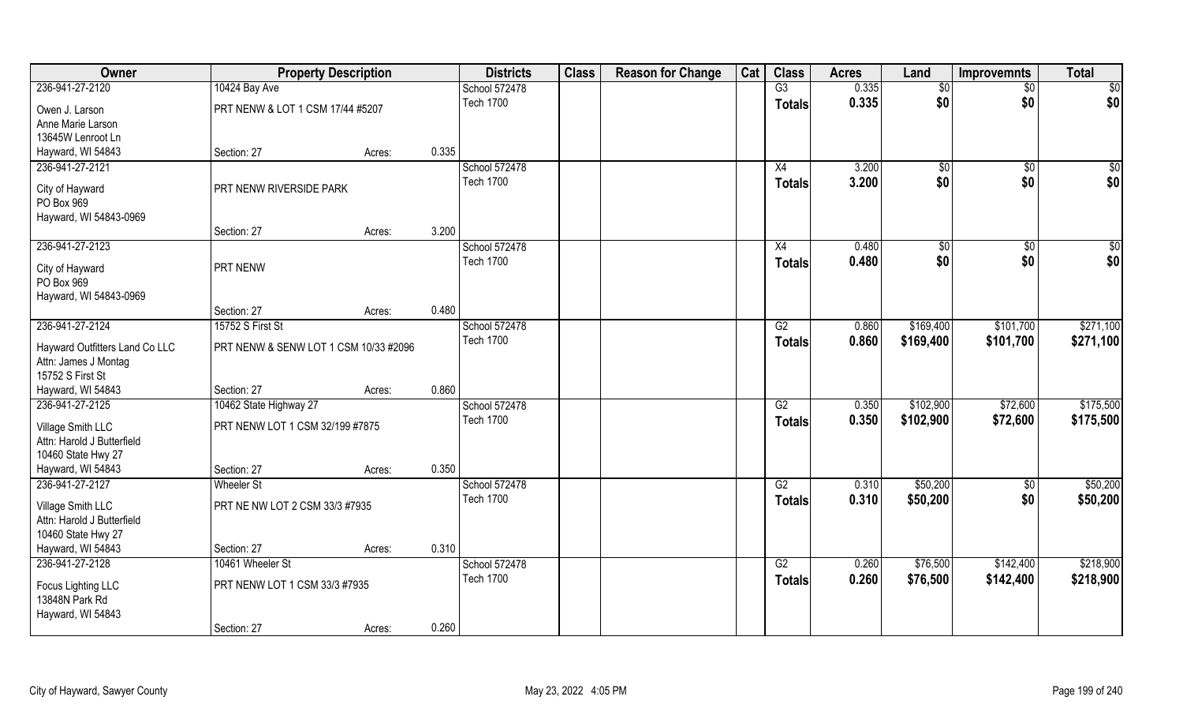| Owner | Property Description | | | Districts | Class | Reason for Change | Cat | Class | Acres | Land | Improvemnts | Total |
|---|---|---|---|---|---|---|---|---|---|---|---|---|
| 236-941-27-2120 | 10424 Bay Ave | | | School 572478 | | | | G3 | 0.335 | $0 | $0 | $0 |
| Owen J. Larson<br>Anne Marie Larson<br>13645W Lenroot Ln<br>Hayward, WI 54843 | PRT NENW & LOT 1 CSM 17/44 #5207 | | | Tech 1700 | | | | Totals | 0.335 | $0 | $0 | $0 |
| | Section: 27 | Acres: | 0.335 | | | | | | | | | |
| 236-941-27-2121 | | | | School 572478 | | | | X4 | 3.200 | $0 | $0 | $0 |
| City of Hayward<br>PO Box 969<br>Hayward, WI 54843-0969 | PRT NENW RIVERSIDE PARK | | | Tech 1700 | | | | Totals | 3.200 | $0 | $0 | $0 |
| | Section: 27 | Acres: | 3.200 | | | | | | | | | |
| 236-941-27-2123 | | | | School 572478 | | | | X4 | 0.480 | $0 | $0 | $0 |
| City of Hayward<br>PO Box 969<br>Hayward, WI 54843-0969 | PRT NENW | | | Tech 1700 | | | | Totals | 0.480 | $0 | $0 | $0 |
| | Section: 27 | Acres: | 0.480 | | | | | | | | | |
| 236-941-27-2124 | 15752 S First St | | | School 572478 | | | | G2 | 0.860 | $169,400 | $101,700 | $271,100 |
| Hayward Outfitters Land Co LLC<br>Attn: James J Montag<br>15752 S First St<br>Hayward, WI 54843 | PRT NENW & SENW LOT 1 CSM 10/33 #2096 | | | Tech 1700 | | | | Totals | 0.860 | $169,400 | $101,700 | $271,100 |
| | Section: 27 | Acres: | 0.860 | | | | | | | | | |
| 236-941-27-2125 | 10462 State Highway 27 | | | School 572478 | | | | G2 | 0.350 | $102,900 | $72,600 | $175,500 |
| Village Smith LLC<br>Attn: Harold J Butterfield<br>10460 State Hwy 27<br>Hayward, WI 54843 | PRT NENW LOT 1 CSM 32/199 #7875 | | | Tech 1700 | | | | Totals | 0.350 | $102,900 | $72,600 | $175,500 |
| | Section: 27 | Acres: | 0.350 | | | | | | | | | |
| 236-941-27-2127 | Wheeler St | | | School 572478 | | | | G2 | 0.310 | $50,200 | $0 | $50,200 |
| Village Smith LLC<br>Attn: Harold J Butterfield<br>10460 State Hwy 27<br>Hayward, WI 54843 | PRT NE NW LOT 2 CSM 33/3 #7935 | | | Tech 1700 | | | | Totals | 0.310 | $50,200 | $0 | $50,200 |
| | Section: 27 | Acres: | 0.310 | | | | | | | | | |
| 236-941-27-2128 | 10461 Wheeler St | | | School 572478 | | | | G2 | 0.260 | $76,500 | $142,400 | $218,900 |
| Focus Lighting LLC<br>13848N Park Rd<br>Hayward, WI 54843 | PRT NENW LOT 1 CSM 33/3 #7935 | | | Tech 1700 | | | | Totals | 0.260 | $76,500 | $142,400 | $218,900 |
| | Section: 27 | Acres: | 0.260 | | | | | | | | | |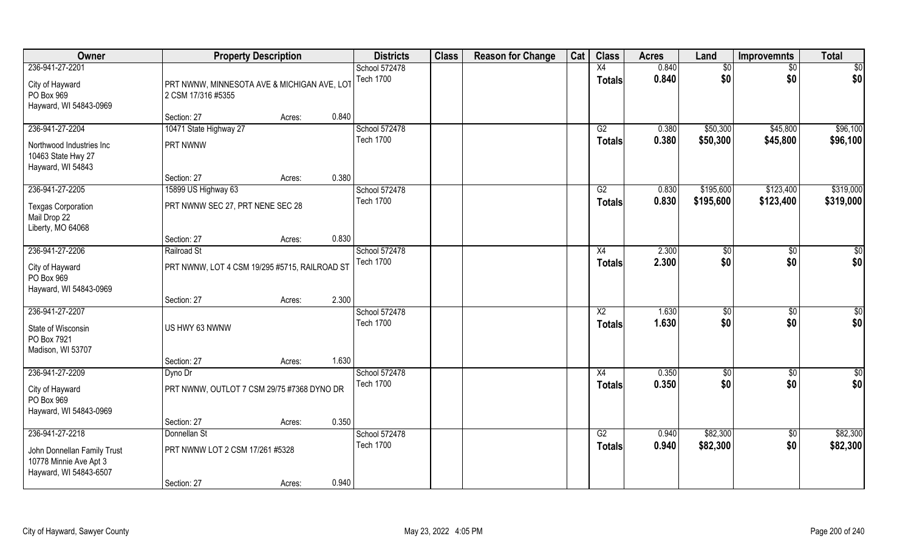| Owner | Property Description | | | Districts | Class | Reason for Change | Cat | Class | Acres | Land | Improvemnts | Total |
|---|---|---|---|---|---|---|---|---|---|---|---|---|
| 236-941-27-2201 | | | | School 572478 | | | | X4 | 0.840 | $0 | $0 | $0 |
| City of Hayward<br>PO Box 969<br>Hayward, WI 54843-0969 | PRT NWNW, MINNESOTA AVE & MICHIGAN AVE, LOT 2 CSM 17/316 #5355 | | | Tech 1700 | | | | Totals | 0.840 | $0 | $0 | $0 |
| | Section: 27 | Acres: | 0.840 | | | | | | | | | |
| 236-941-27-2204 | 10471 State Highway 27 | | | School 572478 | | | | G2 | 0.380 | $50,300 | $45,800 | $96,100 |
| Northwood Industries Inc<br>10463 State Hwy 27<br>Hayward, WI 54843 | PRT NWNW | | | Tech 1700 | | | | Totals | 0.380 | $50,300 | $45,800 | $96,100 |
| | Section: 27 | Acres: | 0.380 | | | | | | | | | |
| 236-941-27-2205 | 15899 US Highway 63 | | | School 572478 | | | | G2 | 0.830 | $195,600 | $123,400 | $319,000 |
| Texgas Corporation<br>Mail Drop 22<br>Liberty, MO 64068 | PRT NWNW SEC 27, PRT NENE SEC 28 | | | Tech 1700 | | | | Totals | 0.830 | $195,600 | $123,400 | $319,000 |
| | Section: 27 | Acres: | 0.830 | | | | | | | | | |
| 236-941-27-2206 | Railroad St | | | School 572478 | | | | X4 | 2.300 | $0 | $0 | $0 |
| City of Hayward<br>PO Box 969<br>Hayward, WI 54843-0969 | PRT NWNW, LOT 4 CSM 19/295 #5715, RAILROAD ST | | | Tech 1700 | | | | Totals | 2.300 | $0 | $0 | $0 |
| | Section: 27 | Acres: | 2.300 | | | | | | | | | |
| 236-941-27-2207 | | | | School 572478 | | | | X2 | 1.630 | $0 | $0 | $0 |
| State of Wisconsin<br>PO Box 7921<br>Madison, WI 53707 | US HWY 63 NWNW | | | Tech 1700 | | | | Totals | 1.630 | $0 | $0 | $0 |
| | Section: 27 | Acres: | 1.630 | | | | | | | | | |
| 236-941-27-2209 | Dyno Dr | | | School 572478 | | | | X4 | 0.350 | $0 | $0 | $0 |
| City of Hayward<br>PO Box 969<br>Hayward, WI 54843-0969 | PRT NWNW, OUTLOT 7 CSM 29/75 #7368 DYNO DR | | | Tech 1700 | | | | Totals | 0.350 | $0 | $0 | $0 |
| | Section: 27 | Acres: | 0.350 | | | | | | | | | |
| 236-941-27-2218 | Donnellan St | | | School 572478 | | | | G2 | 0.940 | $82,300 | $0 | $82,300 |
| John Donnellan Family Trust<br>10778 Minnie Ave Apt 3<br>Hayward, WI 54843-6507 | PRT NWNW LOT 2 CSM 17/261 #5328 | | | Tech 1700 | | | | Totals | 0.940 | $82,300 | $0 | $82,300 |
| | Section: 27 | Acres: | 0.940 | | | | | | | | | |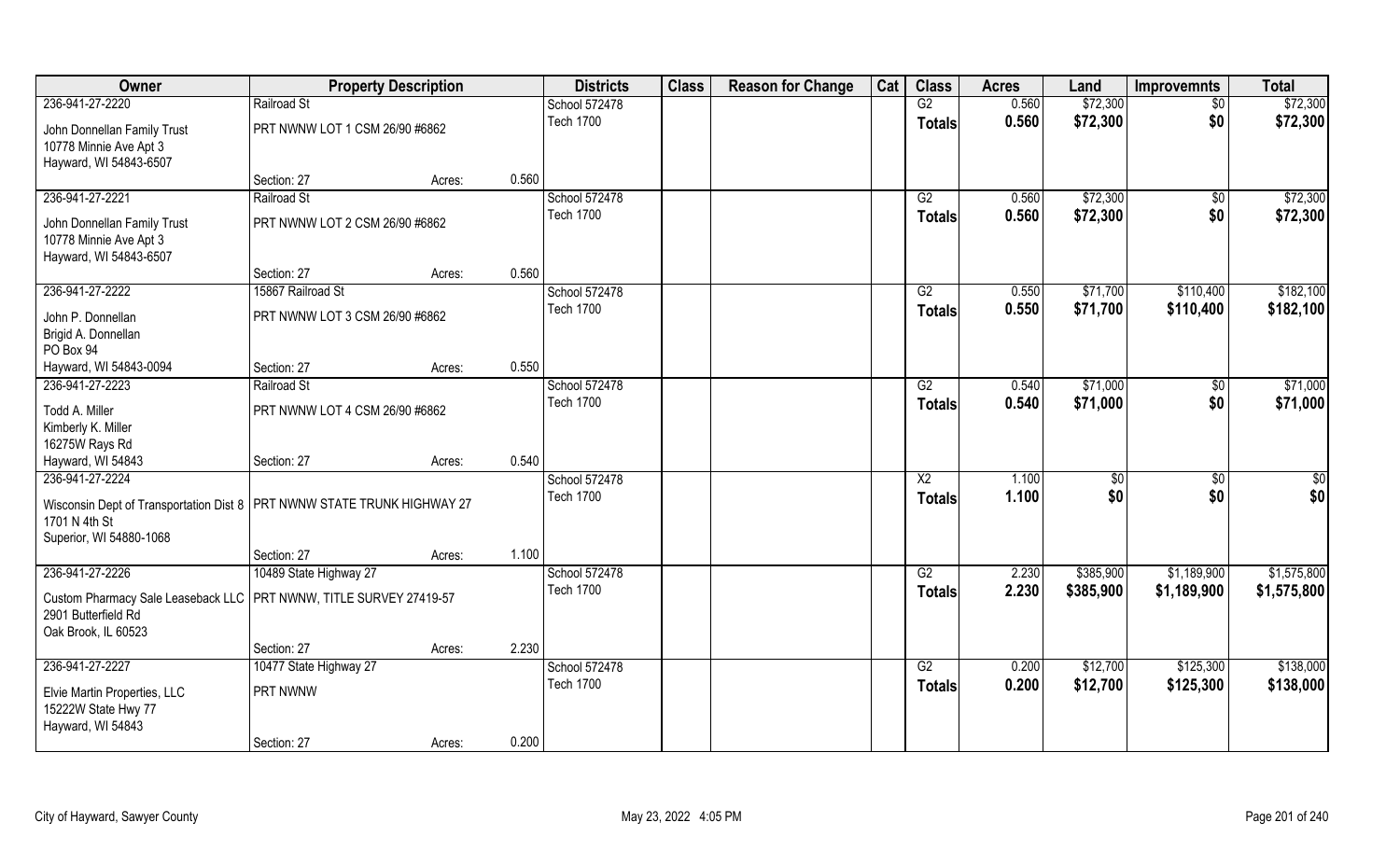| Owner | Property Description | | | Districts | Class | Reason for Change | Cat | Class | Acres | Land | Improvemnts | Total |
|---|---|---|---|---|---|---|---|---|---|---|---|---|
| 236-941-27-2220 | Railroad St | | | School 572478 | | | | G2 | 0.560 | $72,300 | $0 | $72,300 |
| John Donnellan Family Trust<br>10778 Minnie Ave Apt 3<br>Hayward, WI 54843-6507 | PRT NWNW LOT 1 CSM 26/90 #6862 | | | Tech 1700 | | | | Totals | 0.560 | $72,300 | $0 | $72,300 |
| | Section: 27 | Acres: | 0.560 | | | | | | | | | |
| 236-941-27-2221 | Railroad St | | | School 572478 | | | | G2 | 0.560 | $72,300 | $0 | $72,300 |
| John Donnellan Family Trust<br>10778 Minnie Ave Apt 3<br>Hayward, WI 54843-6507 | PRT NWNW LOT 2 CSM 26/90 #6862 | | | Tech 1700 | | | | Totals | 0.560 | $72,300 | $0 | $72,300 |
| | Section: 27 | Acres: | 0.560 | | | | | | | | | |
| 236-941-27-2222 | 15867 Railroad St | | | School 572478 | | | | G2 | 0.550 | $71,700 | $110,400 | $182,100 |
| John P. Donnellan<br>Brigid A. Donnellan<br>PO Box 94<br>Hayward, WI 54843-0094 | PRT NWNW LOT 3 CSM 26/90 #6862 | | | Tech 1700 | | | | Totals | 0.550 | $71,700 | $110,400 | $182,100 |
| | Section: 27 | Acres: | 0.550 | | | | | | | | | |
| 236-941-27-2223 | Railroad St | | | School 572478 | | | | G2 | 0.540 | $71,000 | $0 | $71,000 |
| Todd A. Miller<br>Kimberly K. Miller<br>16275W Rays Rd<br>Hayward, WI 54843 | PRT NWNW LOT 4 CSM 26/90 #6862 | | | Tech 1700 | | | | Totals | 0.540 | $71,000 | $0 | $71,000 |
| | Section: 27 | Acres: | 0.540 | | | | | | | | | |
| 236-941-27-2224 | | | | School 572478 | | | | X2 | 1.100 | $0 | $0 | $0 |
| Wisconsin Dept of Transportation Dist 8<br>1701 N 4th St<br>Superior, WI 54880-1068 | PRT NWNW STATE TRUNK HIGHWAY 27 | | | Tech 1700 | | | | Totals | 1.100 | $0 | $0 | $0 |
| | Section: 27 | Acres: | 1.100 | | | | | | | | | |
| 236-941-27-2226 | 10489 State Highway 27 | | | School 572478 | | | | G2 | 2.230 | $385,900 | $1,189,900 | $1,575,800 |
| Custom Pharmacy Sale Leaseback LLC<br>2901 Butterfield Rd<br>Oak Brook, IL 60523 | PRT NWNW, TITLE SURVEY 27419-57 | | | Tech 1700 | | | | Totals | 2.230 | $385,900 | $1,189,900 | $1,575,800 |
| | Section: 27 | Acres: | 2.230 | | | | | | | | | |
| 236-941-27-2227 | 10477 State Highway 27 | | | School 572478 | | | | G2 | 0.200 | $12,700 | $125,300 | $138,000 |
| Elvie Martin Properties, LLC<br>15222W State Hwy 77<br>Hayward, WI 54843 | PRT NWNW | | | Tech 1700 | | | | Totals | 0.200 | $12,700 | $125,300 | $138,000 |
| | Section: 27 | Acres: | 0.200 | | | | | | | | | |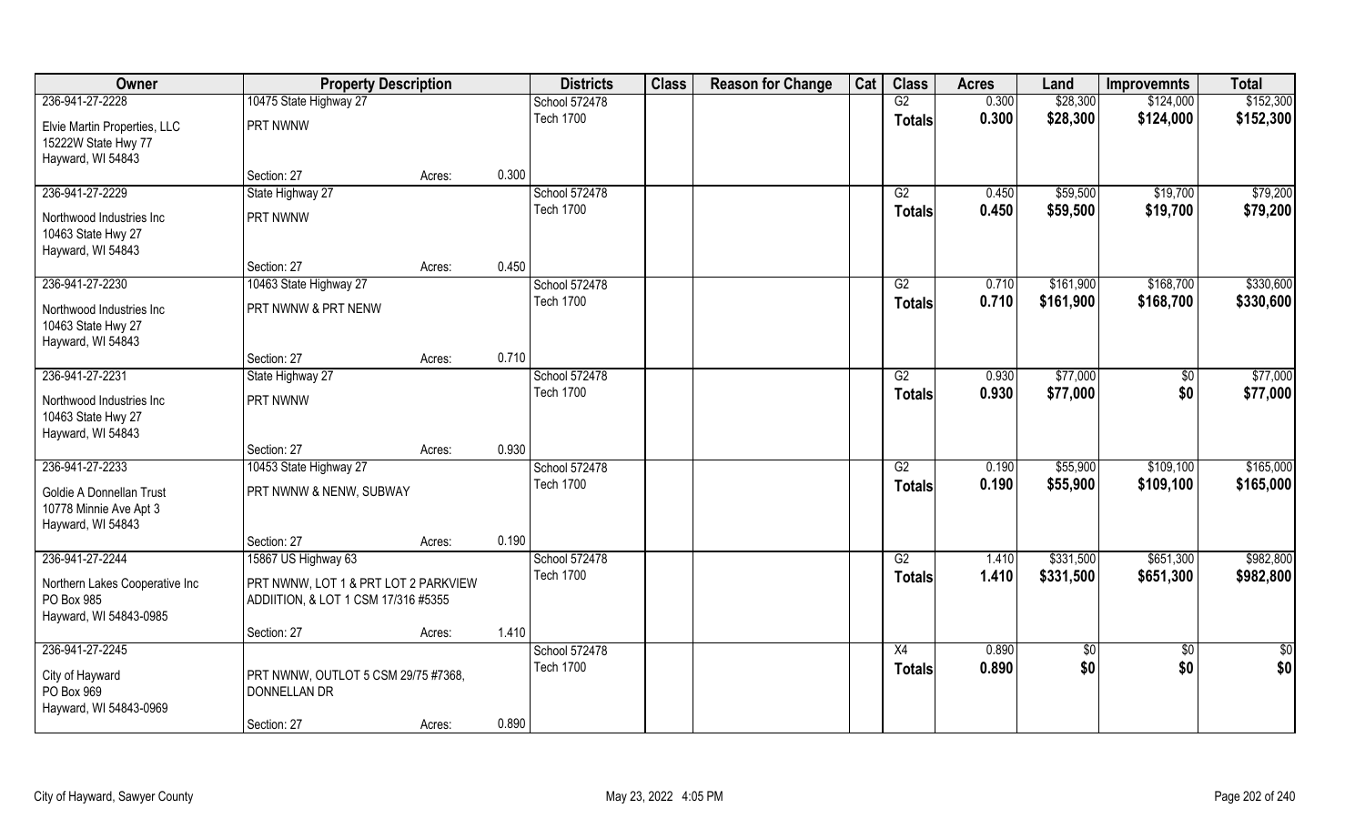| Owner | Property Description | | | Districts | Class | Reason for Change | Cat | Class | Acres | Land | Improvemnts | Total |
|---|---|---|---|---|---|---|---|---|---|---|---|---|
| 236-941-27-2228 | 10475 State Highway 27 | | | School 572478 | | | | G2 | 0.300 | $28,300 | $124,000 | $152,300 |
| Elvie Martin Properties, LLC<br>15222W State Hwy 77<br>Hayward, WI 54843 | PRT NWNW | | | Tech 1700 | | | | Totals | 0.300 | $28,300 | $124,000 | $152,300 |
| | Section: 27 | Acres: | 0.300 | | | | | | | | | |
| 236-941-27-2229 | State Highway 27 | | | School 572478 | | | | G2 | 0.450 | $59,500 | $19,700 | $79,200 |
| Northwood Industries Inc<br>10463 State Hwy 27<br>Hayward, WI 54843 | PRT NWNW | | | Tech 1700 | | | | Totals | 0.450 | $59,500 | $19,700 | $79,200 |
| | Section: 27 | Acres: | 0.450 | | | | | | | | | |
| 236-941-27-2230 | 10463 State Highway 27 | | | School 572478 | | | | G2 | 0.710 | $161,900 | $168,700 | $330,600 |
| Northwood Industries Inc<br>10463 State Hwy 27<br>Hayward, WI 54843 | PRT NWNW & PRT NENW | | | Tech 1700 | | | | Totals | 0.710 | $161,900 | $168,700 | $330,600 |
| | Section: 27 | Acres: | 0.710 | | | | | | | | | |
| 236-941-27-2231 | State Highway 27 | | | School 572478 | | | | G2 | 0.930 | $77,000 | $0 | $77,000 |
| Northwood Industries Inc<br>10463 State Hwy 27<br>Hayward, WI 54843 | PRT NWNW | | | Tech 1700 | | | | Totals | 0.930 | $77,000 | $0 | $77,000 |
| | Section: 27 | Acres: | 0.930 | | | | | | | | | |
| 236-941-27-2233 | 10453 State Highway 27 | | | School 572478 | | | | G2 | 0.190 | $55,900 | $109,100 | $165,000 |
| Goldie A Donnellan Trust<br>10778 Minnie Ave Apt 3<br>Hayward, WI 54843 | PRT NWNW & NENW, SUBWAY | | | Tech 1700 | | | | Totals | 0.190 | $55,900 | $109,100 | $165,000 |
| | Section: 27 | Acres: | 0.190 | | | | | | | | | |
| 236-941-27-2244 | 15867 US Highway 63 | | | School 572478 | | | | G2 | 1.410 | $331,500 | $651,300 | $982,800 |
| Northern Lakes Cooperative Inc<br>PO Box 985<br>Hayward, WI 54843-0985 | PRT NWNW, LOT 1 & PRT LOT 2 PARKVIEW ADDIITION, & LOT 1 CSM 17/316 #5355 | | | Tech 1700 | | | | Totals | 1.410 | $331,500 | $651,300 | $982,800 |
| | Section: 27 | Acres: | 1.410 | | | | | | | | | |
| 236-941-27-2245 | | | | School 572478 | | | | X4 | 0.890 | $0 | $0 | $0 |
| City of Hayward<br>PO Box 969<br>Hayward, WI 54843-0969 | PRT NWNW, OUTLOT 5 CSM 29/75 #7368, DONNELLAN DR | | | Tech 1700 | | | | Totals | 0.890 | $0 | $0 | $0 |
| | Section: 27 | Acres: | 0.890 | | | | | | | | | |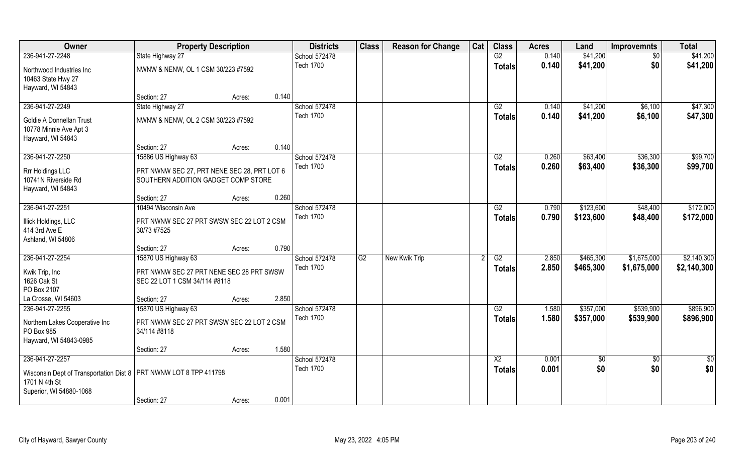| Owner | Property Description | | | Districts | Class | Reason for Change | Cat | Class | Acres | Land | Improvemnts | Total |
|---|---|---|---|---|---|---|---|---|---|---|---|---|
| 236-941-27-2248 | State Highway 27 | | | School 572478 | | | | G2 | 0.140 | $41,200 | $0 | $41,200 |
| Northwood Industries Inc<br>10463 State Hwy 27<br>Hayward, WI 54843 | NWNW & NENW, OL 1 CSM 30/223 #7592 | | | Tech 1700 | | | | Totals | 0.140 | $41,200 | $0 | $41,200 |
| | Section: 27 | Acres: | 0.140 | | | | | | | | | |
| 236-941-27-2249 | State Highway 27 | | | School 572478 | | | | G2 | 0.140 | $41,200 | $6,100 | $47,300 |
| Goldie A Donnellan Trust<br>10778 Minnie Ave Apt 3<br>Hayward, WI 54843 | NWNW & NENW, OL 2 CSM 30/223 #7592 | | | Tech 1700 | | | | Totals | 0.140 | $41,200 | $6,100 | $47,300 |
| | Section: 27 | Acres: | 0.140 | | | | | | | | | |
| 236-941-27-2250 | 15886 US Highway 63 | | | School 572478 | | | | G2 | 0.260 | $63,400 | $36,300 | $99,700 |
| Rrr Holdings LLC<br>10741N Riverside Rd<br>Hayward, WI 54843 | PRT NWNW SEC 27, PRT NENE SEC 28, PRT LOT 6 SOUTHERN ADDITION GADGET COMP STORE | | | Tech 1700 | | | | Totals | 0.260 | $63,400 | $36,300 | $99,700 |
| | Section: 27 | Acres: | 0.260 | | | | | | | | | |
| 236-941-27-2251 | 10494 Wisconsin Ave | | | School 572478 | | | | G2 | 0.790 | $123,600 | $48,400 | $172,000 |
| Illick Holdings, LLC<br>414 3rd Ave E<br>Ashland, WI 54806 | PRT NWNW SEC 27 PRT SWSW SEC 22 LOT 2 CSM 30/73 #7525 | | | Tech 1700 | | | | Totals | 0.790 | $123,600 | $48,400 | $172,000 |
| | Section: 27 | Acres: | 0.790 | | | | | | | | | |
| 236-941-27-2254 | 15870 US Highway 63 | | | School 572478 | G2 | New Kwik Trip | 2 | G2 | 2.850 | $465,300 | $1,675,000 | $2,140,300 |
| Kwik Trip, Inc<br>1626 Oak St<br>PO Box 2107<br>La Crosse, WI 54603 | PRT NWNW SEC 27 PRT NENE SEC 28 PRT SWSW SEC 22 LOT 1 CSM 34/114 #8118 | | | Tech 1700 | | | | Totals | 2.850 | $465,300 | $1,675,000 | $2,140,300 |
| | Section: 27 | Acres: | 2.850 | | | | | | | | | |
| 236-941-27-2255 | 15870 US Highway 63 | | | School 572478 | | | | G2 | 1.580 | $357,000 | $539,900 | $896,900 |
| Northern Lakes Cooperative Inc<br>PO Box 985<br>Hayward, WI 54843-0985 | PRT NWNW SEC 27 PRT SWSW SEC 22 LOT 2 CSM 34/114 #8118 | | | Tech 1700 | | | | Totals | 1.580 | $357,000 | $539,900 | $896,900 |
| | Section: 27 | Acres: | 1.580 | | | | | | | | | |
| 236-941-27-2257 | | | | School 572478 | | | | X2 | 0.001 | $0 | $0 | $0 |
| Wisconsin Dept of Transportation Dist 8<br>1701 N 4th St<br>Superior, WI 54880-1068 | PRT NWNW LOT 8 TPP 411798 | | | Tech 1700 | | | | Totals | 0.001 | $0 | $0 | $0 |
| | Section: 27 | Acres: | 0.001 | | | | | | | | | |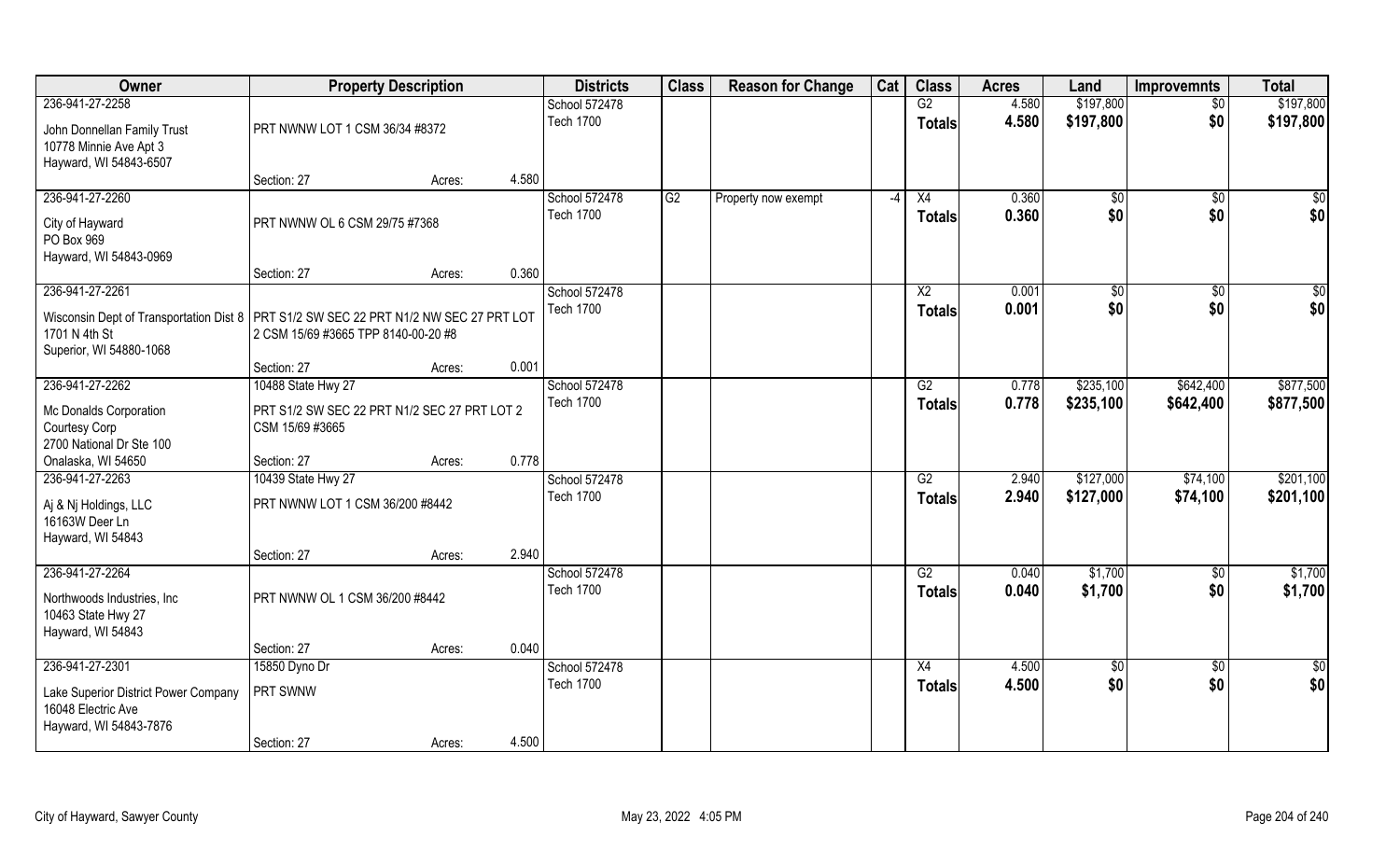| Owner | Property Description | | | Districts | Class | Reason for Change | Cat | Class | Acres | Land | Improvemnts | Total |
|---|---|---|---|---|---|---|---|---|---|---|---|---|
| 236-941-27-2258 | | | | School 572478 | | | | G2 | 4.580 | $197,800 | $0 | $197,800 |
| John Donnellan Family Trust<br>10778 Minnie Ave Apt 3<br>Hayward, WI 54843-6507 | PRT NWNW LOT 1 CSM 36/34 #8372 | | | Tech 1700 | | | | Totals | 4.580 | $197,800 | $0 | $197,800 |
| | Section: 27 | Acres: | 4.580 | | | | | | | | | |
| 236-941-27-2260 | | | | School 572478 | G2 | Property now exempt | -4 | X4 | 0.360 | $0 | $0 | $0 |
| City of Hayward<br>PO Box 969<br>Hayward, WI 54843-0969 | PRT NWNW OL 6 CSM 29/75 #7368 | | | Tech 1700 | | | | Totals | 0.360 | $0 | $0 | $0 |
| | Section: 27 | Acres: | 0.360 | | | | | | | | | |
| 236-941-27-2261 | | | | School 572478 | | | | X2 | 0.001 | $0 | $0 | $0 |
| Wisconsin Dept of Transportation Dist 8<br>1701 N 4th St<br>Superior, WI 54880-1068 | PRT S1/2 SW SEC 22 PRT N1/2 NW SEC 27 PRT LOT 2 CSM 15/69 #3665 TPP 8140-00-20 #8 | | | Tech 1700 | | | | Totals | 0.001 | $0 | $0 | $0 |
| | Section: 27 | Acres: | 0.001 | | | | | | | | | |
| 236-941-27-2262 | 10488 State Hwy 27 | | | School 572478 | | | | G2 | 0.778 | $235,100 | $642,400 | $877,500 |
| Mc Donalds Corporation<br>Courtesy Corp<br>2700 National Dr Ste 100<br>Onalaska, WI 54650 | PRT S1/2 SW SEC 22 PRT N1/2 SEC 27 PRT LOT 2 CSM 15/69 #3665 | | | Tech 1700 | | | | Totals | 0.778 | $235,100 | $642,400 | $877,500 |
| | Section: 27 | Acres: | 0.778 | | | | | | | | | |
| 236-941-27-2263 | 10439 State Hwy 27 | | | School 572478 | | | | G2 | 2.940 | $127,000 | $74,100 | $201,100 |
| Aj & Nj Holdings, LLC<br>16163W Deer Ln<br>Hayward, WI 54843 | PRT NWNW LOT 1 CSM 36/200 #8442 | | | Tech 1700 | | | | Totals | 2.940 | $127,000 | $74,100 | $201,100 |
| | Section: 27 | Acres: | 2.940 | | | | | | | | | |
| 236-941-27-2264 | | | | School 572478 | | | | G2 | 0.040 | $1,700 | $0 | $1,700 |
| Northwoods Industries, Inc<br>10463 State Hwy 27<br>Hayward, WI 54843 | PRT NWNW OL 1 CSM 36/200 #8442 | | | Tech 1700 | | | | Totals | 0.040 | $1,700 | $0 | $1,700 |
| | Section: 27 | Acres: | 0.040 | | | | | | | | | |
| 236-941-27-2301 | 15850 Dyno Dr | | | School 572478 | | | | X4 | 4.500 | $0 | $0 | $0 |
| Lake Superior District Power Company<br>16048 Electric Ave<br>Hayward, WI 54843-7876 | PRT SWNW | | | Tech 1700 | | | | Totals | 4.500 | $0 | $0 | $0 |
| | Section: 27 | Acres: | 4.500 | | | | | | | | | |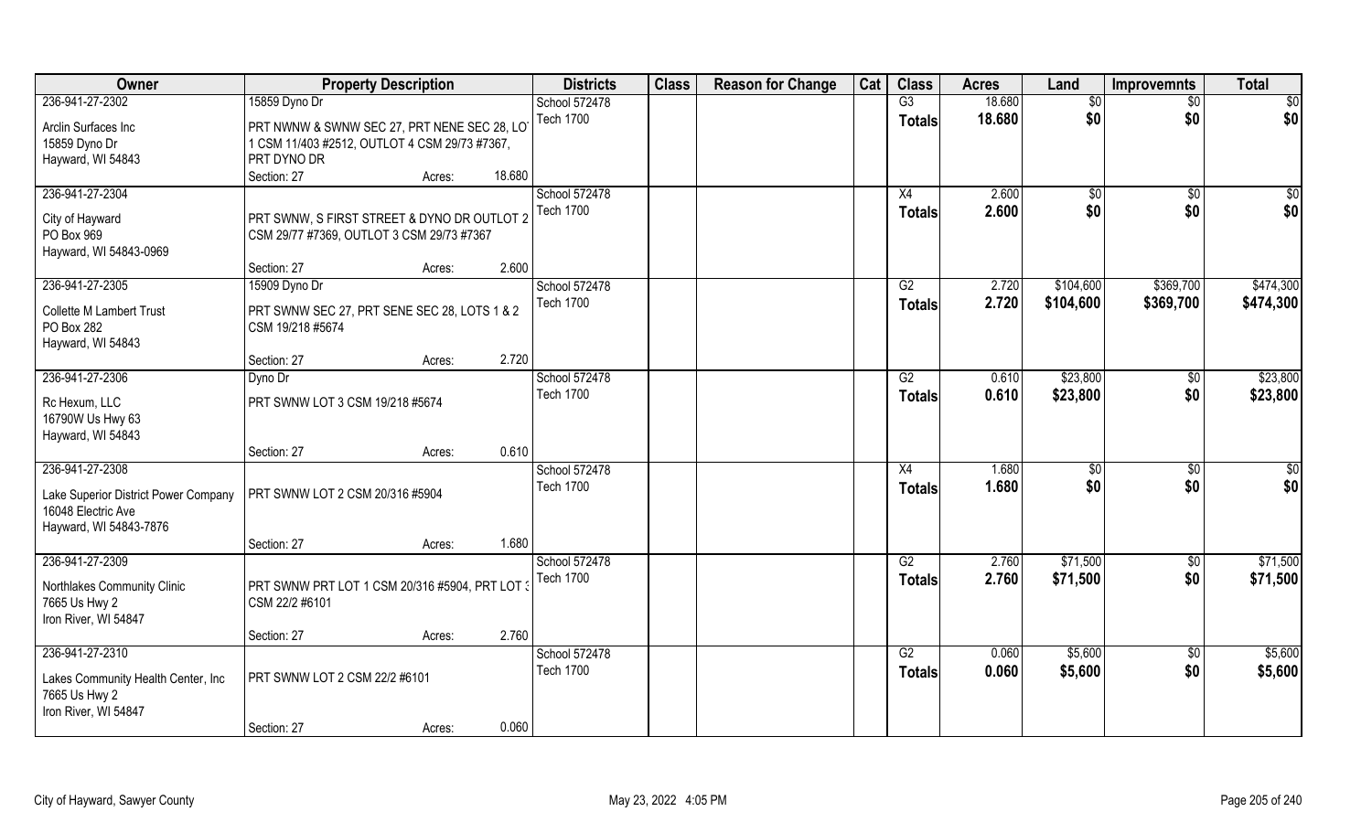| Owner | Property Description | | | Districts | Class | Reason for Change | Cat | Class | Acres | Land | Improvemnts | Total |
|---|---|---|---|---|---|---|---|---|---|---|---|---|
| 236-941-27-2302 | 15859 Dyno Dr | | | School 572478 | | | | G3 | 18.680 | $0 | $0 | $0 |
| Arclin Surfaces Inc<br>15859 Dyno Dr<br>Hayward, WI 54843 | PRT NWNW & SWNW SEC 27, PRT NENE SEC 28, LOT 1 CSM 11/403 #2512, OUTLOT 4 CSM 29/73 #7367, PRT DYNO DR | | | Tech 1700 | | | | Totals | 18.680 | $0 | $0 | $0 |
| | Section: 27 | Acres: | 18.680 | | | | | | | | | |
| 236-941-27-2304 | | | | School 572478 | | | | X4 | 2.600 | $0 | $0 | $0 |
| City of Hayward<br>PO Box 969<br>Hayward, WI 54843-0969 | PRT SWNW, S FIRST STREET & DYNO DR OUTLOT 2 CSM 29/77 #7369, OUTLOT 3 CSM 29/73 #7367 | | | Tech 1700 | | | | Totals | 2.600 | $0 | $0 | $0 |
| | Section: 27 | Acres: | 2.600 | | | | | | | | | |
| 236-941-27-2305 | 15909 Dyno Dr | | | School 572478 | | | | G2 | 2.720 | $104,600 | $369,700 | $474,300 |
| Collette M Lambert Trust<br>PO Box 282<br>Hayward, WI 54843 | PRT SWNW SEC 27, PRT SENE SEC 28, LOTS 1 & 2 CSM 19/218 #5674 | | | Tech 1700 | | | | Totals | 2.720 | $104,600 | $369,700 | $474,300 |
| | Section: 27 | Acres: | 2.720 | | | | | | | | | |
| 236-941-27-2306 | Dyno Dr | | | School 572478 | | | | G2 | 0.610 | $23,800 | $0 | $23,800 |
| Rc Hexum, LLC<br>16790W Us Hwy 63<br>Hayward, WI 54843 | PRT SWNW LOT 3 CSM 19/218 #5674 | | | Tech 1700 | | | | Totals | 0.610 | $23,800 | $0 | $23,800 |
| | Section: 27 | Acres: | 0.610 | | | | | | | | | |
| 236-941-27-2308 | | | | School 572478 | | | | X4 | 1.680 | $0 | $0 | $0 |
| Lake Superior District Power Company<br>16048 Electric Ave<br>Hayward, WI 54843-7876 | PRT SWNW LOT 2 CSM 20/316 #5904 | | | Tech 1700 | | | | Totals | 1.680 | $0 | $0 | $0 |
| | Section: 27 | Acres: | 1.680 | | | | | | | | | |
| 236-941-27-2309 | | | | School 572478 | | | | G2 | 2.760 | $71,500 | $0 | $71,500 |
| Northlakes Community Clinic<br>7665 Us Hwy 2<br>Iron River, WI 54847 | PRT SWNW PRT LOT 1 CSM 20/316 #5904, PRT LOT 3 CSM 22/2 #6101 | | | Tech 1700 | | | | Totals | 2.760 | $71,500 | $0 | $71,500 |
| | Section: 27 | Acres: | 2.760 | | | | | | | | | |
| 236-941-27-2310 | | | | School 572478 | | | | G2 | 0.060 | $5,600 | $0 | $5,600 |
| Lakes Community Health Center, Inc<br>7665 Us Hwy 2<br>Iron River, WI 54847 | PRT SWNW LOT 2 CSM 22/2 #6101 | | | Tech 1700 | | | | Totals | 0.060 | $5,600 | $0 | $5,600 |
| | Section: 27 | Acres: | 0.060 | | | | | | | | | |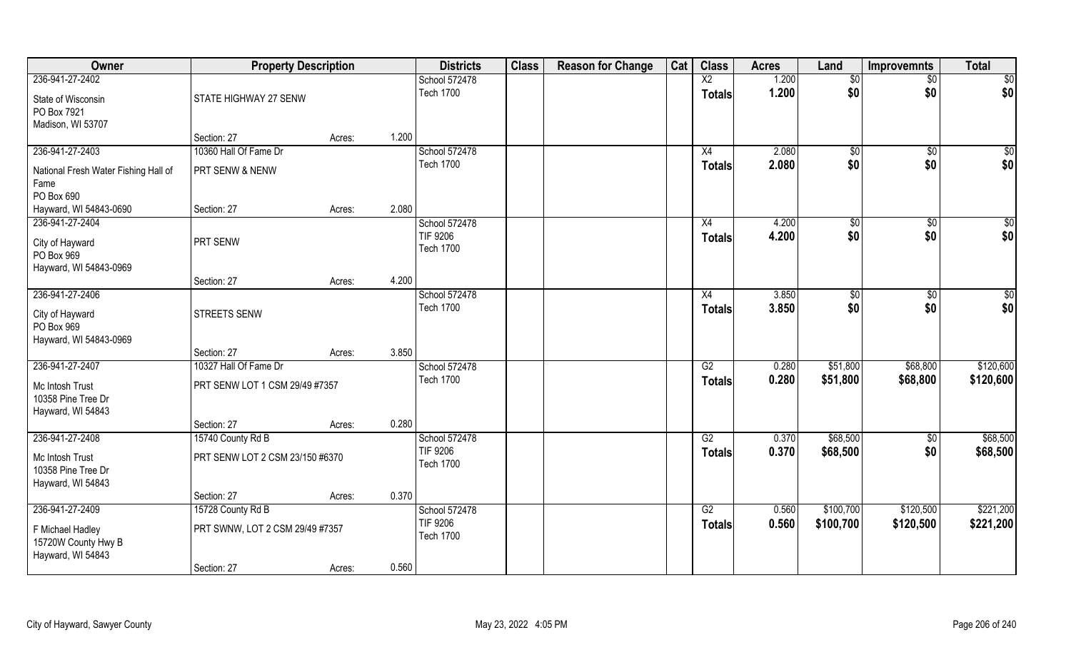| Owner | Property Description | | | Districts | Class | Reason for Change | Cat | Class | Acres | Land | Improvemnts | Total |
|---|---|---|---|---|---|---|---|---|---|---|---|---|
| 236-941-27-2402 | | | | School 572478 | | | | X2 | 1.200 | $0 | $0 | $0 |
| State of Wisconsin | STATE HIGHWAY 27 SENW | | | Tech 1700 | | | | **Totals** | **1.200** | **$0** | **$0** | **$0** |
| PO Box 7921 | | | | | | | | | | | | |
| Madison, WI 53707 | | | | | | | | | | | | |
| | Section: 27 | Acres: | 1.200 | | | | | | | | | |
| 236-941-27-2403 | 10360 Hall Of Fame Dr | | | School 572478 | | | | X4 | 2.080 | $0 | $0 | $0 |
| National Fresh Water Fishing Hall of Fame | PRT SENW & NENW | | | Tech 1700 | | | | **Totals** | **2.080** | **$0** | **$0** | **$0** |
| PO Box 690 | | | | | | | | | | | | |
| Hayward, WI 54843-0690 | Section: 27 | Acres: | 2.080 | | | | | | | | | |
| 236-941-27-2404 | | | | School 572478 | | | | X4 | 4.200 | $0 | $0 | $0 |
| City of Hayward | PRT SENW | | | TIF 9206 | | | | **Totals** | **4.200** | **$0** | **$0** | **$0** |
| PO Box 969 | | | | Tech 1700 | | | | | | | | |
| Hayward, WI 54843-0969 | | | | | | | | | | | | |
| | Section: 27 | Acres: | 4.200 | | | | | | | | | |
| 236-941-27-2406 | | | | School 572478 | | | | X4 | 3.850 | $0 | $0 | $0 |
| City of Hayward | STREETS SENW | | | Tech 1700 | | | | **Totals** | **3.850** | **$0** | **$0** | **$0** |
| PO Box 969 | | | | | | | | | | | | |
| Hayward, WI 54843-0969 | | | | | | | | | | | | |
| | Section: 27 | Acres: | 3.850 | | | | | | | | | |
| 236-941-27-2407 | 10327 Hall Of Fame Dr | | | School 572478 | | | | G2 | 0.280 | $51,800 | $68,800 | $120,600 |
| Mc Intosh Trust | PRT SENW LOT 1 CSM 29/49 #7357 | | | Tech 1700 | | | | **Totals** | **0.280** | **$51,800** | **$68,800** | **$120,600** |
| 10358 Pine Tree Dr | | | | | | | | | | | | |
| Hayward, WI 54843 | | | | | | | | | | | | |
| | Section: 27 | Acres: | 0.280 | | | | | | | | | |
| 236-941-27-2408 | 15740 County Rd B | | | School 572478 | | | | G2 | 0.370 | $68,500 | $0 | $68,500 |
| Mc Intosh Trust | PRT SENW LOT 2 CSM 23/150 #6370 | | | TIF 9206 | | | | **Totals** | **0.370** | **$68,500** | **$0** | **$68,500** |
| 10358 Pine Tree Dr | | | | Tech 1700 | | | | | | | | |
| Hayward, WI 54843 | | | | | | | | | | | | |
| | Section: 27 | Acres: | 0.370 | | | | | | | | | |
| 236-941-27-2409 | 15728 County Rd B | | | School 572478 | | | | G2 | 0.560 | $100,700 | $120,500 | $221,200 |
| F Michael Hadley | PRT SWNW, LOT 2 CSM 29/49 #7357 | | | TIF 9206 | | | | **Totals** | **0.560** | **$100,700** | **$120,500** | **$221,200** |
| 15720W County Hwy B | | | | Tech 1700 | | | | | | | | |
| Hayward, WI 54843 | | | | | | | | | | | | |
| | Section: 27 | Acres: | 0.560 | | | | | | | | | |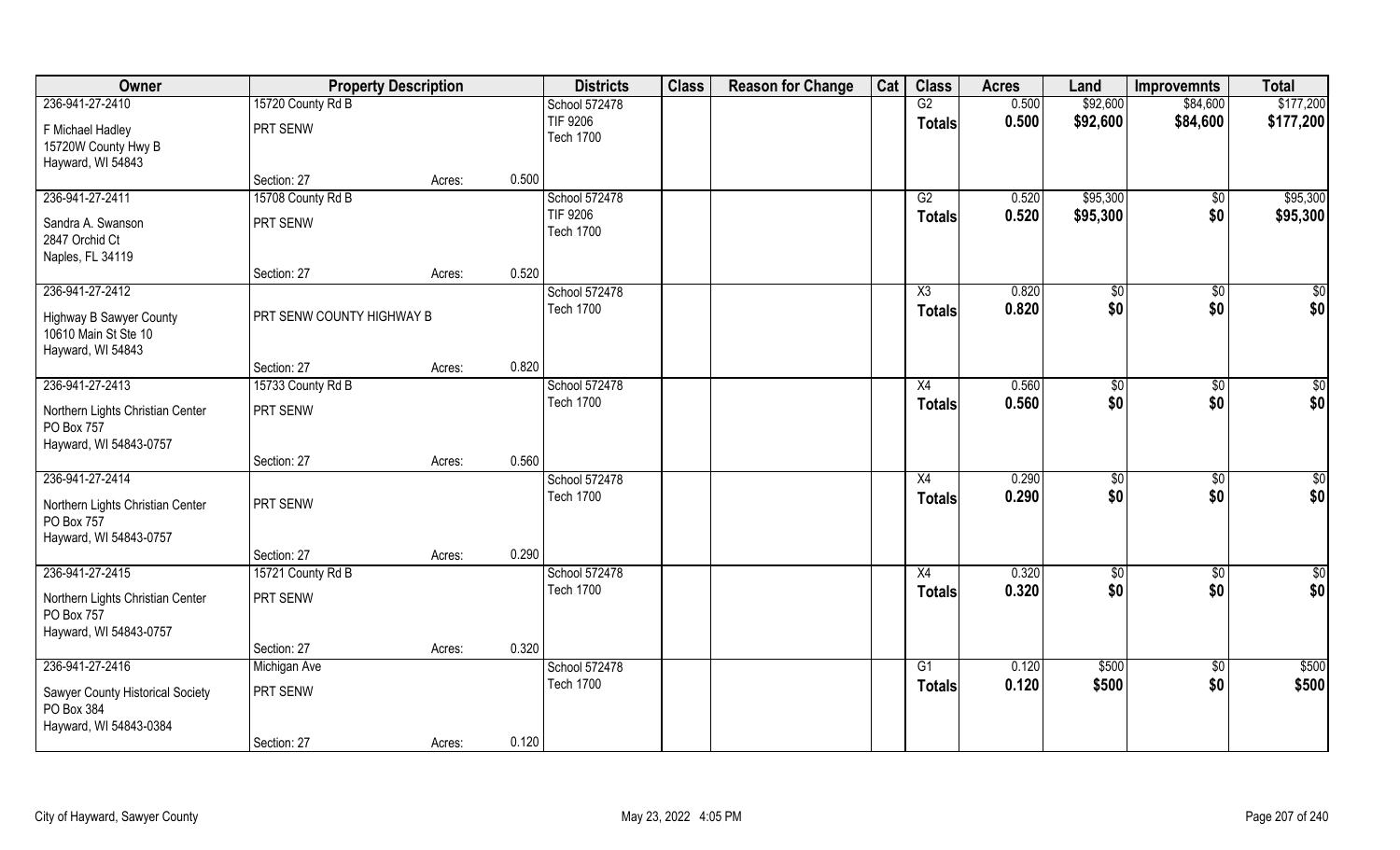| Owner | Property Description | | | Districts | Class | Reason for Change | Cat | Class | Acres | Land | Improvemnts | Total |
|---|---|---|---|---|---|---|---|---|---|---|---|---|
| 236-941-27-2410 | 15720 County Rd B | | | School 572478 | | | | G2 | 0.500 | $92,600 | $84,600 | $177,200 |
| F Michael Hadley<br>15720W County Hwy B<br>Hayward, WI 54843 | PRT SENW | | | TIF 9206<br>Tech 1700 | | | | Totals | 0.500 | $92,600 | $84,600 | $177,200 |
| | Section: 27 | Acres: | 0.500 | | | | | | | | | |
| 236-941-27-2411 | 15708 County Rd B | | | School 572478 | | | | G2 | 0.520 | $95,300 | $0 | $95,300 |
| Sandra A. Swanson<br>2847 Orchid Ct<br>Naples, FL 34119 | PRT SENW | | | TIF 9206<br>Tech 1700 | | | | Totals | 0.520 | $95,300 | $0 | $95,300 |
| | Section: 27 | Acres: | 0.520 | | | | | | | | | |
| 236-941-27-2412 | | | | School 572478 | | | | X3 | 0.820 | $0 | $0 | $0 |
| Highway B Sawyer County<br>10610 Main St Ste 10<br>Hayward, WI 54843 | PRT SENW COUNTY HIGHWAY B | | | Tech 1700 | | | | Totals | 0.820 | $0 | $0 | $0 |
| | Section: 27 | Acres: | 0.820 | | | | | | | | | |
| 236-941-27-2413 | 15733 County Rd B | | | School 572478 | | | | X4 | 0.560 | $0 | $0 | $0 |
| Northern Lights Christian Center<br>PO Box 757<br>Hayward, WI 54843-0757 | PRT SENW | | | Tech 1700 | | | | Totals | 0.560 | $0 | $0 | $0 |
| | Section: 27 | Acres: | 0.560 | | | | | | | | | |
| 236-941-27-2414 | | | | School 572478 | | | | X4 | 0.290 | $0 | $0 | $0 |
| Northern Lights Christian Center<br>PO Box 757<br>Hayward, WI 54843-0757 | PRT SENW | | | Tech 1700 | | | | Totals | 0.290 | $0 | $0 | $0 |
| | Section: 27 | Acres: | 0.290 | | | | | | | | | |
| 236-941-27-2415 | 15721 County Rd B | | | School 572478 | | | | X4 | 0.320 | $0 | $0 | $0 |
| Northern Lights Christian Center<br>PO Box 757<br>Hayward, WI 54843-0757 | PRT SENW | | | Tech 1700 | | | | Totals | 0.320 | $0 | $0 | $0 |
| | Section: 27 | Acres: | 0.320 | | | | | | | | | |
| 236-941-27-2416 | Michigan Ave | | | School 572478 | | | | G1 | 0.120 | $500 | $0 | $500 |
| Sawyer County Historical Society<br>PO Box 384<br>Hayward, WI 54843-0384 | PRT SENW | | | Tech 1700 | | | | Totals | 0.120 | $500 | $0 | $500 |
| | Section: 27 | Acres: | 0.120 | | | | | | | | | |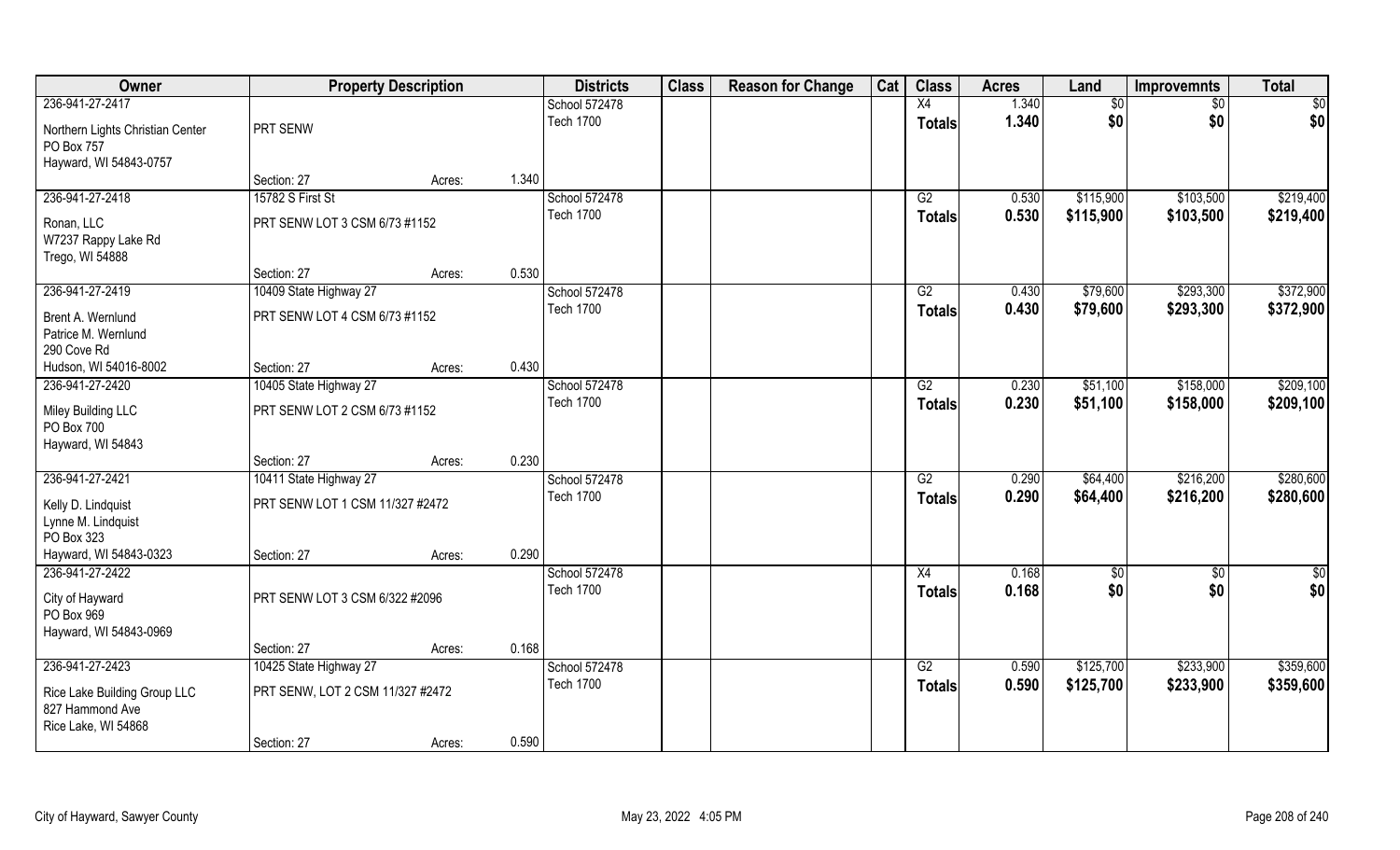| Owner | Property Description | | | Districts | Class | Reason for Change | Cat | Class | Acres | Land | Improvemnts | Total |
|---|---|---|---|---|---|---|---|---|---|---|---|---|
| 236-941-27-2417 | | | | School 572478 | | | | X4 | 1.340 | $0 | $0 | $0 |
| Northern Lights Christian Center<br>PO Box 757<br>Hayward, WI 54843-0757 | PRT SENW | | | Tech 1700 | | | | Totals | 1.340 | $0 | $0 | $0 |
| | Section: 27 | Acres: | 1.340 | | | | | | | | | |
| 236-941-27-2418 | 15782 S First St | | | School 572478 | | | | G2 | 0.530 | $115,900 | $103,500 | $219,400 |
| Ronan, LLC<br>W7237 Rappy Lake Rd<br>Trego, WI 54888 | PRT SENW LOT 3 CSM 6/73 #1152 | | | Tech 1700 | | | | Totals | 0.530 | $115,900 | $103,500 | $219,400 |
| | Section: 27 | Acres: | 0.530 | | | | | | | | | |
| 236-941-27-2419 | 10409 State Highway 27 | | | School 572478 | | | | G2 | 0.430 | $79,600 | $293,300 | $372,900 |
| Brent A. Wernlund<br>Patrice M. Wernlund<br>290 Cove Rd<br>Hudson, WI 54016-8002 | PRT SENW LOT 4 CSM 6/73 #1152 | | | Tech 1700 | | | | Totals | 0.430 | $79,600 | $293,300 | $372,900 |
| | Section: 27 | Acres: | 0.430 | | | | | | | | | |
| 236-941-27-2420 | 10405 State Highway 27 | | | School 572478 | | | | G2 | 0.230 | $51,100 | $158,000 | $209,100 |
| Miley Building LLC<br>PO Box 700<br>Hayward, WI 54843 | PRT SENW LOT 2 CSM 6/73 #1152 | | | Tech 1700 | | | | Totals | 0.230 | $51,100 | $158,000 | $209,100 |
| | Section: 27 | Acres: | 0.230 | | | | | | | | | |
| 236-941-27-2421 | 10411 State Highway 27 | | | School 572478 | | | | G2 | 0.290 | $64,400 | $216,200 | $280,600 |
| Kelly D. Lindquist<br>Lynne M. Lindquist<br>PO Box 323<br>Hayward, WI 54843-0323 | PRT SENW LOT 1 CSM 11/327 #2472 | | | Tech 1700 | | | | Totals | 0.290 | $64,400 | $216,200 | $280,600 |
| | Section: 27 | Acres: | 0.290 | | | | | | | | | |
| 236-941-27-2422 | | | | School 572478 | | | | X4 | 0.168 | $0 | $0 | $0 |
| City of Hayward<br>PO Box 969<br>Hayward, WI 54843-0969 | PRT SENW LOT 3 CSM 6/322 #2096 | | | Tech 1700 | | | | Totals | 0.168 | $0 | $0 | $0 |
| | Section: 27 | Acres: | 0.168 | | | | | | | | | |
| 236-941-27-2423 | 10425 State Highway 27 | | | School 572478 | | | | G2 | 0.590 | $125,700 | $233,900 | $359,600 |
| Rice Lake Building Group LLC<br>827 Hammond Ave<br>Rice Lake, WI 54868 | PRT SENW, LOT 2 CSM 11/327 #2472 | | | Tech 1700 | | | | Totals | 0.590 | $125,700 | $233,900 | $359,600 |
| | Section: 27 | Acres: | 0.590 | | | | | | | | | |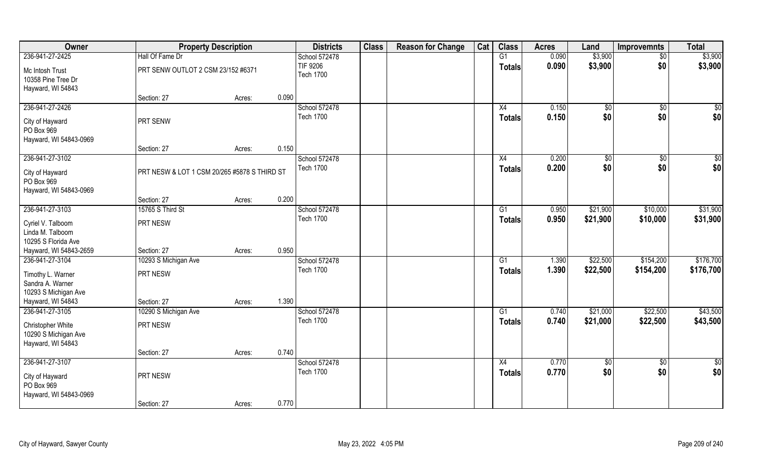| Owner | Property Description | | | Districts | Class | Reason for Change | Cat | Class | Acres | Land | Improvemnts | Total |
|---|---|---|---|---|---|---|---|---|---|---|---|---|
| 236-941-27-2425 | Hall Of Fame Dr | | | School 572478 | | | | G1 | 0.090 | $3,900 | $0 | $3,900 |
| Mc Intosh Trust<br>10358 Pine Tree Dr<br>Hayward, WI 54843 | PRT SENW OUTLOT 2 CSM 23/152 #6371 | | | TIF 9206<br>Tech 1700 | | | | Totals | 0.090 | $3,900 | $0 | $3,900 |
| | Section: 27 | Acres: | 0.090 | | | | | | | | | |
| 236-941-27-2426 | | | | School 572478 | | | | X4 | 0.150 | $0 | $0 | $0 |
| City of Hayward<br>PO Box 969<br>Hayward, WI 54843-0969 | PRT SENW | | | Tech 1700 | | | | Totals | 0.150 | $0 | $0 | $0 |
| | Section: 27 | Acres: | 0.150 | | | | | | | | | |
| 236-941-27-3102 | | | | School 572478 | | | | X4 | 0.200 | $0 | $0 | $0 |
| City of Hayward<br>PO Box 969<br>Hayward, WI 54843-0969 | PRT NESW & LOT 1 CSM 20/265 #5878 S THIRD ST | | | Tech 1700 | | | | Totals | 0.200 | $0 | $0 | $0 |
| | Section: 27 | Acres: | 0.200 | | | | | | | | | |
| 236-941-27-3103 | 15765 S Third St | | | School 572478 | | | | G1 | 0.950 | $21,900 | $10,000 | $31,900 |
| Cyriel V. Talboom<br>Linda M. Talboom<br>10295 S Florida Ave<br>Hayward, WI 54843-2659 | PRT NESW | | | Tech 1700 | | | | Totals | 0.950 | $21,900 | $10,000 | $31,900 |
| | Section: 27 | Acres: | 0.950 | | | | | | | | | |
| 236-941-27-3104 | 10293 S Michigan Ave | | | School 572478 | | | | G1 | 1.390 | $22,500 | $154,200 | $176,700 |
| Timothy L. Warner<br>Sandra A. Warner<br>10293 S Michigan Ave<br>Hayward, WI 54843 | PRT NESW | | | Tech 1700 | | | | Totals | 1.390 | $22,500 | $154,200 | $176,700 |
| | Section: 27 | Acres: | 1.390 | | | | | | | | | |
| 236-941-27-3105 | 10290 S Michigan Ave | | | School 572478 | | | | G1 | 0.740 | $21,000 | $22,500 | $43,500 |
| Christopher White<br>10290 S Michigan Ave<br>Hayward, WI 54843 | PRT NESW | | | Tech 1700 | | | | Totals | 0.740 | $21,000 | $22,500 | $43,500 |
| | Section: 27 | Acres: | 0.740 | | | | | | | | | |
| 236-941-27-3107 | | | | School 572478 | | | | X4 | 0.770 | $0 | $0 | $0 |
| City of Hayward<br>PO Box 969<br>Hayward, WI 54843-0969 | PRT NESW | | | Tech 1700 | | | | Totals | 0.770 | $0 | $0 | $0 |
| | Section: 27 | Acres: | 0.770 | | | | | | | | | |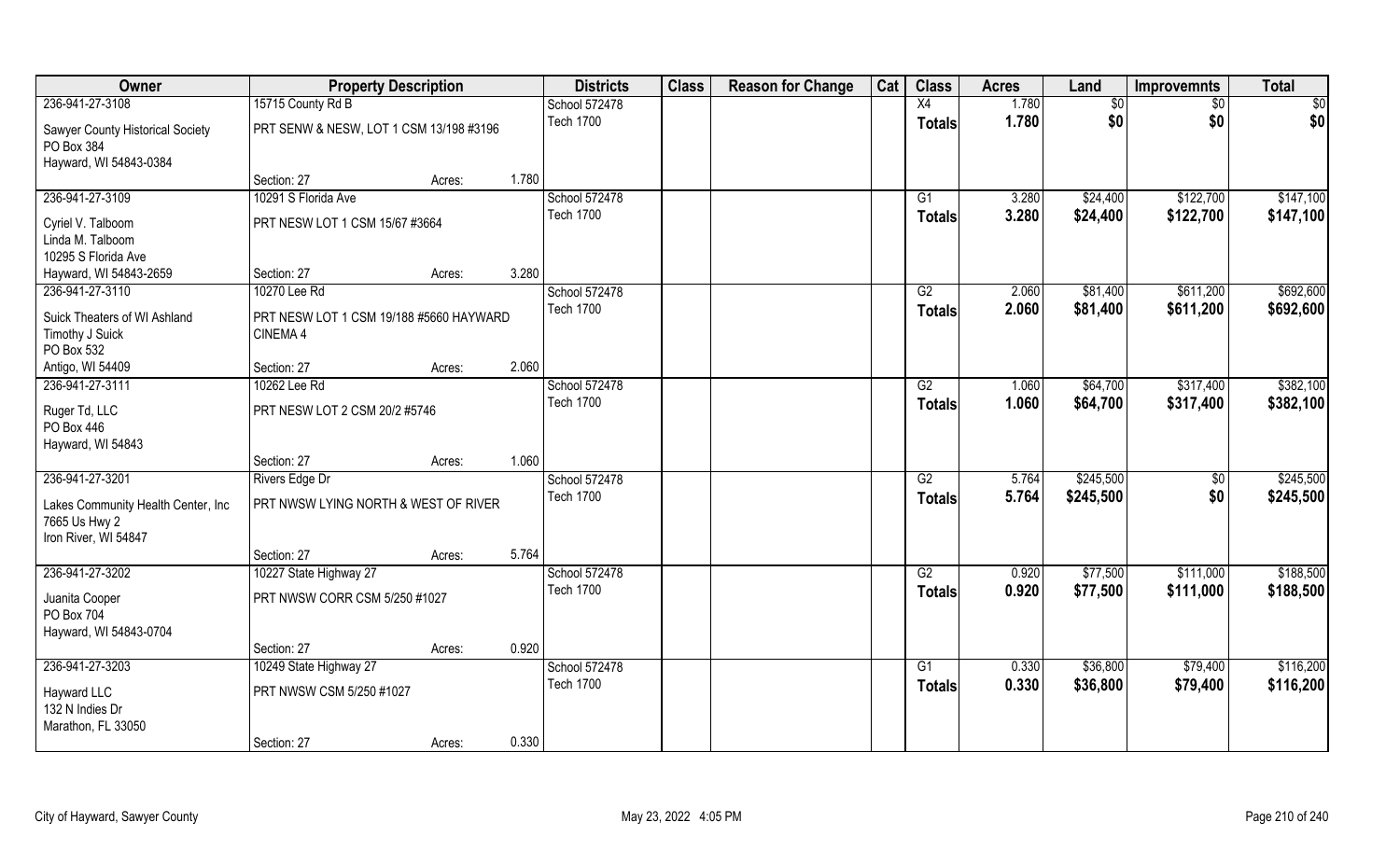| Owner | Property Description | | | Districts | Class | Reason for Change | Cat | Class | Acres | Land | Improvemnts | Total |
|---|---|---|---|---|---|---|---|---|---|---|---|---|
| 236-941-27-3108 | 15715 County Rd B | | | School 572478 | | | | X4 | 1.780 | $0 | $0 | $0 |
| Sawyer County Historical Society<br>PO Box 384<br>Hayward, WI 54843-0384 | PRT SENW & NESW, LOT 1 CSM 13/198 #3196 | | | Tech 1700 | | | | Totals | 1.780 | $0 | $0 | $0 |
| | Section: 27 | Acres: | 1.780 | | | | | | | | | |
| 236-941-27-3109 | 10291 S Florida Ave | | | School 572478 | | | | G1 | 3.280 | $24,400 | $122,700 | $147,100 |
| Cyriel V. Talboom<br>Linda M. Talboom<br>10295 S Florida Ave<br>Hayward, WI 54843-2659 | PRT NESW LOT 1 CSM 15/67 #3664 | | | Tech 1700 | | | | Totals | 3.280 | $24,400 | $122,700 | $147,100 |
| | Section: 27 | Acres: | 3.280 | | | | | | | | | |
| 236-941-27-3110 | 10270 Lee Rd | | | School 572478 | | | | G2 | 2.060 | $81,400 | $611,200 | $692,600 |
| Suick Theaters of WI Ashland<br>Timothy J Suick<br>PO Box 532<br>Antigo, WI 54409 | PRT NESW LOT 1 CSM 19/188 #5660 HAYWARD CINEMA 4 | | | Tech 1700 | | | | Totals | 2.060 | $81,400 | $611,200 | $692,600 |
| | Section: 27 | Acres: | 2.060 | | | | | | | | | |
| 236-941-27-3111 | 10262 Lee Rd | | | School 572478 | | | | G2 | 1.060 | $64,700 | $317,400 | $382,100 |
| Ruger Td, LLC<br>PO Box 446<br>Hayward, WI 54843 | PRT NESW LOT 2 CSM 20/2 #5746 | | | Tech 1700 | | | | Totals | 1.060 | $64,700 | $317,400 | $382,100 |
| | Section: 27 | Acres: | 1.060 | | | | | | | | | |
| 236-941-27-3201 | Rivers Edge Dr | | | School 572478 | | | | G2 | 5.764 | $245,500 | $0 | $245,500 |
| Lakes Community Health Center, Inc<br>7665 Us Hwy 2<br>Iron River, WI 54847 | PRT NWSW LYING NORTH & WEST OF RIVER | | | Tech 1700 | | | | Totals | 5.764 | $245,500 | $0 | $245,500 |
| | Section: 27 | Acres: | 5.764 | | | | | | | | | |
| 236-941-27-3202 | 10227 State Highway 27 | | | School 572478 | | | | G2 | 0.920 | $77,500 | $111,000 | $188,500 |
| Juanita Cooper<br>PO Box 704<br>Hayward, WI 54843-0704 | PRT NWSW CORR CSM 5/250 #1027 | | | Tech 1700 | | | | Totals | 0.920 | $77,500 | $111,000 | $188,500 |
| | Section: 27 | Acres: | 0.920 | | | | | | | | | |
| 236-941-27-3203 | 10249 State Highway 27 | | | School 572478 | | | | G1 | 0.330 | $36,800 | $79,400 | $116,200 |
| Hayward LLC<br>132 N Indies Dr<br>Marathon, FL 33050 | PRT NWSW CSM 5/250 #1027 | | | Tech 1700 | | | | Totals | 0.330 | $36,800 | $79,400 | $116,200 |
| | Section: 27 | Acres: | 0.330 | | | | | | | | | |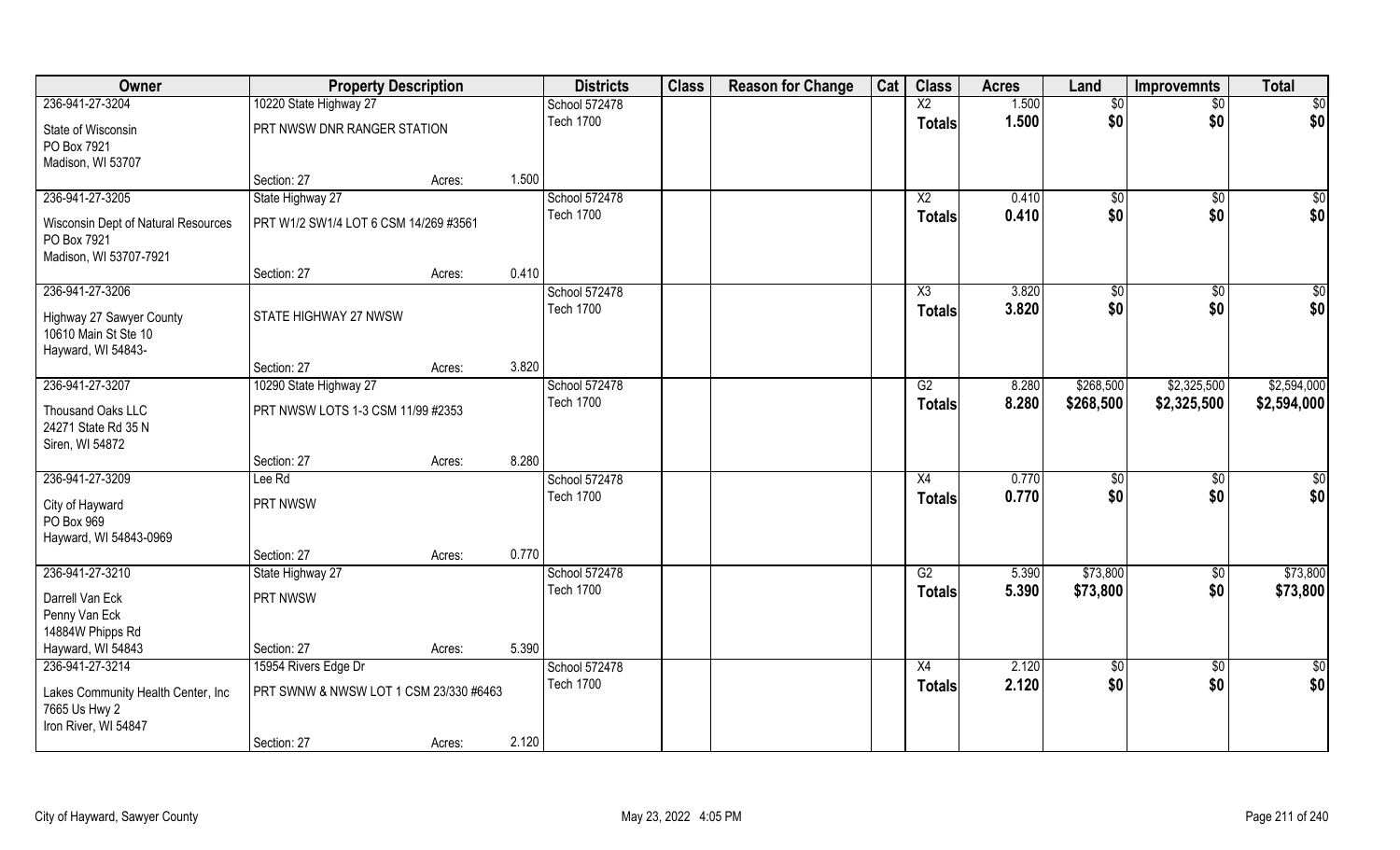| Owner | Property Description | | | Districts | Class | Reason for Change | Cat | Class | Acres | Land | Improvemnts | Total |
|---|---|---|---|---|---|---|---|---|---|---|---|---|
| 236-941-27-3204 | 10220 State Highway 27 | | | School 572478 | | | | X2 | 1.500 | $0 | $0 | $0 |
| State of Wisconsin<br>PO Box 7921<br>Madison, WI 53707 | PRT NWSW DNR RANGER STATION | | | Tech 1700 | | | | Totals | 1.500 | $0 | $0 | $0 |
| | Section: 27 | Acres: | 1.500 | | | | | | | | | |
| 236-941-27-3205 | State Highway 27 | | | School 572478 | | | | X2 | 0.410 | $0 | $0 | $0 |
| Wisconsin Dept of Natural Resources<br>PO Box 7921<br>Madison, WI 53707-7921 | PRT W1/2 SW1/4 LOT 6 CSM 14/269 #3561 | | | Tech 1700 | | | | Totals | 0.410 | $0 | $0 | $0 |
| | Section: 27 | Acres: | 0.410 | | | | | | | | | |
| 236-941-27-3206 | | | | School 572478 | | | | X3 | 3.820 | $0 | $0 | $0 |
| Highway 27 Sawyer County<br>10610 Main St Ste 10<br>Hayward, WI 54843- | STATE HIGHWAY 27 NWSW | | | Tech 1700 | | | | Totals | 3.820 | $0 | $0 | $0 |
| | Section: 27 | Acres: | 3.820 | | | | | | | | | |
| 236-941-27-3207 | 10290 State Highway 27 | | | School 572478 | | | | G2 | 8.280 | $268,500 | $2,325,500 | $2,594,000 |
| Thousand Oaks LLC<br>24271 State Rd 35 N<br>Siren, WI 54872 | PRT NWSW LOTS 1-3 CSM 11/99 #2353 | | | Tech 1700 | | | | Totals | 8.280 | $268,500 | $2,325,500 | $2,594,000 |
| | Section: 27 | Acres: | 8.280 | | | | | | | | | |
| 236-941-27-3209 | Lee Rd | | | School 572478 | | | | X4 | 0.770 | $0 | $0 | $0 |
| City of Hayward<br>PO Box 969<br>Hayward, WI 54843-0969 | PRT NWSW | | | Tech 1700 | | | | Totals | 0.770 | $0 | $0 | $0 |
| | Section: 27 | Acres: | 0.770 | | | | | | | | | |
| 236-941-27-3210 | State Highway 27 | | | School 572478 | | | | G2 | 5.390 | $73,800 | $0 | $73,800 |
| Darrell Van Eck<br>Penny Van Eck<br>14884W Phipps Rd<br>Hayward, WI 54843 | PRT NWSW | | | Tech 1700 | | | | Totals | 5.390 | $73,800 | $0 | $73,800 |
| | Section: 27 | Acres: | 5.390 | | | | | | | | | |
| 236-941-27-3214 | 15954 Rivers Edge Dr | | | School 572478 | | | | X4 | 2.120 | $0 | $0 | $0 |
| Lakes Community Health Center, Inc<br>7665 Us Hwy 2<br>Iron River, WI 54847 | PRT SWNW & NWSW LOT 1 CSM 23/330 #6463 | | | Tech 1700 | | | | Totals | 2.120 | $0 | $0 | $0 |
| | Section: 27 | Acres: | 2.120 | | | | | | | | | |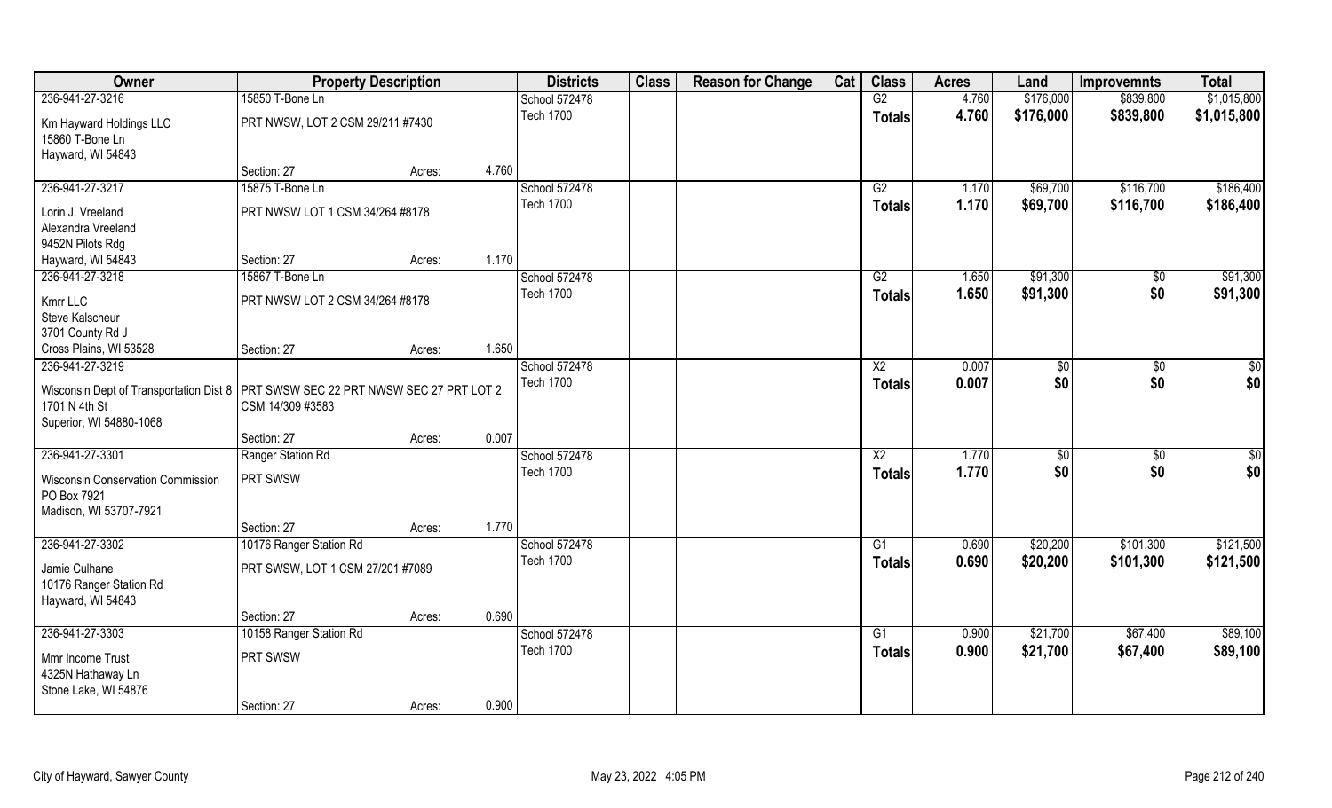| Owner | Property Description | | | Districts | Class | Reason for Change | Cat | Class | Acres | Land | Improvemnts | Total |
|---|---|---|---|---|---|---|---|---|---|---|---|---|
| 236-941-27-3216 | 15850 T-Bone Ln | | | School 572478 | | | | G2 | 4.760 | $176,000 | $839,800 | $1,015,800 |
| Km Hayward Holdings LLC<br>15860 T-Bone Ln<br>Hayward, WI 54843 | PRT NWSW, LOT 2 CSM 29/211 #7430 | | | Tech 1700 | | | | Totals | 4.760 | $176,000 | $839,800 | $1,015,800 |
| | Section: 27 | Acres: | 4.760 | | | | | | | | | |
| 236-941-27-3217 | 15875 T-Bone Ln | | | School 572478 | | | | G2 | 1.170 | $69,700 | $116,700 | $186,400 |
| Lorin J. Vreeland<br>Alexandra Vreeland<br>9452N Pilots Rdg<br>Hayward, WI 54843 | PRT NWSW LOT 1 CSM 34/264 #8178 | | | Tech 1700 | | | | Totals | 1.170 | $69,700 | $116,700 | $186,400 |
| | Section: 27 | Acres: | 1.170 | | | | | | | | | |
| 236-941-27-3218 | 15867 T-Bone Ln | | | School 572478 | | | | G2 | 1.650 | $91,300 | $0 | $91,300 |
| Kmrr LLC<br>Steve Kalscheur<br>3701 County Rd J<br>Cross Plains, WI 53528 | PRT NWSW LOT 2 CSM 34/264 #8178 | | | Tech 1700 | | | | Totals | 1.650 | $91,300 | $0 | $91,300 |
| | Section: 27 | Acres: | 1.650 | | | | | | | | | |
| 236-941-27-3219 | | | | School 572478 | | | | X2 | 0.007 | $0 | $0 | $0 |
| Wisconsin Dept of Transportation Dist 8<br>1701 N 4th St<br>Superior, WI 54880-1068 | PRT SWSW SEC 22 PRT NWSW SEC 27 PRT LOT 2 CSM 14/309 #3583 | | | Tech 1700 | | | | Totals | 0.007 | $0 | $0 | $0 |
| | Section: 27 | Acres: | 0.007 | | | | | | | | | |
| 236-941-27-3301 | Ranger Station Rd | | | School 572478 | | | | X2 | 1.770 | $0 | $0 | $0 |
| Wisconsin Conservation Commission<br>PO Box 7921<br>Madison, WI 53707-7921 | PRT SWSW | | | Tech 1700 | | | | Totals | 1.770 | $0 | $0 | $0 |
| | Section: 27 | Acres: | 1.770 | | | | | | | | | |
| 236-941-27-3302 | 10176 Ranger Station Rd | | | School 572478 | | | | G1 | 0.690 | $20,200 | $101,300 | $121,500 |
| Jamie Culhane<br>10176 Ranger Station Rd<br>Hayward, WI 54843 | PRT SWSW, LOT 1 CSM 27/201 #7089 | | | Tech 1700 | | | | Totals | 0.690 | $20,200 | $101,300 | $121,500 |
| | Section: 27 | Acres: | 0.690 | | | | | | | | | |
| 236-941-27-3303 | 10158 Ranger Station Rd | | | School 572478 | | | | G1 | 0.900 | $21,700 | $67,400 | $89,100 |
| Mmr Income Trust<br>4325N Hathaway Ln<br>Stone Lake, WI 54876 | PRT SWSW | | | Tech 1700 | | | | Totals | 0.900 | $21,700 | $67,400 | $89,100 |
| | Section: 27 | Acres: | 0.900 | | | | | | | | | |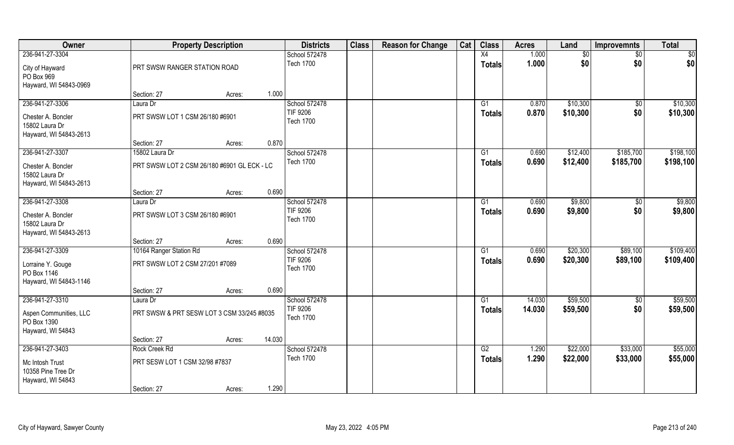| Owner | Property Description | | | Districts | Class | Reason for Change | Cat | Class | Acres | Land | Improvemnts | Total |
|---|---|---|---|---|---|---|---|---|---|---|---|---|
| 236-941-27-3304 | | | | School 572478 | | | | X4 | 1.000 | $0 | $0 | $0 |
| City of Hayward<br>PO Box 969<br>Hayward, WI 54843-0969 | PRT SWSW RANGER STATION ROAD | | | Tech 1700 | | | | Totals | 1.000 | $0 | $0 | $0 |
| | Section: 27 | Acres: | 1.000 | | | | | | | | | |
| 236-941-27-3306 | Laura Dr | | | School 572478 | | | | G1 | 0.870 | $10,300 | $0 | $10,300 |
| Chester A. Boncler<br>15802 Laura Dr<br>Hayward, WI 54843-2613 | PRT SWSW LOT 1 CSM 26/180 #6901 | | | TIF 9206<br>Tech 1700 | | | | Totals | 0.870 | $10,300 | $0 | $10,300 |
| | Section: 27 | Acres: | 0.870 | | | | | | | | | |
| 236-941-27-3307 | 15802 Laura Dr | | | School 572478 | | | | G1 | 0.690 | $12,400 | $185,700 | $198,100 |
| Chester A. Boncler<br>15802 Laura Dr<br>Hayward, WI 54843-2613 | PRT SWSW LOT 2 CSM 26/180 #6901 GL ECK - LC | | | Tech 1700 | | | | Totals | 0.690 | $12,400 | $185,700 | $198,100 |
| | Section: 27 | Acres: | 0.690 | | | | | | | | | |
| 236-941-27-3308 | Laura Dr | | | School 572478 | | | | G1 | 0.690 | $9,800 | $0 | $9,800 |
| Chester A. Boncler<br>15802 Laura Dr<br>Hayward, WI 54843-2613 | PRT SWSW LOT 3 CSM 26/180 #6901 | | | TIF 9206<br>Tech 1700 | | | | Totals | 0.690 | $9,800 | $0 | $9,800 |
| | Section: 27 | Acres: | 0.690 | | | | | | | | | |
| 236-941-27-3309 | 10164 Ranger Station Rd | | | School 572478 | | | | G1 | 0.690 | $20,300 | $89,100 | $109,400 |
| Lorraine Y. Gouge<br>PO Box 1146<br>Hayward, WI 54843-1146 | PRT SWSW LOT 2 CSM 27/201 #7089 | | | TIF 9206<br>Tech 1700 | | | | Totals | 0.690 | $20,300 | $89,100 | $109,400 |
| | Section: 27 | Acres: | 0.690 | | | | | | | | | |
| 236-941-27-3310 | Laura Dr | | | School 572478 | | | | G1 | 14.030 | $59,500 | $0 | $59,500 |
| Aspen Communities, LLC<br>PO Box 1390<br>Hayward, WI 54843 | PRT SWSW & PRT SESW LOT 3 CSM 33/245 #8035 | | | TIF 9206<br>Tech 1700 | | | | Totals | 14.030 | $59,500 | $0 | $59,500 |
| | Section: 27 | Acres: | 14.030 | | | | | | | | | |
| 236-941-27-3403 | Rock Creek Rd | | | School 572478 | | | | G2 | 1.290 | $22,000 | $33,000 | $55,000 |
| Mc Intosh Trust<br>10358 Pine Tree Dr<br>Hayward, WI 54843 | PRT SESW LOT 1 CSM 32/98 #7837 | | | Tech 1700 | | | | Totals | 1.290 | $22,000 | $33,000 | $55,000 |
| | Section: 27 | Acres: | 1.290 | | | | | | | | | |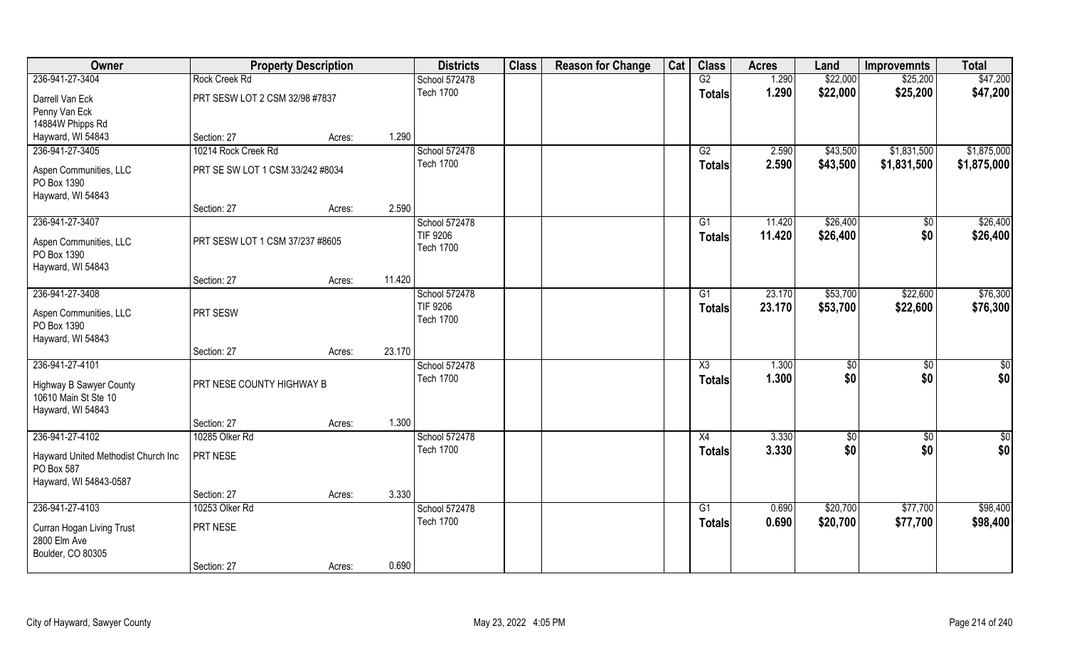| Owner | Property Description | | | Districts | Class | Reason for Change | Cat | Class | Acres | Land | Improvemnts | Total |
|---|---|---|---|---|---|---|---|---|---|---|---|---|
| 236-941-27-3404 | Rock Creek Rd | | | School 572478 | | | | G2 | 1.290 | $22,000 | $25,200 | $47,200 |
| Darrell Van Eck<br>Penny Van Eck<br>14884W Phipps Rd<br>Hayward, WI 54843 | PRT SESW LOT 2 CSM 32/98 #7837 | | | Tech 1700 | | | | Totals | 1.290 | $22,000 | $25,200 | $47,200 |
| | Section: 27 | Acres: | 1.290 | | | | | | | | | |
| 236-941-27-3405 | 10214 Rock Creek Rd | | | School 572478 | | | | G2 | 2.590 | $43,500 | $1,831,500 | $1,875,000 |
| Aspen Communities, LLC<br>PO Box 1390<br>Hayward, WI 54843 | PRT SE SW LOT 1 CSM 33/242 #8034 | | | Tech 1700 | | | | Totals | 2.590 | $43,500 | $1,831,500 | $1,875,000 |
| | Section: 27 | Acres: | 2.590 | | | | | | | | | |
| 236-941-27-3407 | | | | School 572478 | | | | G1 | 11.420 | $26,400 | $0 | $26,400 |
| Aspen Communities, LLC<br>PO Box 1390<br>Hayward, WI 54843 | PRT SESW LOT 1 CSM 37/237 #8605 | | | TIF 9206<br>Tech 1700 | | | | Totals | 11.420 | $26,400 | $0 | $26,400 |
| | Section: 27 | Acres: | 11.420 | | | | | | | | | |
| 236-941-27-3408 | | | | School 572478 | | | | G1 | 23.170 | $53,700 | $22,600 | $76,300 |
| Aspen Communities, LLC<br>PO Box 1390<br>Hayward, WI 54843 | PRT SESW | | | TIF 9206<br>Tech 1700 | | | | Totals | 23.170 | $53,700 | $22,600 | $76,300 |
| | Section: 27 | Acres: | 23.170 | | | | | | | | | |
| 236-941-27-4101 | | | | School 572478 | | | | X3 | 1.300 | $0 | $0 | $0 |
| Highway B Sawyer County<br>10610 Main St Ste 10<br>Hayward, WI 54843 | PRT NESE COUNTY HIGHWAY B | | | Tech 1700 | | | | Totals | 1.300 | $0 | $0 | $0 |
| | Section: 27 | Acres: | 1.300 | | | | | | | | | |
| 236-941-27-4102 | 10285 Olker Rd | | | School 572478 | | | | X4 | 3.330 | $0 | $0 | $0 |
| Hayward United Methodist Church Inc<br>PO Box 587<br>Hayward, WI 54843-0587 | PRT NESE | | | Tech 1700 | | | | Totals | 3.330 | $0 | $0 | $0 |
| | Section: 27 | Acres: | 3.330 | | | | | | | | | |
| 236-941-27-4103 | 10253 Olker Rd | | | School 572478 | | | | G1 | 0.690 | $20,700 | $77,700 | $98,400 |
| Curran Hogan Living Trust<br>2800 Elm Ave<br>Boulder, CO 80305 | PRT NESE | | | Tech 1700 | | | | Totals | 0.690 | $20,700 | $77,700 | $98,400 |
| | Section: 27 | Acres: | 0.690 | | | | | | | | | |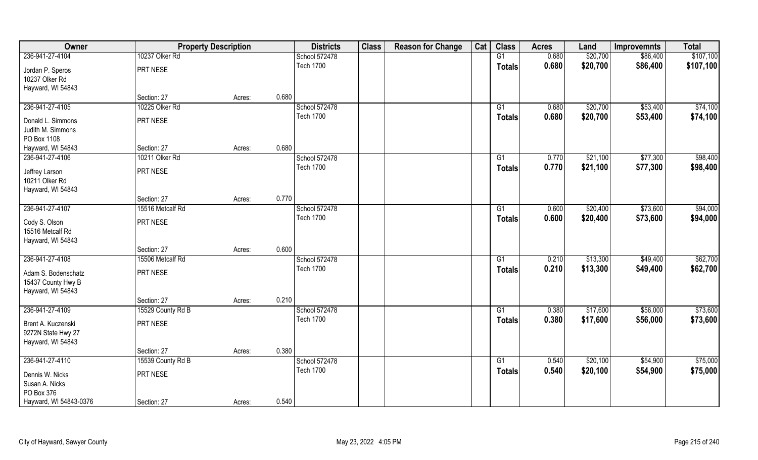| Owner | Property Description | | | Districts | Class | Reason for Change | Cat | Class | Acres | Land | Improvemnts | Total |
|---|---|---|---|---|---|---|---|---|---|---|---|---|
| 236-941-27-4104 | 10237 Olker Rd | | | School 572478 | | | | G1 | 0.680 | $20,700 | $86,400 | $107,100 |
| Jordan P. Speros<br>10237 Olker Rd<br>Hayward, WI 54843 | PRT NESE | | | Tech 1700 | | | | Totals | 0.680 | $20,700 | $86,400 | $107,100 |
| | Section: 27 | Acres: | 0.680 | | | | | | | | | |
| 236-941-27-4105 | 10225 Olker Rd | | | School 572478 | | | | G1 | 0.680 | $20,700 | $53,400 | $74,100 |
| Donald L. Simmons<br>Judith M. Simmons<br>PO Box 1108<br>Hayward, WI 54843 | PRT NESE | | | Tech 1700 | | | | Totals | 0.680 | $20,700 | $53,400 | $74,100 |
| | Section: 27 | Acres: | 0.680 | | | | | | | | | |
| 236-941-27-4106 | 10211 Olker Rd | | | School 572478 | | | | G1 | 0.770 | $21,100 | $77,300 | $98,400 |
| Jeffrey Larson<br>10211 Olker Rd<br>Hayward, WI 54843 | PRT NESE | | | Tech 1700 | | | | Totals | 0.770 | $21,100 | $77,300 | $98,400 |
| | Section: 27 | Acres: | 0.770 | | | | | | | | | |
| 236-941-27-4107 | 15516 Metcalf Rd | | | School 572478 | | | | G1 | 0.600 | $20,400 | $73,600 | $94,000 |
| Cody S. Olson<br>15516 Metcalf Rd<br>Hayward, WI 54843 | PRT NESE | | | Tech 1700 | | | | Totals | 0.600 | $20,400 | $73,600 | $94,000 |
| | Section: 27 | Acres: | 0.600 | | | | | | | | | |
| 236-941-27-4108 | 15506 Metcalf Rd | | | School 572478 | | | | G1 | 0.210 | $13,300 | $49,400 | $62,700 |
| Adam S. Bodenschatz<br>15437 County Hwy B<br>Hayward, WI 54843 | PRT NESE | | | Tech 1700 | | | | Totals | 0.210 | $13,300 | $49,400 | $62,700 |
| | Section: 27 | Acres: | 0.210 | | | | | | | | | |
| 236-941-27-4109 | 15529 County Rd B | | | School 572478 | | | | G1 | 0.380 | $17,600 | $56,000 | $73,600 |
| Brent A. Kuczenski<br>9272N State Hwy 27<br>Hayward, WI 54843 | PRT NESE | | | Tech 1700 | | | | Totals | 0.380 | $17,600 | $56,000 | $73,600 |
| | Section: 27 | Acres: | 0.380 | | | | | | | | | |
| 236-941-27-4110 | 15539 County Rd B | | | School 572478 | | | | G1 | 0.540 | $20,100 | $54,900 | $75,000 |
| Dennis W. Nicks<br>Susan A. Nicks<br>PO Box 376<br>Hayward, WI 54843-0376 | PRT NESE | | | Tech 1700 | | | | Totals | 0.540 | $20,100 | $54,900 | $75,000 |
| | Section: 27 | Acres: | 0.540 | | | | | | | | | |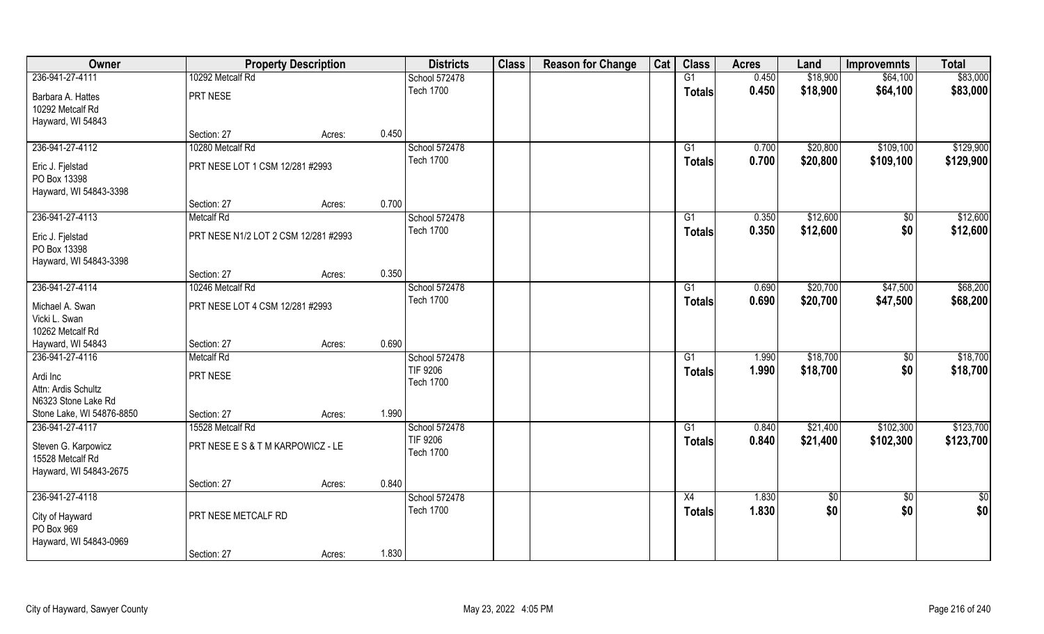| Owner | Property Description | | | Districts | Class | Reason for Change | Cat | Class | Acres | Land | Improvemnts | Total |
|---|---|---|---|---|---|---|---|---|---|---|---|---|
| 236-941-27-4111 | 10292 Metcalf Rd | | | School 572478 | | | | G1 | 0.450 | $18,900 | $64,100 | $83,000 |
| Barbara A. Hattes<br>10292 Metcalf Rd<br>Hayward, WI 54843 | PRT NESE | | | Tech 1700 | | | | Totals | 0.450 | $18,900 | $64,100 | $83,000 |
| | Section: 27 | Acres: | 0.450 | | | | | | | | | |
| 236-941-27-4112 | 10280 Metcalf Rd | | | School 572478 | | | | G1 | 0.700 | $20,800 | $109,100 | $129,900 |
| Eric J. Fjelstad<br>PO Box 13398<br>Hayward, WI 54843-3398 | PRT NESE LOT 1 CSM 12/281 #2993 | | | Tech 1700 | | | | Totals | 0.700 | $20,800 | $109,100 | $129,900 |
| | Section: 27 | Acres: | 0.700 | | | | | | | | | |
| 236-941-27-4113 | Metcalf Rd | | | School 572478 | | | | G1 | 0.350 | $12,600 | $0 | $12,600 |
| Eric J. Fjelstad<br>PO Box 13398<br>Hayward, WI 54843-3398 | PRT NESE N1/2 LOT 2 CSM 12/281 #2993 | | | Tech 1700 | | | | Totals | 0.350 | $12,600 | $0 | $12,600 |
| | Section: 27 | Acres: | 0.350 | | | | | | | | | |
| 236-941-27-4114 | 10246 Metcalf Rd | | | School 572478 | | | | G1 | 0.690 | $20,700 | $47,500 | $68,200 |
| Michael A. Swan<br>Vicki L. Swan<br>10262 Metcalf Rd<br>Hayward, WI 54843 | PRT NESE LOT 4 CSM 12/281 #2993 | | | Tech 1700 | | | | Totals | 0.690 | $20,700 | $47,500 | $68,200 |
| | Section: 27 | Acres: | 0.690 | | | | | | | | | |
| 236-941-27-4116 | Metcalf Rd | | | School 572478 | | | | G1 | 1.990 | $18,700 | $0 | $18,700 |
| Ardi Inc<br>Attn: Ardis Schultz<br>N6323 Stone Lake Rd<br>Stone Lake, WI 54876-8850 | PRT NESE | | | TIF 9206<br>Tech 1700 | | | | Totals | 1.990 | $18,700 | $0 | $18,700 |
| | Section: 27 | Acres: | 1.990 | | | | | | | | | |
| 236-941-27-4117 | 15528 Metcalf Rd | | | School 572478 | | | | G1 | 0.840 | $21,400 | $102,300 | $123,700 |
| Steven G. Karpowicz<br>15528 Metcalf Rd<br>Hayward, WI 54843-2675 | PRT NESE E S & T M KARPOWICZ - LE | | | TIF 9206<br>Tech 1700 | | | | Totals | 0.840 | $21,400 | $102,300 | $123,700 |
| | Section: 27 | Acres: | 0.840 | | | | | | | | | |
| 236-941-27-4118 | | | | School 572478 | | | | X4 | 1.830 | $0 | $0 | $0 |
| City of Hayward<br>PO Box 969<br>Hayward, WI 54843-0969 | PRT NESE METCALF RD | | | Tech 1700 | | | | Totals | 1.830 | $0 | $0 | $0 |
| | Section: 27 | Acres: | 1.830 | | | | | | | | | |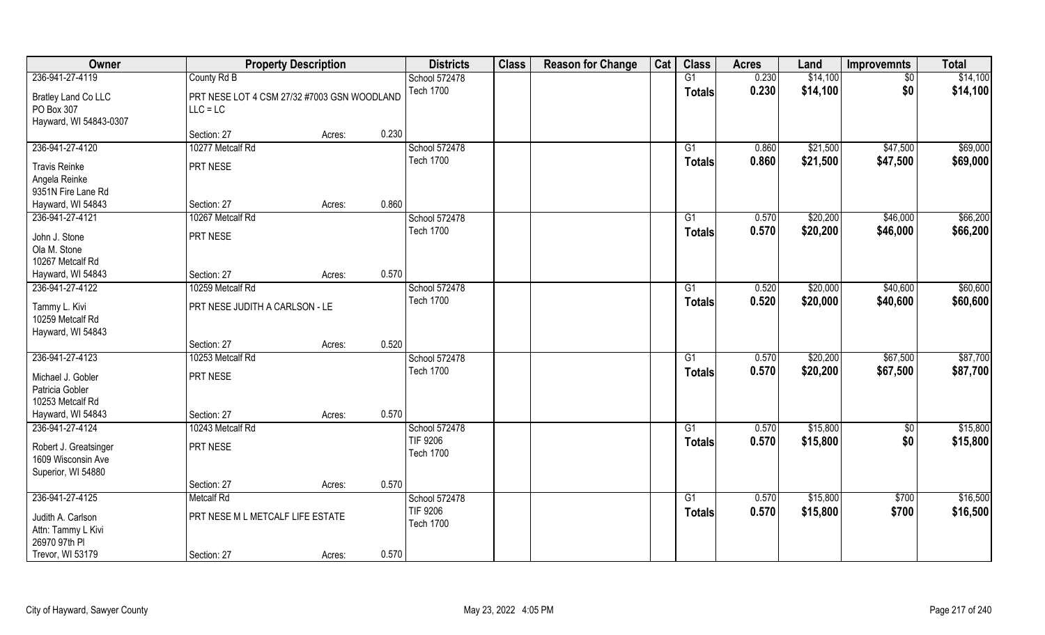| Owner | Property Description | | | Districts | Class | Reason for Change | Cat | Class | Acres | Land | Improvemnts | Total |
|---|---|---|---|---|---|---|---|---|---|---|---|---|
| 236-941-27-4119 | County Rd B | | | School 572478 | | | | G1 | 0.230 | $14,100 | $0 | $14,100 |
| Bratley Land Co LLC<br>PO Box 307<br>Hayward, WI 54843-0307 | PRT NESE LOT 4 CSM 27/32 #7003 GSN WOODLAND LLC = LC | | | Tech 1700 | | | | Totals | 0.230 | $14,100 | $0 | $14,100 |
| | Section: 27 | Acres: | 0.230 | | | | | | | | | |
| 236-941-27-4120 | 10277 Metcalf Rd | | | School 572478 | | | | G1 | 0.860 | $21,500 | $47,500 | $69,000 |
| Travis Reinke<br>Angela Reinke<br>9351N Fire Lane Rd<br>Hayward, WI 54843 | PRT NESE | | | Tech 1700 | | | | Totals | 0.860 | $21,500 | $47,500 | $69,000 |
| | Section: 27 | Acres: | 0.860 | | | | | | | | | |
| 236-941-27-4121 | 10267 Metcalf Rd | | | School 572478 | | | | G1 | 0.570 | $20,200 | $46,000 | $66,200 |
| John J. Stone<br>Ola M. Stone<br>10267 Metcalf Rd<br>Hayward, WI 54843 | PRT NESE | | | Tech 1700 | | | | Totals | 0.570 | $20,200 | $46,000 | $66,200 |
| | Section: 27 | Acres: | 0.570 | | | | | | | | | |
| 236-941-27-4122 | 10259 Metcalf Rd | | | School 572478 | | | | G1 | 0.520 | $20,000 | $40,600 | $60,600 |
| Tammy L. Kivi<br>10259 Metcalf Rd<br>Hayward, WI 54843 | PRT NESE JUDITH A CARLSON - LE | | | Tech 1700 | | | | Totals | 0.520 | $20,000 | $40,600 | $60,600 |
| | Section: 27 | Acres: | 0.520 | | | | | | | | | |
| 236-941-27-4123 | 10253 Metcalf Rd | | | School 572478 | | | | G1 | 0.570 | $20,200 | $67,500 | $87,700 |
| Michael J. Gobler<br>Patricia Gobler<br>10253 Metcalf Rd<br>Hayward, WI 54843 | PRT NESE | | | Tech 1700 | | | | Totals | 0.570 | $20,200 | $67,500 | $87,700 |
| | Section: 27 | Acres: | 0.570 | | | | | | | | | |
| 236-941-27-4124 | 10243 Metcalf Rd | | | School 572478 | | | | G1 | 0.570 | $15,800 | $0 | $15,800 |
| Robert J. Greatsinger<br>1609 Wisconsin Ave<br>Superior, WI 54880 | PRT NESE | | | TIF 9206<br>Tech 1700 | | | | Totals | 0.570 | $15,800 | $0 | $15,800 |
| | Section: 27 | Acres: | 0.570 | | | | | | | | | |
| 236-941-27-4125 | Metcalf Rd | | | School 572478 | | | | G1 | 0.570 | $15,800 | $700 | $16,500 |
| Judith A. Carlson<br>Attn: Tammy L Kivi<br>26970 97th Pl<br>Trevor, WI 53179 | PRT NESE M L METCALF LIFE ESTATE | | | TIF 9206<br>Tech 1700 | | | | Totals | 0.570 | $15,800 | $700 | $16,500 |
| | Section: 27 | Acres: | 0.570 | | | | | | | | | |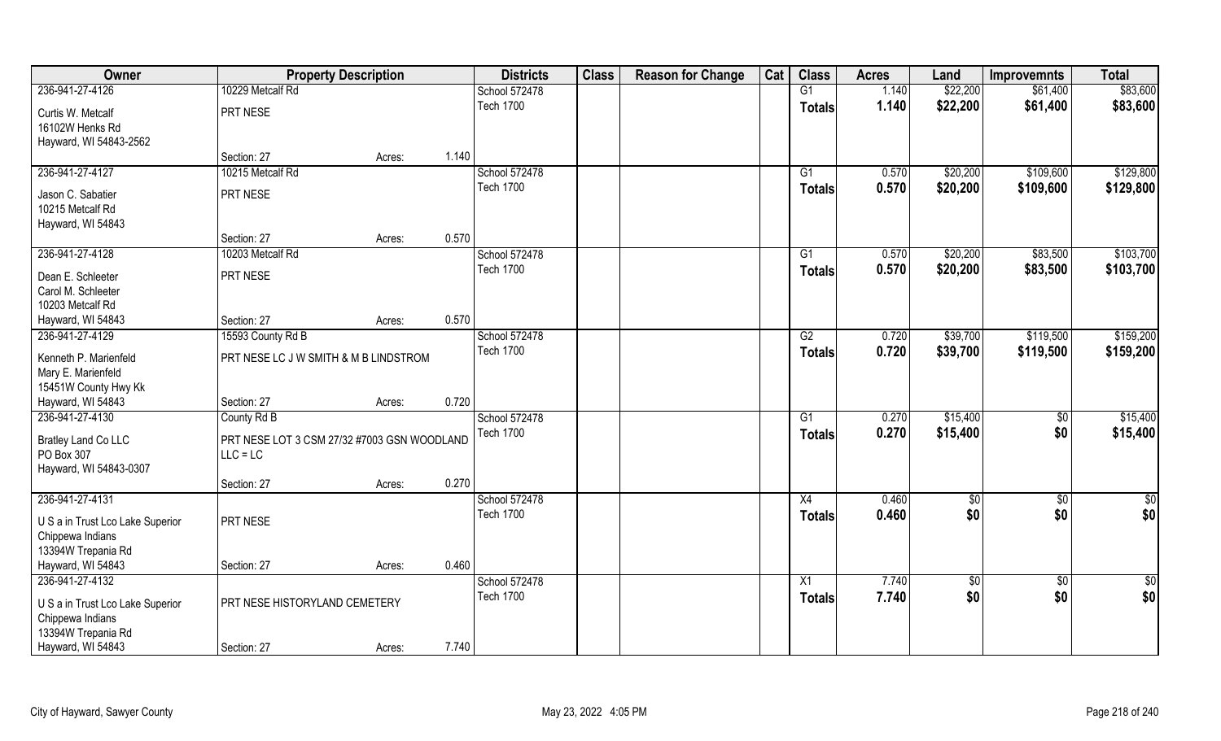| Owner | Property Description | | | Districts | Class | Reason for Change | Cat | Class | Acres | Land | Improvemnts | Total |
|---|---|---|---|---|---|---|---|---|---|---|---|---|
| 236-941-27-4126 | 10229 Metcalf Rd | | | School 572478 | | | | G1 | 1.140 | $22,200 | $61,400 | $83,600 |
| Curtis W. Metcalf<br>16102W Henks Rd<br>Hayward, WI 54843-2562 | PRT NESE | | | Tech 1700 | | | | **Totals** | **1.140** | **$22,200** | **$61,400** | **$83,600** |
| | Section: 27 | Acres: | 1.140 | | | | | | | | | |
| 236-941-27-4127 | 10215 Metcalf Rd | | | School 572478 | | | | G1 | 0.570 | $20,200 | $109,600 | $129,800 |
| Jason C. Sabatier<br>10215 Metcalf Rd<br>Hayward, WI 54843 | PRT NESE | | | Tech 1700 | | | | **Totals** | **0.570** | **$20,200** | **$109,600** | **$129,800** |
| | Section: 27 | Acres: | 0.570 | | | | | | | | | |
| 236-941-27-4128 | 10203 Metcalf Rd | | | School 572478 | | | | G1 | 0.570 | $20,200 | $83,500 | $103,700 |
| Dean E. Schleeter<br>Carol M. Schleeter<br>10203 Metcalf Rd<br>Hayward, WI 54843 | PRT NESE | | | Tech 1700 | | | | **Totals** | **0.570** | **$20,200** | **$83,500** | **$103,700** |
| | Section: 27 | Acres: | 0.570 | | | | | | | | | |
| 236-941-27-4129 | 15593 County Rd B | | | School 572478 | | | | G2 | 0.720 | $39,700 | $119,500 | $159,200 |
| Kenneth P. Marienfeld<br>Mary E. Marienfeld<br>15451W County Hwy Kk<br>Hayward, WI 54843 | PRT NESE LC J W SMITH & M B LINDSTROM | | | Tech 1700 | | | | **Totals** | **0.720** | **$39,700** | **$119,500** | **$159,200** |
| | Section: 27 | Acres: | 0.720 | | | | | | | | | |
| 236-941-27-4130 | County Rd B | | | School 572478 | | | | G1 | 0.270 | $15,400 | $0 | $15,400 |
| Bratley Land Co LLC<br>PO Box 307<br>Hayward, WI 54843-0307 | PRT NESE LOT 3 CSM 27/32 #7003 GSN WOODLAND LLC = LC | | | Tech 1700 | | | | **Totals** | **0.270** | **$15,400** | **$0** | **$15,400** |
| | Section: 27 | Acres: | 0.270 | | | | | | | | | |
| 236-941-27-4131 | | | | School 572478 | | | | X4 | 0.460 | $0 | $0 | $0 |
| U S a in Trust Lco Lake Superior<br>Chippewa Indians<br>13394W Trepania Rd<br>Hayward, WI 54843 | PRT NESE | | | Tech 1700 | | | | **Totals** | **0.460** | **$0** | **$0** | **$0** |
| | Section: 27 | Acres: | 0.460 | | | | | | | | | |
| 236-941-27-4132 | | | | School 572478 | | | | X1 | 7.740 | $0 | $0 | $0 |
| U S a in Trust Lco Lake Superior<br>Chippewa Indians<br>13394W Trepania Rd<br>Hayward, WI 54843 | PRT NESE HISTORYLAND CEMETERY | | | Tech 1700 | | | | **Totals** | **7.740** | **$0** | **$0** | **$0** |
| | Section: 27 | Acres: | 7.740 | | | | | | | | | |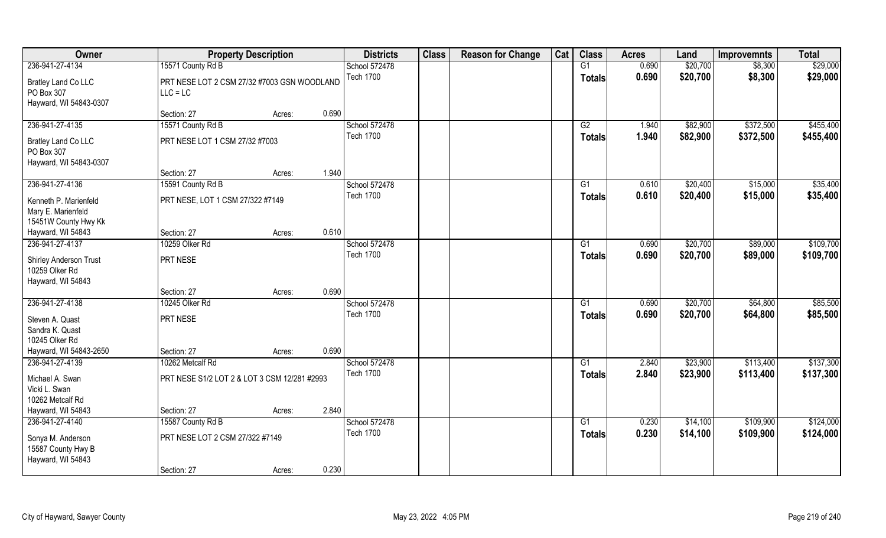| Owner | Property Description | | | Districts | Class | Reason for Change | Cat | Class | Acres | Land | Improvemnts | Total |
|---|---|---|---|---|---|---|---|---|---|---|---|---|
| 236-941-27-4134 | 15571 County Rd B | | | School 572478 | | | | G1 | 0.690 | $20,700 | $8,300 | $29,000 |
| Bratley Land Co LLC<br>PO Box 307<br>Hayward, WI 54843-0307 | PRT NESE LOT 2 CSM 27/32 #7003 GSN WOODLAND LLC = LC | | | Tech 1700 | | | | Totals | 0.690 | $20,700 | $8,300 | $29,000 |
| | Section: 27 | Acres: | 0.690 | | | | | | | | | |
| 236-941-27-4135 | 15571 County Rd B | | | School 572478 | | | | G2 | 1.940 | $82,900 | $372,500 | $455,400 |
| Bratley Land Co LLC<br>PO Box 307<br>Hayward, WI 54843-0307 | PRT NESE LOT 1 CSM 27/32 #7003 | | | Tech 1700 | | | | Totals | 1.940 | $82,900 | $372,500 | $455,400 |
| | Section: 27 | Acres: | 1.940 | | | | | | | | | |
| 236-941-27-4136 | 15591 County Rd B | | | School 572478 | | | | G1 | 0.610 | $20,400 | $15,000 | $35,400 |
| Kenneth P. Marienfeld<br>Mary E. Marienfeld<br>15451W County Hwy Kk<br>Hayward, WI 54843 | PRT NESE, LOT 1 CSM 27/322 #7149 | | | Tech 1700 | | | | Totals | 0.610 | $20,400 | $15,000 | $35,400 |
| | Section: 27 | Acres: | 0.610 | | | | | | | | | |
| 236-941-27-4137 | 10259 Olker Rd | | | School 572478 | | | | G1 | 0.690 | $20,700 | $89,000 | $109,700 |
| Shirley Anderson Trust<br>10259 Olker Rd<br>Hayward, WI 54843 | PRT NESE | | | Tech 1700 | | | | Totals | 0.690 | $20,700 | $89,000 | $109,700 |
| | Section: 27 | Acres: | 0.690 | | | | | | | | | |
| 236-941-27-4138 | 10245 Olker Rd | | | School 572478 | | | | G1 | 0.690 | $20,700 | $64,800 | $85,500 |
| Steven A. Quast<br>Sandra K. Quast<br>10245 Olker Rd<br>Hayward, WI 54843-2650 | PRT NESE | | | Tech 1700 | | | | Totals | 0.690 | $20,700 | $64,800 | $85,500 |
| | Section: 27 | Acres: | 0.690 | | | | | | | | | |
| 236-941-27-4139 | 10262 Metcalf Rd | | | School 572478 | | | | G1 | 2.840 | $23,900 | $113,400 | $137,300 |
| Michael A. Swan<br>Vicki L. Swan<br>10262 Metcalf Rd<br>Hayward, WI 54843 | PRT NESE S1/2 LOT 2 & LOT 3 CSM 12/281 #2993 | | | Tech 1700 | | | | Totals | 2.840 | $23,900 | $113,400 | $137,300 |
| | Section: 27 | Acres: | 2.840 | | | | | | | | | |
| 236-941-27-4140 | 15587 County Rd B | | | School 572478 | | | | G1 | 0.230 | $14,100 | $109,900 | $124,000 |
| Sonya M. Anderson<br>15587 County Hwy B<br>Hayward, WI 54843 | PRT NESE LOT 2 CSM 27/322 #7149 | | | Tech 1700 | | | | Totals | 0.230 | $14,100 | $109,900 | $124,000 |
| | Section: 27 | Acres: | 0.230 | | | | | | | | | |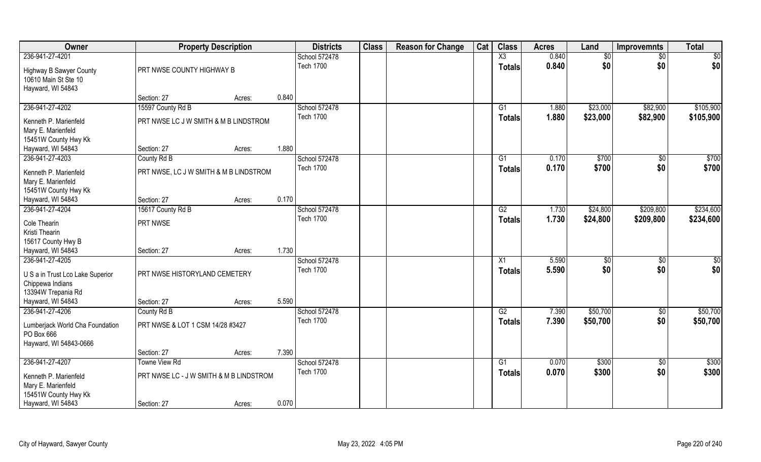| Owner | Property Description | | | Districts | Class | Reason for Change | Cat | Class | Acres | Land | Improvemnts | Total |
|---|---|---|---|---|---|---|---|---|---|---|---|---|
| 236-941-27-4201 | | | | School 572478 | | | | X3 | 0.840 | $0 | $0 | $0 |
| Highway B Sawyer County<br>10610 Main St Ste 10<br>Hayward, WI 54843 | PRT NWSE COUNTY HIGHWAY B | | | Tech 1700 | | | | **Totals** | **0.840** | **$0** | **$0** | **$0** |
| | Section: 27 | Acres: | 0.840 | | | | | | | | | |
| 236-941-27-4202 | 15597 County Rd B | | | School 572478 | | | | G1 | 1.880 | $23,000 | $82,900 | $105,900 |
| Kenneth P. Marienfeld<br>Mary E. Marienfeld<br>15451W County Hwy Kk<br>Hayward, WI 54843 | PRT NWSE LC J W SMITH & M B LINDSTROM | | | Tech 1700 | | | | **Totals** | **1.880** | **$23,000** | **$82,900** | **$105,900** |
| | Section: 27 | Acres: | 1.880 | | | | | | | | | |
| 236-941-27-4203 | County Rd B | | | School 572478 | | | | G1 | 0.170 | $700 | $0 | $700 |
| Kenneth P. Marienfeld<br>Mary E. Marienfeld<br>15451W County Hwy Kk<br>Hayward, WI 54843 | PRT NWSE, LC J W SMITH & M B LINDSTROM | | | Tech 1700 | | | | **Totals** | **0.170** | **$700** | **$0** | **$700** |
| | Section: 27 | Acres: | 0.170 | | | | | | | | | |
| 236-941-27-4204 | 15617 County Rd B | | | School 572478 | | | | G2 | 1.730 | $24,800 | $209,800 | $234,600 |
| Cole Thearin<br>Kristi Thearin<br>15617 County Hwy B<br>Hayward, WI 54843 | PRT NWSE | | | Tech 1700 | | | | **Totals** | **1.730** | **$24,800** | **$209,800** | **$234,600** |
| | Section: 27 | Acres: | 1.730 | | | | | | | | | |
| 236-941-27-4205 | | | | School 572478 | | | | X1 | 5.590 | $0 | $0 | $0 |
| U S a in Trust Lco Lake Superior<br>Chippewa Indians<br>13394W Trepania Rd<br>Hayward, WI 54843 | PRT NWSE HISTORYLAND CEMETERY | | | Tech 1700 | | | | **Totals** | **5.590** | **$0** | **$0** | **$0** |
| | Section: 27 | Acres: | 5.590 | | | | | | | | | |
| 236-941-27-4206 | County Rd B | | | School 572478 | | | | G2 | 7.390 | $50,700 | $0 | $50,700 |
| Lumberjack World Cha Foundation<br>PO Box 666<br>Hayward, WI 54843-0666 | PRT NWSE & LOT 1 CSM 14/28 #3427 | | | Tech 1700 | | | | **Totals** | **7.390** | **$50,700** | **$0** | **$50,700** |
| | Section: 27 | Acres: | 7.390 | | | | | | | | | |
| 236-941-27-4207 | Towne View Rd | | | School 572478 | | | | G1 | 0.070 | $300 | $0 | $300 |
| Kenneth P. Marienfeld<br>Mary E. Marienfeld<br>15451W County Hwy Kk<br>Hayward, WI 54843 | PRT NWSE LC - J W SMITH & M B LINDSTROM | | | Tech 1700 | | | | **Totals** | **0.070** | **$300** | **$0** | **$300** |
| | Section: 27 | Acres: | 0.070 | | | | | | | | | |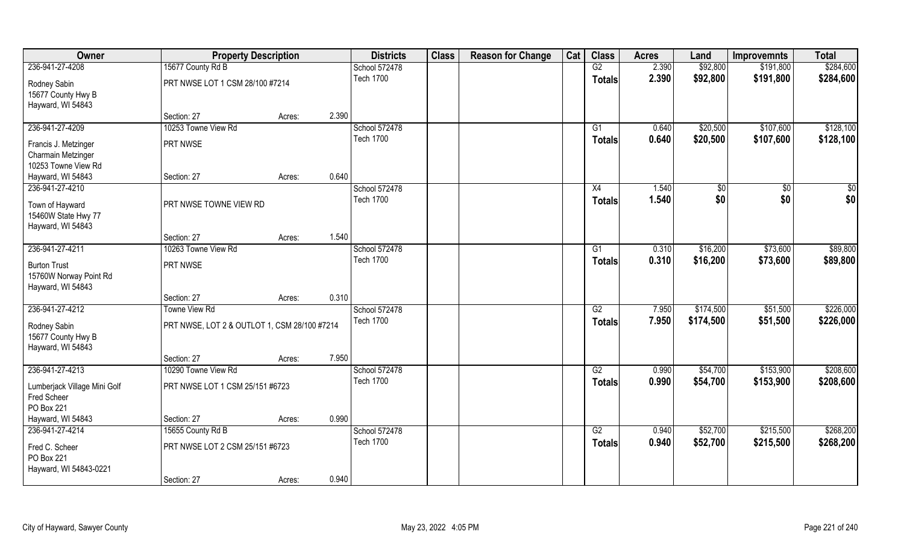| Owner | Property Description | | | Districts | Class | Reason for Change | Cat | Class | Acres | Land | Improvemnts | Total |
|---|---|---|---|---|---|---|---|---|---|---|---|---|
| 236-941-27-4208 | 15677 County Rd B | | | School 572478 | | | | G2 | 2.390 | $92,800 | $191,800 | $284,600 |
| Rodney Sabin<br>15677 County Hwy B<br>Hayward, WI 54843 | PRT NWSE LOT 1 CSM 28/100 #7214 | | | Tech 1700 | | | | **Totals** | **2.390** | **$92,800** | **$191,800** | **$284,600** |
| | Section: 27 | Acres: | 2.390 | | | | | | | | | |
| 236-941-27-4209 | 10253 Towne View Rd | | | School 572478 | | | | G1 | 0.640 | $20,500 | $107,600 | $128,100 |
| Francis J. Metzinger<br>Charmain Metzinger<br>10253 Towne View Rd<br>Hayward, WI 54843 | PRT NWSE | | | Tech 1700 | | | | **Totals** | **0.640** | **$20,500** | **$107,600** | **$128,100** |
| | Section: 27 | Acres: | 0.640 | | | | | | | | | |
| 236-941-27-4210 | | | | School 572478 | | | | X4 | 1.540 | $0 | $0 | $0 |
| Town of Hayward<br>15460W State Hwy 77<br>Hayward, WI 54843 | PRT NWSE TOWNE VIEW RD | | | Tech 1700 | | | | **Totals** | **1.540** | **$0** | **$0** | **$0** |
| | Section: 27 | Acres: | 1.540 | | | | | | | | | |
| 236-941-27-4211 | 10263 Towne View Rd | | | School 572478 | | | | G1 | 0.310 | $16,200 | $73,600 | $89,800 |
| Burton Trust<br>15760W Norway Point Rd<br>Hayward, WI 54843 | PRT NWSE | | | Tech 1700 | | | | **Totals** | **0.310** | **$16,200** | **$73,600** | **$89,800** |
| | Section: 27 | Acres: | 0.310 | | | | | | | | | |
| 236-941-27-4212 | Towne View Rd | | | School 572478 | | | | G2 | 7.950 | $174,500 | $51,500 | $226,000 |
| Rodney Sabin<br>15677 County Hwy B<br>Hayward, WI 54843 | PRT NWSE, LOT 2 & OUTLOT 1, CSM 28/100 #7214 | | | Tech 1700 | | | | **Totals** | **7.950** | **$174,500** | **$51,500** | **$226,000** |
| | Section: 27 | Acres: | 7.950 | | | | | | | | | |
| 236-941-27-4213 | 10290 Towne View Rd | | | School 572478 | | | | G2 | 0.990 | $54,700 | $153,900 | $208,600 |
| Lumberjack Village Mini Golf<br>Fred Scheer<br>PO Box 221<br>Hayward, WI 54843 | PRT NWSE LOT 1 CSM 25/151 #6723 | | | Tech 1700 | | | | **Totals** | **0.990** | **$54,700** | **$153,900** | **$208,600** |
| | Section: 27 | Acres: | 0.990 | | | | | | | | | |
| 236-941-27-4214 | 15655 County Rd B | | | School 572478 | | | | G2 | 0.940 | $52,700 | $215,500 | $268,200 |
| Fred C. Scheer<br>PO Box 221<br>Hayward, WI 54843-0221 | PRT NWSE LOT 2 CSM 25/151 #6723 | | | Tech 1700 | | | | **Totals** | **0.940** | **$52,700** | **$215,500** | **$268,200** |
| | Section: 27 | Acres: | 0.940 | | | | | | | | | |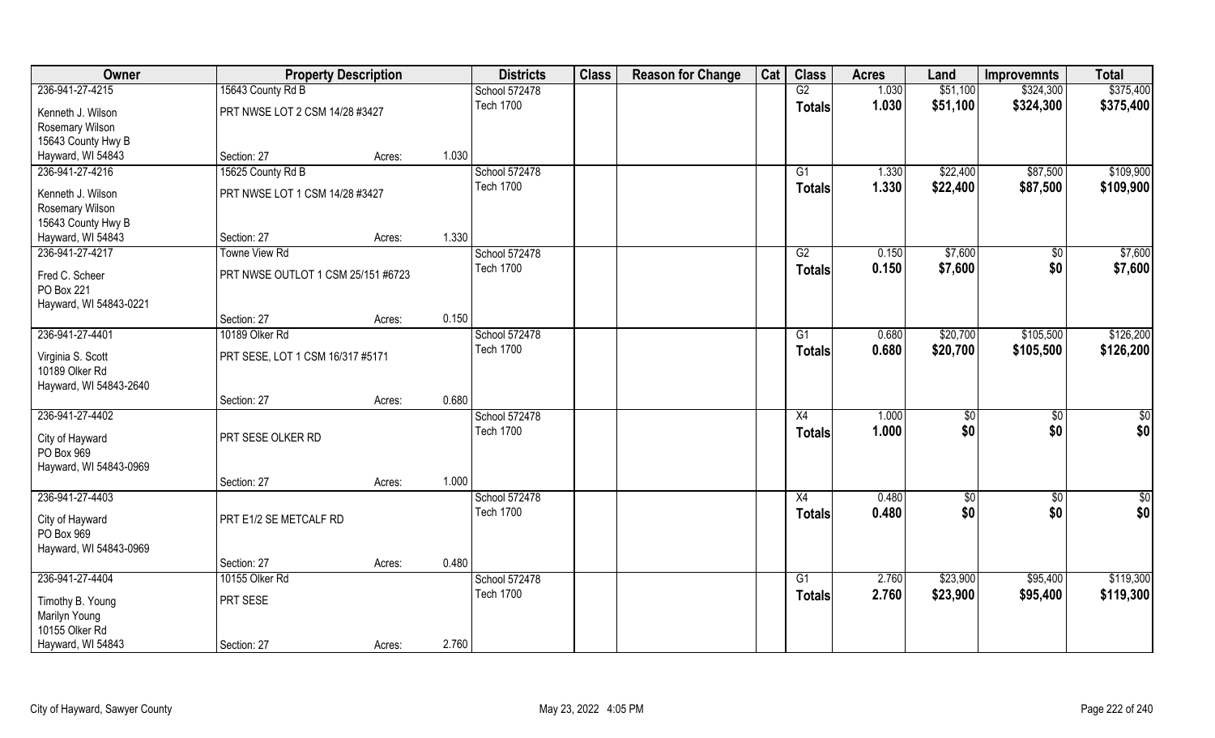| Owner | Property Description | | | Districts | Class | Reason for Change | Cat | Class | Acres | Land | Improvemnts | Total |
|---|---|---|---|---|---|---|---|---|---|---|---|---|
| 236-941-27-4215 | 15643 County Rd B | | | School 572478 | | | | G2 | 1.030 | $51,100 | $324,300 | $375,400 |
| Kenneth J. Wilson<br>Rosemary Wilson<br>15643 County Hwy B<br>Hayward, WI 54843 | PRT NWSE LOT 2 CSM 14/28 #3427 | | | Tech 1700 | | | | Totals | 1.030 | $51,100 | $324,300 | $375,400 |
| | Section: 27 | Acres: | 1.030 | | | | | | | | | |
| 236-941-27-4216 | 15625 County Rd B | | | School 572478 | | | | G1 | 1.330 | $22,400 | $87,500 | $109,900 |
| Kenneth J. Wilson<br>Rosemary Wilson<br>15643 County Hwy B<br>Hayward, WI 54843 | PRT NWSE LOT 1 CSM 14/28 #3427 | | | Tech 1700 | | | | Totals | 1.330 | $22,400 | $87,500 | $109,900 |
| | Section: 27 | Acres: | 1.330 | | | | | | | | | |
| 236-941-27-4217 | Towne View Rd | | | School 572478 | | | | G2 | 0.150 | $7,600 | $0 | $7,600 |
| Fred C. Scheer<br>PO Box 221<br>Hayward, WI 54843-0221 | PRT NWSE OUTLOT 1 CSM 25/151 #6723 | | | Tech 1700 | | | | Totals | 0.150 | $7,600 | $0 | $7,600 |
| | Section: 27 | Acres: | 0.150 | | | | | | | | | |
| 236-941-27-4401 | 10189 Olker Rd | | | School 572478 | | | | G1 | 0.680 | $20,700 | $105,500 | $126,200 |
| Virginia S. Scott<br>10189 Olker Rd<br>Hayward, WI 54843-2640 | PRT SESE, LOT 1 CSM 16/317 #5171 | | | Tech 1700 | | | | Totals | 0.680 | $20,700 | $105,500 | $126,200 |
| | Section: 27 | Acres: | 0.680 | | | | | | | | | |
| 236-941-27-4402 | | | | School 572478 | | | | X4 | 1.000 | $0 | $0 | $0 |
| City of Hayward<br>PO Box 969<br>Hayward, WI 54843-0969 | PRT SESE OLKER RD | | | Tech 1700 | | | | Totals | 1.000 | $0 | $0 | $0 |
| | Section: 27 | Acres: | 1.000 | | | | | | | | | |
| 236-941-27-4403 | | | | School 572478 | | | | X4 | 0.480 | $0 | $0 | $0 |
| City of Hayward<br>PO Box 969<br>Hayward, WI 54843-0969 | PRT E1/2 SE METCALF RD | | | Tech 1700 | | | | Totals | 0.480 | $0 | $0 | $0 |
| | Section: 27 | Acres: | 0.480 | | | | | | | | | |
| 236-941-27-4404 | 10155 Olker Rd | | | School 572478 | | | | G1 | 2.760 | $23,900 | $95,400 | $119,300 |
| Timothy B. Young<br>Marilyn Young<br>10155 Olker Rd<br>Hayward, WI 54843 | PRT SESE | | | Tech 1700 | | | | Totals | 2.760 | $23,900 | $95,400 | $119,300 |
| | Section: 27 | Acres: | 2.760 | | | | | | | | | |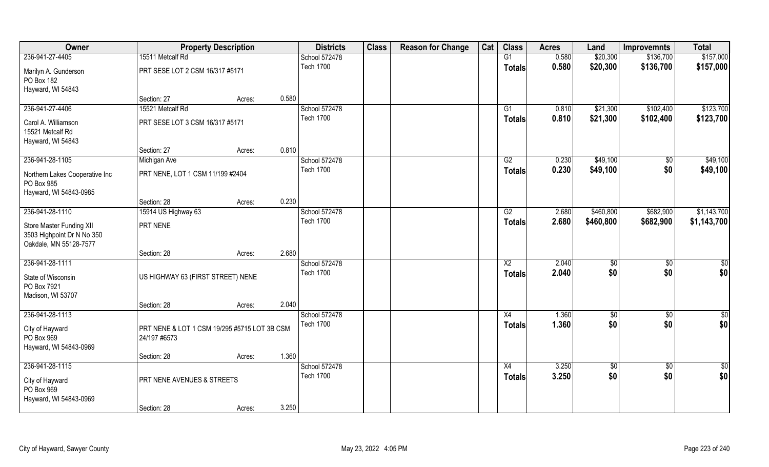| Owner | Property Description | | | Districts | Class | Reason for Change | Cat | Class | Acres | Land | Improvemnts | Total |
|---|---|---|---|---|---|---|---|---|---|---|---|---|
| 236-941-27-4405 | 15511 Metcalf Rd | | | School 572478 | | | | G1 | 0.580 | $20,300 | $136,700 | $157,000 |
| Marilyn A. Gunderson<br>PO Box 182<br>Hayward, WI 54843 | PRT SESE LOT 2 CSM 16/317 #5171 | | | Tech 1700 | | | | Totals | 0.580 | $20,300 | $136,700 | $157,000 |
| | Section: 27 | Acres: | 0.580 | | | | | | | | | |
| 236-941-27-4406 | 15521 Metcalf Rd | | | School 572478 | | | | G1 | 0.810 | $21,300 | $102,400 | $123,700 |
| Carol A. Williamson<br>15521 Metcalf Rd<br>Hayward, WI 54843 | PRT SESE LOT 3 CSM 16/317 #5171 | | | Tech 1700 | | | | Totals | 0.810 | $21,300 | $102,400 | $123,700 |
| | Section: 27 | Acres: | 0.810 | | | | | | | | | |
| 236-941-28-1105 | Michigan Ave | | | School 572478 | | | | G2 | 0.230 | $49,100 | $0 | $49,100 |
| Northern Lakes Cooperative Inc<br>PO Box 985<br>Hayward, WI 54843-0985 | PRT NENE, LOT 1 CSM 11/199 #2404 | | | Tech 1700 | | | | Totals | 0.230 | $49,100 | $0 | $49,100 |
| | Section: 28 | Acres: | 0.230 | | | | | | | | | |
| 236-941-28-1110 | 15914 US Highway 63 | | | School 572478 | | | | G2 | 2.680 | $460,800 | $682,900 | $1,143,700 |
| Store Master Funding XII<br>3503 Highpoint Dr N No 350<br>Oakdale, MN 55128-7577 | PRT NENE | | | Tech 1700 | | | | Totals | 2.680 | $460,800 | $682,900 | $1,143,700 |
| | Section: 28 | Acres: | 2.680 | | | | | | | | | |
| 236-941-28-1111 | | | | School 572478 | | | | X2 | 2.040 | $0 | $0 | $0 |
| State of Wisconsin<br>PO Box 7921<br>Madison, WI 53707 | US HIGHWAY 63 (FIRST STREET) NENE | | | Tech 1700 | | | | Totals | 2.040 | $0 | $0 | $0 |
| | Section: 28 | Acres: | 2.040 | | | | | | | | | |
| 236-941-28-1113 | | | | School 572478 | | | | X4 | 1.360 | $0 | $0 | $0 |
| City of Hayward<br>PO Box 969<br>Hayward, WI 54843-0969 | PRT NENE & LOT 1 CSM 19/295 #5715 LOT 3B CSM 24/197 #6573 | | | Tech 1700 | | | | Totals | 1.360 | $0 | $0 | $0 |
| | Section: 28 | Acres: | 1.360 | | | | | | | | | |
| 236-941-28-1115 | | | | School 572478 | | | | X4 | 3.250 | $0 | $0 | $0 |
| City of Hayward<br>PO Box 969<br>Hayward, WI 54843-0969 | PRT NENE AVENUES & STREETS | | | Tech 1700 | | | | Totals | 3.250 | $0 | $0 | $0 |
| | Section: 28 | Acres: | 3.250 | | | | | | | | | |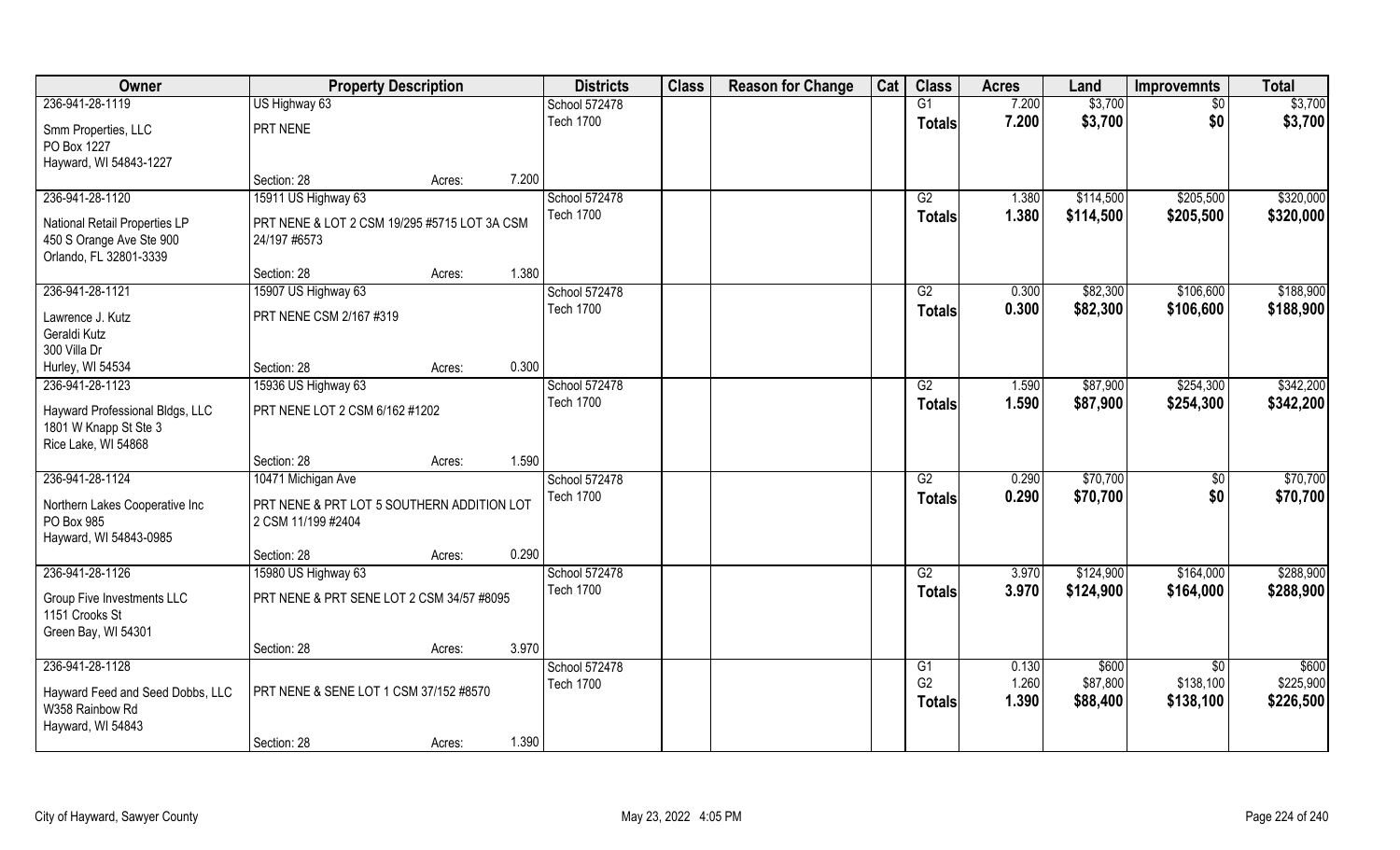| Owner | Property Description | | | Districts | Class | Reason for Change | Cat | Class | Acres | Land | Improvemnts | Total |
|---|---|---|---|---|---|---|---|---|---|---|---|---|
| 236-941-28-1119 | US Highway 63 | | | School 572478 | | | | G1 | 7.200 | $3,700 | $0 | $3,700 |
| Smm Properties, LLC<br>PO Box 1227<br>Hayward, WI 54843-1227 | PRT NENE | | | Tech 1700 | | | | **Totals** | **7.200** | **$3,700** | **$0** | **$3,700** |
| | Section: 28 | Acres: | 7.200 | | | | | | | | | |
| 236-941-28-1120 | 15911 US Highway 63 | | | School 572478 | | | | G2 | 1.380 | $114,500 | $205,500 | $320,000 |
| National Retail Properties LP<br>450 S Orange Ave Ste 900<br>Orlando, FL 32801-3339 | PRT NENE & LOT 2 CSM 19/295 #5715 LOT 3A CSM 24/197 #6573 | | | Tech 1700 | | | | **Totals** | **1.380** | **$114,500** | **$205,500** | **$320,000** |
| | Section: 28 | Acres: | 1.380 | | | | | | | | | |
| 236-941-28-1121 | 15907 US Highway 63 | | | School 572478 | | | | G2 | 0.300 | $82,300 | $106,600 | $188,900 |
| Lawrence J. Kutz<br>Geraldi Kutz<br>300 Villa Dr<br>Hurley, WI 54534 | PRT NENE CSM 2/167 #319 | | | Tech 1700 | | | | **Totals** | **0.300** | **$82,300** | **$106,600** | **$188,900** |
| | Section: 28 | Acres: | 0.300 | | | | | | | | | |
| 236-941-28-1123 | 15936 US Highway 63 | | | School 572478 | | | | G2 | 1.590 | $87,900 | $254,300 | $342,200 |
| Hayward Professional Bldgs, LLC<br>1801 W Knapp St Ste 3<br>Rice Lake, WI 54868 | PRT NENE LOT 2 CSM 6/162 #1202 | | | Tech 1700 | | | | **Totals** | **1.590** | **$87,900** | **$254,300** | **$342,200** |
| | Section: 28 | Acres: | 1.590 | | | | | | | | | |
| 236-941-28-1124 | 10471 Michigan Ave | | | School 572478 | | | | G2 | 0.290 | $70,700 | $0 | $70,700 |
| Northern Lakes Cooperative Inc<br>PO Box 985<br>Hayward, WI 54843-0985 | PRT NENE & PRT LOT 5 SOUTHERN ADDITION LOT 2 CSM 11/199 #2404 | | | Tech 1700 | | | | **Totals** | **0.290** | **$70,700** | **$0** | **$70,700** |
| | Section: 28 | Acres: | 0.290 | | | | | | | | | |
| 236-941-28-1126 | 15980 US Highway 63 | | | School 572478 | | | | G2 | 3.970 | $124,900 | $164,000 | $288,900 |
| Group Five Investments LLC<br>1151 Crooks St<br>Green Bay, WI 54301 | PRT NENE & PRT SENE LOT 2 CSM 34/57 #8095 | | | Tech 1700 | | | | **Totals** | **3.970** | **$124,900** | **$164,000** | **$288,900** |
| | Section: 28 | Acres: | 3.970 | | | | | | | | | |
| 236-941-28-1128 | | | | School 572478 | | | | G1 | 0.130 | $600 | $0 | $600 |
| Hayward Feed and Seed Dobbs, LLC<br>W358 Rainbow Rd<br>Hayward, WI 54843 | PRT NENE & SENE LOT 1 CSM 37/152 #8570 | | | Tech 1700 | | | | G2 | 1.260 | $87,800 | $138,100 | $225,900 |
| | | | | | | | | **Totals** | **1.390** | **$88,400** | **$138,100** | **$226,500** |
| | Section: 28 | Acres: | 1.390 | | | | | | | | | |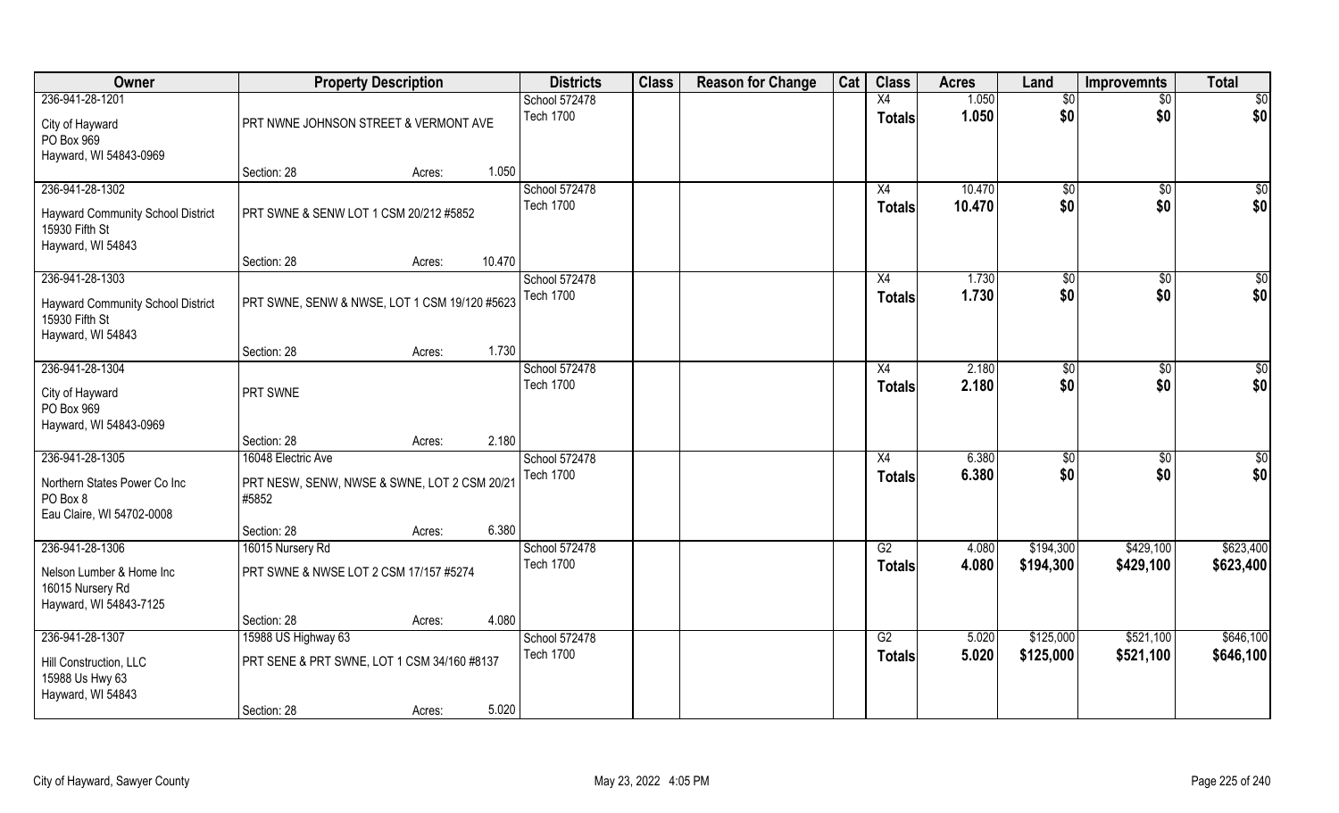| Owner | Property Description | Districts | Class | Reason for Change | Cat | Class | Acres | Land | Improvemnts | Total |
|---|---|---|---|---|---|---|---|---|---|---|
| 236-941-28-1201<br>City of Hayward<br>PO Box 969<br>Hayward, WI 54843-0969 | PRT NWNE JOHNSON STREET & VERMONT AVE<br>Section: 28 Acres: 1.050 | School 572478<br>Tech 1700 | | | | X4<br>**Totals** | 1.050<br>**1.050** | $0<br>**$0** | $0<br>**$0** | $0<br>**$0** |
| 236-941-28-1302<br>Hayward Community School District<br>15930 Fifth St<br>Hayward, WI 54843 | PRT SWNE & SENW LOT 1 CSM 20/212 #5852<br>Section: 28 Acres: 10.470 | School 572478<br>Tech 1700 | | | | X4<br>**Totals** | 10.470<br>**10.470** | $0<br>**$0** | $0<br>**$0** | $0<br>**$0** |
| 236-941-28-1303<br>Hayward Community School District<br>15930 Fifth St<br>Hayward, WI 54843 | PRT SWNE, SENW & NWSE, LOT 1 CSM 19/120 #5623<br>Section: 28 Acres: 1.730 | School 572478<br>Tech 1700 | | | | X4<br>**Totals** | 1.730<br>**1.730** | $0<br>**$0** | $0<br>**$0** | $0<br>**$0** |
| 236-941-28-1304<br>City of Hayward<br>PO Box 969<br>Hayward, WI 54843-0969 | PRT SWNE<br>Section: 28 Acres: 2.180 | School 572478<br>Tech 1700 | | | | X4<br>**Totals** | 2.180<br>**2.180** | $0<br>**$0** | $0<br>**$0** | $0<br>**$0** |
| 236-941-28-1305<br>Northern States Power Co Inc<br>PO Box 8<br>Eau Claire, WI 54702-0008 | 16048 Electric Ave<br>PRT NESW, SENW, NWSE & SWNE, LOT 2 CSM 20/21 #5852<br>Section: 28 Acres: 6.380 | School 572478<br>Tech 1700 | | | | X4<br>**Totals** | 6.380<br>**6.380** | $0<br>**$0** | $0<br>**$0** | $0<br>**$0** |
| 236-941-28-1306<br>Nelson Lumber & Home Inc<br>16015 Nursery Rd<br>Hayward, WI 54843-7125 | 16015 Nursery Rd<br>PRT SWNE & NWSE LOT 2 CSM 17/157 #5274<br>Section: 28 Acres: 4.080 | School 572478<br>Tech 1700 | | | | G2<br>**Totals** | 4.080<br>**4.080** | $194,300<br>**$194,300** | $429,100<br>**$429,100** | $623,400<br>**$623,400** |
| 236-941-28-1307<br>Hill Construction, LLC<br>15988 Us Hwy 63<br>Hayward, WI 54843 | 15988 US Highway 63<br>PRT SENE & PRT SWNE, LOT 1 CSM 34/160 #8137<br>Section: 28 Acres: 5.020 | School 572478<br>Tech 1700 | | | | G2<br>**Totals** | 5.020<br>**5.020** | $125,000<br>**$125,000** | $521,100<br>**$521,100** | $646,100<br>**$646,100** |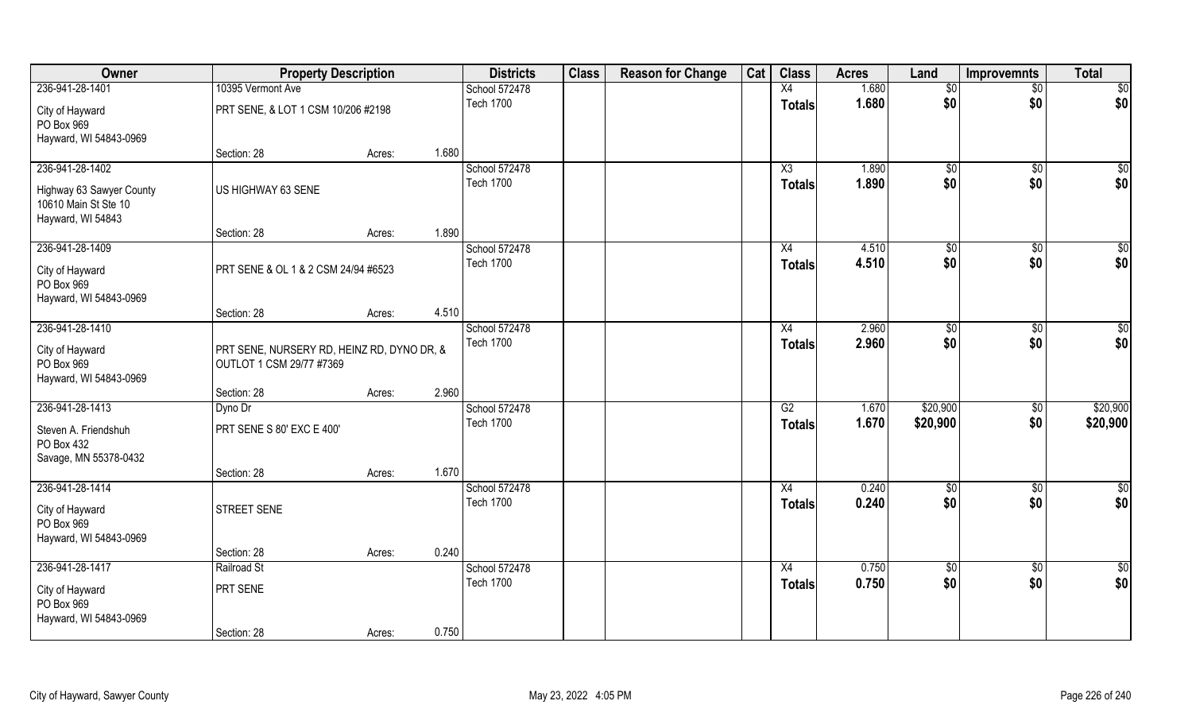| Owner | Property Description | | | Districts | Class | Reason for Change | Cat | Class | Acres | Land | Improvemnts | Total |
|---|---|---|---|---|---|---|---|---|---|---|---|---|
| 236-941-28-1401 | 10395 Vermont Ave | | | School 572478 | | | | X4 | 1.680 | $0 | $0 | $0 |
| City of Hayward<br>PO Box 969<br>Hayward, WI 54843-0969 | PRT SENE, & LOT 1 CSM 10/206 #2198 | | | Tech 1700 | | | | **Totals** | **1.680** | **$0** | **$0** | **$0** |
| | Section: 28 | Acres: | 1.680 | | | | | | | | | |
| 236-941-28-1402 | | | | School 572478 | | | | X3 | 1.890 | $0 | $0 | $0 |
| Highway 63 Sawyer County<br>10610 Main St Ste 10<br>Hayward, WI 54843 | US HIGHWAY 63 SENE | | | Tech 1700 | | | | **Totals** | **1.890** | **$0** | **$0** | **$0** |
| | Section: 28 | Acres: | 1.890 | | | | | | | | | |
| 236-941-28-1409 | | | | School 572478 | | | | X4 | 4.510 | $0 | $0 | $0 |
| City of Hayward<br>PO Box 969<br>Hayward, WI 54843-0969 | PRT SENE & OL 1 & 2 CSM 24/94 #6523 | | | Tech 1700 | | | | **Totals** | **4.510** | **$0** | **$0** | **$0** |
| | Section: 28 | Acres: | 4.510 | | | | | | | | | |
| 236-941-28-1410 | | | | School 572478 | | | | X4 | 2.960 | $0 | $0 | $0 |
| City of Hayward<br>PO Box 969<br>Hayward, WI 54843-0969 | PRT SENE, NURSERY RD, HEINZ RD, DYNO DR, & OUTLOT 1 CSM 29/77 #7369 | | | Tech 1700 | | | | **Totals** | **2.960** | **$0** | **$0** | **$0** |
| | Section: 28 | Acres: | 2.960 | | | | | | | | | |
| 236-941-28-1413 | Dyno Dr | | | School 572478 | | | | G2 | 1.670 | $20,900 | $0 | $20,900 |
| Steven A. Friendshuh<br>PO Box 432<br>Savage, MN 55378-0432 | PRT SENE S 80' EXC E 400' | | | Tech 1700 | | | | **Totals** | **1.670** | **$20,900** | **$0** | **$20,900** |
| | Section: 28 | Acres: | 1.670 | | | | | | | | | |
| 236-941-28-1414 | | | | School 572478 | | | | X4 | 0.240 | $0 | $0 | $0 |
| City of Hayward<br>PO Box 969<br>Hayward, WI 54843-0969 | STREET SENE | | | Tech 1700 | | | | **Totals** | **0.240** | **$0** | **$0** | **$0** |
| | Section: 28 | Acres: | 0.240 | | | | | | | | | |
| 236-941-28-1417 | Railroad St | | | School 572478 | | | | X4 | 0.750 | $0 | $0 | $0 |
| City of Hayward<br>PO Box 969<br>Hayward, WI 54843-0969 | PRT SENE | | | Tech 1700 | | | | **Totals** | **0.750** | **$0** | **$0** | **$0** |
| | Section: 28 | Acres: | 0.750 | | | | | | | | | |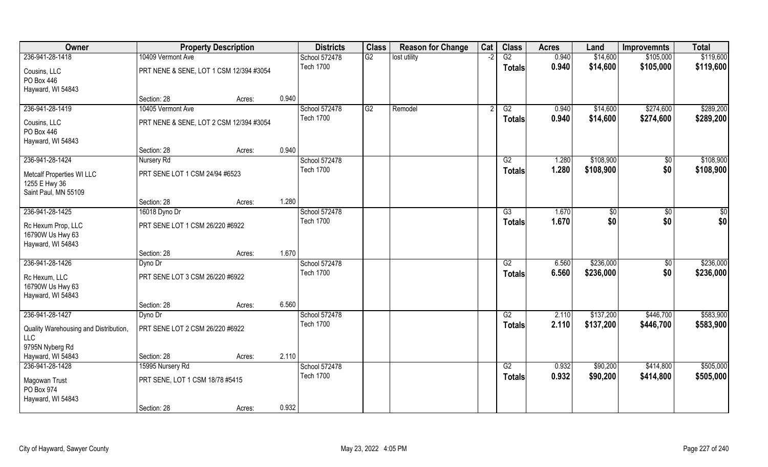| Owner | Property Description | | | Districts | Class | Reason for Change | Cat | Class | Acres | Land | Improvemnts | Total |
|---|---|---|---|---|---|---|---|---|---|---|---|---|
| 236-941-28-1418 | 10409 Vermont Ave | | | School 572478 | G2 | lost utility | -2 | G2 | 0.940 | $14,600 | $105,000 | $119,600 |
| Cousins, LLC<br>PO Box 446<br>Hayward, WI 54843 | PRT NENE & SENE, LOT 1 CSM 12/394 #3054 | | | Tech 1700 | | | | Totals | 0.940 | $14,600 | $105,000 | $119,600 |
| | Section: 28 | Acres: | 0.940 | | | | | | | | | |
| 236-941-28-1419 | 10405 Vermont Ave | | | School 572478 | G2 | Remodel | 2 | G2 | 0.940 | $14,600 | $274,600 | $289,200 |
| Cousins, LLC<br>PO Box 446<br>Hayward, WI 54843 | PRT NENE & SENE, LOT 2 CSM 12/394 #3054 | | | Tech 1700 | | | | Totals | 0.940 | $14,600 | $274,600 | $289,200 |
| | Section: 28 | Acres: | 0.940 | | | | | | | | | |
| 236-941-28-1424 | Nursery Rd | | | School 572478 | | | | G2 | 1.280 | $108,900 | $0 | $108,900 |
| Metcalf Properties WI LLC<br>1255 E Hwy 36<br>Saint Paul, MN 55109 | PRT SENE LOT 1 CSM 24/94 #6523 | | | Tech 1700 | | | | Totals | 1.280 | $108,900 | $0 | $108,900 |
| | Section: 28 | Acres: | 1.280 | | | | | | | | | |
| 236-941-28-1425 | 16018 Dyno Dr | | | School 572478 | | | | G3 | 1.670 | $0 | $0 | $0 |
| Rc Hexum Prop, LLC<br>16790W Us Hwy 63<br>Hayward, WI 54843 | PRT SENE LOT 1 CSM 26/220 #6922 | | | Tech 1700 | | | | Totals | 1.670 | $0 | $0 | $0 |
| | Section: 28 | Acres: | 1.670 | | | | | | | | | |
| 236-941-28-1426 | Dyno Dr | | | School 572478 | | | | G2 | 6.560 | $236,000 | $0 | $236,000 |
| Rc Hexum, LLC<br>16790W Us Hwy 63<br>Hayward, WI 54843 | PRT SENE LOT 3 CSM 26/220 #6922 | | | Tech 1700 | | | | Totals | 6.560 | $236,000 | $0 | $236,000 |
| | Section: 28 | Acres: | 6.560 | | | | | | | | | |
| 236-941-28-1427 | Dyno Dr | | | School 572478 | | | | G2 | 2.110 | $137,200 | $446,700 | $583,900 |
| Quality Warehousing and Distribution, LLC<br>9795N Nyberg Rd<br>Hayward, WI 54843 | PRT SENE LOT 2 CSM 26/220 #6922 | | | Tech 1700 | | | | Totals | 2.110 | $137,200 | $446,700 | $583,900 |
| | Section: 28 | Acres: | 2.110 | | | | | | | | | |
| 236-941-28-1428 | 15995 Nursery Rd | | | School 572478 | | | | G2 | 0.932 | $90,200 | $414,800 | $505,000 |
| Magowan Trust<br>PO Box 974<br>Hayward, WI 54843 | PRT SENE, LOT 1 CSM 18/78 #5415 | | | Tech 1700 | | | | Totals | 0.932 | $90,200 | $414,800 | $505,000 |
| | Section: 28 | Acres: | 0.932 | | | | | | | | | |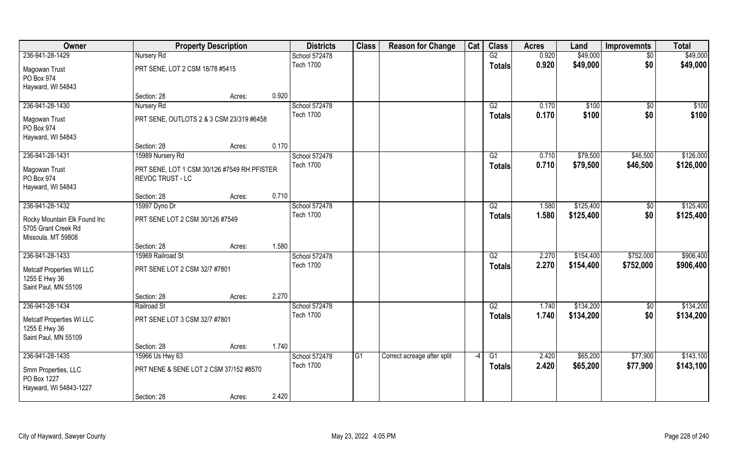| Owner | Property Description | | | Districts | Class | Reason for Change | Cat | Class | Acres | Land | Improvemnts | Total |
|---|---|---|---|---|---|---|---|---|---|---|---|---|
| 236-941-28-1429 | Nursery Rd | | | School 572478 | | | | G2 | 0.920 | $49,000 | $0 | $49,000 |
| Magowan Trust<br>PO Box 974<br>Hayward, WI 54843 | PRT SENE, LOT 2 CSM 18/78 #5415 | | | Tech 1700 | | | | Totals | 0.920 | $49,000 | $0 | $49,000 |
| | Section: 28 | Acres: | 0.920 | | | | | | | | | |
| 236-941-28-1430 | Nursery Rd | | | School 572478 | | | | G2 | 0.170 | $100 | $0 | $100 |
| Magowan Trust<br>PO Box 974<br>Hayward, WI 54843 | PRT SENE, OUTLOTS 2 & 3 CSM 23/319 #6458 | | | Tech 1700 | | | | Totals | 0.170 | $100 | $0 | $100 |
| | Section: 28 | Acres: | 0.170 | | | | | | | | | |
| 236-941-28-1431 | 15989 Nursery Rd | | | School 572478 | | | | G2 | 0.710 | $79,500 | $46,500 | $126,000 |
| Magowan Trust<br>PO Box 974<br>Hayward, WI 54843 | PRT SENE, LOT 1 CSM 30/126 #7549 RH PFISTER REVOC TRUST - LC | | | Tech 1700 | | | | Totals | 0.710 | $79,500 | $46,500 | $126,000 |
| | Section: 28 | Acres: | 0.710 | | | | | | | | | |
| 236-941-28-1432 | 15997 Dyno Dr | | | School 572478 | | | | G2 | 1.580 | $125,400 | $0 | $125,400 |
| Rocky Mountain Elk Found Inc<br>5705 Grant Creek Rd<br>Missoula, MT 59808 | PRT SENE LOT 2 CSM 30/126 #7549 | | | Tech 1700 | | | | Totals | 1.580 | $125,400 | $0 | $125,400 |
| | Section: 28 | Acres: | 1.580 | | | | | | | | | |
| 236-941-28-1433 | 15969 Railroad St | | | School 572478 | | | | G2 | 2.270 | $154,400 | $752,000 | $906,400 |
| Metcalf Properties WI LLC<br>1255 E Hwy 36<br>Saint Paul, MN 55109 | PRT SENE LOT 2 CSM 32/7 #7801 | | | Tech 1700 | | | | Totals | 2.270 | $154,400 | $752,000 | $906,400 |
| | Section: 28 | Acres: | 2.270 | | | | | | | | | |
| 236-941-28-1434 | Railroad St | | | School 572478 | | | | G2 | 1.740 | $134,200 | $0 | $134,200 |
| Metcalf Properties WI LLC<br>1255 E Hwy 36<br>Saint Paul, MN 55109 | PRT SENE LOT 3 CSM 32/7 #7801 | | | Tech 1700 | | | | Totals | 1.740 | $134,200 | $0 | $134,200 |
| | Section: 28 | Acres: | 1.740 | | | | | | | | | |
| 236-941-28-1435 | 15966 Us Hwy 63 | | | School 572478 | G1 | Correct acreage after split | -4 | G1 | 2.420 | $65,200 | $77,900 | $143,100 |
| Smm Properties, LLC<br>PO Box 1227<br>Hayward, WI 54843-1227 | PRT NENE & SENE LOT 2 CSM 37/152 #8570 | | | Tech 1700 | | | | Totals | 2.420 | $65,200 | $77,900 | $143,100 |
| | Section: 28 | Acres: | 2.420 | | | | | | | | | |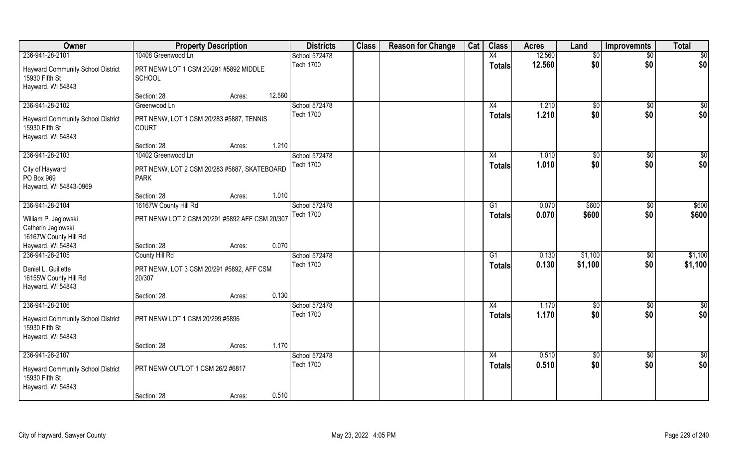| Owner | Property Description | | Districts | Class | Reason for Change | Cat | Class | Acres | Land | Improvemnts | Total |
|---|---|---|---|---|---|---|---|---|---|---|---|
| 236-941-28-2101 | 10408 Greenwood Ln | | School 572478 | | | | X4 | 12.560 | $0 | $0 | $0 |
| Hayward Community School District<br>15930 Fifth St<br>Hayward, WI 54843 | PRT NENW LOT 1 CSM 20/291 #5892 MIDDLE SCHOOL | | Tech 1700 | | | | Totals | 12.560 | $0 | $0 | $0 |
| | Section: 28 | Acres: 12.560 | | | | | | | | | |
| 236-941-28-2102 | Greenwood Ln | | School 572478 | | | | X4 | 1.210 | $0 | $0 | $0 |
| Hayward Community School District<br>15930 Fifth St<br>Hayward, WI 54843 | PRT NENW, LOT 1 CSM 20/283 #5887, TENNIS COURT | | Tech 1700 | | | | Totals | 1.210 | $0 | $0 | $0 |
| | Section: 28 | Acres: 1.210 | | | | | | | | | |
| 236-941-28-2103 | 10402 Greenwood Ln | | School 572478 | | | | X4 | 1.010 | $0 | $0 | $0 |
| City of Hayward<br>PO Box 969<br>Hayward, WI 54843-0969 | PRT NENW, LOT 2 CSM 20/283 #5887, SKATEBOARD PARK | | Tech 1700 | | | | Totals | 1.010 | $0 | $0 | $0 |
| | Section: 28 | Acres: 1.010 | | | | | | | | | |
| 236-941-28-2104 | 16167W County Hill Rd | | School 572478 | | | | G1 | 0.070 | $600 | $0 | $600 |
| William P. Jaglowski<br>Catherin Jaglowski<br>16167W County Hill Rd<br>Hayward, WI 54843 | PRT NENW LOT 2 CSM 20/291 #5892 AFF CSM 20/307 | | Tech 1700 | | | | Totals | 0.070 | $600 | $0 | $600 |
| | Section: 28 | Acres: 0.070 | | | | | | | | | |
| 236-941-28-2105 | County Hill Rd | | School 572478 | | | | G1 | 0.130 | $1,100 | $0 | $1,100 |
| Daniel L. Guillette<br>16155W County Hill Rd<br>Hayward, WI 54843 | PRT NENW, LOT 3 CSM 20/291 #5892, AFF CSM 20/307 | | Tech 1700 | | | | Totals | 0.130 | $1,100 | $0 | $1,100 |
| | Section: 28 | Acres: 0.130 | | | | | | | | | |
| 236-941-28-2106 | | | School 572478 | | | | X4 | 1.170 | $0 | $0 | $0 |
| Hayward Community School District<br>15930 Fifth St<br>Hayward, WI 54843 | PRT NENW LOT 1 CSM 20/299 #5896 | | Tech 1700 | | | | Totals | 1.170 | $0 | $0 | $0 |
| | Section: 28 | Acres: 1.170 | | | | | | | | | |
| 236-941-28-2107 | | | School 572478 | | | | X4 | 0.510 | $0 | $0 | $0 |
| Hayward Community School District<br>15930 Fifth St<br>Hayward, WI 54843 | PRT NENW OUTLOT 1 CSM 26/2 #6817 | | Tech 1700 | | | | Totals | 0.510 | $0 | $0 | $0 |
| | Section: 28 | Acres: 0.510 | | | | | | | | | |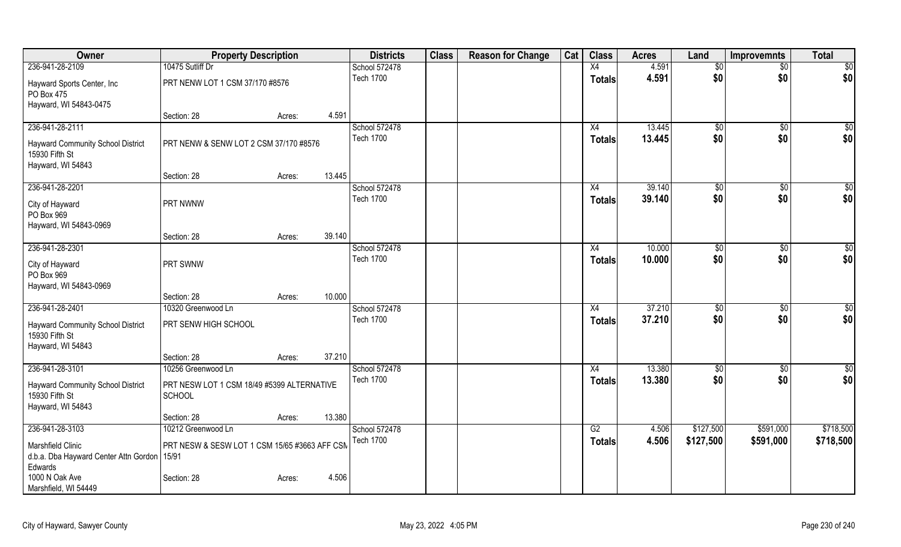| Owner | Property Description | | | Districts | Class | Reason for Change | Cat | Class | Acres | Land | Improvemnts | Total |
|---|---|---|---|---|---|---|---|---|---|---|---|---|
| 236-941-28-2109 | 10475 Sutliff Dr | | | School 572478 | | | | X4 | 4.591 | $0 | $0 | $0 |
| Hayward Sports Center, Inc<br>PO Box 475<br>Hayward, WI 54843-0475 | PRT NENW LOT 1 CSM 37/170 #8576 | | | Tech 1700 | | | | Totals | 4.591 | $0 | $0 | $0 |
| | Section: 28 | Acres: | 4.591 | | | | | | | | | |
| 236-941-28-2111 | | | | School 572478 | | | | X4 | 13.445 | $0 | $0 | $0 |
| Hayward Community School District<br>15930 Fifth St<br>Hayward, WI 54843 | PRT NENW & SENW LOT 2 CSM 37/170 #8576 | | | Tech 1700 | | | | Totals | 13.445 | $0 | $0 | $0 |
| | Section: 28 | Acres: | 13.445 | | | | | | | | | |
| 236-941-28-2201 | | | | School 572478 | | | | X4 | 39.140 | $0 | $0 | $0 |
| City of Hayward<br>PO Box 969<br>Hayward, WI 54843-0969 | PRT NWNW | | | Tech 1700 | | | | Totals | 39.140 | $0 | $0 | $0 |
| | Section: 28 | Acres: | 39.140 | | | | | | | | | |
| 236-941-28-2301 | | | | School 572478 | | | | X4 | 10.000 | $0 | $0 | $0 |
| City of Hayward<br>PO Box 969<br>Hayward, WI 54843-0969 | PRT SWNW | | | Tech 1700 | | | | Totals | 10.000 | $0 | $0 | $0 |
| | Section: 28 | Acres: | 10.000 | | | | | | | | | |
| 236-941-28-2401 | 10320 Greenwood Ln | | | School 572478 | | | | X4 | 37.210 | $0 | $0 | $0 |
| Hayward Community School District<br>15930 Fifth St<br>Hayward, WI 54843 | PRT SENW HIGH SCHOOL | | | Tech 1700 | | | | Totals | 37.210 | $0 | $0 | $0 |
| | Section: 28 | Acres: | 37.210 | | | | | | | | | |
| 236-941-28-3101 | 10256 Greenwood Ln | | | School 572478 | | | | X4 | 13.380 | $0 | $0 | $0 |
| Hayward Community School District<br>15930 Fifth St<br>Hayward, WI 54843 | PRT NESW LOT 1 CSM 18/49 #5399 ALTERNATIVE SCHOOL | | | Tech 1700 | | | | Totals | 13.380 | $0 | $0 | $0 |
| | Section: 28 | Acres: | 13.380 | | | | | | | | | |
| 236-941-28-3103 | 10212 Greenwood Ln | | | School 572478 | | | | G2 | 4.506 | $127,500 | $591,000 | $718,500 |
| Marshfield Clinic<br>d.b.a. Dba Hayward Center Attn Gordon Edwards<br>1000 N Oak Ave<br>Marshfield, WI 54449 | PRT NESW & SESW LOT 1 CSM 15/65 #3663 AFF CSM 15/91 | | | Tech 1700 | | | | Totals | 4.506 | $127,500 | $591,000 | $718,500 |
| | Section: 28 | Acres: | 4.506 | | | | | | | | | |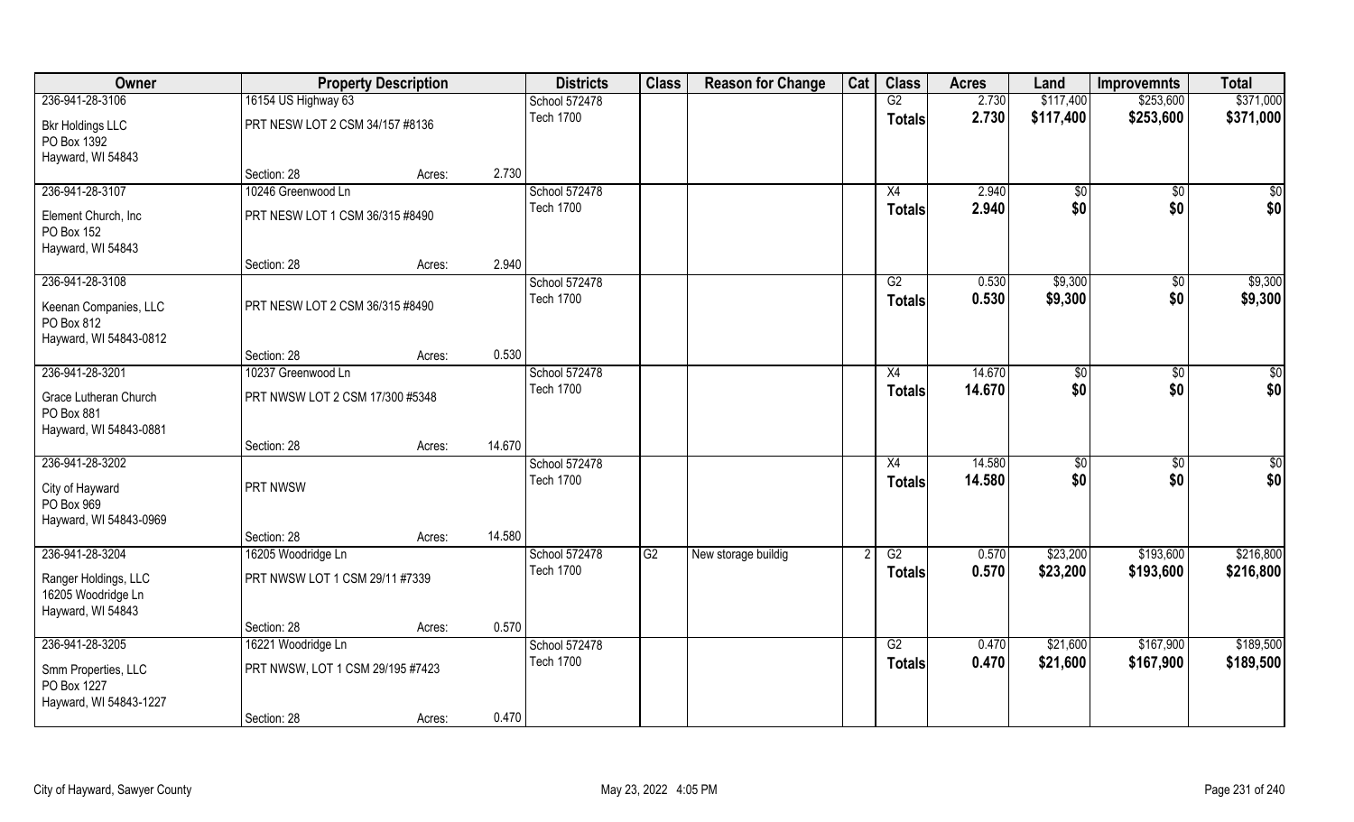| Owner | Property Description | | | Districts | Class | Reason for Change | Cat | Class | Acres | Land | Improvemnts | Total |
|---|---|---|---|---|---|---|---|---|---|---|---|---|
| 236-941-28-3106 | 16154 US Highway 63 | | | School 572478 | | | | G2 | 2.730 | $117,400 | $253,600 | $371,000 |
| Bkr Holdings LLC<br>PO Box 1392<br>Hayward, WI 54843 | PRT NESW LOT 2 CSM 34/157 #8136 | | | Tech 1700 | | | | **Totals** | **2.730** | **$117,400** | **$253,600** | **$371,000** |
| | Section: 28 | Acres: | 2.730 | | | | | | | | | |
| 236-941-28-3107 | 10246 Greenwood Ln | | | School 572478 | | | | X4 | 2.940 | $0 | $0 | $0 |
| Element Church, Inc<br>PO Box 152<br>Hayward, WI 54843 | PRT NESW LOT 1 CSM 36/315 #8490 | | | Tech 1700 | | | | **Totals** | **2.940** | **$0** | **$0** | **$0** |
| | Section: 28 | Acres: | 2.940 | | | | | | | | | |
| 236-941-28-3108 | | | | School 572478 | | | | G2 | 0.530 | $9,300 | $0 | $9,300 |
| Keenan Companies, LLC<br>PO Box 812<br>Hayward, WI 54843-0812 | PRT NESW LOT 2 CSM 36/315 #8490 | | | Tech 1700 | | | | **Totals** | **0.530** | **$9,300** | **$0** | **$9,300** |
| | Section: 28 | Acres: | 0.530 | | | | | | | | | |
| 236-941-28-3201 | 10237 Greenwood Ln | | | School 572478 | | | | X4 | 14.670 | $0 | $0 | $0 |
| Grace Lutheran Church<br>PO Box 881<br>Hayward, WI 54843-0881 | PRT NWSW LOT 2 CSM 17/300 #5348 | | | Tech 1700 | | | | **Totals** | **14.670** | **$0** | **$0** | **$0** |
| | Section: 28 | Acres: | 14.670 | | | | | | | | | |
| 236-941-28-3202 | | | | School 572478 | | | | X4 | 14.580 | $0 | $0 | $0 |
| City of Hayward<br>PO Box 969<br>Hayward, WI 54843-0969 | PRT NWSW | | | Tech 1700 | | | | **Totals** | **14.580** | **$0** | **$0** | **$0** |
| | Section: 28 | Acres: | 14.580 | | | | | | | | | |
| 236-941-28-3204 | 16205 Woodridge Ln | | | School 572478 | G2 | New storage buildig | 2 | G2 | 0.570 | $23,200 | $193,600 | $216,800 |
| Ranger Holdings, LLC<br>16205 Woodridge Ln<br>Hayward, WI 54843 | PRT NWSW LOT 1 CSM 29/11 #7339 | | | Tech 1700 | | | | **Totals** | **0.570** | **$23,200** | **$193,600** | **$216,800** |
| | Section: 28 | Acres: | 0.570 | | | | | | | | | |
| 236-941-28-3205 | 16221 Woodridge Ln | | | School 572478 | | | | G2 | 0.470 | $21,600 | $167,900 | $189,500 |
| Smm Properties, LLC<br>PO Box 1227<br>Hayward, WI 54843-1227 | PRT NWSW, LOT 1 CSM 29/195 #7423 | | | Tech 1700 | | | | **Totals** | **0.470** | **$21,600** | **$167,900** | **$189,500** |
| | Section: 28 | Acres: | 0.470 | | | | | | | | | |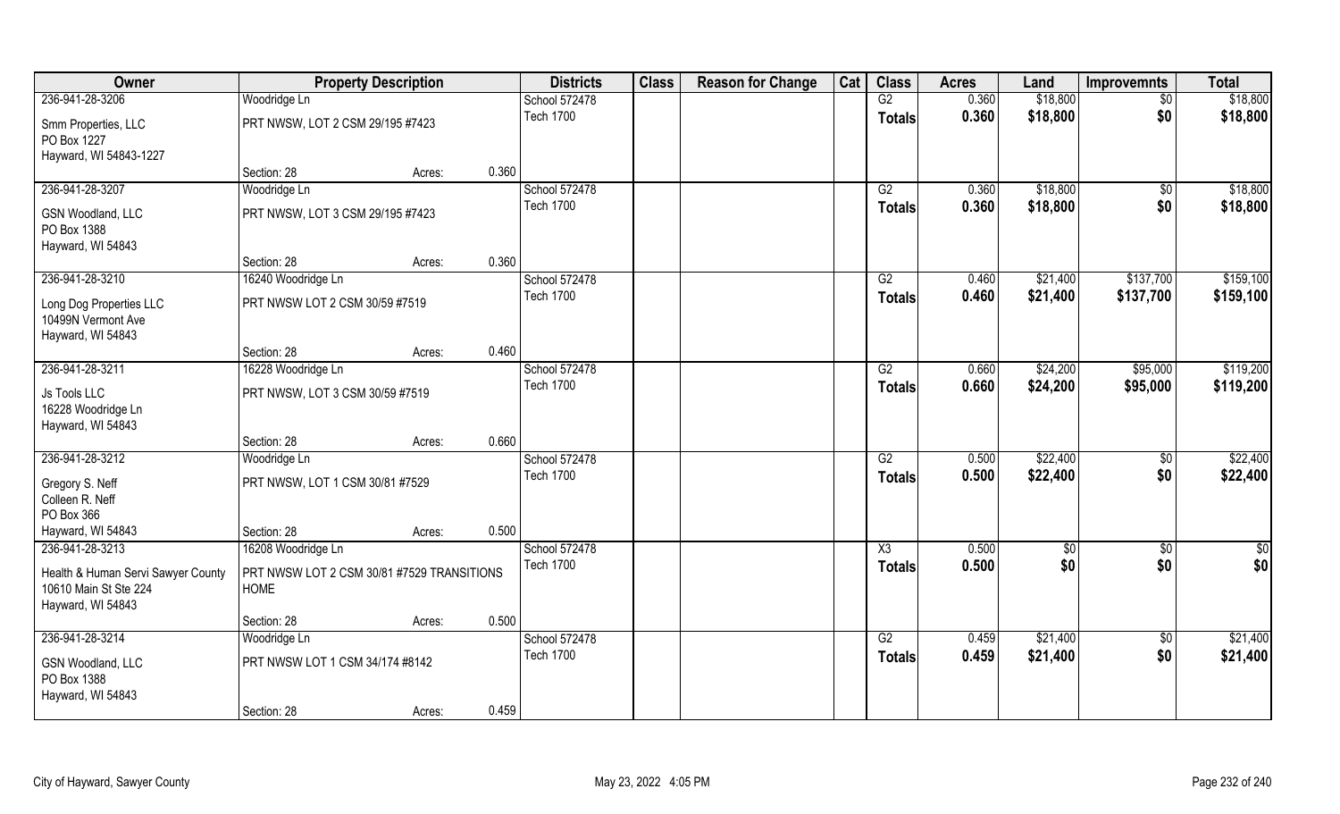| Owner | Property Description | | | Districts | Class | Reason for Change | Cat | Class | Acres | Land | Improvemnts | Total |
|---|---|---|---|---|---|---|---|---|---|---|---|---|
| 236-941-28-3206 | Woodridge Ln | | | School 572478 | | | | G2 | 0.360 | $18,800 | $0 | $18,800 |
| Smm Properties, LLC<br>PO Box 1227<br>Hayward, WI 54843-1227 | PRT NWSW, LOT 2 CSM 29/195 #7423 | | | Tech 1700 | | | | Totals | 0.360 | $18,800 | $0 | $18,800 |
| | Section: 28 | Acres: | 0.360 | | | | | | | | | |
| 236-941-28-3207 | Woodridge Ln | | | School 572478 | | | | G2 | 0.360 | $18,800 | $0 | $18,800 |
| GSN Woodland, LLC<br>PO Box 1388<br>Hayward, WI 54843 | PRT NWSW, LOT 3 CSM 29/195 #7423 | | | Tech 1700 | | | | Totals | 0.360 | $18,800 | $0 | $18,800 |
| | Section: 28 | Acres: | 0.360 | | | | | | | | | |
| 236-941-28-3210 | 16240 Woodridge Ln | | | School 572478 | | | | G2 | 0.460 | $21,400 | $137,700 | $159,100 |
| Long Dog Properties LLC<br>10499N Vermont Ave<br>Hayward, WI 54843 | PRT NWSW LOT 2 CSM 30/59 #7519 | | | Tech 1700 | | | | Totals | 0.460 | $21,400 | $137,700 | $159,100 |
| | Section: 28 | Acres: | 0.460 | | | | | | | | | |
| 236-941-28-3211 | 16228 Woodridge Ln | | | School 572478 | | | | G2 | 0.660 | $24,200 | $95,000 | $119,200 |
| Js Tools LLC<br>16228 Woodridge Ln<br>Hayward, WI 54843 | PRT NWSW, LOT 3 CSM 30/59 #7519 | | | Tech 1700 | | | | Totals | 0.660 | $24,200 | $95,000 | $119,200 |
| | Section: 28 | Acres: | 0.660 | | | | | | | | | |
| 236-941-28-3212 | Woodridge Ln | | | School 572478 | | | | G2 | 0.500 | $22,400 | $0 | $22,400 |
| Gregory S. Neff<br>Colleen R. Neff<br>PO Box 366<br>Hayward, WI 54843 | PRT NWSW, LOT 1 CSM 30/81 #7529 | | | Tech 1700 | | | | Totals | 0.500 | $22,400 | $0 | $22,400 |
| | Section: 28 | Acres: | 0.500 | | | | | | | | | |
| 236-941-28-3213 | 16208 Woodridge Ln | | | School 572478 | | | | X3 | 0.500 | $0 | $0 | $0 |
| Health & Human Servi Sawyer County<br>10610 Main St Ste 224<br>Hayward, WI 54843 | PRT NWSW LOT 2 CSM 30/81 #7529 TRANSITIONS HOME | | | Tech 1700 | | | | Totals | 0.500 | $0 | $0 | $0 |
| | Section: 28 | Acres: | 0.500 | | | | | | | | | |
| 236-941-28-3214 | Woodridge Ln | | | School 572478 | | | | G2 | 0.459 | $21,400 | $0 | $21,400 |
| GSN Woodland, LLC<br>PO Box 1388<br>Hayward, WI 54843 | PRT NWSW LOT 1 CSM 34/174 #8142 | | | Tech 1700 | | | | Totals | 0.459 | $21,400 | $0 | $21,400 |
| | Section: 28 | Acres: | 0.459 | | | | | | | | | |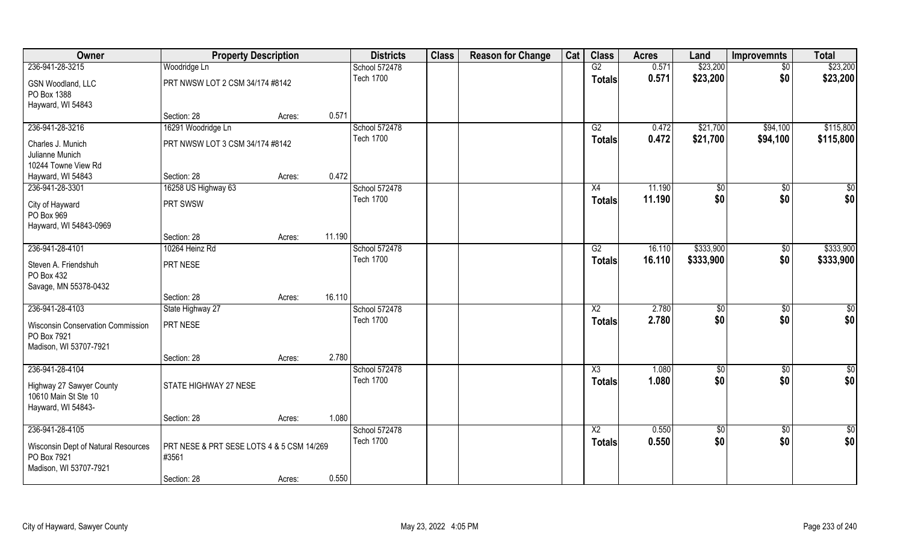| Owner | Property Description | | | Districts | Class | Reason for Change | Cat | Class | Acres | Land | Improvemnts | Total |
|---|---|---|---|---|---|---|---|---|---|---|---|---|
| 236-941-28-3215 | Woodridge Ln | | | School 572478 | | | | G2 | 0.571 | $23,200 | $0 | $23,200 |
| GSN Woodland, LLC<br>PO Box 1388<br>Hayward, WI 54843 | PRT NWSW LOT 2 CSM 34/174 #8142 | | | Tech 1700 | | | | Totals | 0.571 | $23,200 | $0 | $23,200 |
| | Section: 28 | Acres: | 0.571 | | | | | | | | | |
| 236-941-28-3216 | 16291 Woodridge Ln | | | School 572478 | | | | G2 | 0.472 | $21,700 | $94,100 | $115,800 |
| Charles J. Munich<br>Julianne Munich<br>10244 Towne View Rd<br>Hayward, WI 54843 | PRT NWSW LOT 3 CSM 34/174 #8142 | | | Tech 1700 | | | | Totals | 0.472 | $21,700 | $94,100 | $115,800 |
| | Section: 28 | Acres: | 0.472 | | | | | | | | | |
| 236-941-28-3301 | 16258 US Highway 63 | | | School 572478 | | | | X4 | 11.190 | $0 | $0 | $0 |
| City of Hayward<br>PO Box 969<br>Hayward, WI 54843-0969 | PRT SWSW | | | Tech 1700 | | | | Totals | 11.190 | $0 | $0 | $0 |
| | Section: 28 | Acres: | 11.190 | | | | | | | | | |
| 236-941-28-4101 | 10264 Heinz Rd | | | School 572478 | | | | G2 | 16.110 | $333,900 | $0 | $333,900 |
| Steven A. Friendshuh<br>PO Box 432<br>Savage, MN 55378-0432 | PRT NESE | | | Tech 1700 | | | | Totals | 16.110 | $333,900 | $0 | $333,900 |
| | Section: 28 | Acres: | 16.110 | | | | | | | | | |
| 236-941-28-4103 | State Highway 27 | | | School 572478 | | | | X2 | 2.780 | $0 | $0 | $0 |
| Wisconsin Conservation Commission<br>PO Box 7921<br>Madison, WI 53707-7921 | PRT NESE | | | Tech 1700 | | | | Totals | 2.780 | $0 | $0 | $0 |
| | Section: 28 | Acres: | 2.780 | | | | | | | | | |
| 236-941-28-4104 | | | | School 572478 | | | | X3 | 1.080 | $0 | $0 | $0 |
| Highway 27 Sawyer County<br>10610 Main St Ste 10<br>Hayward, WI 54843- | STATE HIGHWAY 27 NESE | | | Tech 1700 | | | | Totals | 1.080 | $0 | $0 | $0 |
| | Section: 28 | Acres: | 1.080 | | | | | | | | | |
| 236-941-28-4105 | | | | School 572478 | | | | X2 | 0.550 | $0 | $0 | $0 |
| Wisconsin Dept of Natural Resources<br>PO Box 7921<br>Madison, WI 53707-7921 | PRT NESE & PRT SESE LOTS 4 & 5 CSM 14/269 #3561 | | | Tech 1700 | | | | Totals | 0.550 | $0 | $0 | $0 |
| | Section: 28 | Acres: | 0.550 | | | | | | | | | |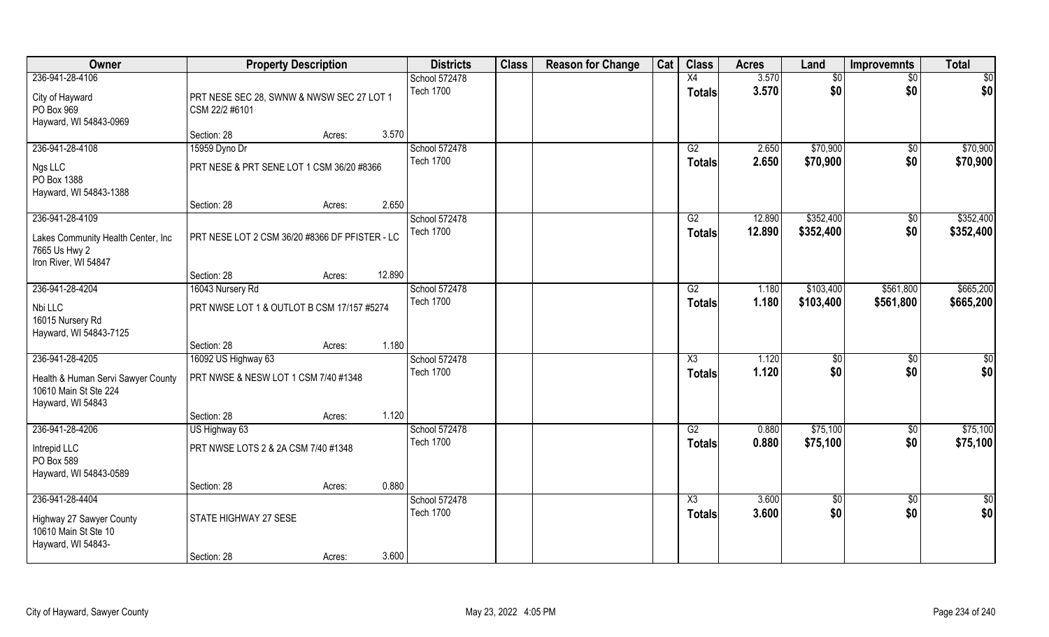| Owner | Property Description | | | Districts | Class | Reason for Change | Cat | Class | Acres | Land | Improvemnts | Total |
|---|---|---|---|---|---|---|---|---|---|---|---|---|
| 236-941-28-4106 | | | | School 572478 | | | | X4 | 3.570 | $0 | $0 | $0 |
| City of Hayward<br>PO Box 969<br>Hayward, WI 54843-0969 | PRT NESE SEC 28, SWNW & NWSW SEC 27 LOT 1 CSM 22/2 #6101 | | | Tech 1700 | | | | Totals | 3.570 | $0 | $0 | $0 |
| | Section: 28 | Acres: | 3.570 | | | | | | | | | |
| 236-941-28-4108 | 15959 Dyno Dr | | | School 572478 | | | | G2 | 2.650 | $70,900 | $0 | $70,900 |
| Ngs LLC<br>PO Box 1388<br>Hayward, WI 54843-1388 | PRT NESE & PRT SENE LOT 1 CSM 36/20 #8366 | | | Tech 1700 | | | | Totals | 2.650 | $70,900 | $0 | $70,900 |
| | Section: 28 | Acres: | 2.650 | | | | | | | | | |
| 236-941-28-4109 | | | | School 572478 | | | | G2 | 12.890 | $352,400 | $0 | $352,400 |
| Lakes Community Health Center, Inc<br>7665 Us Hwy 2<br>Iron River, WI 54847 | PRT NESE LOT 2 CSM 36/20 #8366 DF PFISTER - LC | | | Tech 1700 | | | | Totals | 12.890 | $352,400 | $0 | $352,400 |
| | Section: 28 | Acres: | 12.890 | | | | | | | | | |
| 236-941-28-4204 | 16043 Nursery Rd | | | School 572478 | | | | G2 | 1.180 | $103,400 | $561,800 | $665,200 |
| Nbi LLC<br>16015 Nursery Rd<br>Hayward, WI 54843-7125 | PRT NWSE LOT 1 & OUTLOT B CSM 17/157 #5274 | | | Tech 1700 | | | | Totals | 1.180 | $103,400 | $561,800 | $665,200 |
| | Section: 28 | Acres: | 1.180 | | | | | | | | | |
| 236-941-28-4205 | 16092 US Highway 63 | | | School 572478 | | | | X3 | 1.120 | $0 | $0 | $0 |
| Health & Human Servi Sawyer County<br>10610 Main St Ste 224<br>Hayward, WI 54843 | PRT NWSE & NESW LOT 1 CSM 7/40 #1348 | | | Tech 1700 | | | | Totals | 1.120 | $0 | $0 | $0 |
| | Section: 28 | Acres: | 1.120 | | | | | | | | | |
| 236-941-28-4206 | US Highway 63 | | | School 572478 | | | | G2 | 0.880 | $75,100 | $0 | $75,100 |
| Intrepid LLC<br>PO Box 589<br>Hayward, WI 54843-0589 | PRT NWSE LOTS 2 & 2A CSM 7/40 #1348 | | | Tech 1700 | | | | Totals | 0.880 | $75,100 | $0 | $75,100 |
| | Section: 28 | Acres: | 0.880 | | | | | | | | | |
| 236-941-28-4404 | | | | School 572478 | | | | X3 | 3.600 | $0 | $0 | $0 |
| Highway 27 Sawyer County<br>10610 Main St Ste 10<br>Hayward, WI 54843- | STATE HIGHWAY 27 SESE | | | Tech 1700 | | | | Totals | 3.600 | $0 | $0 | $0 |
| | Section: 28 | Acres: | 3.600 | | | | | | | | | |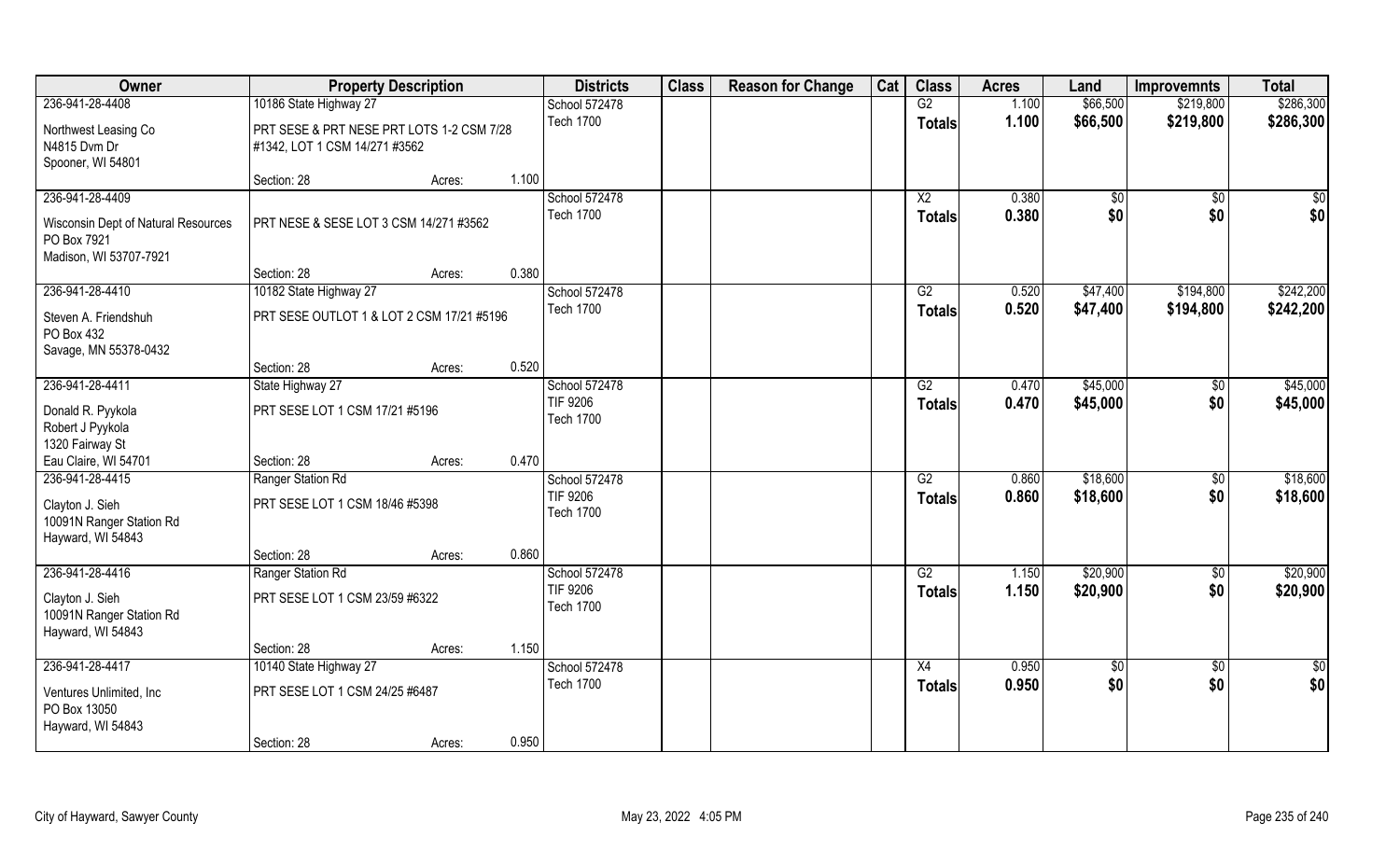| Owner | Property Description | | | Districts | Class | Reason for Change | Cat | Class | Acres | Land | Improvemnts | Total |
|---|---|---|---|---|---|---|---|---|---|---|---|---|
| 236-941-28-4408 | 10186 State Highway 27 | | | School 572478 | | | | G2 | 1.100 | $66,500 | $219,800 | $286,300 |
| Northwest Leasing Co<br>N4815 Dvm Dr<br>Spooner, WI 54801 | PRT SESE & PRT NESE PRT LOTS 1-2 CSM 7/28 #1342, LOT 1 CSM 14/271 #3562 | | | Tech 1700 | | | | Totals | 1.100 | $66,500 | $219,800 | $286,300 |
| | Section: 28 | Acres: | 1.100 | | | | | | | | | |
| 236-941-28-4409 | | | | School 572478 | | | | X2 | 0.380 | $0 | $0 | $0 |
| Wisconsin Dept of Natural Resources<br>PO Box 7921<br>Madison, WI 53707-7921 | PRT NESE & SESE LOT 3 CSM 14/271 #3562 | | | Tech 1700 | | | | Totals | 0.380 | $0 | $0 | $0 |
| | Section: 28 | Acres: | 0.380 | | | | | | | | | |
| 236-941-28-4410 | 10182 State Highway 27 | | | School 572478 | | | | G2 | 0.520 | $47,400 | $194,800 | $242,200 |
| Steven A. Friendshuh<br>PO Box 432<br>Savage, MN 55378-0432 | PRT SESE OUTLOT 1 & LOT 2 CSM 17/21 #5196 | | | Tech 1700 | | | | Totals | 0.520 | $47,400 | $194,800 | $242,200 |
| | Section: 28 | Acres: | 0.520 | | | | | | | | | |
| 236-941-28-4411 | State Highway 27 | | | School 572478 | | | | G2 | 0.470 | $45,000 | $0 | $45,000 |
| Donald R. Pyykola<br>Robert J Pyykola<br>1320 Fairway St<br>Eau Claire, WI 54701 | PRT SESE LOT 1 CSM 17/21 #5196 | | | TIF 9206<br>Tech 1700 | | | | Totals | 0.470 | $45,000 | $0 | $45,000 |
| | Section: 28 | Acres: | 0.470 | | | | | | | | | |
| 236-941-28-4415 | Ranger Station Rd | | | School 572478 | | | | G2 | 0.860 | $18,600 | $0 | $18,600 |
| Clayton J. Sieh<br>10091N Ranger Station Rd<br>Hayward, WI 54843 | PRT SESE LOT 1 CSM 18/46 #5398 | | | TIF 9206<br>Tech 1700 | | | | Totals | 0.860 | $18,600 | $0 | $18,600 |
| | Section: 28 | Acres: | 0.860 | | | | | | | | | |
| 236-941-28-4416 | Ranger Station Rd | | | School 572478 | | | | G2 | 1.150 | $20,900 | $0 | $20,900 |
| Clayton J. Sieh<br>10091N Ranger Station Rd<br>Hayward, WI 54843 | PRT SESE LOT 1 CSM 23/59 #6322 | | | TIF 9206<br>Tech 1700 | | | | Totals | 1.150 | $20,900 | $0 | $20,900 |
| | Section: 28 | Acres: | 1.150 | | | | | | | | | |
| 236-941-28-4417 | 10140 State Highway 27 | | | School 572478 | | | | X4 | 0.950 | $0 | $0 | $0 |
| Ventures Unlimited, Inc<br>PO Box 13050<br>Hayward, WI 54843 | PRT SESE LOT 1 CSM 24/25 #6487 | | | Tech 1700 | | | | Totals | 0.950 | $0 | $0 | $0 |
| | Section: 28 | Acres: | 0.950 | | | | | | | | | |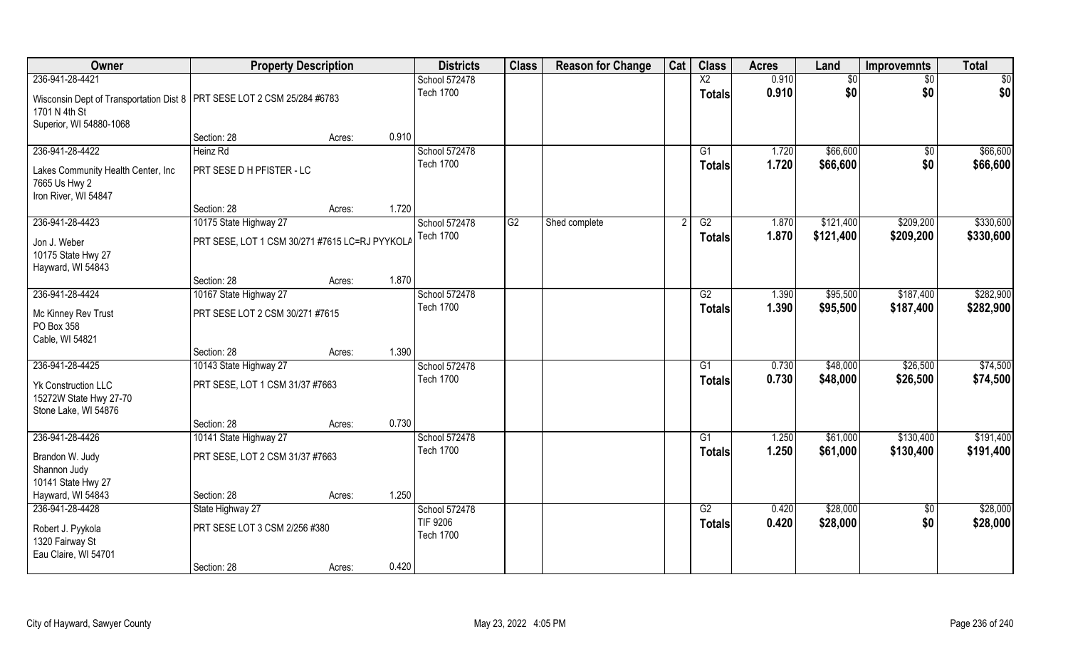| Owner | Property Description | | | Districts | Class | Reason for Change | Cat | Class | Acres | Land | Improvemnts | Total |
|---|---|---|---|---|---|---|---|---|---|---|---|---|
| 236-941-28-4421 | | | | School 572478 | | | | X2 | 0.910 | $0 | $0 | $0 |
| Wisconsin Dept of Transportation Dist 8 | PRT SESE LOT 2 CSM 25/284 #6783 | | | Tech 1700 | | | | Totals | 0.910 | $0 | $0 | $0 |
| 1701 N 4th St | | | | | | | | | | | | |
| Superior, WI 54880-1068 | | | | | | | | | | | | |
| | Section: 28 | Acres: | 0.910 | | | | | | | | | |
| 236-941-28-4422 | Heinz Rd | | | School 572478 | | | | G1 | 1.720 | $66,600 | $0 | $66,600 |
| Lakes Community Health Center, Inc | PRT SESE D H PFISTER - LC | | | Tech 1700 | | | | Totals | 1.720 | $66,600 | $0 | $66,600 |
| 7665 Us Hwy 2 | | | | | | | | | | | | |
| Iron River, WI 54847 | | | | | | | | | | | | |
| | Section: 28 | Acres: | 1.720 | | | | | | | | | |
| 236-941-28-4423 | 10175 State Highway 27 | | | School 572478 | G2 | Shed complete | 2 | G2 | 1.870 | $121,400 | $209,200 | $330,600 |
| Jon J. Weber | PRT SESE, LOT 1 CSM 30/271 #7615 LC=RJ PYYKOLA | | | Tech 1700 | | | | Totals | 1.870 | $121,400 | $209,200 | $330,600 |
| 10175 State Hwy 27 | | | | | | | | | | | | |
| Hayward, WI 54843 | | | | | | | | | | | | |
| | Section: 28 | Acres: | 1.870 | | | | | | | | | |
| 236-941-28-4424 | 10167 State Highway 27 | | | School 572478 | | | | G2 | 1.390 | $95,500 | $187,400 | $282,900 |
| Mc Kinney Rev Trust | PRT SESE LOT 2 CSM 30/271 #7615 | | | Tech 1700 | | | | Totals | 1.390 | $95,500 | $187,400 | $282,900 |
| PO Box 358 | | | | | | | | | | | | |
| Cable, WI 54821 | | | | | | | | | | | | |
| | Section: 28 | Acres: | 1.390 | | | | | | | | | |
| 236-941-28-4425 | 10143 State Highway 27 | | | School 572478 | | | | G1 | 0.730 | $48,000 | $26,500 | $74,500 |
| Yk Construction LLC | PRT SESE, LOT 1 CSM 31/37 #7663 | | | Tech 1700 | | | | Totals | 0.730 | $48,000 | $26,500 | $74,500 |
| 15272W State Hwy 27-70 | | | | | | | | | | | | |
| Stone Lake, WI 54876 | | | | | | | | | | | | |
| | Section: 28 | Acres: | 0.730 | | | | | | | | | |
| 236-941-28-4426 | 10141 State Highway 27 | | | School 572478 | | | | G1 | 1.250 | $61,000 | $130,400 | $191,400 |
| Brandon W. Judy | PRT SESE, LOT 2 CSM 31/37 #7663 | | | Tech 1700 | | | | Totals | 1.250 | $61,000 | $130,400 | $191,400 |
| Shannon Judy | | | | | | | | | | | | |
| 10141 State Hwy 27 | | | | | | | | | | | | |
| Hayward, WI 54843 | Section: 28 | Acres: | 1.250 | | | | | | | | | |
| 236-941-28-4428 | State Highway 27 | | | School 572478 | | | | G2 | 0.420 | $28,000 | $0 | $28,000 |
| Robert J. Pyykola | PRT SESE LOT 3 CSM 2/256 #380 | | | TIF 9206 | | | | Totals | 0.420 | $28,000 | $0 | $28,000 |
| 1320 Fairway St | | | | Tech 1700 | | | | | | | | |
| Eau Claire, WI 54701 | | | | | | | | | | | | |
| | Section: 28 | Acres: | 0.420 | | | | | | | | | |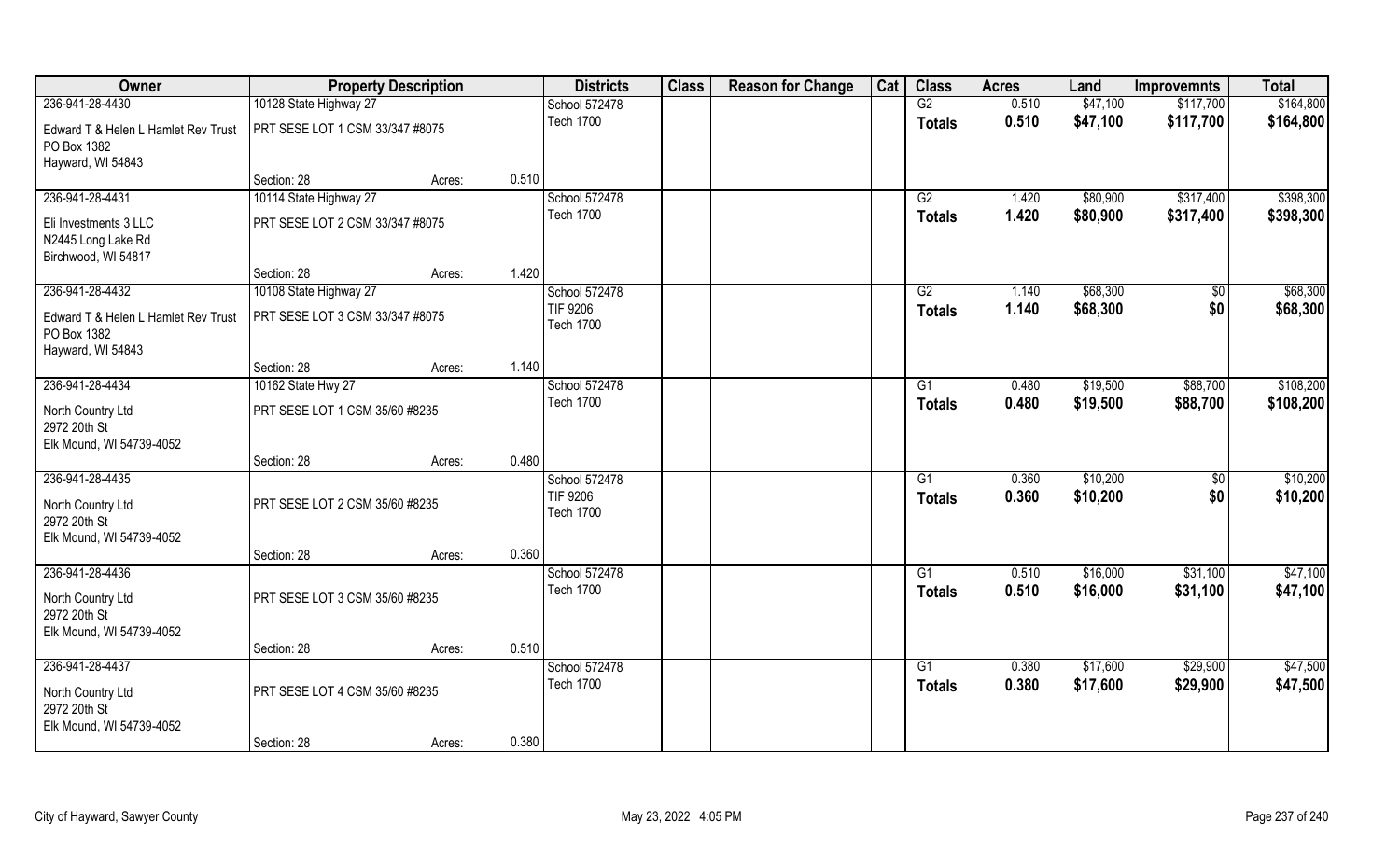| Owner | Property Description | | | Districts | Class | Reason for Change | Cat | Class | Acres | Land | Improvemnts | Total |
|---|---|---|---|---|---|---|---|---|---|---|---|---|
| 236-941-28-4430 | 10128 State Highway 27 | | | School 572478 | | | | G2 | 0.510 | $47,100 | $117,700 | $164,800 |
| Edward T & Helen L Hamlet Rev Trust<br>PO Box 1382<br>Hayward, WI 54843 | PRT SESE LOT 1 CSM 33/347 #8075 | | | Tech 1700 | | | | Totals | 0.510 | $47,100 | $117,700 | $164,800 |
| | Section: 28 | Acres: | 0.510 | | | | | | | | | |
| 236-941-28-4431 | 10114 State Highway 27 | | | School 572478 | | | | G2 | 1.420 | $80,900 | $317,400 | $398,300 |
| Eli Investments 3 LLC<br>N2445 Long Lake Rd<br>Birchwood, WI 54817 | PRT SESE LOT 2 CSM 33/347 #8075 | | | Tech 1700 | | | | Totals | 1.420 | $80,900 | $317,400 | $398,300 |
| | Section: 28 | Acres: | 1.420 | | | | | | | | | |
| 236-941-28-4432 | 10108 State Highway 27 | | | School 572478 | | | | G2 | 1.140 | $68,300 | $0 | $68,300 |
| Edward T & Helen L Hamlet Rev Trust<br>PO Box 1382<br>Hayward, WI 54843 | PRT SESE LOT 3 CSM 33/347 #8075 | | | TIF 9206<br>Tech 1700 | | | | Totals | 1.140 | $68,300 | $0 | $68,300 |
| | Section: 28 | Acres: | 1.140 | | | | | | | | | |
| 236-941-28-4434 | 10162 State Hwy 27 | | | School 572478 | | | | G1 | 0.480 | $19,500 | $88,700 | $108,200 |
| North Country Ltd<br>2972 20th St<br>Elk Mound, WI 54739-4052 | PRT SESE LOT 1 CSM 35/60 #8235 | | | Tech 1700 | | | | Totals | 0.480 | $19,500 | $88,700 | $108,200 |
| | Section: 28 | Acres: | 0.480 | | | | | | | | | |
| 236-941-28-4435 | | | | School 572478 | | | | G1 | 0.360 | $10,200 | $0 | $10,200 |
| North Country Ltd<br>2972 20th St<br>Elk Mound, WI 54739-4052 | PRT SESE LOT 2 CSM 35/60 #8235 | | | TIF 9206<br>Tech 1700 | | | | Totals | 0.360 | $10,200 | $0 | $10,200 |
| | Section: 28 | Acres: | 0.360 | | | | | | | | | |
| 236-941-28-4436 | | | | School 572478 | | | | G1 | 0.510 | $16,000 | $31,100 | $47,100 |
| North Country Ltd<br>2972 20th St<br>Elk Mound, WI 54739-4052 | PRT SESE LOT 3 CSM 35/60 #8235 | | | Tech 1700 | | | | Totals | 0.510 | $16,000 | $31,100 | $47,100 |
| | Section: 28 | Acres: | 0.510 | | | | | | | | | |
| 236-941-28-4437 | | | | School 572478 | | | | G1 | 0.380 | $17,600 | $29,900 | $47,500 |
| North Country Ltd<br>2972 20th St<br>Elk Mound, WI 54739-4052 | PRT SESE LOT 4 CSM 35/60 #8235 | | | Tech 1700 | | | | Totals | 0.380 | $17,600 | $29,900 | $47,500 |
| | Section: 28 | Acres: | 0.380 | | | | | | | | | |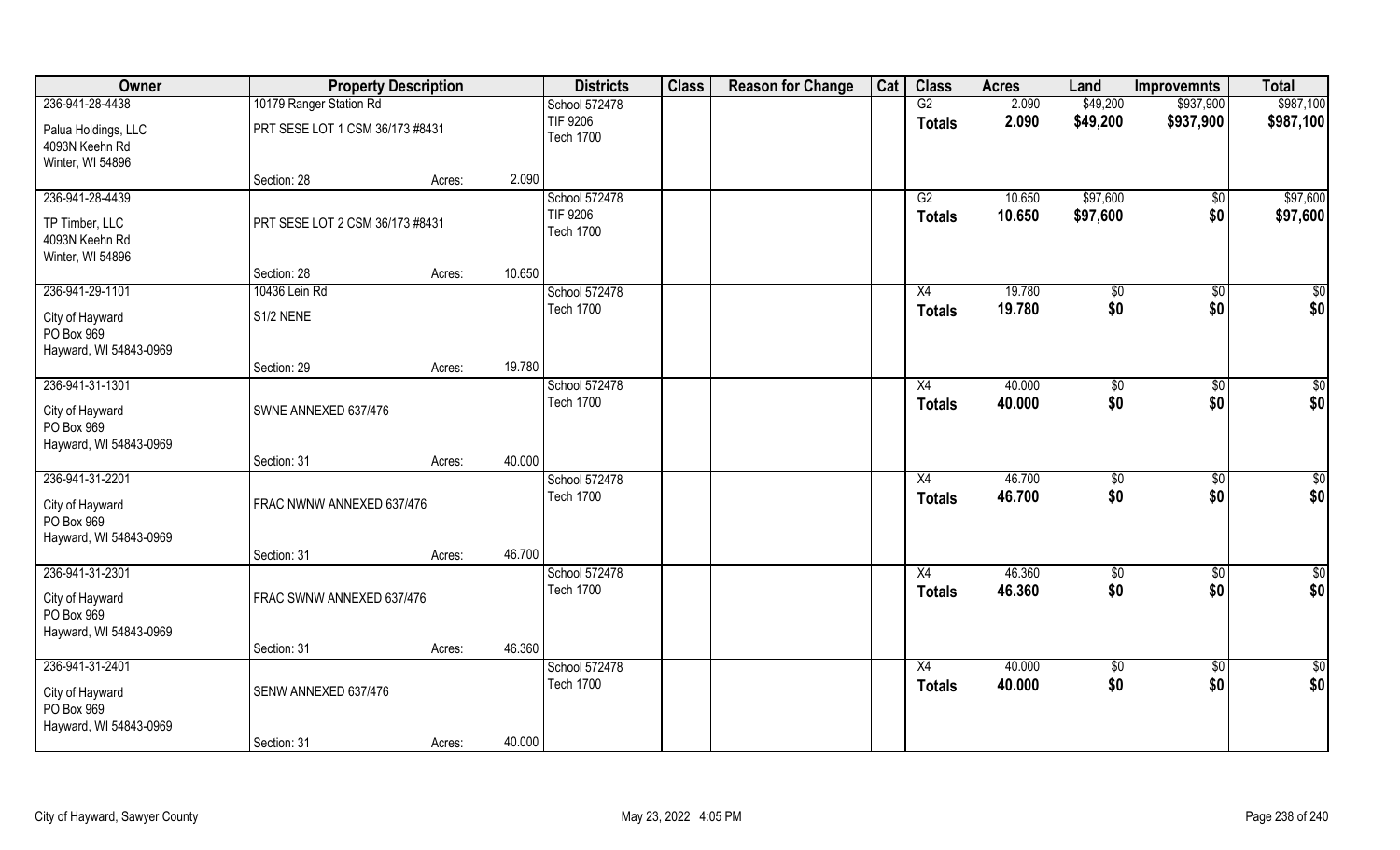| Owner | Property Description | | | Districts | Class | Reason for Change | Cat | Class | Acres | Land | Improvemnts | Total |
|---|---|---|---|---|---|---|---|---|---|---|---|---|
| 236-941-28-4438 | 10179 Ranger Station Rd | | | School 572478 | | | | G2 | 2.090 | $49,200 | $937,900 | $987,100 |
| Palua Holdings, LLC<br>4093N Keehn Rd<br>Winter, WI 54896 | PRT SESE LOT 1 CSM 36/173 #8431 | | | TIF 9206<br>Tech 1700 | | | | Totals | 2.090 | $49,200 | $937,900 | $987,100 |
| | Section: 28 | Acres: | 2.090 | | | | | | | | | |
| 236-941-28-4439 | | | | School 572478 | | | | G2 | 10.650 | $97,600 | $0 | $97,600 |
| TP Timber, LLC<br>4093N Keehn Rd<br>Winter, WI 54896 | PRT SESE LOT 2 CSM 36/173 #8431 | | | TIF 9206<br>Tech 1700 | | | | Totals | 10.650 | $97,600 | $0 | $97,600 |
| | Section: 28 | Acres: | 10.650 | | | | | | | | | |
| 236-941-29-1101 | 10436 Lein Rd | | | School 572478 | | | | X4 | 19.780 | $0 | $0 | $0 |
| City of Hayward<br>PO Box 969<br>Hayward, WI 54843-0969 | S1/2 NENE | | | Tech 1700 | | | | Totals | 19.780 | $0 | $0 | $0 |
| | Section: 29 | Acres: | 19.780 | | | | | | | | | |
| 236-941-31-1301 | | | | School 572478 | | | | X4 | 40.000 | $0 | $0 | $0 |
| City of Hayward<br>PO Box 969<br>Hayward, WI 54843-0969 | SWNE ANNEXED 637/476 | | | Tech 1700 | | | | Totals | 40.000 | $0 | $0 | $0 |
| | Section: 31 | Acres: | 40.000 | | | | | | | | | |
| 236-941-31-2201 | | | | School 572478 | | | | X4 | 46.700 | $0 | $0 | $0 |
| City of Hayward<br>PO Box 969<br>Hayward, WI 54843-0969 | FRAC NWNW ANNEXED 637/476 | | | Tech 1700 | | | | Totals | 46.700 | $0 | $0 | $0 |
| | Section: 31 | Acres: | 46.700 | | | | | | | | | |
| 236-941-31-2301 | | | | School 572478 | | | | X4 | 46.360 | $0 | $0 | $0 |
| City of Hayward<br>PO Box 969<br>Hayward, WI 54843-0969 | FRAC SWNW ANNEXED 637/476 | | | Tech 1700 | | | | Totals | 46.360 | $0 | $0 | $0 |
| | Section: 31 | Acres: | 46.360 | | | | | | | | | |
| 236-941-31-2401 | | | | School 572478 | | | | X4 | 40.000 | $0 | $0 | $0 |
| City of Hayward<br>PO Box 969<br>Hayward, WI 54843-0969 | SENW ANNEXED 637/476 | | | Tech 1700 | | | | Totals | 40.000 | $0 | $0 | $0 |
| | Section: 31 | Acres: | 40.000 | | | | | | | | | |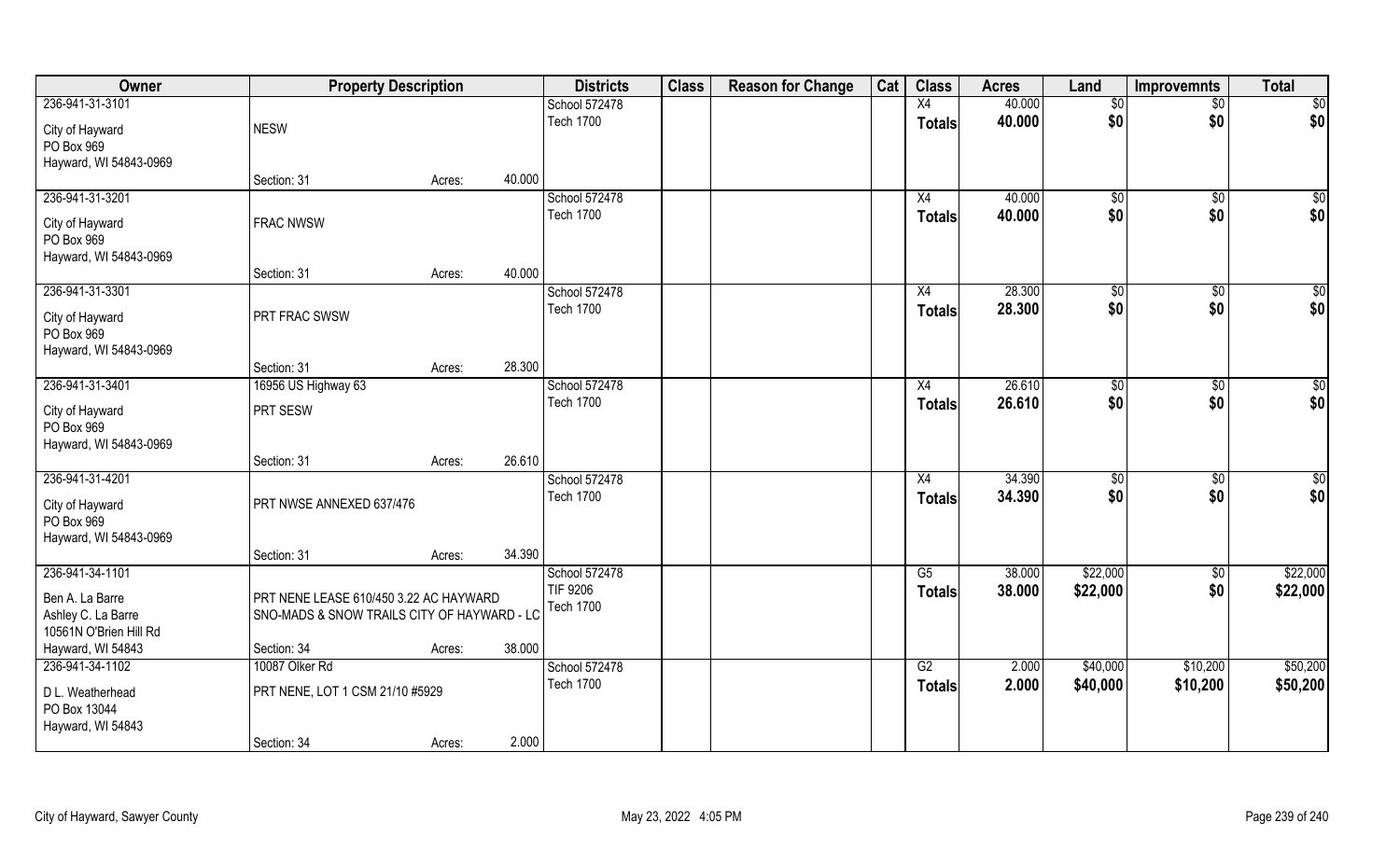| Owner | Property Description | | | Districts | Class | Reason for Change | Cat | Class | Acres | Land | Improvemnts | Total |
|---|---|---|---|---|---|---|---|---|---|---|---|---|
| 236-941-31-3101 | | | | School 572478 | | | | X4 | 40.000 | $0 | $0 | $0 |
| City of Hayward<br>PO Box 969<br>Hayward, WI 54843-0969 | NESW | | | Tech 1700 | | | | Totals | 40.000 | $0 | $0 | $0 |
| | Section: 31 | Acres: | 40.000 | | | | | | | | | |
| 236-941-31-3201 | | | | School 572478 | | | | X4 | 40.000 | $0 | $0 | $0 |
| City of Hayward<br>PO Box 969<br>Hayward, WI 54843-0969 | FRAC NWSW | | | Tech 1700 | | | | Totals | 40.000 | $0 | $0 | $0 |
| | Section: 31 | Acres: | 40.000 | | | | | | | | | |
| 236-941-31-3301 | | | | School 572478 | | | | X4 | 28.300 | $0 | $0 | $0 |
| City of Hayward<br>PO Box 969<br>Hayward, WI 54843-0969 | PRT FRAC SWSW | | | Tech 1700 | | | | Totals | 28.300 | $0 | $0 | $0 |
| | Section: 31 | Acres: | 28.300 | | | | | | | | | |
| 236-941-31-3401 | 16956 US Highway 63 | | | School 572478 | | | | X4 | 26.610 | $0 | $0 | $0 |
| City of Hayward<br>PO Box 969<br>Hayward, WI 54843-0969 | PRT SESW | | | Tech 1700 | | | | Totals | 26.610 | $0 | $0 | $0 |
| | Section: 31 | Acres: | 26.610 | | | | | | | | | |
| 236-941-31-4201 | | | | School 572478 | | | | X4 | 34.390 | $0 | $0 | $0 |
| City of Hayward<br>PO Box 969<br>Hayward, WI 54843-0969 | PRT NWSE ANNEXED 637/476 | | | Tech 1700 | | | | Totals | 34.390 | $0 | $0 | $0 |
| | Section: 31 | Acres: | 34.390 | | | | | | | | | |
| 236-941-34-1101 | | | | School 572478 | | | | G5 | 38.000 | $22,000 | $0 | $22,000 |
| Ben A. La Barre<br>Ashley C. La Barre<br>10561N O'Brien Hill Rd | PRT NENE LEASE 610/450 3.22 AC HAYWARD SNO-MADS & SNOW TRAILS CITY OF HAYWARD - LC | | | TIF 9206<br>Tech 1700 | | | | Totals | 38.000 | $22,000 | $0 | $22,000 |
| Hayward, WI 54843 | Section: 34 | Acres: | 38.000 | | | | | | | | | |
| 236-941-34-1102 | 10087 Olker Rd | | | School 572478 | | | | G2 | 2.000 | $40,000 | $10,200 | $50,200 |
| D L. Weatherhead<br>PO Box 13044<br>Hayward, WI 54843 | PRT NENE, LOT 1 CSM 21/10 #5929 | | | Tech 1700 | | | | Totals | 2.000 | $40,000 | $10,200 | $50,200 |
| | Section: 34 | Acres: | 2.000 | | | | | | | | | |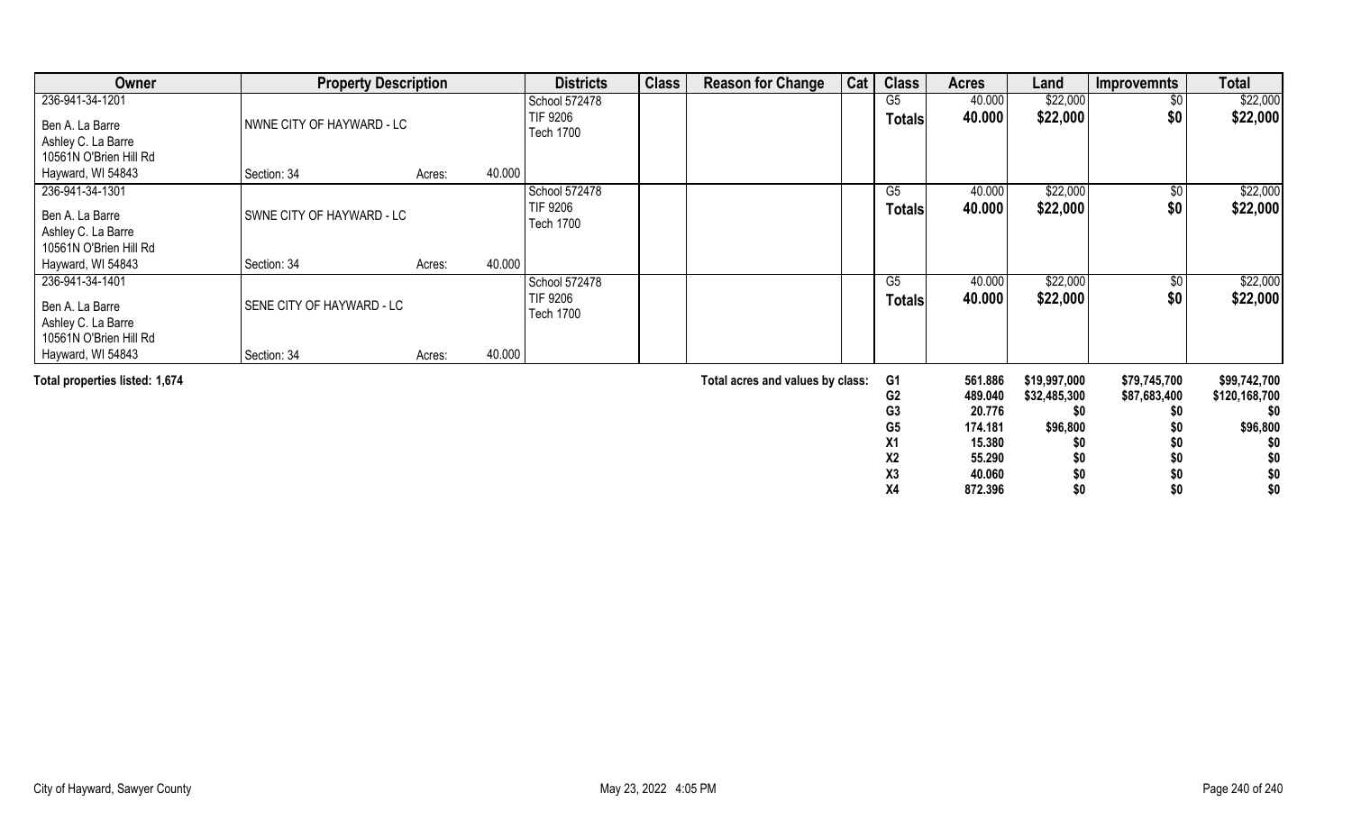| Owner | Property Description | | | Districts | Class | Reason for Change | Cat | Class | Acres | Land | Improvemnts | Total |
|---|---|---|---|---|---|---|---|---|---|---|---|---|
| 236-941-34-1201<br>Ben A. La Barre<br>Ashley C. La Barre<br>10561N O'Brien Hill Rd<br>Hayward, WI 54843 | NWNE CITY OF HAYWARD - LC<br>Section: 34 | Acres: | 40.000 | School 572478<br>TIF 9206<br>Tech 1700 | | | | G5<br>**Totals** | 40.000<br>**40.000** | $22,000<br>**$22,000** | $0<br>**$0** | $22,000<br>**$22,000** |
| 236-941-34-1301<br>Ben A. La Barre<br>Ashley C. La Barre<br>10561N O'Brien Hill Rd<br>Hayward, WI 54843 | SWNE CITY OF HAYWARD - LC<br>Section: 34 | Acres: | 40.000 | School 572478<br>TIF 9206<br>Tech 1700 | | | | G5<br>**Totals** | 40.000<br>**40.000** | $22,000<br>**$22,000** | $0<br>**$0** | $22,000<br>**$22,000** |
| 236-941-34-1401<br>Ben A. La Barre<br>Ashley C. La Barre<br>10561N O'Brien Hill Rd<br>Hayward, WI 54843 | SENE CITY OF HAYWARD - LC<br>Section: 34 | Acres: | 40.000 | School 572478<br>TIF 9206<br>Tech 1700 | | | | G5<br>**Totals** | 40.000<br>**40.000** | $22,000<br>**$22,000** | $0<br>**$0** | $22,000<br>**$22,000** |

**Total properties listed: 1,674**

**Total acres and values by class:**

| Class | Acres | Land | Improvemnts | Total |
|---|---|---|---|---|
| G1 | 561.886 | $19,997,000 | $79,745,700 | $99,742,700 |
| G2 | 489.040 | $32,485,300 | $87,683,400 | $120,168,700 |
| G3 | 20.776 | $0 | $0 | $0 |
| G5 | 174.181 | $96,800 | $0 | $96,800 |
| X1 | 15.380 | $0 | $0 | $0 |
| X2 | 55.290 | $0 | $0 | $0 |
| X3 | 40.060 | $0 | $0 | $0 |
| X4 | 872.396 | $0 | $0 | $0 |

City of Hayward, Sawyer County

May 23, 2022 4:05 PM